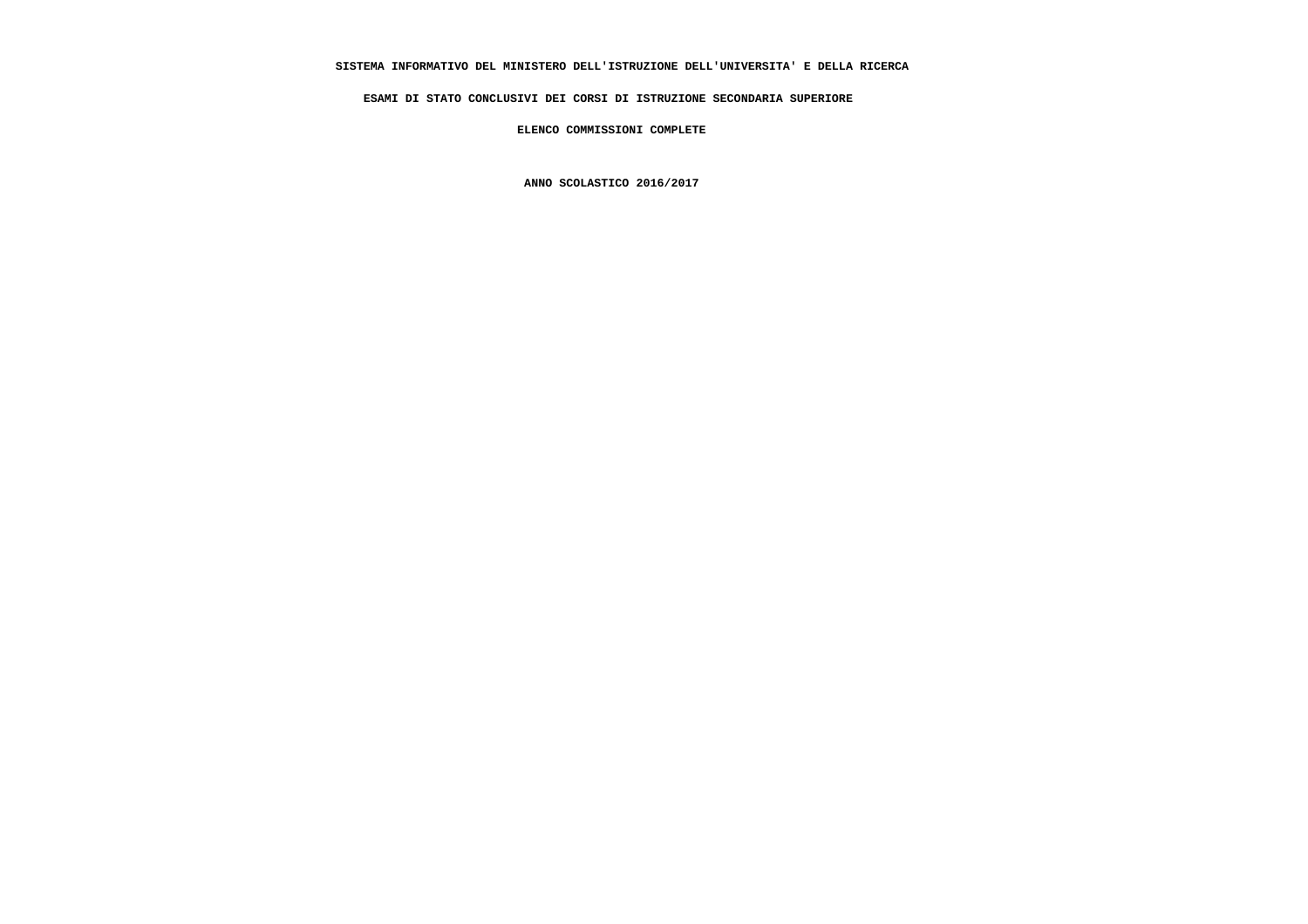**SISTEMA INFORMATIVO DEL MINISTERO DELL'ISTRUZIONE DELL'UNIVERSITA' E DELLA RICERCA**

**ESAMI DI STATO CONCLUSIVI DEI CORSI DI ISTRUZIONE SECONDARIA SUPERIORE**

**ELENCO COMMISSIONI COMPLETE**

**ANNO SCOLASTICO 2016/2017**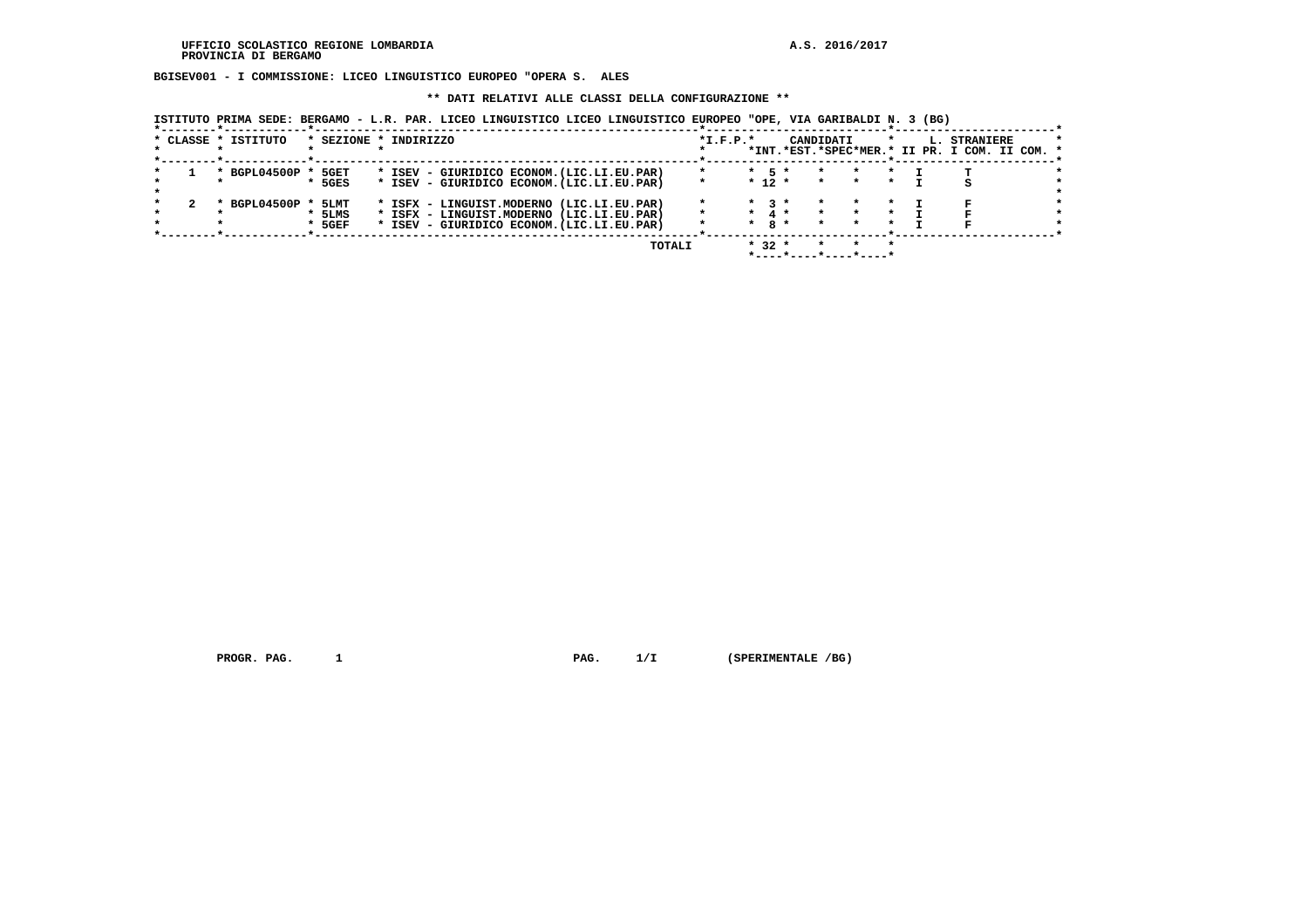UFFICIO SCOLASTICO REGIONE LOMBARDIA
PROVINCIA DI BERGAMO

A.S. 2016/2017

**BGISEV001 - I COMMISSIONE: LICEO LINGUISTICO EUROPEO "OPERA S. ALES**

**\*\* DATI RELATIVI ALLE CLASSI DELLA CONFIGURAZIONE \*\***

ISTITUTO PRIMA SEDE: BERGAMO - L.R. PAR. LICEO LINGUISTICO LICEO LINGUISTICO EUROPEO "OPE, VIA GARIBALDI N. 3 (BG)

| CLASSE | ISTITUTO | SEZIONE | INDIRIZZO | I.F.P. | CANDIDATI INT. | CANDIDATI EST. | CANDIDATI SPEC | CANDIDATI MER. | L. STRANIERE II PR. | L. STRANIERE I COM. | L. STRANIERE II COM. |
|---|---|---|---|---|---|---|---|---|---|---|---|
| 1 | BGPL04500P | 5GET | ISEV - GIURIDICO ECONOM.(LIC.LI.EU.PAR) | | 5 | | | | I | T | |
| | | 5GES | ISEV - GIURIDICO ECONOM.(LIC.LI.EU.PAR) | | 12 | | | | I | S | |
| 2 | BGPL04500P | 5LMT | ISFX - LINGUIST.MODERNO (LIC.LI.EU.PAR) | | 3 | | | | I | F | |
| | | 5LMS | ISFX - LINGUIST.MODERNO (LIC.LI.EU.PAR) | | 4 | | | | I | F | |
| | | 5GEF | ISEV - GIURIDICO ECONOM.(LIC.LI.EU.PAR) | | 8 | | | | I | F | |
| | | | TOTALI | | 32 | | | | | | |

PROGR. PAG. 1 PAG. 1/I (SPERIMENTALE /BG)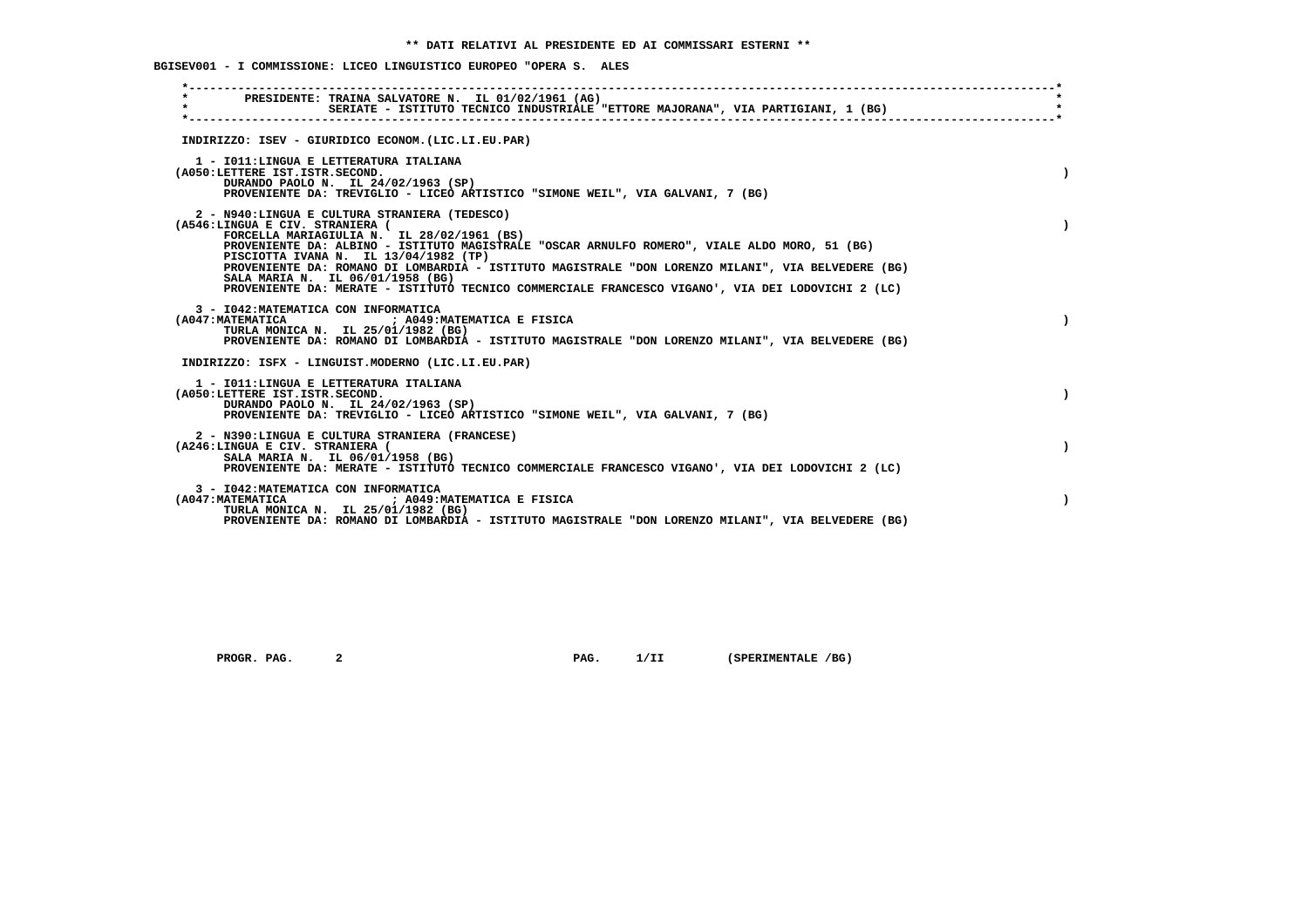**\*\* DATI RELATIVI AL PRESIDENTE ED AI COMMISSARI ESTERNI \*\***

**BGISEV001 - I COMMISSIONE: LICEO LINGUISTICO EUROPEO "OPERA S. ALES**

PRESIDENTE: TRAINA SALVATORE N. IL 01/02/1961 (AG)
SERIATE - ISTITUTO TECNICO INDUSTRIALE "ETTORE MAJORANA", VIA PARTIGIANI, 1 (BG)

INDIRIZZO: ISEV - GIURIDICO ECONOM.(LIC.LI.EU.PAR)

1 - I011:LINGUA E LETTERATURA ITALIANA
(A050:LETTERE IST.ISTR.SECOND. )
DURANDO PAOLO N. IL 24/02/1963 (SP)
PROVENIENTE DA: TREVIGLIO - LICEO ARTISTICO "SIMONE WEIL", VIA GALVANI, 7 (BG)

2 - N940:LINGUA E CULTURA STRANIERA (TEDESCO)
(A546:LINGUA E CIV. STRANIERA ( )
FORCELLA MARIAGIULIA N. IL 28/02/1961 (BS)
PROVENIENTE DA: ALBINO - ISTITUTO MAGISTRALE "OSCAR ARNULFO ROMERO", VIALE ALDO MORO, 51 (BG)
PISCIOTTA IVANA N. IL 13/04/1982 (TP)
PROVENIENTE DA: ROMANO DI LOMBARDIA - ISTITUTO MAGISTRALE "DON LORENZO MILANI", VIA BELVEDERE (BG)
SALA MARIA N. IL 06/01/1958 (BG)
PROVENIENTE DA: MERATE - ISTITUTO TECNICO COMMERCIALE FRANCESCO VIGANO', VIA DEI LODOVICHI 2 (LC)

3 - I042:MATEMATICA CON INFORMATICA
(A047:MATEMATICA ; A049:MATEMATICA E FISICA )
TURLA MONICA N. IL 25/01/1982 (BG)
PROVENIENTE DA: ROMANO DI LOMBARDIA - ISTITUTO MAGISTRALE "DON LORENZO MILANI", VIA BELVEDERE (BG)

INDIRIZZO: ISFX - LINGUIST.MODERNO (LIC.LI.EU.PAR)

1 - I011:LINGUA E LETTERATURA ITALIANA
(A050:LETTERE IST.ISTR.SECOND. )
DURANDO PAOLO N. IL 24/02/1963 (SP)
PROVENIENTE DA: TREVIGLIO - LICEO ARTISTICO "SIMONE WEIL", VIA GALVANI, 7 (BG)

2 - N390:LINGUA E CULTURA STRANIERA (FRANCESE)
(A246:LINGUA E CIV. STRANIERA ( )
SALA MARIA N. IL 06/01/1958 (BG)
PROVENIENTE DA: MERATE - ISTITUTO TECNICO COMMERCIALE FRANCESCO VIGANO', VIA DEI LODOVICHI 2 (LC)

3 - I042:MATEMATICA CON INFORMATICA
(A047:MATEMATICA ; A049:MATEMATICA E FISICA )
TURLA MONICA N. IL 25/01/1982 (BG)
PROVENIENTE DA: ROMANO DI LOMBARDIA - ISTITUTO MAGISTRALE "DON LORENZO MILANI", VIA BELVEDERE (BG)

PROGR. PAG. 2 PAG. 1/II (SPERIMENTALE /BG)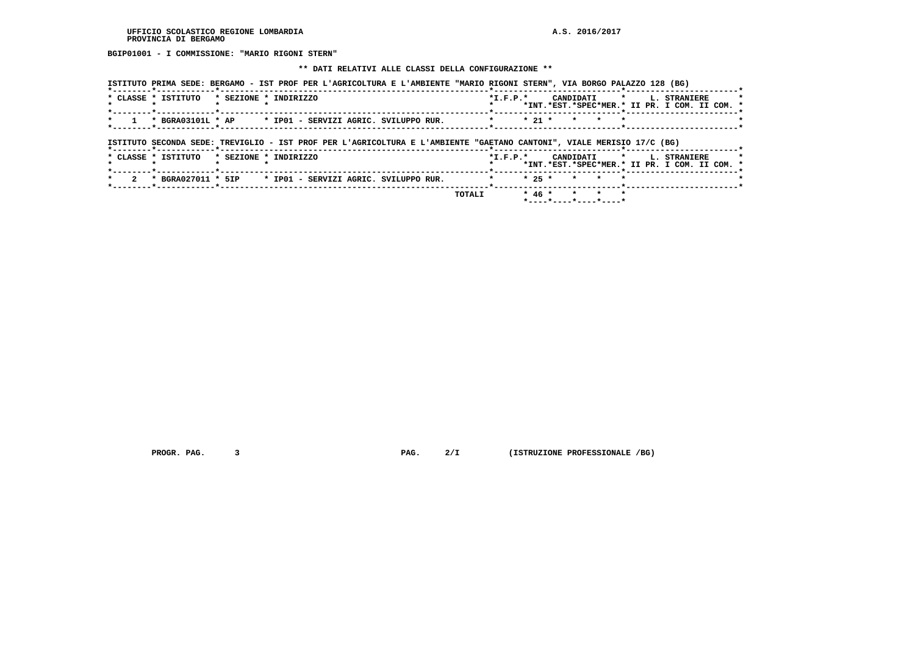BGIP01001 - I COMMISSIONE: "MARIO RIGONI STERN"

** DATI RELATIVI ALLE CLASSI DELLA CONFIGURAZIONE **

ISTITUTO PRIMA SEDE: BERGAMO - IST PROF PER L'AGRICOLTURA E L'AMBIENTE "MARIO RIGONI STERN", VIA BORGO PALAZZO 128 (BG)

| CLASSE | ISTITUTO | SEZIONE | INDIRIZZO | I.F.P. | CANDIDATI INT. | CANDIDATI EST. | CANDIDATI SPEC | CANDIDATI MER. | L. STRANIERE II PR. | L. STRANIERE I COM. | L. STRANIERE II COM. |
|---|---|---|---|---|---|---|---|---|---|---|---|
| 1 | BGRA03101L | AP | IP01 - SERVIZI AGRIC. SVILUPPO RUR. | | 21 | | | | | | |

ISTITUTO SECONDA SEDE: TREVIGLIO - IST PROF PER L'AGRICOLTURA E L'AMBIENTE "GAETANO CANTONI", VIALE MERISIO 17/C (BG)

| CLASSE | ISTITUTO | SEZIONE | INDIRIZZO | I.F.P. | CANDIDATI INT. | CANDIDATI EST. | CANDIDATI SPEC | CANDIDATI MER. | L. STRANIERE II PR. | L. STRANIERE I COM. | L. STRANIERE II COM. |
|---|---|---|---|---|---|---|---|---|---|---|---|
| 2 | BGRA027011 | 5IP | IP01 - SERVIZI AGRIC. SVILUPPO RUR. | | 25 | | | | | | |
| | | | TOTALI | | 46 | | | | | | |

PROGR. PAG. 3 PAG. 2/I (ISTRUZIONE PROFESSIONALE /BG)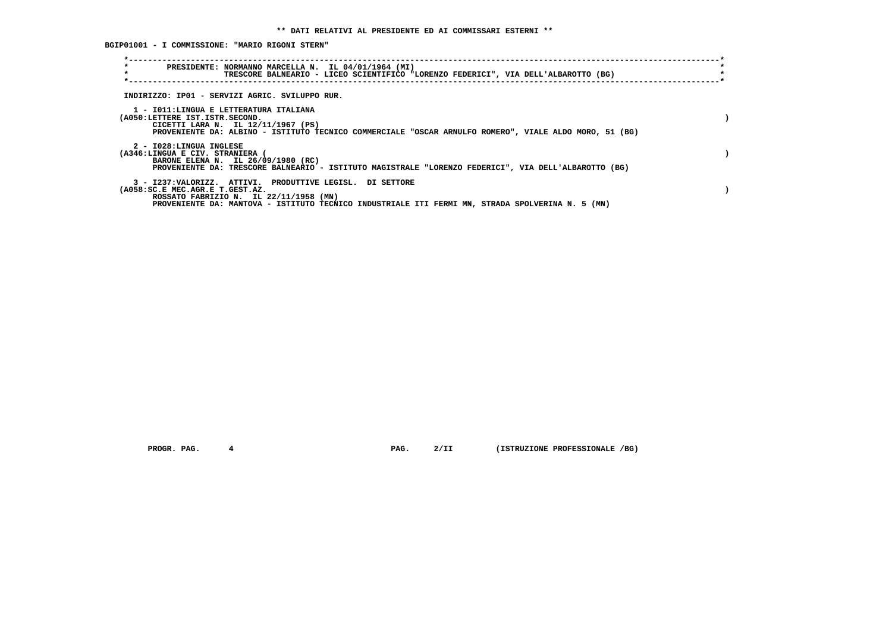## ** DATI RELATIVI AL PRESIDENTE ED AI COMMISSARI ESTERNI **

**BGIP01001 - I COMMISSIONE: "MARIO RIGONI STERN"**

```
*----------------------------------------------------------------------------------------------------------------------*
*        PRESIDENTE: NORMANNO MARCELLA N.  IL 04/01/1964 (MI)                                                          *
*                    TRESCORE BALNEARIO - LICEO SCIENTIFICO "LORENZO FEDERICI", VIA DELL'ALBAROTTO (BG)                 *
*----------------------------------------------------------------------------------------------------------------------*
```

INDIRIZZO: IP01 - SERVIZI AGRIC. SVILUPPO RUR.

1 - I011:LINGUA E LETTERATURA ITALIANA
(A050:LETTERE IST.ISTR.SECOND. )
CICETTI LARA N. IL 12/11/1967 (PS)
PROVENIENTE DA: ALBINO - ISTITUTO TECNICO COMMERCIALE "OSCAR ARNULFO ROMERO", VIALE ALDO MORO, 51 (BG)

2 - I028:LINGUA INGLESE
(A346:LINGUA E CIV. STRANIERA ( )
BARONE ELENA N. IL 26/09/1980 (RC)
PROVENIENTE DA: TRESCORE BALNEARIO - ISTITUTO MAGISTRALE "LORENZO FEDERICI", VIA DELL'ALBAROTTO (BG)

3 - I237:VALORIZZ. ATTIVI. PRODUTTIVE LEGISL. DI SETTORE
(A058:SC.E MEC.AGR.E T.GEST.AZ. )
ROSSATO FABRIZIO N. IL 22/11/1958 (MN)
PROVENIENTE DA: MANTOVA - ISTITUTO TECNICO INDUSTRIALE ITI FERMI MN, STRADA SPOLVERINA N. 5 (MN)

PROGR. PAG. 4 PAG. 2/II (ISTRUZIONE PROFESSIONALE /BG)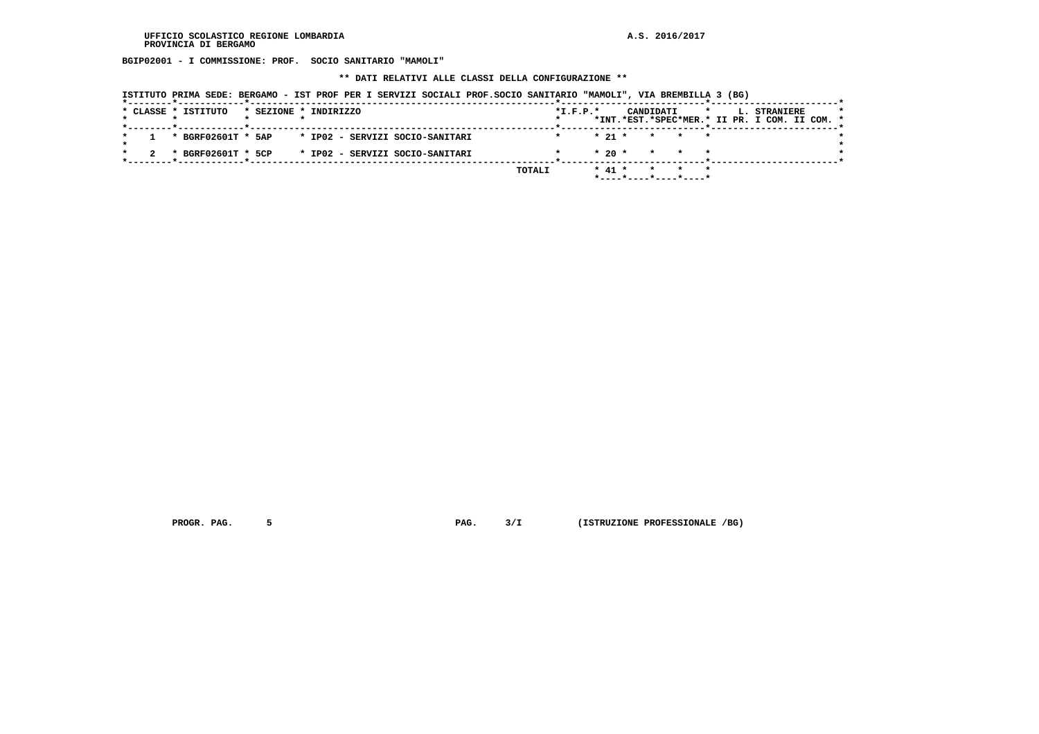UFFICIO SCOLASTICO REGIONE LOMBARDIA
PROVINCIA DI BERGAMO

A.S. 2016/2017

**BGIP02001 - I COMMISSIONE: PROF. SOCIO SANITARIO "MAMOLI"**

**\*\* DATI RELATIVI ALLE CLASSI DELLA CONFIGURAZIONE \*\***

ISTITUTO PRIMA SEDE: BERGAMO - IST PROF PER I SERVIZI SOCIALI PROF.SOCIO SANITARIO "MAMOLI", VIA BREMBILLA 3 (BG)

| CLASSE | ISTITUTO | SEZIONE | INDIRIZZO | I.F.P. | CANDIDATI INT. | CANDIDATI EST. | CANDIDATI SPEC | CANDIDATI MER. | L. STRANIERE II PR. | L. STRANIERE I COM. | L. STRANIERE II COM. |
|---|---|---|---|---|---|---|---|---|---|---|---|
| 1 | BGRF02601T | 5AP | IP02 - SERVIZI SOCIO-SANITARI | | 21 | | | | | | |
| 2 | BGRF02601T | 5CP | IP02 - SERVIZI SOCIO-SANITARI | | 20 | | | | | | |
| | | | TOTALI | | 41 | | | | | | |

PROGR. PAG. 5 PAG. 3/I (ISTRUZIONE PROFESSIONALE /BG)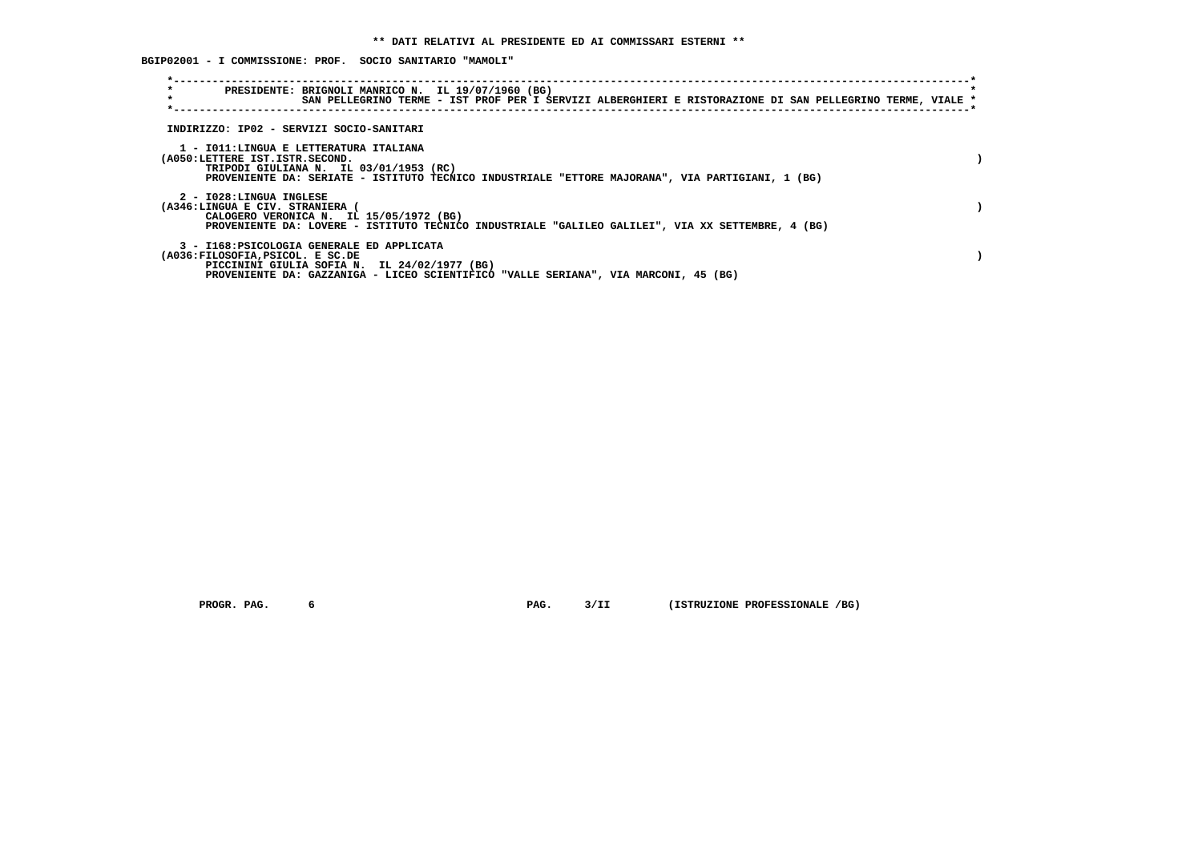**\*\* DATI RELATIVI AL PRESIDENTE ED AI COMMISSARI ESTERNI \*\***

**BGIP02001 - I COMMISSIONE: PROF. SOCIO SANITARIO "MAMOLI"**

```
*----------------------------------------------------------------------------------------------------------------------------*
*        PRESIDENTE: BRIGNOLI MANRICO N.  IL 19/07/1960 (BG)                                                                  *
*                    SAN PELLEGRINO TERME - IST PROF PER I SERVIZI ALBERGHIERI E RISTORAZIONE DI SAN PELLEGRINO TERME, VIALE *
*----------------------------------------------------------------------------------------------------------------------------*
```

INDIRIZZO: IP02 - SERVIZI SOCIO-SANITARI

1 - I011:LINGUA E LETTERATURA ITALIANA
(A050:LETTERE IST.ISTR.SECOND. )
TRIPODI GIULIANA N. IL 03/01/1953 (RC)
PROVENIENTE DA: SERIATE - ISTITUTO TECNICO INDUSTRIALE "ETTORE MAJORANA", VIA PARTIGIANI, 1 (BG)

2 - I028:LINGUA INGLESE
(A346:LINGUA E CIV. STRANIERA ( )
CALOGERO VERONICA N. IL 15/05/1972 (BG)
PROVENIENTE DA: LOVERE - ISTITUTO TECNICO INDUSTRIALE "GALILEO GALILEI", VIA XX SETTEMBRE, 4 (BG)

3 - I168:PSICOLOGIA GENERALE ED APPLICATA
(A036:FILOSOFIA,PSICOL. E SC.DE )
PICCININI GIULIA SOFIA N. IL 24/02/1977 (BG)
PROVENIENTE DA: GAZZANIGA - LICEO SCIENTIFICO "VALLE SERIANA", VIA MARCONI, 45 (BG)

PROGR. PAG. 6 PAG. 3/II (ISTRUZIONE PROFESSIONALE /BG)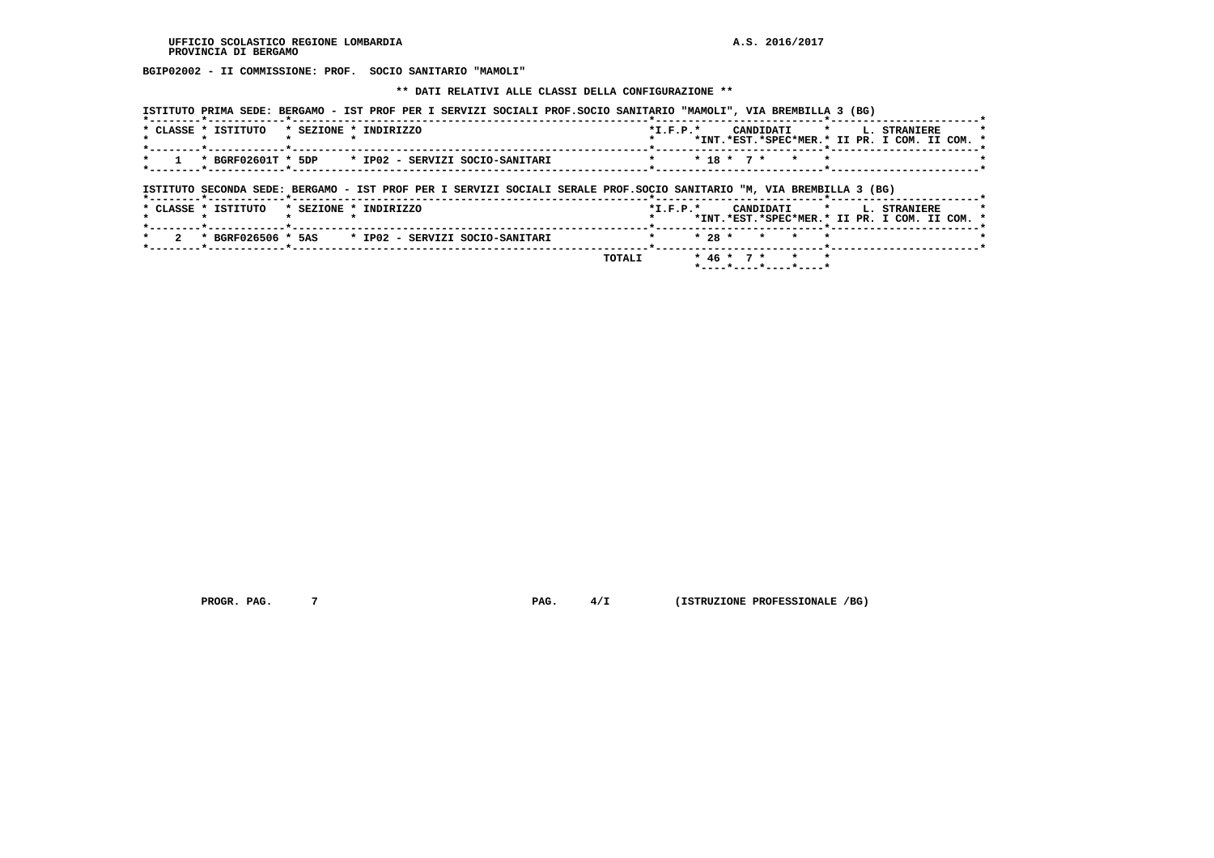UFFICIO SCOLASTICO REGIONE LOMBARDIA
PROVINCIA DI BERGAMO

A.S. 2016/2017

**BGIP02002 - II COMMISSIONE: PROF. SOCIO SANITARIO "MAMOLI"**

**\*\* DATI RELATIVI ALLE CLASSI DELLA CONFIGURAZIONE \*\***

ISTITUTO PRIMA SEDE: BERGAMO - IST PROF PER I SERVIZI SOCIALI PROF.SOCIO SANITARIO "MAMOLI", VIA BREMBILLA 3 (BG)

| CLASSE | ISTITUTO | SEZIONE | INDIRIZZO | I.F.P. | CANDIDATI INT. | CANDIDATI EST. | CANDIDATI SPEC | CANDIDATI MER. | L. STRANIERE II PR. | L. STRANIERE I COM. | L. STRANIERE II COM. |
|---|---|---|---|---|---|---|---|---|---|---|---|
| 1 | BGRF02601T | 5DP | IP02 - SERVIZI SOCIO-SANITARI | | 18 | 7 | | | | | |

ISTITUTO SECONDA SEDE: BERGAMO - IST PROF PER I SERVIZI SOCIALI SERALE PROF.SOCIO SANITARIO "M, VIA BREMBILLA 3 (BG)

| CLASSE | ISTITUTO | SEZIONE | INDIRIZZO | I.F.P. | CANDIDATI INT. | CANDIDATI EST. | CANDIDATI SPEC | CANDIDATI MER. | L. STRANIERE II PR. | L. STRANIERE I COM. | L. STRANIERE II COM. |
|---|---|---|---|---|---|---|---|---|---|---|---|
| 2 | BGRF026506 | 5AS | IP02 - SERVIZI SOCIO-SANITARI | | 28 | | | | | | |
| | | | TOTALI | | 46 | 7 | | | | | |

PROGR. PAG. 7 PAG. 4/I (ISTRUZIONE PROFESSIONALE /BG)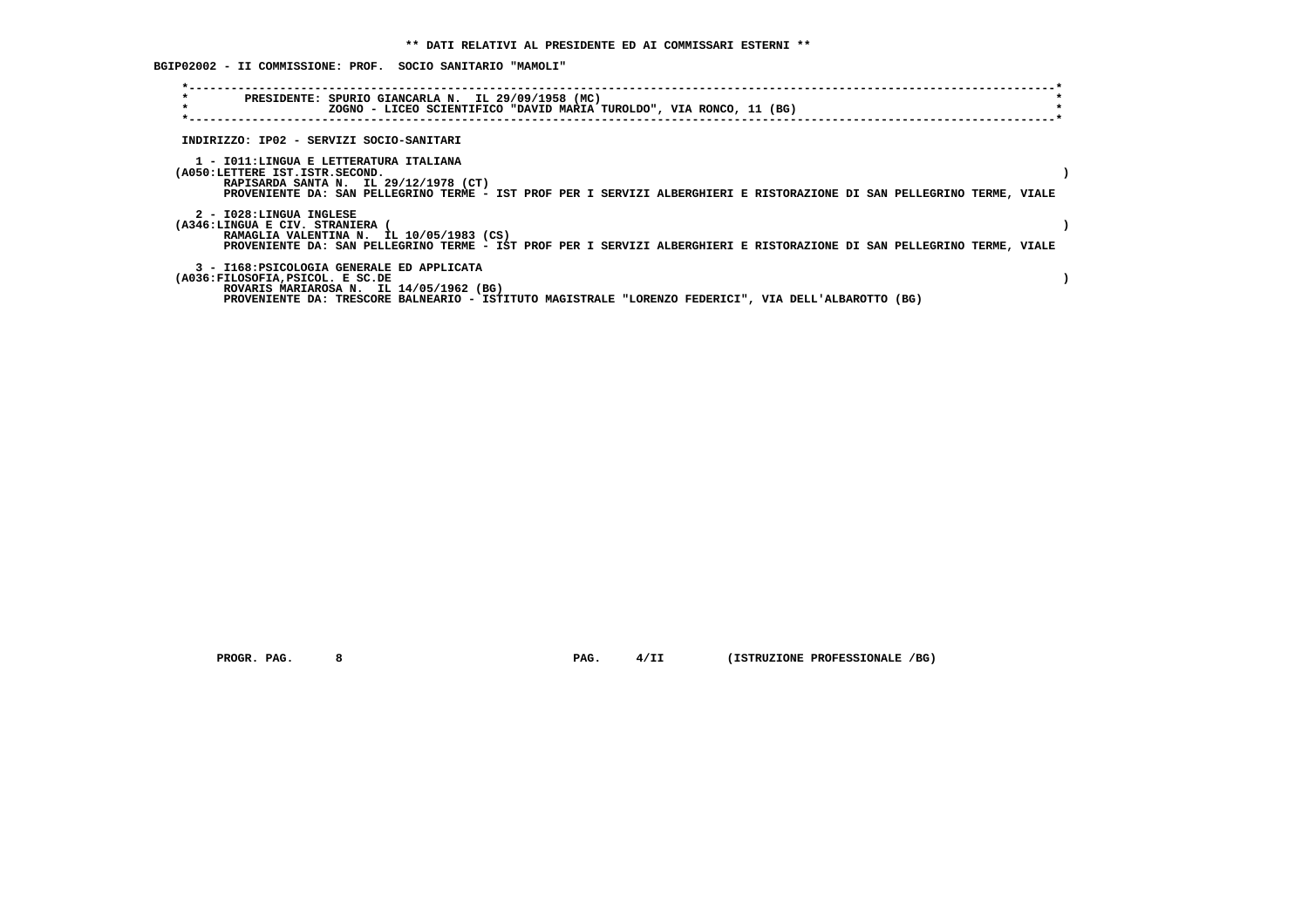**\*\* DATI RELATIVI AL PRESIDENTE ED AI COMMISSARI ESTERNI \*\***

**BGIP02002 - II COMMISSIONE: PROF. SOCIO SANITARIO "MAMOLI"**

```
*----------------------------------------------------------------------------------------------------------------------*
*        PRESIDENTE: SPURIO GIANCARLA N.  IL 29/09/1958 (MC)                                                           *
*                    ZOGNO - LICEO SCIENTIFICO "DAVID MARIA TUROLDO", VIA RONCO, 11 (BG)                               *
*----------------------------------------------------------------------------------------------------------------------*
```

INDIRIZZO: IP02 - SERVIZI SOCIO-SANITARI

1 - I011:LINGUA E LETTERATURA ITALIANA
(A050:LETTERE IST.ISTR.SECOND. )
RAPISARDA SANTA N. IL 29/12/1978 (CT)
PROVENIENTE DA: SAN PELLEGRINO TERME - IST PROF PER I SERVIZI ALBERGHIERI E RISTORAZIONE DI SAN PELLEGRINO TERME, VIALE

2 - I028:LINGUA INGLESE
(A346:LINGUA E CIV. STRANIERA ( )
RAMAGLIA VALENTINA N. IL 10/05/1983 (CS)
PROVENIENTE DA: SAN PELLEGRINO TERME - IST PROF PER I SERVIZI ALBERGHIERI E RISTORAZIONE DI SAN PELLEGRINO TERME, VIALE

3 - I168:PSICOLOGIA GENERALE ED APPLICATA
(A036:FILOSOFIA,PSICOL. E SC.DE )
ROVARIS MARIAROSA N. IL 14/05/1962 (BG)
PROVENIENTE DA: TRESCORE BALNEARIO - ISTITUTO MAGISTRALE "LORENZO FEDERICI", VIA DELL'ALBAROTTO (BG)

PROGR. PAG. 8 PAG. 4/II (ISTRUZIONE PROFESSIONALE /BG)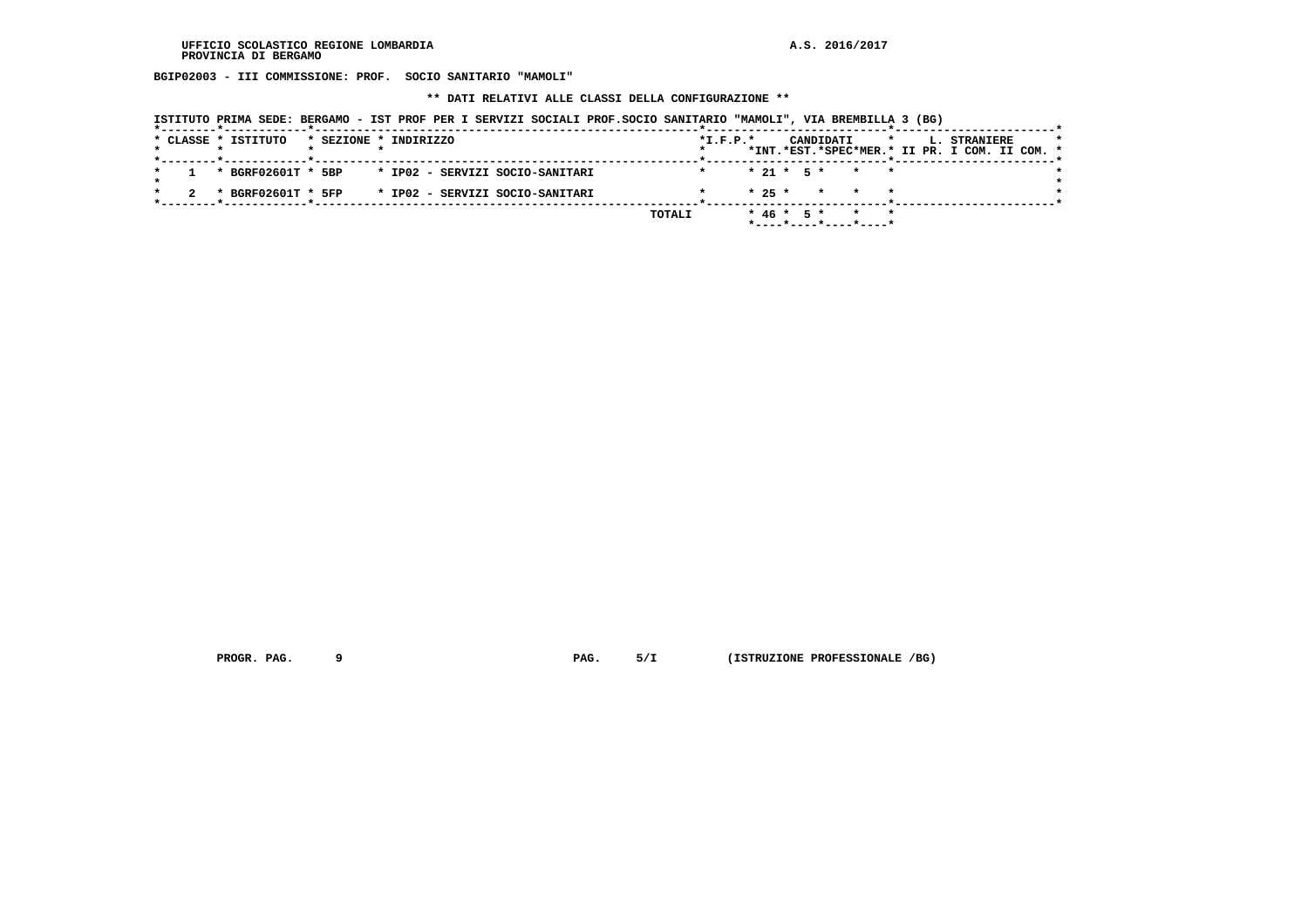UFFICIO SCOLASTICO REGIONE LOMBARDIA
PROVINCIA DI BERGAMO

A.S. 2016/2017

**BGIP02003 - III COMMISSIONE: PROF. SOCIO SANITARIO "MAMOLI"**

**\*\* DATI RELATIVI ALLE CLASSI DELLA CONFIGURAZIONE \*\***

**ISTITUTO PRIMA SEDE: BERGAMO - IST PROF PER I SERVIZI SOCIALI PROF.SOCIO SANITARIO "MAMOLI", VIA BREMBILLA 3 (BG)**

| CLASSE | ISTITUTO | SEZIONE | INDIRIZZO | I.F.P. | CANDIDATI INT. | CANDIDATI EST. | CANDIDATI SPEC | CANDIDATI MER. | L. STRANIERE II PR. | L. STRANIERE I COM. | L. STRANIERE II COM. |
|---|---|---|---|---|---|---|---|---|---|---|---|
| 1 | BGRF02601T | 5BP | IP02 - SERVIZI SOCIO-SANITARI | | 21 | 5 | | | | | |
| 2 | BGRF02601T | 5FP | IP02 - SERVIZI SOCIO-SANITARI | | 25 | | | | | | |
| | | | TOTALI | | 46 | 5 | | | | | |

PROGR. PAG. 9 PAG. 5/I (ISTRUZIONE PROFESSIONALE /BG)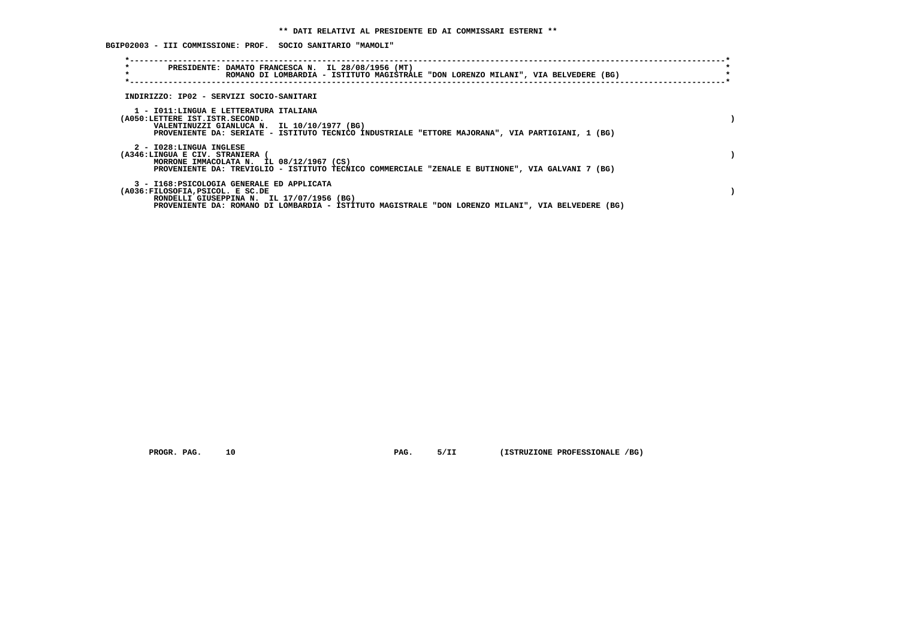**\*\* DATI RELATIVI AL PRESIDENTE ED AI COMMISSARI ESTERNI \*\***

**BGIP02003 - III COMMISSIONE: PROF. SOCIO SANITARIO "MAMOLI"**

```
*-----------------------------------------------------------------------------------------------------------------------*
*        PRESIDENTE: DAMATO FRANCESCA N.  IL 28/08/1956 (MT)                                                            *
*                    ROMANO DI LOMBARDIA - ISTITUTO MAGISTRALE "DON LORENZO MILANI", VIA BELVEDERE (BG)                  *
*-----------------------------------------------------------------------------------------------------------------------*
```

INDIRIZZO: IP02 - SERVIZI SOCIO-SANITARI

1 - I011:LINGUA E LETTERATURA ITALIANA
(A050:LETTERE IST.ISTR.SECOND. )
VALENTINUZZI GIANLUCA N. IL 10/10/1977 (BG)
PROVENIENTE DA: SERIATE - ISTITUTO TECNICO INDUSTRIALE "ETTORE MAJORANA", VIA PARTIGIANI, 1 (BG)

2 - I028:LINGUA INGLESE
(A346:LINGUA E CIV. STRANIERA ( )
MORRONE IMMACOLATA N. IL 08/12/1967 (CS)
PROVENIENTE DA: TREVIGLIO - ISTITUTO TECNICO COMMERCIALE "ZENALE E BUTINONE", VIA GALVANI 7 (BG)

3 - I168:PSICOLOGIA GENERALE ED APPLICATA
(A036:FILOSOFIA,PSICOL. E SC.DE )
RONDELLI GIUSEPPINA N. IL 17/07/1956 (BG)
PROVENIENTE DA: ROMANO DI LOMBARDIA - ISTITUTO MAGISTRALE "DON LORENZO MILANI", VIA BELVEDERE (BG)

PROGR. PAG. 10 PAG. 5/II (ISTRUZIONE PROFESSIONALE /BG)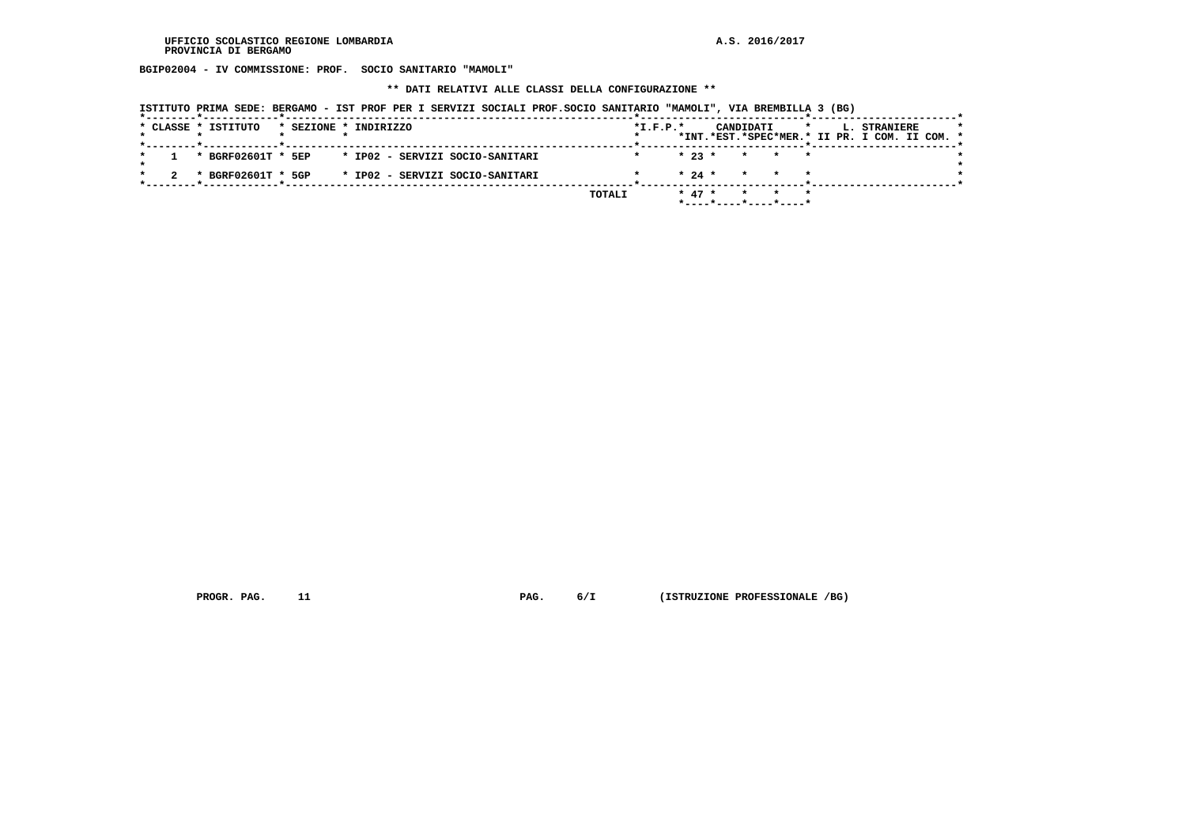UFFICIO SCOLASTICO REGIONE LOMBARDIA
PROVINCIA DI BERGAMO

A.S. 2016/2017

**BGIP02004 - IV COMMISSIONE: PROF.  SOCIO SANITARIO "MAMOLI"**

**\*\* DATI RELATIVI ALLE CLASSI DELLA CONFIGURAZIONE \*\***

**ISTITUTO PRIMA SEDE: BERGAMO - IST PROF PER I SERVIZI SOCIALI PROF.SOCIO SANITARIO "MAMOLI", VIA BREMBILLA 3 (BG)**

| CLASSE | ISTITUTO | SEZIONE | INDIRIZZO | I.F.P. | CANDIDATI INT. | CANDIDATI EST. | CANDIDATI SPEC | CANDIDATI MER. | L. STRANIERE II PR. | L. STRANIERE I COM. | L. STRANIERE II COM. |
|---|---|---|---|---|---|---|---|---|---|---|---|
| 1 | BGRF02601T | 5EP | IP02 - SERVIZI SOCIO-SANITARI | | 23 | | | | | | |
| 2 | BGRF02601T | 5GP | IP02 - SERVIZI SOCIO-SANITARI | | 24 | | | | | | |
| | | | TOTALI | | 47 | | | | | | |

PROGR. PAG. 11 PAG. 6/I (ISTRUZIONE PROFESSIONALE /BG)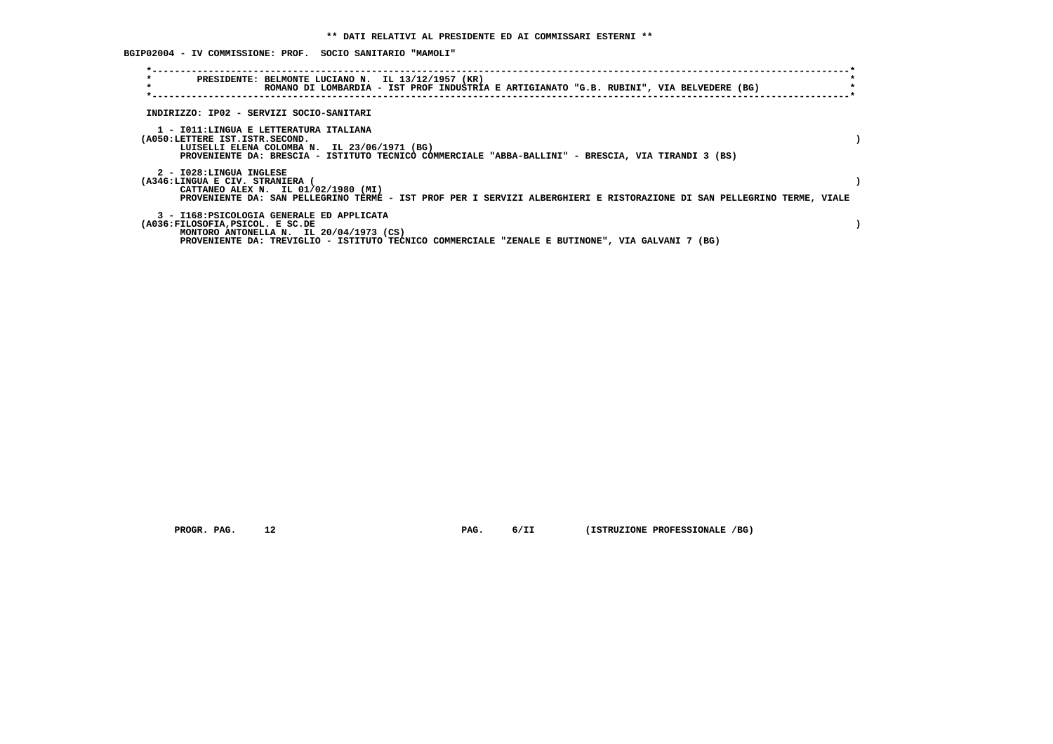**\*\* DATI RELATIVI AL PRESIDENTE ED AI COMMISSARI ESTERNI \*\***

**BGIP02004 - IV COMMISSIONE: PROF. SOCIO SANITARIO "MAMOLI"**

**PRESIDENTE: BELMONTE LUCIANO N. IL 13/12/1957 (KR)**
**ROMANO DI LOMBARDIA - IST PROF INDUSTRIA E ARTIGIANATO "G.B. RUBINI", VIA BELVEDERE (BG)**

**INDIRIZZO: IP02 - SERVIZI SOCIO-SANITARI**

**1 - I011:LINGUA E LETTERATURA ITALIANA**
**(A050:LETTERE IST.ISTR.SECOND. )**
**LUISELLI ELENA COLOMBA N. IL 23/06/1971 (BG)**
**PROVENIENTE DA: BRESCIA - ISTITUTO TECNICO COMMERCIALE "ABBA-BALLINI" - BRESCIA, VIA TIRANDI 3 (BS)**

**2 - I028:LINGUA INGLESE**
**(A346:LINGUA E CIV. STRANIERA ( )**
**CATTANEO ALEX N. IL 01/02/1980 (MI)**
**PROVENIENTE DA: SAN PELLEGRINO TERME - IST PROF PER I SERVIZI ALBERGHIERI E RISTORAZIONE DI SAN PELLEGRINO TERME, VIALE**

**3 - I168:PSICOLOGIA GENERALE ED APPLICATA**
**(A036:FILOSOFIA,PSICOL. E SC.DE )**
**MONTORO ANTONELLA N. IL 20/04/1973 (CS)**
**PROVENIENTE DA: TREVIGLIO - ISTITUTO TECNICO COMMERCIALE "ZENALE E BUTINONE", VIA GALVANI 7 (BG)**

**PROGR. PAG. 12 PAG. 6/II (ISTRUZIONE PROFESSIONALE /BG)**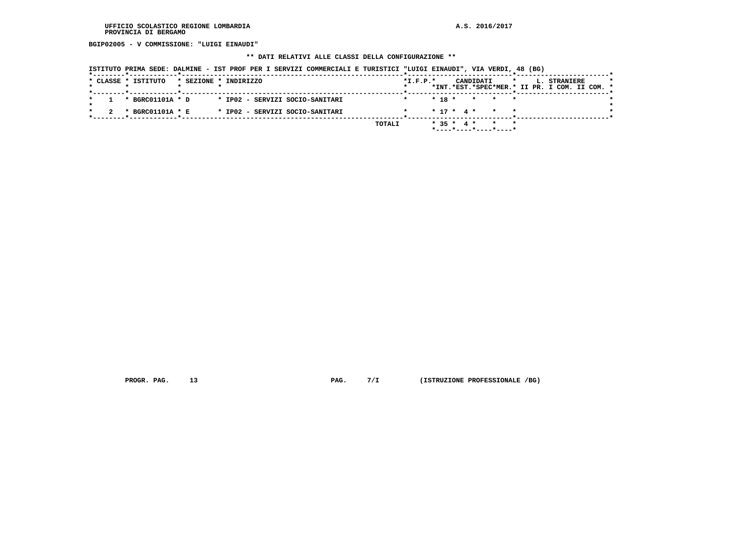UFFICIO SCOLASTICO REGIONE LOMBARDIA
PROVINCIA DI BERGAMO

A.S. 2016/2017

**BGIP02005 - V COMMISSIONE: "LUIGI EINAUDI"**

**\*\* DATI RELATIVI ALLE CLASSI DELLA CONFIGURAZIONE \*\***

ISTITUTO PRIMA SEDE: DALMINE - IST PROF PER I SERVIZI COMMERCIALI E TURISTICI "LUIGI EINAUDI", VIA VERDI, 48 (BG)

| CLASSE | ISTITUTO | SEZIONE | INDIRIZZO | I.F.P. | CANDIDATI INT. | CANDIDATI EST. | CANDIDATI SPEC | CANDIDATI MER. | L. STRANIERE II PR. | L. STRANIERE I COM. | L. STRANIERE II COM. |
|---|---|---|---|---|---|---|---|---|---|---|---|
| 1 | BGRC01101A | D | IP02 - SERVIZI SOCIO-SANITARI | | 18 | | | | | | |
| 2 | BGRC01101A | E | IP02 - SERVIZI SOCIO-SANITARI | | 17 | 4 | | | | | |
| | | | TOTALI | | 35 | 4 | | | | | |

PROGR. PAG. 13 PAG. 7/I (ISTRUZIONE PROFESSIONALE /BG)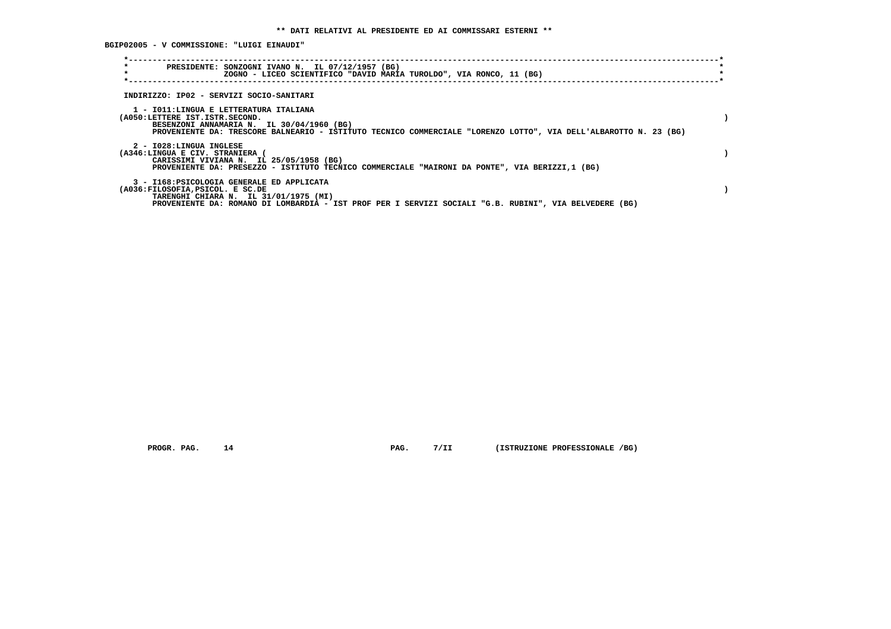**\*\* DATI RELATIVI AL PRESIDENTE ED AI COMMISSARI ESTERNI \*\***

**BGIP02005 - V COMMISSIONE: "LUIGI EINAUDI"**

PRESIDENTE: SONZOGNI IVANO N. IL 07/12/1957 (BG)
ZOGNO - LICEO SCIENTIFICO "DAVID MARIA TUROLDO", VIA RONCO, 11 (BG)

INDIRIZZO: IP02 - SERVIZI SOCIO-SANITARI

1 - I011:LINGUA E LETTERATURA ITALIANA
(A050:LETTERE IST.ISTR.SECOND. )
BESENZONI ANNAMARIA N. IL 30/04/1960 (BG)
PROVENIENTE DA: TRESCORE BALNEARIO - ISTITUTO TECNICO COMMERCIALE "LORENZO LOTTO", VIA DELL'ALBAROTTO N. 23 (BG)

2 - I028:LINGUA INGLESE
(A346:LINGUA E CIV. STRANIERA ( )
CARISSIMI VIVIANA N. IL 25/05/1958 (BG)
PROVENIENTE DA: PRESEZZO - ISTITUTO TECNICO COMMERCIALE "MAIRONI DA PONTE", VIA BERIZZI,1 (BG)

3 - I168:PSICOLOGIA GENERALE ED APPLICATA
(A036:FILOSOFIA,PSICOL. E SC.DE )
TARENGHI CHIARA N. IL 31/01/1975 (MI)
PROVENIENTE DA: ROMANO DI LOMBARDIA - IST PROF PER I SERVIZI SOCIALI "G.B. RUBINI", VIA BELVEDERE (BG)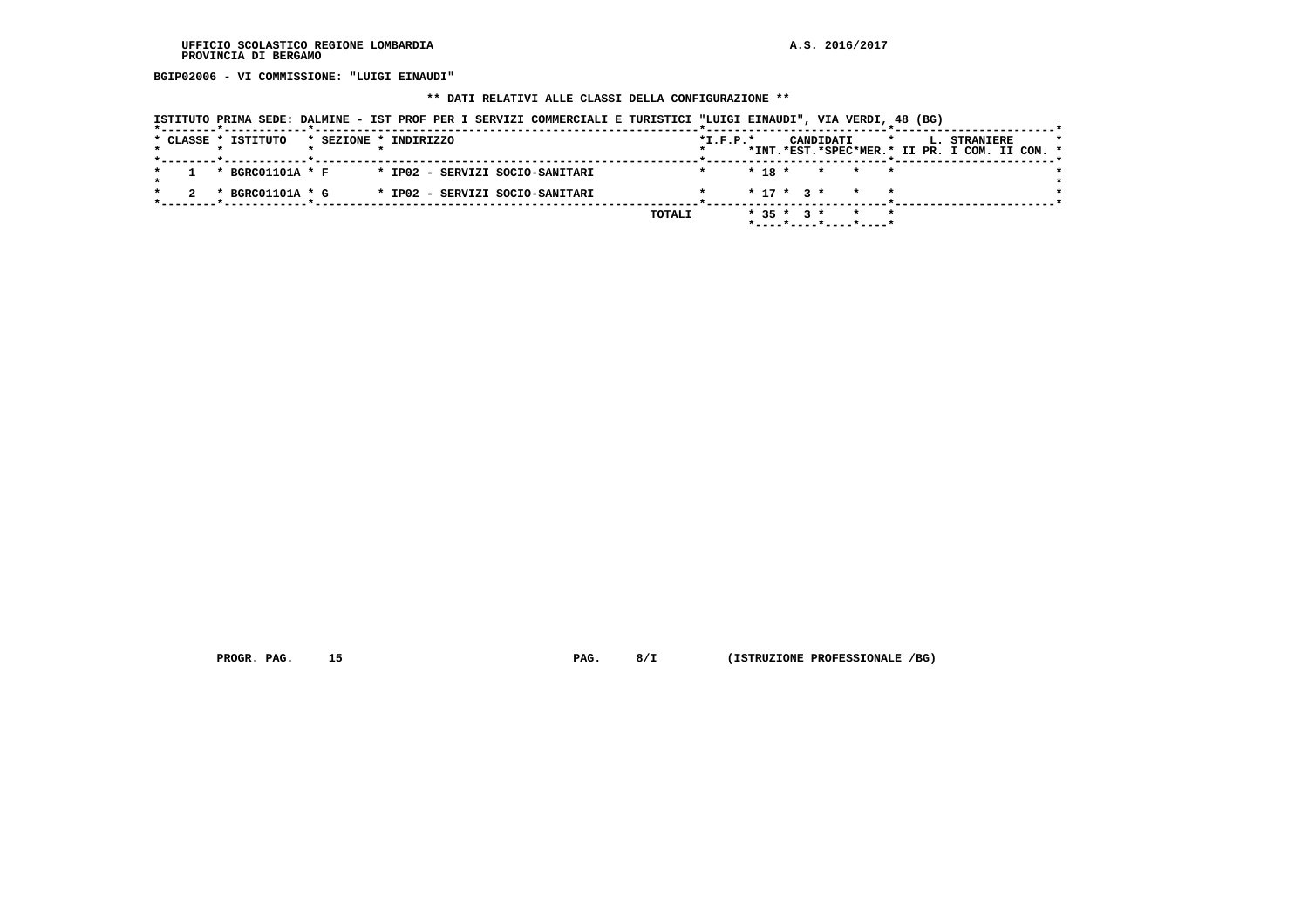UFFICIO SCOLASTICO REGIONE LOMBARDIA
PROVINCIA DI BERGAMO

A.S. 2016/2017

**BGIP02006 - VI COMMISSIONE: "LUIGI EINAUDI"**

**\*\* DATI RELATIVI ALLE CLASSI DELLA CONFIGURAZIONE \*\***

ISTITUTO PRIMA SEDE: DALMINE - IST PROF PER I SERVIZI COMMERCIALI E TURISTICI "LUIGI EINAUDI", VIA VERDI, 48 (BG)

| CLASSE | ISTITUTO | SEZIONE | INDIRIZZO | I.F.P. | CANDIDATI INT. | CANDIDATI EST. | CANDIDATI SPEC | CANDIDATI MER. | L. STRANIERE II PR. | L. STRANIERE I COM. | L. STRANIERE II COM. |
|---|---|---|---|---|---|---|---|---|---|---|---|
| 1 | BGRC01101A | F | IP02 - SERVIZI SOCIO-SANITARI | | 18 | | | | | | |
| 2 | BGRC01101A | G | IP02 - SERVIZI SOCIO-SANITARI | | 17 | 3 | | | | | |
| | | | | TOTALI | 35 | 3 | | | | | |

PROGR. PAG. 15 PAG. 8/I (ISTRUZIONE PROFESSIONALE /BG)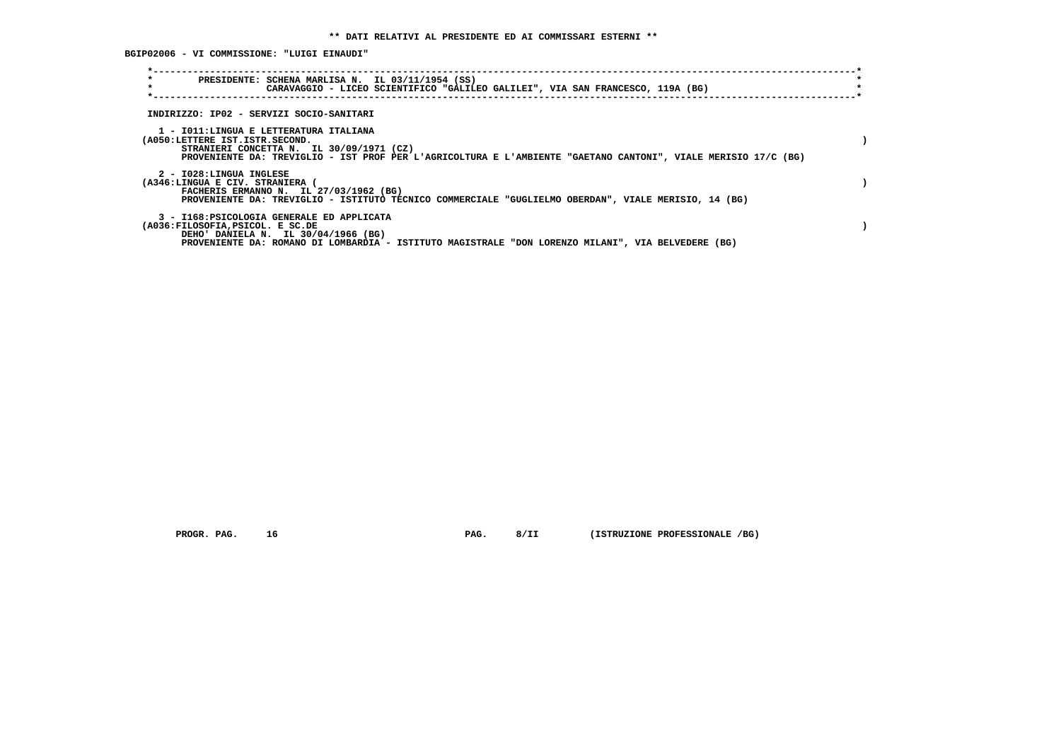**\*\* DATI RELATIVI AL PRESIDENTE ED AI COMMISSARI ESTERNI \*\***

**BGIP02006 - VI COMMISSIONE: "LUIGI EINAUDI"**

```
*----------------------------------------------------------------------------------------------------------------------*
*        PRESIDENTE: SCHENA MARLISA N.  IL 03/11/1954 (SS)                                                             *
*                    CARAVAGGIO - LICEO SCIENTIFICO "GALILEO GALILEI", VIA SAN FRANCESCO, 119A (BG)                    *
*----------------------------------------------------------------------------------------------------------------------*
```

INDIRIZZO: IP02 - SERVIZI SOCIO-SANITARI

1 - I011:LINGUA E LETTERATURA ITALIANA
(A050:LETTERE IST.ISTR.SECOND. )
STRANIERI CONCETTA N. IL 30/09/1971 (CZ)
PROVENIENTE DA: TREVIGLIO - IST PROF PER L'AGRICOLTURA E L'AMBIENTE "GAETANO CANTONI", VIALE MERISIO 17/C (BG)

2 - I028:LINGUA INGLESE
(A346:LINGUA E CIV. STRANIERA ( )
FACHERIS ERMANNO N. IL 27/03/1962 (BG)
PROVENIENTE DA: TREVIGLIO - ISTITUTO TECNICO COMMERCIALE "GUGLIELMO OBERDAN", VIALE MERISIO, 14 (BG)

3 - I168:PSICOLOGIA GENERALE ED APPLICATA
(A036:FILOSOFIA,PSICOL. E SC.DE )
DEHO' DANIELA N. IL 30/04/1966 (BG)
PROVENIENTE DA: ROMANO DI LOMBARDIA - ISTITUTO MAGISTRALE "DON LORENZO MILANI", VIA BELVEDERE (BG)

PROGR. PAG. 16 PAG. 8/II (ISTRUZIONE PROFESSIONALE /BG)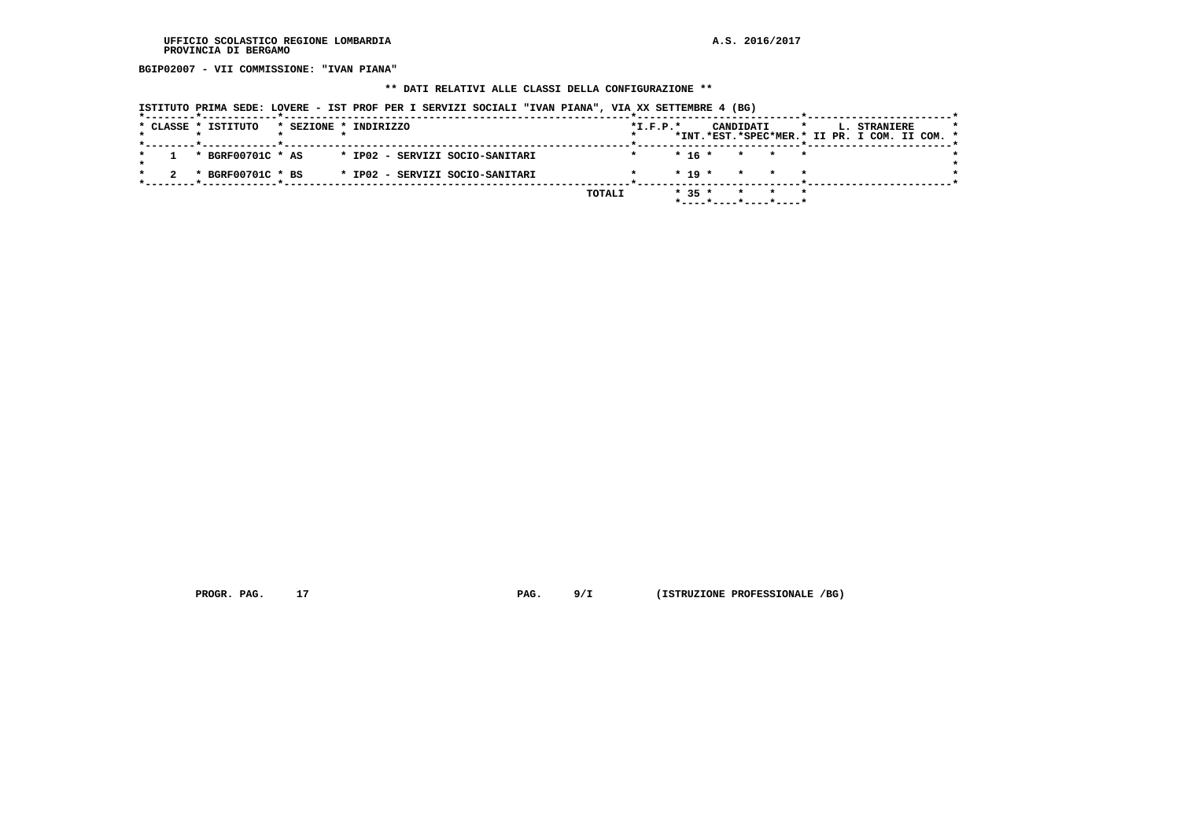BGIP02007 - VII COMMISSIONE: "IVAN PIANA"

** DATI RELATIVI ALLE CLASSI DELLA CONFIGURAZIONE **

ISTITUTO PRIMA SEDE: LOVERE - IST PROF PER I SERVIZI SOCIALI "IVAN PIANA", VIA XX SETTEMBRE 4 (BG)

| CLASSE | ISTITUTO | SEZIONE | INDIRIZZO | I.F.P. | CANDIDATI INT. | CANDIDATI EST. | CANDIDATI SPEC | CANDIDATI MER. | L. STRANIERE II PR. | L. STRANIERE I COM. | L. STRANIERE II COM. |
|---|---|---|---|---|---|---|---|---|---|---|---|
| 1 | BGRF00701C | AS | IP02 - SERVIZI SOCIO-SANITARI | | 16 | | | | | | |
| 2 | BGRF00701C | BS | IP02 - SERVIZI SOCIO-SANITARI | | 19 | | | | | | |
| | | | TOTALI | | 35 | | | | | | |

PROGR. PAG. 17 PAG. 9/I (ISTRUZIONE PROFESSIONALE /BG)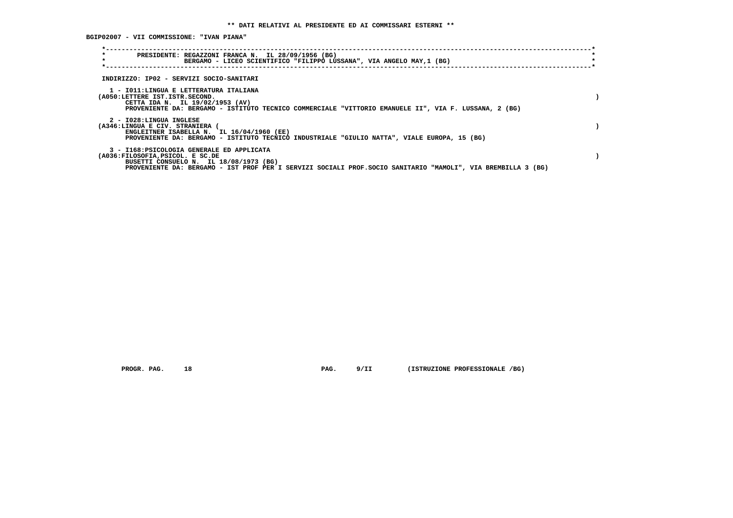**\*\* DATI RELATIVI AL PRESIDENTE ED AI COMMISSARI ESTERNI \*\***

**BGIP02007 - VII COMMISSIONE: "IVAN PIANA"**

```
*----------------------------------------------------------------------------------------------------------------------*
*        PRESIDENTE: REGAZZONI FRANCA N.  IL 28/09/1956 (BG)                                                           *
*                    BERGAMO - LICEO SCIENTIFICO "FILIPPO LUSSANA", VIA ANGELO MAY,1 (BG)                              *
*----------------------------------------------------------------------------------------------------------------------*
```

**INDIRIZZO: IP02 - SERVIZI SOCIO-SANITARI**

1 - I011:LINGUA E LETTERATURA ITALIANA
(A050:LETTERE IST.ISTR.SECOND. )
CETTA IDA N. IL 19/02/1953 (AV)
PROVENIENTE DA: BERGAMO - ISTITUTO TECNICO COMMERCIALE "VITTORIO EMANUELE II", VIA F. LUSSANA, 2 (BG)

2 - I028:LINGUA INGLESE
(A346:LINGUA E CIV. STRANIERA ( )
ENGLEITNER ISABELLA N. IL 16/04/1960 (EE)
PROVENIENTE DA: BERGAMO - ISTITUTO TECNICO INDUSTRIALE "GIULIO NATTA", VIALE EUROPA, 15 (BG)

3 - I168:PSICOLOGIA GENERALE ED APPLICATA
(A036:FILOSOFIA,PSICOL. E SC.DE )
BUSETTI CONSUELO N. IL 18/08/1973 (BG)
PROVENIENTE DA: BERGAMO - IST PROF PER I SERVIZI SOCIALI PROF.SOCIO SANITARIO "MAMOLI", VIA BREMBILLA 3 (BG)

PROGR. PAG. 18 PAG. 9/II (ISTRUZIONE PROFESSIONALE /BG)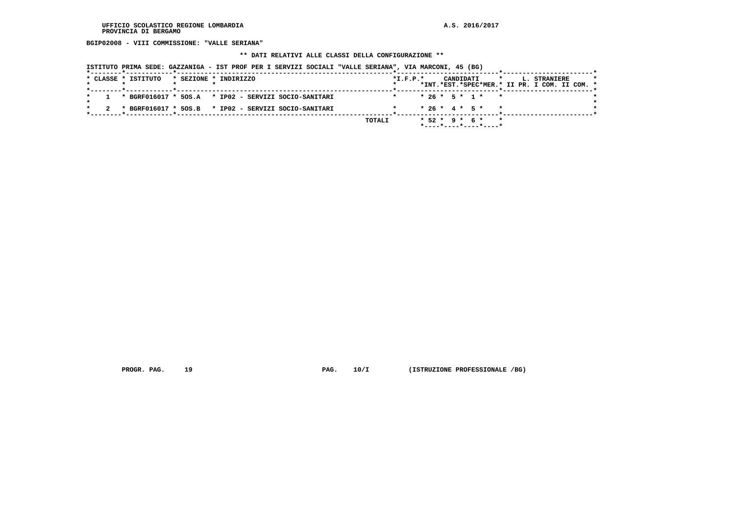UFFICIO SCOLASTICO REGIONE LOMBARDIA
PROVINCIA DI BERGAMO

A.S. 2016/2017

**BGIP02008 - VIII COMMISSIONE: "VALLE SERIANA"**

**\*\* DATI RELATIVI ALLE CLASSI DELLA CONFIGURAZIONE \*\***

ISTITUTO PRIMA SEDE: GAZZANIGA - IST PROF PER I SERVIZI SOCIALI "VALLE SERIANA", VIA MARCONI, 45 (BG)

| CLASSE | ISTITUTO | SEZIONE | INDIRIZZO | I.F.P. | CANDIDATI INT. | CANDIDATI EST. | CANDIDATI SPEC | CANDIDATI MER. | L. STRANIERE II PR. | L. STRANIERE I COM. | L. STRANIERE II COM. |
|---|---|---|---|---|---|---|---|---|---|---|---|
| 1 | BGRF016017 | 5OS.A | IP02 - SERVIZI SOCIO-SANITARI | | 26 | 5 | 1 | | | | |
| 2 | BGRF016017 | 5OS.B | IP02 - SERVIZI SOCIO-SANITARI | | 26 | 4 | 5 | | | | |
| | | | | TOTALI | 52 | 9 | 6 | | | | |

PROGR. PAG. 19 PAG. 10/I (ISTRUZIONE PROFESSIONALE /BG)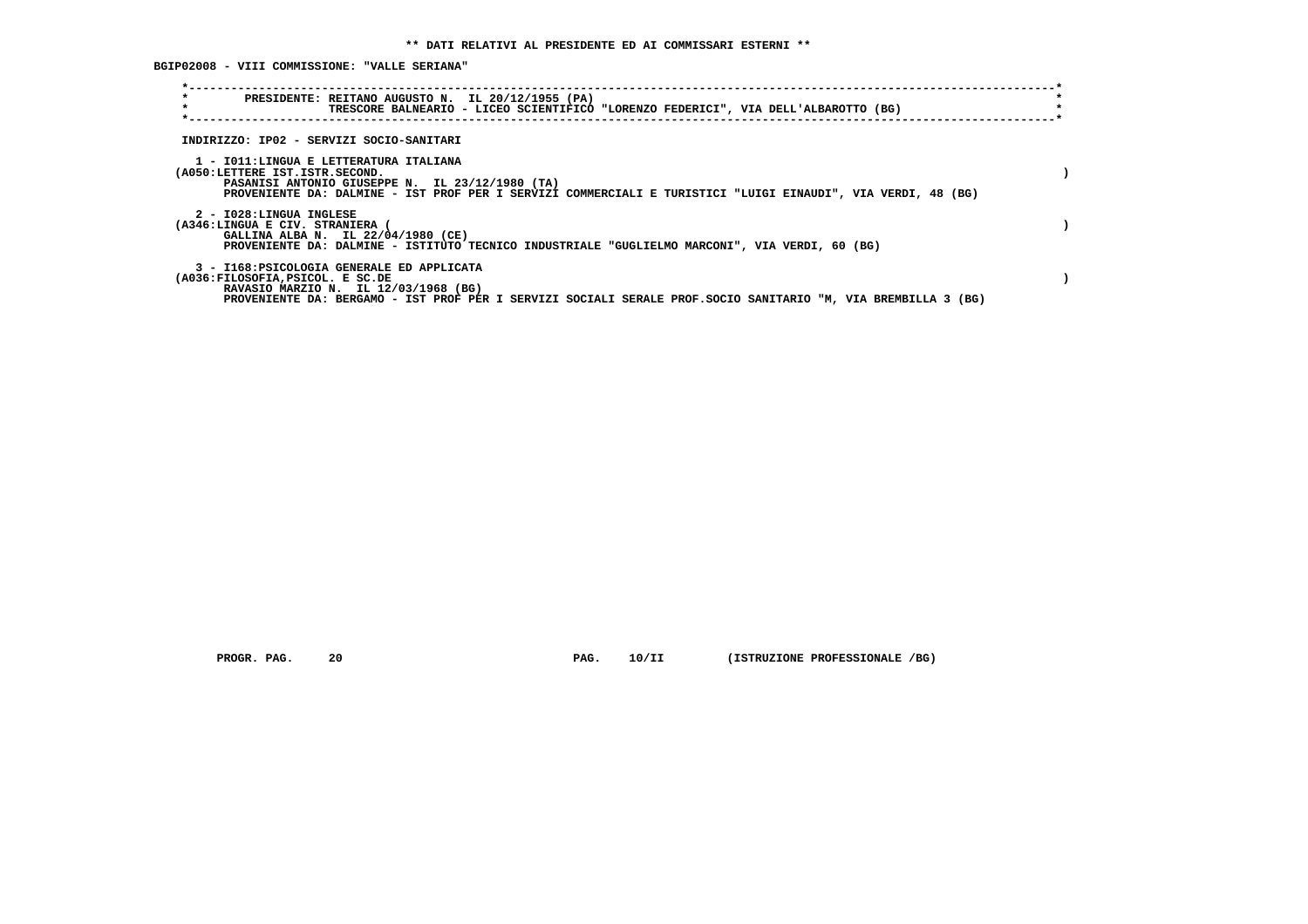** DATI RELATIVI AL PRESIDENTE ED AI COMMISSARI ESTERNI **

BGIP02008 - VIII COMMISSIONE: "VALLE SERIANA"

PRESIDENTE: REITANO AUGUSTO N. IL 20/12/1955 (PA)
TRESCORE BALNEARIO - LICEO SCIENTIFICO "LORENZO FEDERICI", VIA DELL'ALBAROTTO (BG)

INDIRIZZO: IP02 - SERVIZI SOCIO-SANITARI

1 - I011:LINGUA E LETTERATURA ITALIANA
(A050:LETTERE IST.ISTR.SECOND. )
PASANISI ANTONIO GIUSEPPE N. IL 23/12/1980 (TA)
PROVENIENTE DA: DALMINE - IST PROF PER I SERVIZI COMMERCIALI E TURISTICI "LUIGI EINAUDI", VIA VERDI, 48 (BG)

2 - I028:LINGUA INGLESE
(A346:LINGUA E CIV. STRANIERA ( )
GALLINA ALBA N. IL 22/04/1980 (CE)
PROVENIENTE DA: DALMINE - ISTITUTO TECNICO INDUSTRIALE "GUGLIELMO MARCONI", VIA VERDI, 60 (BG)

3 - I168:PSICOLOGIA GENERALE ED APPLICATA
(A036:FILOSOFIA,PSICOL. E SC.DE )
RAVASIO MARZIO N. IL 12/03/1968 (BG)
PROVENIENTE DA: BERGAMO - IST PROF PER I SERVIZI SOCIALI SERALE PROF.SOCIO SANITARIO "M, VIA BREMBILLA 3 (BG)

PROGR. PAG. 20 PAG. 10/II (ISTRUZIONE PROFESSIONALE /BG)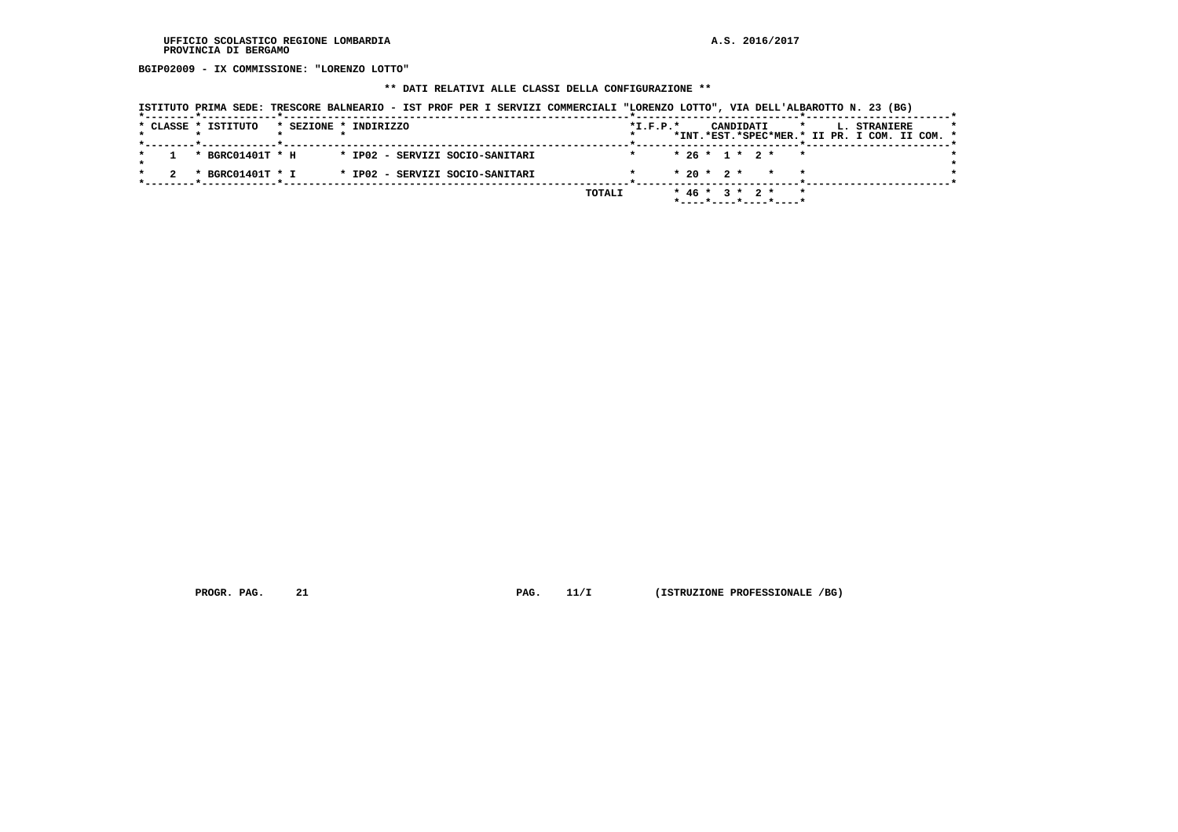UFFICIO SCOLASTICO REGIONE LOMBARDIA
PROVINCIA DI BERGAMO

A.S. 2016/2017

**BGIP02009 - IX COMMISSIONE: "LORENZO LOTTO"**

**\*\* DATI RELATIVI ALLE CLASSI DELLA CONFIGURAZIONE \*\***

ISTITUTO PRIMA SEDE: TRESCORE BALNEARIO - IST PROF PER I SERVIZI COMMERCIALI "LORENZO LOTTO", VIA DELL'ALBAROTTO N. 23 (BG)

| CLASSE | ISTITUTO | SEZIONE | INDIRIZZO | I.F.P. | CANDIDATI INT. | CANDIDATI EST. | CANDIDATI SPEC | CANDIDATI MER. | L. STRANIERE II PR. | L. STRANIERE I COM. | L. STRANIERE II COM. |
|---|---|---|---|---|---|---|---|---|---|---|---|
| 1 | BGRC01401T | H | IP02 - SERVIZI SOCIO-SANITARI | | 26 | 1 | 2 | | | | |
| 2 | BGRC01401T | I | IP02 - SERVIZI SOCIO-SANITARI | | 20 | 2 | | | | | |
| | | | TOTALI | | 46 | 3 | 2 | | | | |

PROGR. PAG. 21 PAG. 11/I (ISTRUZIONE PROFESSIONALE /BG)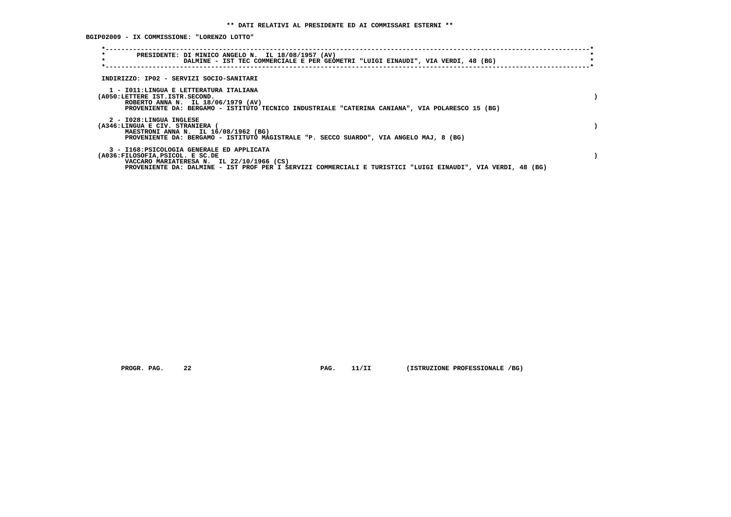**\*\* DATI RELATIVI AL PRESIDENTE ED AI COMMISSARI ESTERNI \*\***

**BGIP02009 - IX COMMISSIONE: "LORENZO LOTTO"**

PRESIDENTE: DI MINICO ANGELO N. IL 18/08/1957 (AV)
DALMINE - IST TEC COMMERCIALE E PER GEOMETRI "LUIGI EINAUDI", VIA VERDI, 48 (BG)

INDIRIZZO: IP02 - SERVIZI SOCIO-SANITARI

1 - I011:LINGUA E LETTERATURA ITALIANA
(A050:LETTERE IST.ISTR.SECOND. )
ROBERTO ANNA N. IL 18/06/1979 (AV)
PROVENIENTE DA: BERGAMO - ISTITUTO TECNICO INDUSTRIALE "CATERINA CANIANA", VIA POLARESCO 15 (BG)

2 - I028:LINGUA INGLESE
(A346:LINGUA E CIV. STRANIERA ( )
MAESTRONI ANNA N. IL 16/08/1962 (BG)
PROVENIENTE DA: BERGAMO - ISTITUTO MAGISTRALE "P. SECCO SUARDO", VIA ANGELO MAJ, 8 (BG)

3 - I168:PSICOLOGIA GENERALE ED APPLICATA
(A036:FILOSOFIA,PSICOL. E SC.DE )
VACCARO MARIATERESA N. IL 22/10/1966 (CS)
PROVENIENTE DA: DALMINE - IST PROF PER I SERVIZI COMMERCIALI E TURISTICI "LUIGI EINAUDI", VIA VERDI, 48 (BG)

PROGR. PAG. 22 PAG. 11/II (ISTRUZIONE PROFESSIONALE /BG)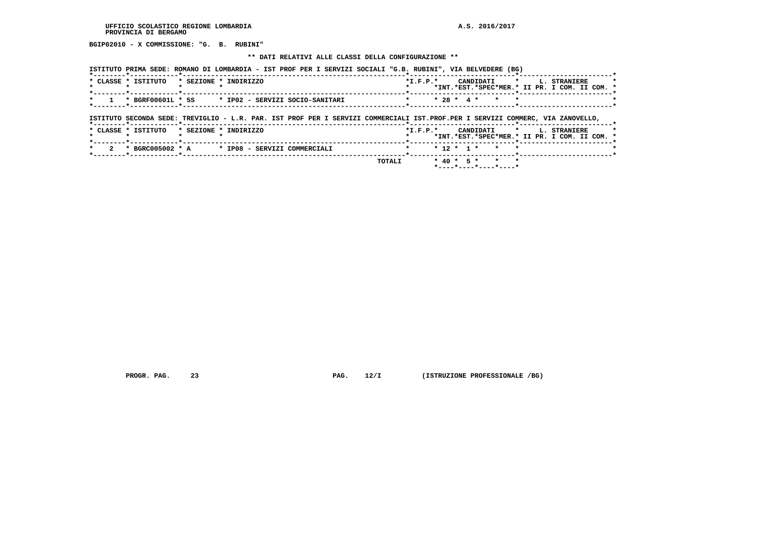UFFICIO SCOLASTICO REGIONE LOMBARDIA
PROVINCIA DI BERGAMO

A.S. 2016/2017

**BGIP02010 - X COMMISSIONE: "G. B. RUBINI"**

**\*\* DATI RELATIVI ALLE CLASSI DELLA CONFIGURAZIONE \*\***

ISTITUTO PRIMA SEDE: ROMANO DI LOMBARDIA - IST PROF PER I SERVIZI SOCIALI "G.B. RUBINI", VIA BELVEDERE (BG)

| CLASSE | ISTITUTO | SEZIONE | INDIRIZZO | I.F.P. | CANDIDATI INT. | CANDIDATI EST. | CANDIDATI SPEC | CANDIDATI MER. | L. STRANIERE II PR. | L. STRANIERE I COM. | L. STRANIERE II COM. |
|---|---|---|---|---|---|---|---|---|---|---|---|
| 1 | BGRF00601L | 5S | IP02 - SERVIZI SOCIO-SANITARI | | 28 | 4 | | | | | |

ISTITUTO SECONDA SEDE: TREVIGLIO - L.R. PAR. IST PROF PER I SERVIZI COMMERCIALI IST.PROF.PER I SERVIZI COMMERC, VIA ZANOVELLO,

| CLASSE | ISTITUTO | SEZIONE | INDIRIZZO | I.F.P. | CANDIDATI INT. | CANDIDATI EST. | CANDIDATI SPEC | CANDIDATI MER. | L. STRANIERE II PR. | L. STRANIERE I COM. | L. STRANIERE II COM. |
|---|---|---|---|---|---|---|---|---|---|---|---|
| 2 | BGRC005002 | A | IP08 - SERVIZI COMMERCIALI | | 12 | 1 | | | | | |
| | | | TOTALI | | 40 | 5 | | | | | |

PROGR. PAG. 23 PAG. 12/I (ISTRUZIONE PROFESSIONALE /BG)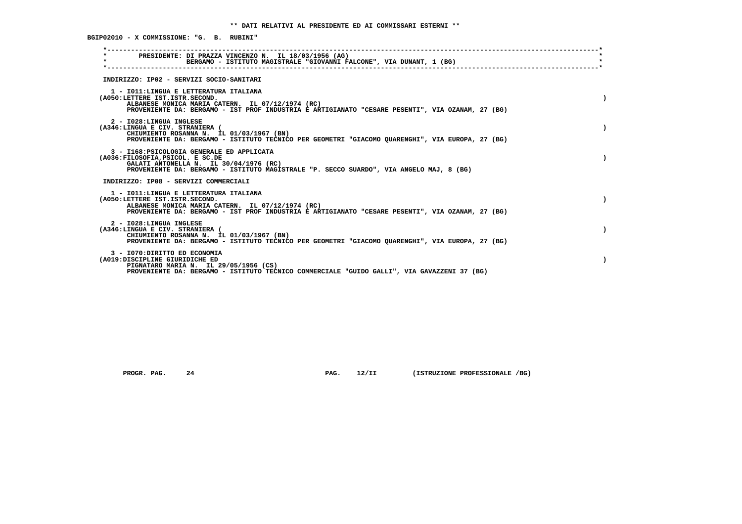**\*\* DATI RELATIVI AL PRESIDENTE ED AI COMMISSARI ESTERNI \*\***

**BGIP02010 - X COMMISSIONE: "G. B. RUBINI"**

PRESIDENTE: DI PRAZZA VINCENZO N. IL 18/03/1956 (AG)
BERGAMO - ISTITUTO MAGISTRALE "GIOVANNI FALCONE", VIA DUNANT, 1 (BG)

INDIRIZZO: IP02 - SERVIZI SOCIO-SANITARI

1 - I011:LINGUA E LETTERATURA ITALIANA
(A050:LETTERE IST.ISTR.SECOND. )
ALBANESE MONICA MARIA CATERN. IL 07/12/1974 (RC)
PROVENIENTE DA: BERGAMO - IST PROF INDUSTRIA E ARTIGIANATO "CESARE PESENTI", VIA OZANAM, 27 (BG)

2 - I028:LINGUA INGLESE
(A346:LINGUA E CIV. STRANIERA ( )
CHIUMIENTO ROSANNA N. IL 01/03/1967 (BN)
PROVENIENTE DA: BERGAMO - ISTITUTO TECNICO PER GEOMETRI "GIACOMO QUARENGHI", VIA EUROPA, 27 (BG)

3 - I168:PSICOLOGIA GENERALE ED APPLICATA
(A036:FILOSOFIA,PSICOL. E SC.DE )
GALATI ANTONELLA N. IL 30/04/1976 (RC)
PROVENIENTE DA: BERGAMO - ISTITUTO MAGISTRALE "P. SECCO SUARDO", VIA ANGELO MAJ, 8 (BG)

INDIRIZZO: IP08 - SERVIZI COMMERCIALI

1 - I011:LINGUA E LETTERATURA ITALIANA
(A050:LETTERE IST.ISTR.SECOND. )
ALBANESE MONICA MARIA CATERN. IL 07/12/1974 (RC)
PROVENIENTE DA: BERGAMO - IST PROF INDUSTRIA E ARTIGIANATO "CESARE PESENTI", VIA OZANAM, 27 (BG)

2 - I028:LINGUA INGLESE
(A346:LINGUA E CIV. STRANIERA ( )
CHIUMIENTO ROSANNA N. IL 01/03/1967 (BN)
PROVENIENTE DA: BERGAMO - ISTITUTO TECNICO PER GEOMETRI "GIACOMO QUARENGHI", VIA EUROPA, 27 (BG)

3 - I070:DIRITTO ED ECONOMIA
(A019:DISCIPLINE GIURIDICHE ED )
PIGNATARO MARIA N. IL 29/05/1956 (CS)
PROVENIENTE DA: BERGAMO - ISTITUTO TECNICO COMMERCIALE "GUIDO GALLI", VIA GAVAZZENI 37 (BG)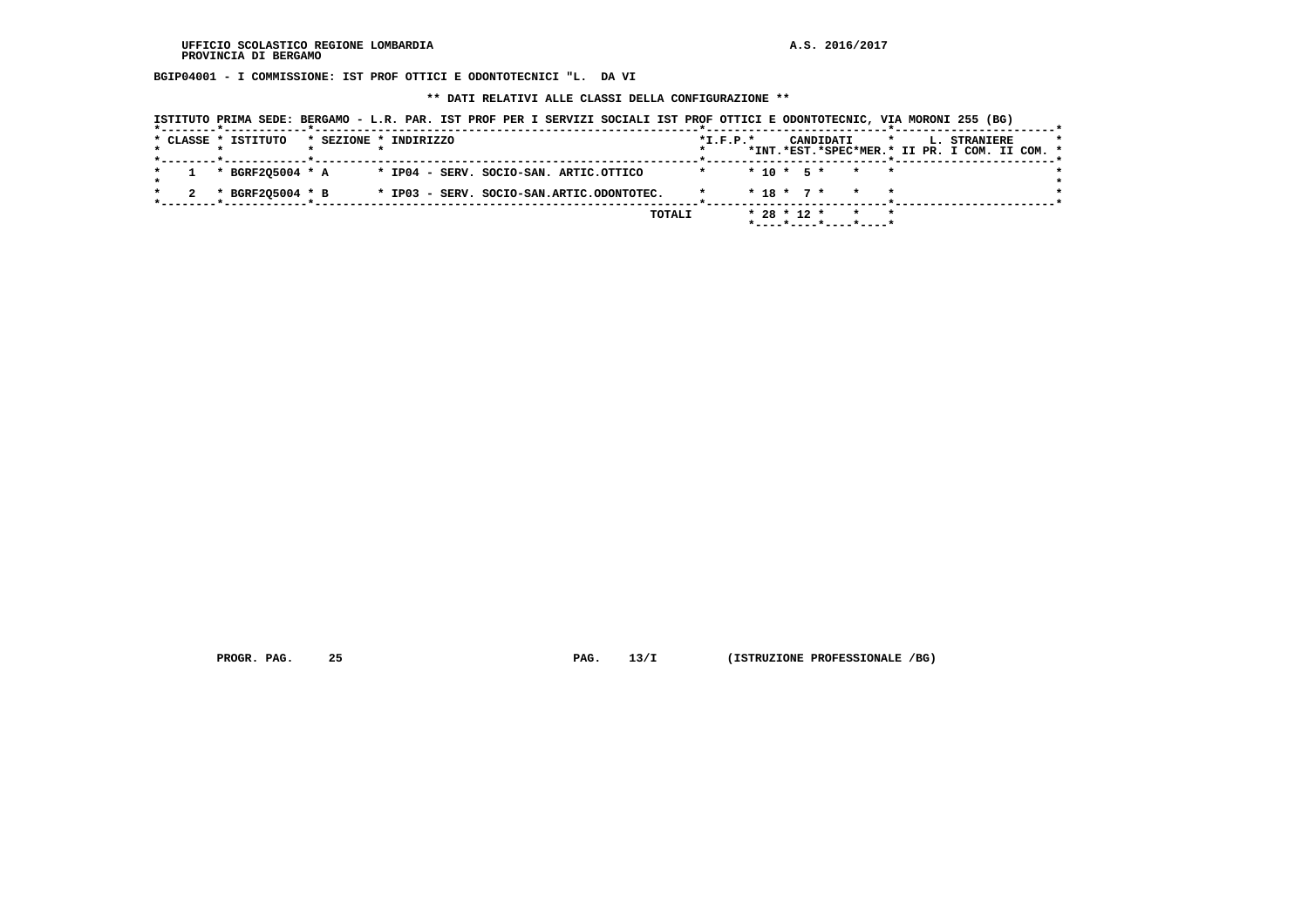UFFICIO SCOLASTICO REGIONE LOMBARDIA

PROVINCIA DI BERGAMO

A.S. 2016/2017

**BGIP04001 - I COMMISSIONE: IST PROF OTTICI E ODONTOTECNICI "L. DA VI**

**\*\* DATI RELATIVI ALLE CLASSI DELLA CONFIGURAZIONE \*\***

ISTITUTO PRIMA SEDE: BERGAMO - L.R. PAR. IST PROF PER I SERVIZI SOCIALI IST PROF OTTICI E ODONTOTECNIC, VIA MORONI 255 (BG)

| CLASSE | ISTITUTO | SEZIONE | INDIRIZZO | I.F.P. | CANDIDATI INT. | CANDIDATI EST. | CANDIDATI SPEC | CANDIDATI MER. | L. STRANIERE II PR. | L. STRANIERE I COM. | L. STRANIERE II COM. |
|---|---|---|---|---|---|---|---|---|---|---|---|
| 1 | BGRF2Q5004 | A | IP04 - SERV. SOCIO-SAN. ARTIC.OTTICO | | 10 | 5 | | | | | |
| 2 | BGRF2Q5004 | B | IP03 - SERV. SOCIO-SAN.ARTIC.ODONTOTEC. | | 18 | 7 | | | | | |
| | | | TOTALI | | 28 | 12 | | | | | |

PROGR. PAG. 25 PAG. 13/I (ISTRUZIONE PROFESSIONALE /BG)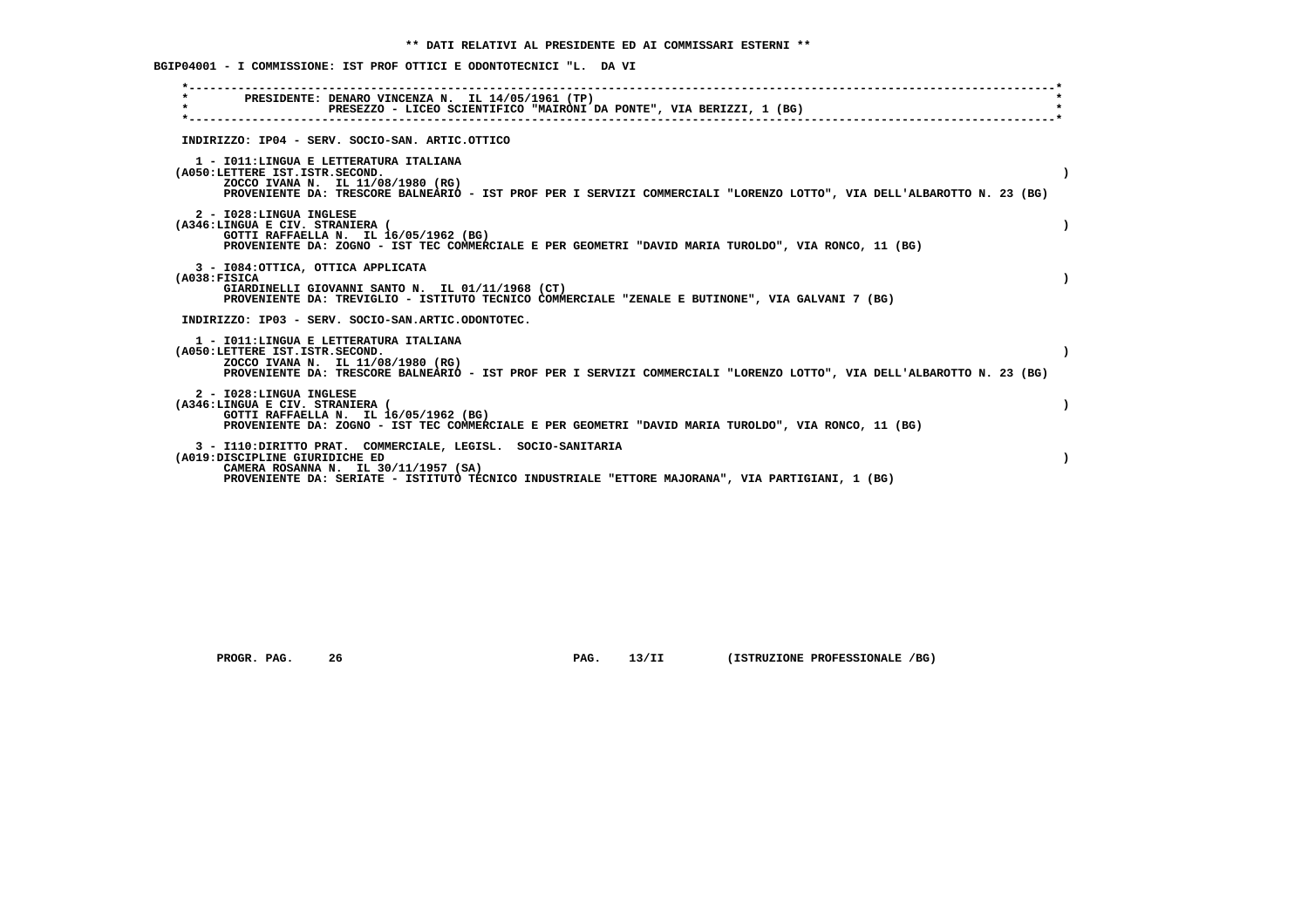** DATI RELATIVI AL PRESIDENTE ED AI COMMISSARI ESTERNI **

BGIP04001 - I COMMISSIONE: IST PROF OTTICI E ODONTOTECNICI "L.  DA VI

PRESIDENTE: DENARO VINCENZA N.  IL 14/05/1961 (TP)
PRESEZZO - LICEO SCIENTIFICO "MAIRONI DA PONTE", VIA BERIZZI, 1 (BG)

INDIRIZZO: IP04 - SERV. SOCIO-SAN. ARTIC.OTTICO

1 - I011:LINGUA E LETTERATURA ITALIANA
(A050:LETTERE IST.ISTR.SECOND. )
ZOCCO IVANA N.  IL 11/08/1980 (RG)
PROVENIENTE DA: TRESCORE BALNEARIO - IST PROF PER I SERVIZI COMMERCIALI "LORENZO LOTTO", VIA DELL'ALBAROTTO N. 23 (BG)

2 - I028:LINGUA INGLESE
(A346:LINGUA E CIV. STRANIERA ( )
GOTTI RAFFAELLA N.  IL 16/05/1962 (BG)
PROVENIENTE DA: ZOGNO - IST TEC COMMERCIALE E PER GEOMETRI "DAVID MARIA TUROLDO", VIA RONCO, 11 (BG)

3 - I084:OTTICA, OTTICA APPLICATA
(A038:FISICA )
GIARDINELLI GIOVANNI SANTO N.  IL 01/11/1968 (CT)
PROVENIENTE DA: TREVIGLIO - ISTITUTO TECNICO COMMERCIALE "ZENALE E BUTINONE", VIA GALVANI 7 (BG)

INDIRIZZO: IP03 - SERV. SOCIO-SAN.ARTIC.ODONTOTEC.

1 - I011:LINGUA E LETTERATURA ITALIANA
(A050:LETTERE IST.ISTR.SECOND. )
ZOCCO IVANA N.  IL 11/08/1980 (RG)
PROVENIENTE DA: TRESCORE BALNEARIO - IST PROF PER I SERVIZI COMMERCIALI "LORENZO LOTTO", VIA DELL'ALBAROTTO N. 23 (BG)

2 - I028:LINGUA INGLESE
(A346:LINGUA E CIV. STRANIERA ( )
GOTTI RAFFAELLA N.  IL 16/05/1962 (BG)
PROVENIENTE DA: ZOGNO - IST TEC COMMERCIALE E PER GEOMETRI "DAVID MARIA TUROLDO", VIA RONCO, 11 (BG)

3 - I110:DIRITTO PRAT.  COMMERCIALE, LEGISL.  SOCIO-SANITARIA
(A019:DISCIPLINE GIURIDICHE ED )
CAMERA ROSANNA N.  IL 30/11/1957 (SA)
PROVENIENTE DA: SERIATE - ISTITUTO TECNICO INDUSTRIALE "ETTORE MAJORANA", VIA PARTIGIANI, 1 (BG)

PROGR. PAG.   26                    PAG.   13/II        (ISTRUZIONE PROFESSIONALE /BG)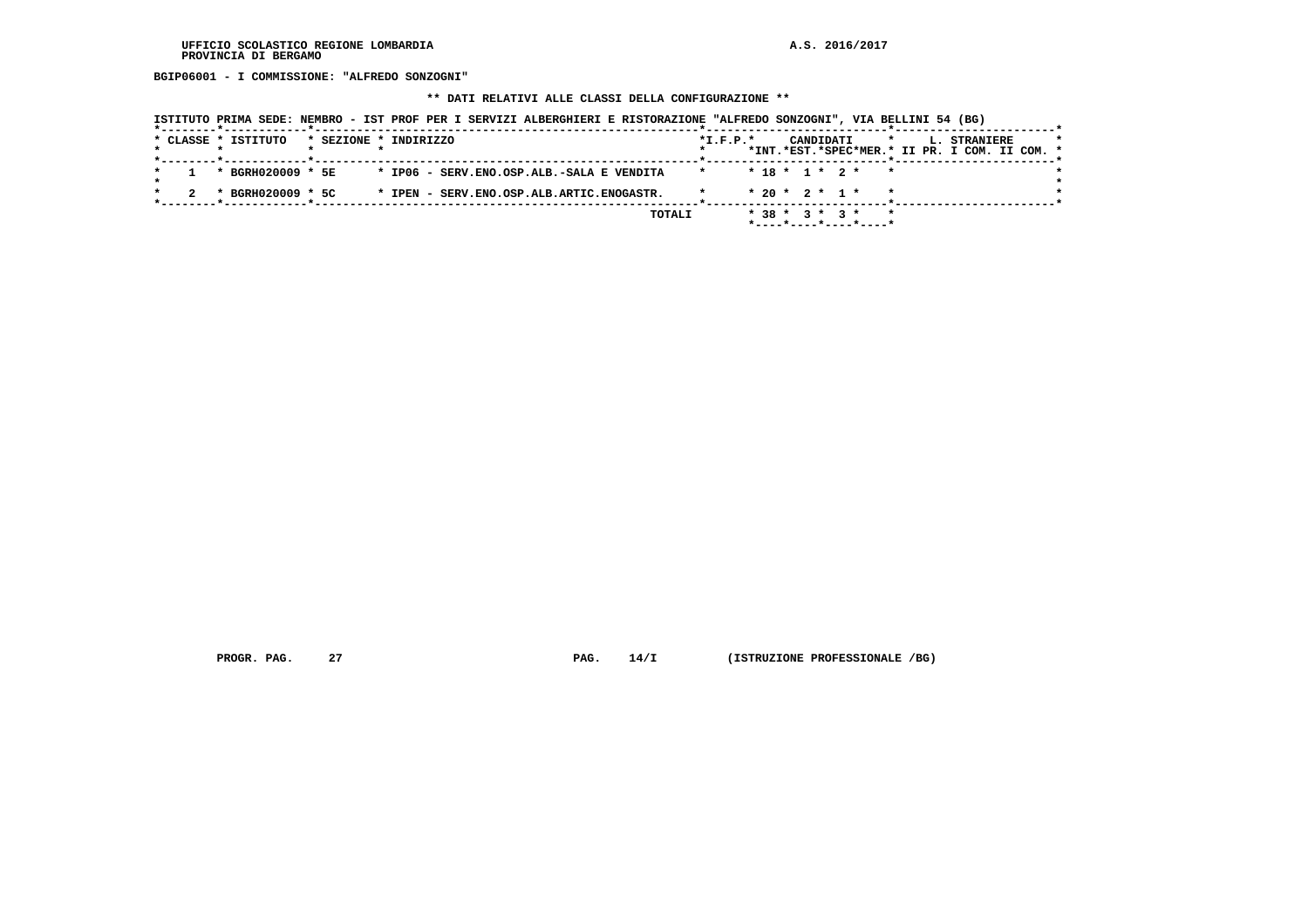UFFICIO SCOLASTICO REGIONE LOMBARDIA
PROVINCIA DI BERGAMO

A.S. 2016/2017

**BGIP06001 - I COMMISSIONE: "ALFREDO SONZOGNI"**

**\*\* DATI RELATIVI ALLE CLASSI DELLA CONFIGURAZIONE \*\***

ISTITUTO PRIMA SEDE: NEMBRO - IST PROF PER I SERVIZI ALBERGHIERI E RISTORAZIONE "ALFREDO SONZOGNI", VIA BELLINI 54 (BG)

| CLASSE | ISTITUTO | SEZIONE | INDIRIZZO | I.F.P. | CANDIDATI INT. | CANDIDATI EST. | CANDIDATI SPEC | CANDIDATI MER. | L. STRANIERE II PR. | L. STRANIERE I COM. | L. STRANIERE II COM. |
|---|---|---|---|---|---|---|---|---|---|---|---|
| 1 | BGRH020009 | 5E | IP06 - SERV.ENO.OSP.ALB.-SALA E VENDITA | | 18 | 1 | 2 | | | | |
| 2 | BGRH020009 | 5C | IPEN - SERV.ENO.OSP.ALB.ARTIC.ENOGASTR. | | 20 | 2 | 1 | | | | |
| | | | TOTALI | | 38 | 3 | 3 | | | | |

PROGR. PAG. 27    PAG. 14/I    (ISTRUZIONE PROFESSIONALE /BG)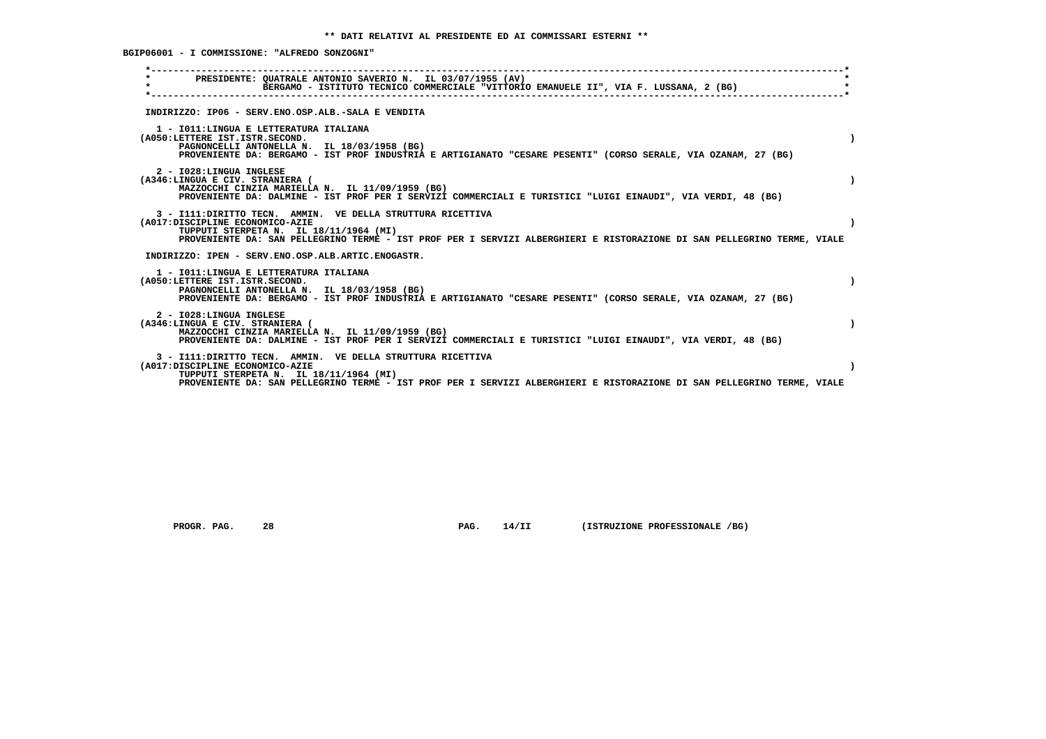**\*\* DATI RELATIVI AL PRESIDENTE ED AI COMMISSARI ESTERNI \*\***

**BGIP06001 - I COMMISSIONE: "ALFREDO SONZOGNI"**

```
*----------------------------------------------------------------------------------------------------------------------*
*        PRESIDENTE: QUATRALE ANTONIO SAVERIO N.  IL 03/07/1955 (AV)                                                   *
*                    BERGAMO - ISTITUTO TECNICO COMMERCIALE "VITTORIO EMANUELE II", VIA F. LUSSANA, 2 (BG)             *
*----------------------------------------------------------------------------------------------------------------------*
```

INDIRIZZO: IP06 - SERV.ENO.OSP.ALB.-SALA E VENDITA

1 - I011:LINGUA E LETTERATURA ITALIANA
(A050:LETTERE IST.ISTR.SECOND. )
PAGNONCELLI ANTONELLA N. IL 18/03/1958 (BG)
PROVENIENTE DA: BERGAMO - IST PROF INDUSTRIA E ARTIGIANATO "CESARE PESENTI" (CORSO SERALE, VIA OZANAM, 27 (BG)

2 - I028:LINGUA INGLESE
(A346:LINGUA E CIV. STRANIERA ( )
MAZZOCCHI CINZIA MARIELLA N. IL 11/09/1959 (BG)
PROVENIENTE DA: DALMINE - IST PROF PER I SERVIZI COMMERCIALI E TURISTICI "LUIGI EINAUDI", VIA VERDI, 48 (BG)

3 - I111:DIRITTO TECN. AMMIN. VE DELLA STRUTTURA RICETTIVA
(A017:DISCIPLINE ECONOMICO-AZIE )
TUPPUTI STERPETA N. IL 18/11/1964 (MI)
PROVENIENTE DA: SAN PELLEGRINO TERME - IST PROF PER I SERVIZI ALBERGHIERI E RISTORAZIONE DI SAN PELLEGRINO TERME, VIALE

INDIRIZZO: IPEN - SERV.ENO.OSP.ALB.ARTIC.ENOGASTR.

1 - I011:LINGUA E LETTERATURA ITALIANA
(A050:LETTERE IST.ISTR.SECOND. )
PAGNONCELLI ANTONELLA N. IL 18/03/1958 (BG)
PROVENIENTE DA: BERGAMO - IST PROF INDUSTRIA E ARTIGIANATO "CESARE PESENTI" (CORSO SERALE, VIA OZANAM, 27 (BG)

2 - I028:LINGUA INGLESE
(A346:LINGUA E CIV. STRANIERA ( )
MAZZOCCHI CINZIA MARIELLA N. IL 11/09/1959 (BG)
PROVENIENTE DA: DALMINE - IST PROF PER I SERVIZI COMMERCIALI E TURISTICI "LUIGI EINAUDI", VIA VERDI, 48 (BG)

3 - I111:DIRITTO TECN. AMMIN. VE DELLA STRUTTURA RICETTIVA
(A017:DISCIPLINE ECONOMICO-AZIE )
TUPPUTI STERPETA N. IL 18/11/1964 (MI)
PROVENIENTE DA: SAN PELLEGRINO TERME - IST PROF PER I SERVIZI ALBERGHIERI E RISTORAZIONE DI SAN PELLEGRINO TERME, VIALE

PROGR. PAG. 28 PAG. 14/II (ISTRUZIONE PROFESSIONALE /BG)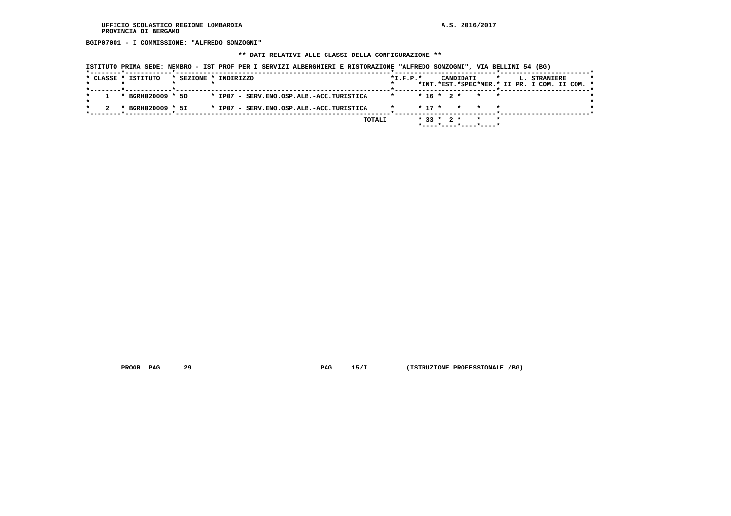UFFICIO SCOLASTICO REGIONE LOMBARDIA
PROVINCIA DI BERGAMO

A.S. 2016/2017

**BGIP07001 - I COMMISSIONE: "ALFREDO SONZOGNI"**

**\*\* DATI RELATIVI ALLE CLASSI DELLA CONFIGURAZIONE \*\***

**ISTITUTO PRIMA SEDE: NEMBRO - IST PROF PER I SERVIZI ALBERGHIERI E RISTORAZIONE "ALFREDO SONZOGNI", VIA BELLINI 54 (BG)**

| CLASSE | ISTITUTO | SEZIONE | INDIRIZZO | I.F.P. | CANDIDATI | | | | L. STRANIERE | | |
|---|---|---|---|---|---|---|---|---|---|---|---|
| | | | | | INT. | EST. | SPEC | MER. | II PR. | I COM. | II COM. |
| 1 | BGRH020009 | 5D | IP07 - SERV.ENO.OSP.ALB.-ACC.TURISTICA | | 16 | 2 | | | | | |
| 2 | BGRH020009 | 5I | IP07 - SERV.ENO.OSP.ALB.-ACC.TURISTICA | | 17 | | | | | | |
| | | | TOTALI | | 33 | 2 | | | | | |

PROGR. PAG. 29 PAG. 15/I (ISTRUZIONE PROFESSIONALE /BG)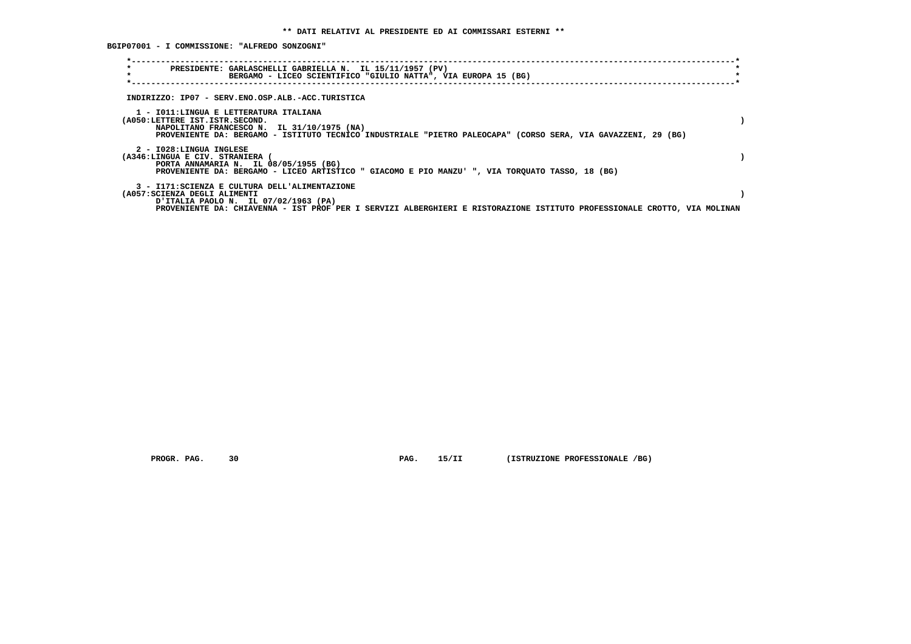** DATI RELATIVI AL PRESIDENTE ED AI COMMISSARI ESTERNI **

BGIP07001 - I COMMISSIONE: "ALFREDO SONZOGNI"

PRESIDENTE: GARLASCHELLI GABRIELLA N. IL 15/11/1957 (PV)
BERGAMO - LICEO SCIENTIFICO "GIULIO NATTA", VIA EUROPA 15 (BG)

INDIRIZZO: IP07 - SERV.ENO.OSP.ALB.-ACC.TURISTICA

1 - I011:LINGUA E LETTERATURA ITALIANA
(A050:LETTERE IST.ISTR.SECOND. )
NAPOLITANO FRANCESCO N. IL 31/10/1975 (NA)
PROVENIENTE DA: BERGAMO - ISTITUTO TECNICO INDUSTRIALE "PIETRO PALEOCAPA" (CORSO SERA, VIA GAVAZZENI, 29 (BG)

2 - I028:LINGUA INGLESE
(A346:LINGUA E CIV. STRANIERA ( )
PORTA ANNAMARIA N. IL 08/05/1955 (BG)
PROVENIENTE DA: BERGAMO - LICEO ARTISTICO " GIACOMO E PIO MANZU' ", VIA TORQUATO TASSO, 18 (BG)

3 - I171:SCIENZA E CULTURA DELL'ALIMENTAZIONE
(A057:SCIENZA DEGLI ALIMENTI )
D'ITALIA PAOLO N. IL 07/02/1963 (PA)
PROVENIENTE DA: CHIAVENNA - IST PROF PER I SERVIZI ALBERGHIERI E RISTORAZIONE ISTITUTO PROFESSIONALE CROTTO, VIA MOLINAN

PROGR. PAG. 30 PAG. 15/II (ISTRUZIONE PROFESSIONALE /BG)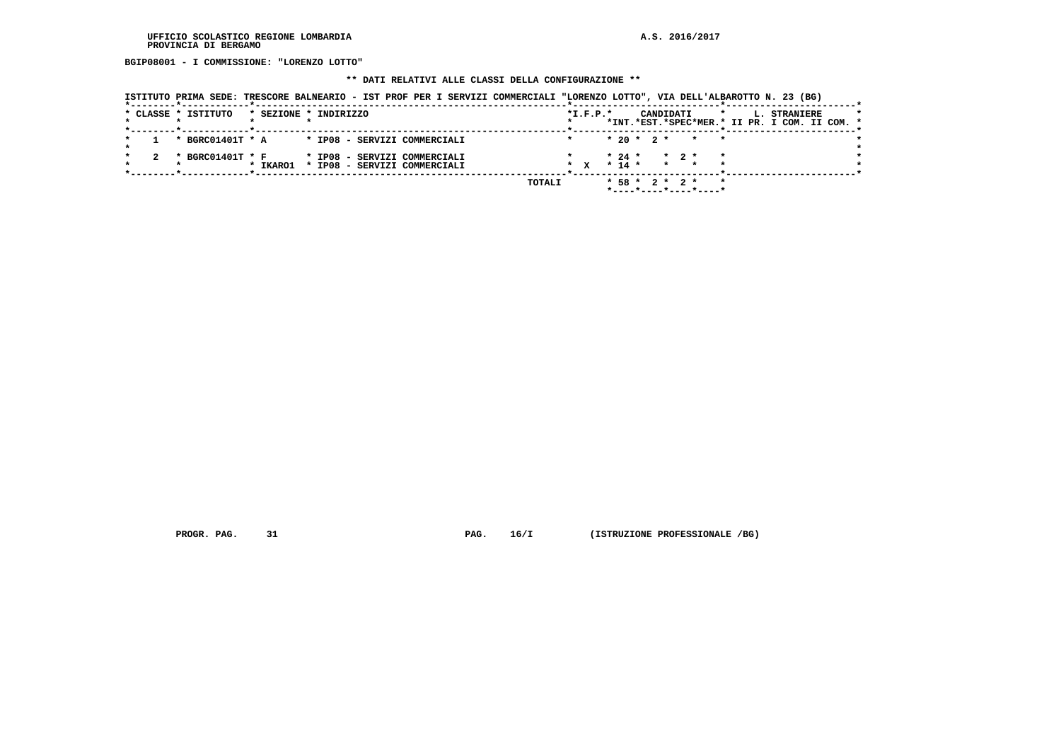UFFICIO SCOLASTICO REGIONE LOMBARDIA
PROVINCIA DI BERGAMO

A.S. 2016/2017

**BGIP08001 - I COMMISSIONE: "LORENZO LOTTO"**

**\*\* DATI RELATIVI ALLE CLASSI DELLA CONFIGURAZIONE \*\***

ISTITUTO PRIMA SEDE: TRESCORE BALNEARIO - IST PROF PER I SERVIZI COMMERCIALI "LORENZO LOTTO", VIA DELL'ALBAROTTO N. 23 (BG)

| CLASSE | ISTITUTO | SEZIONE | INDIRIZZO | I.F.P. | CANDIDATI INT. | CANDIDATI EST. | CANDIDATI SPEC | CANDIDATI MER. | L. STRANIERE II PR. | L. STRANIERE I COM. | L. STRANIERE II COM. |
|---|---|---|---|---|---|---|---|---|---|---|---|
| 1 | BGRC01401T | A | IP08 - SERVIZI COMMERCIALI | | 20 | 2 | | | | | |
| 2 | BGRC01401T | F | IP08 - SERVIZI COMMERCIALI | | 24 | | 2 | | | | |
| | | IKARO1 | IP08 - SERVIZI COMMERCIALI | X | 14 | | | | | | |
| | | | TOTALI | | 58 | 2 | 2 | | | | |

PROGR. PAG. 31 PAG. 16/I (ISTRUZIONE PROFESSIONALE /BG)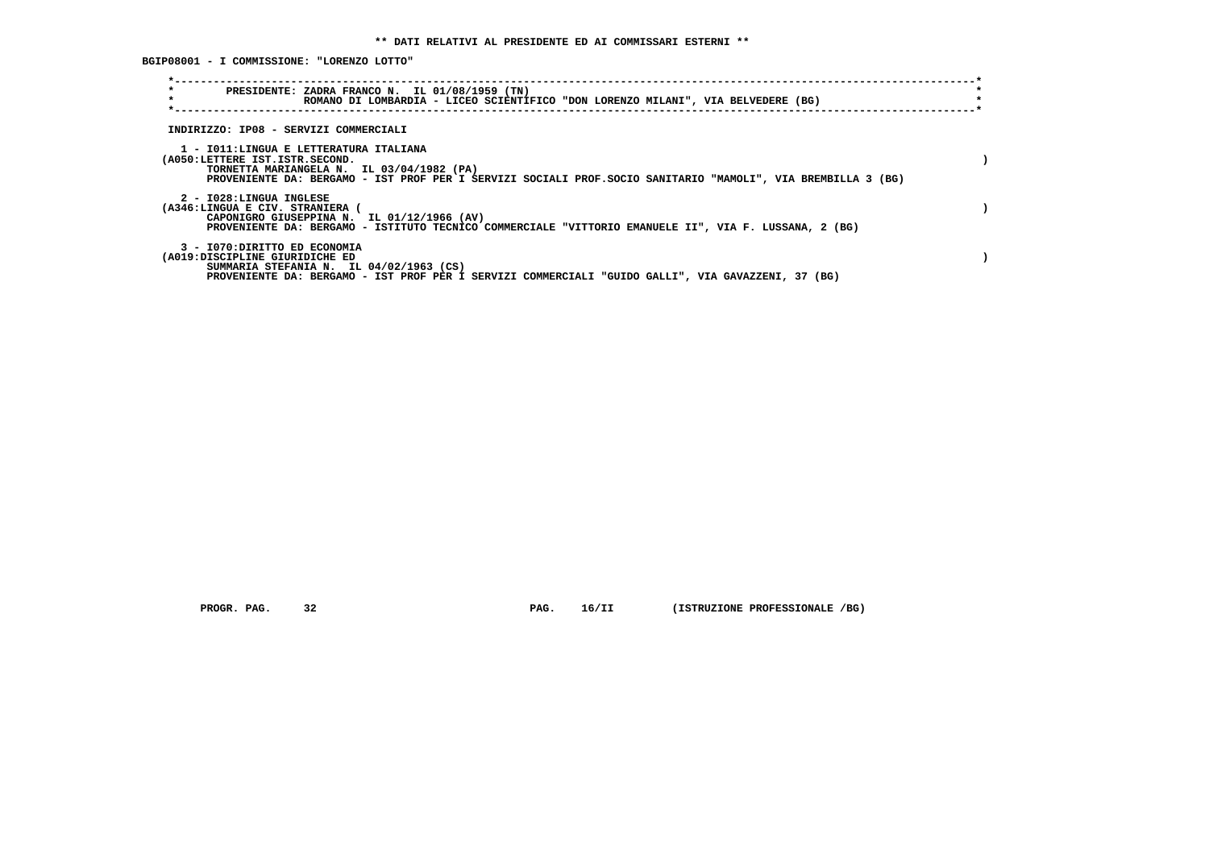**\** DATI RELATIVI AL PRESIDENTE ED AI COMMISSARI ESTERNI \****

**BGIP08001 - I COMMISSIONE: "LORENZO LOTTO"**

```
*----------------------------------------------------------------------------------------------------------------------------*
*        PRESIDENTE: ZADRA FRANCO N.  IL 01/08/1959 (TN)                                                                      *
*                    ROMANO DI LOMBARDIA - LICEO SCIENTIFICO "DON LORENZO MILANI", VIA BELVEDERE (BG)                          *
*----------------------------------------------------------------------------------------------------------------------------*
```

INDIRIZZO: IP08 - SERVIZI COMMERCIALI

1 - I011:LINGUA E LETTERATURA ITALIANA
(A050:LETTERE IST.ISTR.SECOND. )
TORNETTA MARIANGELA N. IL 03/04/1982 (PA)
PROVENIENTE DA: BERGAMO - IST PROF PER I SERVIZI SOCIALI PROF.SOCIO SANITARIO "MAMOLI", VIA BREMBILLA 3 (BG)

2 - I028:LINGUA INGLESE
(A346:LINGUA E CIV. STRANIERA ( )
CAPONIGRO GIUSEPPINA N. IL 01/12/1966 (AV)
PROVENIENTE DA: BERGAMO - ISTITUTO TECNICO COMMERCIALE "VITTORIO EMANUELE II", VIA F. LUSSANA, 2 (BG)

3 - I070:DIRITTO ED ECONOMIA
(A019:DISCIPLINE GIURIDICHE ED )
SUMMARIA STEFANIA N. IL 04/02/1963 (CS)
PROVENIENTE DA: BERGAMO - IST PROF PER I SERVIZI COMMERCIALI "GUIDO GALLI", VIA GAVAZZENI, 37 (BG)

PROGR. PAG. 32 PAG. 16/II (ISTRUZIONE PROFESSIONALE /BG)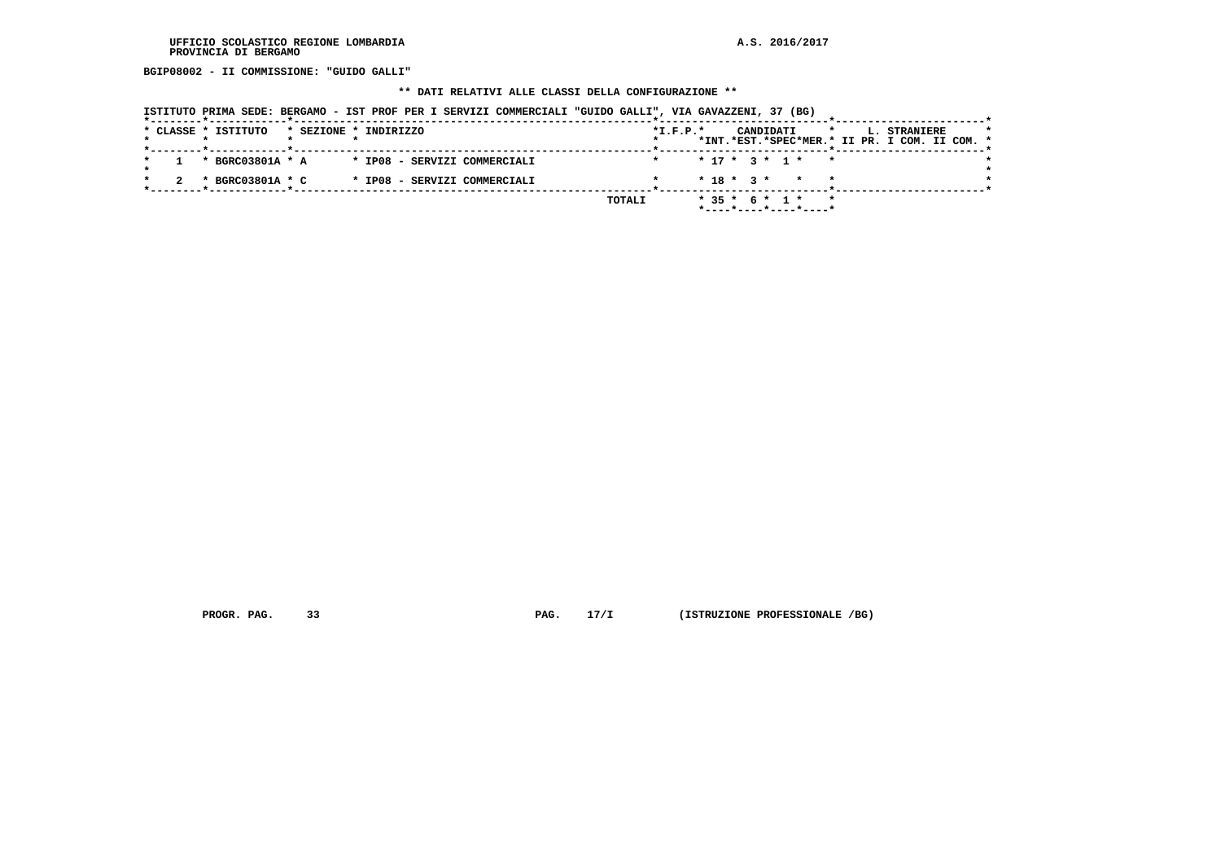UFFICIO SCOLASTICO REGIONE LOMBARDIA
PROVINCIA DI BERGAMO

A.S. 2016/2017

**BGIP08002 - II COMMISSIONE: "GUIDO GALLI"**

**\*\* DATI RELATIVI ALLE CLASSI DELLA CONFIGURAZIONE \*\***

ISTITUTO PRIMA SEDE: BERGAMO - IST PROF PER I SERVIZI COMMERCIALI "GUIDO GALLI", VIA GAVAZZENI, 37 (BG)

| CLASSE | ISTITUTO | SEZIONE | INDIRIZZO | I.F.P. | CANDIDATI INT. | CANDIDATI EST. | CANDIDATI SPEC | CANDIDATI MER. | L. STRANIERE II PR. | L. STRANIERE I COM. | L. STRANIERE II COM. |
|---|---|---|---|---|---|---|---|---|---|---|---|
| 1 | BGRC03801A | A | IP08 - SERVIZI COMMERCIALI | | 17 | 3 | 1 | | | | |
| 2 | BGRC03801A | C | IP08 - SERVIZI COMMERCIALI | | 18 | 3 | | | | | |
| | | | TOTALI | | 35 | 6 | 1 | | | | |

PROGR. PAG. 33 PAG. 17/I (ISTRUZIONE PROFESSIONALE /BG)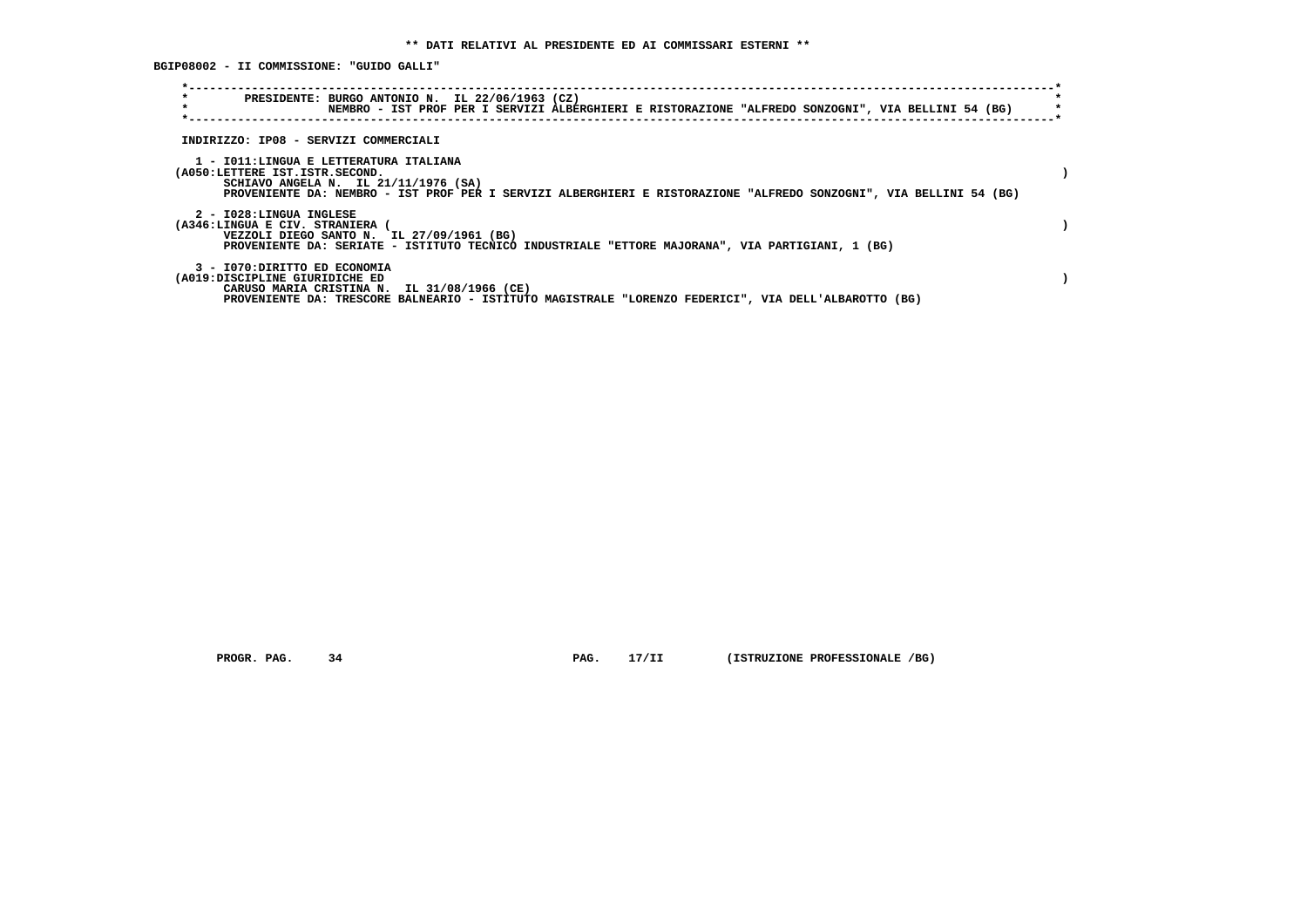** DATI RELATIVI AL PRESIDENTE ED AI COMMISSARI ESTERNI **

BGIP08002 - II COMMISSIONE: "GUIDO GALLI"

PRESIDENTE: BURGO ANTONIO N. IL 22/06/1963 (CZ)
NEMBRO - IST PROF PER I SERVIZI ALBERGHIERI E RISTORAZIONE "ALFREDO SONZOGNI", VIA BELLINI 54 (BG)

INDIRIZZO: IP08 - SERVIZI COMMERCIALI

1 - I011:LINGUA E LETTERATURA ITALIANA
(A050:LETTERE IST.ISTR.SECOND. )
SCHIAVO ANGELA N. IL 21/11/1976 (SA)
PROVENIENTE DA: NEMBRO - IST PROF PER I SERVIZI ALBERGHIERI E RISTORAZIONE "ALFREDO SONZOGNI", VIA BELLINI 54 (BG)

2 - I028:LINGUA INGLESE
(A346:LINGUA E CIV. STRANIERA ( )
VEZZOLI DIEGO SANTO N. IL 27/09/1961 (BG)
PROVENIENTE DA: SERIATE - ISTITUTO TECNICO INDUSTRIALE "ETTORE MAJORANA", VIA PARTIGIANI, 1 (BG)

3 - I070:DIRITTO ED ECONOMIA
(A019:DISCIPLINE GIURIDICHE ED )
CARUSO MARIA CRISTINA N. IL 31/08/1966 (CE)
PROVENIENTE DA: TRESCORE BALNEARIO - ISTITUTO MAGISTRALE "LORENZO FEDERICI", VIA DELL'ALBAROTTO (BG)

PROGR. PAG. 34 PAG. 17/II (ISTRUZIONE PROFESSIONALE /BG)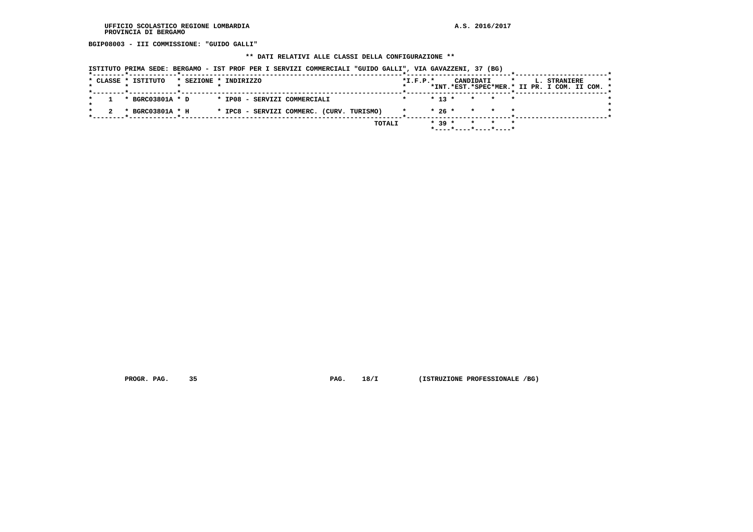UFFICIO SCOLASTICO REGIONE LOMBARDIA
PROVINCIA DI BERGAMO

A.S. 2016/2017

**BGIP08003 - III COMMISSIONE: "GUIDO GALLI"**

**\*\* DATI RELATIVI ALLE CLASSI DELLA CONFIGURAZIONE \*\***

ISTITUTO PRIMA SEDE: BERGAMO - IST PROF PER I SERVIZI COMMERCIALI "GUIDO GALLI", VIA GAVAZZENI, 37 (BG)

| CLASSE | ISTITUTO | SEZIONE | INDIRIZZO | I.F.P. | CANDIDATI INT. | CANDIDATI EST. | CANDIDATI SPEC | CANDIDATI MER. | L. STRANIERE II PR. | L. STRANIERE I COM. | L. STRANIERE II COM. |
|---|---|---|---|---|---|---|---|---|---|---|---|
| 1 | BGRC03801A | D | IP08 - SERVIZI COMMERCIALI | | 13 | | | | | | |
| 2 | BGRC03801A | H | IPC8 - SERVIZI COMMERC. (CURV. TURISMO) | | 26 | | | | | | |
| | | | TOTALI | | 39 | | | | | | |

PROGR. PAG. 35 PAG. 18/I (ISTRUZIONE PROFESSIONALE /BG)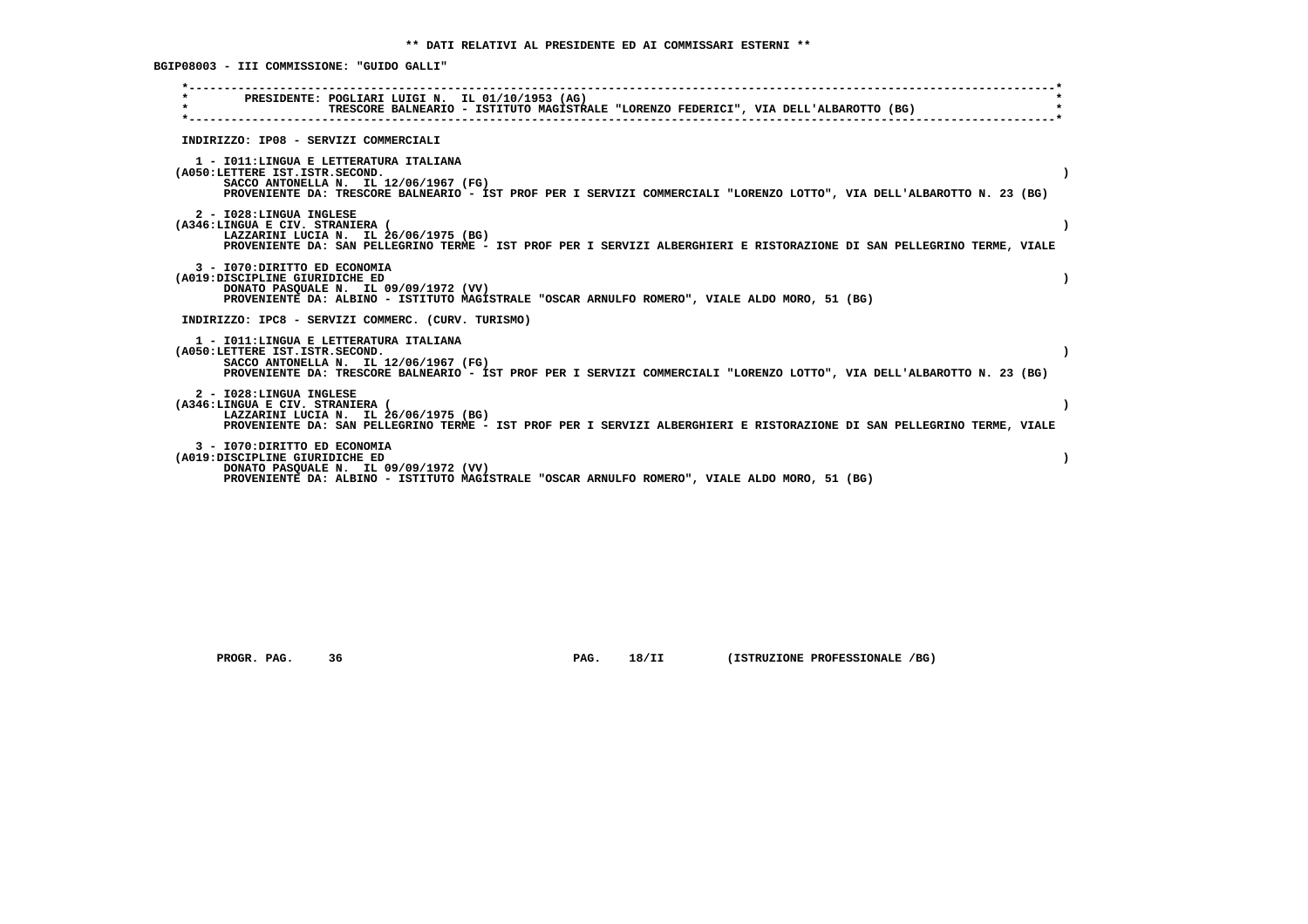**\*\* DATI RELATIVI AL PRESIDENTE ED AI COMMISSARI ESTERNI \*\***

**BGIP08003 - III COMMISSIONE: "GUIDO GALLI"**

```
*----------------------------------------------------------------------------------------------------------------------*
*        PRESIDENTE: POGLIARI LUIGI N.  IL 01/10/1953 (AG)                                                             *
*                    TRESCORE BALNEARIO - ISTITUTO MAGISTRALE "LORENZO FEDERICI", VIA DELL'ALBAROTTO (BG)              *
*----------------------------------------------------------------------------------------------------------------------*
```

INDIRIZZO: IP08 - SERVIZI COMMERCIALI

1 - I011:LINGUA E LETTERATURA ITALIANA
(A050:LETTERE IST.ISTR.SECOND. )
SACCO ANTONELLA N.  IL 12/06/1967 (FG)
PROVENIENTE DA: TRESCORE BALNEARIO - IST PROF PER I SERVIZI COMMERCIALI "LORENZO LOTTO", VIA DELL'ALBAROTTO N. 23 (BG)

2 - I028:LINGUA INGLESE
(A346:LINGUA E CIV. STRANIERA ( )
LAZZARINI LUCIA N.  IL 26/06/1975 (BG)
PROVENIENTE DA: SAN PELLEGRINO TERME - IST PROF PER I SERVIZI ALBERGHIERI E RISTORAZIONE DI SAN PELLEGRINO TERME, VIALE

3 - I070:DIRITTO ED ECONOMIA
(A019:DISCIPLINE GIURIDICHE ED )
DONATO PASQUALE N.  IL 09/09/1972 (VV)
PROVENIENTE DA: ALBINO - ISTITUTO MAGISTRALE "OSCAR ARNULFO ROMERO", VIALE ALDO MORO, 51 (BG)

INDIRIZZO: IPC8 - SERVIZI COMMERC. (CURV. TURISMO)

1 - I011:LINGUA E LETTERATURA ITALIANA
(A050:LETTERE IST.ISTR.SECOND. )
SACCO ANTONELLA N.  IL 12/06/1967 (FG)
PROVENIENTE DA: TRESCORE BALNEARIO - IST PROF PER I SERVIZI COMMERCIALI "LORENZO LOTTO", VIA DELL'ALBAROTTO N. 23 (BG)

2 - I028:LINGUA INGLESE
(A346:LINGUA E CIV. STRANIERA ( )
LAZZARINI LUCIA N.  IL 26/06/1975 (BG)
PROVENIENTE DA: SAN PELLEGRINO TERME - IST PROF PER I SERVIZI ALBERGHIERI E RISTORAZIONE DI SAN PELLEGRINO TERME, VIALE

3 - I070:DIRITTO ED ECONOMIA
(A019:DISCIPLINE GIURIDICHE ED )
DONATO PASQUALE N.  IL 09/09/1972 (VV)
PROVENIENTE DA: ALBINO - ISTITUTO MAGISTRALE "OSCAR ARNULFO ROMERO", VIALE ALDO MORO, 51 (BG)

PROGR. PAG. 36 PAG. 18/II (ISTRUZIONE PROFESSIONALE /BG)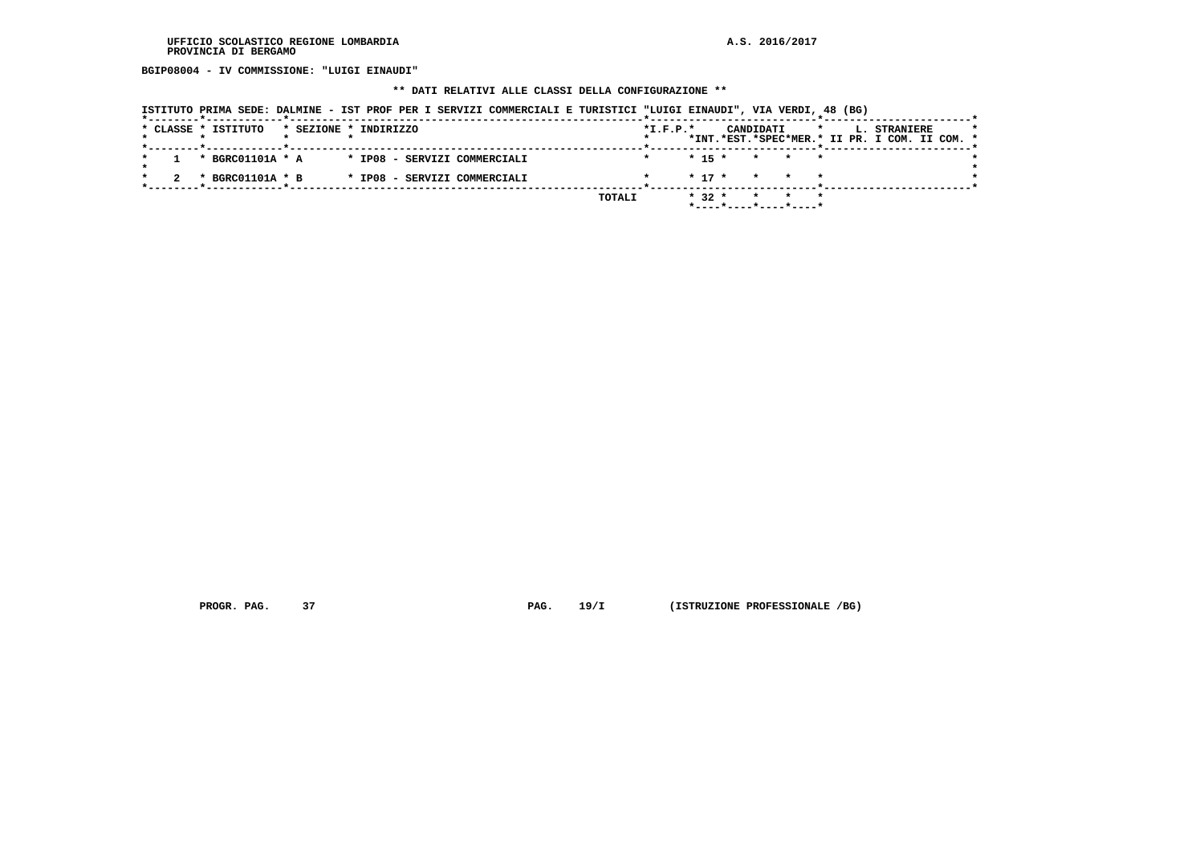BGIP08004 - IV COMMISSIONE: "LUIGI EINAUDI"

** DATI RELATIVI ALLE CLASSI DELLA CONFIGURAZIONE **

ISTITUTO PRIMA SEDE: DALMINE - IST PROF PER I SERVIZI COMMERCIALI E TURISTICI "LUIGI EINAUDI", VIA VERDI, 48 (BG)

| CLASSE | ISTITUTO | SEZIONE | INDIRIZZO | I.F.P. | CANDIDATI INT. | CANDIDATI EST. | CANDIDATI SPEC | CANDIDATI MER. | L. STRANIERE II PR. | L. STRANIERE I COM. | L. STRANIERE II COM. |
|---|---|---|---|---|---|---|---|---|---|---|---|
| 1 | BGRC01101A | A | IP08 - SERVIZI COMMERCIALI | | 15 | | | | | | |
| 2 | BGRC01101A | B | IP08 - SERVIZI COMMERCIALI | | 17 | | | | | | |
| | | | TOTALI | | 32 | | | | | | |

PROGR. PAG. 37 PAG. 19/I (ISTRUZIONE PROFESSIONALE /BG)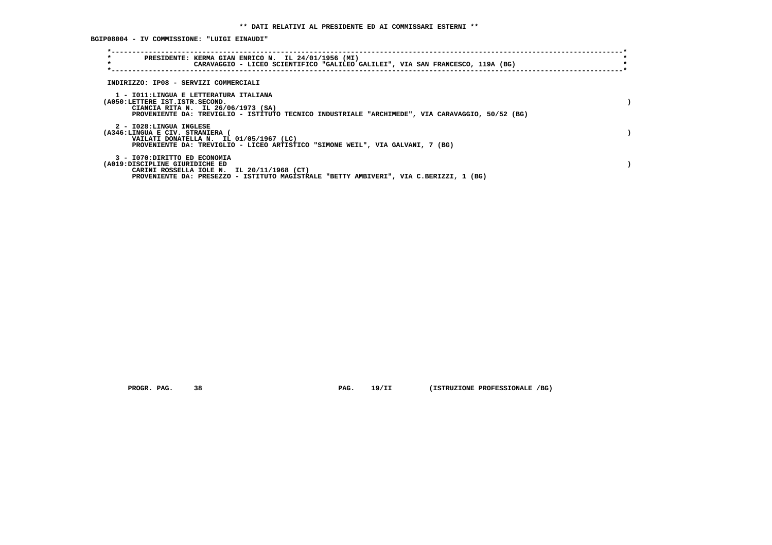**\*\* DATI RELATIVI AL PRESIDENTE ED AI COMMISSARI ESTERNI \*\***

**BGIP08004 - IV COMMISSIONE: "LUIGI EINAUDI"**

PRESIDENTE: KERMA GIAN ENRICO N. IL 24/01/1956 (MI)
CARAVAGGIO - LICEO SCIENTIFICO "GALILEO GALILEI", VIA SAN FRANCESCO, 119A (BG)

INDIRIZZO: IP08 - SERVIZI COMMERCIALI

1 - I011:LINGUA E LETTERATURA ITALIANA
(A050:LETTERE IST.ISTR.SECOND. )
CIANCIA RITA N. IL 26/06/1973 (SA)
PROVENIENTE DA: TREVIGLIO - ISTITUTO TECNICO INDUSTRIALE "ARCHIMEDE", VIA CARAVAGGIO, 50/52 (BG)

2 - I028:LINGUA INGLESE
(A346:LINGUA E CIV. STRANIERA ( )
VAILATI DONATELLA N. IL 01/05/1967 (LC)
PROVENIENTE DA: TREVIGLIO - LICEO ARTISTICO "SIMONE WEIL", VIA GALVANI, 7 (BG)

3 - I070:DIRITTO ED ECONOMIA
(A019:DISCIPLINE GIURIDICHE ED )
CARINI ROSSELLA IOLE N. IL 20/11/1968 (CT)
PROVENIENTE DA: PRESEZZO - ISTITUTO MAGISTRALE "BETTY AMBIVERI", VIA C.BERIZZI, 1 (BG)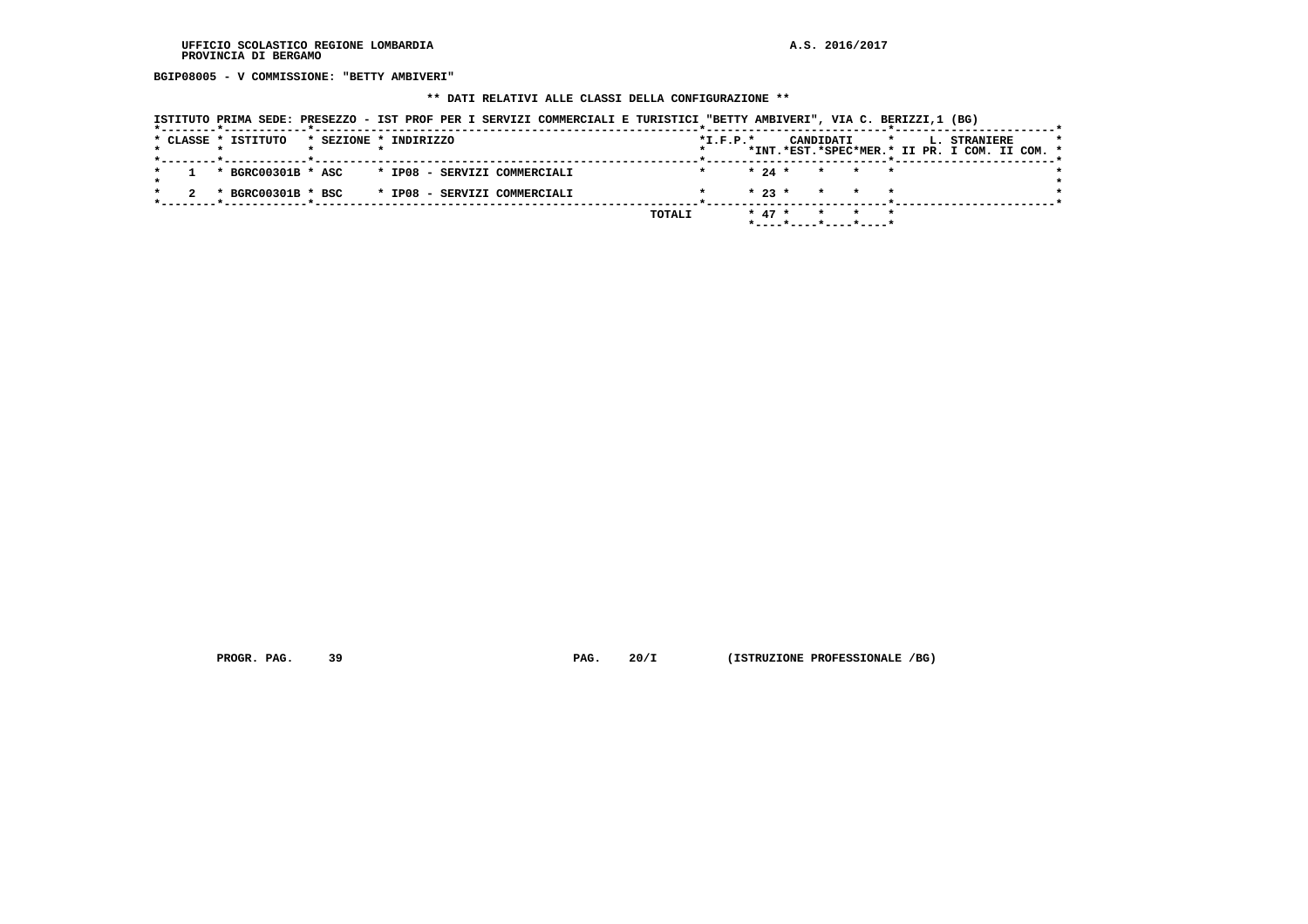BGIP08005 - V COMMISSIONE: "BETTY AMBIVERI"

** DATI RELATIVI ALLE CLASSI DELLA CONFIGURAZIONE **

ISTITUTO PRIMA SEDE: PRESEZZO - IST PROF PER I SERVIZI COMMERCIALI E TURISTICI "BETTY AMBIVERI", VIA C. BERIZZI,1 (BG)

| CLASSE | ISTITUTO | SEZIONE | INDIRIZZO | I.F.P. | CANDIDATI INT. | CANDIDATI EST. | CANDIDATI SPEC | CANDIDATI MER. | L. STRANIERE II PR. | L. STRANIERE I COM. | L. STRANIERE II COM. |
|---|---|---|---|---|---|---|---|---|---|---|---|
| 1 | BGRC00301B | ASC | IP08 - SERVIZI COMMERCIALI | | 24 | | | | | | |
| 2 | BGRC00301B | BSC | IP08 - SERVIZI COMMERCIALI | | 23 | | | | | | |
| | | | TOTALI | | 47 | | | | | | |

PROGR. PAG. 39 PAG. 20/I (ISTRUZIONE PROFESSIONALE /BG)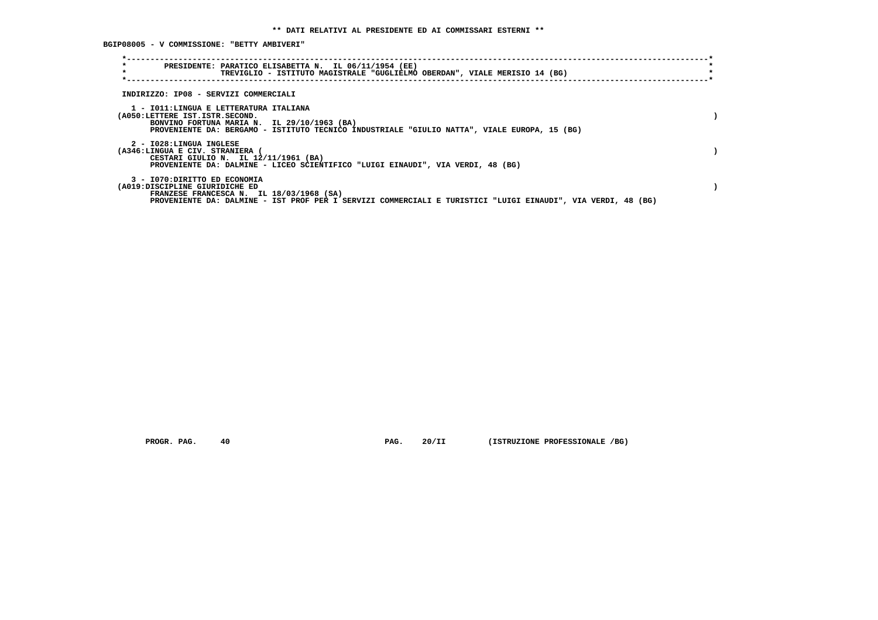** DATI RELATIVI AL PRESIDENTE ED AI COMMISSARI ESTERNI **

BGIP08005 - V COMMISSIONE: "BETTY AMBIVERI"

PRESIDENTE: PARATICO ELISABETTA N. IL 06/11/1954 (EE)
TREVIGLIO - ISTITUTO MAGISTRALE "GUGLIELMO OBERDAN", VIALE MERISIO 14 (BG)

INDIRIZZO: IP08 - SERVIZI COMMERCIALI

1 - I011:LINGUA E LETTERATURA ITALIANA
(A050:LETTERE IST.ISTR.SECOND. )
BONVINO FORTUNA MARIA N. IL 29/10/1963 (BA)
PROVENIENTE DA: BERGAMO - ISTITUTO TECNICO INDUSTRIALE "GIULIO NATTA", VIALE EUROPA, 15 (BG)

2 - I028:LINGUA INGLESE
(A346:LINGUA E CIV. STRANIERA ( )
CESTARI GIULIO N. IL 12/11/1961 (BA)
PROVENIENTE DA: DALMINE - LICEO SCIENTIFICO "LUIGI EINAUDI", VIA VERDI, 48 (BG)

3 - I070:DIRITTO ED ECONOMIA
(A019:DISCIPLINE GIURIDICHE ED )
FRANZESE FRANCESCA N. IL 18/03/1968 (SA)
PROVENIENTE DA: DALMINE - IST PROF PER I SERVIZI COMMERCIALI E TURISTICI "LUIGI EINAUDI", VIA VERDI, 48 (BG)

PROGR. PAG. 40 PAG. 20/II (ISTRUZIONE PROFESSIONALE /BG)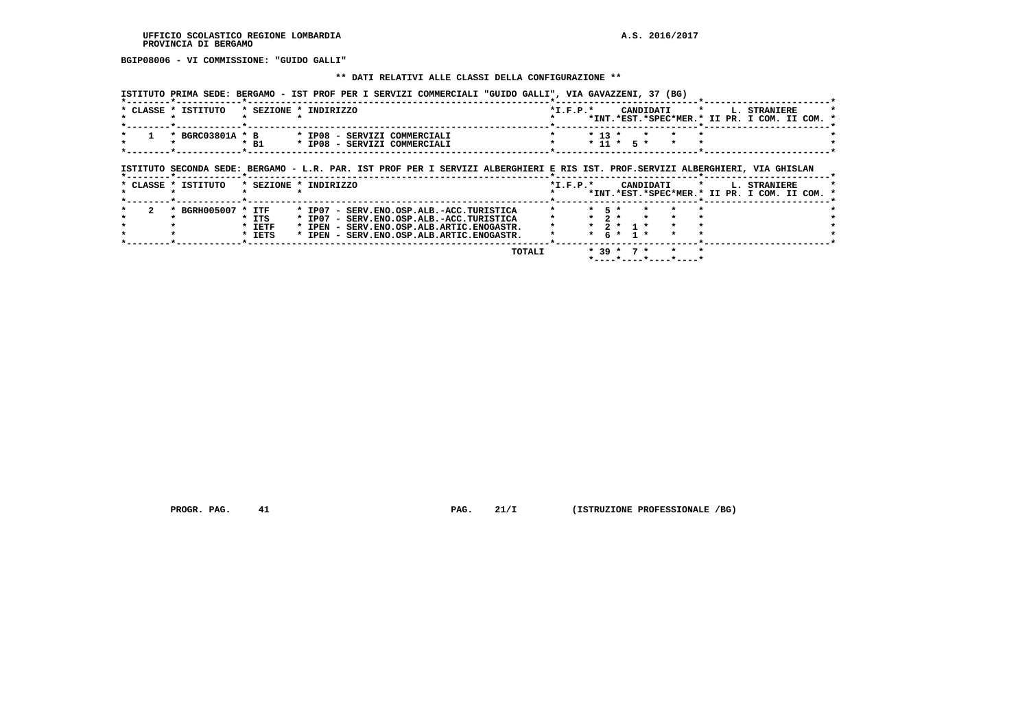BGIP08006 - VI COMMISSIONE: "GUIDO GALLI"

** DATI RELATIVI ALLE CLASSI DELLA CONFIGURAZIONE **

ISTITUTO PRIMA SEDE: BERGAMO - IST PROF PER I SERVIZI COMMERCIALI "GUIDO GALLI", VIA GAVAZZENI, 37 (BG)

| CLASSE | ISTITUTO | SEZIONE | INDIRIZZO | I.F.P. | CANDIDATI INT. | CANDIDATI EST. | CANDIDATI SPEC | CANDIDATI MER. | L. STRANIERE II PR. | L. STRANIERE I COM. | L. STRANIERE II COM. |
|---|---|---|---|---|---|---|---|---|---|---|---|
| 1 | BGRC03801A | B | IP08 - SERVIZI COMMERCIALI | | 13 | | | | | | |
| | | B1 | IP08 - SERVIZI COMMERCIALI | | 11 | 5 | | | | | |

ISTITUTO SECONDA SEDE: BERGAMO - L.R. PAR. IST PROF PER I SERVIZI ALBERGHIERI E RIS IST. PROF.SERVIZI ALBERGHIERI, VIA GHISLAN

| CLASSE | ISTITUTO | SEZIONE | INDIRIZZO | I.F.P. | CANDIDATI INT. | CANDIDATI EST. | CANDIDATI SPEC | CANDIDATI MER. | L. STRANIERE II PR. | L. STRANIERE I COM. | L. STRANIERE II COM. |
|---|---|---|---|---|---|---|---|---|---|---|---|
| 2 | BGRH005007 | ITF | IP07 - SERV.ENO.OSP.ALB.-ACC.TURISTICA | | 5 | | | | | | |
| | | ITS | IP07 - SERV.ENO.OSP.ALB.-ACC.TURISTICA | | 2 | | | | | | |
| | | IETF | IPEN - SERV.ENO.OSP.ALB.ARTIC.ENOGASTR. | | 2 | 1 | | | | | |
| | | IETS | IPEN - SERV.ENO.OSP.ALB.ARTIC.ENOGASTR. | | 6 | 1 | | | | | |
| | | | TOTALI | | 39 | 7 | | | | | |

PROGR. PAG. 41 PAG. 21/I (ISTRUZIONE PROFESSIONALE /BG)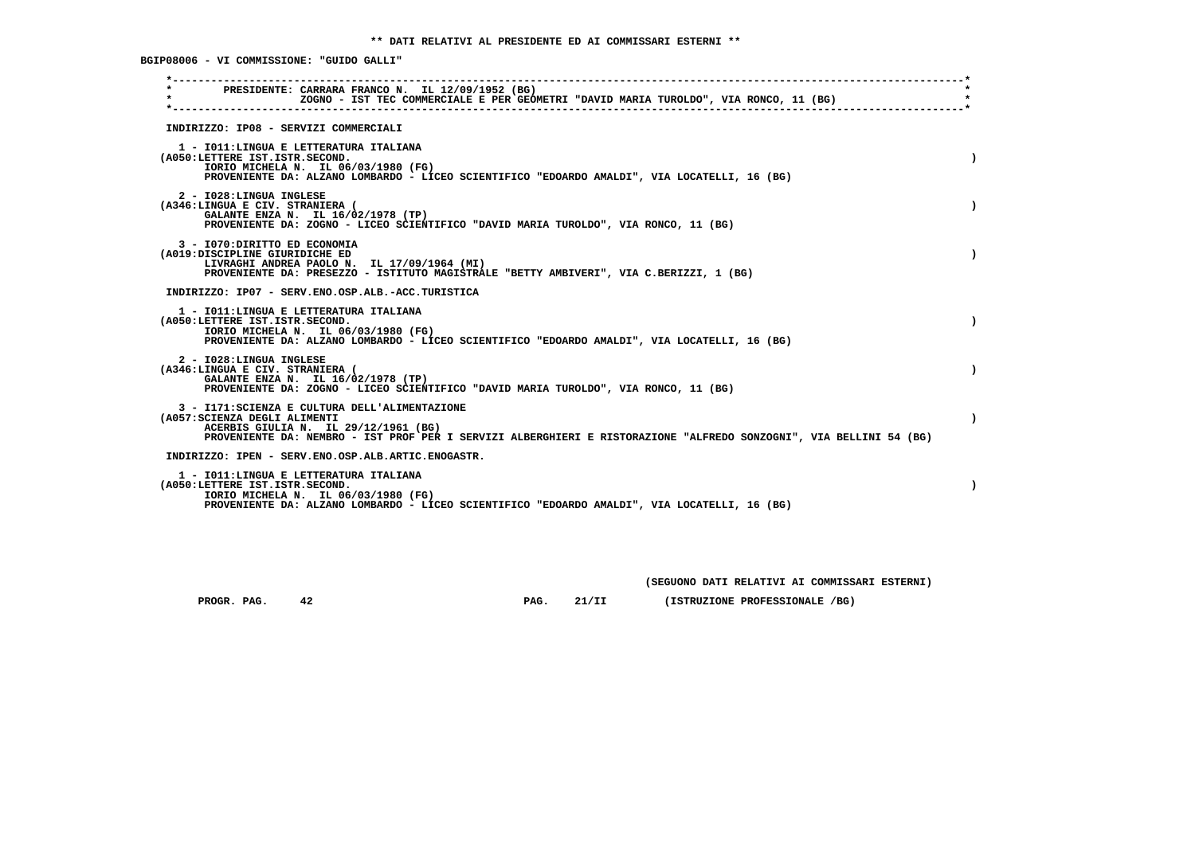** DATI RELATIVI AL PRESIDENTE ED AI COMMISSARI ESTERNI **

BGIP08006 - VI COMMISSIONE: "GUIDO GALLI"

PRESIDENTE: CARRARA FRANCO N. IL 12/09/1952 (BG)
ZOGNO - IST TEC COMMERCIALE E PER GEOMETRI "DAVID MARIA TUROLDO", VIA RONCO, 11 (BG)

INDIRIZZO: IP08 - SERVIZI COMMERCIALI

1 - I011:LINGUA E LETTERATURA ITALIANA
(A050:LETTERE IST.ISTR.SECOND. )
IORIO MICHELA N. IL 06/03/1980 (FG)
PROVENIENTE DA: ALZANO LOMBARDO - LICEO SCIENTIFICO "EDOARDO AMALDI", VIA LOCATELLI, 16 (BG)

2 - I028:LINGUA INGLESE
(A346:LINGUA E CIV. STRANIERA ( )
GALANTE ENZA N. IL 16/02/1978 (TP)
PROVENIENTE DA: ZOGNO - LICEO SCIENTIFICO "DAVID MARIA TUROLDO", VIA RONCO, 11 (BG)

3 - I070:DIRITTO ED ECONOMIA
(A019:DISCIPLINE GIURIDICHE ED )
LIVRAGHI ANDREA PAOLO N. IL 17/09/1964 (MI)
PROVENIENTE DA: PRESEZZO - ISTITUTO MAGISTRALE "BETTY AMBIVERI", VIA C.BERIZZI, 1 (BG)

INDIRIZZO: IP07 - SERV.ENO.OSP.ALB.-ACC.TURISTICA

1 - I011:LINGUA E LETTERATURA ITALIANA
(A050:LETTERE IST.ISTR.SECOND. )
IORIO MICHELA N. IL 06/03/1980 (FG)
PROVENIENTE DA: ALZANO LOMBARDO - LICEO SCIENTIFICO "EDOARDO AMALDI", VIA LOCATELLI, 16 (BG)

2 - I028:LINGUA INGLESE
(A346:LINGUA E CIV. STRANIERA ( )
GALANTE ENZA N. IL 16/02/1978 (TP)
PROVENIENTE DA: ZOGNO - LICEO SCIENTIFICO "DAVID MARIA TUROLDO", VIA RONCO, 11 (BG)

3 - I171:SCIENZA E CULTURA DELL'ALIMENTAZIONE
(A057:SCIENZA DEGLI ALIMENTI )
ACERBIS GIULIA N. IL 29/12/1961 (BG)
PROVENIENTE DA: NEMBRO - IST PROF PER I SERVIZI ALBERGHIERI E RISTORAZIONE "ALFREDO SONZOGNI", VIA BELLINI 54 (BG)

INDIRIZZO: IPEN - SERV.ENO.OSP.ALB.ARTIC.ENOGASTR.

1 - I011:LINGUA E LETTERATURA ITALIANA
(A050:LETTERE IST.ISTR.SECOND. )
IORIO MICHELA N. IL 06/03/1980 (FG)
PROVENIENTE DA: ALZANO LOMBARDO - LICEO SCIENTIFICO "EDOARDO AMALDI", VIA LOCATELLI, 16 (BG)

(SEGUONO DATI RELATIVI AI COMMISSARI ESTERNI)

PROGR. PAG. 42 PAG. 21/II (ISTRUZIONE PROFESSIONALE /BG)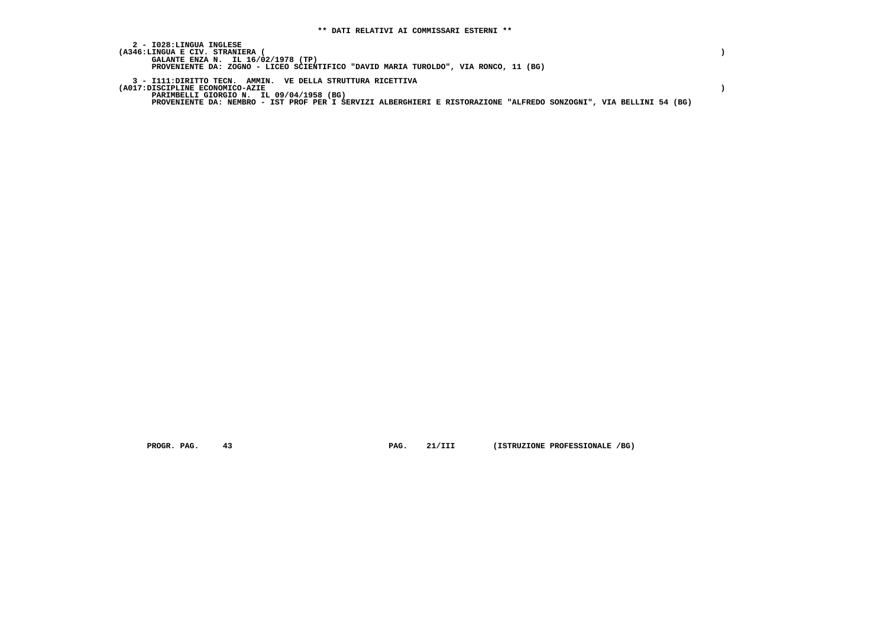**\*\* DATI RELATIVI AI COMMISSARI ESTERNI \*\***

**2 - I028:LINGUA INGLESE**
**(A346:LINGUA E CIV. STRANIERA ( )**
**GALANTE ENZA N. IL 16/02/1978 (TP)**
**PROVENIENTE DA: ZOGNO - LICEO SCIENTIFICO "DAVID MARIA TUROLDO", VIA RONCO, 11 (BG)**

**3 - I111:DIRITTO TECN. AMMIN. VE DELLA STRUTTURA RICETTIVA**
**(A017:DISCIPLINE ECONOMICO-AZIE )**
**PARIMBELLI GIORGIO N. IL 09/04/1958 (BG)**
**PROVENIENTE DA: NEMBRO - IST PROF PER I SERVIZI ALBERGHIERI E RISTORAZIONE "ALFREDO SONZOGNI", VIA BELLINI 54 (BG)**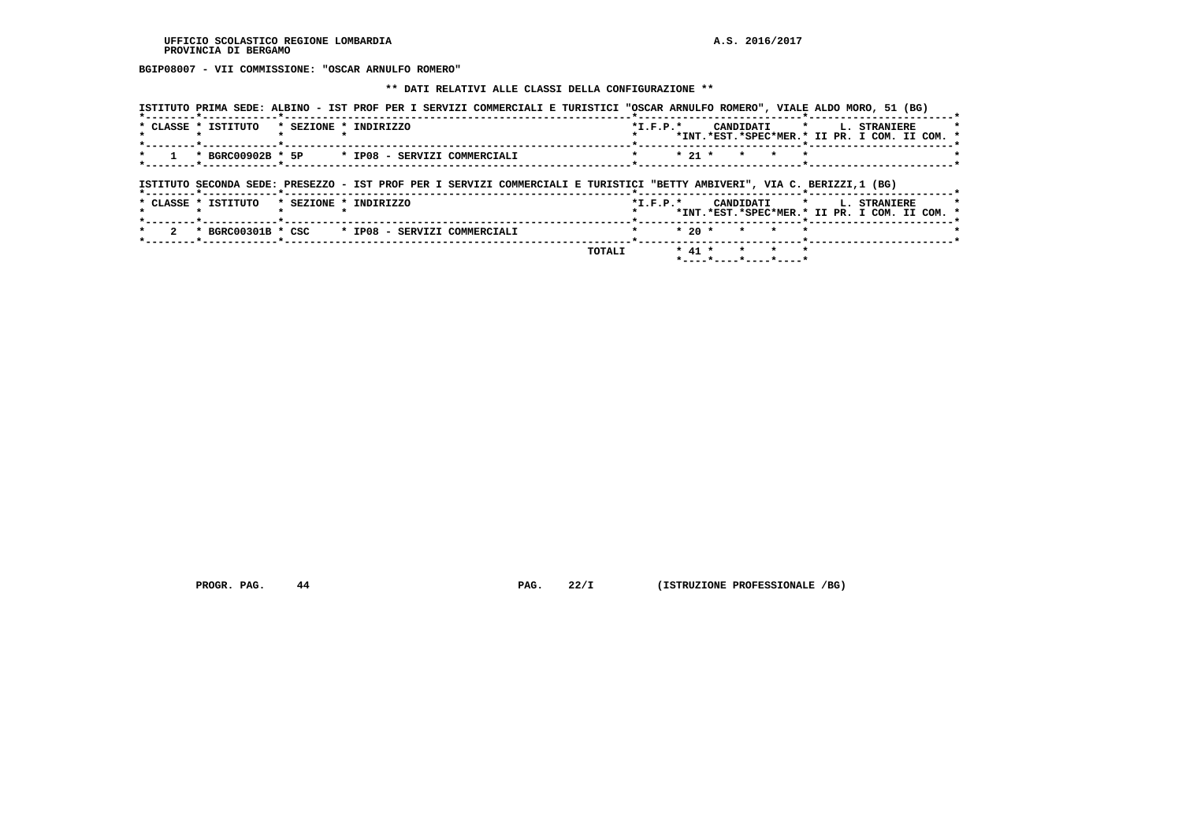BGIP08007 - VII COMMISSIONE: "OSCAR ARNULFO ROMERO"

## ** DATI RELATIVI ALLE CLASSI DELLA CONFIGURAZIONE **

ISTITUTO PRIMA SEDE: ALBINO - IST PROF PER I SERVIZI COMMERCIALI E TURISTICI "OSCAR ARNULFO ROMERO", VIALE ALDO MORO, 51 (BG)

| CLASSE | ISTITUTO | SEZIONE | INDIRIZZO | I.F.P. | CANDIDATI INT. | CANDIDATI EST. | CANDIDATI SPEC | CANDIDATI MER. | L. STRANIERE II PR. | L. STRANIERE I COM. | L. STRANIERE II COM. |
|---|---|---|---|---|---|---|---|---|---|---|---|
| 1 | BGRC00902B | 5P | IP08 - SERVIZI COMMERCIALI | | 21 | | | | | | |

ISTITUTO SECONDA SEDE: PRESEZZO - IST PROF PER I SERVIZI COMMERCIALI E TURISTICI "BETTY AMBIVERI", VIA C. BERIZZI,1 (BG)

| CLASSE | ISTITUTO | SEZIONE | INDIRIZZO | I.F.P. | CANDIDATI INT. | CANDIDATI EST. | CANDIDATI SPEC | CANDIDATI MER. | L. STRANIERE II PR. | L. STRANIERE I COM. | L. STRANIERE II COM. |
|---|---|---|---|---|---|---|---|---|---|---|---|
| 2 | BGRC00301B | CSC | IP08 - SERVIZI COMMERCIALI | | 20 | | | | | | |
| | | | TOTALI | | 41 | | | | | | |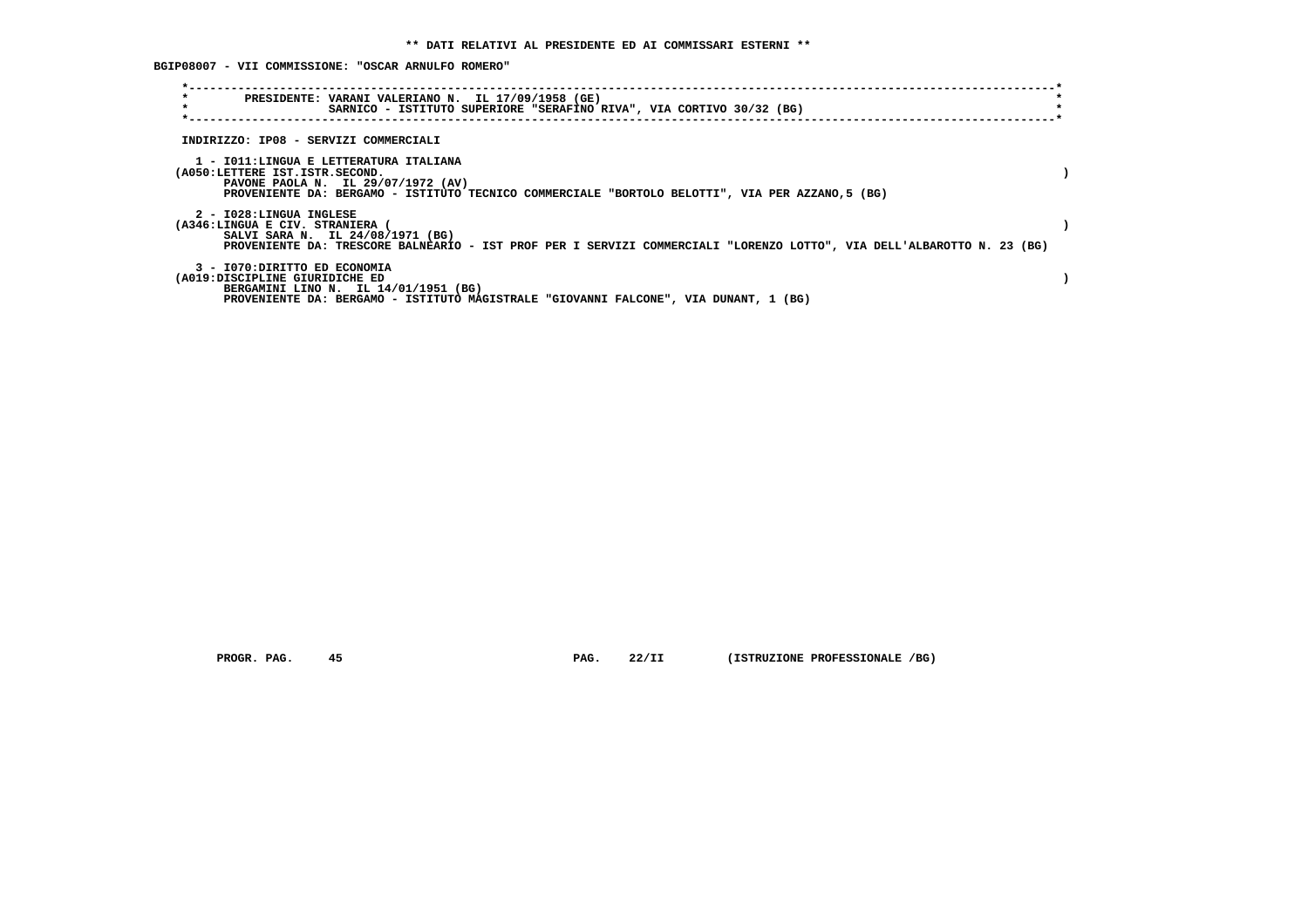** DATI RELATIVI AL PRESIDENTE ED AI COMMISSARI ESTERNI **

BGIP08007 - VII COMMISSIONE: "OSCAR ARNULFO ROMERO"

PRESIDENTE: VARANI VALERIANO N. IL 17/09/1958 (GE)
SARNICO - ISTITUTO SUPERIORE "SERAFINO RIVA", VIA CORTIVO 30/32 (BG)

INDIRIZZO: IP08 - SERVIZI COMMERCIALI

1 - I011:LINGUA E LETTERATURA ITALIANA
(A050:LETTERE IST.ISTR.SECOND. )
PAVONE PAOLA N. IL 29/07/1972 (AV)
PROVENIENTE DA: BERGAMO - ISTITUTO TECNICO COMMERCIALE "BORTOLO BELOTTI", VIA PER AZZANO,5 (BG)

2 - I028:LINGUA INGLESE
(A346:LINGUA E CIV. STRANIERA ( )
SALVI SARA N. IL 24/08/1971 (BG)
PROVENIENTE DA: TRESCORE BALNEARIO - IST PROF PER I SERVIZI COMMERCIALI "LORENZO LOTTO", VIA DELL'ALBAROTTO N. 23 (BG)

3 - I070:DIRITTO ED ECONOMIA
(A019:DISCIPLINE GIURIDICHE ED )
BERGAMINI LINO N. IL 14/01/1951 (BG)
PROVENIENTE DA: BERGAMO - ISTITUTO MAGISTRALE "GIOVANNI FALCONE", VIA DUNANT, 1 (BG)

PROGR. PAG. 45 PAG. 22/II (ISTRUZIONE PROFESSIONALE /BG)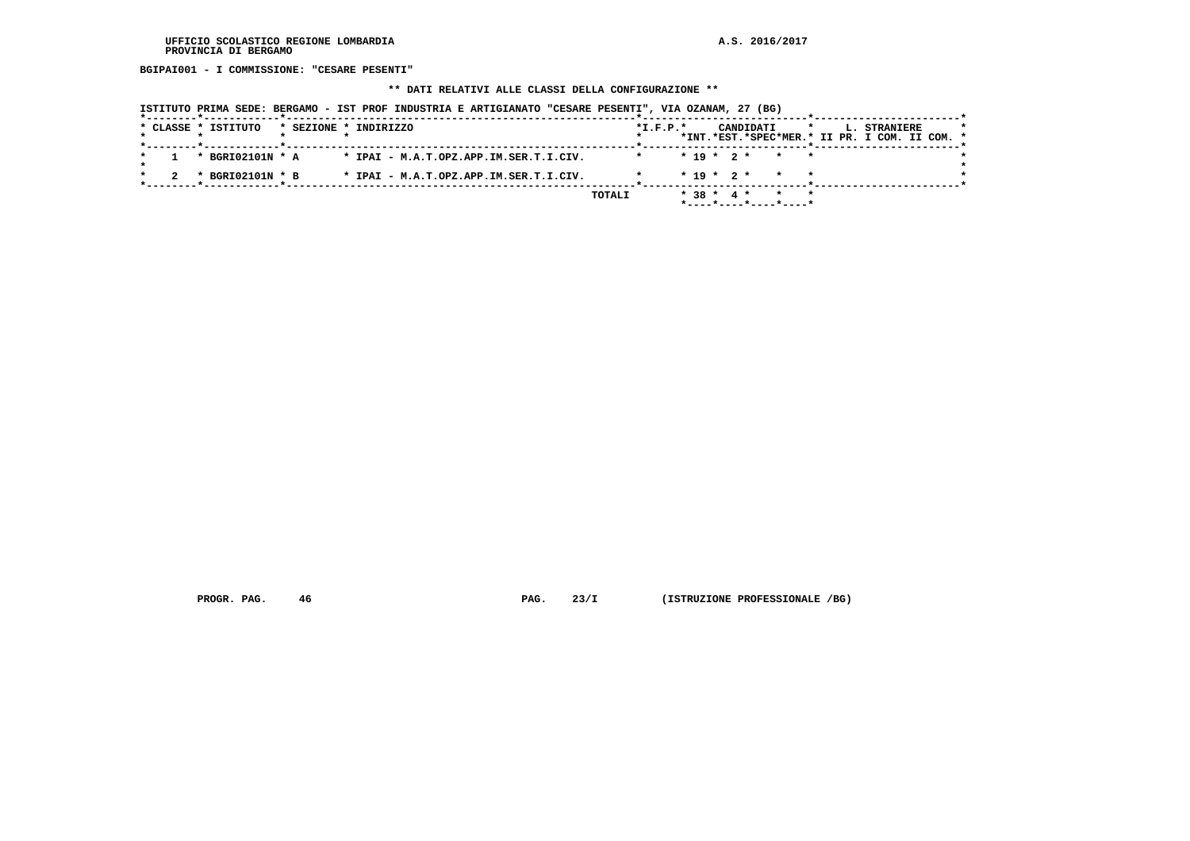UFFICIO SCOLASTICO REGIONE LOMBARDIA
PROVINCIA DI BERGAMO

A.S. 2016/2017

**BGIPAI001 - I COMMISSIONE: "CESARE PESENTI"**

**\*\* DATI RELATIVI ALLE CLASSI DELLA CONFIGURAZIONE \*\***

**ISTITUTO PRIMA SEDE: BERGAMO - IST PROF INDUSTRIA E ARTIGIANATO "CESARE PESENTI", VIA OZANAM, 27 (BG)**

| CLASSE | ISTITUTO | SEZIONE | INDIRIZZO | I.F.P. | CANDIDATI INT. | CANDIDATI EST. | CANDIDATI SPEC | CANDIDATI MER. | L. STRANIERE II PR. | L. STRANIERE I COM. | L. STRANIERE II COM. |
|---|---|---|---|---|---|---|---|---|---|---|---|
| 1 | BGRI02101N | A | IPAI - M.A.T.OPZ.APP.IM.SER.T.I.CIV. | | 19 | 2 | | | | | |
| 2 | BGRI02101N | B | IPAI - M.A.T.OPZ.APP.IM.SER.T.I.CIV. | | 19 | 2 | | | | | |
| | | | TOTALI | | 38 | 4 | | | | | |

PROGR. PAG. 46 PAG. 23/I (ISTRUZIONE PROFESSIONALE /BG)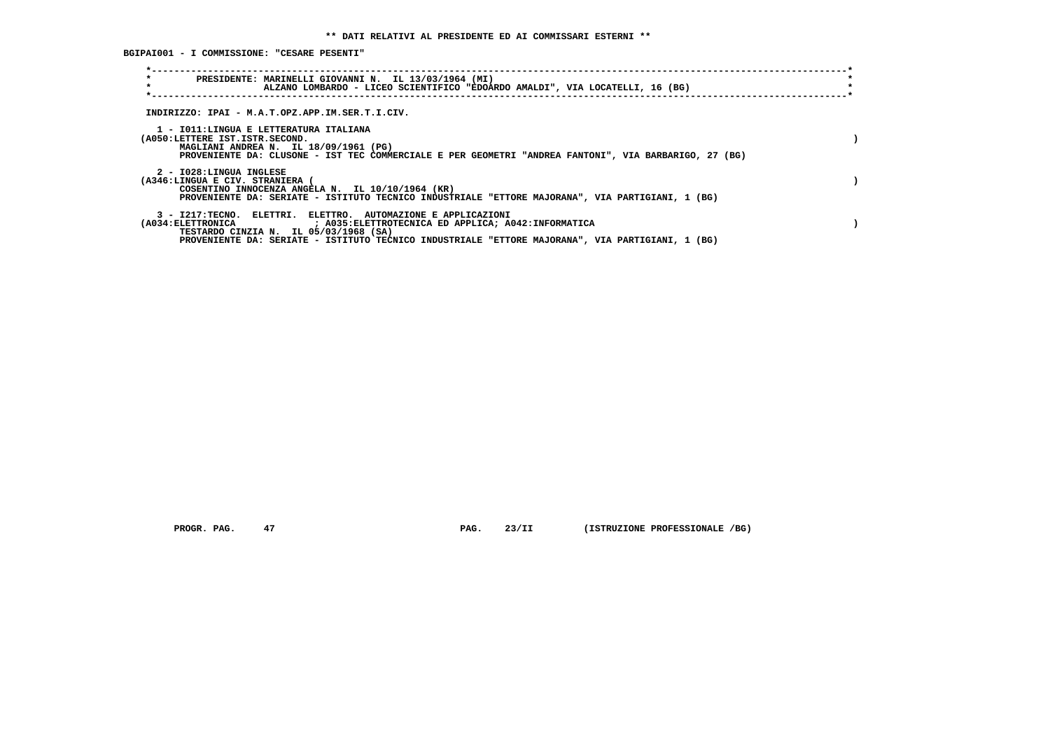**\*\* DATI RELATIVI AL PRESIDENTE ED AI COMMISSARI ESTERNI \*\***

**BGIPAI001 - I COMMISSIONE: "CESARE PESENTI"**

```
*----------------------------------------------------------------------------------------------------------------------*
*        PRESIDENTE: MARINELLI GIOVANNI N.  IL 13/03/1964 (MI)                                                          *
*                    ALZANO LOMBARDO - LICEO SCIENTIFICO "EDOARDO AMALDI", VIA LOCATELLI, 16 (BG)                       *
*----------------------------------------------------------------------------------------------------------------------*
```

INDIRIZZO: IPAI - M.A.T.OPZ.APP.IM.SER.T.I.CIV.

1 - I011:LINGUA E LETTERATURA ITALIANA
(A050:LETTERE IST.ISTR.SECOND. )
MAGLIANI ANDREA N. IL 18/09/1961 (PG)
PROVENIENTE DA: CLUSONE - IST TEC COMMERCIALE E PER GEOMETRI "ANDREA FANTONI", VIA BARBARIGO, 27 (BG)

2 - I028:LINGUA INGLESE
(A346:LINGUA E CIV. STRANIERA ( )
COSENTINO INNOCENZA ANGELA N. IL 10/10/1964 (KR)
PROVENIENTE DA: SERIATE - ISTITUTO TECNICO INDUSTRIALE "ETTORE MAJORANA", VIA PARTIGIANI, 1 (BG)

3 - I217:TECNO. ELETTRI. ELETTRO. AUTOMAZIONE E APPLICAZIONI
(A034:ELETTRONICA ; A035:ELETTROTECNICA ED APPLICA; A042:INFORMATICA )
TESTARDO CINZIA N. IL 05/03/1968 (SA)
PROVENIENTE DA: SERIATE - ISTITUTO TECNICO INDUSTRIALE "ETTORE MAJORANA", VIA PARTIGIANI, 1 (BG)

PROGR. PAG. 47 PAG. 23/II (ISTRUZIONE PROFESSIONALE /BG)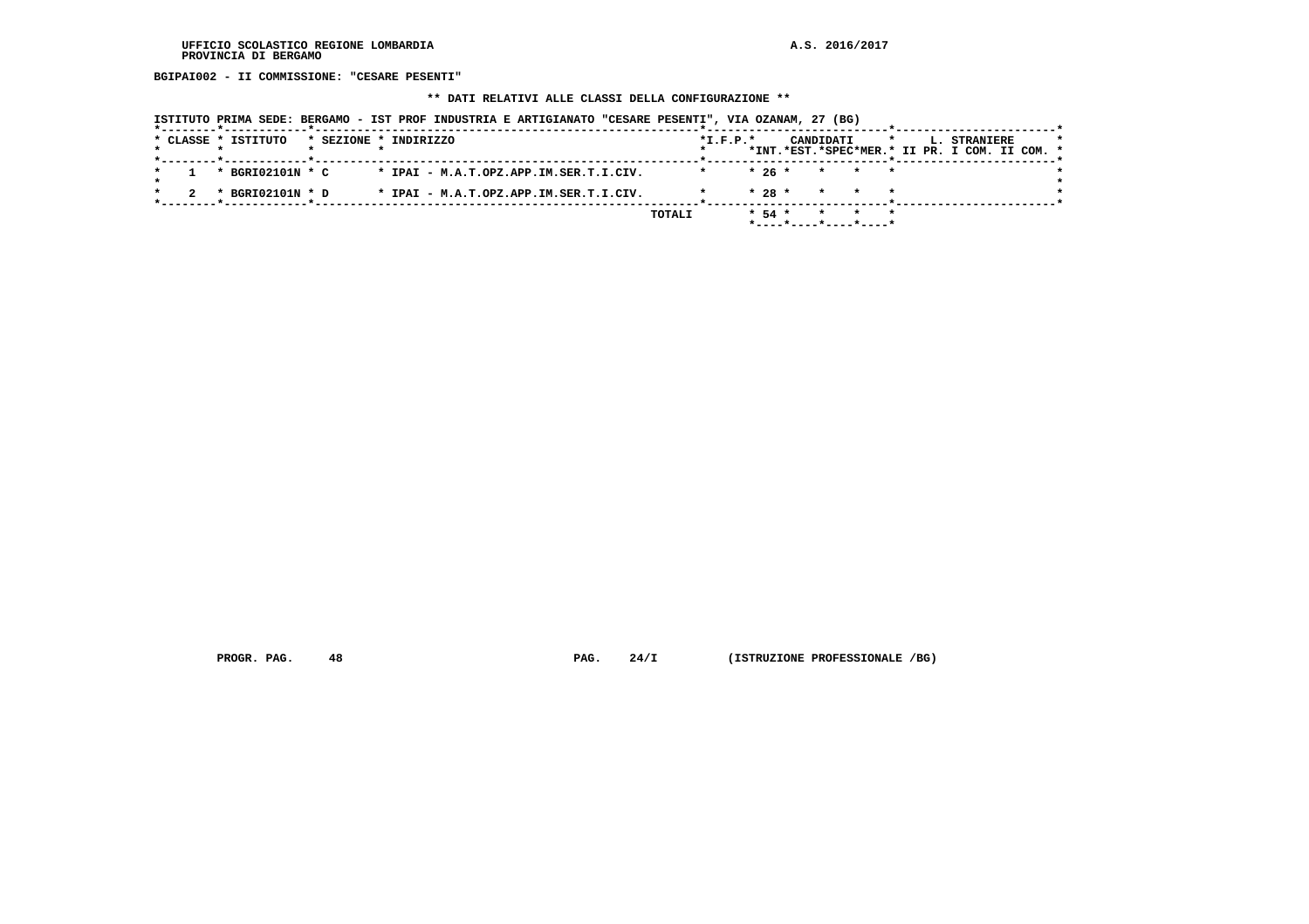UFFICIO SCOLASTICO REGIONE LOMBARDIA
PROVINCIA DI BERGAMO

A.S. 2016/2017

**BGIPAI002 - II COMMISSIONE: "CESARE PESENTI"**

**\*\* DATI RELATIVI ALLE CLASSI DELLA CONFIGURAZIONE \*\***

ISTITUTO PRIMA SEDE: BERGAMO - IST PROF INDUSTRIA E ARTIGIANATO "CESARE PESENTI", VIA OZANAM, 27 (BG)

| CLASSE | ISTITUTO | SEZIONE | INDIRIZZO | I.F.P. | CANDIDATI INT. | CANDIDATI EST. | CANDIDATI SPEC | CANDIDATI MER. | L. STRANIERE II PR. | L. STRANIERE I COM. | L. STRANIERE II COM. |
|---|---|---|---|---|---|---|---|---|---|---|---|
| 1 | BGRI02101N | C | IPAI - M.A.T.OPZ.APP.IM.SER.T.I.CIV. | | 26 | | | | | | |
| 2 | BGRI02101N | D | IPAI - M.A.T.OPZ.APP.IM.SER.T.I.CIV. | | 28 | | | | | | |
| | | | TOTALI | | 54 | | | | | | |

PROGR. PAG. 48 PAG. 24/I (ISTRUZIONE PROFESSIONALE /BG)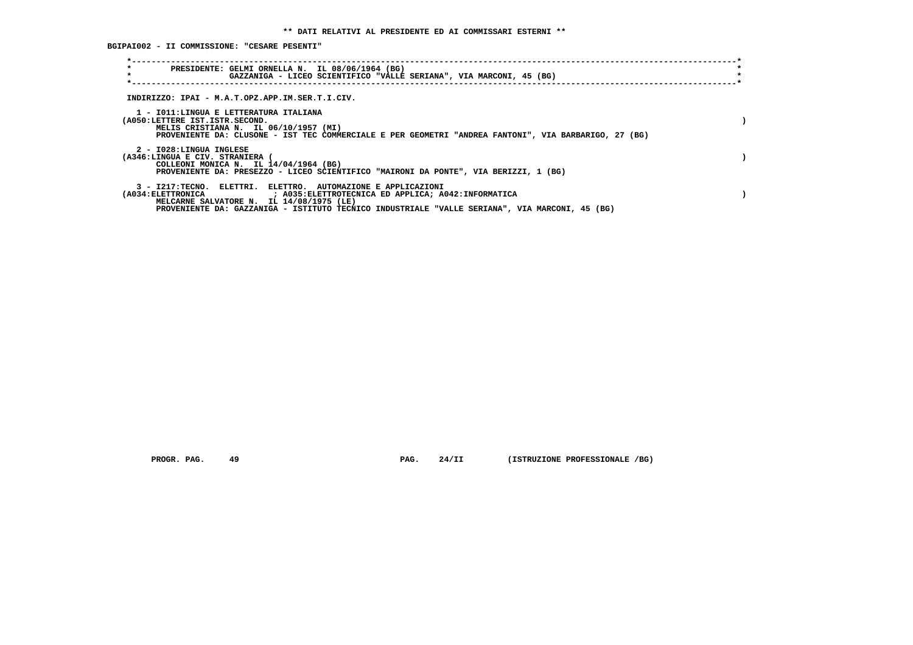**\*\* DATI RELATIVI AL PRESIDENTE ED AI COMMISSARI ESTERNI \*\***

**BGIPAI002 - II COMMISSIONE: "CESARE PESENTI"**

```
*----------------------------------------------------------------------------------------------------------------------------*
*        PRESIDENTE: GELMI ORNELLA N.  IL 08/06/1964 (BG)                                                                    *
*                    GAZZANIGA - LICEO SCIENTIFICO "VALLE SERIANA", VIA MARCONI, 45 (BG)                                     *
*----------------------------------------------------------------------------------------------------------------------------*
```

INDIRIZZO: IPAI - M.A.T.OPZ.APP.IM.SER.T.I.CIV.

```
   1 - I011:LINGUA E LETTERATURA ITALIANA
 (A050:LETTERE IST.ISTR.SECOND.                                                                                               )
       MELIS CRISTIANA N.  IL 06/10/1957 (MI)
       PROVENIENTE DA: CLUSONE - IST TEC COMMERCIALE E PER GEOMETRI "ANDREA FANTONI", VIA BARBARIGO, 27 (BG)

   2 - I028:LINGUA INGLESE
 (A346:LINGUA E CIV. STRANIERA (                                                                                              )
       COLLEONI MONICA N.  IL 14/04/1964 (BG)
       PROVENIENTE DA: PRESEZZO - LICEO SCIENTIFICO "MAIRONI DA PONTE", VIA BERIZZI, 1 (BG)

   3 - I217:TECNO.  ELETTRI.  ELETTRO.  AUTOMAZIONE E APPLICAZIONI
 (A034:ELETTRONICA              ; A035:ELETTROTECNICA ED APPLICA; A042:INFORMATICA                                            )
       MELCARNE SALVATORE N.  IL 14/08/1975 (LE)
       PROVENIENTE DA: GAZZANIGA - ISTITUTO TECNICO INDUSTRIALE "VALLE SERIANA", VIA MARCONI, 45 (BG)
```

PROGR. PAG. 49 PAG. 24/II (ISTRUZIONE PROFESSIONALE /BG)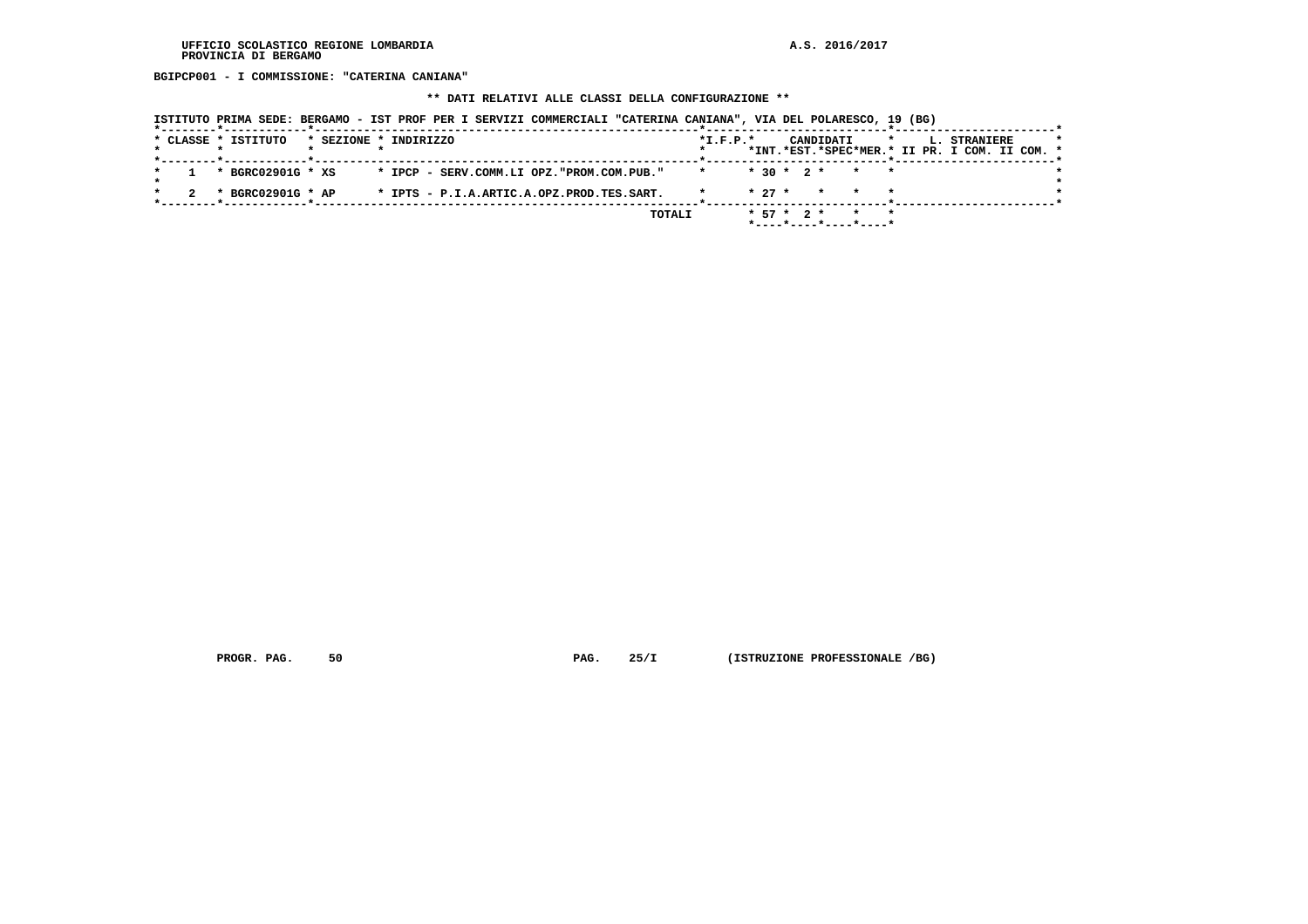BGIPCP001 - I COMMISSIONE: "CATERINA CANIANA"

** DATI RELATIVI ALLE CLASSI DELLA CONFIGURAZIONE **

ISTITUTO PRIMA SEDE: BERGAMO - IST PROF PER I SERVIZI COMMERCIALI "CATERINA CANIANA", VIA DEL POLARESCO, 19 (BG)

| CLASSE | ISTITUTO | SEZIONE | INDIRIZZO | I.F.P. | CANDIDATI INT. | CANDIDATI EST. | CANDIDATI SPEC | CANDIDATI MER. | L. STRANIERE II PR. | L. STRANIERE I COM. | L. STRANIERE II COM. |
|---|---|---|---|---|---|---|---|---|---|---|---|
| 1 | BGRC02901G | XS | IPCP - SERV.COMM.LI OPZ."PROM.COM.PUB." | | 30 | 2 | | | | | |
| 2 | BGRC02901G | AP | IPTS - P.I.A.ARTIC.A.OPZ.PROD.TES.SART. | | 27 | | | | | | |
| | | | TOTALI | | 57 | 2 | | | | | |

PROGR. PAG. 50 PAG. 25/I (ISTRUZIONE PROFESSIONALE /BG)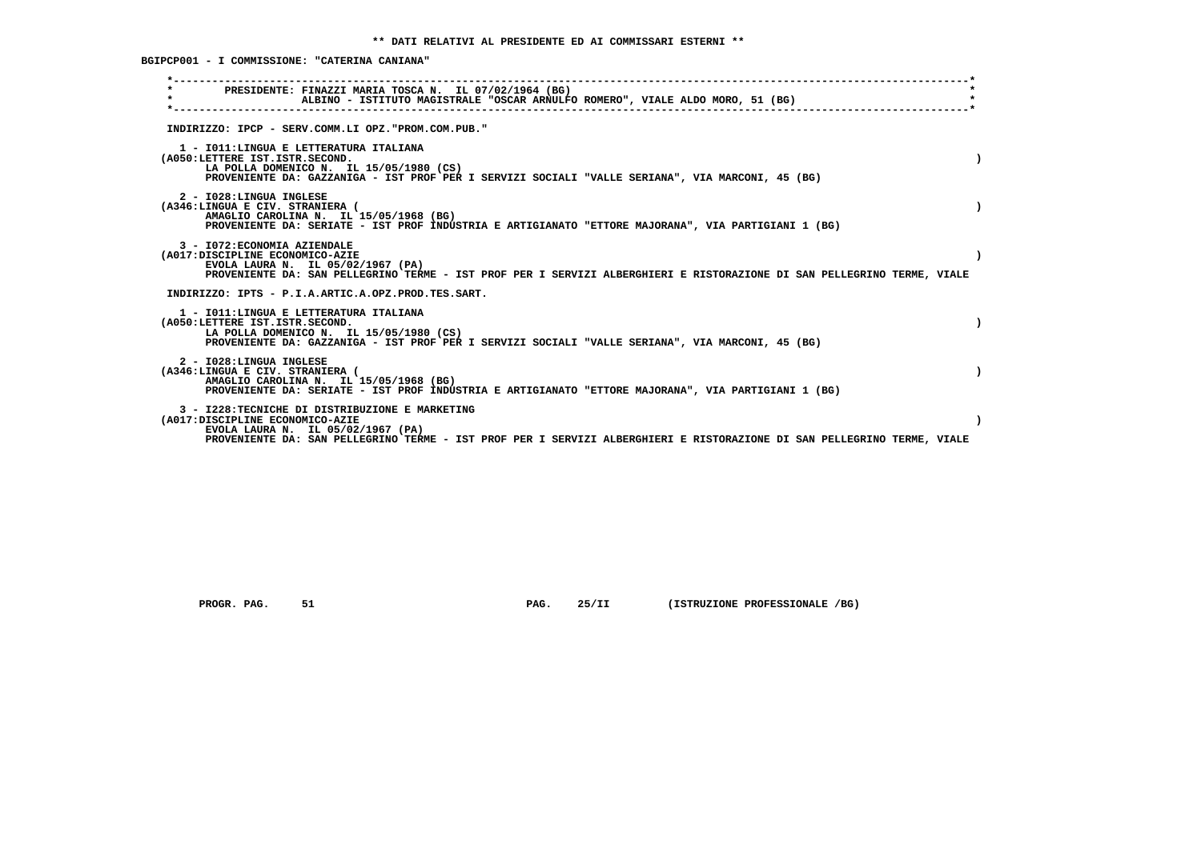**\*\* DATI RELATIVI AL PRESIDENTE ED AI COMMISSARI ESTERNI \*\***

**BGIPCP001 - I COMMISSIONE: "CATERINA CANIANA"**

**PRESIDENTE: FINAZZI MARIA TOSCA N. IL 07/02/1964 (BG)**
**ALBINO - ISTITUTO MAGISTRALE "OSCAR ARNULFO ROMERO", VIALE ALDO MORO, 51 (BG)**

**INDIRIZZO: IPCP - SERV.COMM.LI OPZ."PROM.COM.PUB."**

**1 - I011:LINGUA E LETTERATURA ITALIANA**
**(A050:LETTERE IST.ISTR.SECOND. )**
**LA POLLA DOMENICO N. IL 15/05/1980 (CS)**
**PROVENIENTE DA: GAZZANIGA - IST PROF PER I SERVIZI SOCIALI "VALLE SERIANA", VIA MARCONI, 45 (BG)**

**2 - I028:LINGUA INGLESE**
**(A346:LINGUA E CIV. STRANIERA ( )**
**AMAGLIO CAROLINA N. IL 15/05/1968 (BG)**
**PROVENIENTE DA: SERIATE - IST PROF INDUSTRIA E ARTIGIANATO "ETTORE MAJORANA", VIA PARTIGIANI 1 (BG)**

**3 - I072:ECONOMIA AZIENDALE**
**(A017:DISCIPLINE ECONOMICO-AZIE )**
**EVOLA LAURA N. IL 05/02/1967 (PA)**
**PROVENIENTE DA: SAN PELLEGRINO TERME - IST PROF PER I SERVIZI ALBERGHIERI E RISTORAZIONE DI SAN PELLEGRINO TERME, VIALE**

**INDIRIZZO: IPTS - P.I.A.ARTIC.A.OPZ.PROD.TES.SART.**

**1 - I011:LINGUA E LETTERATURA ITALIANA**
**(A050:LETTERE IST.ISTR.SECOND. )**
**LA POLLA DOMENICO N. IL 15/05/1980 (CS)**
**PROVENIENTE DA: GAZZANIGA - IST PROF PER I SERVIZI SOCIALI "VALLE SERIANA", VIA MARCONI, 45 (BG)**

**2 - I028:LINGUA INGLESE**
**(A346:LINGUA E CIV. STRANIERA ( )**
**AMAGLIO CAROLINA N. IL 15/05/1968 (BG)**
**PROVENIENTE DA: SERIATE - IST PROF INDUSTRIA E ARTIGIANATO "ETTORE MAJORANA", VIA PARTIGIANI 1 (BG)**

**3 - I228:TECNICHE DI DISTRIBUZIONE E MARKETING**
**(A017:DISCIPLINE ECONOMICO-AZIE )**
**EVOLA LAURA N. IL 05/02/1967 (PA)**
**PROVENIENTE DA: SAN PELLEGRINO TERME - IST PROF PER I SERVIZI ALBERGHIERI E RISTORAZIONE DI SAN PELLEGRINO TERME, VIALE**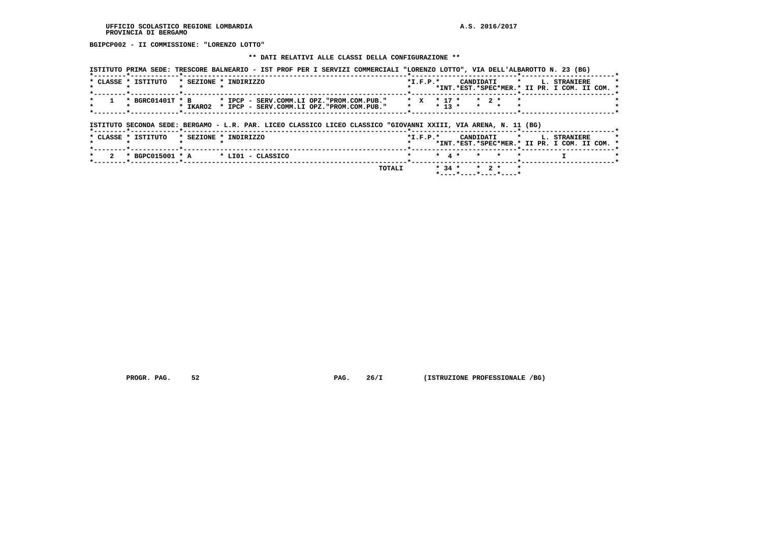BGIPCP002 - II COMMISSIONE: "LORENZO LOTTO"

** DATI RELATIVI ALLE CLASSI DELLA CONFIGURAZIONE **

ISTITUTO PRIMA SEDE: TRESCORE BALNEARIO - IST PROF PER I SERVIZI COMMERCIALI "LORENZO LOTTO", VIA DELL'ALBAROTTO N. 23 (BG)

| CLASSE | ISTITUTO | SEZIONE | INDIRIZZO | I.F.P. | CANDIDATI INT. | CANDIDATI EST. | CANDIDATI SPEC | CANDIDATI MER. | L. STRANIERE II PR. | L. STRANIERE I COM. | L. STRANIERE II COM. |
|---|---|---|---|---|---|---|---|---|---|---|---|
| 1 | BGRC01401T | B | IPCP - SERV.COMM.LI OPZ."PROM.COM.PUB." | X | 17 | | 2 | | | | |
| | | IKARO2 | IPCP - SERV.COMM.LI OPZ."PROM.COM.PUB." | | 13 | | | | | | |

ISTITUTO SECONDA SEDE: BERGAMO - L.R. PAR. LICEO CLASSICO LICEO CLASSICO "GIOVANNI XXIII, VIA ARENA, N. 11 (BG)

| CLASSE | ISTITUTO | SEZIONE | INDIRIZZO | I.F.P. | CANDIDATI INT. | CANDIDATI EST. | CANDIDATI SPEC | CANDIDATI MER. | L. STRANIERE II PR. | L. STRANIERE I COM. | L. STRANIERE II COM. |
|---|---|---|---|---|---|---|---|---|---|---|---|
| 2 | BGPC015001 | A | LI01 - CLASSICO | | 4 | | | | | I | |
| | | | TOTALI | | 34 | | 2 | | | | |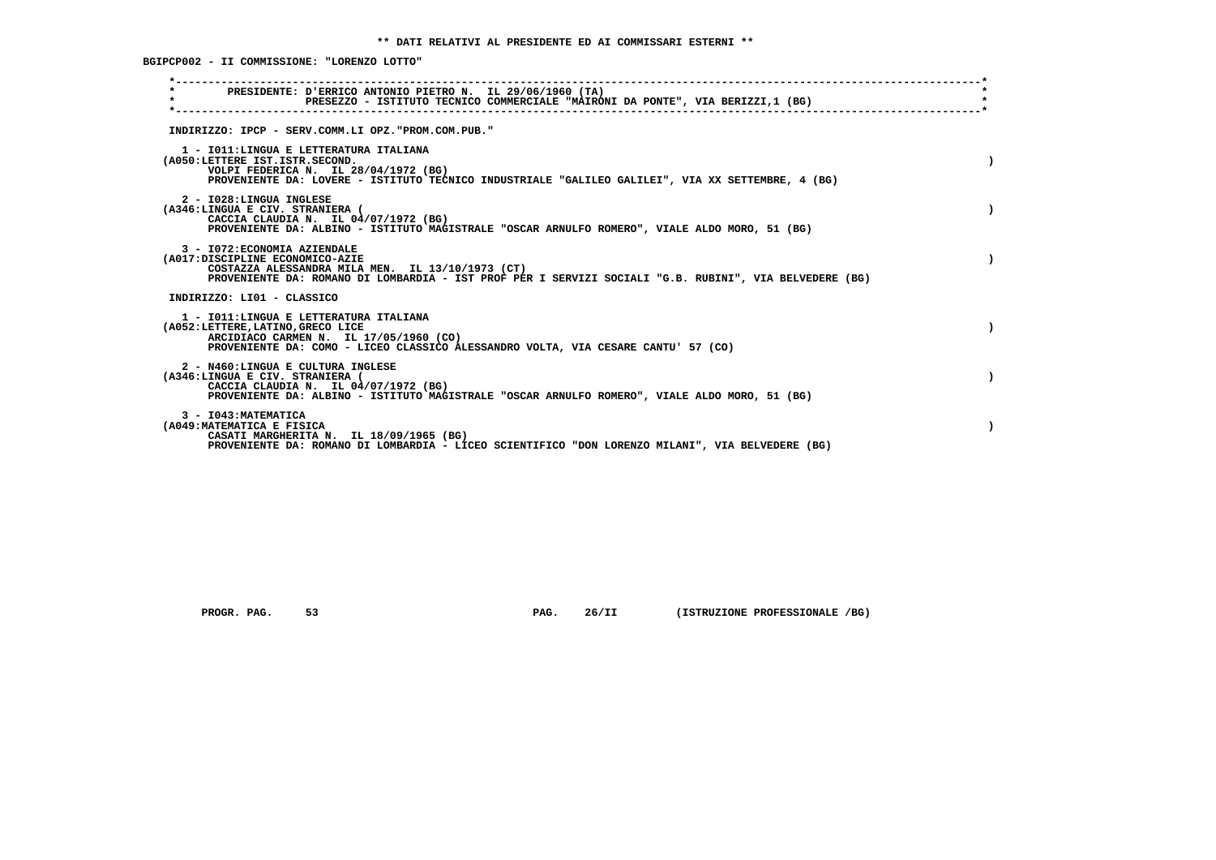** DATI RELATIVI AL PRESIDENTE ED AI COMMISSARI ESTERNI **

BGIPCP002 - II COMMISSIONE: "LORENZO LOTTO"

PRESIDENTE: D'ERRICO ANTONIO PIETRO N. IL 29/06/1960 (TA)
PRESEZZO - ISTITUTO TECNICO COMMERCIALE "MAIRONI DA PONTE", VIA BERIZZI,1 (BG)

INDIRIZZO: IPCP - SERV.COMM.LI OPZ."PROM.COM.PUB."

1 - I011:LINGUA E LETTERATURA ITALIANA
(A050:LETTERE IST.ISTR.SECOND. )
VOLPI FEDERICA N. IL 28/04/1972 (BG)
PROVENIENTE DA: LOVERE - ISTITUTO TECNICO INDUSTRIALE "GALILEO GALILEI", VIA XX SETTEMBRE, 4 (BG)

2 - I028:LINGUA INGLESE
(A346:LINGUA E CIV. STRANIERA ( )
CACCIA CLAUDIA N. IL 04/07/1972 (BG)
PROVENIENTE DA: ALBINO - ISTITUTO MAGISTRALE "OSCAR ARNULFO ROMERO", VIALE ALDO MORO, 51 (BG)

3 - I072:ECONOMIA AZIENDALE
(A017:DISCIPLINE ECONOMICO-AZIE )
COSTAZZA ALESSANDRA MILA MEN. IL 13/10/1973 (CT)
PROVENIENTE DA: ROMANO DI LOMBARDIA - IST PROF PER I SERVIZI SOCIALI "G.B. RUBINI", VIA BELVEDERE (BG)

INDIRIZZO: LI01 - CLASSICO

1 - I011:LINGUA E LETTERATURA ITALIANA
(A052:LETTERE,LATINO,GRECO LICE )
ARCIDIACO CARMEN N. IL 17/05/1960 (CO)
PROVENIENTE DA: COMO - LICEO CLASSICO ALESSANDRO VOLTA, VIA CESARE CANTU' 57 (CO)

2 - N460:LINGUA E CULTURA INGLESE
(A346:LINGUA E CIV. STRANIERA ( )
CACCIA CLAUDIA N. IL 04/07/1972 (BG)
PROVENIENTE DA: ALBINO - ISTITUTO MAGISTRALE "OSCAR ARNULFO ROMERO", VIALE ALDO MORO, 51 (BG)

3 - I043:MATEMATICA
(A049:MATEMATICA E FISICA )
CASATI MARGHERITA N. IL 18/09/1965 (BG)
PROVENIENTE DA: ROMANO DI LOMBARDIA - LICEO SCIENTIFICO "DON LORENZO MILANI", VIA BELVEDERE (BG)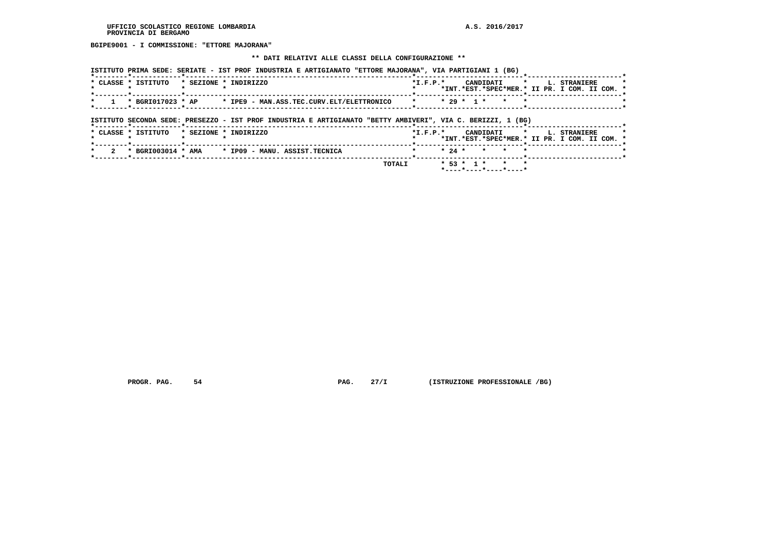**BGIPE9001 - I COMMISSIONE: "ETTORE MAJORANA"**

**\*\* DATI RELATIVI ALLE CLASSI DELLA CONFIGURAZIONE \*\***

**ISTITUTO PRIMA SEDE: SERIATE - IST PROF INDUSTRIA E ARTIGIANATO "ETTORE MAJORANA", VIA PARTIGIANI 1 (BG)**

| CLASSE | ISTITUTO | SEZIONE | INDIRIZZO | I.F.P. | CANDIDATI INT. | CANDIDATI EST. | CANDIDATI SPEC | CANDIDATI MER. | L. STRANIERE II PR. | L. STRANIERE I COM. | L. STRANIERE II COM. |
|---|---|---|---|---|---|---|---|---|---|---|---|
| 1 | BGRI017023 | AP | IPE9 - MAN.ASS.TEC.CURV.ELT/ELETTRONICO | | 29 | 1 | | | | | |

**ISTITUTO SECONDA SEDE: PRESEZZO - IST PROF INDUSTRIA E ARTIGIANATO "BETTY AMBIVERI", VIA C. BERIZZI, 1 (BG)**

| CLASSE | ISTITUTO | SEZIONE | INDIRIZZO | I.F.P. | CANDIDATI INT. | CANDIDATI EST. | CANDIDATI SPEC | CANDIDATI MER. | L. STRANIERE II PR. | L. STRANIERE I COM. | L. STRANIERE II COM. |
|---|---|---|---|---|---|---|---|---|---|---|---|
| 2 | BGRI003014 | AMA | IP09 - MANU. ASSIST.TECNICA | | 24 | | | | | | |
| | | | TOTALI | | 53 | 1 | | | | | |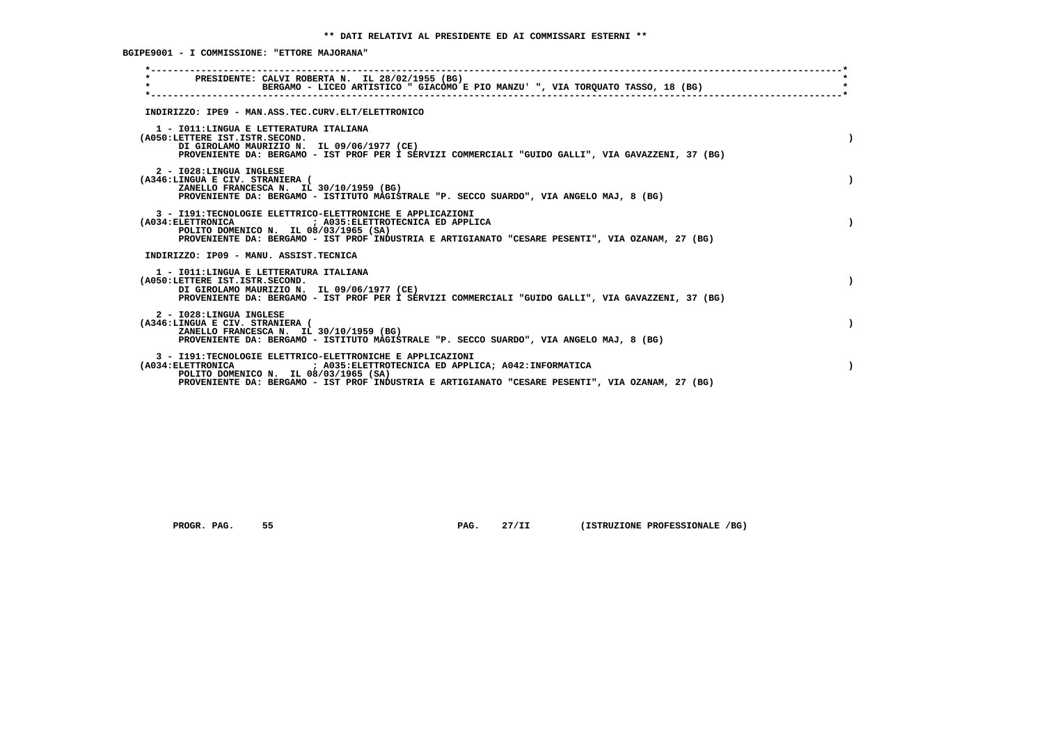**\*\* DATI RELATIVI AL PRESIDENTE ED AI COMMISSARI ESTERNI \*\***

**BGIPE9001 - I COMMISSIONE: "ETTORE MAJORANA"**

```
*----------------------------------------------------------------------------------------------------------------------*
*        PRESIDENTE: CALVI ROBERTA N.  IL 28/02/1955 (BG)                                                             *
*                    BERGAMO - LICEO ARTISTICO " GIACOMO E PIO MANZU' ", VIA TORQUATO TASSO, 18 (BG)                  *
*----------------------------------------------------------------------------------------------------------------------*
```

INDIRIZZO: IPE9 - MAN.ASS.TEC.CURV.ELT/ELETTRONICO

1 - I011:LINGUA E LETTERATURA ITALIANA
(A050:LETTERE IST.ISTR.SECOND. )
DI GIROLAMO MAURIZIO N. IL 09/06/1977 (CE)
PROVENIENTE DA: BERGAMO - IST PROF PER I SERVIZI COMMERCIALI "GUIDO GALLI", VIA GAVAZZENI, 37 (BG)

2 - I028:LINGUA INGLESE
(A346:LINGUA E CIV. STRANIERA ( )
ZANELLO FRANCESCA N. IL 30/10/1959 (BG)
PROVENIENTE DA: BERGAMO - ISTITUTO MAGISTRALE "P. SECCO SUARDO", VIA ANGELO MAJ, 8 (BG)

3 - I191:TECNOLOGIE ELETTRICO-ELETTRONICHE E APPLICAZIONI
(A034:ELETTRONICA ; A035:ELETTROTECNICA ED APPLICA )
POLITO DOMENICO N. IL 08/03/1965 (SA)
PROVENIENTE DA: BERGAMO - IST PROF INDUSTRIA E ARTIGIANATO "CESARE PESENTI", VIA OZANAM, 27 (BG)

INDIRIZZO: IP09 - MANU. ASSIST.TECNICA

1 - I011:LINGUA E LETTERATURA ITALIANA
(A050:LETTERE IST.ISTR.SECOND. )
DI GIROLAMO MAURIZIO N. IL 09/06/1977 (CE)
PROVENIENTE DA: BERGAMO - IST PROF PER I SERVIZI COMMERCIALI "GUIDO GALLI", VIA GAVAZZENI, 37 (BG)

2 - I028:LINGUA INGLESE
(A346:LINGUA E CIV. STRANIERA ( )
ZANELLO FRANCESCA N. IL 30/10/1959 (BG)
PROVENIENTE DA: BERGAMO - ISTITUTO MAGISTRALE "P. SECCO SUARDO", VIA ANGELO MAJ, 8 (BG)

3 - I191:TECNOLOGIE ELETTRICO-ELETTRONICHE E APPLICAZIONI
(A034:ELETTRONICA ; A035:ELETTROTECNICA ED APPLICA; A042:INFORMATICA )
POLITO DOMENICO N. IL 08/03/1965 (SA)
PROVENIENTE DA: BERGAMO - IST PROF INDUSTRIA E ARTIGIANATO "CESARE PESENTI", VIA OZANAM, 27 (BG)

PROGR. PAG. 55 PAG. 27/II (ISTRUZIONE PROFESSIONALE /BG)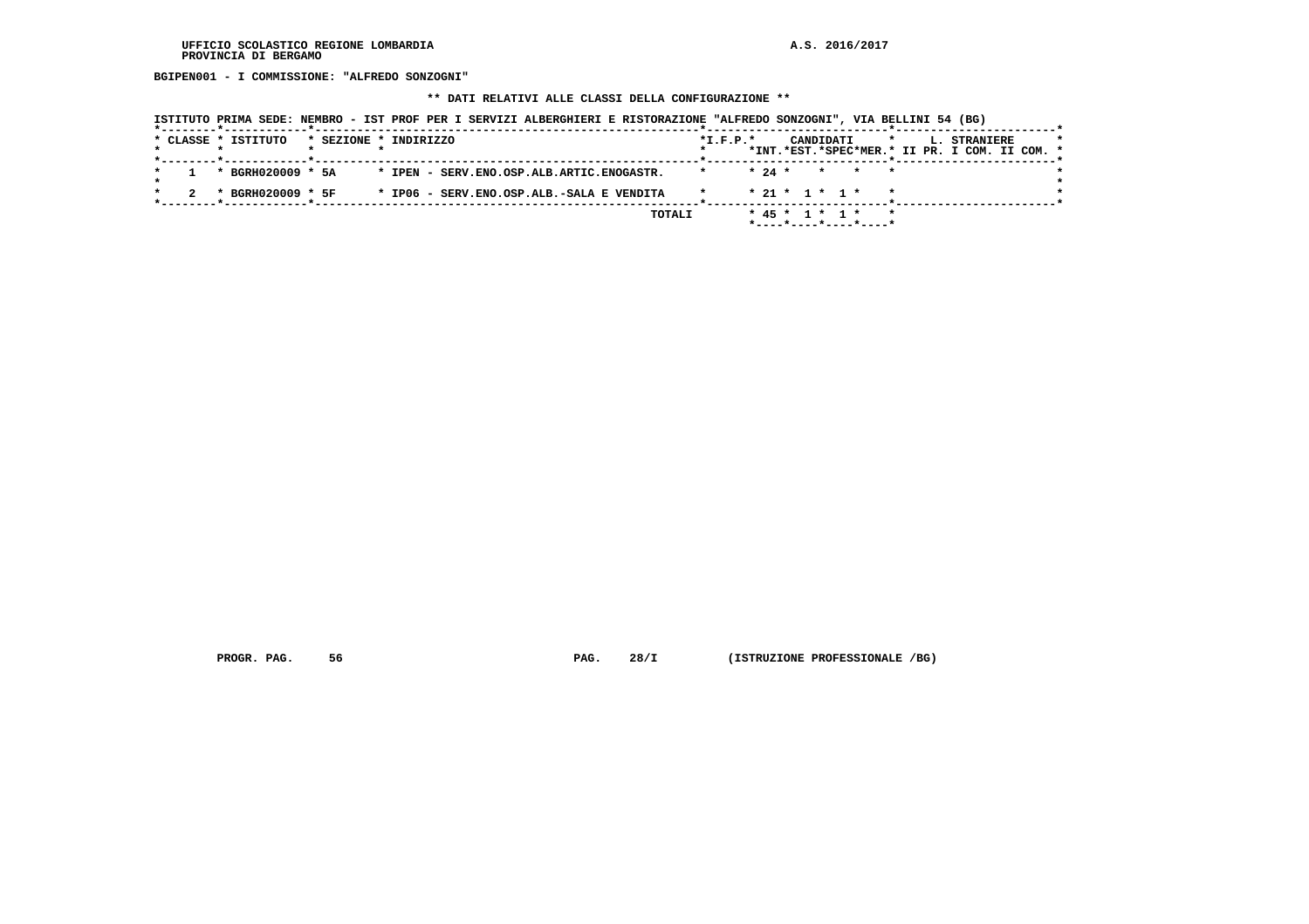BGIPEN001 - I COMMISSIONE: "ALFREDO SONZOGNI"

** DATI RELATIVI ALLE CLASSI DELLA CONFIGURAZIONE **

ISTITUTO PRIMA SEDE: NEMBRO - IST PROF PER I SERVIZI ALBERGHIERI E RISTORAZIONE "ALFREDO SONZOGNI", VIA BELLINI 54 (BG)

| CLASSE | ISTITUTO | SEZIONE | INDIRIZZO | I.F.P. | CANDIDATI INT. | CANDIDATI EST. | CANDIDATI SPEC | CANDIDATI MER. | L. STRANIERE II PR. | L. STRANIERE I COM. | L. STRANIERE II COM. |
|---|---|---|---|---|---|---|---|---|---|---|---|
| 1 | BGRH020009 | 5A | IPEN - SERV.ENO.OSP.ALB.ARTIC.ENOGASTR. | | 24 | | | | | | |
| 2 | BGRH020009 | 5F | IP06 - SERV.ENO.OSP.ALB.-SALA E VENDITA | | 21 | 1 | 1 | | | | |
| | | | TOTALI | | 45 | 1 | 1 | | | | |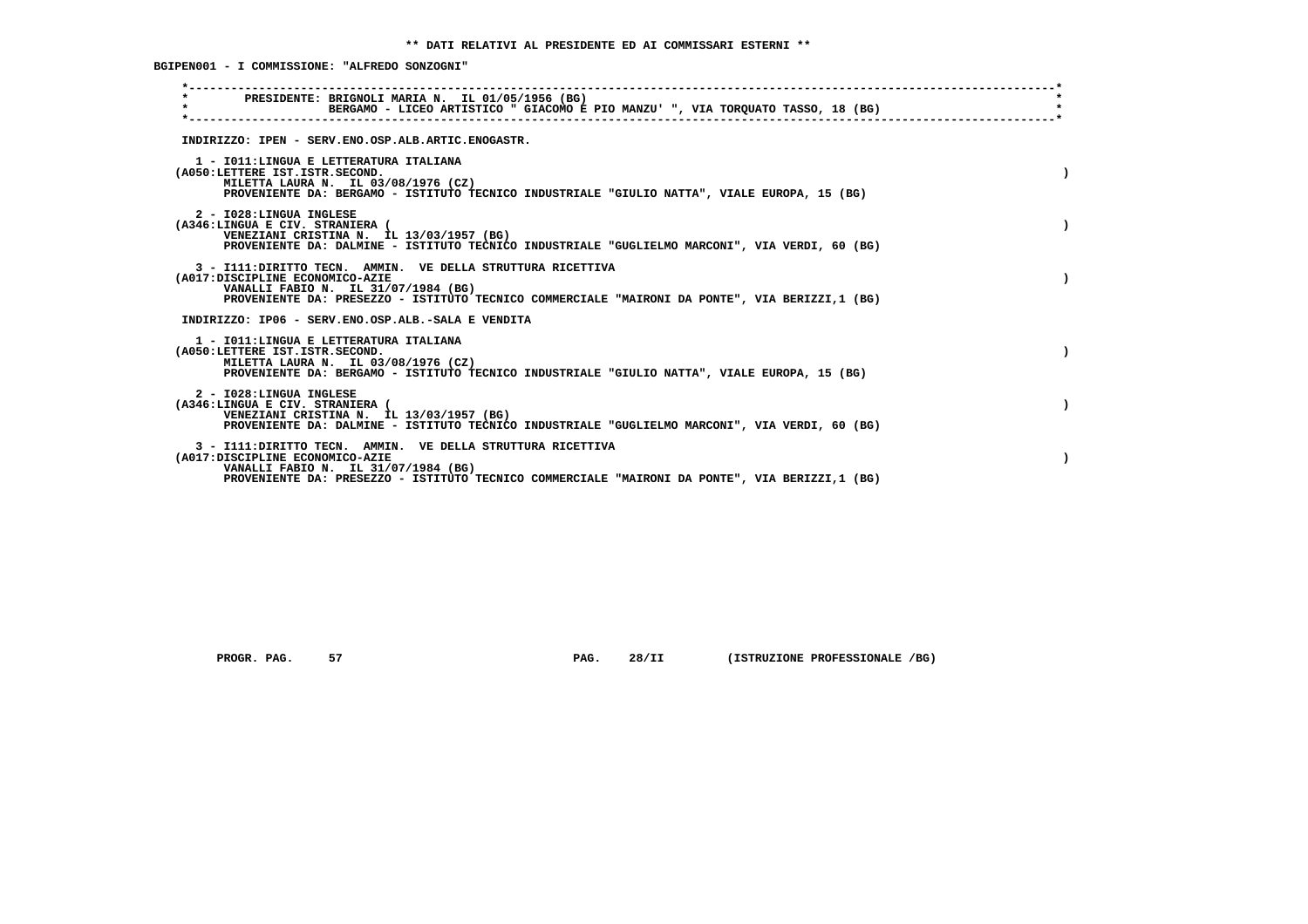** DATI RELATIVI AL PRESIDENTE ED AI COMMISSARI ESTERNI **

BGIPEN001 - I COMMISSIONE: "ALFREDO SONZOGNI"

PRESIDENTE: BRIGNOLI MARIA N. IL 01/05/1956 (BG)
BERGAMO - LICEO ARTISTICO " GIACOMO E PIO MANZU' ", VIA TORQUATO TASSO, 18 (BG)

INDIRIZZO: IPEN - SERV.ENO.OSP.ALB.ARTIC.ENOGASTR.

1 - I011:LINGUA E LETTERATURA ITALIANA
(A050:LETTERE IST.ISTR.SECOND. )
MILETTA LAURA N. IL 03/08/1976 (CZ)
PROVENIENTE DA: BERGAMO - ISTITUTO TECNICO INDUSTRIALE "GIULIO NATTA", VIALE EUROPA, 15 (BG)

2 - I028:LINGUA INGLESE
(A346:LINGUA E CIV. STRANIERA ( )
VENEZIANI CRISTINA N. IL 13/03/1957 (BG)
PROVENIENTE DA: DALMINE - ISTITUTO TECNICO INDUSTRIALE "GUGLIELMO MARCONI", VIA VERDI, 60 (BG)

3 - I111:DIRITTO TECN. AMMIN. VE DELLA STRUTTURA RICETTIVA
(A017:DISCIPLINE ECONOMICO-AZIE )
VANALLI FABIO N. IL 31/07/1984 (BG)
PROVENIENTE DA: PRESEZZO - ISTITUTO TECNICO COMMERCIALE "MAIRONI DA PONTE", VIA BERIZZI,1 (BG)

INDIRIZZO: IP06 - SERV.ENO.OSP.ALB.-SALA E VENDITA

1 - I011:LINGUA E LETTERATURA ITALIANA
(A050:LETTERE IST.ISTR.SECOND. )
MILETTA LAURA N. IL 03/08/1976 (CZ)
PROVENIENTE DA: BERGAMO - ISTITUTO TECNICO INDUSTRIALE "GIULIO NATTA", VIALE EUROPA, 15 (BG)

2 - I028:LINGUA INGLESE
(A346:LINGUA E CIV. STRANIERA ( )
VENEZIANI CRISTINA N. IL 13/03/1957 (BG)
PROVENIENTE DA: DALMINE - ISTITUTO TECNICO INDUSTRIALE "GUGLIELMO MARCONI", VIA VERDI, 60 (BG)

3 - I111:DIRITTO TECN. AMMIN. VE DELLA STRUTTURA RICETTIVA
(A017:DISCIPLINE ECONOMICO-AZIE )
VANALLI FABIO N. IL 31/07/1984 (BG)
PROVENIENTE DA: PRESEZZO - ISTITUTO TECNICO COMMERCIALE "MAIRONI DA PONTE", VIA BERIZZI,1 (BG)

PROGR. PAG. 57 PAG. 28/II (ISTRUZIONE PROFESSIONALE /BG)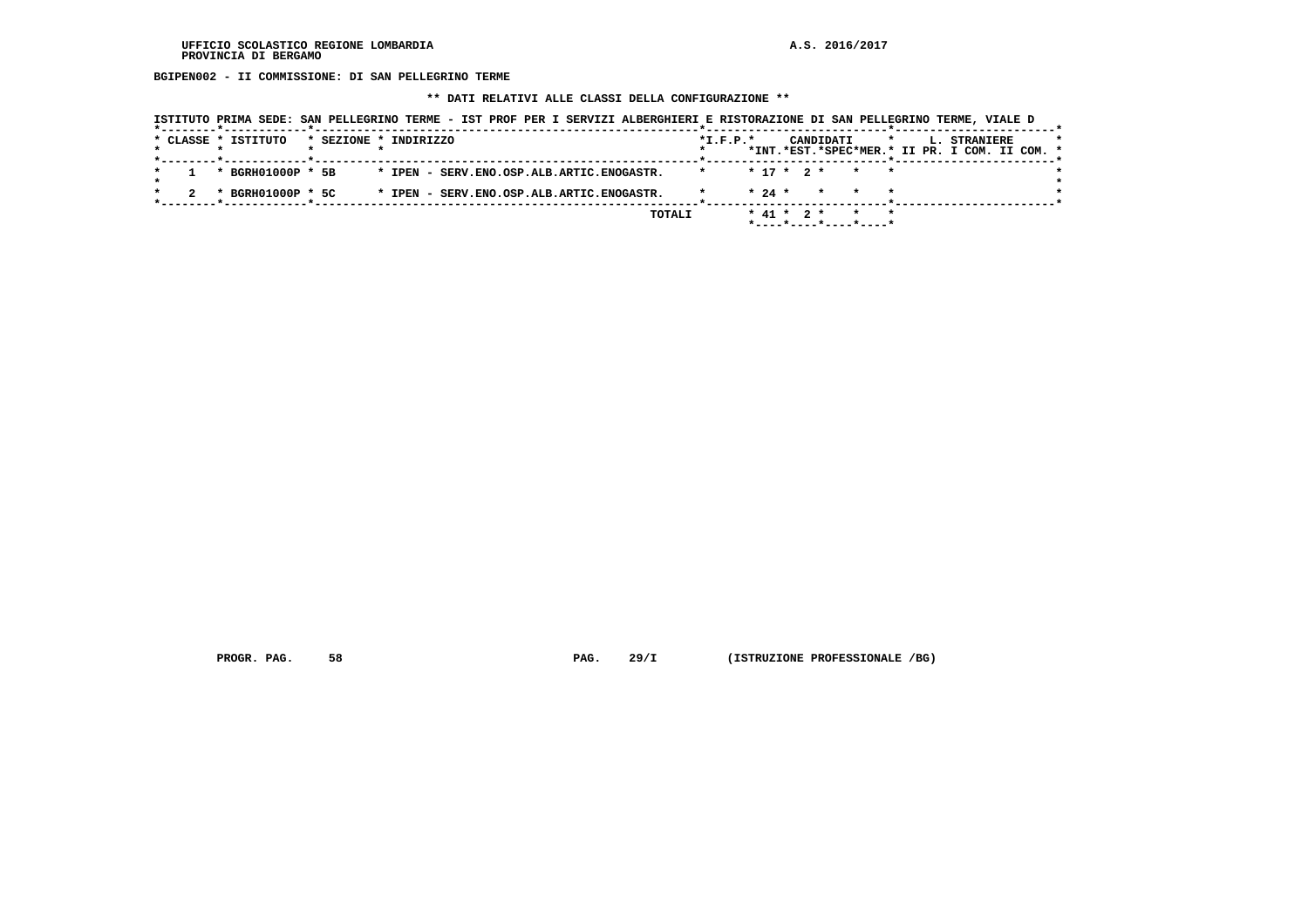UFFICIO SCOLASTICO REGIONE LOMBARDIA
PROVINCIA DI BERGAMO

A.S. 2016/2017

**BGIPEN002 - II COMMISSIONE: DI SAN PELLEGRINO TERME**

**\*\* DATI RELATIVI ALLE CLASSI DELLA CONFIGURAZIONE \*\***

ISTITUTO PRIMA SEDE: SAN PELLEGRINO TERME - IST PROF PER I SERVIZI ALBERGHIERI E RISTORAZIONE DI SAN PELLEGRINO TERME, VIALE D

| CLASSE | ISTITUTO | SEZIONE | INDIRIZZO | I.F.P. | CANDIDATI INT. | CANDIDATI EST. | CANDIDATI SPEC | CANDIDATI MER. | L. STRANIERE II PR. | L. STRANIERE I COM. | L. STRANIERE II COM. |
|---|---|---|---|---|---|---|---|---|---|---|---|
| 1 | BGRH01000P | 5B | IPEN - SERV.ENO.OSP.ALB.ARTIC.ENOGASTR. | | 17 | 2 | | | | | |
| 2 | BGRH01000P | 5C | IPEN - SERV.ENO.OSP.ALB.ARTIC.ENOGASTR. | | 24 | | | | | | |
| | | | TOTALI | | 41 | 2 | | | | | |

PROGR. PAG. 58 PAG. 29/I (ISTRUZIONE PROFESSIONALE /BG)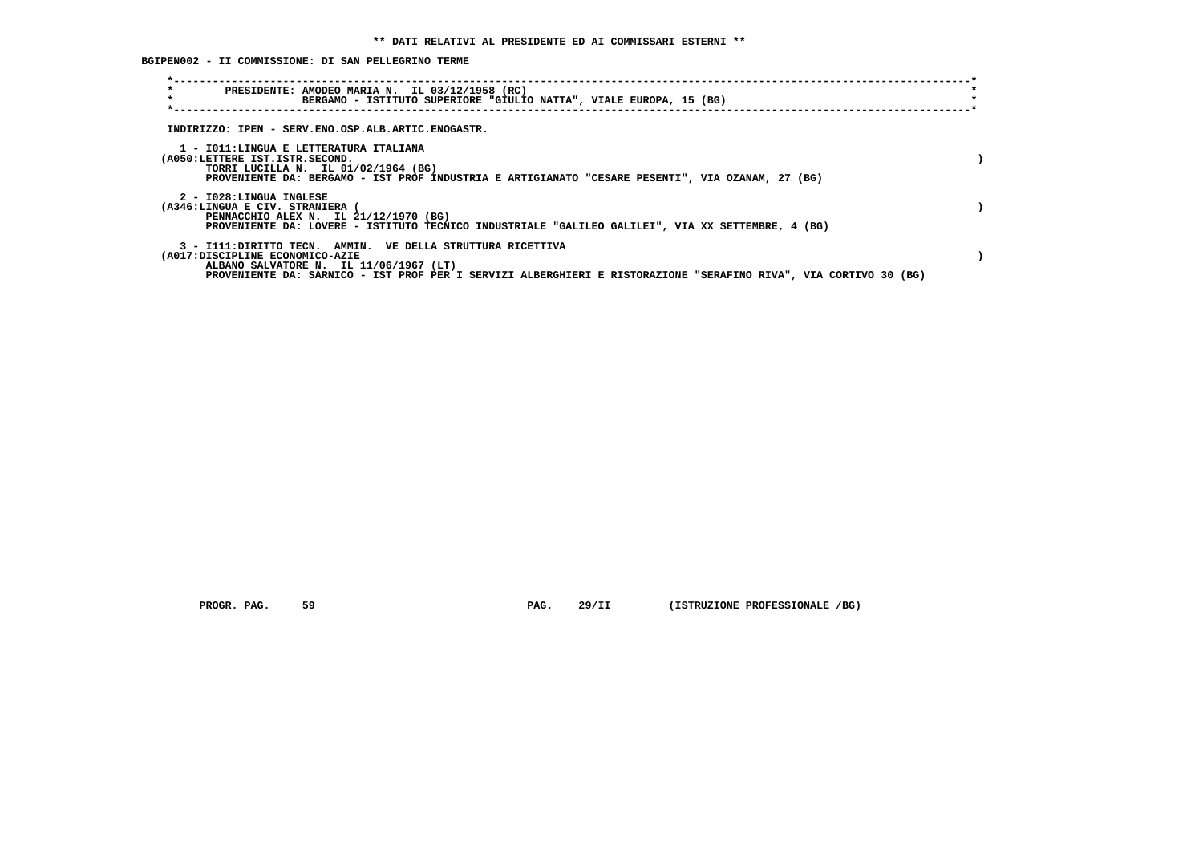**\*\* DATI RELATIVI AL PRESIDENTE ED AI COMMISSARI ESTERNI \*\***

**BGIPEN002 - II COMMISSIONE: DI SAN PELLEGRINO TERME**

PRESIDENTE: AMODEO MARIA N. IL 03/12/1958 (RC)
BERGAMO - ISTITUTO SUPERIORE "GIULIO NATTA", VIALE EUROPA, 15 (BG)

INDIRIZZO: IPEN - SERV.ENO.OSP.ALB.ARTIC.ENOGASTR.

1 - I011:LINGUA E LETTERATURA ITALIANA
(A050:LETTERE IST.ISTR.SECOND. )
TORRI LUCILLA N. IL 01/02/1964 (BG)
PROVENIENTE DA: BERGAMO - IST PROF INDUSTRIA E ARTIGIANATO "CESARE PESENTI", VIA OZANAM, 27 (BG)

2 - I028:LINGUA INGLESE
(A346:LINGUA E CIV. STRANIERA ( )
PENNACCHIO ALEX N. IL 21/12/1970 (BG)
PROVENIENTE DA: LOVERE - ISTITUTO TECNICO INDUSTRIALE "GALILEO GALILEI", VIA XX SETTEMBRE, 4 (BG)

3 - I111:DIRITTO TECN. AMMIN. VE DELLA STRUTTURA RICETTIVA
(A017:DISCIPLINE ECONOMICO-AZIE )
ALBANO SALVATORE N. IL 11/06/1967 (LT)
PROVENIENTE DA: SARNICO - IST PROF PER I SERVIZI ALBERGHIERI E RISTORAZIONE "SERAFINO RIVA", VIA CORTIVO 30 (BG)

PROGR. PAG. 59 PAG. 29/II (ISTRUZIONE PROFESSIONALE /BG)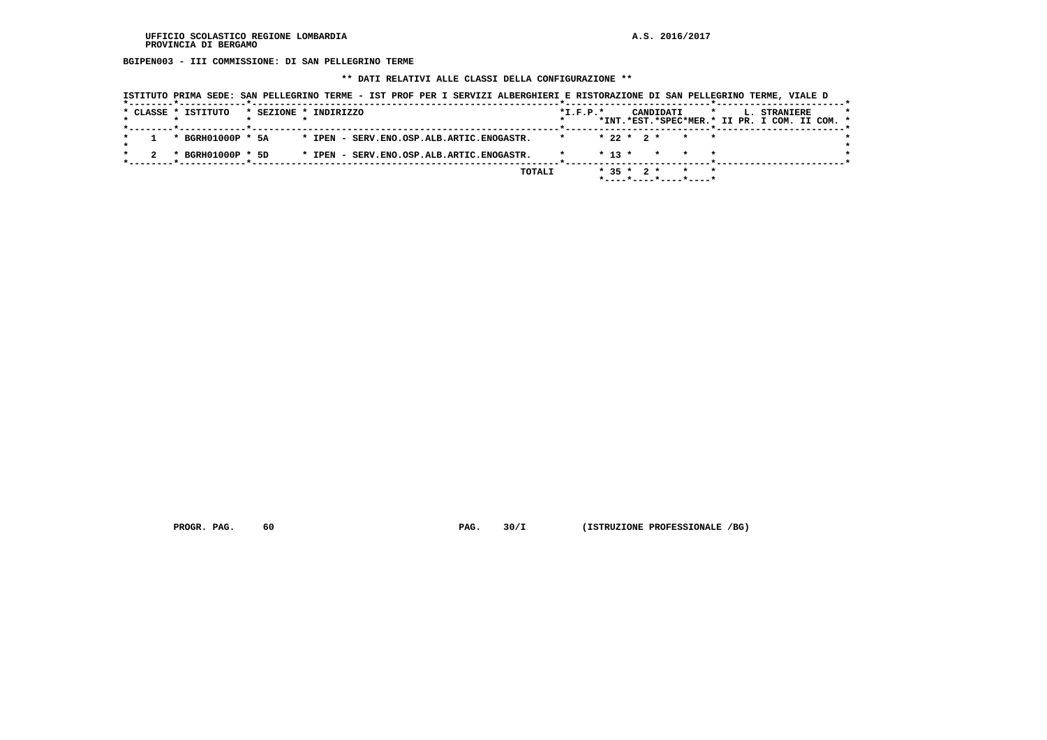BGIPEN003 - III COMMISSIONE: DI SAN PELLEGRINO TERME

** DATI RELATIVI ALLE CLASSI DELLA CONFIGURAZIONE **

ISTITUTO PRIMA SEDE: SAN PELLEGRINO TERME - IST PROF PER I SERVIZI ALBERGHIERI E RISTORAZIONE DI SAN PELLEGRINO TERME, VIALE D

| CLASSE | ISTITUTO | SEZIONE | INDIRIZZO | I.F.P. | CANDIDATI INT. | CANDIDATI EST. | CANDIDATI SPEC | CANDIDATI MER. | L. STRANIERE II PR. | L. STRANIERE I COM. | L. STRANIERE II COM. |
|---|---|---|---|---|---|---|---|---|---|---|---|
| 1 | BGRH01000P | 5A | IPEN - SERV.ENO.OSP.ALB.ARTIC.ENOGASTR. | | 22 | 2 | | | | | |
| 2 | BGRH01000P | 5D | IPEN - SERV.ENO.OSP.ALB.ARTIC.ENOGASTR. | | 13 | | | | | | |
| | | | TOTALI | | 35 | 2 | | | | | |

PROGR. PAG. 60 PAG. 30/I (ISTRUZIONE PROFESSIONALE /BG)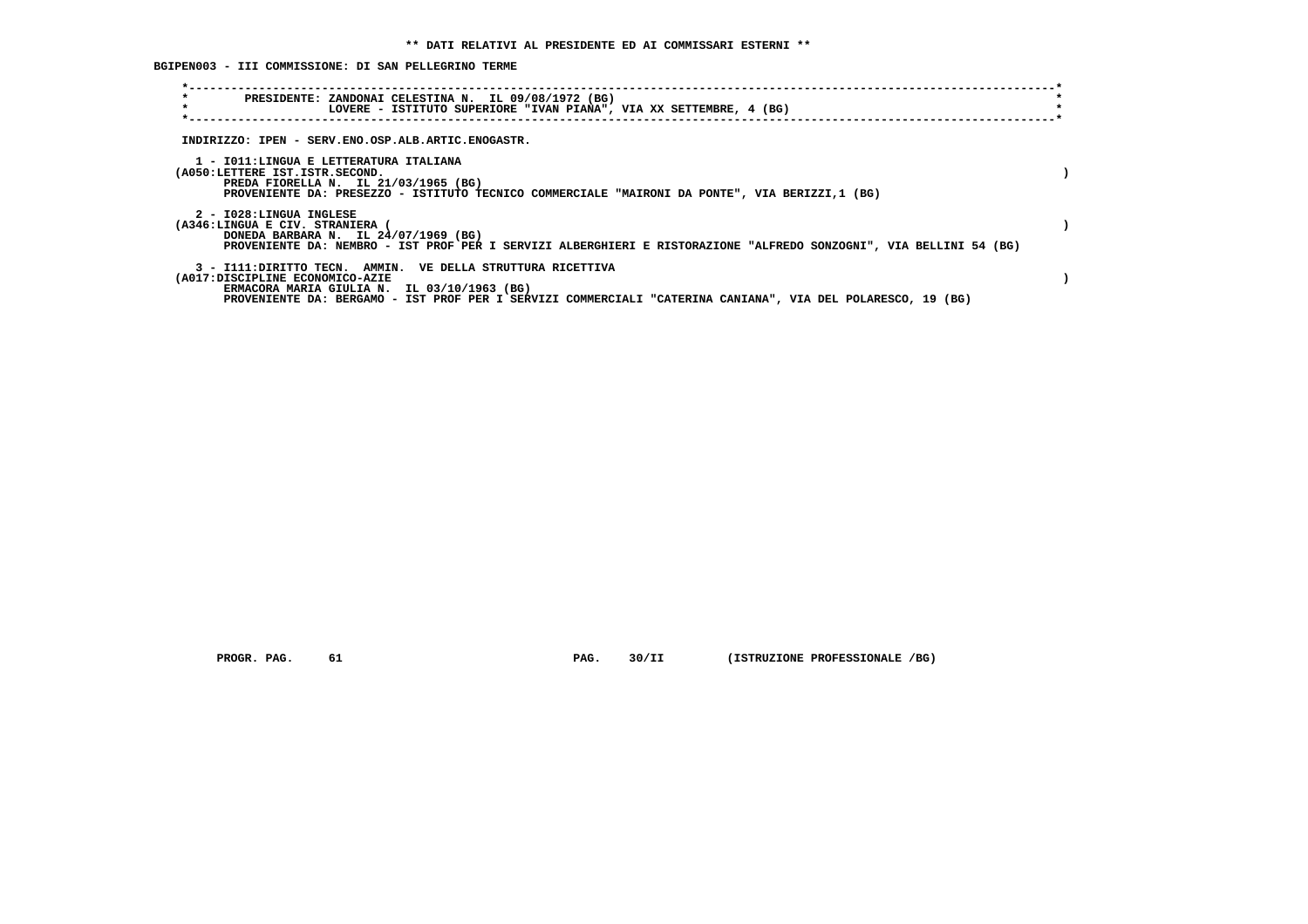** DATI RELATIVI AL PRESIDENTE ED AI COMMISSARI ESTERNI **

BGIPEN003 - III COMMISSIONE: DI SAN PELLEGRINO TERME

PRESIDENTE: ZANDONAI CELESTINA N. IL 09/08/1972 (BG)
LOVERE - ISTITUTO SUPERIORE "IVAN PIANA", VIA XX SETTEMBRE, 4 (BG)

INDIRIZZO: IPEN - SERV.ENO.OSP.ALB.ARTIC.ENOGASTR.

1 - I011:LINGUA E LETTERATURA ITALIANA
(A050:LETTERE IST.ISTR.SECOND. )
PREDA FIORELLA N. IL 21/03/1965 (BG)
PROVENIENTE DA: PRESEZZO - ISTITUTO TECNICO COMMERCIALE "MAIRONI DA PONTE", VIA BERIZZI,1 (BG)

2 - I028:LINGUA INGLESE
(A346:LINGUA E CIV. STRANIERA ( )
DONEDA BARBARA N. IL 24/07/1969 (BG)
PROVENIENTE DA: NEMBRO - IST PROF PER I SERVIZI ALBERGHIERI E RISTORAZIONE "ALFREDO SONZOGNI", VIA BELLINI 54 (BG)

3 - I111:DIRITTO TECN. AMMIN. VE DELLA STRUTTURA RICETTIVA
(A017:DISCIPLINE ECONOMICO-AZIE )
ERMACORA MARIA GIULIA N. IL 03/10/1963 (BG)
PROVENIENTE DA: BERGAMO - IST PROF PER I SERVIZI COMMERCIALI "CATERINA CANIANA", VIA DEL POLARESCO, 19 (BG)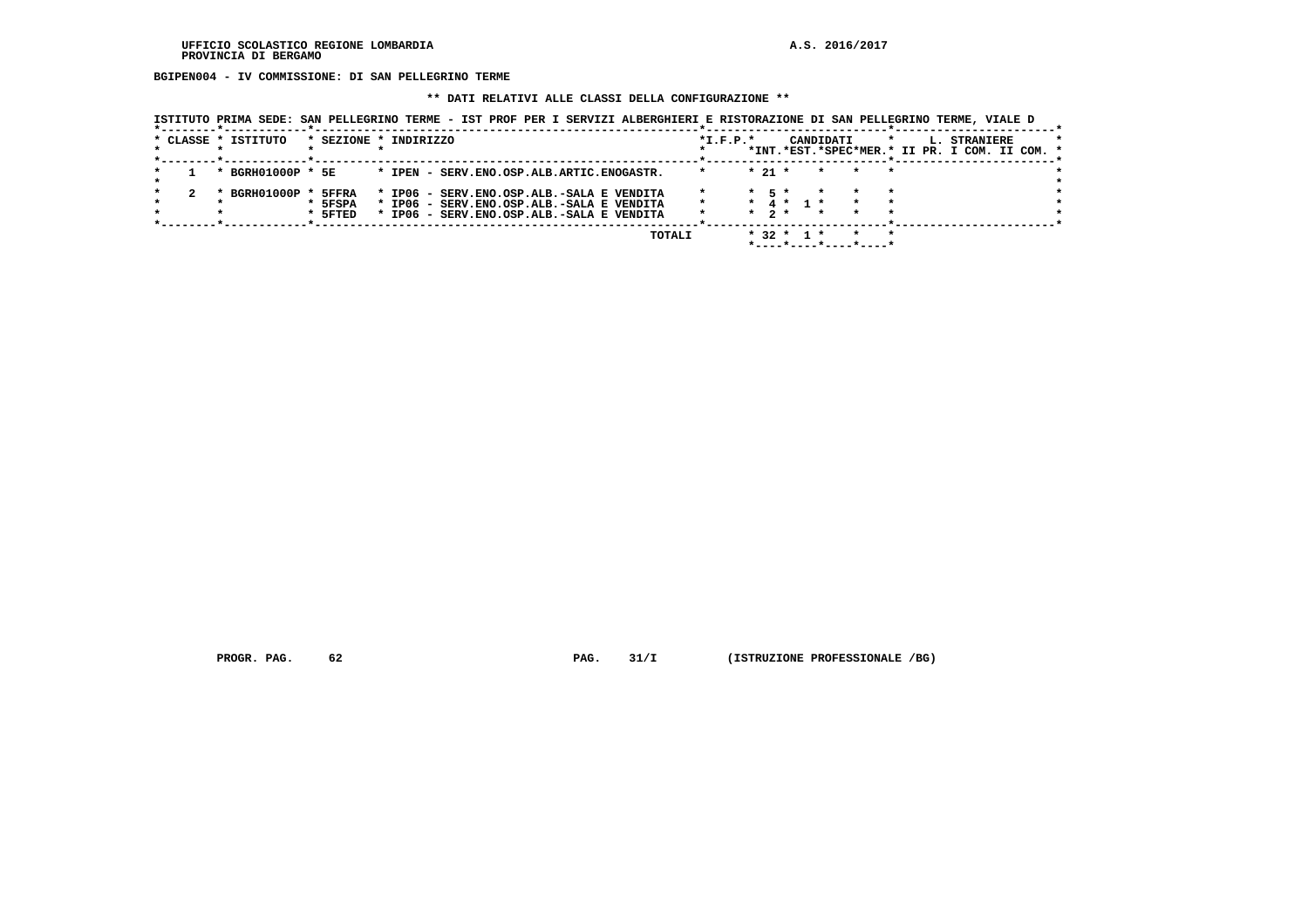UFFICIO SCOLASTICO REGIONE LOMBARDIA
PROVINCIA DI BERGAMO

A.S. 2016/2017

**BGIPEN004 - IV COMMISSIONE: DI SAN PELLEGRINO TERME**

**\*\* DATI RELATIVI ALLE CLASSI DELLA CONFIGURAZIONE \*\***

ISTITUTO PRIMA SEDE: SAN PELLEGRINO TERME - IST PROF PER I SERVIZI ALBERGHIERI E RISTORAZIONE DI SAN PELLEGRINO TERME, VIALE D

| CLASSE | ISTITUTO | SEZIONE | INDIRIZZO | I.F.P. | CANDIDATI INT. | CANDIDATI EST. | CANDIDATI SPEC | CANDIDATI MER. | L. STRANIERE II PR. | L. STRANIERE I COM. | L. STRANIERE II COM. |
|---|---|---|---|---|---|---|---|---|---|---|---|
| 1 | BGRH01000P | 5E | IPEN - SERV.ENO.OSP.ALB.ARTIC.ENOGASTR. | | 21 | | | | | | |
| 2 | BGRH01000P | 5FFRA | IP06 - SERV.ENO.OSP.ALB.-SALA E VENDITA | | 5 | | | | | | |
| | | 5FSPA | IP06 - SERV.ENO.OSP.ALB.-SALA E VENDITA | | 4 | 1 | | | | | |
| | | 5FTED | IP06 - SERV.ENO.OSP.ALB.-SALA E VENDITA | | 2 | | | | | | |
| | | | TOTALI | | 32 | 1 | | | | | |

PROGR. PAG. 62 PAG. 31/I (ISTRUZIONE PROFESSIONALE /BG)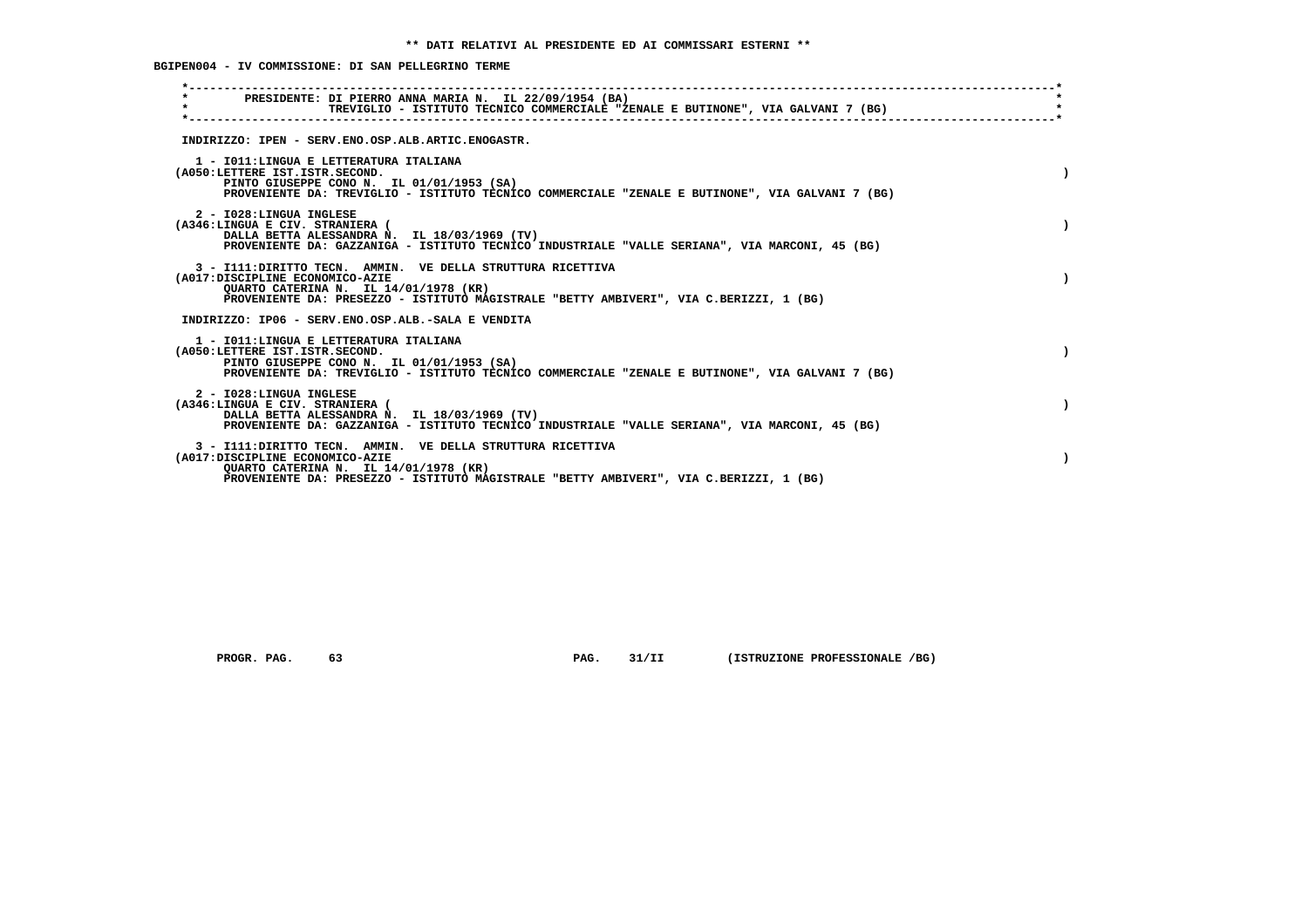** DATI RELATIVI AL PRESIDENTE ED AI COMMISSARI ESTERNI **

BGIPEN004 - IV COMMISSIONE: DI SAN PELLEGRINO TERME

PRESIDENTE: DI PIERRO ANNA MARIA N. IL 22/09/1954 (BA)
TREVIGLIO - ISTITUTO TECNICO COMMERCIALE "ZENALE E BUTINONE", VIA GALVANI 7 (BG)

INDIRIZZO: IPEN - SERV.ENO.OSP.ALB.ARTIC.ENOGASTR.

1 - I011:LINGUA E LETTERATURA ITALIANA
(A050:LETTERE IST.ISTR.SECOND. )
PINTO GIUSEPPE CONO N. IL 01/01/1953 (SA)
PROVENIENTE DA: TREVIGLIO - ISTITUTO TECNICO COMMERCIALE "ZENALE E BUTINONE", VIA GALVANI 7 (BG)

2 - I028:LINGUA INGLESE
(A346:LINGUA E CIV. STRANIERA ( )
DALLA BETTA ALESSANDRA N. IL 18/03/1969 (TV)
PROVENIENTE DA: GAZZANIGA - ISTITUTO TECNICO INDUSTRIALE "VALLE SERIANA", VIA MARCONI, 45 (BG)

3 - I111:DIRITTO TECN. AMMIN. VE DELLA STRUTTURA RICETTIVA
(A017:DISCIPLINE ECONOMICO-AZIE )
QUARTO CATERINA N. IL 14/01/1978 (KR)
PROVENIENTE DA: PRESEZZO - ISTITUTO MAGISTRALE "BETTY AMBIVERI", VIA C.BERIZZI, 1 (BG)

INDIRIZZO: IP06 - SERV.ENO.OSP.ALB.-SALA E VENDITA

1 - I011:LINGUA E LETTERATURA ITALIANA
(A050:LETTERE IST.ISTR.SECOND. )
PINTO GIUSEPPE CONO N. IL 01/01/1953 (SA)
PROVENIENTE DA: TREVIGLIO - ISTITUTO TECNICO COMMERCIALE "ZENALE E BUTINONE", VIA GALVANI 7 (BG)

2 - I028:LINGUA INGLESE
(A346:LINGUA E CIV. STRANIERA ( )
DALLA BETTA ALESSANDRA N. IL 18/03/1969 (TV)
PROVENIENTE DA: GAZZANIGA - ISTITUTO TECNICO INDUSTRIALE "VALLE SERIANA", VIA MARCONI, 45 (BG)

3 - I111:DIRITTO TECN. AMMIN. VE DELLA STRUTTURA RICETTIVA
(A017:DISCIPLINE ECONOMICO-AZIE )
QUARTO CATERINA N. IL 14/01/1978 (KR)
PROVENIENTE DA: PRESEZZO - ISTITUTO MAGISTRALE "BETTY AMBIVERI", VIA C.BERIZZI, 1 (BG)

PROGR. PAG. 63 PAG. 31/II (ISTRUZIONE PROFESSIONALE /BG)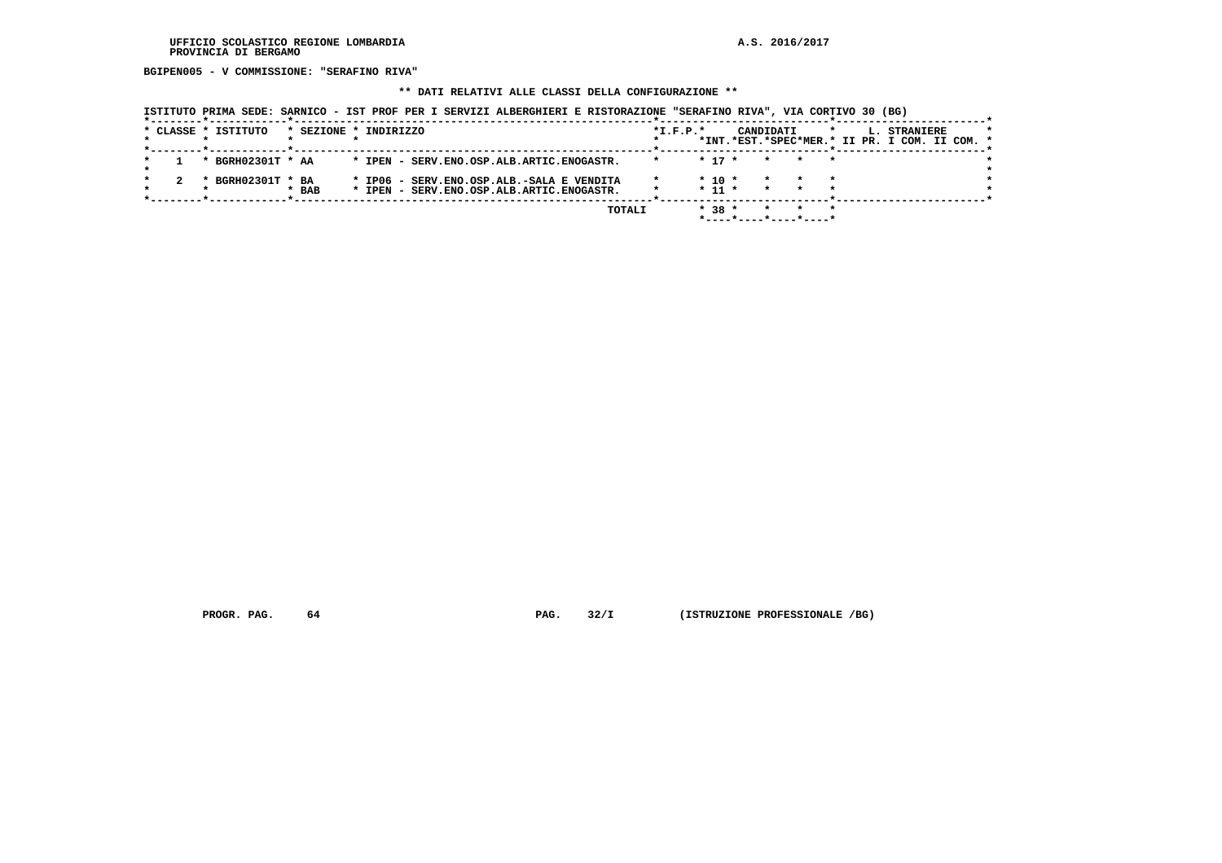BGIPEN005 - V COMMISSIONE: "SERAFINO RIVA"

** DATI RELATIVI ALLE CLASSI DELLA CONFIGURAZIONE **

ISTITUTO PRIMA SEDE: SARNICO - IST PROF PER I SERVIZI ALBERGHIERI E RISTORAZIONE "SERAFINO RIVA", VIA CORTIVO 30 (BG)

| CLASSE | ISTITUTO | SEZIONE | INDIRIZZO | I.F.P. | CANDIDATI INT. | CANDIDATI EST. | CANDIDATI SPEC | CANDIDATI MER. | L. STRANIERE II PR. | L. STRANIERE I COM. | L. STRANIERE II COM. |
|---|---|---|---|---|---|---|---|---|---|---|---|
| 1 | BGRH02301T | AA | IPEN - SERV.ENO.OSP.ALB.ARTIC.ENOGASTR. | | 17 | | | | | | |
| 2 | BGRH02301T | BA | IP06 - SERV.ENO.OSP.ALB.-SALA E VENDITA | | 10 | | | | | | |
| | | BAB | IPEN - SERV.ENO.OSP.ALB.ARTIC.ENOGASTR. | | 11 | | | | | | |
| | | | TOTALI | | 38 | | | | | | |

PROGR. PAG. 64 PAG. 32/I (ISTRUZIONE PROFESSIONALE /BG)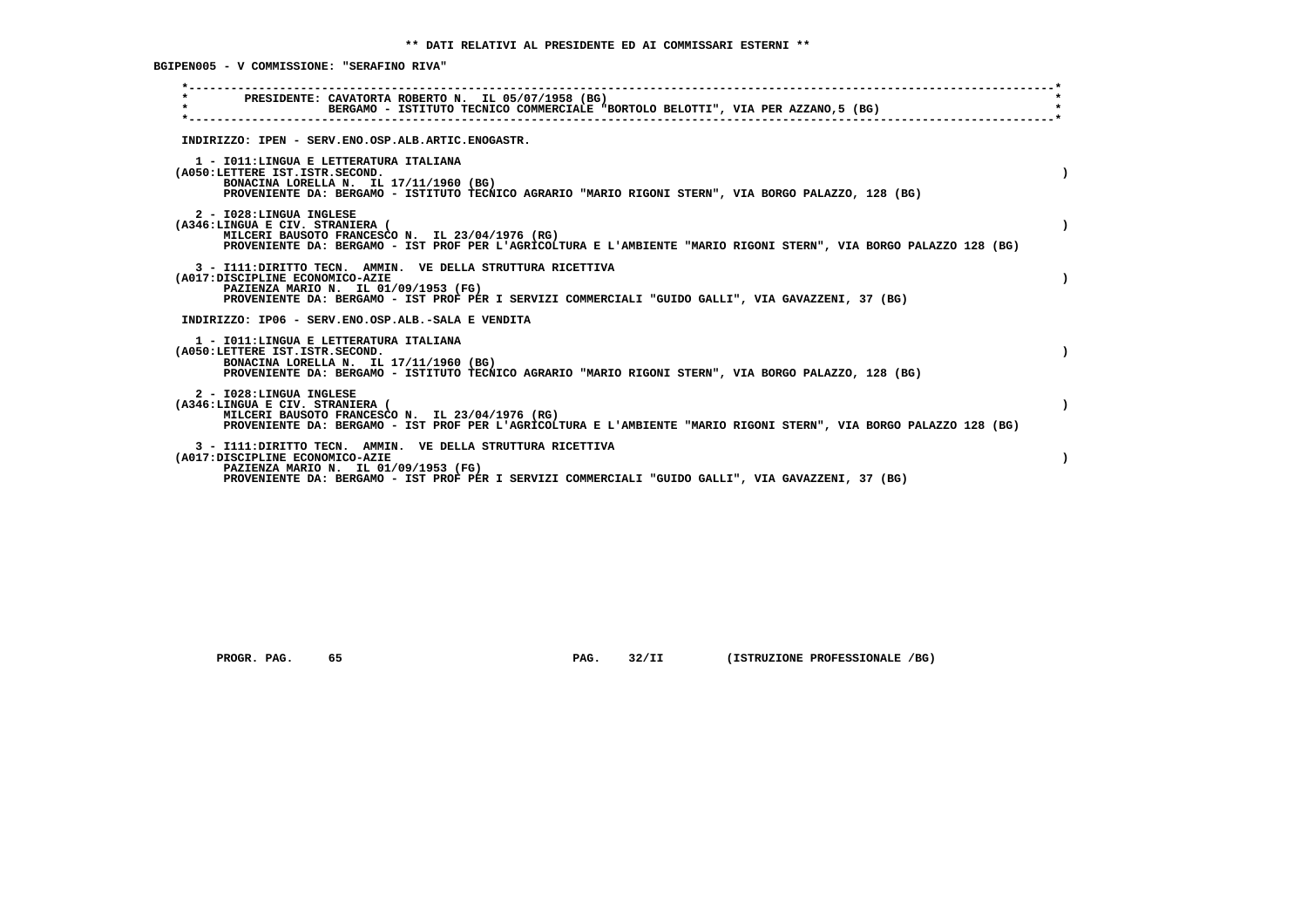** DATI RELATIVI AL PRESIDENTE ED AI COMMISSARI ESTERNI **

BGIPEN005 - V COMMISSIONE: "SERAFINO RIVA"

PRESIDENTE: CAVATORTA ROBERTO N. IL 05/07/1958 (BG)
BERGAMO - ISTITUTO TECNICO COMMERCIALE "BORTOLO BELOTTI", VIA PER AZZANO,5 (BG)

INDIRIZZO: IPEN - SERV.ENO.OSP.ALB.ARTIC.ENOGASTR.

1 - I011:LINGUA E LETTERATURA ITALIANA
(A050:LETTERE IST.ISTR.SECOND. )
BONACINA LORELLA N. IL 17/11/1960 (BG)
PROVENIENTE DA: BERGAMO - ISTITUTO TECNICO AGRARIO "MARIO RIGONI STERN", VIA BORGO PALAZZO, 128 (BG)

2 - I028:LINGUA INGLESE
(A346:LINGUA E CIV. STRANIERA ( )
MILCERI BAUSOTO FRANCESCO N. IL 23/04/1976 (RG)
PROVENIENTE DA: BERGAMO - IST PROF PER L'AGRICOLTURA E L'AMBIENTE "MARIO RIGONI STERN", VIA BORGO PALAZZO 128 (BG)

3 - I111:DIRITTO TECN. AMMIN. VE DELLA STRUTTURA RICETTIVA
(A017:DISCIPLINE ECONOMICO-AZIE )
PAZIENZA MARIO N. IL 01/09/1953 (FG)
PROVENIENTE DA: BERGAMO - IST PROF PER I SERVIZI COMMERCIALI "GUIDO GALLI", VIA GAVAZZENI, 37 (BG)

INDIRIZZO: IP06 - SERV.ENO.OSP.ALB.-SALA E VENDITA

1 - I011:LINGUA E LETTERATURA ITALIANA
(A050:LETTERE IST.ISTR.SECOND. )
BONACINA LORELLA N. IL 17/11/1960 (BG)
PROVENIENTE DA: BERGAMO - ISTITUTO TECNICO AGRARIO "MARIO RIGONI STERN", VIA BORGO PALAZZO, 128 (BG)

2 - I028:LINGUA INGLESE
(A346:LINGUA E CIV. STRANIERA ( )
MILCERI BAUSOTO FRANCESCO N. IL 23/04/1976 (RG)
PROVENIENTE DA: BERGAMO - IST PROF PER L'AGRICOLTURA E L'AMBIENTE "MARIO RIGONI STERN", VIA BORGO PALAZZO 128 (BG)

3 - I111:DIRITTO TECN. AMMIN. VE DELLA STRUTTURA RICETTIVA
(A017:DISCIPLINE ECONOMICO-AZIE )
PAZIENZA MARIO N. IL 01/09/1953 (FG)
PROVENIENTE DA: BERGAMO - IST PROF PER I SERVIZI COMMERCIALI "GUIDO GALLI", VIA GAVAZZENI, 37 (BG)

PROGR. PAG. 65 PAG. 32/II (ISTRUZIONE PROFESSIONALE /BG)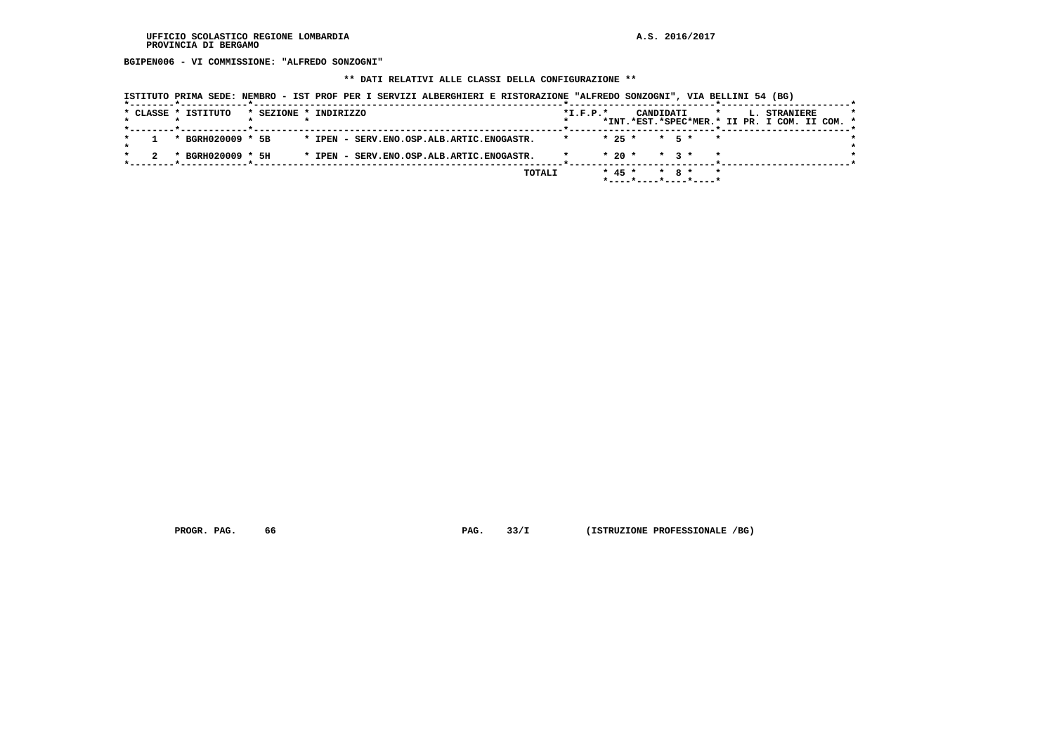UFFICIO SCOLASTICO REGIONE LOMBARDIA
PROVINCIA DI BERGAMO

A.S. 2016/2017

**BGIPEN006 - VI COMMISSIONE: "ALFREDO SONZOGNI"**

**\*\* DATI RELATIVI ALLE CLASSI DELLA CONFIGURAZIONE \*\***

**ISTITUTO PRIMA SEDE: NEMBRO - IST PROF PER I SERVIZI ALBERGHIERI E RISTORAZIONE "ALFREDO SONZOGNI", VIA BELLINI 54 (BG)**

| CLASSE | ISTITUTO | SEZIONE | INDIRIZZO | I.F.P. | CANDIDATI INT. | CANDIDATI EST. | CANDIDATI SPEC | CANDIDATI MER. | L. STRANIERE II PR. | L. STRANIERE I COM. | L. STRANIERE II COM. |
|---|---|---|---|---|---|---|---|---|---|---|---|
| 1 | BGRH020009 | 5B | IPEN - SERV.ENO.OSP.ALB.ARTIC.ENOGASTR. | | 25 | | 5 | | | | |
| 2 | BGRH020009 | 5H | IPEN - SERV.ENO.OSP.ALB.ARTIC.ENOGASTR. | | 20 | | 3 | | | | |
| | | | TOTALI | | 45 | | 8 | | | | |

PROGR. PAG. 66 PAG. 33/I (ISTRUZIONE PROFESSIONALE /BG)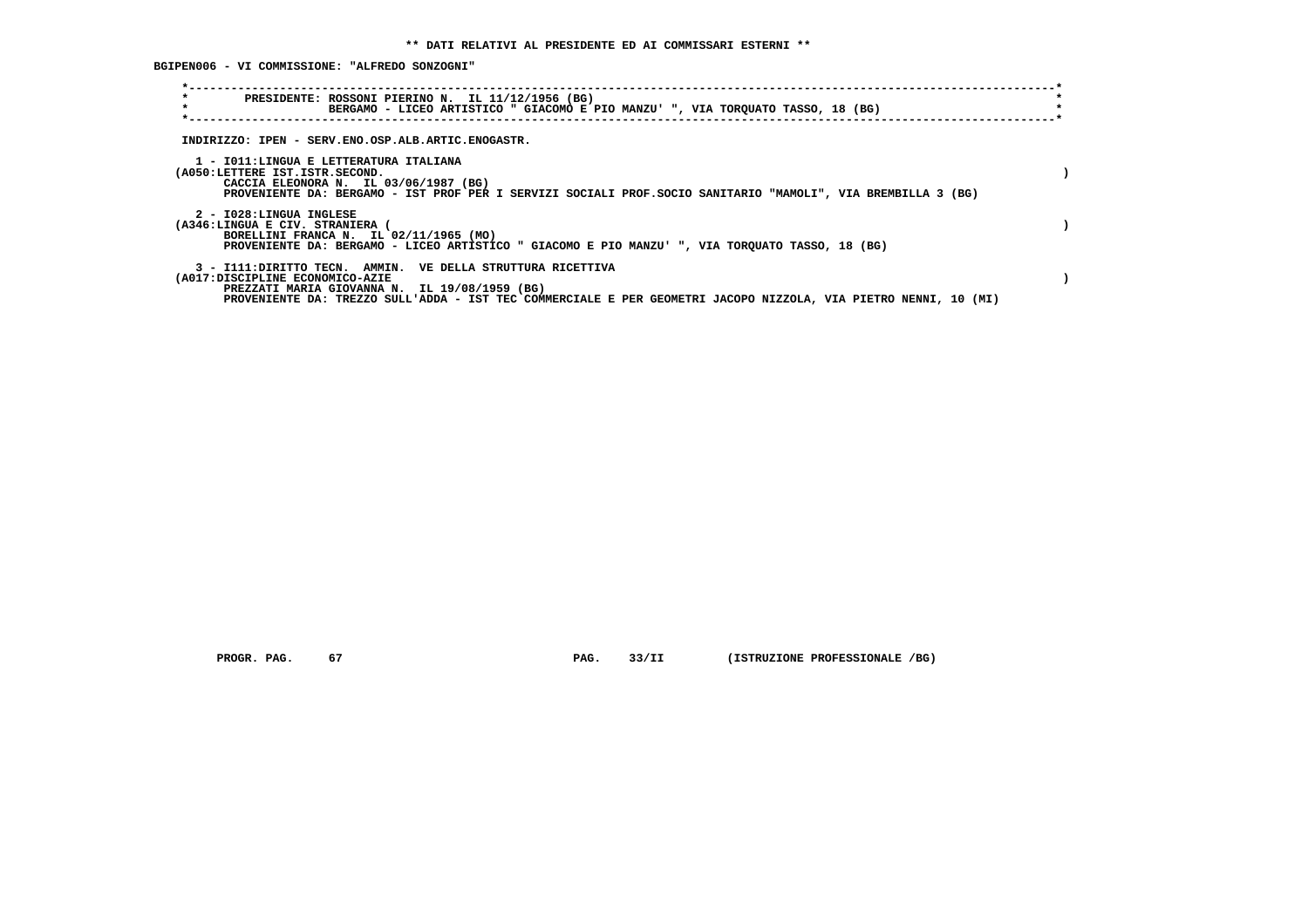**\*\* DATI RELATIVI AL PRESIDENTE ED AI COMMISSARI ESTERNI \*\***

**BGIPEN006 - VI COMMISSIONE: "ALFREDO SONZOGNI"**

PRESIDENTE: ROSSONI PIERINO N. IL 11/12/1956 (BG)
BERGAMO - LICEO ARTISTICO " GIACOMO E PIO MANZU' ", VIA TORQUATO TASSO, 18 (BG)

INDIRIZZO: IPEN - SERV.ENO.OSP.ALB.ARTIC.ENOGASTR.

1 - I011:LINGUA E LETTERATURA ITALIANA
(A050:LETTERE IST.ISTR.SECOND. )
CACCIA ELEONORA N. IL 03/06/1987 (BG)
PROVENIENTE DA: BERGAMO - IST PROF PER I SERVIZI SOCIALI PROF.SOCIO SANITARIO "MAMOLI", VIA BREMBILLA 3 (BG)

2 - I028:LINGUA INGLESE
(A346:LINGUA E CIV. STRANIERA ( )
BORELLINI FRANCA N. IL 02/11/1965 (MO)
PROVENIENTE DA: BERGAMO - LICEO ARTISTICO " GIACOMO E PIO MANZU' ", VIA TORQUATO TASSO, 18 (BG)

3 - I111:DIRITTO TECN. AMMIN. VE DELLA STRUTTURA RICETTIVA
(A017:DISCIPLINE ECONOMICO-AZIE )
PREZZATI MARIA GIOVANNA N. IL 19/08/1959 (BG)
PROVENIENTE DA: TREZZO SULL'ADDA - IST TEC COMMERCIALE E PER GEOMETRI JACOPO NIZZOLA, VIA PIETRO NENNI, 10 (MI)

PROGR. PAG. 67 PAG. 33/II (ISTRUZIONE PROFESSIONALE /BG)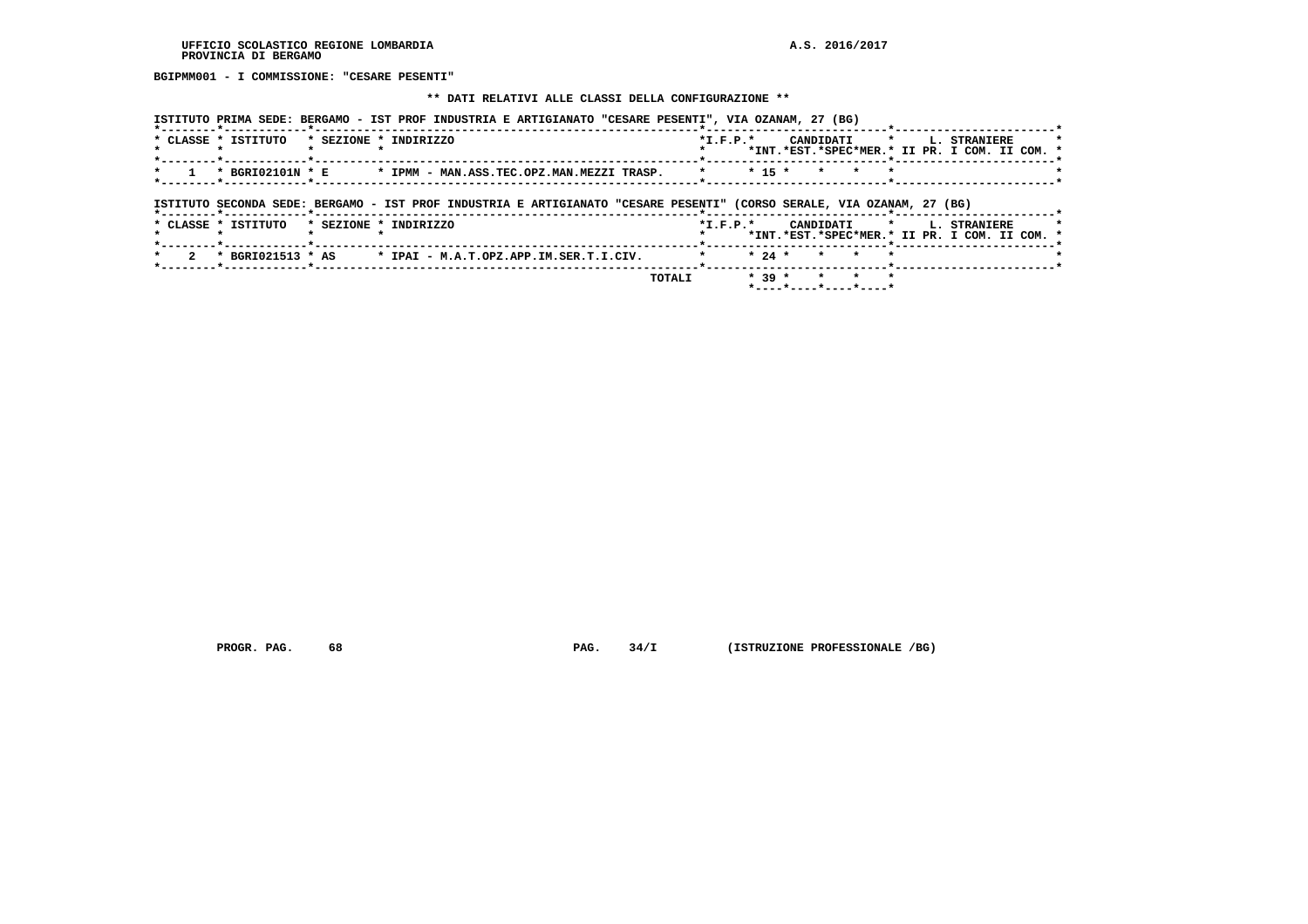BGIPMM001 - I COMMISSIONE: "CESARE PESENTI"

** DATI RELATIVI ALLE CLASSI DELLA CONFIGURAZIONE **

ISTITUTO PRIMA SEDE: BERGAMO - IST PROF INDUSTRIA E ARTIGIANATO "CESARE PESENTI", VIA OZANAM, 27 (BG)

| CLASSE | ISTITUTO | SEZIONE | INDIRIZZO | I.F.P. | CANDIDATI INT. | CANDIDATI EST. | CANDIDATI SPEC | CANDIDATI MER. | L. STRANIERE II PR. | L. STRANIERE I COM. | L. STRANIERE II COM. |
|---|---|---|---|---|---|---|---|---|---|---|---|
| 1 | BGRI02101N | E | IPMM - MAN.ASS.TEC.OPZ.MAN.MEZZI TRASP. | | 15 | | | | | | |

ISTITUTO SECONDA SEDE: BERGAMO - IST PROF INDUSTRIA E ARTIGIANATO "CESARE PESENTI" (CORSO SERALE, VIA OZANAM, 27 (BG)

| CLASSE | ISTITUTO | SEZIONE | INDIRIZZO | I.F.P. | CANDIDATI INT. | CANDIDATI EST. | CANDIDATI SPEC | CANDIDATI MER. | L. STRANIERE II PR. | L. STRANIERE I COM. | L. STRANIERE II COM. |
|---|---|---|---|---|---|---|---|---|---|---|---|
| 2 | BGRI021513 | AS | IPAI - M.A.T.OPZ.APP.IM.SER.T.I.CIV. | | 24 | | | | | | |
| | | | TOTALI | | 39 | | | | | | |

PROGR. PAG. 68 PAG. 34/I (ISTRUZIONE PROFESSIONALE /BG)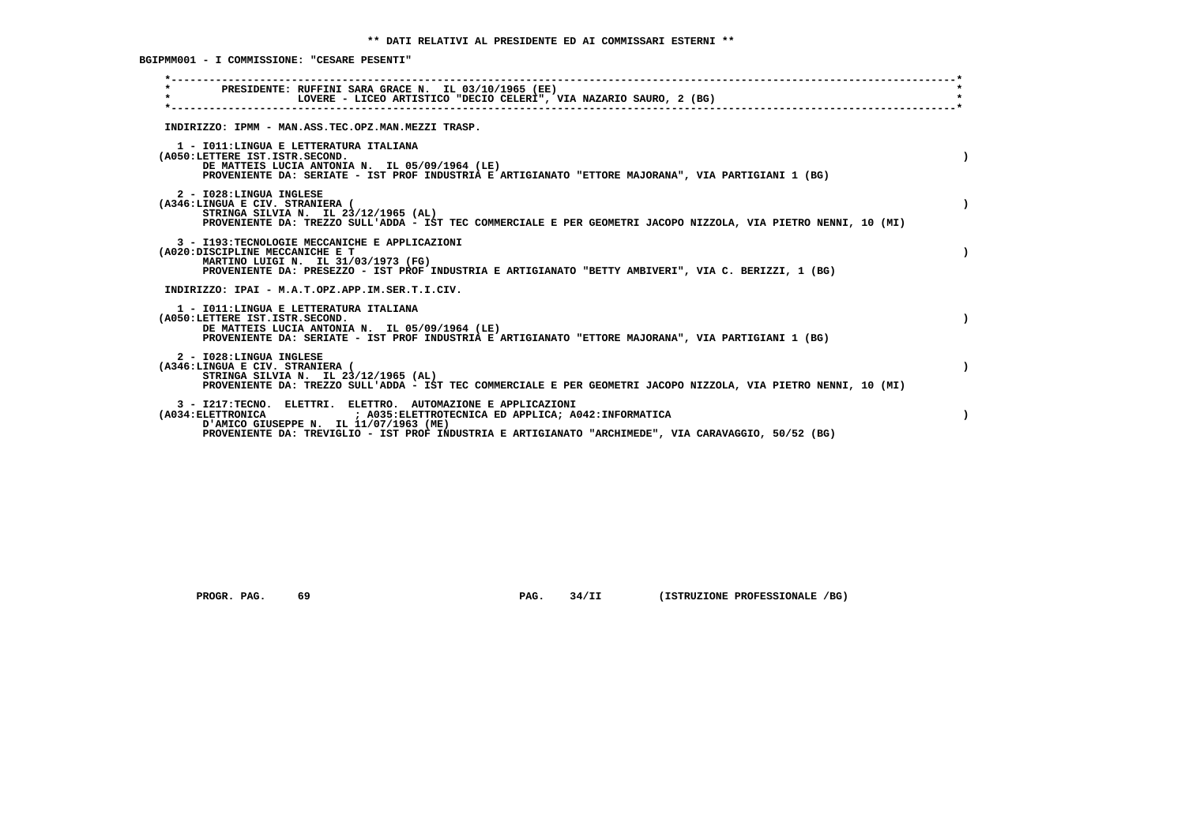** DATI RELATIVI AL PRESIDENTE ED AI COMMISSARI ESTERNI **

BGIPMM001 - I COMMISSIONE: "CESARE PESENTI"

PRESIDENTE: RUFFINI SARA GRACE N. IL 03/10/1965 (EE)
LOVERE - LICEO ARTISTICO "DECIO CELERI", VIA NAZARIO SAURO, 2 (BG)

INDIRIZZO: IPMM - MAN.ASS.TEC.OPZ.MAN.MEZZI TRASP.

1 - I011:LINGUA E LETTERATURA ITALIANA
(A050:LETTERE IST.ISTR.SECOND. )
DE MATTEIS LUCIA ANTONIA N. IL 05/09/1964 (LE)
PROVENIENTE DA: SERIATE - IST PROF INDUSTRIA E ARTIGIANATO "ETTORE MAJORANA", VIA PARTIGIANI 1 (BG)

2 - I028:LINGUA INGLESE
(A346:LINGUA E CIV. STRANIERA ( )
STRINGA SILVIA N. IL 23/12/1965 (AL)
PROVENIENTE DA: TREZZO SULL'ADDA - IST TEC COMMERCIALE E PER GEOMETRI JACOPO NIZZOLA, VIA PIETRO NENNI, 10 (MI)

3 - I193:TECNOLOGIE MECCANICHE E APPLICAZIONI
(A020:DISCIPLINE MECCANICHE E T )
MARTINO LUIGI N. IL 31/03/1973 (FG)
PROVENIENTE DA: PRESEZZO - IST PROF INDUSTRIA E ARTIGIANATO "BETTY AMBIVERI", VIA C. BERIZZI, 1 (BG)

INDIRIZZO: IPAI - M.A.T.OPZ.APP.IM.SER.T.I.CIV.

1 - I011:LINGUA E LETTERATURA ITALIANA
(A050:LETTERE IST.ISTR.SECOND. )
DE MATTEIS LUCIA ANTONIA N. IL 05/09/1964 (LE)
PROVENIENTE DA: SERIATE - IST PROF INDUSTRIA E ARTIGIANATO "ETTORE MAJORANA", VIA PARTIGIANI 1 (BG)

2 - I028:LINGUA INGLESE
(A346:LINGUA E CIV. STRANIERA ( )
STRINGA SILVIA N. IL 23/12/1965 (AL)
PROVENIENTE DA: TREZZO SULL'ADDA - IST TEC COMMERCIALE E PER GEOMETRI JACOPO NIZZOLA, VIA PIETRO NENNI, 10 (MI)

3 - I217:TECNO. ELETTRI. ELETTRO. AUTOMAZIONE E APPLICAZIONI
(A034:ELETTRONICA ; A035:ELETTROTECNICA ED APPLICA; A042:INFORMATICA )
D'AMICO GIUSEPPE N. IL 11/07/1963 (ME)
PROVENIENTE DA: TREVIGLIO - IST PROF INDUSTRIA E ARTIGIANATO "ARCHIMEDE", VIA CARAVAGGIO, 50/52 (BG)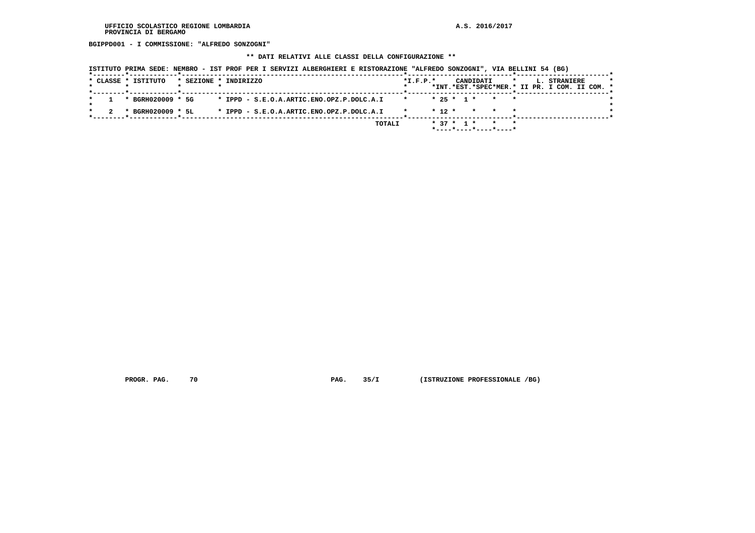UFFICIO SCOLASTICO REGIONE LOMBARDIA
PROVINCIA DI BERGAMO

A.S. 2016/2017

BGIPPD001 - I COMMISSIONE: "ALFREDO SONZOGNI"

** DATI RELATIVI ALLE CLASSI DELLA CONFIGURAZIONE **

ISTITUTO PRIMA SEDE: NEMBRO - IST PROF PER I SERVIZI ALBERGHIERI E RISTORAZIONE "ALFREDO SONZOGNI", VIA BELLINI 54 (BG)

| CLASSE | ISTITUTO | SEZIONE | INDIRIZZO | I.F.P. | CANDIDATI INT. | CANDIDATI EST. | CANDIDATI SPEC | CANDIDATI MER. | L. STRANIERE II PR. | L. STRANIERE I COM. | L. STRANIERE II COM. |
|---|---|---|---|---|---|---|---|---|---|---|---|
| 1 | BGRH020009 | 5G | IPPD - S.E.O.A.ARTIC.ENO.OPZ.P.DOLC.A.I | | 25 | 1 | | | | | |
| 2 | BGRH020009 | 5L | IPPD - S.E.O.A.ARTIC.ENO.OPZ.P.DOLC.A.I | | 12 | | | | | | |
| | | | TOTALI | | 37 | 1 | | | | | |

PROGR. PAG. 70 PAG. 35/I (ISTRUZIONE PROFESSIONALE /BG)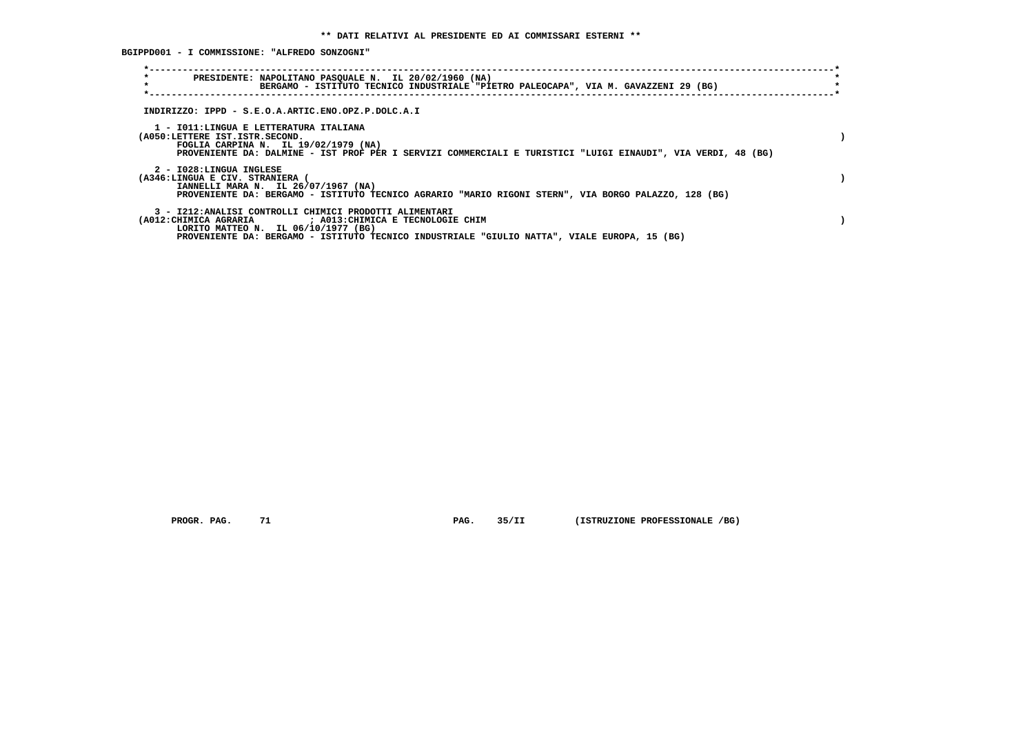**\*\* DATI RELATIVI AL PRESIDENTE ED AI COMMISSARI ESTERNI \*\***

**BGIPPD001 - I COMMISSIONE: "ALFREDO SONZOGNI"**

PRESIDENTE: NAPOLITANO PASQUALE N. IL 20/02/1960 (NA)
BERGAMO - ISTITUTO TECNICO INDUSTRIALE "PIETRO PALEOCAPA", VIA M. GAVAZZENI 29 (BG)

INDIRIZZO: IPPD - S.E.O.A.ARTIC.ENO.OPZ.P.DOLC.A.I

1 - I011:LINGUA E LETTERATURA ITALIANA
(A050:LETTERE IST.ISTR.SECOND. )
FOGLIA CARPINA N. IL 19/02/1979 (NA)
PROVENIENTE DA: DALMINE - IST PROF PER I SERVIZI COMMERCIALI E TURISTICI "LUIGI EINAUDI", VIA VERDI, 48 (BG)

2 - I028:LINGUA INGLESE
(A346:LINGUA E CIV. STRANIERA ( )
IANNELLI MARA N. IL 26/07/1967 (NA)
PROVENIENTE DA: BERGAMO - ISTITUTO TECNICO AGRARIO "MARIO RIGONI STERN", VIA BORGO PALAZZO, 128 (BG)

3 - I212:ANALISI CONTROLLI CHIMICI PRODOTTI ALIMENTARI
(A012:CHIMICA AGRARIA ; A013:CHIMICA E TECNOLOGIE CHIM )
LORITO MATTEO N. IL 06/10/1977 (BG)
PROVENIENTE DA: BERGAMO - ISTITUTO TECNICO INDUSTRIALE "GIULIO NATTA", VIALE EUROPA, 15 (BG)

PROGR. PAG. 71 PAG. 35/II (ISTRUZIONE PROFESSIONALE /BG)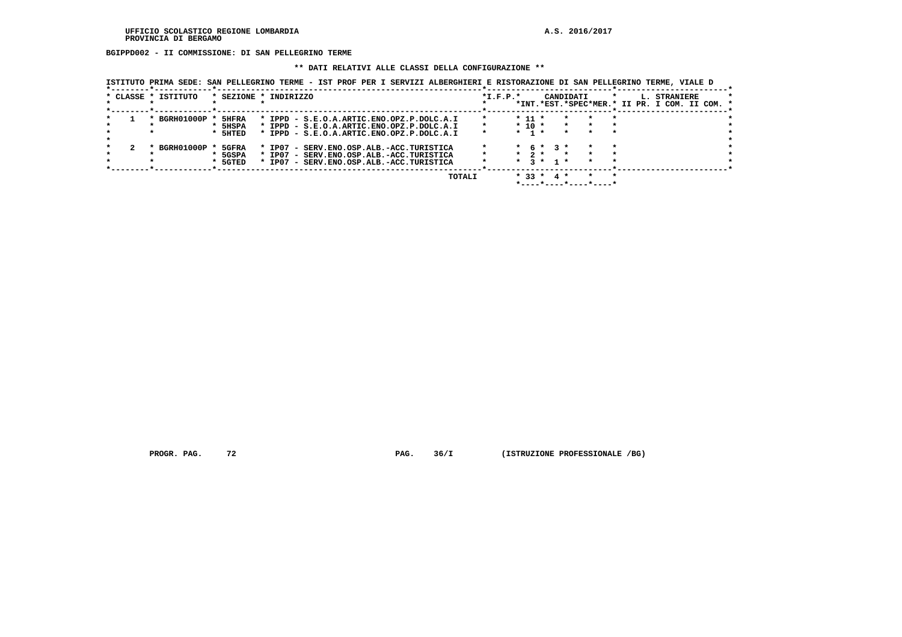BGIPPD002 - II COMMISSIONE: DI SAN PELLEGRINO TERME

** DATI RELATIVI ALLE CLASSI DELLA CONFIGURAZIONE **

ISTITUTO PRIMA SEDE: SAN PELLEGRINO TERME - IST PROF PER I SERVIZI ALBERGHIERI E RISTORAZIONE DI SAN PELLEGRINO TERME, VIALE D

| CLASSE | ISTITUTO | SEZIONE | INDIRIZZO | I.F.P. | CANDIDATI INT. | CANDIDATI EST. | CANDIDATI SPEC | CANDIDATI MER. | L. STRANIERE II PR. | L. STRANIERE I COM. | L. STRANIERE II COM. |
|---|---|---|---|---|---|---|---|---|---|---|---|
| 1 | BGRH01000P | 5HFRA | IPPD - S.E.O.A.ARTIC.ENO.OPZ.P.DOLC.A.I | | 11 | | | | | | |
| | | 5HSPA | IPPD - S.E.O.A.ARTIC.ENO.OPZ.P.DOLC.A.I | | 10 | | | | | | |
| | | 5HTED | IPPD - S.E.O.A.ARTIC.ENO.OPZ.P.DOLC.A.I | | 1 | | | | | | |
| 2 | BGRH01000P | 5GFRA | IP07 - SERV.ENO.OSP.ALB.-ACC.TURISTICA | | 6 | 3 | | | | | |
| | | 5GSPA | IP07 - SERV.ENO.OSP.ALB.-ACC.TURISTICA | | 2 | | | | | | |
| | | 5GTED | IP07 - SERV.ENO.OSP.ALB.-ACC.TURISTICA | | 3 | 1 | | | | | |
| | | | TOTALI | | 33 | 4 | | | | | |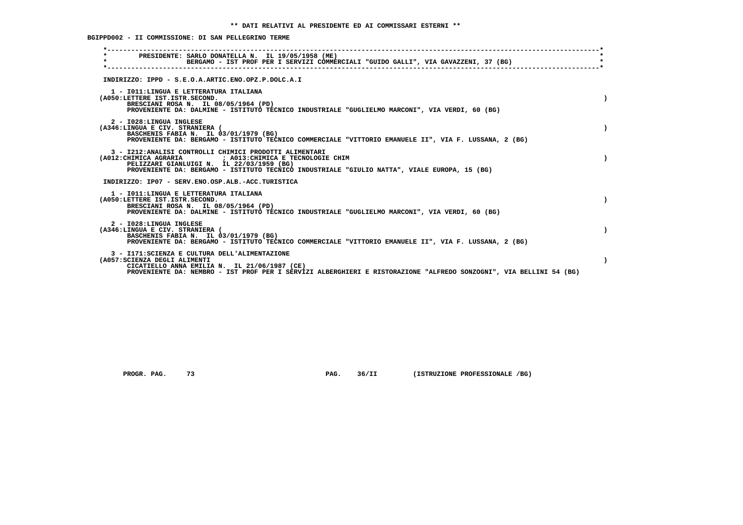## ** DATI RELATIVI AL PRESIDENTE ED AI COMMISSARI ESTERNI **

**BGIPPD002 - II COMMISSIONE: DI SAN PELLEGRINO TERME**

```
*----------------------------------------------------------------------------------------------------------------------*
*        PRESIDENTE: SARLO DONATELLA N.  IL 19/05/1958 (ME)                                                            *
*                    BERGAMO - IST PROF PER I SERVIZI COMMERCIALI "GUIDO GALLI", VIA GAVAZZENI, 37 (BG)                *
*----------------------------------------------------------------------------------------------------------------------*
```

INDIRIZZO: IPPD - S.E.O.A.ARTIC.ENO.OPZ.P.DOLC.A.I

1 - I011:LINGUA E LETTERATURA ITALIANA
(A050:LETTERE IST.ISTR.SECOND. )
BRESCIANI ROSA N. IL 08/05/1964 (PD)
PROVENIENTE DA: DALMINE - ISTITUTO TECNICO INDUSTRIALE "GUGLIELMO MARCONI", VIA VERDI, 60 (BG)

2 - I028:LINGUA INGLESE
(A346:LINGUA E CIV. STRANIERA ( )
BASCHENIS FABIA N. IL 03/01/1979 (BG)
PROVENIENTE DA: BERGAMO - ISTITUTO TECNICO COMMERCIALE "VITTORIO EMANUELE II", VIA F. LUSSANA, 2 (BG)

3 - I212:ANALISI CONTROLLI CHIMICI PRODOTTI ALIMENTARI
(A012:CHIMICA AGRARIA ; A013:CHIMICA E TECNOLOGIE CHIM )
PELIZZARI GIANLUIGI N. IL 22/03/1959 (BG)
PROVENIENTE DA: BERGAMO - ISTITUTO TECNICO INDUSTRIALE "GIULIO NATTA", VIALE EUROPA, 15 (BG)

INDIRIZZO: IP07 - SERV.ENO.OSP.ALB.-ACC.TURISTICA

1 - I011:LINGUA E LETTERATURA ITALIANA
(A050:LETTERE IST.ISTR.SECOND. )
BRESCIANI ROSA N. IL 08/05/1964 (PD)
PROVENIENTE DA: DALMINE - ISTITUTO TECNICO INDUSTRIALE "GUGLIELMO MARCONI", VIA VERDI, 60 (BG)

2 - I028:LINGUA INGLESE
(A346:LINGUA E CIV. STRANIERA ( )
BASCHENIS FABIA N. IL 03/01/1979 (BG)
PROVENIENTE DA: BERGAMO - ISTITUTO TECNICO COMMERCIALE "VITTORIO EMANUELE II", VIA F. LUSSANA, 2 (BG)

3 - I171:SCIENZA E CULTURA DELL'ALIMENTAZIONE
(A057:SCIENZA DEGLI ALIMENTI )
CICATIELLO ANNA EMILIA N. IL 21/06/1987 (CE)
PROVENIENTE DA: NEMBRO - IST PROF PER I SERVIZI ALBERGHIERI E RISTORAZIONE "ALFREDO SONZOGNI", VIA BELLINI 54 (BG)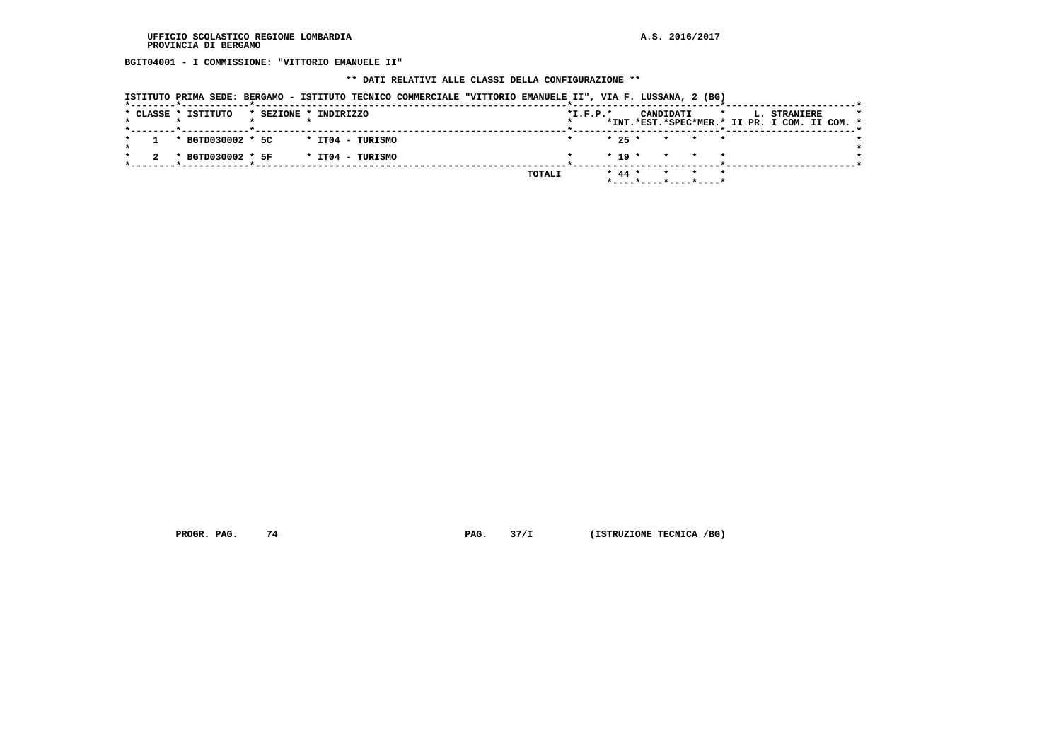UFFICIO SCOLASTICO REGIONE LOMBARDIA
PROVINCIA DI BERGAMO

A.S. 2016/2017

**BGIT04001 - I COMMISSIONE: "VITTORIO EMANUELE II"**

**\*\* DATI RELATIVI ALLE CLASSI DELLA CONFIGURAZIONE \*\***

ISTITUTO PRIMA SEDE: BERGAMO - ISTITUTO TECNICO COMMERCIALE "VITTORIO EMANUELE II", VIA F. LUSSANA, 2 (BG)

| CLASSE | ISTITUTO | SEZIONE | INDIRIZZO | I.F.P. | CANDIDATI INT. | CANDIDATI EST. | CANDIDATI SPEC | CANDIDATI MER. | L. STRANIERE II PR. | L. STRANIERE I COM. | L. STRANIERE II COM. |
|---|---|---|---|---|---|---|---|---|---|---|---|
| 1 | BGTD030002 | 5C | IT04 - TURISMO | | 25 | | | | | | |
| 2 | BGTD030002 | 5F | IT04 - TURISMO | | 19 | | | | | | |
| | | | TOTALI | | 44 | | | | | | |

PROGR. PAG. 74 PAG. 37/I (ISTRUZIONE TECNICA /BG)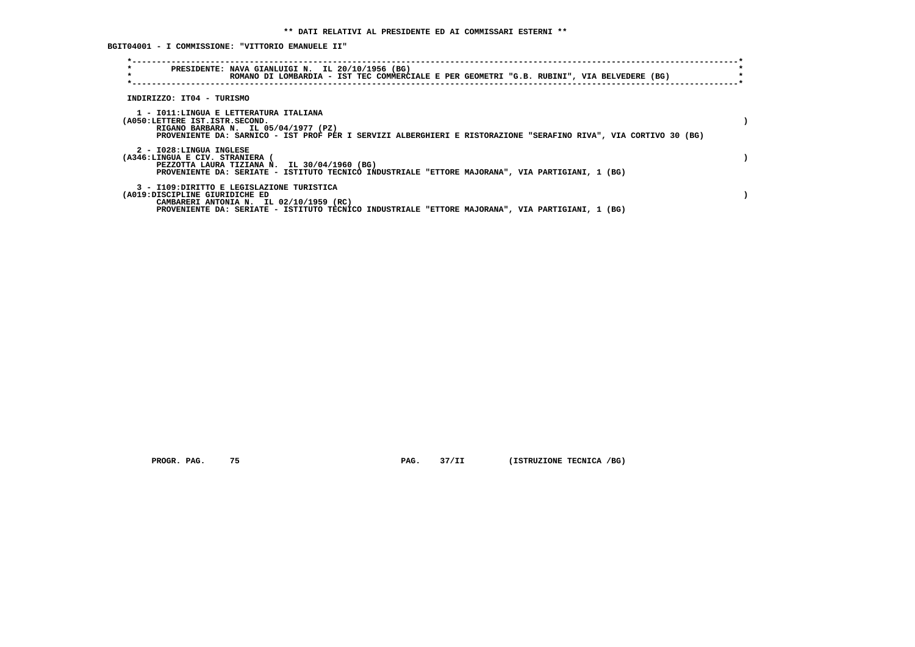**\*\* DATI RELATIVI AL PRESIDENTE ED AI COMMISSARI ESTERNI \*\***

**BGIT04001 - I COMMISSIONE: "VITTORIO EMANUELE II"**

**PRESIDENTE: NAVA GIANLUIGI N. IL 20/10/1956 (BG)**
**ROMANO DI LOMBARDIA - IST TEC COMMERCIALE E PER GEOMETRI "G.B. RUBINI", VIA BELVEDERE (BG)**

**INDIRIZZO: IT04 - TURISMO**

**1 - I011:LINGUA E LETTERATURA ITALIANA**
**(A050:LETTERE IST.ISTR.SECOND. )**
**RIGANO BARBARA N. IL 05/04/1977 (PZ)**
**PROVENIENTE DA: SARNICO - IST PROF PER I SERVIZI ALBERGHIERI E RISTORAZIONE "SERAFINO RIVA", VIA CORTIVO 30 (BG)**

**2 - I028:LINGUA INGLESE**
**(A346:LINGUA E CIV. STRANIERA ( )**
**PEZZOTTA LAURA TIZIANA N. IL 30/04/1960 (BG)**
**PROVENIENTE DA: SERIATE - ISTITUTO TECNICO INDUSTRIALE "ETTORE MAJORANA", VIA PARTIGIANI, 1 (BG)**

**3 - I109:DIRITTO E LEGISLAZIONE TURISTICA**
**(A019:DISCIPLINE GIURIDICHE ED )**
**CAMBARERI ANTONIA N. IL 02/10/1959 (RC)**
**PROVENIENTE DA: SERIATE - ISTITUTO TECNICO INDUSTRIALE "ETTORE MAJORANA", VIA PARTIGIANI, 1 (BG)**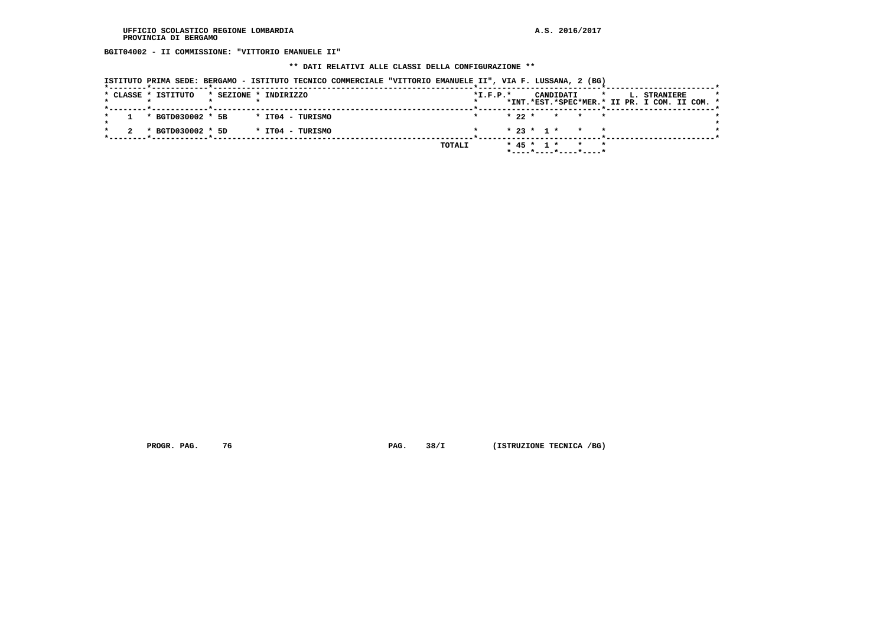UFFICIO SCOLASTICO REGIONE LOMBARDIA
PROVINCIA DI BERGAMO

A.S. 2016/2017

**BGIT04002 - II COMMISSIONE: "VITTORIO EMANUELE II"**

**\*\* DATI RELATIVI ALLE CLASSI DELLA CONFIGURAZIONE \*\***

ISTITUTO PRIMA SEDE: BERGAMO - ISTITUTO TECNICO COMMERCIALE "VITTORIO EMANUELE II", VIA F. LUSSANA, 2 (BG)

| CLASSE | ISTITUTO | SEZIONE | INDIRIZZO | I.F.P. | CANDIDATI INT. | CANDIDATI EST. | CANDIDATI SPEC | CANDIDATI MER. | L. STRANIERE II PR. | L. STRANIERE I COM. | L. STRANIERE II COM. |
|---|---|---|---|---|---|---|---|---|---|---|---|
| 1 | BGTD030002 | 5B | IT04 - TURISMO | | 22 | | | | | | |
| 2 | BGTD030002 | 5D | IT04 - TURISMO | | 23 | 1 | | | | | |
| | | | TOTALI | | 45 | 1 | | | | | |

PROGR. PAG. 76 PAG. 38/I (ISTRUZIONE TECNICA /BG)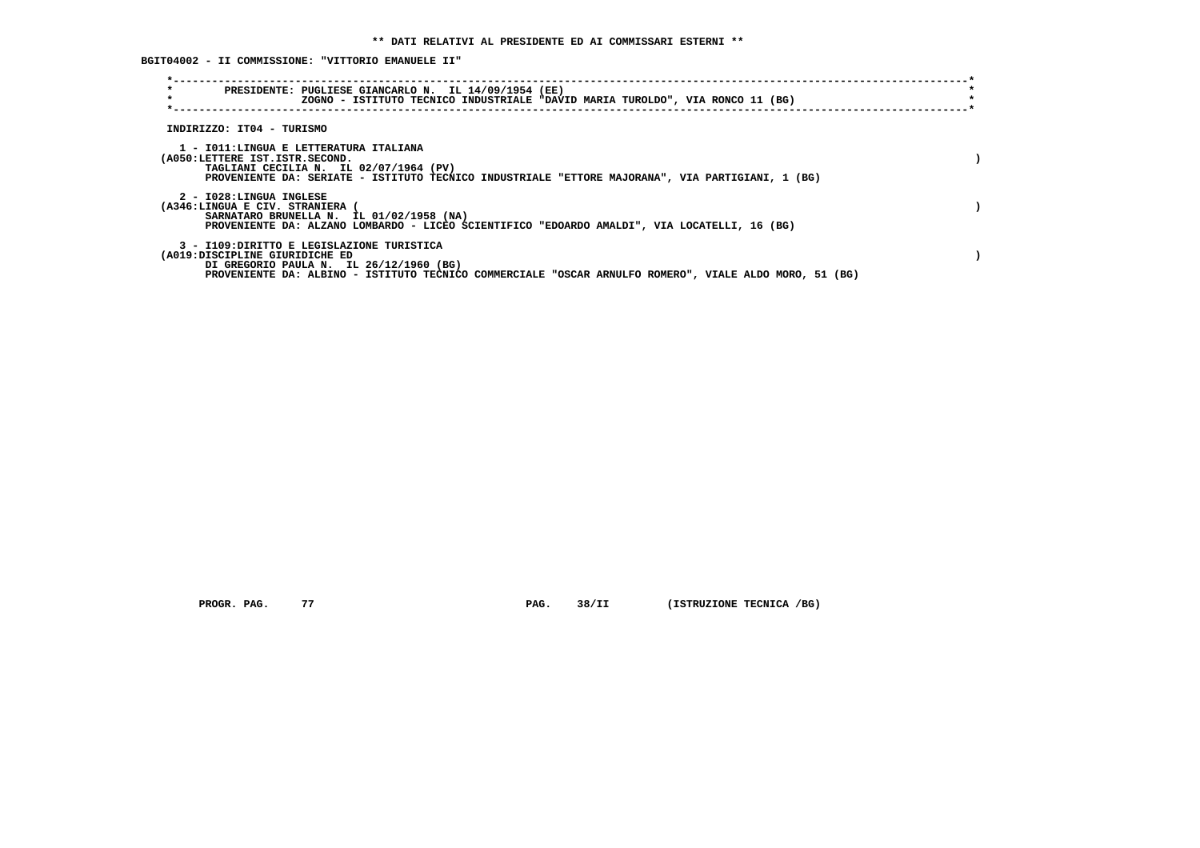**\*\* DATI RELATIVI AL PRESIDENTE ED AI COMMISSARI ESTERNI \*\***

**BGIT04002 - II COMMISSIONE: "VITTORIO EMANUELE II"**

```
*----------------------------------------------------------------------------------------------------------------------*
*        PRESIDENTE: PUGLIESE GIANCARLO N.  IL 14/09/1954 (EE)                                                         *
*                    ZOGNO - ISTITUTO TECNICO INDUSTRIALE "DAVID MARIA TUROLDO", VIA RONCO 11 (BG)                     *
*----------------------------------------------------------------------------------------------------------------------*
```

INDIRIZZO: IT04 - TURISMO

1 - I011:LINGUA E LETTERATURA ITALIANA
(A050:LETTERE IST.ISTR.SECOND. )
TAGLIANI CECILIA N. IL 02/07/1964 (PV)
PROVENIENTE DA: SERIATE - ISTITUTO TECNICO INDUSTRIALE "ETTORE MAJORANA", VIA PARTIGIANI, 1 (BG)

2 - I028:LINGUA INGLESE
(A346:LINGUA E CIV. STRANIERA ( )
SARNATARO BRUNELLA N. IL 01/02/1958 (NA)
PROVENIENTE DA: ALZANO LOMBARDO - LICEO SCIENTIFICO "EDOARDO AMALDI", VIA LOCATELLI, 16 (BG)

3 - I109:DIRITTO E LEGISLAZIONE TURISTICA
(A019:DISCIPLINE GIURIDICHE ED )
DI GREGORIO PAULA N. IL 26/12/1960 (BG)
PROVENIENTE DA: ALBINO - ISTITUTO TECNICO COMMERCIALE "OSCAR ARNULFO ROMERO", VIALE ALDO MORO, 51 (BG)

PROGR. PAG. 77 PAG. 38/II (ISTRUZIONE TECNICA /BG)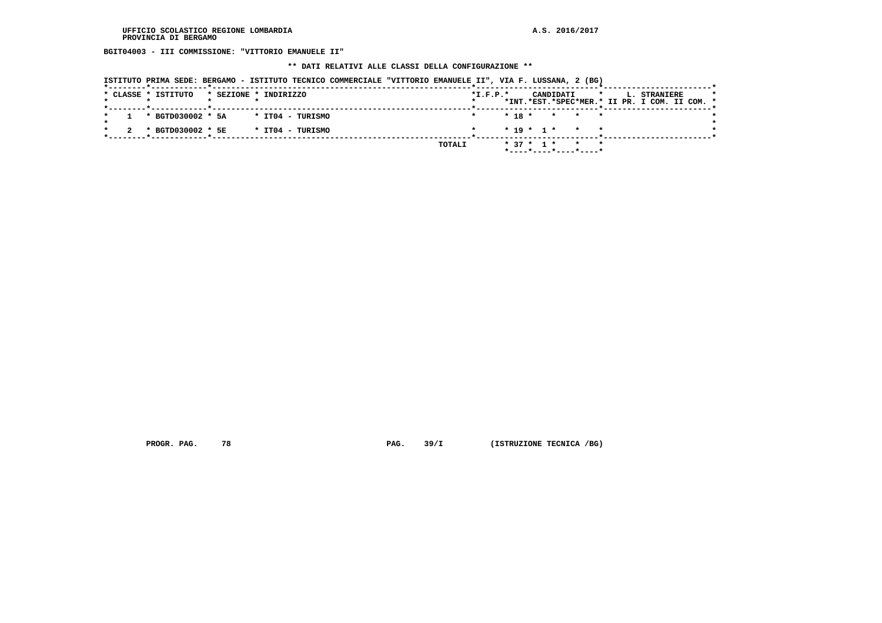UFFICIO SCOLASTICO REGIONE LOMBARDIA
PROVINCIA DI BERGAMO

A.S. 2016/2017

**BGIT04003 - III COMMISSIONE: "VITTORIO EMANUELE II"**

**\*\* DATI RELATIVI ALLE CLASSI DELLA CONFIGURAZIONE \*\***

ISTITUTO PRIMA SEDE: BERGAMO - ISTITUTO TECNICO COMMERCIALE "VITTORIO EMANUELE II", VIA F. LUSSANA, 2 (BG)

| CLASSE | ISTITUTO | SEZIONE | INDIRIZZO | I.F.P. | CANDIDATI INT. | CANDIDATI EST. | CANDIDATI SPEC | CANDIDATI MER. | L. STRANIERE II PR. | L. STRANIERE I COM. | L. STRANIERE II COM. |
|---|---|---|---|---|---|---|---|---|---|---|---|
| 1 | BGTD030002 | 5A | IT04 - TURISMO | | 18 | | | | | | |
| 2 | BGTD030002 | 5E | IT04 - TURISMO | | 19 | 1 | | | | | |
| | | | TOTALI | | 37 | 1 | | | | | |

PROGR. PAG. 78 PAG. 39/I (ISTRUZIONE TECNICA /BG)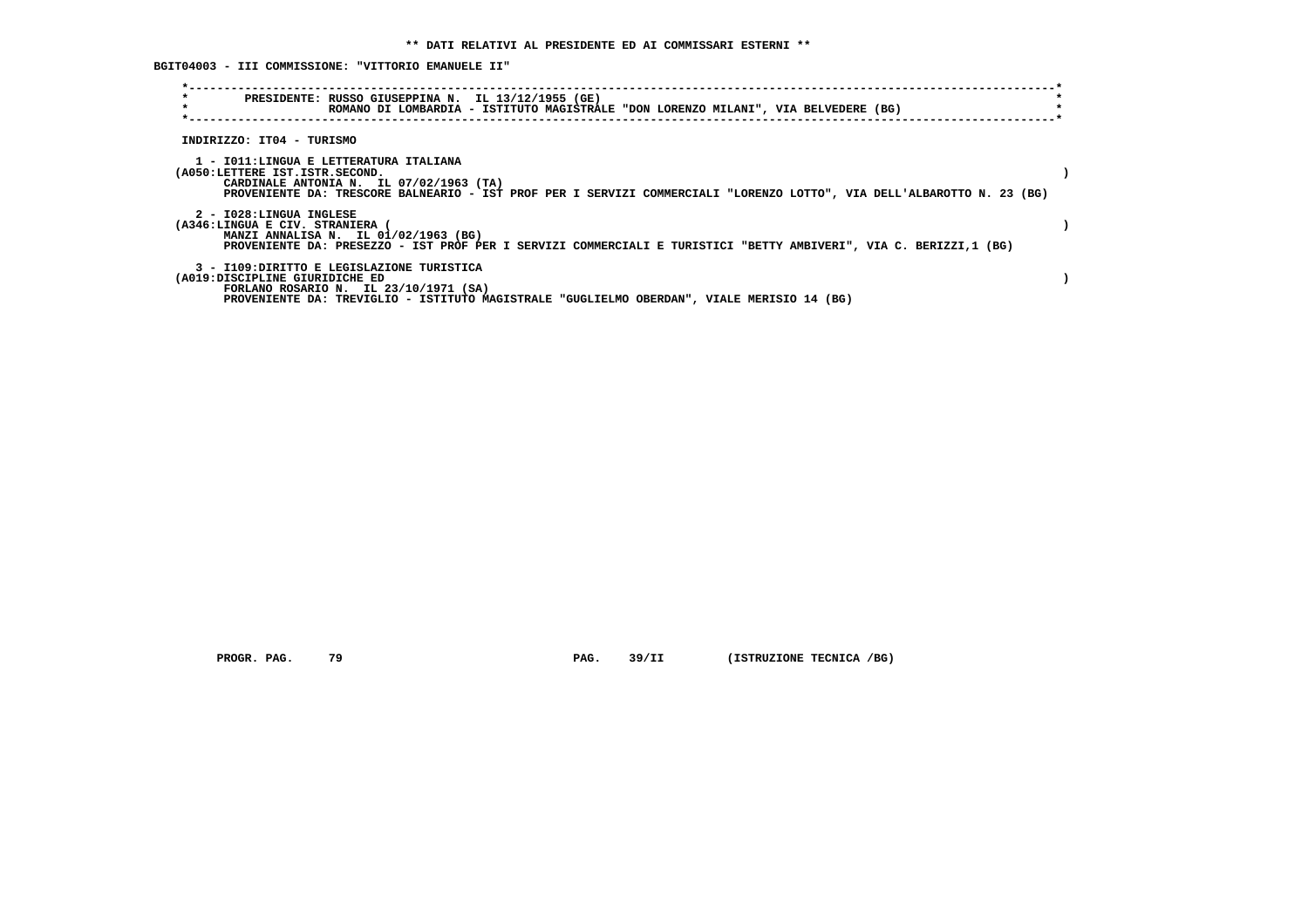**\*\* DATI RELATIVI AL PRESIDENTE ED AI COMMISSARI ESTERNI \*\***

**BGIT04003 - III COMMISSIONE: "VITTORIO EMANUELE II"**

**PRESIDENTE: RUSSO GIUSEPPINA N. IL 13/12/1955 (GE)**
**ROMANO DI LOMBARDIA - ISTITUTO MAGISTRALE "DON LORENZO MILANI", VIA BELVEDERE (BG)**

**INDIRIZZO: IT04 - TURISMO**

**1 - I011:LINGUA E LETTERATURA ITALIANA**
**(A050:LETTERE IST.ISTR.SECOND. )**
**CARDINALE ANTONIA N. IL 07/02/1963 (TA)**
**PROVENIENTE DA: TRESCORE BALNEARIO - IST PROF PER I SERVIZI COMMERCIALI "LORENZO LOTTO", VIA DELL'ALBAROTTO N. 23 (BG)**

**2 - I028:LINGUA INGLESE**
**(A346:LINGUA E CIV. STRANIERA ( )**
**MANZI ANNALISA N. IL 01/02/1963 (BG)**
**PROVENIENTE DA: PRESEZZO - IST PROF PER I SERVIZI COMMERCIALI E TURISTICI "BETTY AMBIVERI", VIA C. BERIZZI,1 (BG)**

**3 - I109:DIRITTO E LEGISLAZIONE TURISTICA**
**(A019:DISCIPLINE GIURIDICHE ED )**
**FORLANO ROSARIO N. IL 23/10/1971 (SA)**
**PROVENIENTE DA: TREVIGLIO - ISTITUTO MAGISTRALE "GUGLIELMO OBERDAN", VIALE MERISIO 14 (BG)**

**PROGR. PAG. 79 PAG. 39/II (ISTRUZIONE TECNICA /BG)**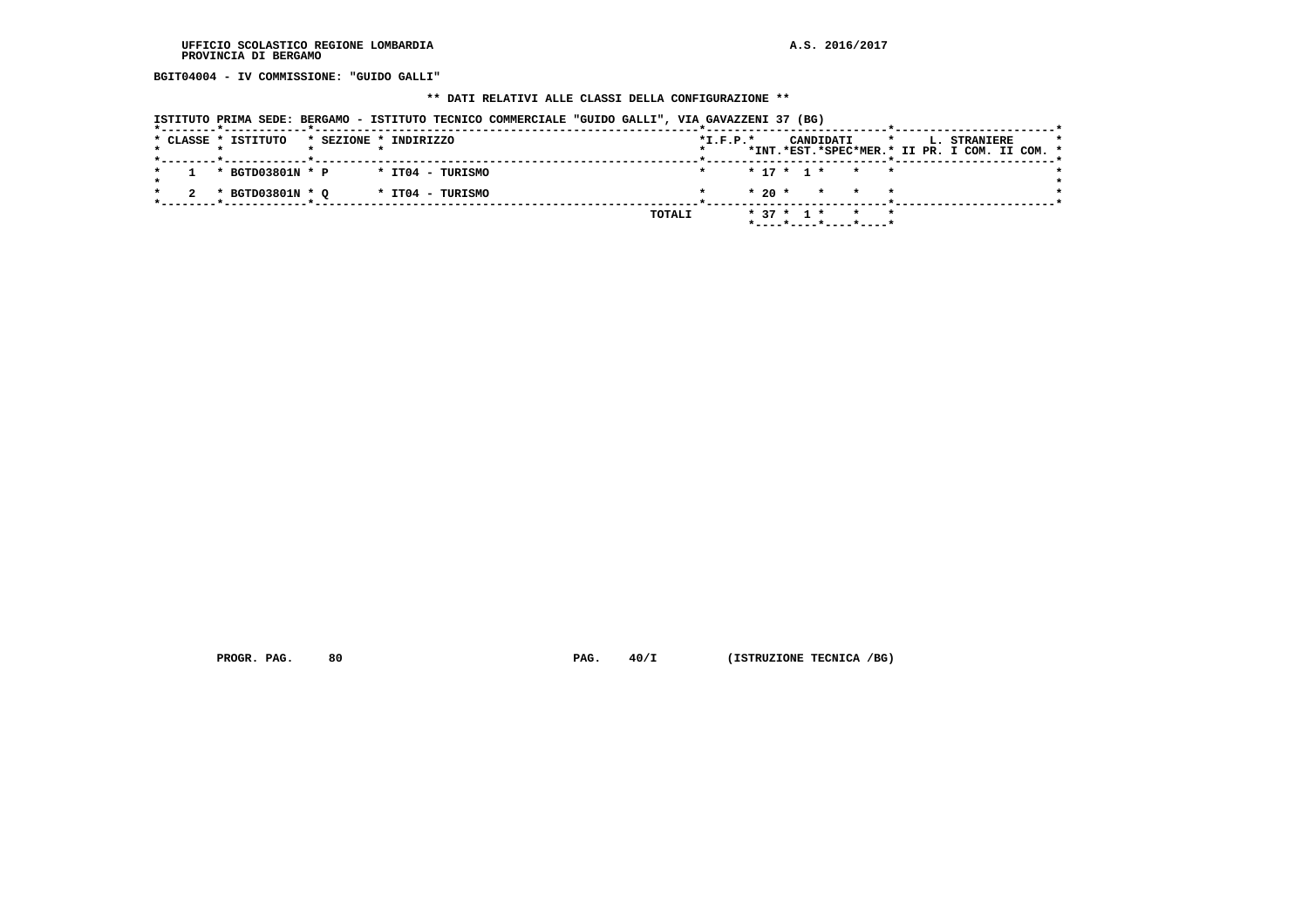UFFICIO SCOLASTICO REGIONE LOMBARDIA
PROVINCIA DI BERGAMO

A.S. 2016/2017

BGIT04004 - IV COMMISSIONE: "GUIDO GALLI"

** DATI RELATIVI ALLE CLASSI DELLA CONFIGURAZIONE **

ISTITUTO PRIMA SEDE: BERGAMO - ISTITUTO TECNICO COMMERCIALE "GUIDO GALLI", VIA GAVAZZENI 37 (BG)

| CLASSE | ISTITUTO | SEZIONE | INDIRIZZO | I.F.P. | CANDIDATI | | | | L. STRANIERE | | |
|---|---|---|---|---|---|---|---|---|---|---|---|
| | | | | | INT. | EST. | SPEC | MER. | II PR. | I COM. | II COM. |
| 1 | BGTD03801N | P | IT04 - TURISMO | | 17 | 1 | | | | | |
| 2 | BGTD03801N | Q | IT04 - TURISMO | | 20 | | | | | | |
| | | | | TOTALI | 37 | 1 | | | | | |

PROGR. PAG. 80 PAG. 40/I (ISTRUZIONE TECNICA /BG)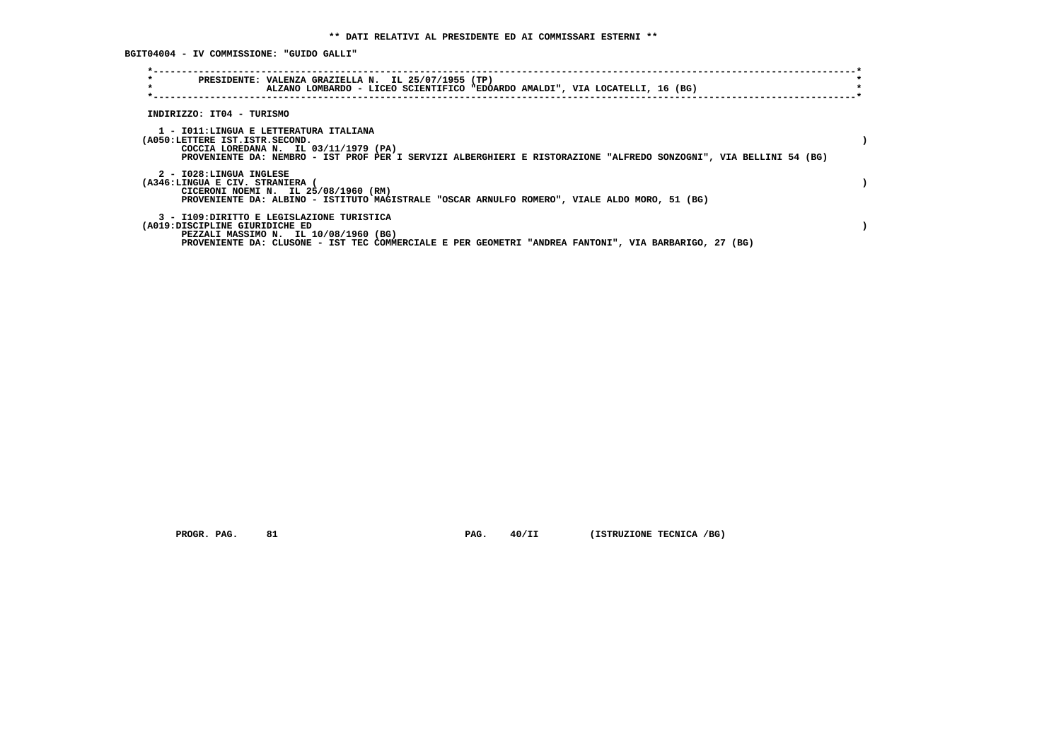** DATI RELATIVI AL PRESIDENTE ED AI COMMISSARI ESTERNI **

BGIT04004 - IV COMMISSIONE: "GUIDO GALLI"

PRESIDENTE: VALENZA GRAZIELLA N. IL 25/07/1955 (TP)
ALZANO LOMBARDO - LICEO SCIENTIFICO "EDOARDO AMALDI", VIA LOCATELLI, 16 (BG)

INDIRIZZO: IT04 - TURISMO

1 - I011:LINGUA E LETTERATURA ITALIANA
(A050:LETTERE IST.ISTR.SECOND. )
COCCIA LOREDANA N. IL 03/11/1979 (PA)
PROVENIENTE DA: NEMBRO - IST PROF PER I SERVIZI ALBERGHIERI E RISTORAZIONE "ALFREDO SONZOGNI", VIA BELLINI 54 (BG)

2 - I028:LINGUA INGLESE
(A346:LINGUA E CIV. STRANIERA ( )
CICERONI NOEMI N. IL 25/08/1960 (RM)
PROVENIENTE DA: ALBINO - ISTITUTO MAGISTRALE "OSCAR ARNULFO ROMERO", VIALE ALDO MORO, 51 (BG)

3 - I109:DIRITTO E LEGISLAZIONE TURISTICA
(A019:DISCIPLINE GIURIDICHE ED )
PEZZALI MASSIMO N. IL 10/08/1960 (BG)
PROVENIENTE DA: CLUSONE - IST TEC COMMERCIALE E PER GEOMETRI "ANDREA FANTONI", VIA BARBARIGO, 27 (BG)

PROGR. PAG. 81 PAG. 40/II (ISTRUZIONE TECNICA /BG)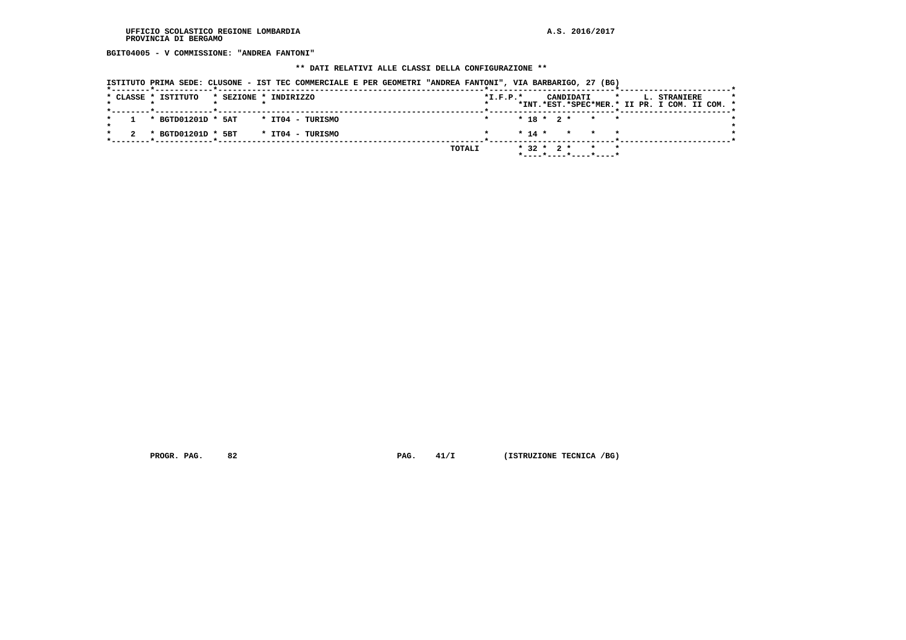UFFICIO SCOLASTICO REGIONE LOMBARDIA
PROVINCIA DI BERGAMO

A.S. 2016/2017

**BGIT04005 - V COMMISSIONE: "ANDREA FANTONI"**

**\*\* DATI RELATIVI ALLE CLASSI DELLA CONFIGURAZIONE \*\***

ISTITUTO PRIMA SEDE: CLUSONE - IST TEC COMMERCIALE E PER GEOMETRI "ANDREA FANTONI", VIA BARBARIGO, 27 (BG)

| CLASSE | ISTITUTO | SEZIONE | INDIRIZZO | I.F.P. | CANDIDATI INT. | CANDIDATI EST. | CANDIDATI SPEC | CANDIDATI MER. | L. STRANIERE II PR. | L. STRANIERE I COM. | L. STRANIERE II COM. |
|---|---|---|---|---|---|---|---|---|---|---|---|
| 1 | BGTD01201D | 5AT | IT04 - TURISMO | | 18 | 2 | | | | | |
| 2 | BGTD01201D | 5BT | IT04 - TURISMO | | 14 | | | | | | |
| | | | TOTALI | | 32 | 2 | | | | | |

PROGR. PAG. 82 PAG. 41/I (ISTRUZIONE TECNICA /BG)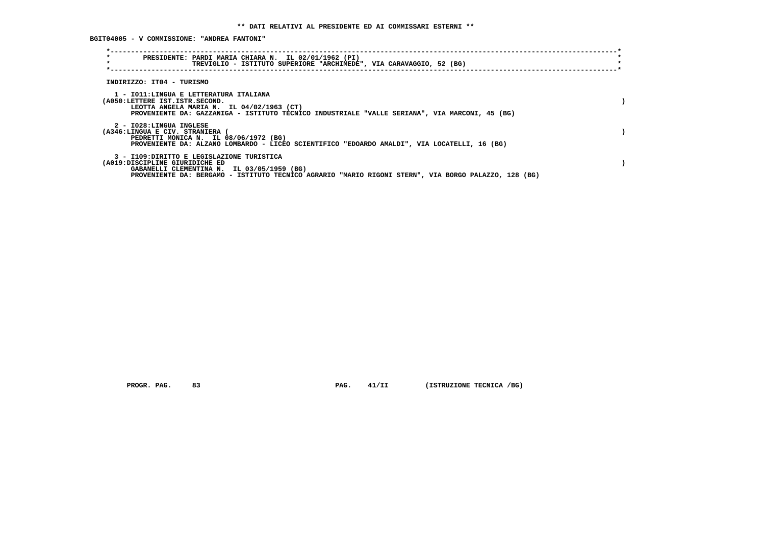**\*\* DATI RELATIVI AL PRESIDENTE ED AI COMMISSARI ESTERNI \*\***

**BGIT04005 - V COMMISSIONE: "ANDREA FANTONI"**

PRESIDENTE: PARDI MARIA CHIARA N. IL 02/01/1962 (PI)
TREVIGLIO - ISTITUTO SUPERIORE "ARCHIMEDE", VIA CARAVAGGIO, 52 (BG)

INDIRIZZO: IT04 - TURISMO

1 - I011:LINGUA E LETTERATURA ITALIANA
(A050:LETTERE IST.ISTR.SECOND. )
LEOTTA ANGELA MARIA N. IL 04/02/1963 (CT)
PROVENIENTE DA: GAZZANIGA - ISTITUTO TECNICO INDUSTRIALE "VALLE SERIANA", VIA MARCONI, 45 (BG)

2 - I028:LINGUA INGLESE
(A346:LINGUA E CIV. STRANIERA ( )
PEDRETTI MONICA N. IL 08/06/1972 (BG)
PROVENIENTE DA: ALZANO LOMBARDO - LICEO SCIENTIFICO "EDOARDO AMALDI", VIA LOCATELLI, 16 (BG)

3 - I109:DIRITTO E LEGISLAZIONE TURISTICA
(A019:DISCIPLINE GIURIDICHE ED )
GABANELLI CLEMENTINA N. IL 03/05/1959 (BG)
PROVENIENTE DA: BERGAMO - ISTITUTO TECNICO AGRARIO "MARIO RIGONI STERN", VIA BORGO PALAZZO, 128 (BG)

PROGR. PAG. 83 PAG. 41/II (ISTRUZIONE TECNICA /BG)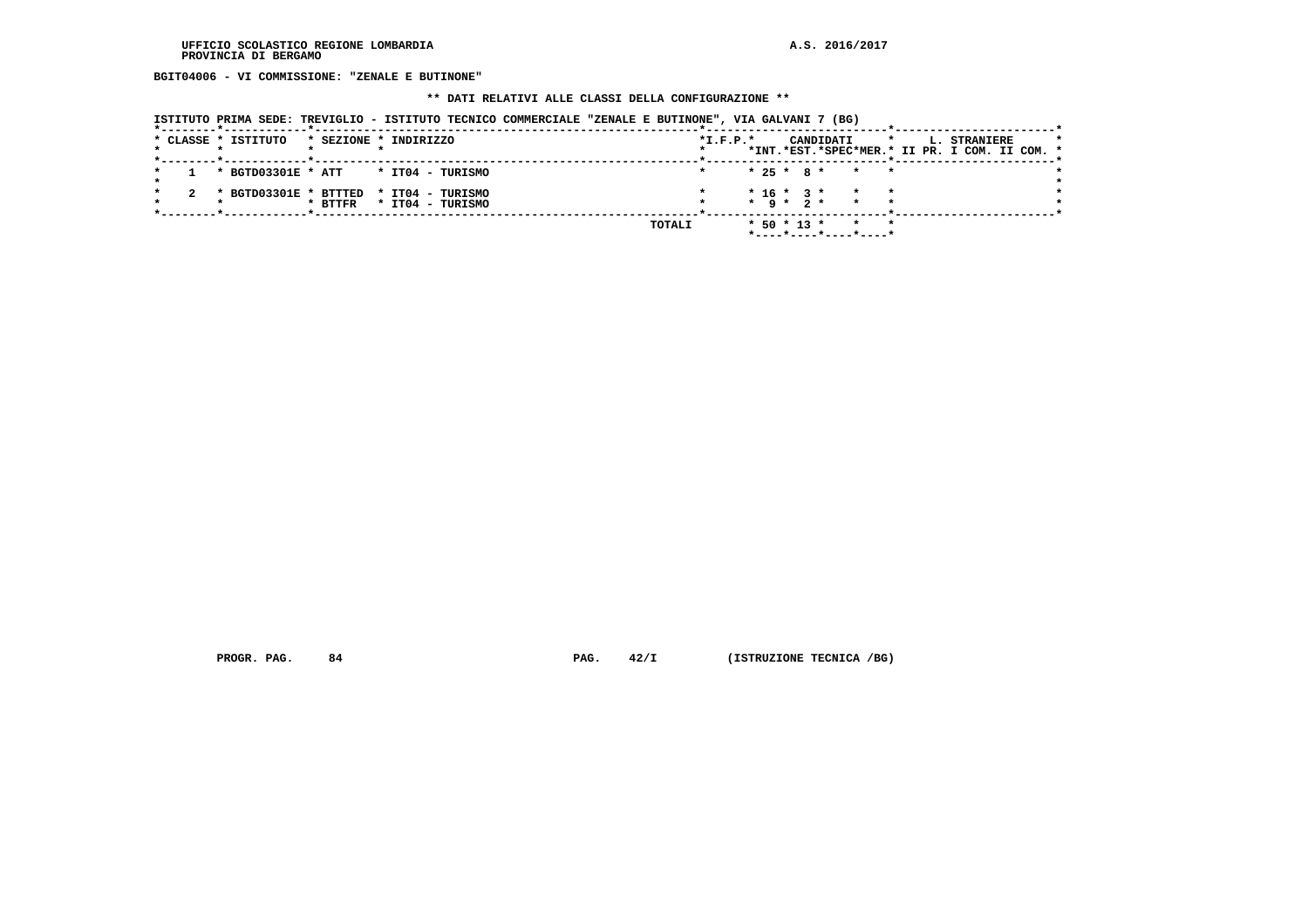**BGIT04006 - VI COMMISSIONE: "ZENALE E BUTINONE"**

**\*\* DATI RELATIVI ALLE CLASSI DELLA CONFIGURAZIONE \*\***

**ISTITUTO PRIMA SEDE: TREVIGLIO - ISTITUTO TECNICO COMMERCIALE "ZENALE E BUTINONE", VIA GALVANI 7 (BG)**

| CLASSE | ISTITUTO | SEZIONE | INDIRIZZO | I.F.P. | CANDIDATI INT. | CANDIDATI EST. | CANDIDATI SPEC | CANDIDATI MER. | L. STRANIERE II PR. | L. STRANIERE I COM. | L. STRANIERE II COM. |
|---|---|---|---|---|---|---|---|---|---|---|---|
| 1 | BGTD03301E | ATT | IT04 - TURISMO | | 25 | 8 | | | | | |
| 2 | BGTD03301E | BTTED | IT04 - TURISMO | | 16 | 3 | | | | | |
| | | BTTFR | IT04 - TURISMO | | 9 | 2 | | | | | |
| | | | TOTALI | | 50 | 13 | | | | | |

PROGR. PAG. 84 PAG. 42/I (ISTRUZIONE TECNICA /BG)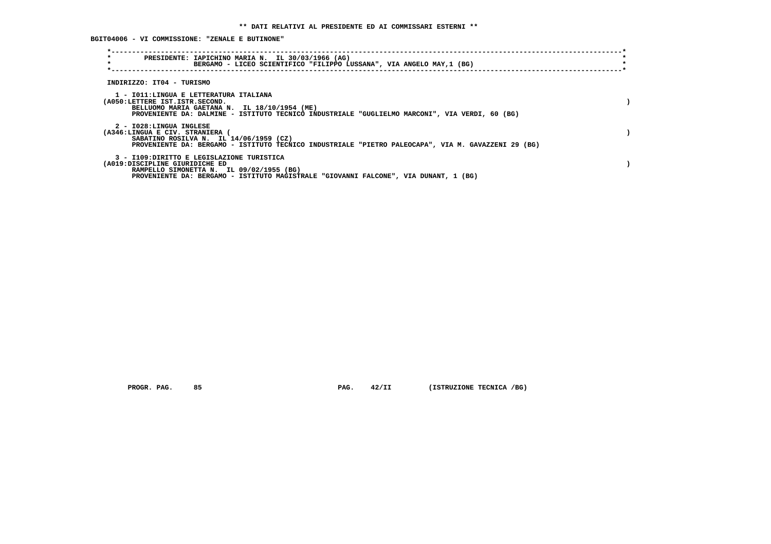**\*\* DATI RELATIVI AL PRESIDENTE ED AI COMMISSARI ESTERNI \*\***

**BGIT04006 - VI COMMISSIONE: "ZENALE E BUTINONE"**

**PRESIDENTE: IAPICHINO MARIA N. IL 30/03/1966 (AG)**
**BERGAMO - LICEO SCIENTIFICO "FILIPPO LUSSANA", VIA ANGELO MAY,1 (BG)**

**INDIRIZZO: IT04 - TURISMO**

**1 - I011:LINGUA E LETTERATURA ITALIANA**
**(A050:LETTERE IST.ISTR.SECOND. )**
**BELLUOMO MARIA GAETANA N. IL 18/10/1954 (ME)**
**PROVENIENTE DA: DALMINE - ISTITUTO TECNICO INDUSTRIALE "GUGLIELMO MARCONI", VIA VERDI, 60 (BG)**

**2 - I028:LINGUA INGLESE**
**(A346:LINGUA E CIV. STRANIERA ( )**
**SABATINO ROSILVA N. IL 14/06/1959 (CZ)**
**PROVENIENTE DA: BERGAMO - ISTITUTO TECNICO INDUSTRIALE "PIETRO PALEOCAPA", VIA M. GAVAZZENI 29 (BG)**

**3 - I109:DIRITTO E LEGISLAZIONE TURISTICA**
**(A019:DISCIPLINE GIURIDICHE ED )**
**RAMPELLO SIMONETTA N. IL 09/02/1955 (BG)**
**PROVENIENTE DA: BERGAMO - ISTITUTO MAGISTRALE "GIOVANNI FALCONE", VIA DUNANT, 1 (BG)**

**PROGR. PAG. 85 PAG. 42/II (ISTRUZIONE TECNICA /BG)**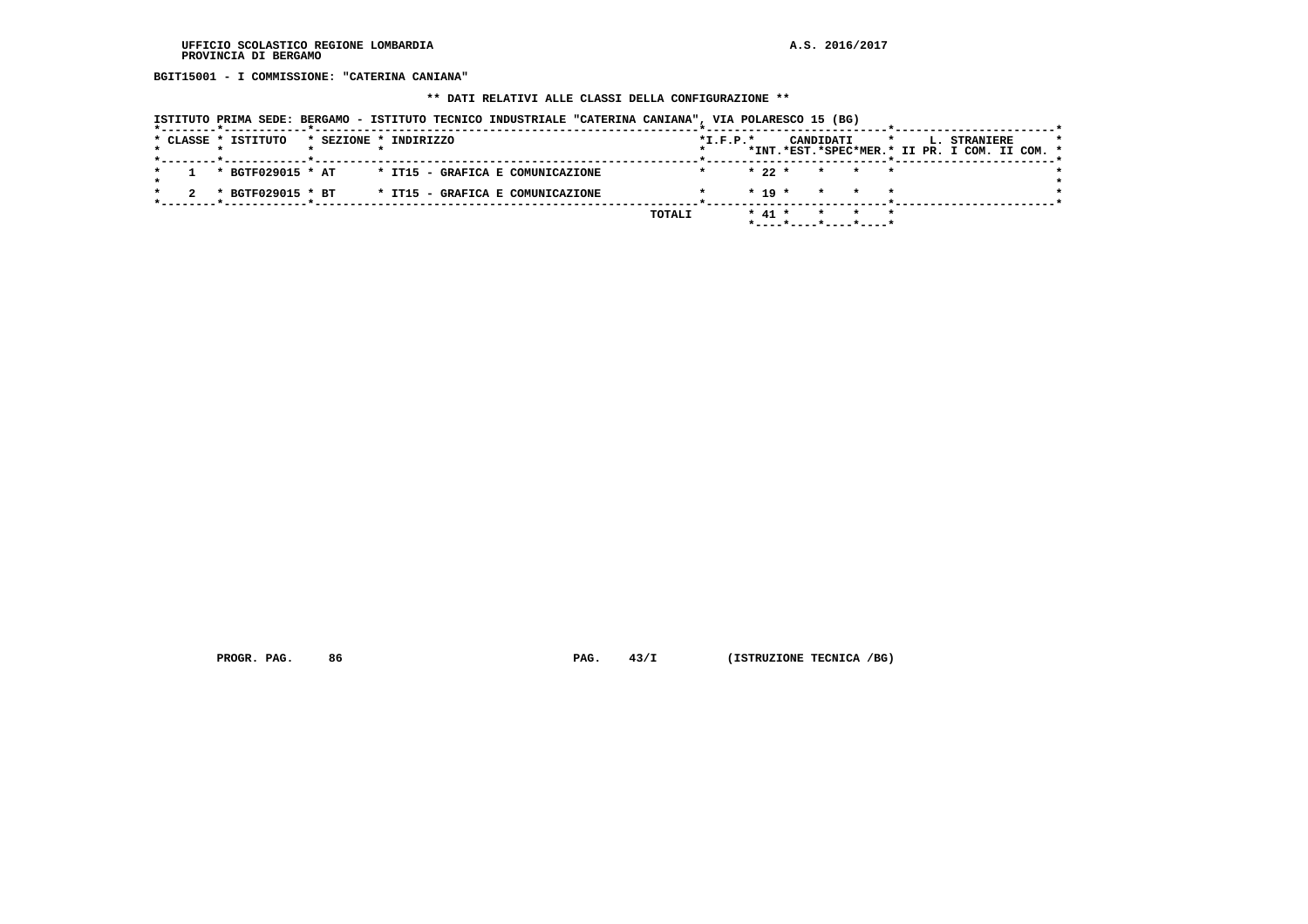UFFICIO SCOLASTICO REGIONE LOMBARDIA
PROVINCIA DI BERGAMO

A.S. 2016/2017

**BGIT15001 - I COMMISSIONE: "CATERINA CANIANA"**

**\*\* DATI RELATIVI ALLE CLASSI DELLA CONFIGURAZIONE \*\***

ISTITUTO PRIMA SEDE: BERGAMO - ISTITUTO TECNICO INDUSTRIALE "CATERINA CANIANA", VIA POLARESCO 15 (BG)

| CLASSE | ISTITUTO | SEZIONE | INDIRIZZO | I.F.P. | CANDIDATI INT. | CANDIDATI EST. | CANDIDATI SPEC | CANDIDATI MER. | L. STRANIERE II PR. | L. STRANIERE I COM. | L. STRANIERE II COM. |
|---|---|---|---|---|---|---|---|---|---|---|---|
| 1 | BGTF029015 | AT | IT15 - GRAFICA E COMUNICAZIONE | | 22 | | | | | | |
| 2 | BGTF029015 | BT | IT15 - GRAFICA E COMUNICAZIONE | | 19 | | | | | | |
| | | | TOTALI | | 41 | | | | | | |

PROGR. PAG. 86 PAG. 43/I (ISTRUZIONE TECNICA /BG)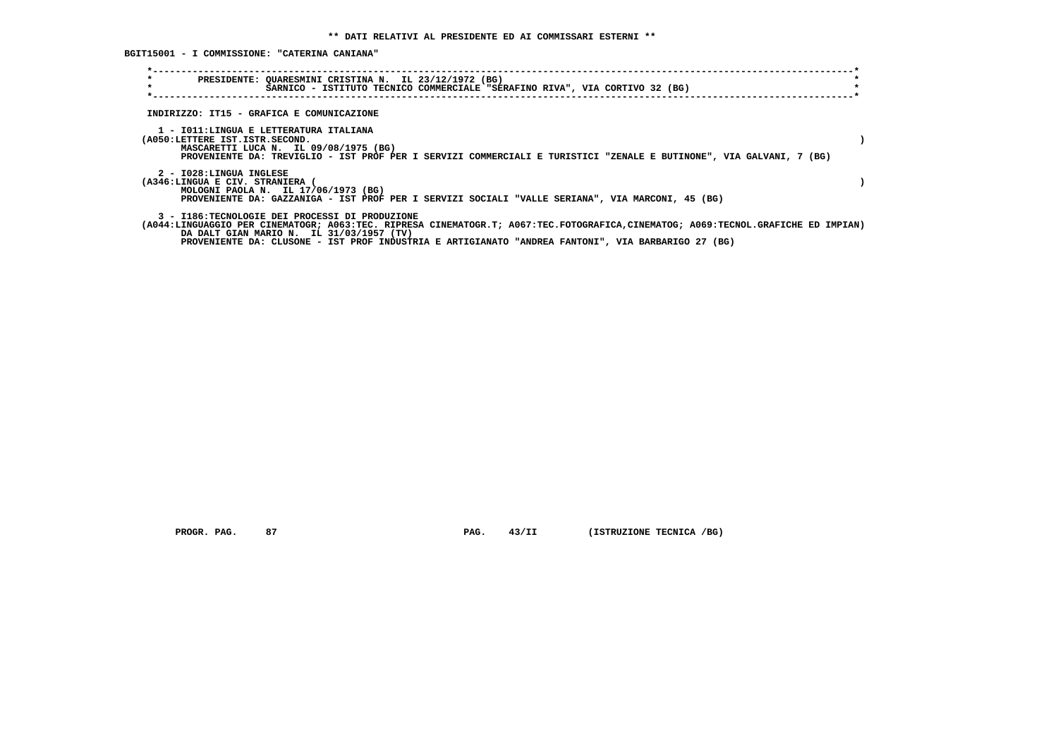**\*\* DATI RELATIVI AL PRESIDENTE ED AI COMMISSARI ESTERNI \*\***

**BGIT15001 - I COMMISSIONE: "CATERINA CANIANA"**

PRESIDENTE: QUARESMINI CRISTINA N. IL 23/12/1972 (BG)
SARNICO - ISTITUTO TECNICO COMMERCIALE "SERAFINO RIVA", VIA CORTIVO 32 (BG)

INDIRIZZO: IT15 - GRAFICA E COMUNICAZIONE

1 - I011:LINGUA E LETTERATURA ITALIANA
(A050:LETTERE IST.ISTR.SECOND. )
MASCARETTI LUCA N. IL 09/08/1975 (BG)
PROVENIENTE DA: TREVIGLIO - IST PROF PER I SERVIZI COMMERCIALI E TURISTICI "ZENALE E BUTINONE", VIA GALVANI, 7 (BG)

2 - I028:LINGUA INGLESE
(A346:LINGUA E CIV. STRANIERA ( )
MOLOGNI PAOLA N. IL 17/06/1973 (BG)
PROVENIENTE DA: GAZZANIGA - IST PROF PER I SERVIZI SOCIALI "VALLE SERIANA", VIA MARCONI, 45 (BG)

3 - I186:TECNOLOGIE DEI PROCESSI DI PRODUZIONE
(A044:LINGUAGGIO PER CINEMATOGR; A063:TEC. RIPRESA CINEMATOGR.T; A067:TEC.FOTOGRAFICA,CINEMATOG; A069:TECNOL.GRAFICHE ED IMPIAN)
DA DALT GIAN MARIO N. IL 31/03/1957 (TV)
PROVENIENTE DA: CLUSONE - IST PROF INDUSTRIA E ARTIGIANATO "ANDREA FANTONI", VIA BARBARIGO 27 (BG)

PROGR. PAG. 87 PAG. 43/II (ISTRUZIONE TECNICA /BG)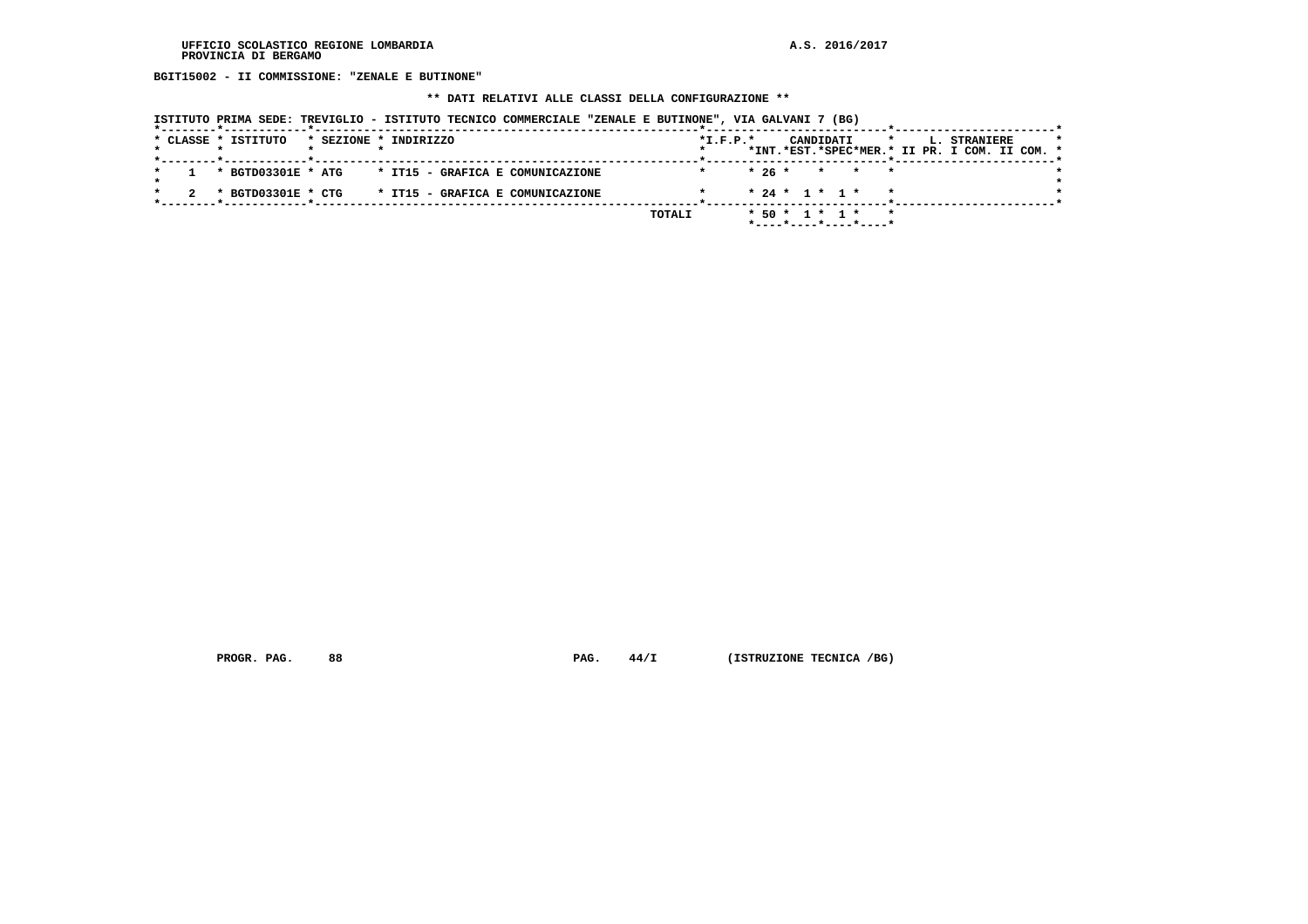UFFICIO SCOLASTICO REGIONE LOMBARDIA
PROVINCIA DI BERGAMO

A.S. 2016/2017

**BGIT15002 - II COMMISSIONE: "ZENALE E BUTINONE"**

**\*\* DATI RELATIVI ALLE CLASSI DELLA CONFIGURAZIONE \*\***

ISTITUTO PRIMA SEDE: TREVIGLIO - ISTITUTO TECNICO COMMERCIALE "ZENALE E BUTINONE", VIA GALVANI 7 (BG)

| CLASSE | ISTITUTO | SEZIONE | INDIRIZZO | I.F.P. | CANDIDATI INT. | CANDIDATI EST. | CANDIDATI SPEC | CANDIDATI MER. | L. STRANIERE II PR. | L. STRANIERE I COM. | L. STRANIERE II COM. |
|---|---|---|---|---|---|---|---|---|---|---|---|
| 1 | BGTD03301E | ATG | IT15 - GRAFICA E COMUNICAZIONE | | 26 | | | | | | |
| 2 | BGTD03301E | CTG | IT15 - GRAFICA E COMUNICAZIONE | | 24 | 1 | 1 | | | | |
| | | | | TOTALI | 50 | 1 | 1 | | | | |

PROGR. PAG. 88 PAG. 44/I (ISTRUZIONE TECNICA /BG)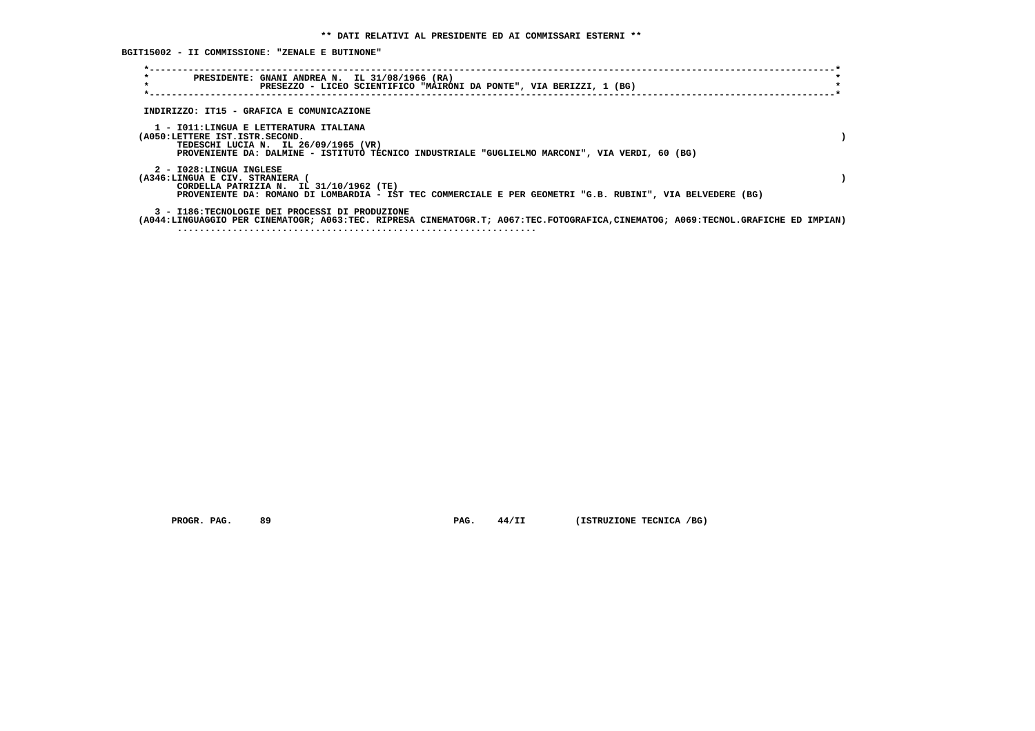** DATI RELATIVI AL PRESIDENTE ED AI COMMISSARI ESTERNI **

BGIT15002 - II COMMISSIONE: "ZENALE E BUTINONE"

PRESIDENTE: GNANI ANDREA N. IL 31/08/1966 (RA)
PRESEZZO - LICEO SCIENTIFICO "MAIRONI DA PONTE", VIA BERIZZI, 1 (BG)

INDIRIZZO: IT15 - GRAFICA E COMUNICAZIONE

1 - I011:LINGUA E LETTERATURA ITALIANA
(A050:LETTERE IST.ISTR.SECOND. )
TEDESCHI LUCIA N. IL 26/09/1965 (VR)
PROVENIENTE DA: DALMINE - ISTITUTO TECNICO INDUSTRIALE "GUGLIELMO MARCONI", VIA VERDI, 60 (BG)

2 - I028:LINGUA INGLESE
(A346:LINGUA E CIV. STRANIERA ( )
CORDELLA PATRIZIA N. IL 31/10/1962 (TE)
PROVENIENTE DA: ROMANO DI LOMBARDIA - IST TEC COMMERCIALE E PER GEOMETRI "G.B. RUBINI", VIA BELVEDERE (BG)

3 - I186:TECNOLOGIE DEI PROCESSI DI PRODUZIONE
(A044:LINGUAGGIO PER CINEMATOGR; A063:TEC. RIPRESA CINEMATOGR.T; A067:TEC.FOTOGRAFICA,CINEMATOG; A069:TECNOL.GRAFICHE ED IMPIAN)
....................................................................

PROGR. PAG. 89 PAG. 44/II (ISTRUZIONE TECNICA /BG)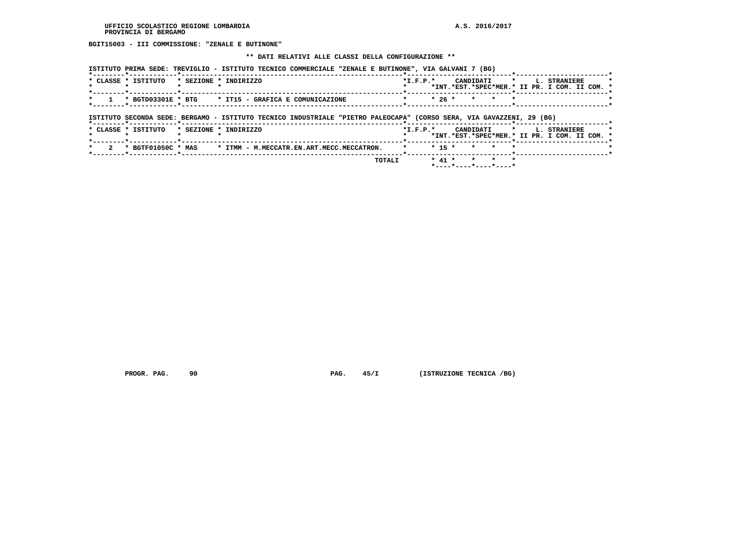BGIT15003 - III COMMISSIONE: "ZENALE E BUTINONE"

** DATI RELATIVI ALLE CLASSI DELLA CONFIGURAZIONE **

ISTITUTO PRIMA SEDE: TREVIGLIO - ISTITUTO TECNICO COMMERCIALE "ZENALE E BUTINONE", VIA GALVANI 7 (BG)

| CLASSE | ISTITUTO | SEZIONE | INDIRIZZO | I.F.P. | CANDIDATI INT. | CANDIDATI EST. | CANDIDATI SPEC | CANDIDATI MER. | L. STRANIERE II PR. | L. STRANIERE I COM. | L. STRANIERE II COM. |
|---|---|---|---|---|---|---|---|---|---|---|---|
| 1 | BGTD03301E | BTG | IT15 - GRAFICA E COMUNICAZIONE | | 26 | | | | | | |

ISTITUTO SECONDA SEDE: BERGAMO - ISTITUTO TECNICO INDUSTRIALE "PIETRO PALEOCAPA" (CORSO SERA, VIA GAVAZZENI, 29 (BG)

| CLASSE | ISTITUTO | SEZIONE | INDIRIZZO | I.F.P. | CANDIDATI INT. | CANDIDATI EST. | CANDIDATI SPEC | CANDIDATI MER. | L. STRANIERE II PR. | L. STRANIERE I COM. | L. STRANIERE II COM. |
|---|---|---|---|---|---|---|---|---|---|---|---|
| 2 | BGTF01050C | MAS | ITMM - M.MECCATR.EN.ART.MECC.MECCATRON. | | 15 | | | | | | |
| | | | TOTALI | | 41 | | | | | | |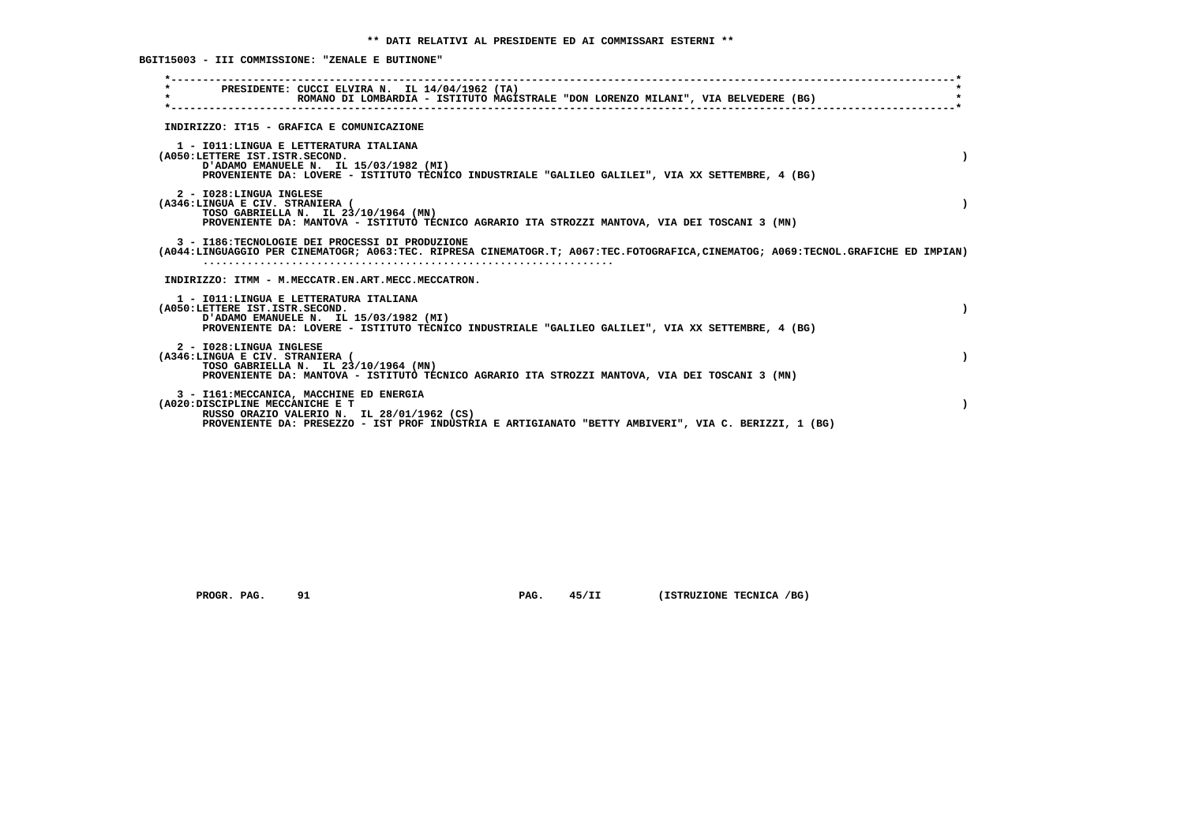** DATI RELATIVI AL PRESIDENTE ED AI COMMISSARI ESTERNI **

BGIT15003 - III COMMISSIONE: "ZENALE E BUTINONE"

PRESIDENTE: CUCCI ELVIRA N. IL 14/04/1962 (TA)
ROMANO DI LOMBARDIA - ISTITUTO MAGISTRALE "DON LORENZO MILANI", VIA BELVEDERE (BG)

INDIRIZZO: IT15 - GRAFICA E COMUNICAZIONE

1 - I011:LINGUA E LETTERATURA ITALIANA
(A050:LETTERE IST.ISTR.SECOND. )
D'ADAMO EMANUELE N. IL 15/03/1982 (MI)
PROVENIENTE DA: LOVERE - ISTITUTO TECNICO INDUSTRIALE "GALILEO GALILEI", VIA XX SETTEMBRE, 4 (BG)

2 - I028:LINGUA INGLESE
(A346:LINGUA E CIV. STRANIERA ( )
TOSO GABRIELLA N. IL 23/10/1964 (MN)
PROVENIENTE DA: MANTOVA - ISTITUTO TECNICO AGRARIO ITA STROZZI MANTOVA, VIA DEI TOSCANI 3 (MN)

3 - I186:TECNOLOGIE DEI PROCESSI DI PRODUZIONE
(A044:LINGUAGGIO PER CINEMATOGR; A063:TEC. RIPRESA CINEMATOGR.T; A067:TEC.FOTOGRAFICA,CINEMATOG; A069:TECNOL.GRAFICHE ED IMPIAN)
.......................................................................

INDIRIZZO: ITMM - M.MECCATR.EN.ART.MECC.MECCATRON.

1 - I011:LINGUA E LETTERATURA ITALIANA
(A050:LETTERE IST.ISTR.SECOND. )
D'ADAMO EMANUELE N. IL 15/03/1982 (MI)
PROVENIENTE DA: LOVERE - ISTITUTO TECNICO INDUSTRIALE "GALILEO GALILEI", VIA XX SETTEMBRE, 4 (BG)

2 - I028:LINGUA INGLESE
(A346:LINGUA E CIV. STRANIERA ( )
TOSO GABRIELLA N. IL 23/10/1964 (MN)
PROVENIENTE DA: MANTOVA - ISTITUTO TECNICO AGRARIO ITA STROZZI MANTOVA, VIA DEI TOSCANI 3 (MN)

3 - I161:MECCANICA, MACCHINE ED ENERGIA
(A020:DISCIPLINE MECCANICHE E T )
RUSSO ORAZIO VALERIO N. IL 28/01/1962 (CS)
PROVENIENTE DA: PRESEZZO - IST PROF INDUSTRIA E ARTIGIANATO "BETTY AMBIVERI", VIA C. BERIZZI, 1 (BG)

PROGR. PAG. 91 PAG. 45/II (ISTRUZIONE TECNICA /BG)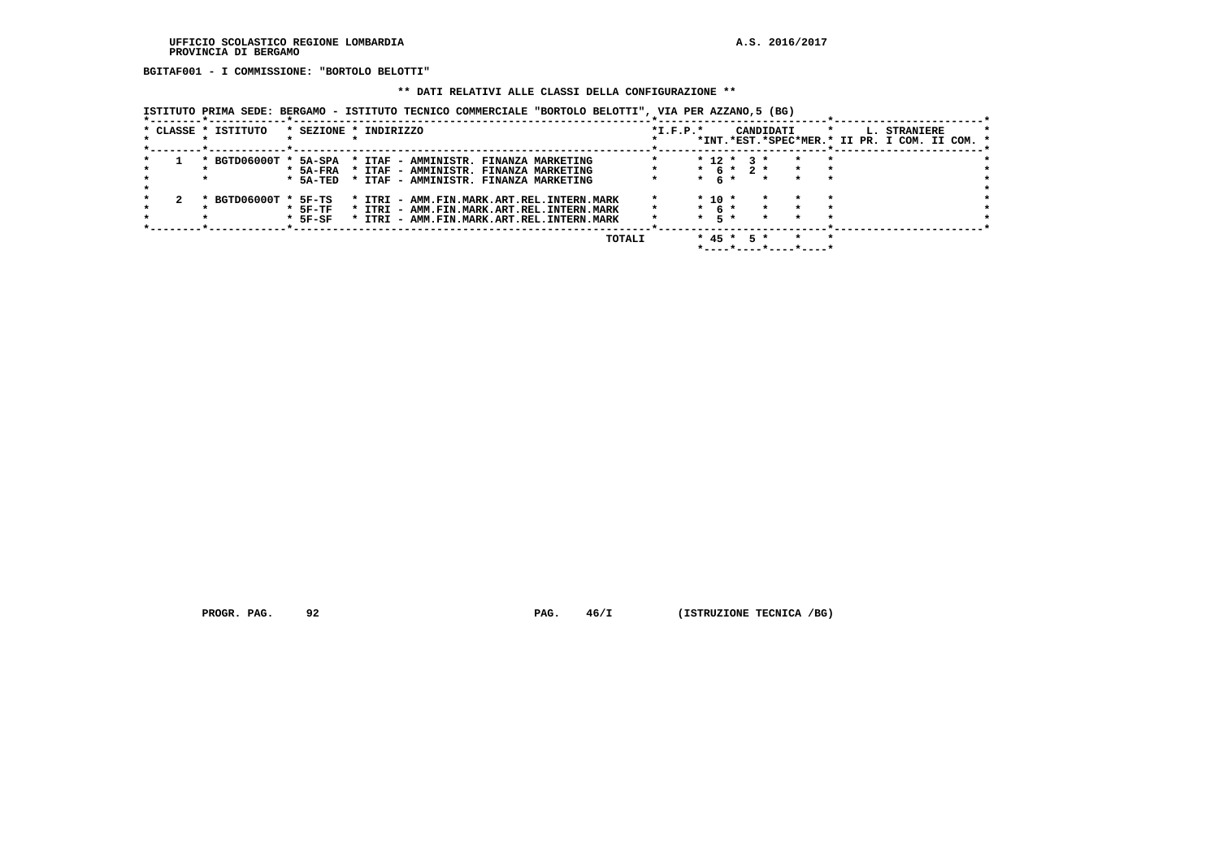UFFICIO SCOLASTICO REGIONE LOMBARDIA
PROVINCIA DI BERGAMO

A.S. 2016/2017

**BGITAF001 - I COMMISSIONE: "BORTOLO BELOTTI"**

**\*\* DATI RELATIVI ALLE CLASSI DELLA CONFIGURAZIONE \*\***

ISTITUTO PRIMA SEDE: BERGAMO - ISTITUTO TECNICO COMMERCIALE "BORTOLO BELOTTI", VIA PER AZZANO,5 (BG)

| CLASSE | ISTITUTO | SEZIONE | INDIRIZZO | I.F.P. | CANDIDATI INT. | CANDIDATI EST. | CANDIDATI SPEC | CANDIDATI MER. | L. STRANIERE II PR. | L. STRANIERE I COM. | L. STRANIERE II COM. |
|---|---|---|---|---|---|---|---|---|---|---|---|
| 1 | BGTD06000T | 5A-SPA | ITAF - AMMINISTR. FINANZA MARKETING | | 12 | 3 | | | | | |
| | | 5A-FRA | ITAF - AMMINISTR. FINANZA MARKETING | | 6 | 2 | | | | | |
| | | 5A-TED | ITAF - AMMINISTR. FINANZA MARKETING | | 6 | | | | | | |
| 2 | BGTD06000T | 5F-TS | ITRI - AMM.FIN.MARK.ART.REL.INTERN.MARK | | 10 | | | | | | |
| | | 5F-TF | ITRI - AMM.FIN.MARK.ART.REL.INTERN.MARK | | 6 | | | | | | |
| | | 5F-SF | ITRI - AMM.FIN.MARK.ART.REL.INTERN.MARK | | 5 | | | | | | |
| | | | TOTALI | | 45 | 5 | | | | | |

PROGR. PAG. 92 PAG. 46/I (ISTRUZIONE TECNICA /BG)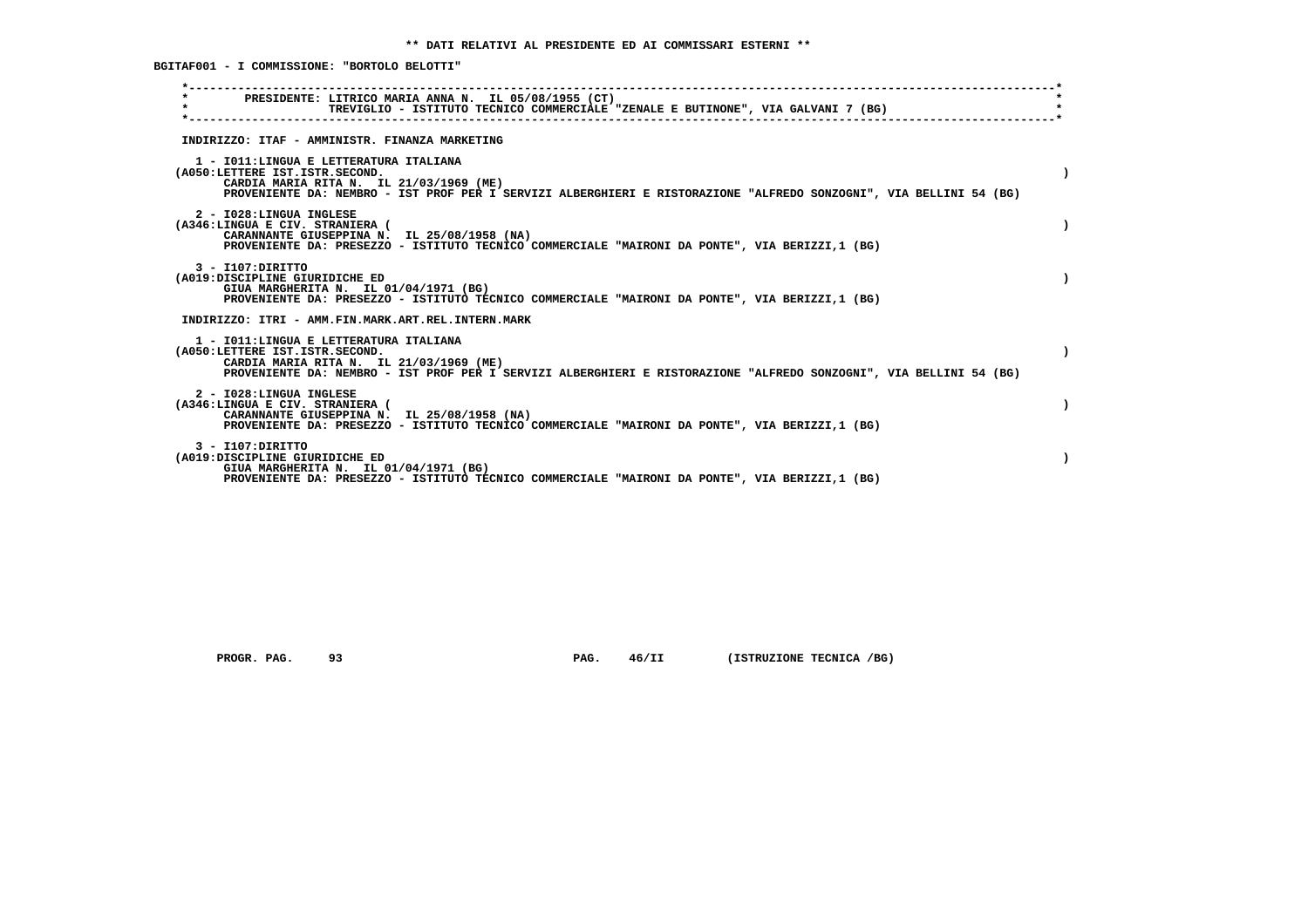** DATI RELATIVI AL PRESIDENTE ED AI COMMISSARI ESTERNI **

BGITAF001 - I COMMISSIONE: "BORTOLO BELOTTI"

PRESIDENTE: LITRICO MARIA ANNA N. IL 05/08/1955 (CT)
TREVIGLIO - ISTITUTO TECNICO COMMERCIALE "ZENALE E BUTINONE", VIA GALVANI 7 (BG)

INDIRIZZO: ITAF - AMMINISTR. FINANZA MARKETING

1 - I011:LINGUA E LETTERATURA ITALIANA
(A050:LETTERE IST.ISTR.SECOND. )
CARDIA MARIA RITA N. IL 21/03/1969 (ME)
PROVENIENTE DA: NEMBRO - IST PROF PER I SERVIZI ALBERGHIERI E RISTORAZIONE "ALFREDO SONZOGNI", VIA BELLINI 54 (BG)

2 - I028:LINGUA INGLESE
(A346:LINGUA E CIV. STRANIERA ( )
CARANNANTE GIUSEPPINA N. IL 25/08/1958 (NA)
PROVENIENTE DA: PRESEZZO - ISTITUTO TECNICO COMMERCIALE "MAIRONI DA PONTE", VIA BERIZZI,1 (BG)

3 - I107:DIRITTO
(A019:DISCIPLINE GIURIDICHE ED )
GIUA MARGHERITA N. IL 01/04/1971 (BG)
PROVENIENTE DA: PRESEZZO - ISTITUTO TECNICO COMMERCIALE "MAIRONI DA PONTE", VIA BERIZZI,1 (BG)

INDIRIZZO: ITRI - AMM.FIN.MARK.ART.REL.INTERN.MARK

1 - I011:LINGUA E LETTERATURA ITALIANA
(A050:LETTERE IST.ISTR.SECOND. )
CARDIA MARIA RITA N. IL 21/03/1969 (ME)
PROVENIENTE DA: NEMBRO - IST PROF PER I SERVIZI ALBERGHIERI E RISTORAZIONE "ALFREDO SONZOGNI", VIA BELLINI 54 (BG)

2 - I028:LINGUA INGLESE
(A346:LINGUA E CIV. STRANIERA ( )
CARANNANTE GIUSEPPINA N. IL 25/08/1958 (NA)
PROVENIENTE DA: PRESEZZO - ISTITUTO TECNICO COMMERCIALE "MAIRONI DA PONTE", VIA BERIZZI,1 (BG)

3 - I107:DIRITTO
(A019:DISCIPLINE GIURIDICHE ED )
GIUA MARGHERITA N. IL 01/04/1971 (BG)
PROVENIENTE DA: PRESEZZO - ISTITUTO TECNICO COMMERCIALE "MAIRONI DA PONTE", VIA BERIZZI,1 (BG)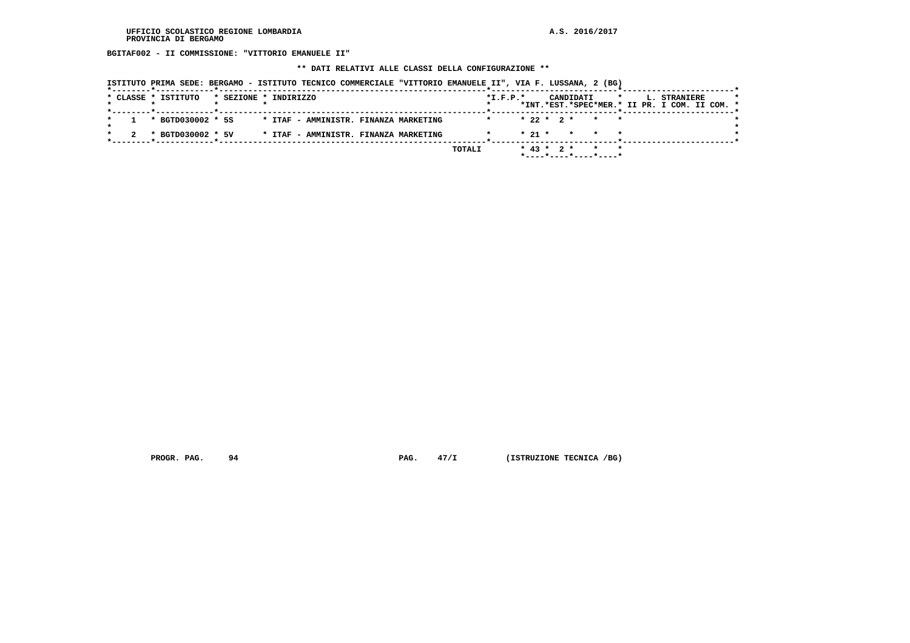UFFICIO SCOLASTICO REGIONE LOMBARDIA
PROVINCIA DI BERGAMO

A.S. 2016/2017

**BGITAF002 - II COMMISSIONE: "VITTORIO EMANUELE II"**

**\*\* DATI RELATIVI ALLE CLASSI DELLA CONFIGURAZIONE \*\***

ISTITUTO PRIMA SEDE: BERGAMO - ISTITUTO TECNICO COMMERCIALE "VITTORIO EMANUELE II", VIA F. LUSSANA, 2 (BG)

| CLASSE | ISTITUTO | SEZIONE | INDIRIZZO | I.F.P. | CANDIDATI INT. | CANDIDATI EST. | CANDIDATI SPEC | CANDIDATI MER. | L. STRANIERE II PR. | L. STRANIERE I COM. | L. STRANIERE II COM. |
|---|---|---|---|---|---|---|---|---|---|---|---|
| 1 | BGTD030002 | 5S | ITAF - AMMINISTR. FINANZA MARKETING | | 22 | 2 | | | | | |
| 2 | BGTD030002 | 5V | ITAF - AMMINISTR. FINANZA MARKETING | | 21 | | | | | | |
| | | | TOTALI | | 43 | 2 | | | | | |

PROGR. PAG. 94 PAG. 47/I (ISTRUZIONE TECNICA /BG)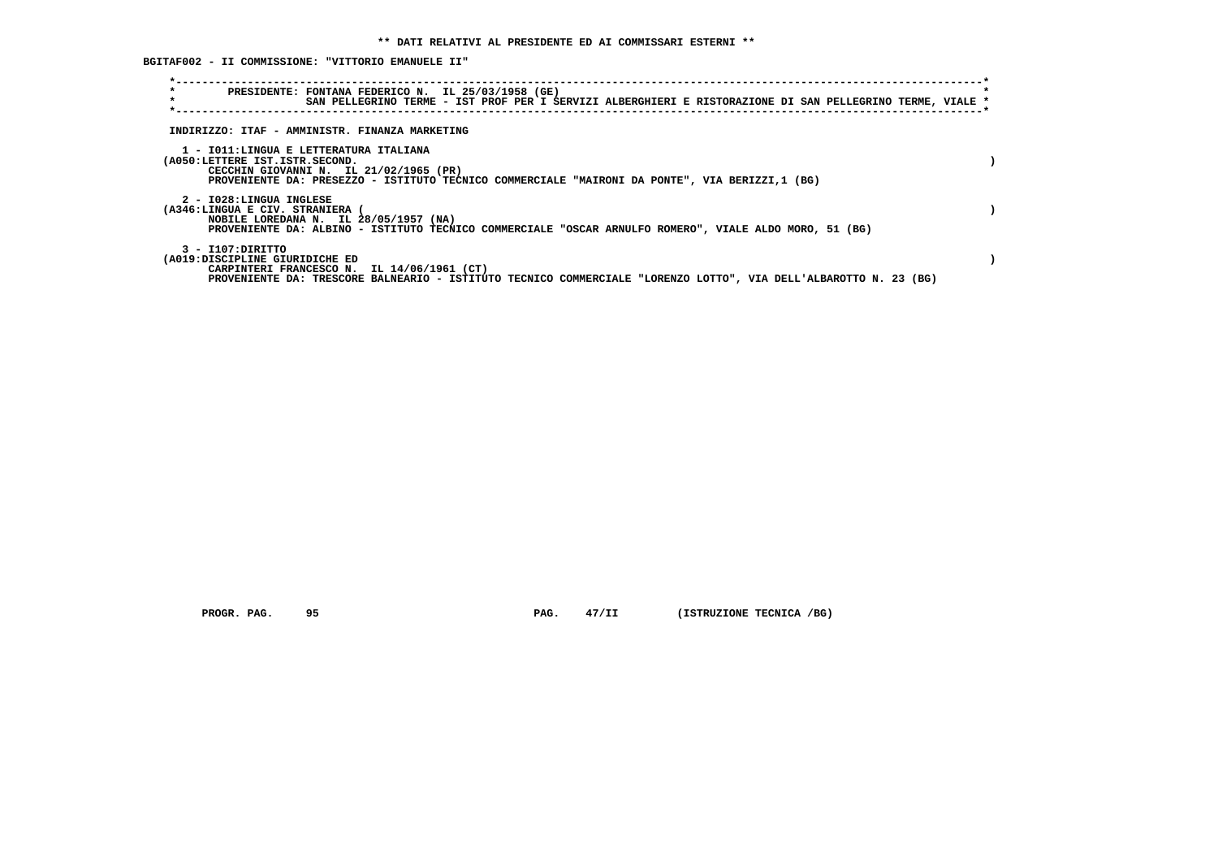**\*\* DATI RELATIVI AL PRESIDENTE ED AI COMMISSARI ESTERNI \*\***

**BGITAF002 - II COMMISSIONE: "VITTORIO EMANUELE II"**

```
*----------------------------------------------------------------------------------------------------------------------*
*        PRESIDENTE: FONTANA FEDERICO N.  IL 25/03/1958 (GE)                                                           *
*                    SAN PELLEGRINO TERME - IST PROF PER I SERVIZI ALBERGHIERI E RISTORAZIONE DI SAN PELLEGRINO TERME, VIALE *
*----------------------------------------------------------------------------------------------------------------------*
```

INDIRIZZO: ITAF - AMMINISTR. FINANZA MARKETING

1 - I011:LINGUA E LETTERATURA ITALIANA
(A050:LETTERE IST.ISTR.SECOND. )
CECCHIN GIOVANNI N. IL 21/02/1965 (PR)
PROVENIENTE DA: PRESEZZO - ISTITUTO TECNICO COMMERCIALE "MAIRONI DA PONTE", VIA BERIZZI,1 (BG)

2 - I028:LINGUA INGLESE
(A346:LINGUA E CIV. STRANIERA ( )
NOBILE LOREDANA N. IL 28/05/1957 (NA)
PROVENIENTE DA: ALBINO - ISTITUTO TECNICO COMMERCIALE "OSCAR ARNULFO ROMERO", VIALE ALDO MORO, 51 (BG)

3 - I107:DIRITTO
(A019:DISCIPLINE GIURIDICHE ED )
CARPINTERI FRANCESCO N. IL 14/06/1961 (CT)
PROVENIENTE DA: TRESCORE BALNEARIO - ISTITUTO TECNICO COMMERCIALE "LORENZO LOTTO", VIA DELL'ALBAROTTO N. 23 (BG)

PROGR. PAG. 95 PAG. 47/II (ISTRUZIONE TECNICA /BG)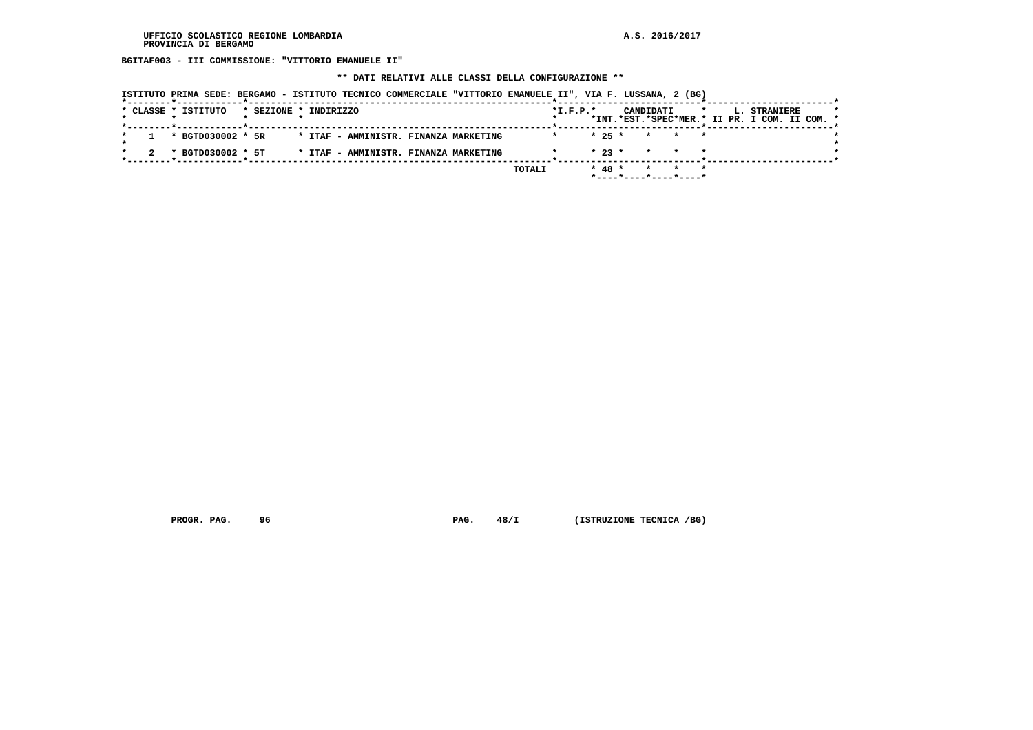UFFICIO SCOLASTICO REGIONE LOMBARDIA
PROVINCIA DI BERGAMO

A.S. 2016/2017

**BGITAF003 - III COMMISSIONE: "VITTORIO EMANUELE II"**

**\*\* DATI RELATIVI ALLE CLASSI DELLA CONFIGURAZIONE \*\***

ISTITUTO PRIMA SEDE: BERGAMO - ISTITUTO TECNICO COMMERCIALE "VITTORIO EMANUELE II", VIA F. LUSSANA, 2 (BG)

| CLASSE | ISTITUTO | SEZIONE | INDIRIZZO | I.F.P. | CANDIDATI INT. | CANDIDATI EST. | CANDIDATI SPEC | CANDIDATI MER. | L. STRANIERE II PR. | L. STRANIERE I COM. | L. STRANIERE II COM. |
|---|---|---|---|---|---|---|---|---|---|---|---|
| 1 | BGTD030002 | 5R | ITAF - AMMINISTR. FINANZA MARKETING | | 25 | | | | | | |
| 2 | BGTD030002 | 5T | ITAF - AMMINISTR. FINANZA MARKETING | | 23 | | | | | | |
| | | | TOTALI | | 48 | | | | | | |

PROGR. PAG. 96 PAG. 48/I (ISTRUZIONE TECNICA /BG)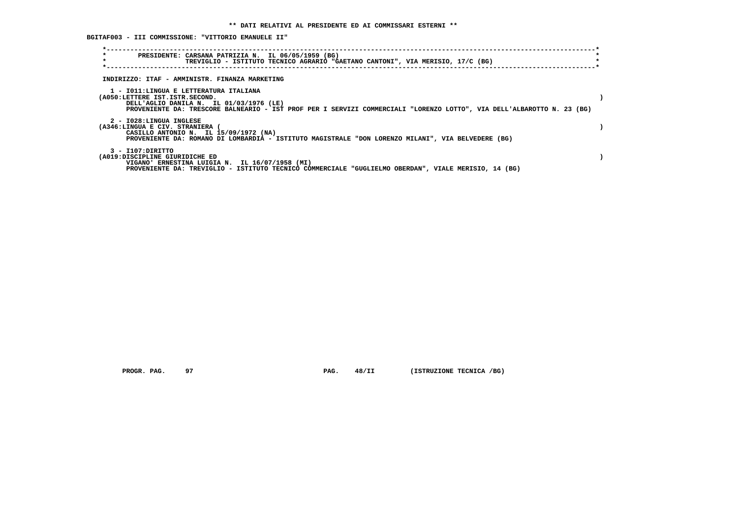** DATI RELATIVI AL PRESIDENTE ED AI COMMISSARI ESTERNI **

**BGITAF003 - III COMMISSIONE: "VITTORIO EMANUELE II"**

PRESIDENTE: CARSANA PATRIZIA N. IL 06/05/1959 (BG)
TREVIGLIO - ISTITUTO TECNICO AGRARIO "GAETANO CANTONI", VIA MERISIO, 17/C (BG)

INDIRIZZO: ITAF - AMMINISTR. FINANZA MARKETING

1 - I011:LINGUA E LETTERATURA ITALIANA
(A050:LETTERE IST.ISTR.SECOND. )
DELL'AGLIO DANILA N. IL 01/03/1976 (LE)
PROVENIENTE DA: TRESCORE BALNEARIO - IST PROF PER I SERVIZI COMMERCIALI "LORENZO LOTTO", VIA DELL'ALBAROTTO N. 23 (BG)

2 - I028:LINGUA INGLESE
(A346:LINGUA E CIV. STRANIERA ( )
CASILLO ANTONIO N. IL 15/09/1972 (NA)
PROVENIENTE DA: ROMANO DI LOMBARDIA - ISTITUTO MAGISTRALE "DON LORENZO MILANI", VIA BELVEDERE (BG)

3 - I107:DIRITTO
(A019:DISCIPLINE GIURIDICHE ED )
VIGANO' ERNESTINA LUIGIA N. IL 16/07/1958 (MI)
PROVENIENTE DA: TREVIGLIO - ISTITUTO TECNICO COMMERCIALE "GUGLIELMO OBERDAN", VIALE MERISIO, 14 (BG)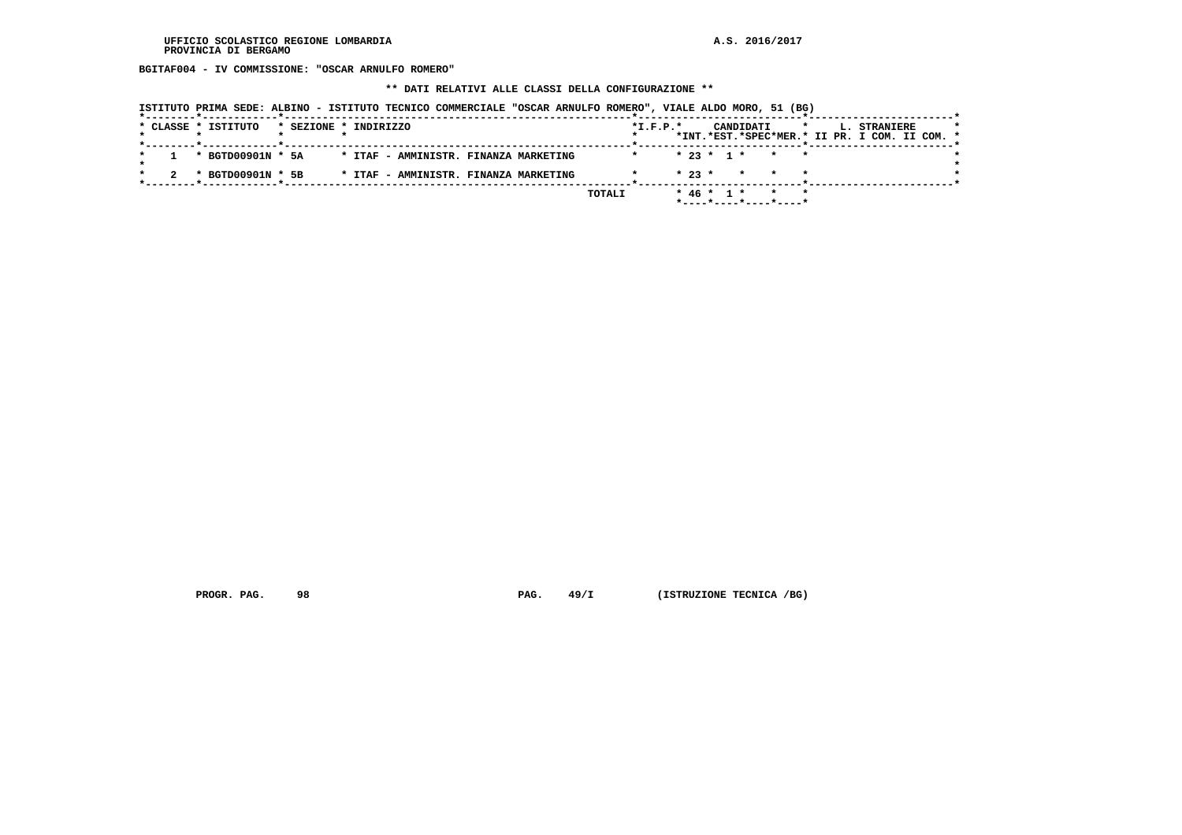UFFICIO SCOLASTICO REGIONE LOMBARDIA
PROVINCIA DI BERGAMO

A.S. 2016/2017

**BGITAF004 - IV COMMISSIONE: "OSCAR ARNULFO ROMERO"**

**\*\* DATI RELATIVI ALLE CLASSI DELLA CONFIGURAZIONE \*\***

ISTITUTO PRIMA SEDE: ALBINO - ISTITUTO TECNICO COMMERCIALE "OSCAR ARNULFO ROMERO", VIALE ALDO MORO, 51 (BG)

| CLASSE | ISTITUTO | SEZIONE | INDIRIZZO | I.F.P. | CANDIDATI INT. | CANDIDATI EST. | CANDIDATI SPEC | CANDIDATI MER. | L. STRANIERE II PR. | L. STRANIERE I COM. | L. STRANIERE II COM. |
|---|---|---|---|---|---|---|---|---|---|---|---|
| 1 | BGTD00901N | 5A | ITAF - AMMINISTR. FINANZA MARKETING | | 23 | 1 | | | | | |
| 2 | BGTD00901N | 5B | ITAF - AMMINISTR. FINANZA MARKETING | | 23 | | | | | | |
| | | | TOTALI | | 46 | 1 | | | | | |

PROGR. PAG. 98 PAG. 49/I (ISTRUZIONE TECNICA /BG)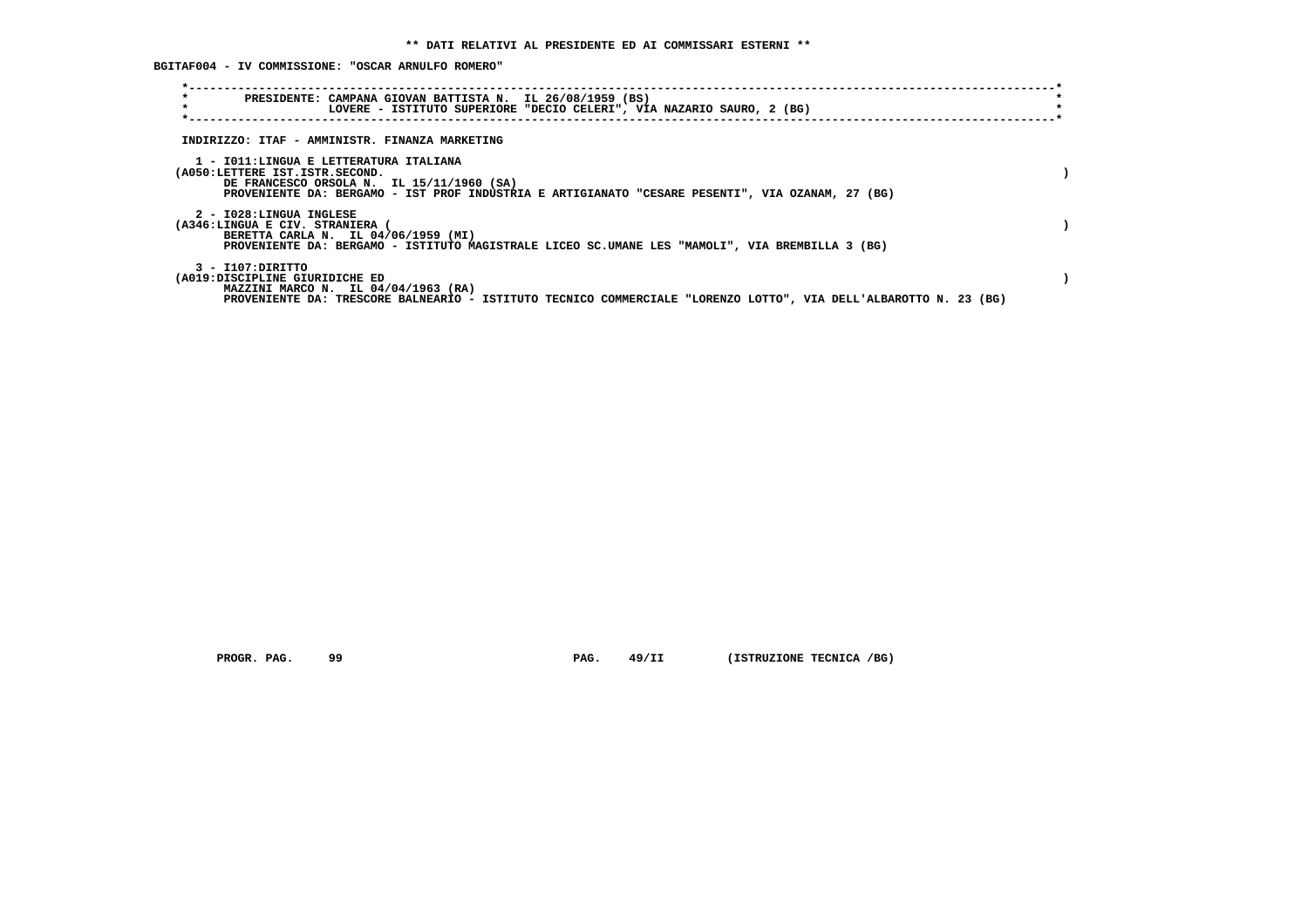** DATI RELATIVI AL PRESIDENTE ED AI COMMISSARI ESTERNI **

BGITAF004 - IV COMMISSIONE: "OSCAR ARNULFO ROMERO"

PRESIDENTE: CAMPANA GIOVAN BATTISTA N. IL 26/08/1959 (BS)
LOVERE - ISTITUTO SUPERIORE "DECIO CELERI", VIA NAZARIO SAURO, 2 (BG)

INDIRIZZO: ITAF - AMMINISTR. FINANZA MARKETING

1 - I011:LINGUA E LETTERATURA ITALIANA
(A050:LETTERE IST.ISTR.SECOND. )
DE FRANCESCO ORSOLA N. IL 15/11/1960 (SA)
PROVENIENTE DA: BERGAMO - IST PROF INDUSTRIA E ARTIGIANATO "CESARE PESENTI", VIA OZANAM, 27 (BG)

2 - I028:LINGUA INGLESE
(A346:LINGUA E CIV. STRANIERA ( )
BERETTA CARLA N. IL 04/06/1959 (MI)
PROVENIENTE DA: BERGAMO - ISTITUTO MAGISTRALE LICEO SC.UMANE LES "MAMOLI", VIA BREMBILLA 3 (BG)

3 - I107:DIRITTO
(A019:DISCIPLINE GIURIDICHE ED )
MAZZINI MARCO N. IL 04/04/1963 (RA)
PROVENIENTE DA: TRESCORE BALNEARIO - ISTITUTO TECNICO COMMERCIALE "LORENZO LOTTO", VIA DELL'ALBAROTTO N. 23 (BG)

PROGR. PAG. 99 PAG. 49/II (ISTRUZIONE TECNICA /BG)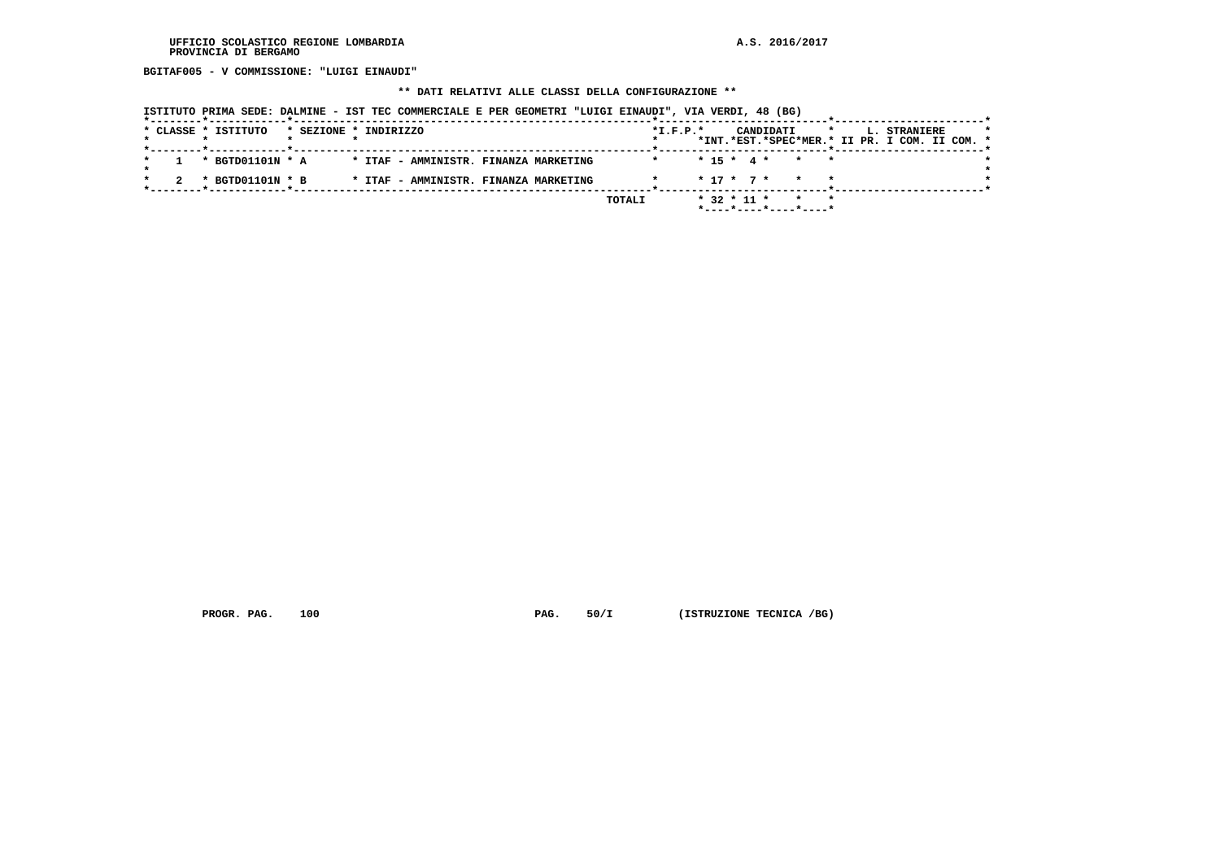UFFICIO SCOLASTICO REGIONE LOMBARDIA
PROVINCIA DI BERGAMO

A.S. 2016/2017

**BGITAF005 - V COMMISSIONE: "LUIGI EINAUDI"**

**\*\* DATI RELATIVI ALLE CLASSI DELLA CONFIGURAZIONE \*\***

ISTITUTO PRIMA SEDE: DALMINE - IST TEC COMMERCIALE E PER GEOMETRI "LUIGI EINAUDI", VIA VERDI, 48 (BG)

| CLASSE | ISTITUTO | SEZIONE | INDIRIZZO | I.F.P. | CANDIDATI INT. | CANDIDATI EST. | CANDIDATI SPEC | CANDIDATI MER. | L. STRANIERE II PR. | L. STRANIERE I COM. | L. STRANIERE II COM. |
|---|---|---|---|---|---|---|---|---|---|---|---|
| 1 | BGTD01101N | A | ITAF - AMMINISTR. FINANZA MARKETING | | 15 | 4 | | | | | |
| 2 | BGTD01101N | B | ITAF - AMMINISTR. FINANZA MARKETING | | 17 | 7 | | | | | |
| | | | TOTALI | | 32 | 11 | | | | | |

PROGR. PAG. 100 PAG. 50/I (ISTRUZIONE TECNICA /BG)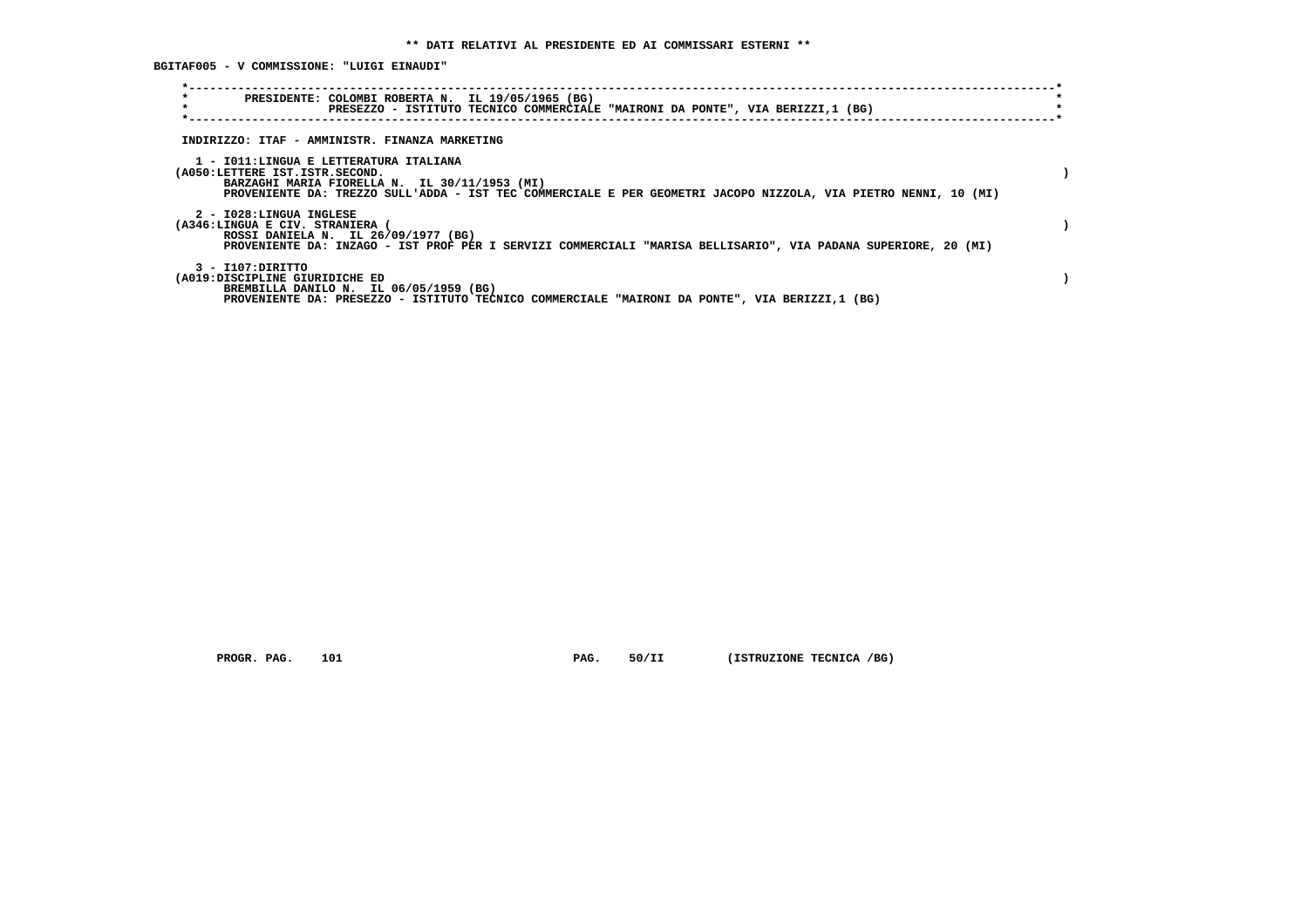**\*\* DATI RELATIVI AL PRESIDENTE ED AI COMMISSARI ESTERNI \*\***

**BGITAF005 - V COMMISSIONE: "LUIGI EINAUDI"**

PRESIDENTE: COLOMBI ROBERTA N. IL 19/05/1965 (BG)
PRESEZZO - ISTITUTO TECNICO COMMERCIALE "MAIRONI DA PONTE", VIA BERIZZI,1 (BG)

INDIRIZZO: ITAF - AMMINISTR. FINANZA MARKETING

1 - I011:LINGUA E LETTERATURA ITALIANA
(A050:LETTERE IST.ISTR.SECOND. )
BARZAGHI MARIA FIORELLA N. IL 30/11/1953 (MI)
PROVENIENTE DA: TREZZO SULL'ADDA - IST TEC COMMERCIALE E PER GEOMETRI JACOPO NIZZOLA, VIA PIETRO NENNI, 10 (MI)

2 - I028:LINGUA INGLESE
(A346:LINGUA E CIV. STRANIERA ( )
ROSSI DANIELA N. IL 26/09/1977 (BG)
PROVENIENTE DA: INZAGO - IST PROF PER I SERVIZI COMMERCIALI "MARISA BELLISARIO", VIA PADANA SUPERIORE, 20 (MI)

3 - I107:DIRITTO
(A019:DISCIPLINE GIURIDICHE ED )
BREMBILLA DANILO N. IL 06/05/1959 (BG)
PROVENIENTE DA: PRESEZZO - ISTITUTO TECNICO COMMERCIALE "MAIRONI DA PONTE", VIA BERIZZI,1 (BG)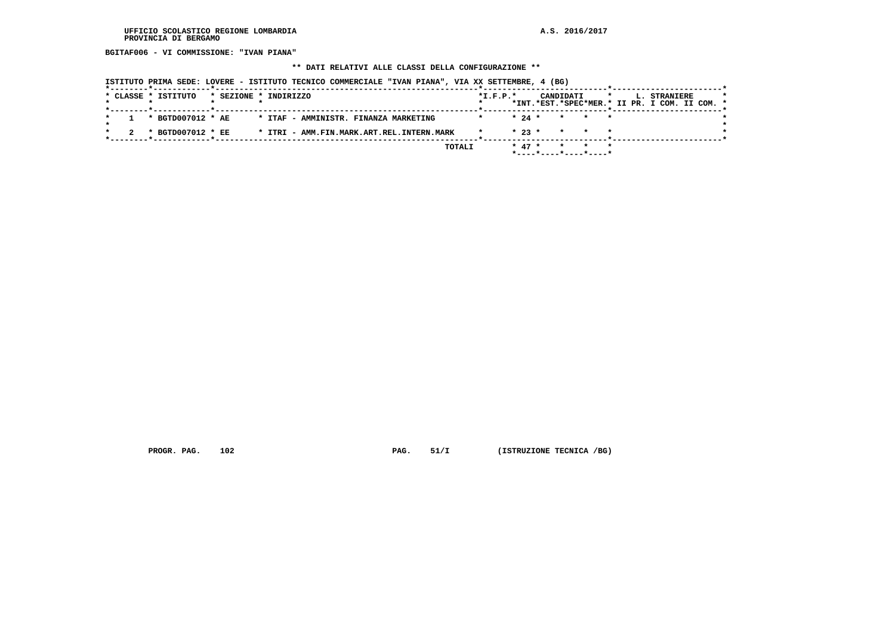**BGITAF006 - VI COMMISSIONE: "IVAN PIANA"**

**\*\* DATI RELATIVI ALLE CLASSI DELLA CONFIGURAZIONE \*\***

**ISTITUTO PRIMA SEDE: LOVERE - ISTITUTO TECNICO COMMERCIALE "IVAN PIANA", VIA XX SETTEMBRE, 4 (BG)**

| CLASSE | ISTITUTO | SEZIONE | INDIRIZZO | I.F.P. | CANDIDATI INT. | CANDIDATI EST. | CANDIDATI SPEC | CANDIDATI MER. | L. STRANIERE II PR. | L. STRANIERE I COM. | L. STRANIERE II COM. |
|---|---|---|---|---|---|---|---|---|---|---|---|
| 1 | BGTD007012 | AE | ITAF - AMMINISTR. FINANZA MARKETING | | 24 | | | | | | |
| 2 | BGTD007012 | EE | ITRI - AMM.FIN.MARK.ART.REL.INTERN.MARK | | 23 | | | | | | |
| | | | TOTALI | | 47 | | | | | | |

PROGR. PAG. 102 PAG. 51/I (ISTRUZIONE TECNICA /BG)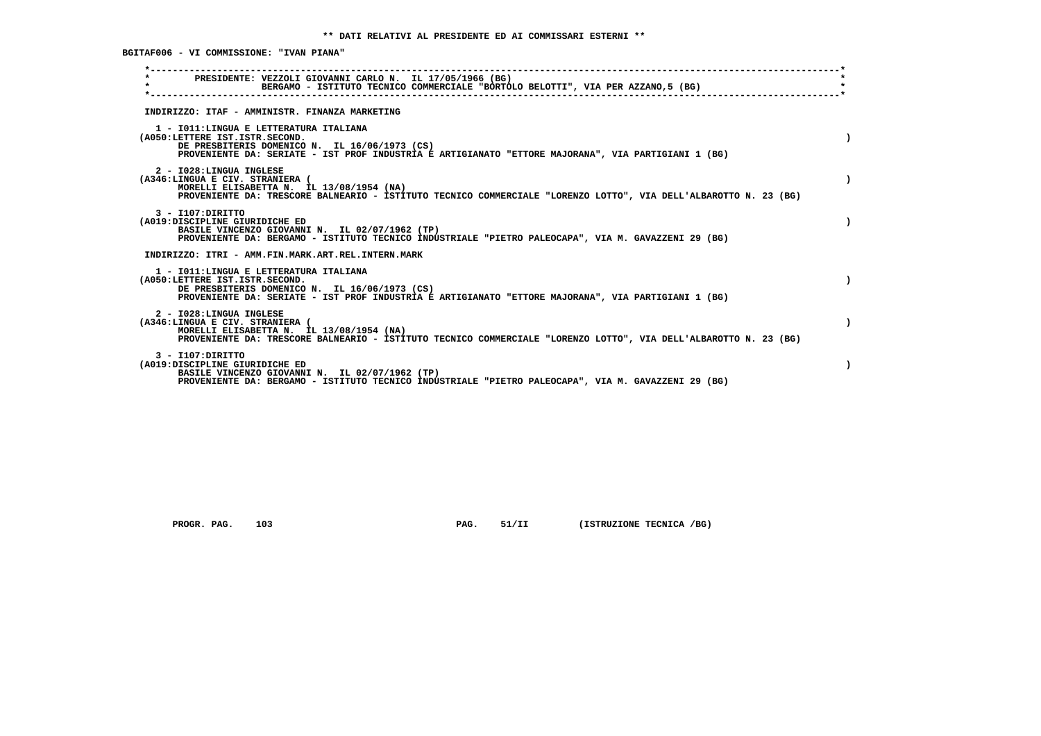** DATI RELATIVI AL PRESIDENTE ED AI COMMISSARI ESTERNI **

BGITAF006 - VI COMMISSIONE: "IVAN PIANA"

PRESIDENTE: VEZZOLI GIOVANNI CARLO N. IL 17/05/1966 (BG)
BERGAMO - ISTITUTO TECNICO COMMERCIALE "BORTOLO BELOTTI", VIA PER AZZANO,5 (BG)

INDIRIZZO: ITAF - AMMINISTR. FINANZA MARKETING

1 - I011:LINGUA E LETTERATURA ITALIANA
(A050:LETTERE IST.ISTR.SECOND. )
DE PRESBITERIS DOMENICO N. IL 16/06/1973 (CS)
PROVENIENTE DA: SERIATE - IST PROF INDUSTRIA E ARTIGIANATO "ETTORE MAJORANA", VIA PARTIGIANI 1 (BG)

2 - I028:LINGUA INGLESE
(A346:LINGUA E CIV. STRANIERA ( )
MORELLI ELISABETTA N. IL 13/08/1954 (NA)
PROVENIENTE DA: TRESCORE BALNEARIO - ISTITUTO TECNICO COMMERCIALE "LORENZO LOTTO", VIA DELL'ALBAROTTO N. 23 (BG)

3 - I107:DIRITTO
(A019:DISCIPLINE GIURIDICHE ED )
BASILE VINCENZO GIOVANNI N. IL 02/07/1962 (TP)
PROVENIENTE DA: BERGAMO - ISTITUTO TECNICO INDUSTRIALE "PIETRO PALEOCAPA", VIA M. GAVAZZENI 29 (BG)

INDIRIZZO: ITRI - AMM.FIN.MARK.ART.REL.INTERN.MARK

1 - I011:LINGUA E LETTERATURA ITALIANA
(A050:LETTERE IST.ISTR.SECOND. )
DE PRESBITERIS DOMENICO N. IL 16/06/1973 (CS)
PROVENIENTE DA: SERIATE - IST PROF INDUSTRIA E ARTIGIANATO "ETTORE MAJORANA", VIA PARTIGIANI 1 (BG)

2 - I028:LINGUA INGLESE
(A346:LINGUA E CIV. STRANIERA ( )
MORELLI ELISABETTA N. IL 13/08/1954 (NA)
PROVENIENTE DA: TRESCORE BALNEARIO - ISTITUTO TECNICO COMMERCIALE "LORENZO LOTTO", VIA DELL'ALBAROTTO N. 23 (BG)

3 - I107:DIRITTO
(A019:DISCIPLINE GIURIDICHE ED )
BASILE VINCENZO GIOVANNI N. IL 02/07/1962 (TP)
PROVENIENTE DA: BERGAMO - ISTITUTO TECNICO INDUSTRIALE "PIETRO PALEOCAPA", VIA M. GAVAZZENI 29 (BG)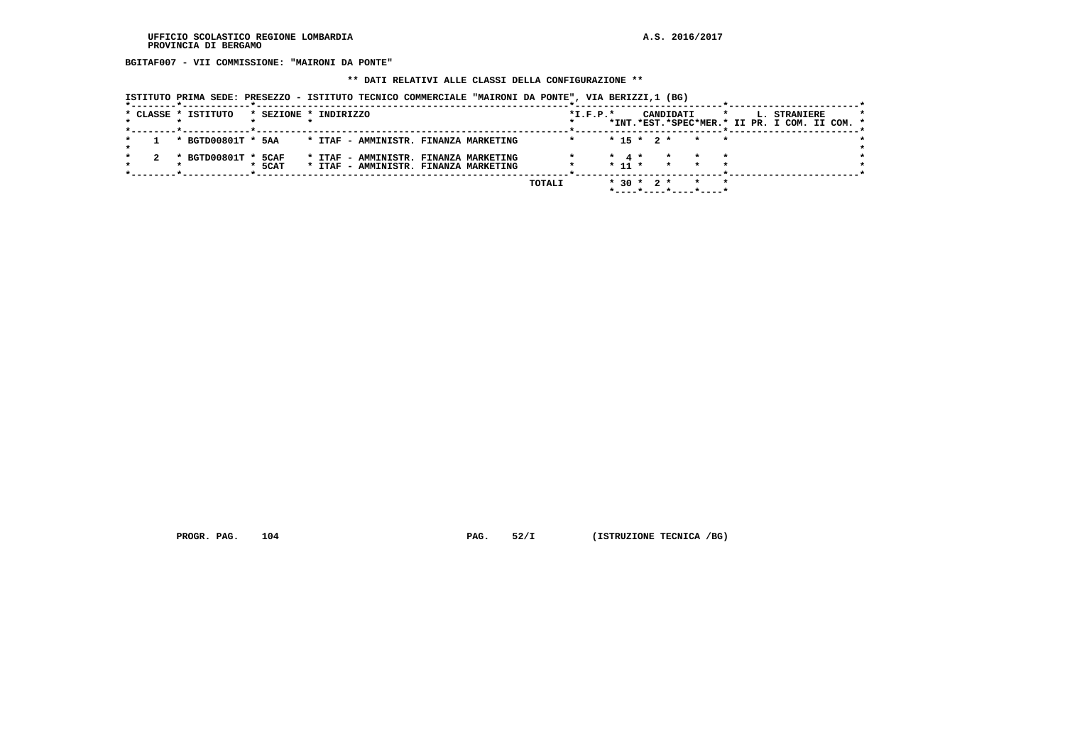UFFICIO SCOLASTICO REGIONE LOMBARDIA
PROVINCIA DI BERGAMO

A.S. 2016/2017

**BGITAF007 - VII COMMISSIONE: "MAIRONI DA PONTE"**

**\*\* DATI RELATIVI ALLE CLASSI DELLA CONFIGURAZIONE \*\***

**ISTITUTO PRIMA SEDE: PRESEZZO - ISTITUTO TECNICO COMMERCIALE "MAIRONI DA PONTE", VIA BERIZZI,1 (BG)**

| CLASSE | ISTITUTO | SEZIONE | INDIRIZZO | I.F.P. | CANDIDATI INT. | CANDIDATI EST. | CANDIDATI SPEC | CANDIDATI MER. | L. STRANIERE II PR. | L. STRANIERE I COM. | L. STRANIERE II COM. |
|---|---|---|---|---|---|---|---|---|---|---|---|
| 1 | BGTD00801T | 5AA | ITAF - AMMINISTR. FINANZA MARKETING | | 15 | 2 | | | | | |
| 2 | BGTD00801T | 5CAF | ITAF - AMMINISTR. FINANZA MARKETING | | 4 | | | | | | |
| | | 5CAT | ITAF - AMMINISTR. FINANZA MARKETING | | 11 | | | | | | |
| | | | TOTALI | | 30 | 2 | | | | | |

PROGR. PAG. 104 PAG. 52/I (ISTRUZIONE TECNICA /BG)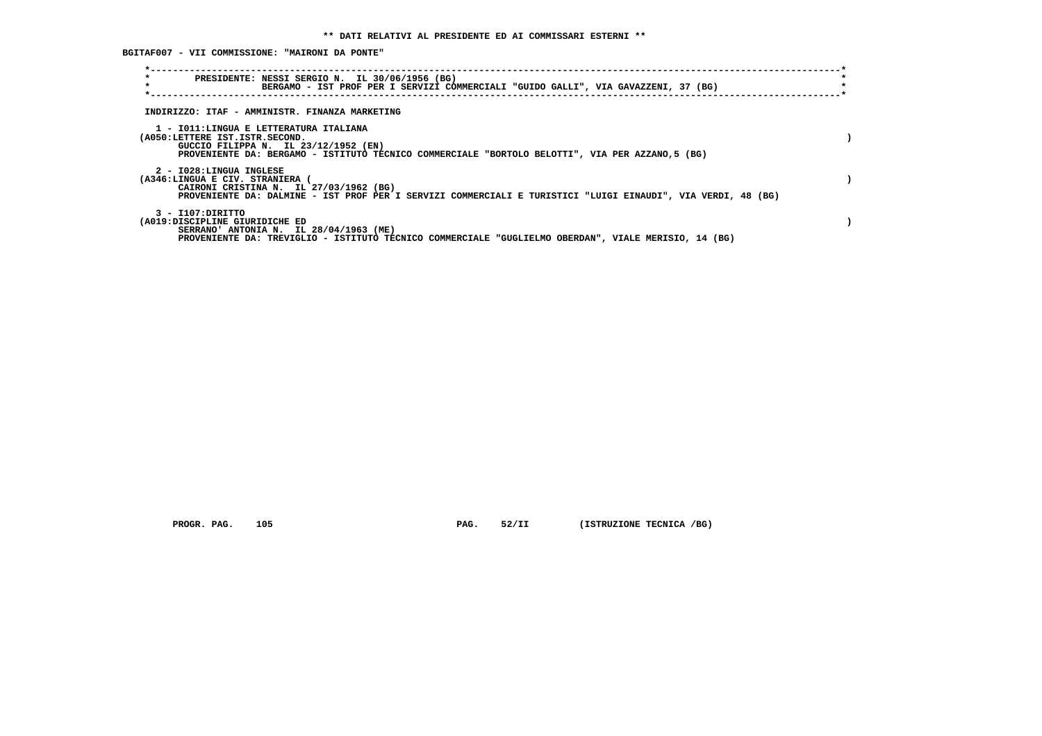** DATI RELATIVI AL PRESIDENTE ED AI COMMISSARI ESTERNI **

BGITAF007 - VII COMMISSIONE: "MAIRONI DA PONTE"

PRESIDENTE: NESSI SERGIO N. IL 30/06/1956 (BG)
BERGAMO - IST PROF PER I SERVIZI COMMERCIALI "GUIDO GALLI", VIA GAVAZZENI, 37 (BG)

INDIRIZZO: ITAF - AMMINISTR. FINANZA MARKETING

1 - I011:LINGUA E LETTERATURA ITALIANA
(A050:LETTERE IST.ISTR.SECOND. )
GUCCIO FILIPPA N. IL 23/12/1952 (EN)
PROVENIENTE DA: BERGAMO - ISTITUTO TECNICO COMMERCIALE "BORTOLO BELOTTI", VIA PER AZZANO,5 (BG)

2 - I028:LINGUA INGLESE
(A346:LINGUA E CIV. STRANIERA ( )
CAIRONI CRISTINA N. IL 27/03/1962 (BG)
PROVENIENTE DA: DALMINE - IST PROF PER I SERVIZI COMMERCIALI E TURISTICI "LUIGI EINAUDI", VIA VERDI, 48 (BG)

3 - I107:DIRITTO
(A019:DISCIPLINE GIURIDICHE ED )
SERRANO' ANTONIA N. IL 28/04/1963 (ME)
PROVENIENTE DA: TREVIGLIO - ISTITUTO TECNICO COMMERCIALE "GUGLIELMO OBERDAN", VIALE MERISIO, 14 (BG)

PROGR. PAG. 105 PAG. 52/II (ISTRUZIONE TECNICA /BG)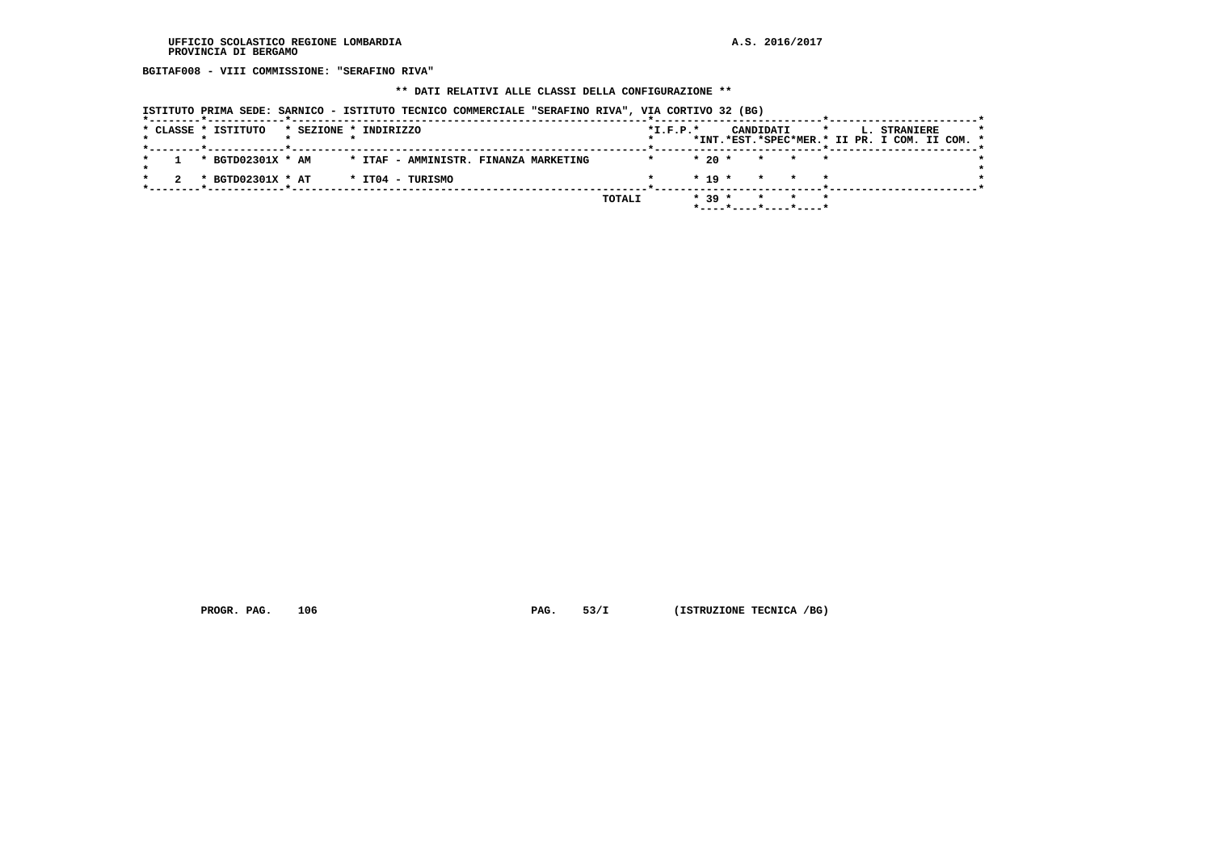BGITAF008 - VIII COMMISSIONE: "SERAFINO RIVA"

** DATI RELATIVI ALLE CLASSI DELLA CONFIGURAZIONE **

ISTITUTO PRIMA SEDE: SARNICO - ISTITUTO TECNICO COMMERCIALE "SERAFINO RIVA", VIA CORTIVO 32 (BG)

| CLASSE | ISTITUTO | SEZIONE | INDIRIZZO | I.F.P. | CANDIDATI INT. | CANDIDATI EST. | CANDIDATI SPEC | CANDIDATI MER. | L. STRANIERE II PR. | L. STRANIERE I COM. | L. STRANIERE II COM. |
|---|---|---|---|---|---|---|---|---|---|---|---|
| 1 | BGTD02301X | AM | ITAF - AMMINISTR. FINANZA MARKETING | | 20 | | | | | | |
| 2 | BGTD02301X | AT | IT04 - TURISMO | | 19 | | | | | | |
| | | | TOTALI | | 39 | | | | | | |

PROGR. PAG. 106 PAG. 53/I (ISTRUZIONE TECNICA /BG)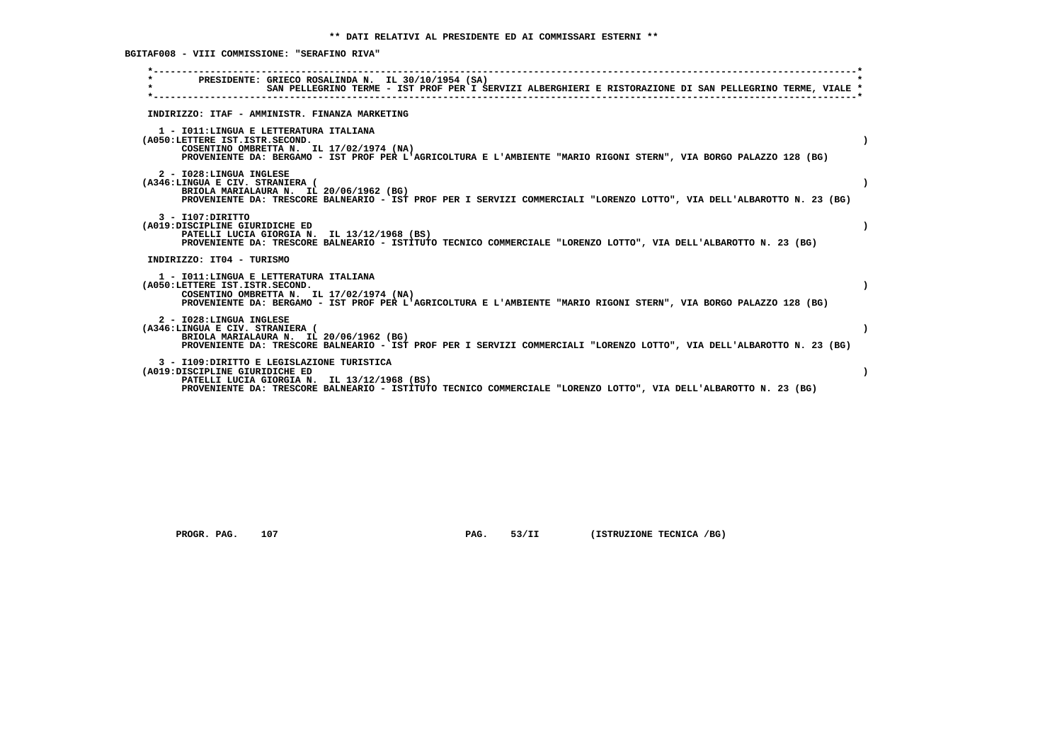** DATI RELATIVI AL PRESIDENTE ED AI COMMISSARI ESTERNI **

BGITAF008 - VIII COMMISSIONE: "SERAFINO RIVA"

PRESIDENTE: GRIECO ROSALINDA N. IL 30/10/1954 (SA)
SAN PELLEGRINO TERME - IST PROF PER I SERVIZI ALBERGHIERI E RISTORAZIONE DI SAN PELLEGRINO TERME, VIALE

INDIRIZZO: ITAF - AMMINISTR. FINANZA MARKETING

1 - I011:LINGUA E LETTERATURA ITALIANA
(A050:LETTERE IST.ISTR.SECOND. )
COSENTINO OMBRETTA N. IL 17/02/1974 (NA)
PROVENIENTE DA: BERGAMO - IST PROF PER L'AGRICOLTURA E L'AMBIENTE "MARIO RIGONI STERN", VIA BORGO PALAZZO 128 (BG)

2 - I028:LINGUA INGLESE
(A346:LINGUA E CIV. STRANIERA ( )
BRIOLA MARIALAURA N. IL 20/06/1962 (BG)
PROVENIENTE DA: TRESCORE BALNEARIO - IST PROF PER I SERVIZI COMMERCIALI "LORENZO LOTTO", VIA DELL'ALBAROTTO N. 23 (BG)

3 - I107:DIRITTO
(A019:DISCIPLINE GIURIDICHE ED )
PATELLI LUCIA GIORGIA N. IL 13/12/1968 (BS)
PROVENIENTE DA: TRESCORE BALNEARIO - ISTITUTO TECNICO COMMERCIALE "LORENZO LOTTO", VIA DELL'ALBAROTTO N. 23 (BG)

INDIRIZZO: IT04 - TURISMO

1 - I011:LINGUA E LETTERATURA ITALIANA
(A050:LETTERE IST.ISTR.SECOND. )
COSENTINO OMBRETTA N. IL 17/02/1974 (NA)
PROVENIENTE DA: BERGAMO - IST PROF PER L'AGRICOLTURA E L'AMBIENTE "MARIO RIGONI STERN", VIA BORGO PALAZZO 128 (BG)

2 - I028:LINGUA INGLESE
(A346:LINGUA E CIV. STRANIERA ( )
BRIOLA MARIALAURA N. IL 20/06/1962 (BG)
PROVENIENTE DA: TRESCORE BALNEARIO - IST PROF PER I SERVIZI COMMERCIALI "LORENZO LOTTO", VIA DELL'ALBAROTTO N. 23 (BG)

3 - I109:DIRITTO E LEGISLAZIONE TURISTICA
(A019:DISCIPLINE GIURIDICHE ED )
PATELLI LUCIA GIORGIA N. IL 13/12/1968 (BS)
PROVENIENTE DA: TRESCORE BALNEARIO - ISTITUTO TECNICO COMMERCIALE "LORENZO LOTTO", VIA DELL'ALBAROTTO N. 23 (BG)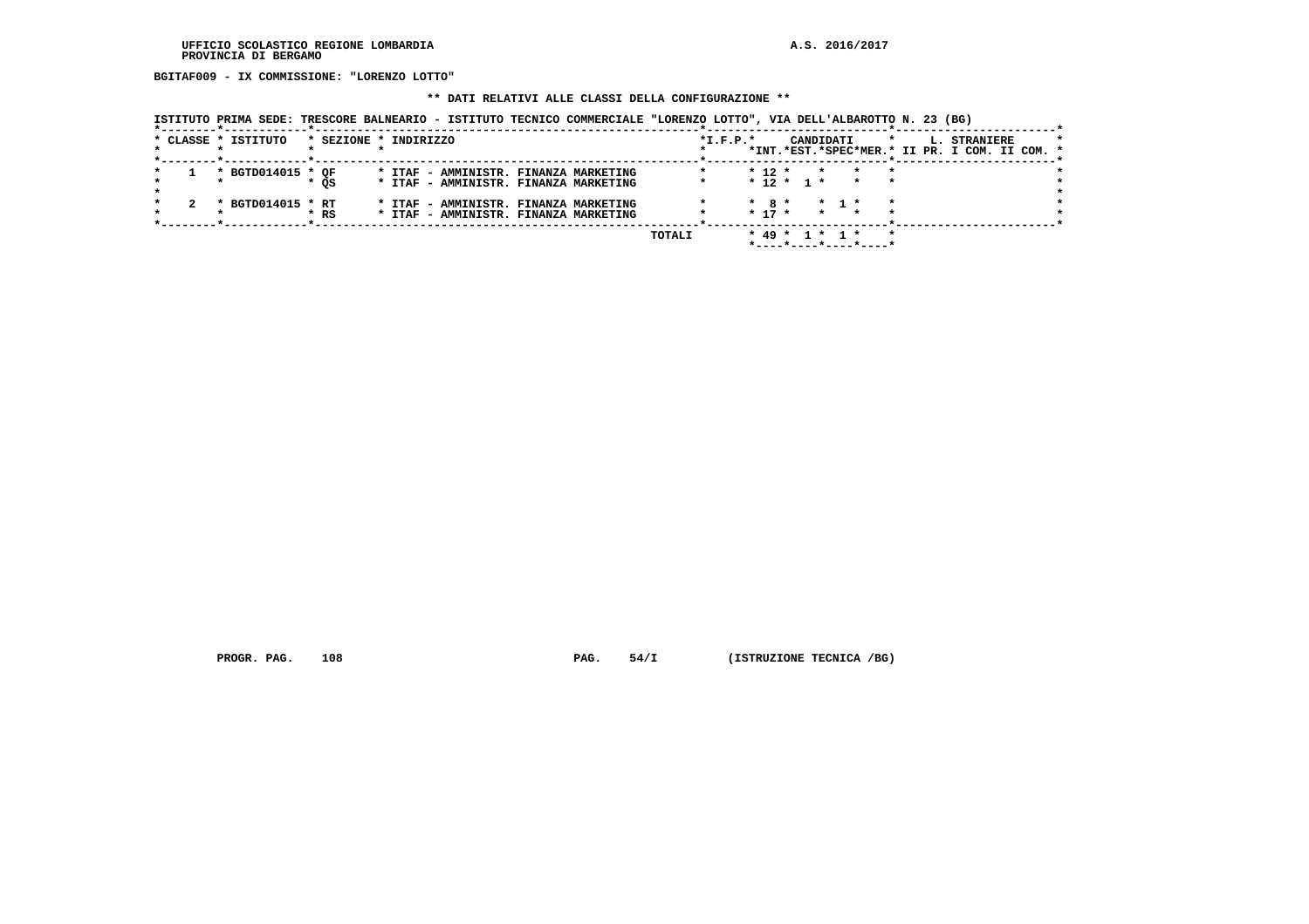**BGITAF009 - IX COMMISSIONE: "LORENZO LOTTO"**

**\*\* DATI RELATIVI ALLE CLASSI DELLA CONFIGURAZIONE \*\***

ISTITUTO PRIMA SEDE: TRESCORE BALNEARIO - ISTITUTO TECNICO COMMERCIALE "LORENZO LOTTO", VIA DELL'ALBAROTTO N. 23 (BG)

| CLASSE | ISTITUTO | SEZIONE | INDIRIZZO | I.F.P. | CANDIDATI INT. | EST. | SPEC | MER. | L. STRANIERE II PR. | I COM. | II COM. |
|---|---|---|---|---|---|---|---|---|---|---|---|
| 1 | BGTD014015 | QF | ITAF - AMMINISTR. FINANZA MARKETING | | 12 | | | | | | |
| | | QS | ITAF - AMMINISTR. FINANZA MARKETING | | 12 | 1 | | | | | |
| 2 | BGTD014015 | RT | ITAF - AMMINISTR. FINANZA MARKETING | | 8 | | 1 | | | | |
| | | RS | ITAF - AMMINISTR. FINANZA MARKETING | | 17 | | | | | | |
| | | | | TOTALI | 49 | 1 | 1 | | | | |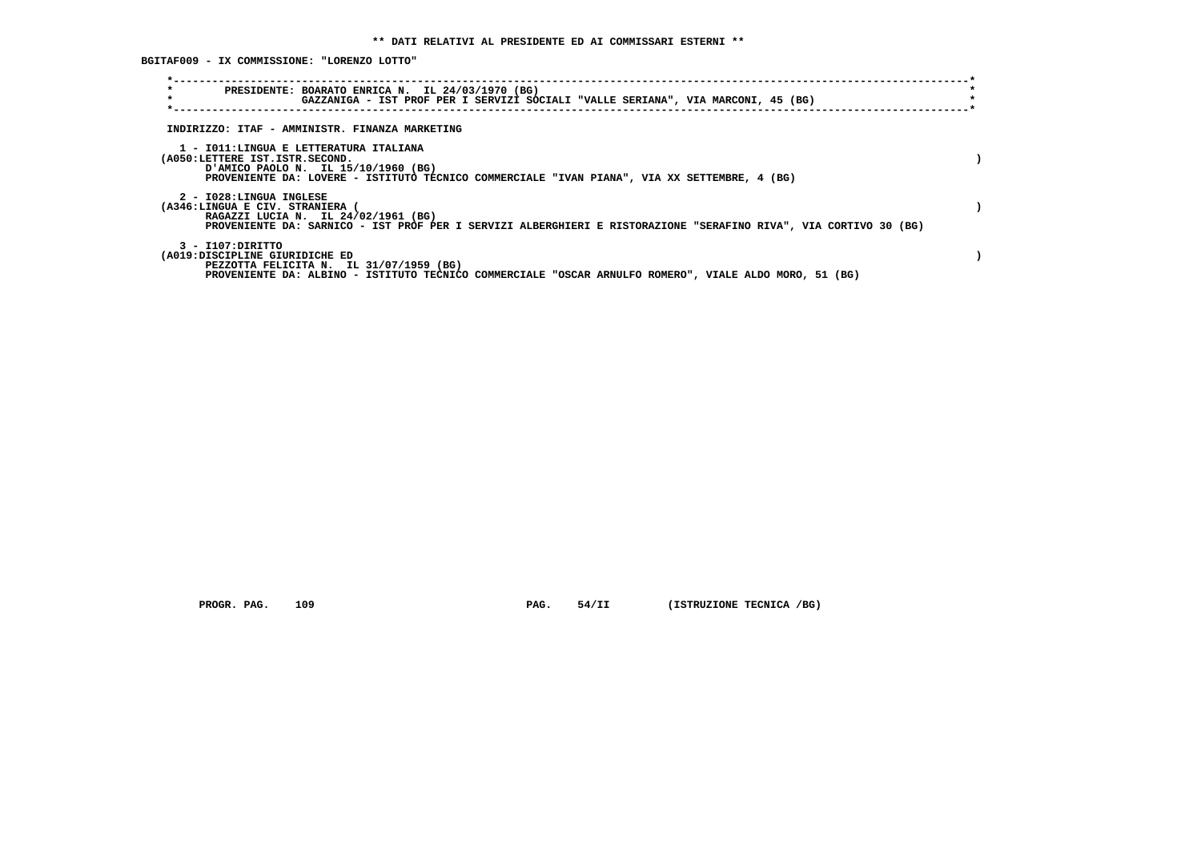** DATI RELATIVI AL PRESIDENTE ED AI COMMISSARI ESTERNI **

BGITAF009 - IX COMMISSIONE: "LORENZO LOTTO"

PRESIDENTE: BOARATO ENRICA N. IL 24/03/1970 (BG)
GAZZANIGA - IST PROF PER I SERVIZI SOCIALI "VALLE SERIANA", VIA MARCONI, 45 (BG)

INDIRIZZO: ITAF - AMMINISTR. FINANZA MARKETING

1 - I011:LINGUA E LETTERATURA ITALIANA
(A050:LETTERE IST.ISTR.SECOND. )
D'AMICO PAOLO N. IL 15/10/1960 (BG)
PROVENIENTE DA: LOVERE - ISTITUTO TECNICO COMMERCIALE "IVAN PIANA", VIA XX SETTEMBRE, 4 (BG)

2 - I028:LINGUA INGLESE
(A346:LINGUA E CIV. STRANIERA ( )
RAGAZZI LUCIA N. IL 24/02/1961 (BG)
PROVENIENTE DA: SARNICO - IST PROF PER I SERVIZI ALBERGHIERI E RISTORAZIONE "SERAFINO RIVA", VIA CORTIVO 30 (BG)

3 - I107:DIRITTO
(A019:DISCIPLINE GIURIDICHE ED )
PEZZOTTA FELICITA N. IL 31/07/1959 (BG)
PROVENIENTE DA: ALBINO - ISTITUTO TECNICO COMMERCIALE "OSCAR ARNULFO ROMERO", VIALE ALDO MORO, 51 (BG)

PROGR. PAG. 109 PAG. 54/II (ISTRUZIONE TECNICA /BG)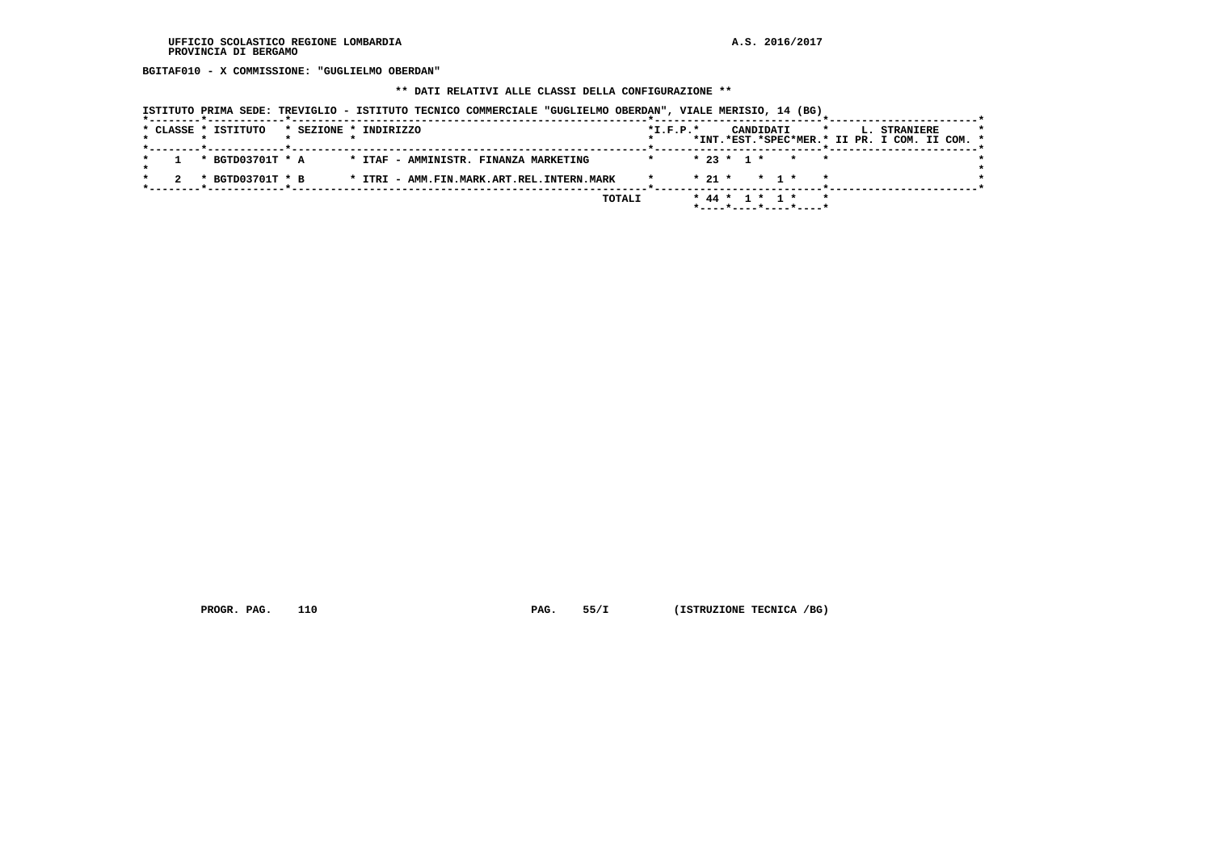**BGITAF010 - X COMMISSIONE: "GUGLIELMO OBERDAN"**

**\*\* DATI RELATIVI ALLE CLASSI DELLA CONFIGURAZIONE \*\***

**ISTITUTO PRIMA SEDE: TREVIGLIO - ISTITUTO TECNICO COMMERCIALE "GUGLIELMO OBERDAN", VIALE MERISIO, 14 (BG)**

| CLASSE | ISTITUTO | SEZIONE | INDIRIZZO | I.F.P. | CANDIDATI INT. | CANDIDATI EST. | CANDIDATI SPEC | CANDIDATI MER. | L. STRANIERE II PR. | L. STRANIERE I COM. | L. STRANIERE II COM. |
|---|---|---|---|---|---|---|---|---|---|---|---|
| 1 | BGTD03701T | A | ITAF - AMMINISTR. FINANZA MARKETING | | 23 | 1 | | | | | |
| 2 | BGTD03701T | B | ITRI - AMM.FIN.MARK.ART.REL.INTERN.MARK | | 21 | | 1 | | | | |
| | | | TOTALI | | 44 | 1 | 1 | | | | |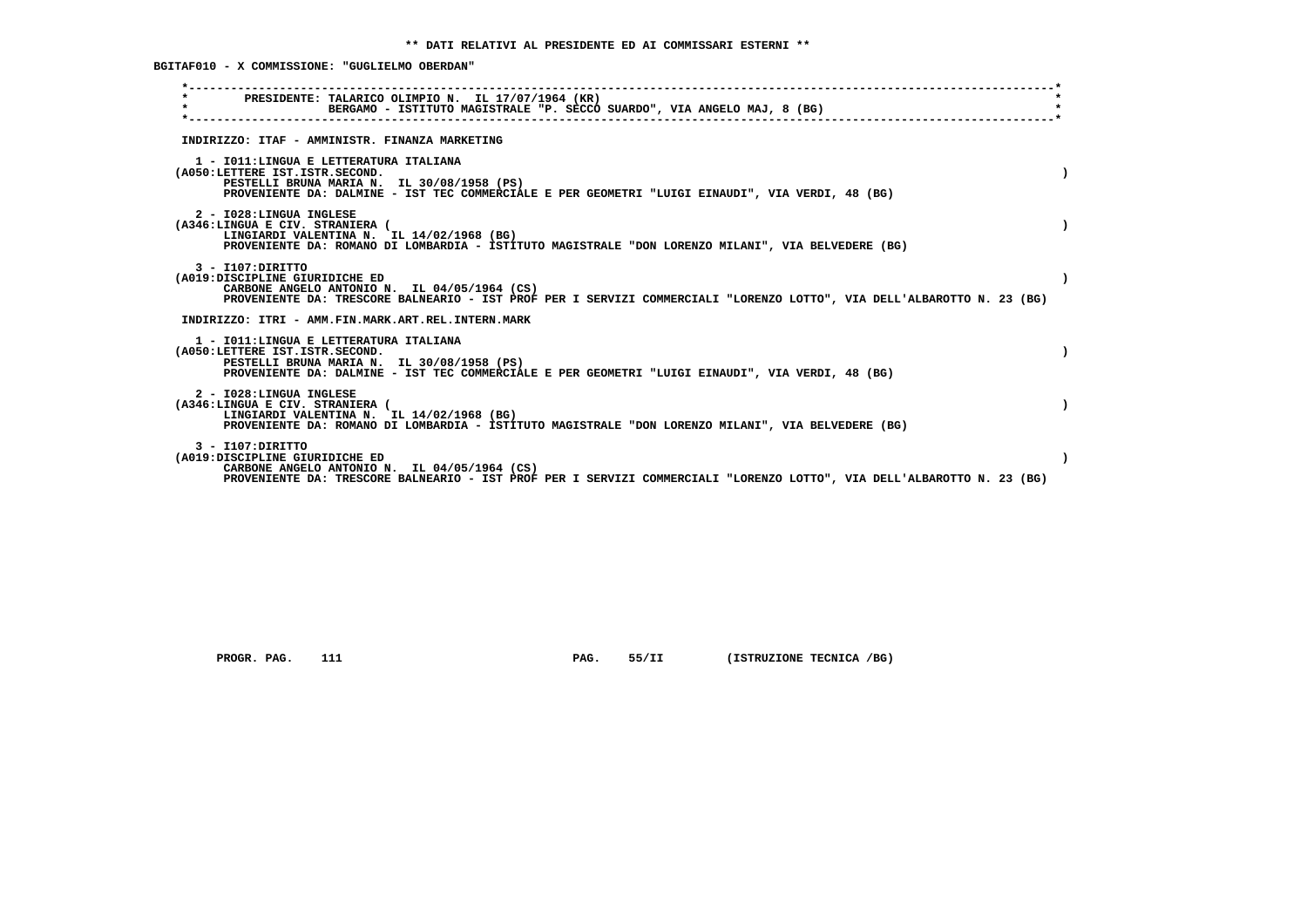**\*\* DATI RELATIVI AL PRESIDENTE ED AI COMMISSARI ESTERNI \*\***

**BGITAF010 - X COMMISSIONE: "GUGLIELMO OBERDAN"**

**PRESIDENTE: TALARICO OLIMPIO N. IL 17/07/1964 (KR)**
**BERGAMO - ISTITUTO MAGISTRALE "P. SECCO SUARDO", VIA ANGELO MAJ, 8 (BG)**

**INDIRIZZO: ITAF - AMMINISTR. FINANZA MARKETING**

**1 - I011:LINGUA E LETTERATURA ITALIANA**
**(A050:LETTERE IST.ISTR.SECOND. )**
**PESTELLI BRUNA MARIA N. IL 30/08/1958 (PS)**
**PROVENIENTE DA: DALMINE - IST TEC COMMERCIALE E PER GEOMETRI "LUIGI EINAUDI", VIA VERDI, 48 (BG)**

**2 - I028:LINGUA INGLESE**
**(A346:LINGUA E CIV. STRANIERA ( )**
**LINGIARDI VALENTINA N. IL 14/02/1968 (BG)**
**PROVENIENTE DA: ROMANO DI LOMBARDIA - ISTITUTO MAGISTRALE "DON LORENZO MILANI", VIA BELVEDERE (BG)**

**3 - I107:DIRITTO**
**(A019:DISCIPLINE GIURIDICHE ED )**
**CARBONE ANGELO ANTONIO N. IL 04/05/1964 (CS)**
**PROVENIENTE DA: TRESCORE BALNEARIO - IST PROF PER I SERVIZI COMMERCIALI "LORENZO LOTTO", VIA DELL'ALBAROTTO N. 23 (BG)**

**INDIRIZZO: ITRI - AMM.FIN.MARK.ART.REL.INTERN.MARK**

**1 - I011:LINGUA E LETTERATURA ITALIANA**
**(A050:LETTERE IST.ISTR.SECOND. )**
**PESTELLI BRUNA MARIA N. IL 30/08/1958 (PS)**
**PROVENIENTE DA: DALMINE - IST TEC COMMERCIALE E PER GEOMETRI "LUIGI EINAUDI", VIA VERDI, 48 (BG)**

**2 - I028:LINGUA INGLESE**
**(A346:LINGUA E CIV. STRANIERA ( )**
**LINGIARDI VALENTINA N. IL 14/02/1968 (BG)**
**PROVENIENTE DA: ROMANO DI LOMBARDIA - ISTITUTO MAGISTRALE "DON LORENZO MILANI", VIA BELVEDERE (BG)**

**3 - I107:DIRITTO**
**(A019:DISCIPLINE GIURIDICHE ED )**
**CARBONE ANGELO ANTONIO N. IL 04/05/1964 (CS)**
**PROVENIENTE DA: TRESCORE BALNEARIO - IST PROF PER I SERVIZI COMMERCIALI "LORENZO LOTTO", VIA DELL'ALBAROTTO N. 23 (BG)**

**PROGR. PAG. 111 PAG. 55/II (ISTRUZIONE TECNICA /BG)**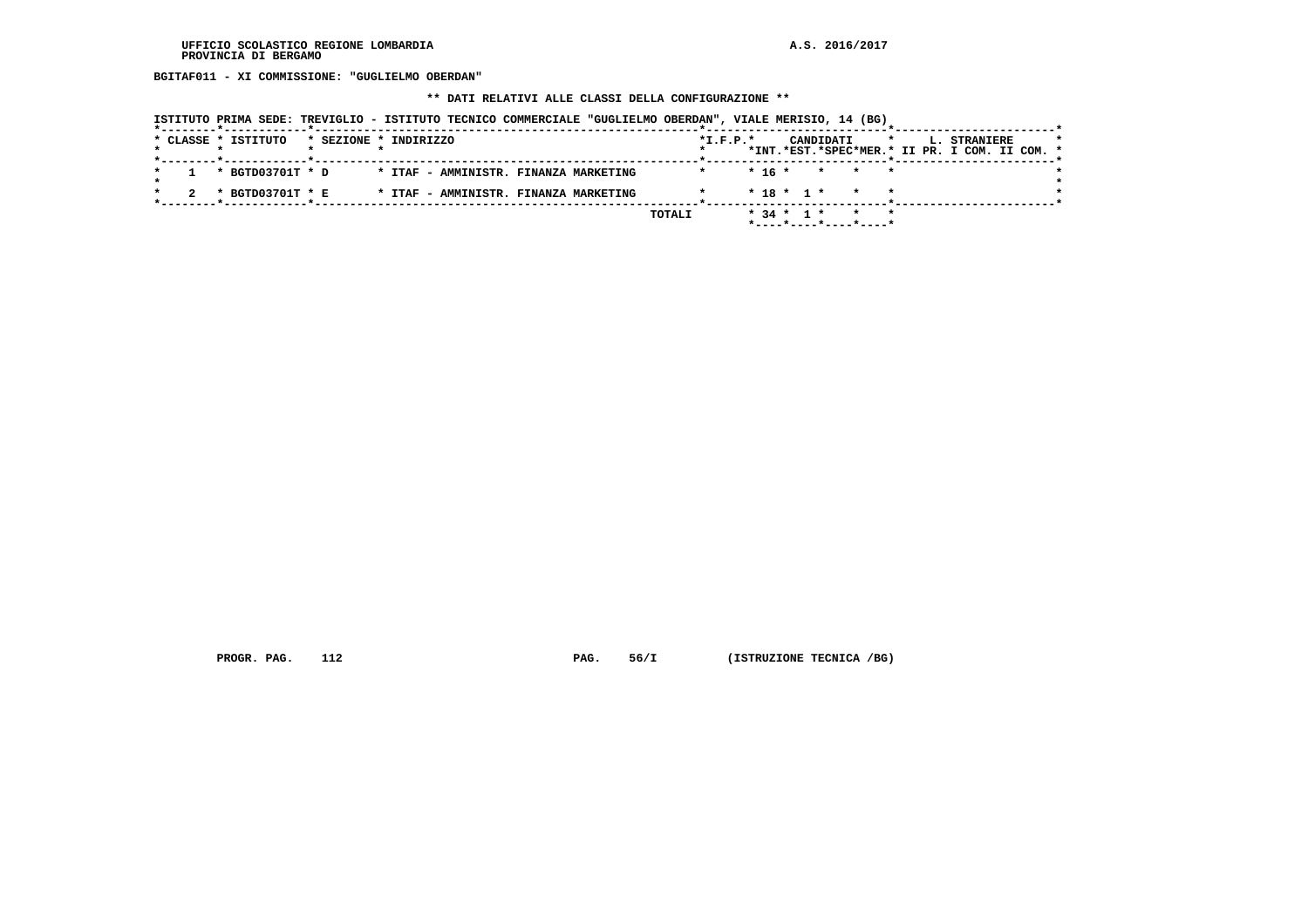BGITAF011 - XI COMMISSIONE: "GUGLIELMO OBERDAN"

** DATI RELATIVI ALLE CLASSI DELLA CONFIGURAZIONE **

ISTITUTO PRIMA SEDE: TREVIGLIO - ISTITUTO TECNICO COMMERCIALE "GUGLIELMO OBERDAN", VIALE MERISIO, 14 (BG)

| CLASSE | ISTITUTO | SEZIONE | INDIRIZZO | I.F.P. | CANDIDATI INT. | CANDIDATI EST. | CANDIDATI SPEC | CANDIDATI MER. | L. STRANIERE II PR. | L. STRANIERE I COM. | L. STRANIERE II COM. |
|---|---|---|---|---|---|---|---|---|---|---|---|
| 1 | BGTD03701T | D | ITAF - AMMINISTR. FINANZA MARKETING | | 16 | | | | | | |
| 2 | BGTD03701T | E | ITAF - AMMINISTR. FINANZA MARKETING | | 18 | 1 | | | | | |
| | | | TOTALI | | 34 | 1 | | | | | |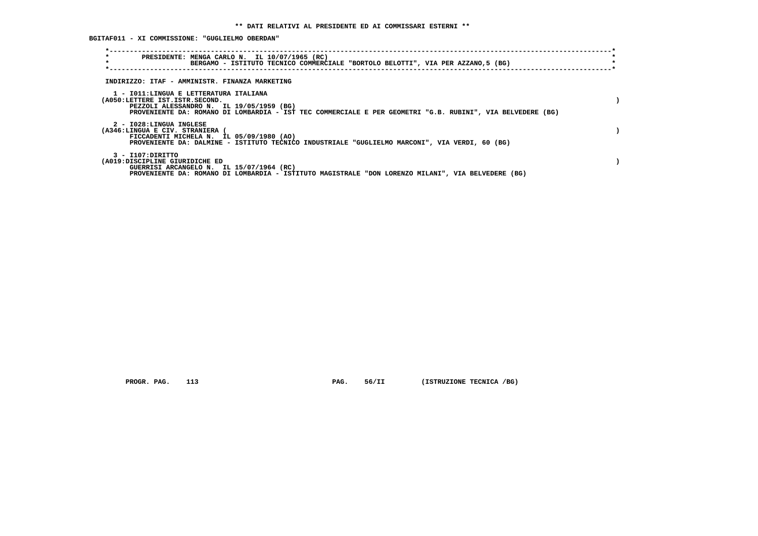**\*\* DATI RELATIVI AL PRESIDENTE ED AI COMMISSARI ESTERNI \*\***

**BGITAF011 - XI COMMISSIONE: "GUGLIELMO OBERDAN"**

PRESIDENTE: MENGA CARLO N. IL 10/07/1965 (RC)
BERGAMO - ISTITUTO TECNICO COMMERCIALE "BORTOLO BELOTTI", VIA PER AZZANO,5 (BG)

INDIRIZZO: ITAF - AMMINISTR. FINANZA MARKETING

1 - I011:LINGUA E LETTERATURA ITALIANA
(A050:LETTERE IST.ISTR.SECOND. )
PEZZOLI ALESSANDRO N. IL 19/05/1959 (BG)
PROVENIENTE DA: ROMANO DI LOMBARDIA - IST TEC COMMERCIALE E PER GEOMETRI "G.B. RUBINI", VIA BELVEDERE (BG)

2 - I028:LINGUA INGLESE
(A346:LINGUA E CIV. STRANIERA ( )
FICCADENTI MICHELA N. IL 05/09/1980 (AO)
PROVENIENTE DA: DALMINE - ISTITUTO TECNICO INDUSTRIALE "GUGLIELMO MARCONI", VIA VERDI, 60 (BG)

3 - I107:DIRITTO
(A019:DISCIPLINE GIURIDICHE ED )
GUERRISI ARCANGELO N. IL 15/07/1964 (RC)
PROVENIENTE DA: ROMANO DI LOMBARDIA - ISTITUTO MAGISTRALE "DON LORENZO MILANI", VIA BELVEDERE (BG)

PROGR. PAG. 113 PAG. 56/II (ISTRUZIONE TECNICA /BG)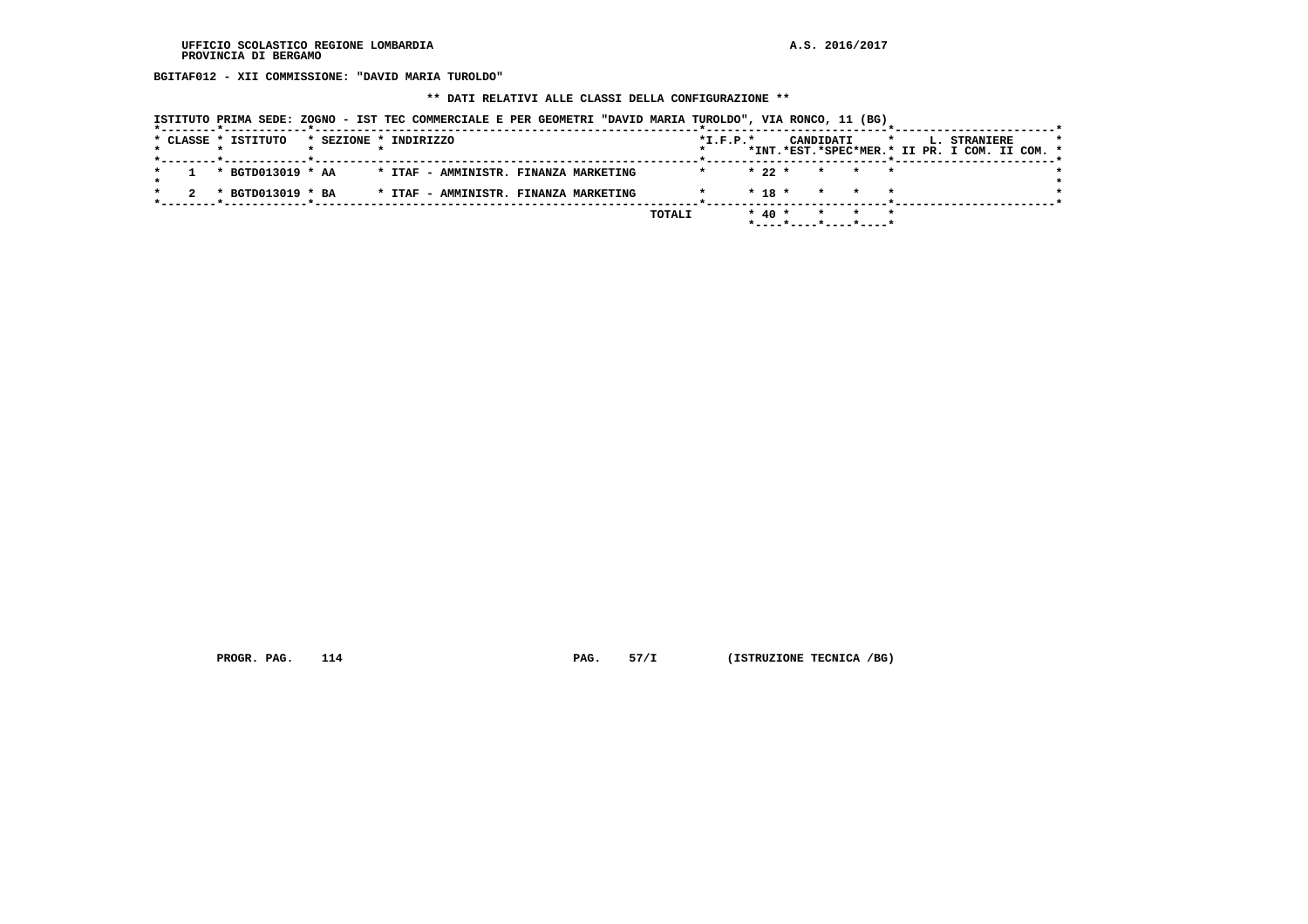BGITAF012 - XII COMMISSIONE: "DAVID MARIA TUROLDO"

** DATI RELATIVI ALLE CLASSI DELLA CONFIGURAZIONE **

ISTITUTO PRIMA SEDE: ZOGNO - IST TEC COMMERCIALE E PER GEOMETRI "DAVID MARIA TUROLDO", VIA RONCO, 11 (BG)

| CLASSE | ISTITUTO | SEZIONE | INDIRIZZO | I.F.P. | CANDIDATI INT. | CANDIDATI EST. | CANDIDATI SPEC | CANDIDATI MER. | L. STRANIERE II PR. | L. STRANIERE I COM. | L. STRANIERE II COM. |
|---|---|---|---|---|---|---|---|---|---|---|---|
| 1 | BGTD013019 | AA | ITAF - AMMINISTR. FINANZA MARKETING | | 22 | | | | | | |
| 2 | BGTD013019 | BA | ITAF - AMMINISTR. FINANZA MARKETING | | 18 | | | | | | |
| | | | TOTALI | | 40 | | | | | | |

PROGR. PAG. 114 PAG. 57/I (ISTRUZIONE TECNICA /BG)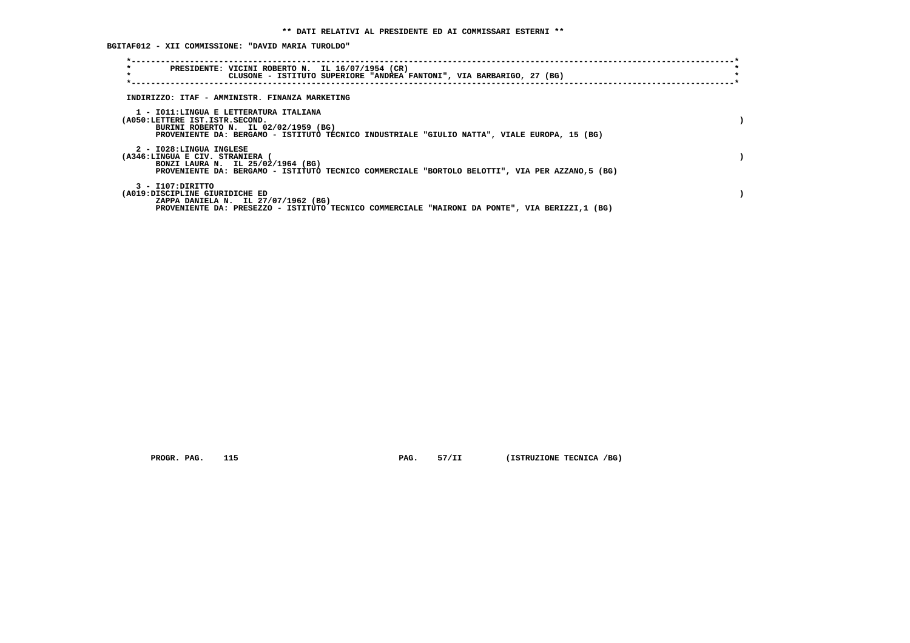**\*\* DATI RELATIVI AL PRESIDENTE ED AI COMMISSARI ESTERNI \*\***

**BGITAF012 - XII COMMISSIONE: "DAVID MARIA TUROLDO"**

PRESIDENTE: VICINI ROBERTO N. IL 16/07/1954 (CR)
CLUSONE - ISTITUTO SUPERIORE "ANDREA FANTONI", VIA BARBARIGO, 27 (BG)

INDIRIZZO: ITAF - AMMINISTR. FINANZA MARKETING

1 - I011:LINGUA E LETTERATURA ITALIANA
(A050:LETTERE IST.ISTR.SECOND. )
BURINI ROBERTO N. IL 02/02/1959 (BG)
PROVENIENTE DA: BERGAMO - ISTITUTO TECNICO INDUSTRIALE "GIULIO NATTA", VIALE EUROPA, 15 (BG)

2 - I028:LINGUA INGLESE
(A346:LINGUA E CIV. STRANIERA ( )
BONZI LAURA N. IL 25/02/1964 (BG)
PROVENIENTE DA: BERGAMO - ISTITUTO TECNICO COMMERCIALE "BORTOLO BELOTTI", VIA PER AZZANO,5 (BG)

3 - I107:DIRITTO
(A019:DISCIPLINE GIURIDICHE ED )
ZAPPA DANIELA N. IL 27/07/1962 (BG)
PROVENIENTE DA: PRESEZZO - ISTITUTO TECNICO COMMERCIALE "MAIRONI DA PONTE", VIA BERIZZI,1 (BG)

PROGR. PAG. 115 PAG. 57/II (ISTRUZIONE TECNICA /BG)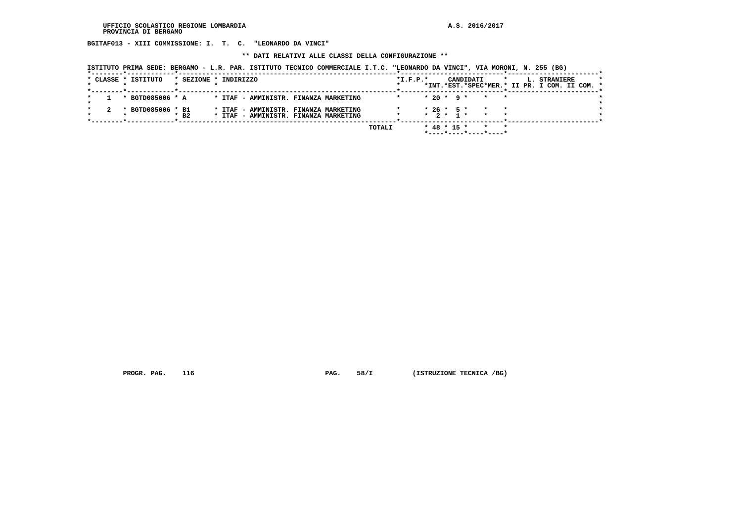UFFICIO SCOLASTICO REGIONE LOMBARDIA
PROVINCIA DI BERGAMO

A.S. 2016/2017

**BGITAF013 - XIII COMMISSIONE: I. T. C. "LEONARDO DA VINCI"**

**\*\* DATI RELATIVI ALLE CLASSI DELLA CONFIGURAZIONE \*\***

**ISTITUTO PRIMA SEDE: BERGAMO - L.R. PAR. ISTITUTO TECNICO COMMERCIALE I.T.C. "LEONARDO DA VINCI", VIA MORONI, N. 255 (BG)**

| CLASSE | ISTITUTO | SEZIONE | INDIRIZZO | I.F.P. | CANDIDATI INT. | CANDIDATI EST. | CANDIDATI SPEC | CANDIDATI MER. | L. STRANIERE II PR. | L. STRANIERE I COM. | L. STRANIERE II COM. |
|---|---|---|---|---|---|---|---|---|---|---|---|
| 1 | BGTD085006 | A | ITAF - AMMINISTR. FINANZA MARKETING | | 20 | 9 | | | | | |
| 2 | BGTD085006 | B1 | ITAF - AMMINISTR. FINANZA MARKETING | | 26 | 5 | | | | | |
| | | B2 | ITAF - AMMINISTR. FINANZA MARKETING | | 2 | 1 | | | | | |
| | | | TOTALI | | 48 | 15 | | | | | |

PROGR. PAG. 116 PAG. 58/I (ISTRUZIONE TECNICA /BG)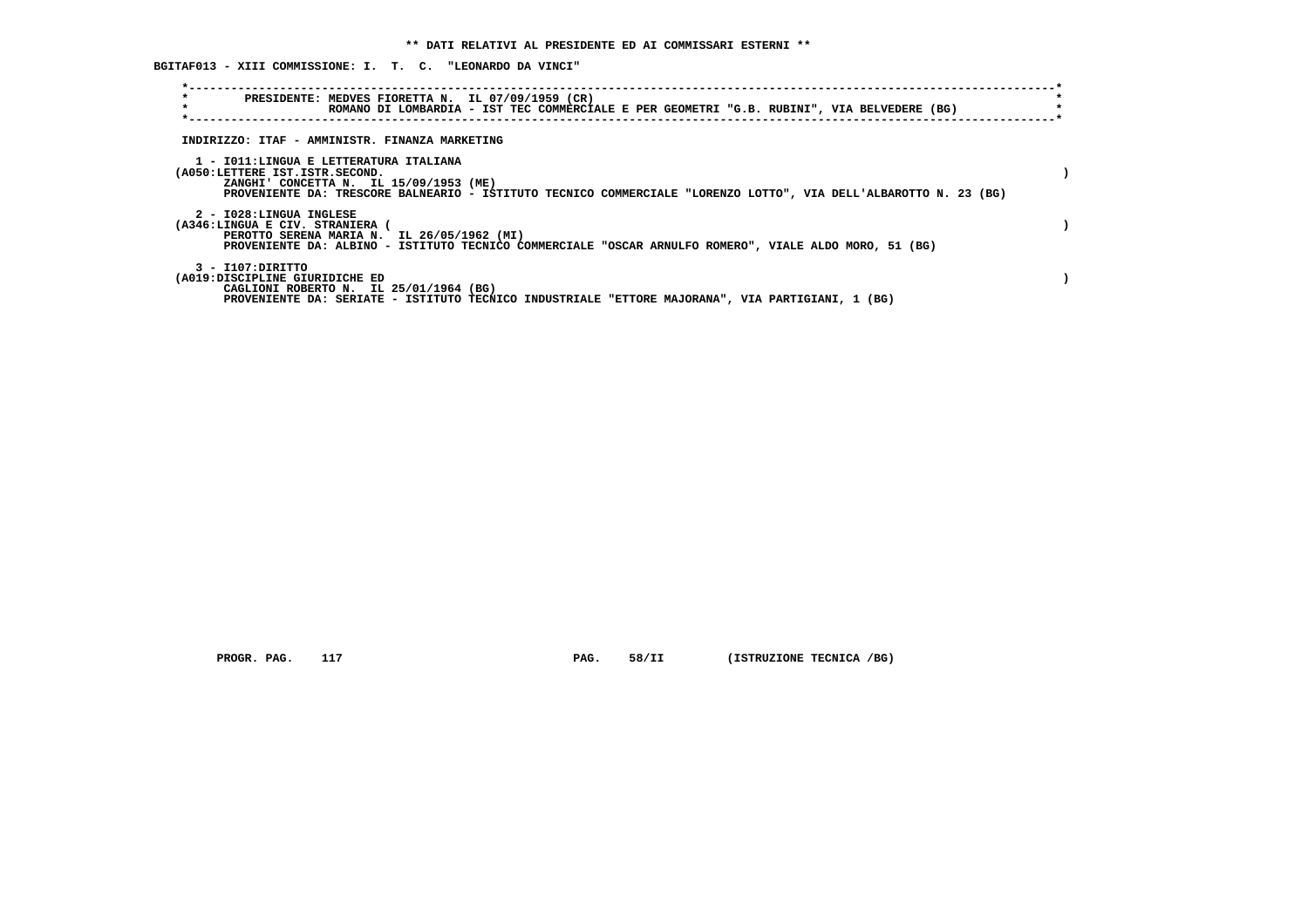**\*\* DATI RELATIVI AL PRESIDENTE ED AI COMMISSARI ESTERNI \*\***

**BGITAF013 - XIII COMMISSIONE: I. T. C. "LEONARDO DA VINCI"**

PRESIDENTE: MEDVES FIORETTA N. IL 07/09/1959 (CR)
ROMANO DI LOMBARDIA - IST TEC COMMERCIALE E PER GEOMETRI "G.B. RUBINI", VIA BELVEDERE (BG)

INDIRIZZO: ITAF - AMMINISTR. FINANZA MARKETING

1 - I011:LINGUA E LETTERATURA ITALIANA
(A050:LETTERE IST.ISTR.SECOND. )
ZANGHI' CONCETTA N. IL 15/09/1953 (ME)
PROVENIENTE DA: TRESCORE BALNEARIO - ISTITUTO TECNICO COMMERCIALE "LORENZO LOTTO", VIA DELL'ALBAROTTO N. 23 (BG)

2 - I028:LINGUA INGLESE
(A346:LINGUA E CIV. STRANIERA ( )
PEROTTO SERENA MARIA N. IL 26/05/1962 (MI)
PROVENIENTE DA: ALBINO - ISTITUTO TECNICO COMMERCIALE "OSCAR ARNULFO ROMERO", VIALE ALDO MORO, 51 (BG)

3 - I107:DIRITTO
(A019:DISCIPLINE GIURIDICHE ED )
CAGLIONI ROBERTO N. IL 25/01/1964 (BG)
PROVENIENTE DA: SERIATE - ISTITUTO TECNICO INDUSTRIALE "ETTORE MAJORANA", VIA PARTIGIANI, 1 (BG)

PROGR. PAG. 117 PAG. 58/II (ISTRUZIONE TECNICA /BG)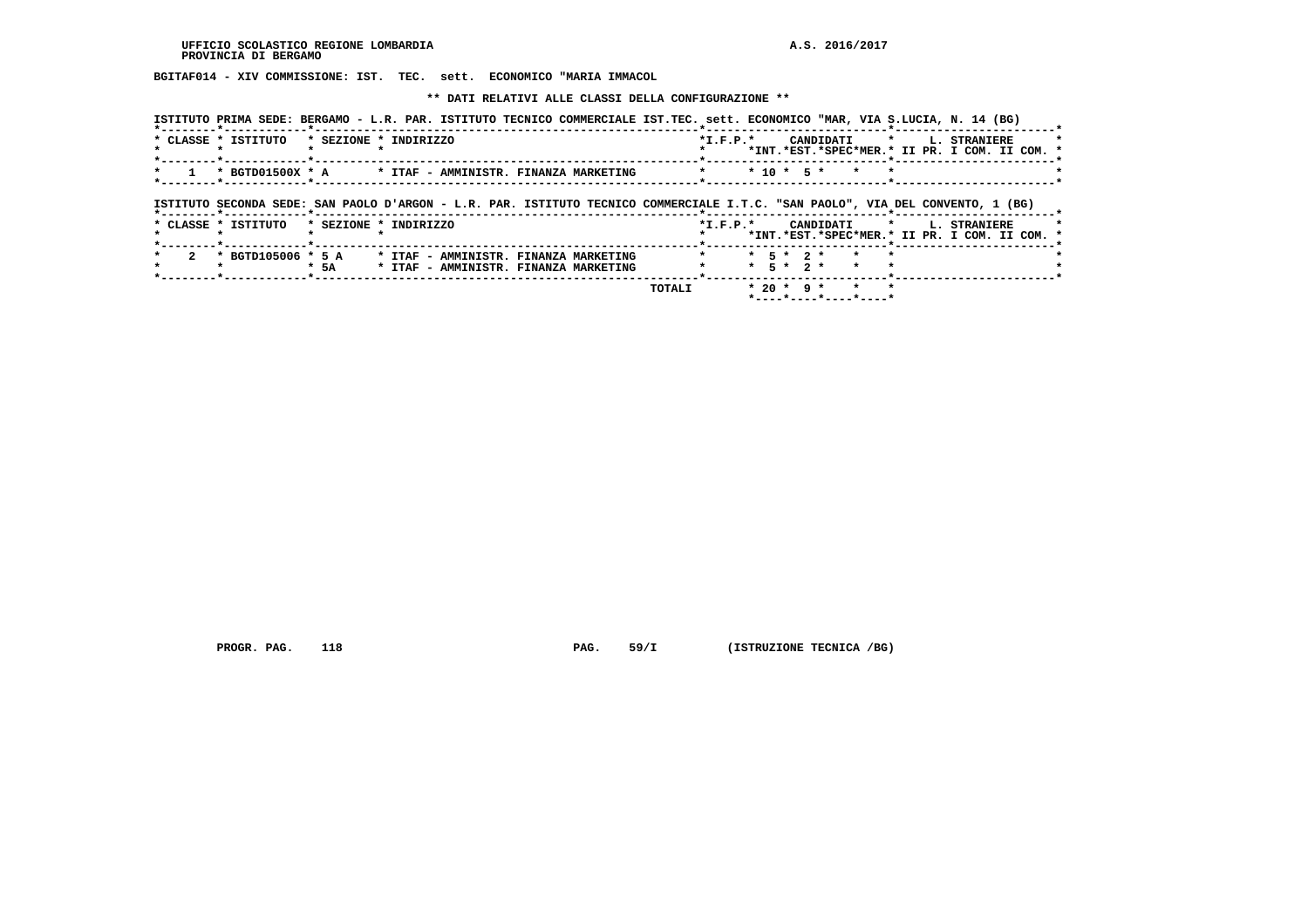BGITAF014 - XIV COMMISSIONE: IST. TEC. sett. ECONOMICO "MARIA IMMACOL

** DATI RELATIVI ALLE CLASSI DELLA CONFIGURAZIONE **

ISTITUTO PRIMA SEDE: BERGAMO - L.R. PAR. ISTITUTO TECNICO COMMERCIALE IST.TEC. sett. ECONOMICO "MAR, VIA S.LUCIA, N. 14 (BG)

| CLASSE | ISTITUTO | SEZIONE | INDIRIZZO | I.F.P. | CANDIDATI INT. | CANDIDATI EST. | CANDIDATI SPEC | MER. | L. STRANIERE II PR. | I COM. | II COM. |
|---|---|---|---|---|---|---|---|---|---|---|---|
| 1 | BGTD01500X | A | ITAF - AMMINISTR. FINANZA MARKETING | | 10 | 5 | | | | | |

ISTITUTO SECONDA SEDE: SAN PAOLO D'ARGON - L.R. PAR. ISTITUTO TECNICO COMMERCIALE I.T.C. "SAN PAOLO", VIA DEL CONVENTO, 1 (BG)

| CLASSE | ISTITUTO | SEZIONE | INDIRIZZO | I.F.P. | CANDIDATI INT. | CANDIDATI EST. | CANDIDATI SPEC | MER. | L. STRANIERE II PR. | I COM. | II COM. |
|---|---|---|---|---|---|---|---|---|---|---|---|
| 2 | BGTD105006 | 5 A | ITAF - AMMINISTR. FINANZA MARKETING | | 5 | 2 | | | | | |
| | | 5A | ITAF - AMMINISTR. FINANZA MARKETING | | 5 | 2 | | | | | |
| | | | TOTALI | | 20 | 9 | | | | | |

PROGR. PAG. 118 PAG. 59/I (ISTRUZIONE TECNICA /BG)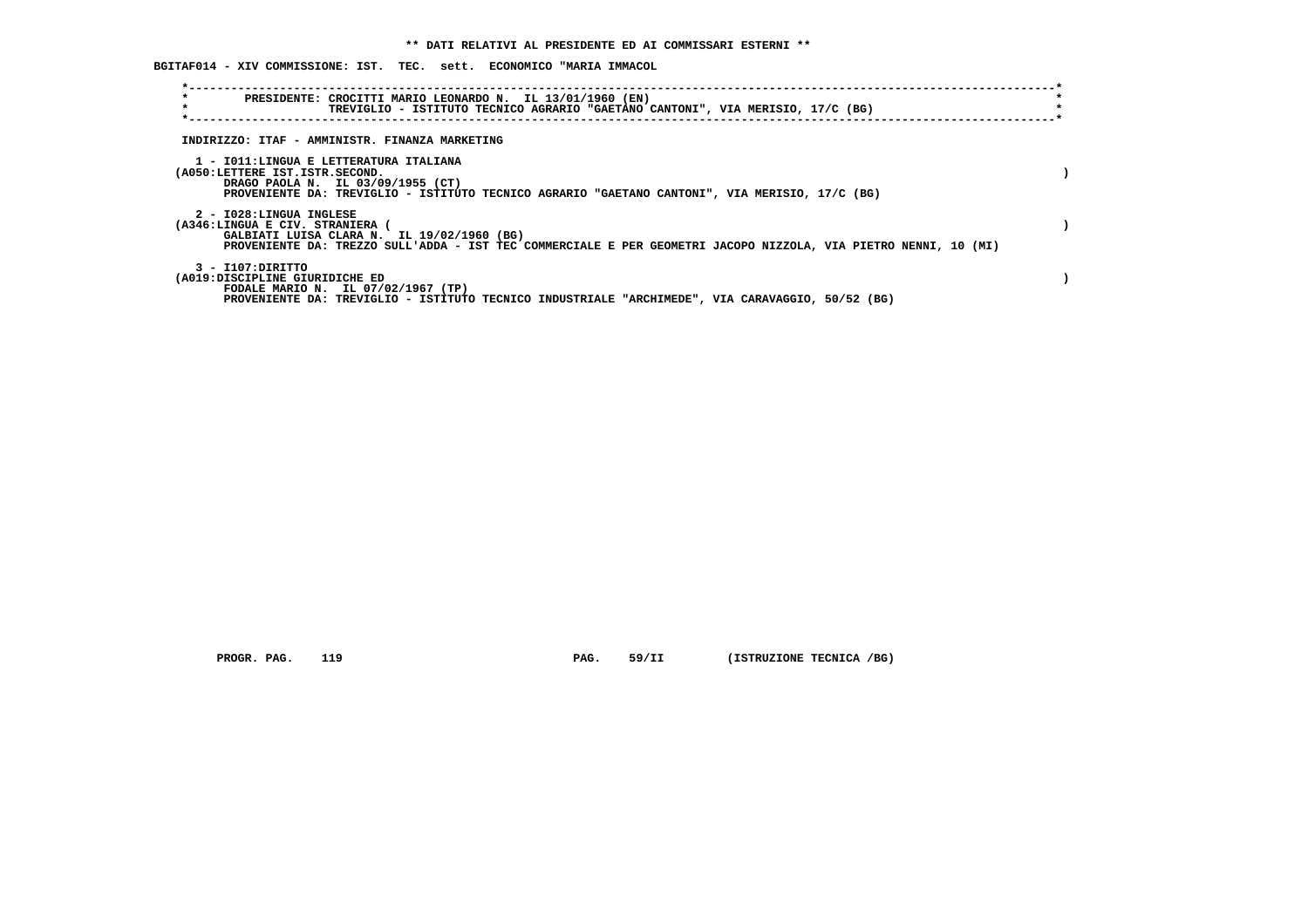**\*\* DATI RELATIVI AL PRESIDENTE ED AI COMMISSARI ESTERNI \*\***

**BGITAF014 - XIV COMMISSIONE: IST. TEC. sett. ECONOMICO "MARIA IMMACOL**

PRESIDENTE: CROCITTI MARIO LEONARDO N. IL 13/01/1960 (EN)
TREVIGLIO - ISTITUTO TECNICO AGRARIO "GAETANO CANTONI", VIA MERISIO, 17/C (BG)

INDIRIZZO: ITAF - AMMINISTR. FINANZA MARKETING

1 - I011:LINGUA E LETTERATURA ITALIANA
(A050:LETTERE IST.ISTR.SECOND. )
DRAGO PAOLA N. IL 03/09/1955 (CT)
PROVENIENTE DA: TREVIGLIO - ISTITUTO TECNICO AGRARIO "GAETANO CANTONI", VIA MERISIO, 17/C (BG)

2 - I028:LINGUA INGLESE
(A346:LINGUA E CIV. STRANIERA ( )
GALBIATI LUISA CLARA N. IL 19/02/1960 (BG)
PROVENIENTE DA: TREZZO SULL'ADDA - IST TEC COMMERCIALE E PER GEOMETRI JACOPO NIZZOLA, VIA PIETRO NENNI, 10 (MI)

3 - I107:DIRITTO
(A019:DISCIPLINE GIURIDICHE ED )
FODALE MARIO N. IL 07/02/1967 (TP)
PROVENIENTE DA: TREVIGLIO - ISTITUTO TECNICO INDUSTRIALE "ARCHIMEDE", VIA CARAVAGGIO, 50/52 (BG)

PROGR. PAG. 119 PAG. 59/II (ISTRUZIONE TECNICA /BG)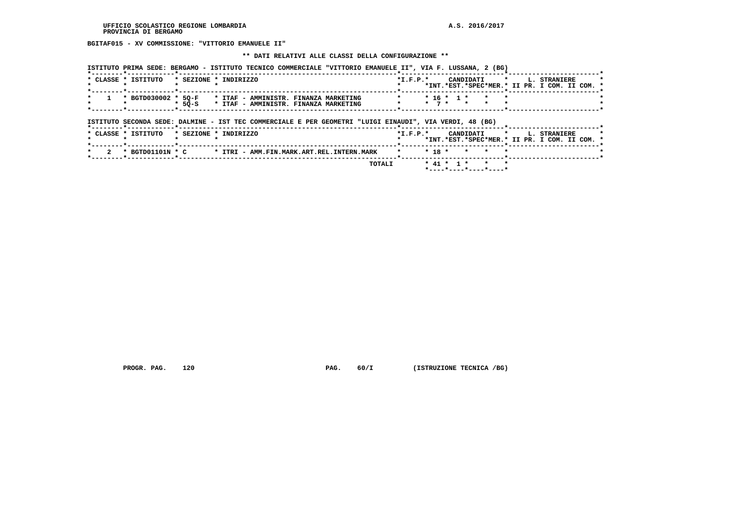UFFICIO SCOLASTICO REGIONALE LOMBARDIA
PROVINCIA DI BERGAMO

A.S. 2016/2017

**BGITAF015 - XV COMMISSIONE: "VITTORIO EMANUELE II"**

**\*\* DATI RELATIVI ALLE CLASSI DELLA CONFIGURAZIONE \*\***

ISTITUTO PRIMA SEDE: BERGAMO - ISTITUTO TECNICO COMMERCIALE "VITTORIO EMANUELE II", VIA F. LUSSANA, 2 (BG)

| CLASSE | ISTITUTO | SEZIONE | INDIRIZZO | I.F.P. | CANDIDATI INT. | CANDIDATI EST. | CANDIDATI SPEC | CANDIDATI MER. | L. STRANIERE II PR. | L. STRANIERE I COM. | L. STRANIERE II COM. |
|---|---|---|---|---|---|---|---|---|---|---|---|
| 1 | BGTD030002 | 5Q-F | ITAF - AMMINISTR. FINANZA MARKETING | | 16 | 1 | | | | | |
| | | 5Q-S | ITAF - AMMINISTR. FINANZA MARKETING | | 7 | | | | | | |

ISTITUTO SECONDA SEDE: DALMINE - IST TEC COMMERCIALE E PER GEOMETRI "LUIGI EINAUDI", VIA VERDI, 48 (BG)

| CLASSE | ISTITUTO | SEZIONE | INDIRIZZO | I.F.P. | CANDIDATI INT. | CANDIDATI EST. | CANDIDATI SPEC | CANDIDATI MER. | L. STRANIERE II PR. | L. STRANIERE I COM. | L. STRANIERE II COM. |
|---|---|---|---|---|---|---|---|---|---|---|---|
| 2 | BGTD01101N | C | ITRI - AMM.FIN.MARK.ART.REL.INTERN.MARK | | 18 | | | | | | |
| | | | TOTALI | | 41 | 1 | | | | | |

PROGR. PAG. 120 PAG. 60/I (ISTRUZIONE TECNICA /BG)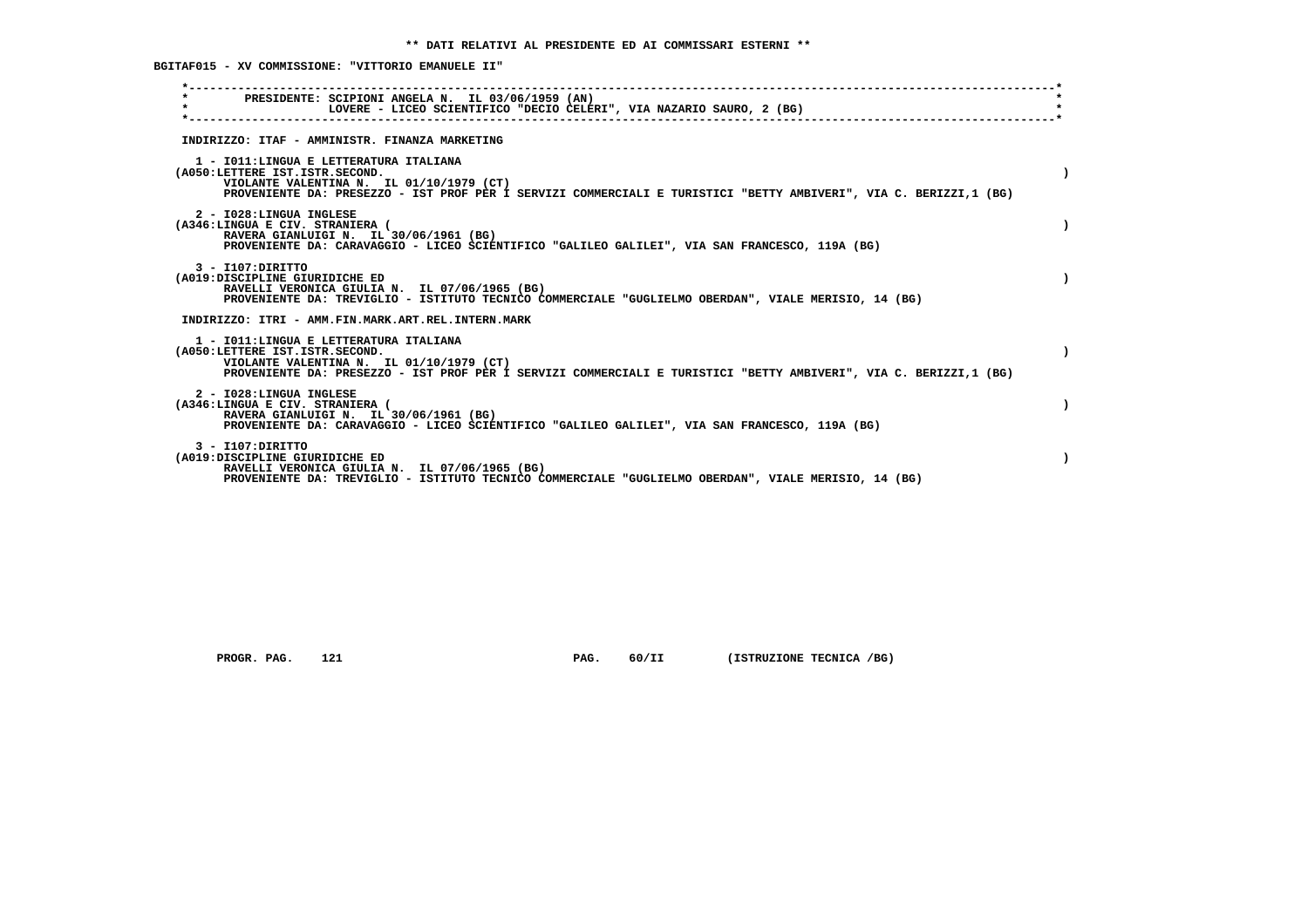** DATI RELATIVI AL PRESIDENTE ED AI COMMISSARI ESTERNI **

BGITAF015 - XV COMMISSIONE: "VITTORIO EMANUELE II"

PRESIDENTE: SCIPIONI ANGELA N. IL 03/06/1959 (AN)
LOVERE - LICEO SCIENTIFICO "DECIO CELERI", VIA NAZARIO SAURO, 2 (BG)

INDIRIZZO: ITAF - AMMINISTR. FINANZA MARKETING

1 - I011:LINGUA E LETTERATURA ITALIANA
(A050:LETTERE IST.ISTR.SECOND. )
VIOLANTE VALENTINA N. IL 01/10/1979 (CT)
PROVENIENTE DA: PRESEZZO - IST PROF PER I SERVIZI COMMERCIALI E TURISTICI "BETTY AMBIVERI", VIA C. BERIZZI,1 (BG)

2 - I028:LINGUA INGLESE
(A346:LINGUA E CIV. STRANIERA ( )
RAVERA GIANLUIGI N. IL 30/06/1961 (BG)
PROVENIENTE DA: CARAVAGGIO - LICEO SCIENTIFICO "GALILEO GALILEI", VIA SAN FRANCESCO, 119A (BG)

3 - I107:DIRITTO
(A019:DISCIPLINE GIURIDICHE ED )
RAVELLI VERONICA GIULIA N. IL 07/06/1965 (BG)
PROVENIENTE DA: TREVIGLIO - ISTITUTO TECNICO COMMERCIALE "GUGLIELMO OBERDAN", VIALE MERISIO, 14 (BG)

INDIRIZZO: ITRI - AMM.FIN.MARK.ART.REL.INTERN.MARK

1 - I011:LINGUA E LETTERATURA ITALIANA
(A050:LETTERE IST.ISTR.SECOND. )
VIOLANTE VALENTINA N. IL 01/10/1979 (CT)
PROVENIENTE DA: PRESEZZO - IST PROF PER I SERVIZI COMMERCIALI E TURISTICI "BETTY AMBIVERI", VIA C. BERIZZI,1 (BG)

2 - I028:LINGUA INGLESE
(A346:LINGUA E CIV. STRANIERA ( )
RAVERA GIANLUIGI N. IL 30/06/1961 (BG)
PROVENIENTE DA: CARAVAGGIO - LICEO SCIENTIFICO "GALILEO GALILEI", VIA SAN FRANCESCO, 119A (BG)

3 - I107:DIRITTO
(A019:DISCIPLINE GIURIDICHE ED )
RAVELLI VERONICA GIULIA N. IL 07/06/1965 (BG)
PROVENIENTE DA: TREVIGLIO - ISTITUTO TECNICO COMMERCIALE "GUGLIELMO OBERDAN", VIALE MERISIO, 14 (BG)

PROGR. PAG. 121 PAG. 60/II (ISTRUZIONE TECNICA /BG)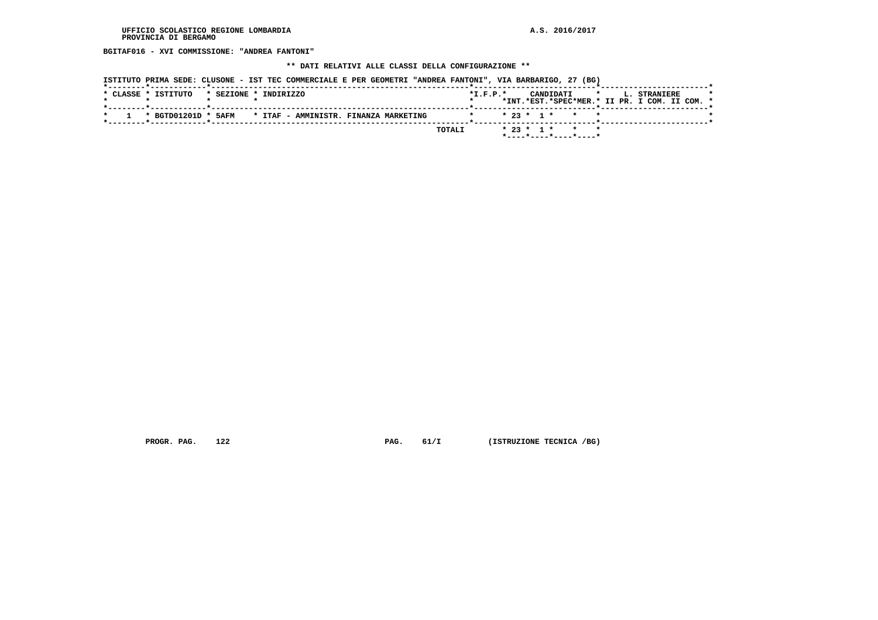UFFICIO SCOLASTICO REGIONE LOMBARDIA
PROVINCIA DI BERGAMO

A.S. 2016/2017

**BGITAF016 - XVI COMMISSIONE: "ANDREA FANTONI"**

**\*\* DATI RELATIVI ALLE CLASSI DELLA CONFIGURAZIONE \*\***

ISTITUTO PRIMA SEDE: CLUSONE - IST TEC COMMERCIALE E PER GEOMETRI "ANDREA FANTONI", VIA BARBARIGO, 27 (BG)

| CLASSE | ISTITUTO | SEZIONE | INDIRIZZO | I.F.P. | CANDIDATI INT. | CANDIDATI EST. | CANDIDATI SPEC | CANDIDATI MER. | L. STRANIERE II PR. | L. STRANIERE I COM. | L. STRANIERE II COM. |
|---|---|---|---|---|---|---|---|---|---|---|---|
| 1 | BGTD01201D | 5AFM | ITAF - AMMINISTR. FINANZA MARKETING | | 23 | 1 | | | | | |
| | | | TOTALI | | 23 | 1 | | | | | |

PROGR. PAG. 122 PAG. 61/I (ISTRUZIONE TECNICA /BG)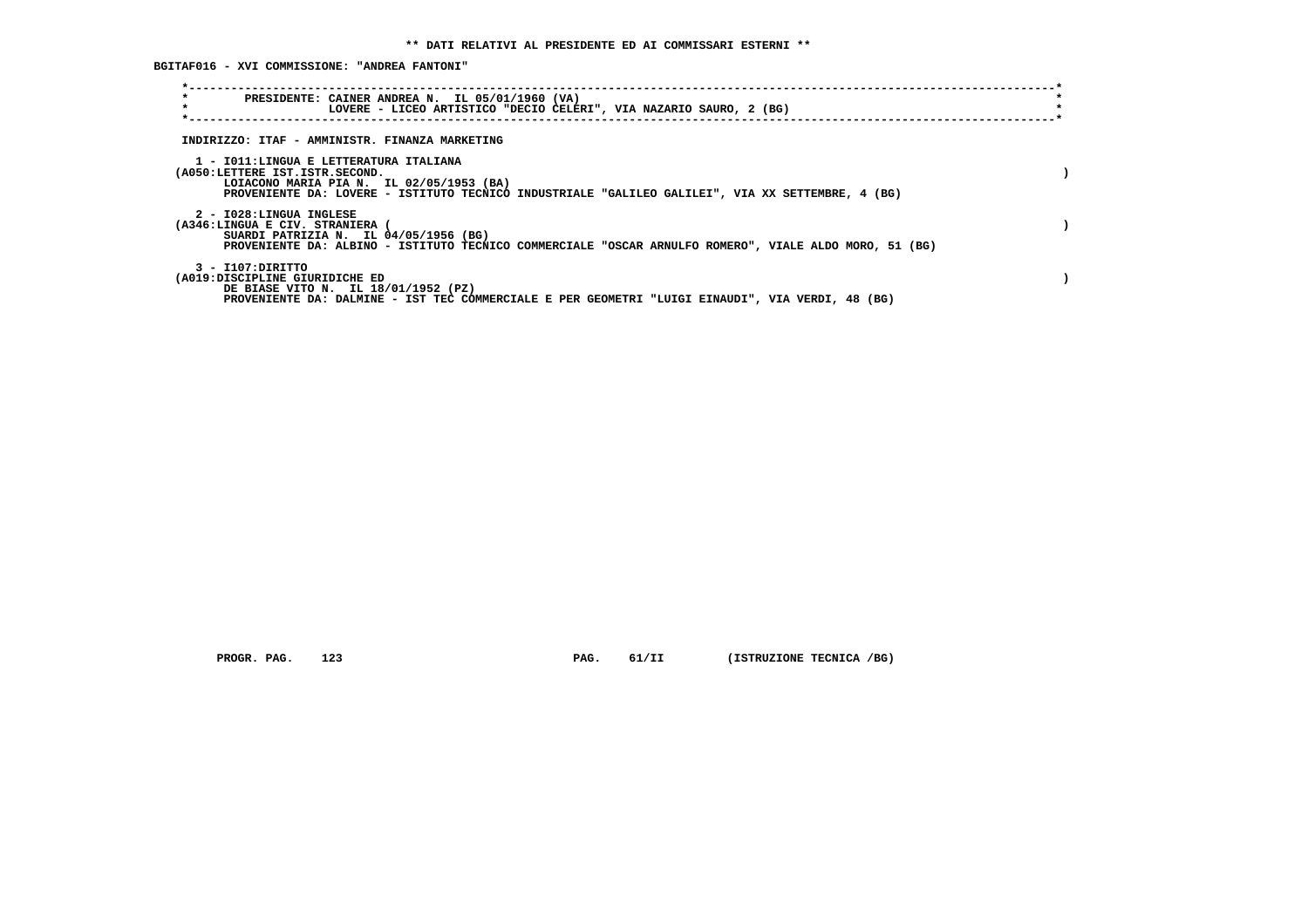**\*\* DATI RELATIVI AL PRESIDENTE ED AI COMMISSARI ESTERNI \*\***

**BGITAF016 - XVI COMMISSIONE: "ANDREA FANTONI"**

PRESIDENTE: CAINER ANDREA N. IL 05/01/1960 (VA)
LOVERE - LICEO ARTISTICO "DECIO CELERI", VIA NAZARIO SAURO, 2 (BG)

INDIRIZZO: ITAF - AMMINISTR. FINANZA MARKETING

1 - I011:LINGUA E LETTERATURA ITALIANA
(A050:LETTERE IST.ISTR.SECOND. )
LOIACONO MARIA PIA N. IL 02/05/1953 (BA)
PROVENIENTE DA: LOVERE - ISTITUTO TECNICO INDUSTRIALE "GALILEO GALILEI", VIA XX SETTEMBRE, 4 (BG)

2 - I028:LINGUA INGLESE
(A346:LINGUA E CIV. STRANIERA ( )
SUARDI PATRIZIA N. IL 04/05/1956 (BG)
PROVENIENTE DA: ALBINO - ISTITUTO TECNICO COMMERCIALE "OSCAR ARNULFO ROMERO", VIALE ALDO MORO, 51 (BG)

3 - I107:DIRITTO
(A019:DISCIPLINE GIURIDICHE ED )
DE BIASE VITO N. IL 18/01/1952 (PZ)
PROVENIENTE DA: DALMINE - IST TEC COMMERCIALE E PER GEOMETRI "LUIGI EINAUDI", VIA VERDI, 48 (BG)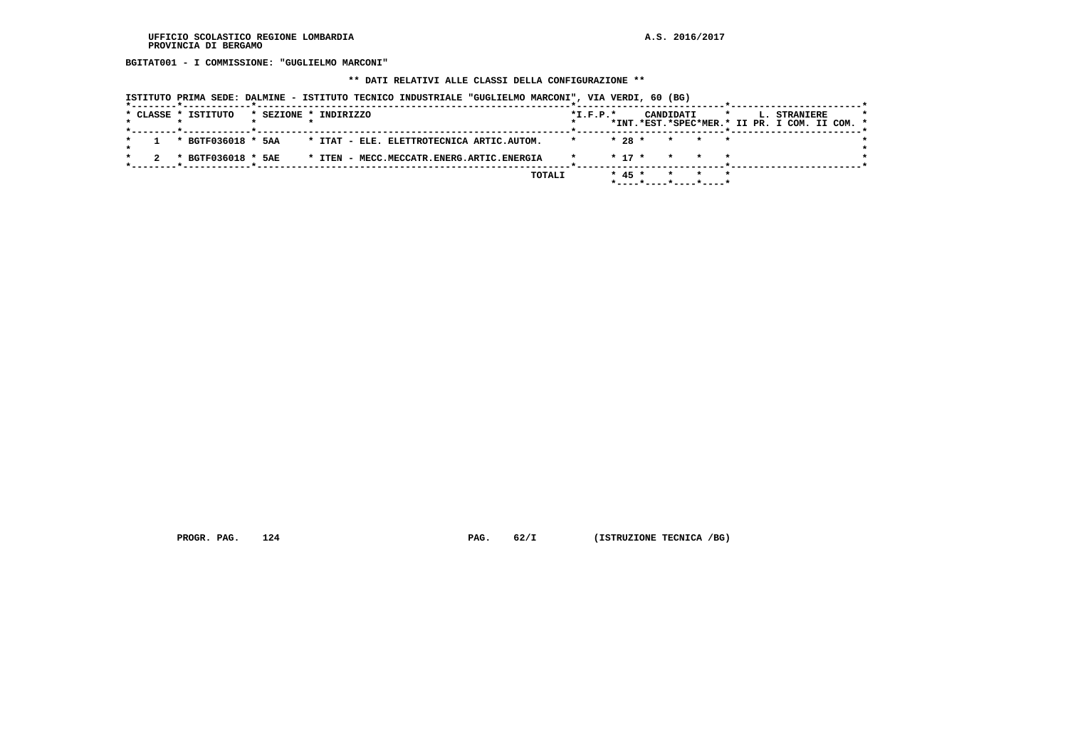BGITAT001 - I COMMISSIONE: "GUGLIELMO MARCONI"

** DATI RELATIVI ALLE CLASSI DELLA CONFIGURAZIONE **

ISTITUTO PRIMA SEDE: DALMINE - ISTITUTO TECNICO INDUSTRIALE "GUGLIELMO MARCONI", VIA VERDI, 60 (BG)

| CLASSE | ISTITUTO | SEZIONE | INDIRIZZO | I.F.P. | CANDIDATI INT. | CANDIDATI EST. | CANDIDATI SPEC | CANDIDATI MER. | L. STRANIERE II PR. | L. STRANIERE I COM. | L. STRANIERE II COM. |
|---|---|---|---|---|---|---|---|---|---|---|---|
| 1 | BGTF036018 | 5AA | ITAT - ELE. ELETTROTECNICA ARTIC.AUTOM. | | 28 | | | | | | |
| 2 | BGTF036018 | 5AE | ITEN - MECC.MECCATR.ENERG.ARTIC.ENERGIA | | 17 | | | | | | |
| | | | TOTALI | | 45 | | | | | | |

PROGR. PAG. 124 PAG. 62/I (ISTRUZIONE TECNICA /BG)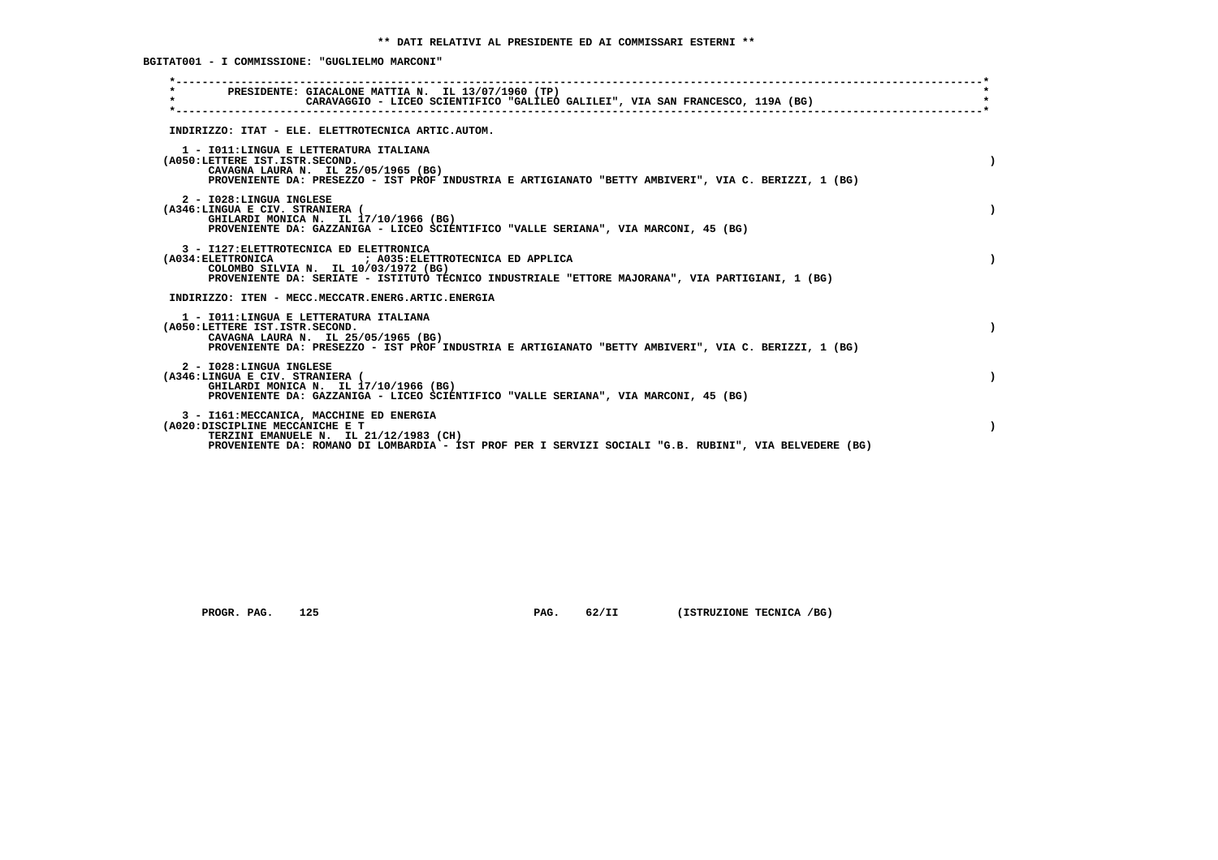** DATI RELATIVI AL PRESIDENTE ED AI COMMISSARI ESTERNI **

BGITAT001 - I COMMISSIONE: "GUGLIELMO MARCONI"

PRESIDENTE: GIACALONE MATTIA N. IL 13/07/1960 (TP)
CARAVAGGIO - LICEO SCIENTIFICO "GALILEO GALILEI", VIA SAN FRANCESCO, 119A (BG)

INDIRIZZO: ITAT - ELE. ELETTROTECNICA ARTIC.AUTOM.

1 - I011:LINGUA E LETTERATURA ITALIANA
(A050:LETTERE IST.ISTR.SECOND. )
CAVAGNA LAURA N. IL 25/05/1965 (BG)
PROVENIENTE DA: PRESEZZO - IST PROF INDUSTRIA E ARTIGIANATO "BETTY AMBIVERI", VIA C. BERIZZI, 1 (BG)

2 - I028:LINGUA INGLESE
(A346:LINGUA E CIV. STRANIERA ( )
GHILARDI MONICA N. IL 17/10/1966 (BG)
PROVENIENTE DA: GAZZANIGA - LICEO SCIENTIFICO "VALLE SERIANA", VIA MARCONI, 45 (BG)

3 - I127:ELETTROTECNICA ED ELETTRONICA
(A034:ELETTRONICA ; A035:ELETTROTECNICA ED APPLICA )
COLOMBO SILVIA N. IL 10/03/1972 (BG)
PROVENIENTE DA: SERIATE - ISTITUTO TECNICO INDUSTRIALE "ETTORE MAJORANA", VIA PARTIGIANI, 1 (BG)

INDIRIZZO: ITEN - MECC.MECCATR.ENERG.ARTIC.ENERGIA

1 - I011:LINGUA E LETTERATURA ITALIANA
(A050:LETTERE IST.ISTR.SECOND. )
CAVAGNA LAURA N. IL 25/05/1965 (BG)
PROVENIENTE DA: PRESEZZO - IST PROF INDUSTRIA E ARTIGIANATO "BETTY AMBIVERI", VIA C. BERIZZI, 1 (BG)

2 - I028:LINGUA INGLESE
(A346:LINGUA E CIV. STRANIERA ( )
GHILARDI MONICA N. IL 17/10/1966 (BG)
PROVENIENTE DA: GAZZANIGA - LICEO SCIENTIFICO "VALLE SERIANA", VIA MARCONI, 45 (BG)

3 - I161:MECCANICA, MACCHINE ED ENERGIA
(A020:DISCIPLINE MECCANICHE E T )
TERZINI EMANUELE N. IL 21/12/1983 (CH)
PROVENIENTE DA: ROMANO DI LOMBARDIA - IST PROF PER I SERVIZI SOCIALI "G.B. RUBINI", VIA BELVEDERE (BG)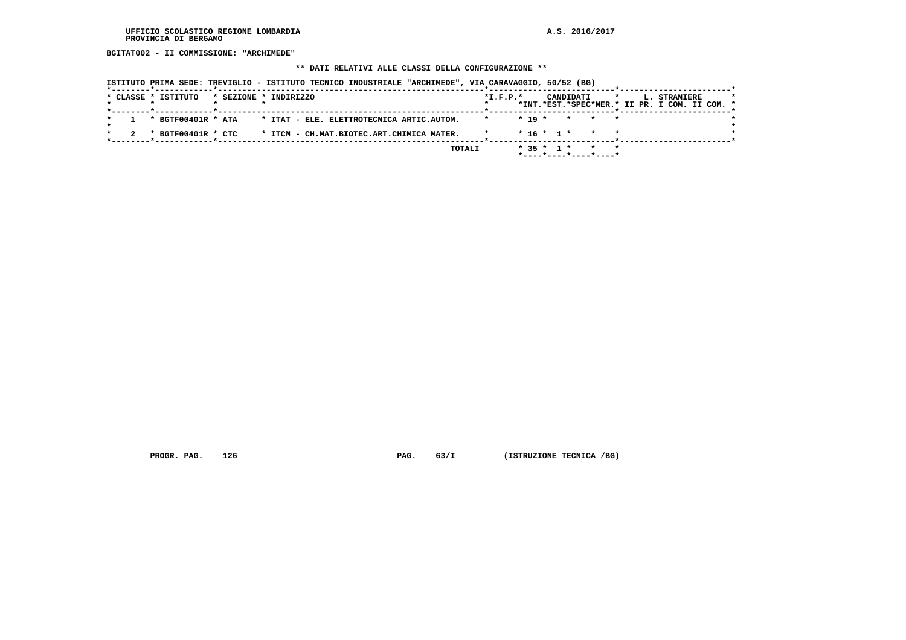UFFICIO SCOLASTICO REGIONE LOMBARDIA
PROVINCIA DI BERGAMO

A.S. 2016/2017

BGITAT002 - II COMMISSIONE: "ARCHIMEDE"

** DATI RELATIVI ALLE CLASSI DELLA CONFIGURAZIONE **

ISTITUTO PRIMA SEDE: TREVIGLIO - ISTITUTO TECNICO INDUSTRIALE "ARCHIMEDE", VIA CARAVAGGIO, 50/52 (BG)

| CLASSE | ISTITUTO | SEZIONE | INDIRIZZO | I.F.P. | CANDIDATI INT. | CANDIDATI EST. | CANDIDATI SPEC | CANDIDATI MER. | L. STRANIERE II PR. | L. STRANIERE I COM. | L. STRANIERE II COM. |
|---|---|---|---|---|---|---|---|---|---|---|---|
| 1 | BGTF00401R | ATA | ITAT - ELE. ELETTROTECNICA ARTIC.AUTOM. | | 19 | | | | | | |
| 2 | BGTF00401R | CTC | ITCM - CH.MAT.BIOTEC.ART.CHIMICA MATER. | | 16 | 1 | | | | | |
| | | | TOTALI | | 35 | 1 | | | | | |

PROGR. PAG. 126 PAG. 63/I (ISTRUZIONE TECNICA /BG)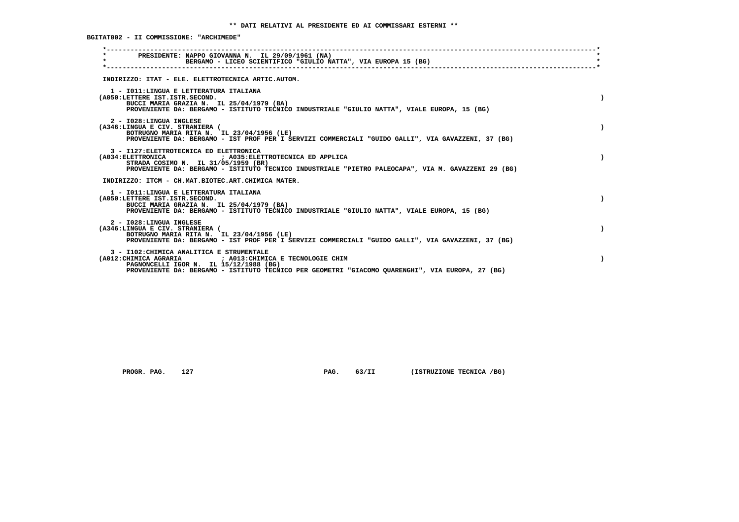** DATI RELATIVI AL PRESIDENTE ED AI COMMISSARI ESTERNI **

BGITAT002 - II COMMISSIONE: "ARCHIMEDE"

PRESIDENTE: NAPPO GIOVANNA N. IL 29/09/1961 (NA)
BERGAMO - LICEO SCIENTIFICO "GIULIO NATTA", VIA EUROPA 15 (BG)

INDIRIZZO: ITAT - ELE. ELETTROTECNICA ARTIC.AUTOM.

1 - I011:LINGUA E LETTERATURA ITALIANA
(A050:LETTERE IST.ISTR.SECOND. )
BUCCI MARIA GRAZIA N. IL 25/04/1979 (BA)
PROVENIENTE DA: BERGAMO - ISTITUTO TECNICO INDUSTRIALE "GIULIO NATTA", VIALE EUROPA, 15 (BG)

2 - I028:LINGUA INGLESE
(A346:LINGUA E CIV. STRANIERA ( )
BOTRUGNO MARIA RITA N. IL 23/04/1956 (LE)
PROVENIENTE DA: BERGAMO - IST PROF PER I SERVIZI COMMERCIALI "GUIDO GALLI", VIA GAVAZZENI, 37 (BG)

3 - I127:ELETTROTECNICA ED ELETTRONICA
(A034:ELETTRONICA ; A035:ELETTROTECNICA ED APPLICA )
STRADA COSIMO N. IL 31/05/1959 (BR)
PROVENIENTE DA: BERGAMO - ISTITUTO TECNICO INDUSTRIALE "PIETRO PALEOCAPA", VIA M. GAVAZZENI 29 (BG)

INDIRIZZO: ITCM - CH.MAT.BIOTEC.ART.CHIMICA MATER.

1 - I011:LINGUA E LETTERATURA ITALIANA
(A050:LETTERE IST.ISTR.SECOND. )
BUCCI MARIA GRAZIA N. IL 25/04/1979 (BA)
PROVENIENTE DA: BERGAMO - ISTITUTO TECNICO INDUSTRIALE "GIULIO NATTA", VIALE EUROPA, 15 (BG)

2 - I028:LINGUA INGLESE
(A346:LINGUA E CIV. STRANIERA ( )
BOTRUGNO MARIA RITA N. IL 23/04/1956 (LE)
PROVENIENTE DA: BERGAMO - IST PROF PER I SERVIZI COMMERCIALI "GUIDO GALLI", VIA GAVAZZENI, 37 (BG)

3 - I102:CHIMICA ANALITICA E STRUMENTALE
(A012:CHIMICA AGRARIA ; A013:CHIMICA E TECNOLOGIE CHIM )
PAGNONCELLI IGOR N. IL 15/12/1988 (BG)
PROVENIENTE DA: BERGAMO - ISTITUTO TECNICO PER GEOMETRI "GIACOMO QUARENGHI", VIA EUROPA, 27 (BG)

PROGR. PAG. 127 PAG. 63/II (ISTRUZIONE TECNICA /BG)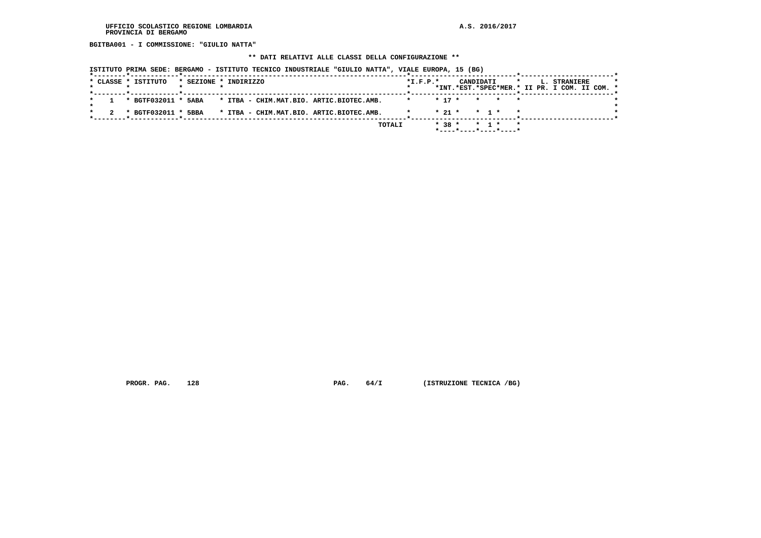UFFICIO SCOLASTICO REGIONE LOMBARDIA
PROVINCIA DI BERGAMO

A.S. 2016/2017

**BGITBA001 - I COMMISSIONE: "GIULIO NATTA"**

**\*\* DATI RELATIVI ALLE CLASSI DELLA CONFIGURAZIONE \*\***

**ISTITUTO PRIMA SEDE: BERGAMO - ISTITUTO TECNICO INDUSTRIALE "GIULIO NATTA", VIALE EUROPA, 15 (BG)**

| CLASSE | ISTITUTO | SEZIONE | INDIRIZZO | I.F.P. | CANDIDATI INT. | CANDIDATI EST. | CANDIDATI SPEC | CANDIDATI MER. | L. STRANIERE II PR. | L. STRANIERE I COM. | L. STRANIERE II COM. |
|---|---|---|---|---|---|---|---|---|---|---|---|
| 1 | BGTF032011 | 5ABA | ITBA - CHIM.MAT.BIO. ARTIC.BIOTEC.AMB. | | 17 | | | | | | |
| 2 | BGTF032011 | 5BBA | ITBA - CHIM.MAT.BIO. ARTIC.BIOTEC.AMB. | | 21 | | 1 | | | | |
| | | | TOTALI | | 38 | | 1 | | | | |

PROGR. PAG. 128 PAG. 64/I (ISTRUZIONE TECNICA /BG)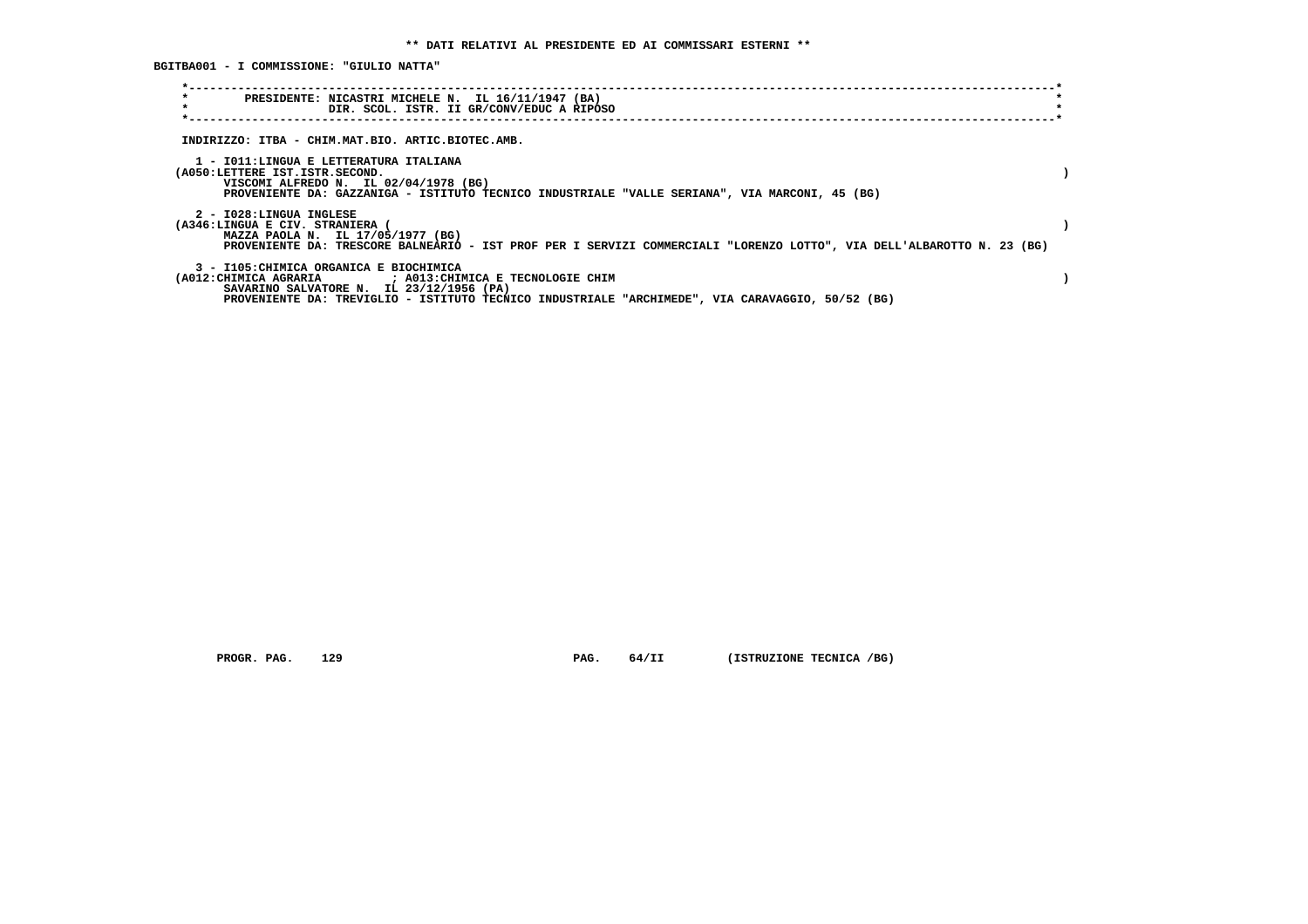** DATI RELATIVI AL PRESIDENTE ED AI COMMISSARI ESTERNI **

BGITBA001 - I COMMISSIONE: "GIULIO NATTA"

PRESIDENTE: NICASTRI MICHELE N. IL 16/11/1947 (BA)
DIR. SCOL. ISTR. II GR/CONV/EDUC A RIPOSO

INDIRIZZO: ITBA - CHIM.MAT.BIO. ARTIC.BIOTEC.AMB.

1 - I011:LINGUA E LETTERATURA ITALIANA
(A050:LETTERE IST.ISTR.SECOND. )
VISCOMI ALFREDO N. IL 02/04/1978 (BG)
PROVENIENTE DA: GAZZANIGA - ISTITUTO TECNICO INDUSTRIALE "VALLE SERIANA", VIA MARCONI, 45 (BG)

2 - I028:LINGUA INGLESE
(A346:LINGUA E CIV. STRANIERA ( )
MAZZA PAOLA N. IL 17/05/1977 (BG)
PROVENIENTE DA: TRESCORE BALNEARIO - IST PROF PER I SERVIZI COMMERCIALI "LORENZO LOTTO", VIA DELL'ALBAROTTO N. 23 (BG)

3 - I105:CHIMICA ORGANICA E BIOCHIMICA
(A012:CHIMICA AGRARIA ; A013:CHIMICA E TECNOLOGIE CHIM )
SAVARINO SALVATORE N. IL 23/12/1956 (PA)
PROVENIENTE DA: TREVIGLIO - ISTITUTO TECNICO INDUSTRIALE "ARCHIMEDE", VIA CARAVAGGIO, 50/52 (BG)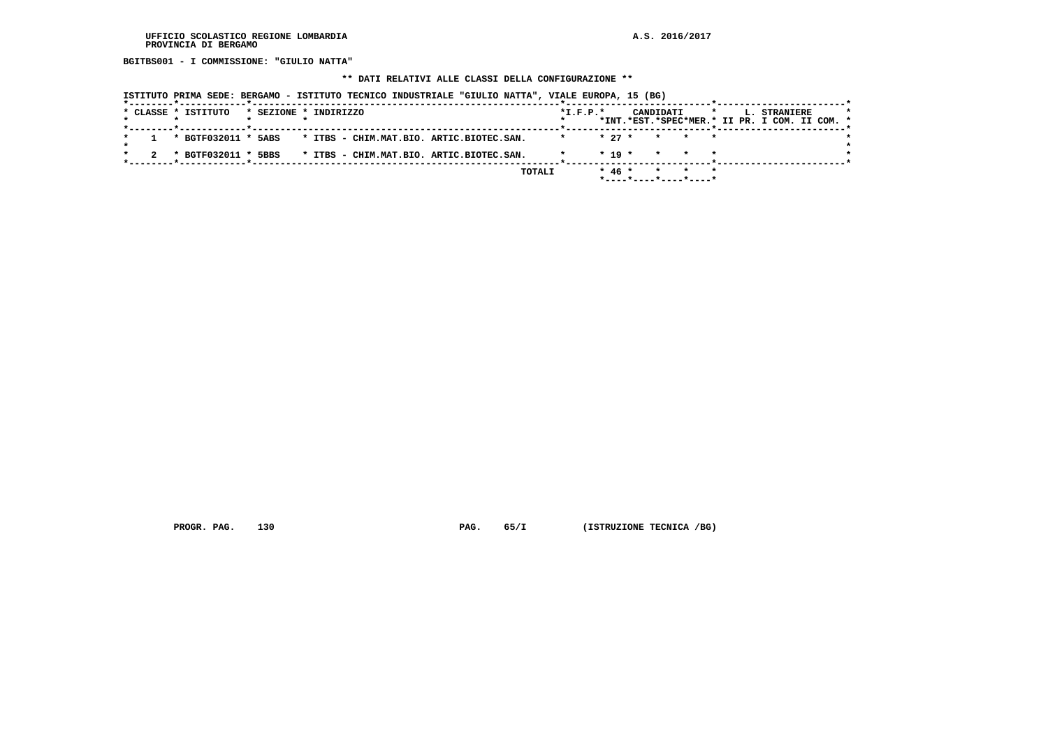UFFICIO SCOLASTICO REGIONE LOMBARDIA
PROVINCIA DI BERGAMO

A.S. 2016/2017

**BGITBS001 - I COMMISSIONE: "GIULIO NATTA"**

**\*\* DATI RELATIVI ALLE CLASSI DELLA CONFIGURAZIONE \*\***

**ISTITUTO PRIMA SEDE: BERGAMO - ISTITUTO TECNICO INDUSTRIALE "GIULIO NATTA", VIALE EUROPA, 15 (BG)**

| CLASSE | ISTITUTO | SEZIONE | INDIRIZZO | I.F.P. | CANDIDATI INT. | CANDIDATI EST. | CANDIDATI SPEC | CANDIDATI MER. | L. STRANIERE II PR. | L. STRANIERE I COM. | L. STRANIERE II COM. |
|---|---|---|---|---|---|---|---|---|---|---|---|
| 1 | BGTF032011 | 5ABS | ITBS - CHIM.MAT.BIO. ARTIC.BIOTEC.SAN. | | 27 | | | | | | |
| 2 | BGTF032011 | 5BBS | ITBS - CHIM.MAT.BIO. ARTIC.BIOTEC.SAN. | | 19 | | | | | | |
| | | | TOTALI | | 46 | | | | | | |

PROGR. PAG. 130 PAG. 65/I (ISTRUZIONE TECNICA /BG)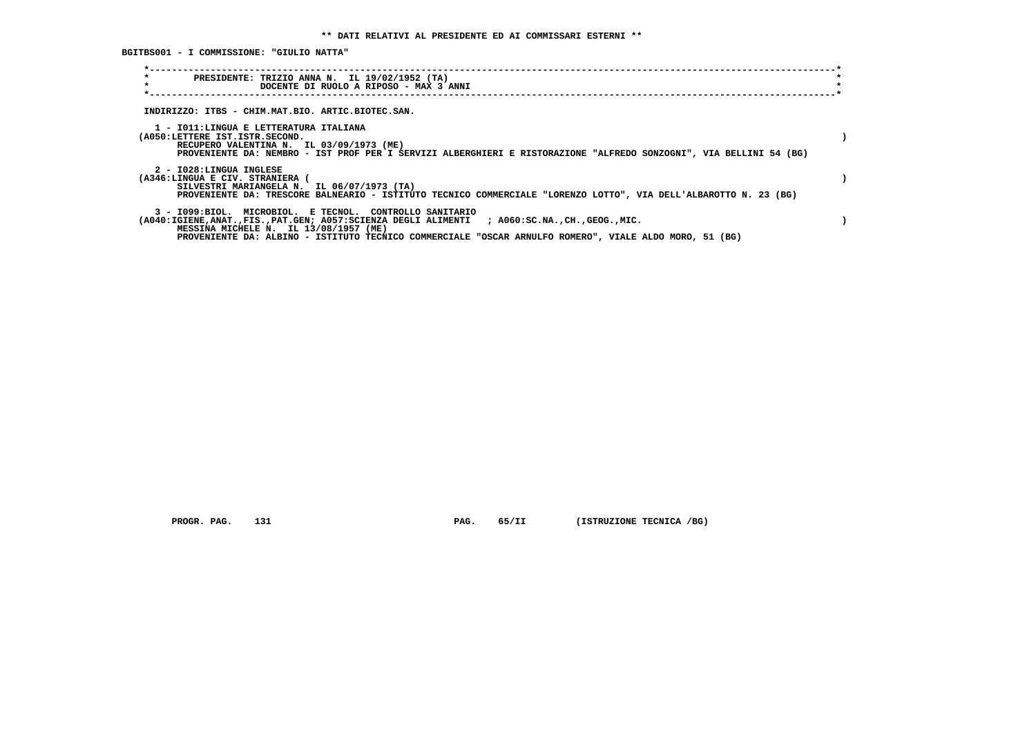## ** DATI RELATIVI AL PRESIDENTE ED AI COMMISSARI ESTERNI **

**BGITBS001 - I COMMISSIONE: "GIULIO NATTA"**

PRESIDENTE: TRIZIO ANNA N. IL 19/02/1952 (TA)
DOCENTE DI RUOLO A RIPOSO - MAX 3 ANNI

INDIRIZZO: ITBS - CHIM.MAT.BIO. ARTIC.BIOTEC.SAN.

1 - I011:LINGUA E LETTERATURA ITALIANA
(A050:LETTERE IST.ISTR.SECOND. )
RECUPERO VALENTINA N. IL 03/09/1973 (ME)
PROVENIENTE DA: NEMBRO - IST PROF PER I SERVIZI ALBERGHIERI E RISTORAZIONE "ALFREDO SONZOGNI", VIA BELLINI 54 (BG)

2 - I028:LINGUA INGLESE
(A346:LINGUA E CIV. STRANIERA ( )
SILVESTRI MARIANGELA N. IL 06/07/1973 (TA)
PROVENIENTE DA: TRESCORE BALNEARIO - ISTITUTO TECNICO COMMERCIALE "LORENZO LOTTO", VIA DELL'ALBAROTTO N. 23 (BG)

3 - I099:BIOL. MICROBIOL. E TECNOL. CONTROLLO SANITARIO
(A040:IGIENE,ANAT.,FIS.,PAT.GEN; A057:SCIENZA DEGLI ALIMENTI ; A060:SC.NA.,CH.,GEOG.,MIC. )
MESSINA MICHELE N. IL 13/08/1957 (ME)
PROVENIENTE DA: ALBINO - ISTITUTO TECNICO COMMERCIALE "OSCAR ARNULFO ROMERO", VIALE ALDO MORO, 51 (BG)

PROGR. PAG. 131 PAG. 65/II (ISTRUZIONE TECNICA /BG)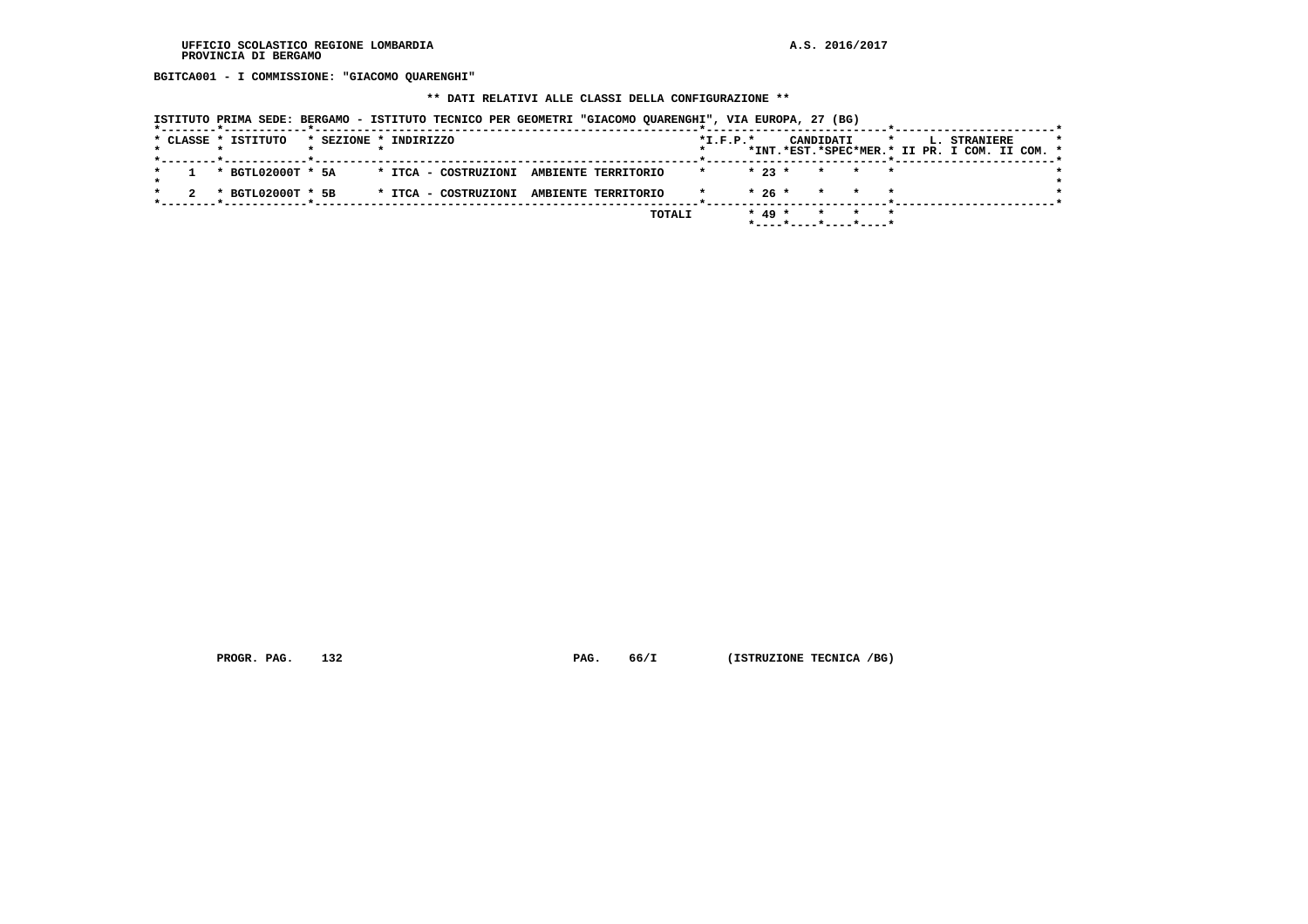BGITCA001 - I COMMISSIONE: "GIACOMO QUARENGHI"

** DATI RELATIVI ALLE CLASSI DELLA CONFIGURAZIONE **

ISTITUTO PRIMA SEDE: BERGAMO - ISTITUTO TECNICO PER GEOMETRI "GIACOMO QUARENGHI", VIA EUROPA, 27 (BG)

| CLASSE | ISTITUTO | SEZIONE | INDIRIZZO | I.F.P. | CANDIDATI INT. | CANDIDATI EST. | CANDIDATI SPEC | CANDIDATI MER. | L. STRANIERE II PR. | L. STRANIERE I COM. | L. STRANIERE II COM. |
|---|---|---|---|---|---|---|---|---|---|---|---|
| 1 | BGTL02000T | 5A | ITCA - COSTRUZIONI AMBIENTE TERRITORIO | | 23 | | | | | | |
| 2 | BGTL02000T | 5B | ITCA - COSTRUZIONI AMBIENTE TERRITORIO | | 26 | | | | | | |
| | | | TOTALI | | 49 | | | | | | |

PROGR. PAG. 132 PAG. 66/I (ISTRUZIONE TECNICA /BG)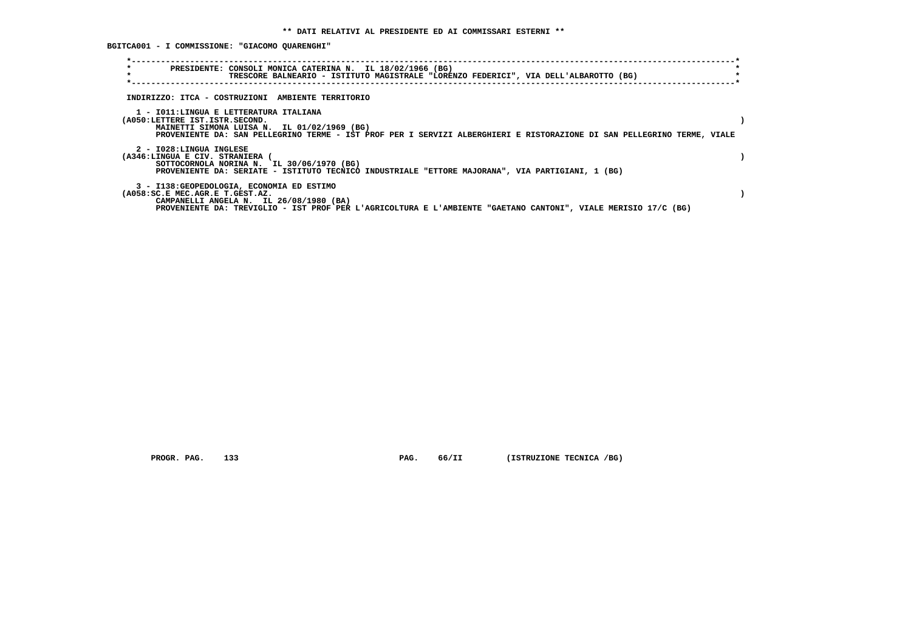** DATI RELATIVI AL PRESIDENTE ED AI COMMISSARI ESTERNI **

BGITCA001 - I COMMISSIONE: "GIACOMO QUARENGHI"

PRESIDENTE: CONSOLI MONICA CATERINA N. IL 18/02/1966 (BG)
TRESCORE BALNEARIO - ISTITUTO MAGISTRALE "LORENZO FEDERICI", VIA DELL'ALBAROTTO (BG)

INDIRIZZO: ITCA - COSTRUZIONI AMBIENTE TERRITORIO

1 - I011:LINGUA E LETTERATURA ITALIANA
(A050:LETTERE IST.ISTR.SECOND. )
MAINETTI SIMONA LUISA N. IL 01/02/1969 (BG)
PROVENIENTE DA: SAN PELLEGRINO TERME - IST PROF PER I SERVIZI ALBERGHIERI E RISTORAZIONE DI SAN PELLEGRINO TERME, VIALE

2 - I028:LINGUA INGLESE
(A346:LINGUA E CIV. STRANIERA ( )
SOTTOCORNOLA NORINA N. IL 30/06/1970 (BG)
PROVENIENTE DA: SERIATE - ISTITUTO TECNICO INDUSTRIALE "ETTORE MAJORANA", VIA PARTIGIANI, 1 (BG)

3 - I138:GEOPEDOLOGIA, ECONOMIA ED ESTIMO
(A058:SC.E MEC.AGR.E T.GEST.AZ. )
CAMPANELLI ANGELA N. IL 26/08/1980 (BA)
PROVENIENTE DA: TREVIGLIO - IST PROF PER L'AGRICOLTURA E L'AMBIENTE "GAETANO CANTONI", VIALE MERISIO 17/C (BG)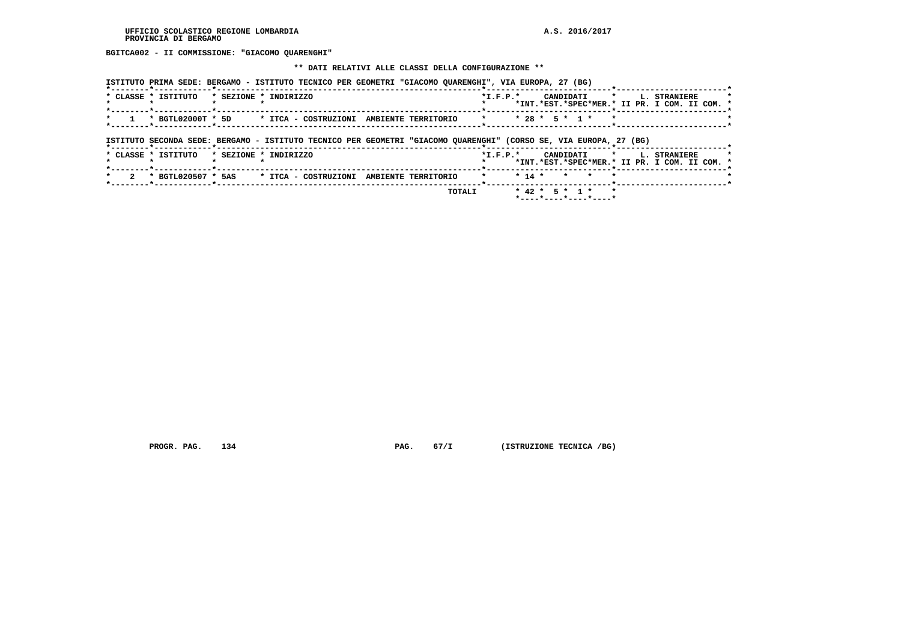BGITCA002 - II COMMISSIONE: "GIACOMO QUARENGHI"

** DATI RELATIVI ALLE CLASSI DELLA CONFIGURAZIONE **

ISTITUTO PRIMA SEDE: BERGAMO - ISTITUTO TECNICO PER GEOMETRI "GIACOMO QUARENGHI", VIA EUROPA, 27 (BG)

| CLASSE | ISTITUTO | SEZIONE | INDIRIZZO | I.F.P. | CANDIDATI INT. | CANDIDATI EST. | CANDIDATI SPEC | CANDIDATI MER. | L. STRANIERE II PR. | L. STRANIERE I COM. | L. STRANIERE II COM. |
|---|---|---|---|---|---|---|---|---|---|---|---|
| 1 | BGTL02000T | 5D | ITCA - COSTRUZIONI AMBIENTE TERRITORIO | | 28 | 5 | 1 | | | | |

ISTITUTO SECONDA SEDE: BERGAMO - ISTITUTO TECNICO PER GEOMETRI "GIACOMO QUARENGHI" (CORSO SE, VIA EUROPA, 27 (BG)

| CLASSE | ISTITUTO | SEZIONE | INDIRIZZO | I.F.P. | CANDIDATI INT. | CANDIDATI EST. | CANDIDATI SPEC | CANDIDATI MER. | L. STRANIERE II PR. | L. STRANIERE I COM. | L. STRANIERE II COM. |
|---|---|---|---|---|---|---|---|---|---|---|---|
| 2 | BGTL020507 | 5AS | ITCA - COSTRUZIONI AMBIENTE TERRITORIO | | 14 | | | | | | |
| | | | TOTALI | | 42 | 5 | 1 | | | | |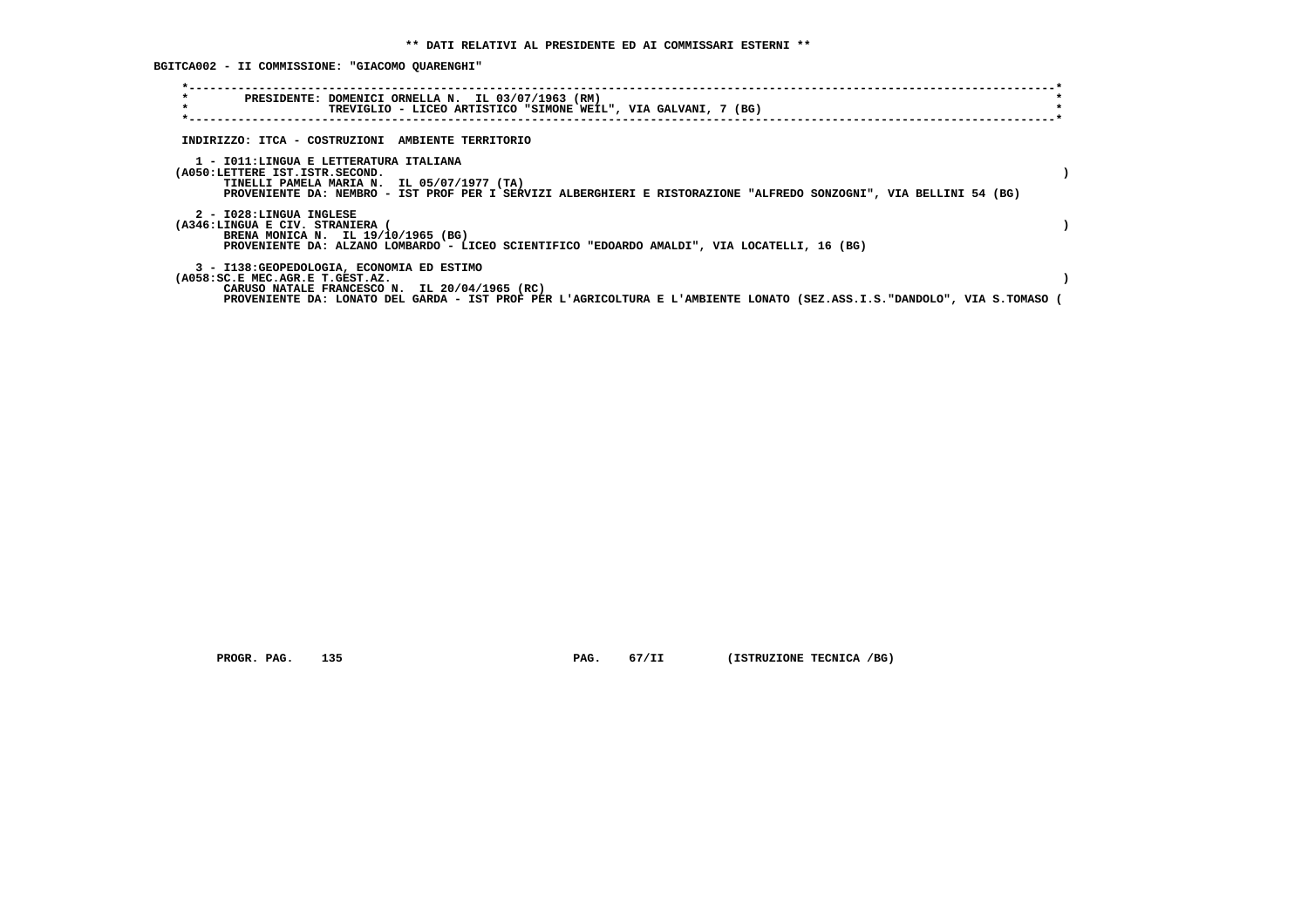** DATI RELATIVI AL PRESIDENTE ED AI COMMISSARI ESTERNI **

BGITCA002 - II COMMISSIONE: "GIACOMO QUARENGHI"

PRESIDENTE: DOMENICI ORNELLA N. IL 03/07/1963 (RM)
TREVIGLIO - LICEO ARTISTICO "SIMONE WEIL", VIA GALVANI, 7 (BG)

INDIRIZZO: ITCA - COSTRUZIONI AMBIENTE TERRITORIO

1 - I011:LINGUA E LETTERATURA ITALIANA
(A050:LETTERE IST.ISTR.SECOND. )
TINELLI PAMELA MARIA N. IL 05/07/1977 (TA)
PROVENIENTE DA: NEMBRO - IST PROF PER I SERVIZI ALBERGHIERI E RISTORAZIONE "ALFREDO SONZOGNI", VIA BELLINI 54 (BG)

2 - I028:LINGUA INGLESE
(A346:LINGUA E CIV. STRANIERA ( )
BRENA MONICA N. IL 19/10/1965 (BG)
PROVENIENTE DA: ALZANO LOMBARDO - LICEO SCIENTIFICO "EDOARDO AMALDI", VIA LOCATELLI, 16 (BG)

3 - I138:GEOPEDOLOGIA, ECONOMIA ED ESTIMO
(A058:SC.E MEC.AGR.E T.GEST.AZ. )
CARUSO NATALE FRANCESCO N. IL 20/04/1965 (RC)
PROVENIENTE DA: LONATO DEL GARDA - IST PROF PER L'AGRICOLTURA E L'AMBIENTE LONATO (SEZ.ASS.I.S."DANDOLO", VIA S.TOMASO (

PROGR. PAG. 135 PAG. 67/II (ISTRUZIONE TECNICA /BG)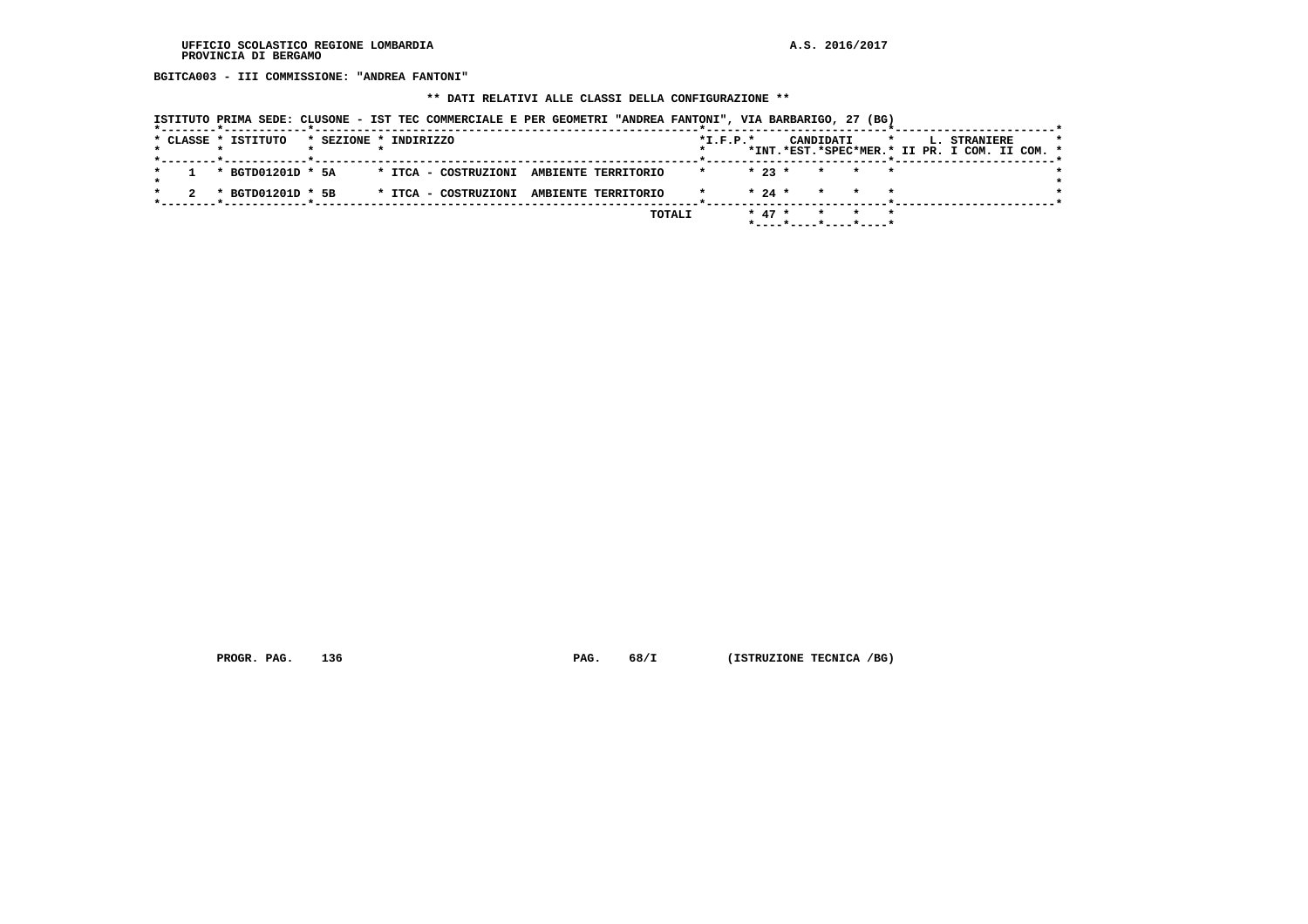UFFICIO SCOLASTICO REGIONE LOMBARDIA
PROVINCIA DI BERGAMO

A.S. 2016/2017

**BGITCA003 - III COMMISSIONE: "ANDREA FANTONI"**

**\*\* DATI RELATIVI ALLE CLASSI DELLA CONFIGURAZIONE \*\***

ISTITUTO PRIMA SEDE: CLUSONE - IST TEC COMMERCIALE E PER GEOMETRI "ANDREA FANTONI", VIA BARBARIGO, 27 (BG)

| CLASSE | ISTITUTO | SEZIONE | INDIRIZZO | I.F.P. | CANDIDATI INT. | CANDIDATI EST. | CANDIDATI SPEC | CANDIDATI MER. | L. STRANIERE II PR. | L. STRANIERE I COM. | L. STRANIERE II COM. |
|---|---|---|---|---|---|---|---|---|---|---|---|
| 1 | BGTD01201D | 5A | ITCA - COSTRUZIONI AMBIENTE TERRITORIO | | 23 | | | | | | |
| 2 | BGTD01201D | 5B | ITCA - COSTRUZIONI AMBIENTE TERRITORIO | | 24 | | | | | | |
| | | | TOTALI | | 47 | | | | | | |

PROGR. PAG. 136 PAG. 68/I (ISTRUZIONE TECNICA /BG)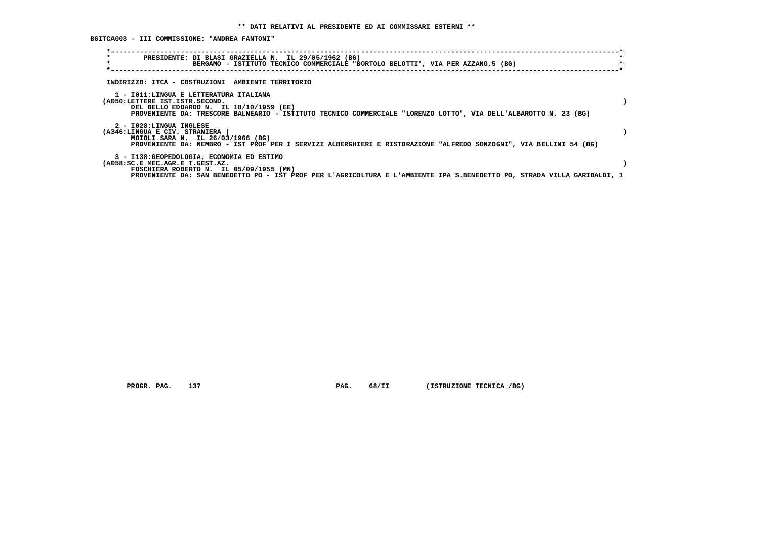**\*\* DATI RELATIVI AL PRESIDENTE ED AI COMMISSARI ESTERNI \*\***

**BGITCA003 - III COMMISSIONE: "ANDREA FANTONI"**

**PRESIDENTE: DI BLASI GRAZIELLA N. IL 29/05/1962 (BG)**
**BERGAMO - ISTITUTO TECNICO COMMERCIALE "BORTOLO BELOTTI", VIA PER AZZANO,5 (BG)**

**INDIRIZZO: ITCA - COSTRUZIONI AMBIENTE TERRITORIO**

**1 - I011:LINGUA E LETTERATURA ITALIANA**
**(A050:LETTERE IST.ISTR.SECOND. )**
**DEL BELLO EDOARDO N. IL 18/10/1959 (EE)**
**PROVENIENTE DA: TRESCORE BALNEARIO - ISTITUTO TECNICO COMMERCIALE "LORENZO LOTTO", VIA DELL'ALBAROTTO N. 23 (BG)**

**2 - I028:LINGUA INGLESE**
**(A346:LINGUA E CIV. STRANIERA ( )**
**MOIOLI SARA N. IL 26/03/1966 (BG)**
**PROVENIENTE DA: NEMBRO - IST PROF PER I SERVIZI ALBERGHIERI E RISTORAZIONE "ALFREDO SONZOGNI", VIA BELLINI 54 (BG)**

**3 - I138:GEOPEDOLOGIA, ECONOMIA ED ESTIMO**
**(A058:SC.E MEC.AGR.E T.GEST.AZ. )**
**FOSCHIERA ROBERTO N. IL 05/09/1955 (MN)**
**PROVENIENTE DA: SAN BENEDETTO PO - IST PROF PER L'AGRICOLTURA E L'AMBIENTE IPA S.BENEDETTO PO, STRADA VILLA GARIBALDI, 1**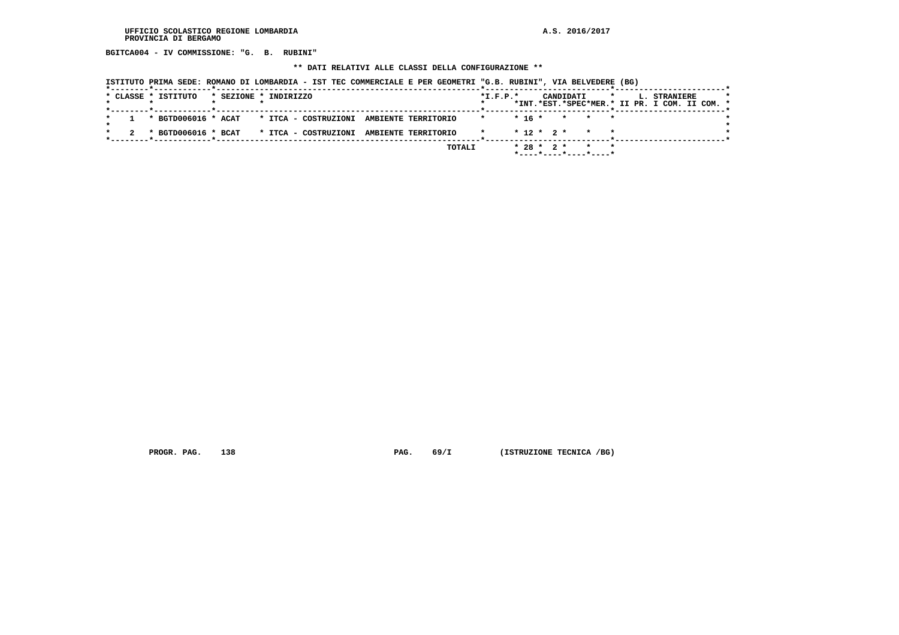UFFICIO SCOLASTICO REGIONE LOMBARDIA
PROVINCIA DI BERGAMO

A.S. 2016/2017

**BGITCA004 - IV COMMISSIONE: "G. B. RUBINI"**

**\*\* DATI RELATIVI ALLE CLASSI DELLA CONFIGURAZIONE \*\***

ISTITUTO PRIMA SEDE: ROMANO DI LOMBARDIA - IST TEC COMMERCIALE E PER GEOMETRI "G.B. RUBINI", VIA BELVEDERE (BG)

| CLASSE | ISTITUTO | SEZIONE | INDIRIZZO | I.F.P. | CANDIDATI INT. | CANDIDATI EST. | CANDIDATI SPEC | CANDIDATI MER. | L. STRANIERE II PR. | L. STRANIERE I COM. | L. STRANIERE II COM. |
|---|---|---|---|---|---|---|---|---|---|---|---|
| 1 | BGTD006016 | ACAT | ITCA - COSTRUZIONI AMBIENTE TERRITORIO | | 16 | | | | | | |
| 2 | BGTD006016 | BCAT | ITCA - COSTRUZIONI AMBIENTE TERRITORIO | | 12 | 2 | | | | | |
| | | | TOTALI | | 28 | 2 | | | | | |

PROGR. PAG. 138 PAG. 69/I (ISTRUZIONE TECNICA /BG)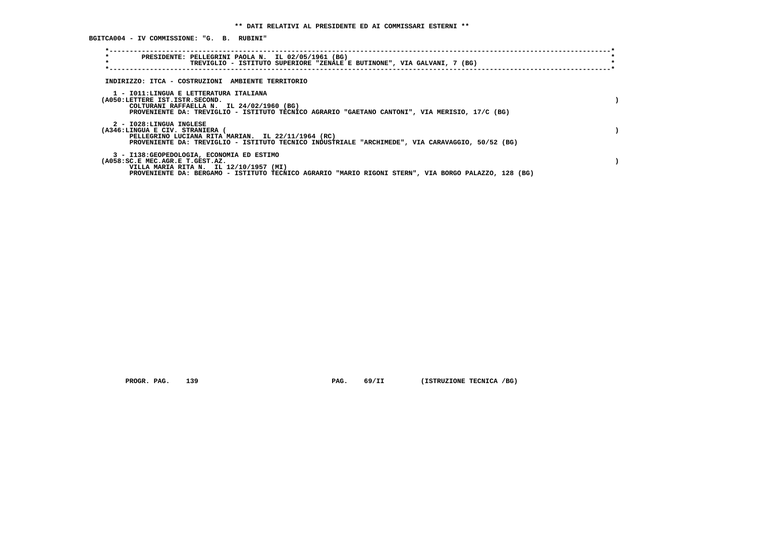** DATI RELATIVI AL PRESIDENTE ED AI COMMISSARI ESTERNI **

BGITCA004 - IV COMMISSIONE: "G. B. RUBINI"

PRESIDENTE: PELLEGRINI PAOLA N. IL 02/05/1961 (BG)
TREVIGLIO - ISTITUTO SUPERIORE "ZENALE E BUTINONE", VIA GALVANI, 7 (BG)

INDIRIZZO: ITCA - COSTRUZIONI AMBIENTE TERRITORIO

1 - I011:LINGUA E LETTERATURA ITALIANA
(A050:LETTERE IST.ISTR.SECOND. )
COLTURANI RAFFAELLA N. IL 24/02/1960 (BG)
PROVENIENTE DA: TREVIGLIO - ISTITUTO TECNICO AGRARIO "GAETANO CANTONI", VIA MERISIO, 17/C (BG)

2 - I028:LINGUA INGLESE
(A346:LINGUA E CIV. STRANIERA ( )
PELLEGRINO LUCIANA RITA MARIAN. IL 22/11/1964 (RC)
PROVENIENTE DA: TREVIGLIO - ISTITUTO TECNICO INDUSTRIALE "ARCHIMEDE", VIA CARAVAGGIO, 50/52 (BG)

3 - I138:GEOPEDOLOGIA, ECONOMIA ED ESTIMO
(A058:SC.E MEC.AGR.E T.GEST.AZ. )
VILLA MARIA RITA N. IL 12/10/1957 (MI)
PROVENIENTE DA: BERGAMO - ISTITUTO TECNICO AGRARIO "MARIO RIGONI STERN", VIA BORGO PALAZZO, 128 (BG)

PROGR. PAG. 139 PAG. 69/II (ISTRUZIONE TECNICA /BG)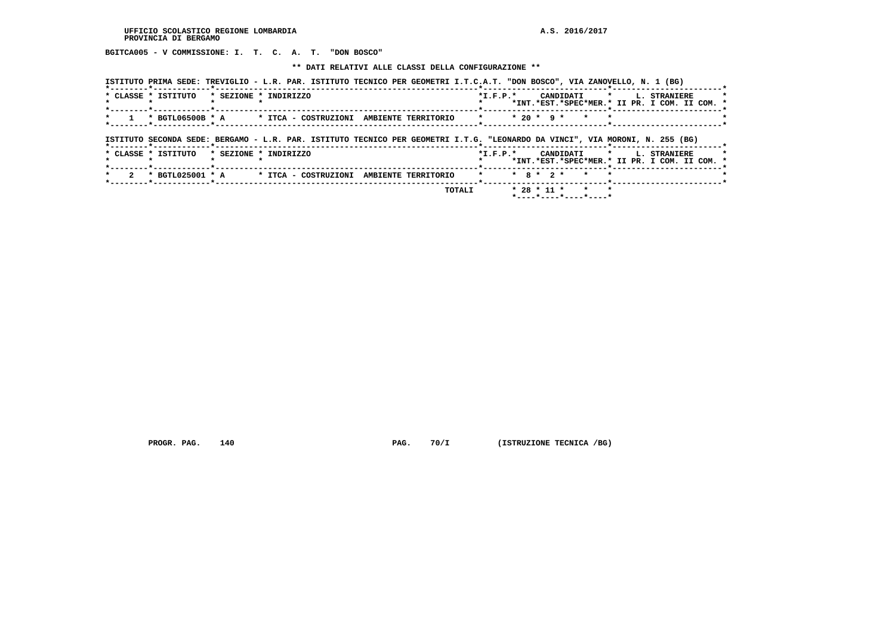UFFICIO SCOLASTICO REGIONE LOMBARDIA
PROVINCIA DI BERGAMO

A.S. 2016/2017

**BGITCA005 - V COMMISSIONE: I. T. C. A. T. "DON BOSCO"**

**\*\* DATI RELATIVI ALLE CLASSI DELLA CONFIGURAZIONE \*\***

ISTITUTO PRIMA SEDE: TREVIGLIO - L.R. PAR. ISTITUTO TECNICO PER GEOMETRI I.T.C.A.T. "DON BOSCO", VIA ZANOVELLO, N. 1 (BG)

| CLASSE | ISTITUTO | SEZIONE | INDIRIZZO | I.F.P. | CANDIDATI INT. | CANDIDATI EST. | CANDIDATI SPEC | CANDIDATI MER. | L. STRANIERE II PR. | L. STRANIERE I COM. | L. STRANIERE II COM. |
|---|---|---|---|---|---|---|---|---|---|---|---|
| 1 | BGTL06500B | A | ITCA - COSTRUZIONI AMBIENTE TERRITORIO | | 20 | 9 | | | | | |

ISTITUTO SECONDA SEDE: BERGAMO - L.R. PAR. ISTITUTO TECNICO PER GEOMETRI I.T.G. "LEONARDO DA VINCI", VIA MORONI, N. 255 (BG)

| CLASSE | ISTITUTO | SEZIONE | INDIRIZZO | I.F.P. | CANDIDATI INT. | CANDIDATI EST. | CANDIDATI SPEC | CANDIDATI MER. | L. STRANIERE II PR. | L. STRANIERE I COM. | L. STRANIERE II COM. |
|---|---|---|---|---|---|---|---|---|---|---|---|
| 2 | BGTL025001 | A | ITCA - COSTRUZIONI AMBIENTE TERRITORIO | | 8 | 2 | | | | | |
| | | | TOTALI | | 28 | 11 | | | | | |

PROGR. PAG. 140 PAG. 70/I (ISTRUZIONE TECNICA /BG)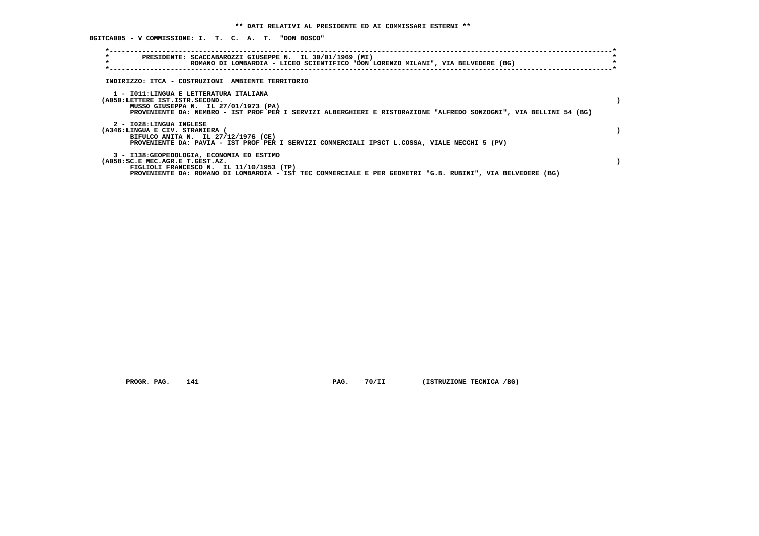**\*\* DATI RELATIVI AL PRESIDENTE ED AI COMMISSARI ESTERNI \*\***

**BGITCA005 - V COMMISSIONE: I. T. C. A. T. "DON BOSCO"**

PRESIDENTE: SCACCABAROZZI GIUSEPPE N. IL 30/01/1969 (MI)
ROMANO DI LOMBARDIA - LICEO SCIENTIFICO "DON LORENZO MILANI", VIA BELVEDERE (BG)

INDIRIZZO: ITCA - COSTRUZIONI AMBIENTE TERRITORIO

1 - I011:LINGUA E LETTERATURA ITALIANA
(A050:LETTERE IST.ISTR.SECOND. )
MUSSO GIUSEPPA N. IL 27/01/1973 (PA)
PROVENIENTE DA: NEMBRO - IST PROF PER I SERVIZI ALBERGHIERI E RISTORAZIONE "ALFREDO SONZOGNI", VIA BELLINI 54 (BG)

2 - I028:LINGUA INGLESE
(A346:LINGUA E CIV. STRANIERA ( )
BIFULCO ANITA N. IL 27/12/1976 (CE)
PROVENIENTE DA: PAVIA - IST PROF PER I SERVIZI COMMERCIALI IPSCT L.COSSA, VIALE NECCHI 5 (PV)

3 - I138:GEOPEDOLOGIA, ECONOMIA ED ESTIMO
(A058:SC.E MEC.AGR.E T.GEST.AZ. )
FIGLIOLI FRANCESCO N. IL 11/10/1953 (TP)
PROVENIENTE DA: ROMANO DI LOMBARDIA - IST TEC COMMERCIALE E PER GEOMETRI "G.B. RUBINI", VIA BELVEDERE (BG)

PROGR. PAG. 141 PAG. 70/II (ISTRUZIONE TECNICA /BG)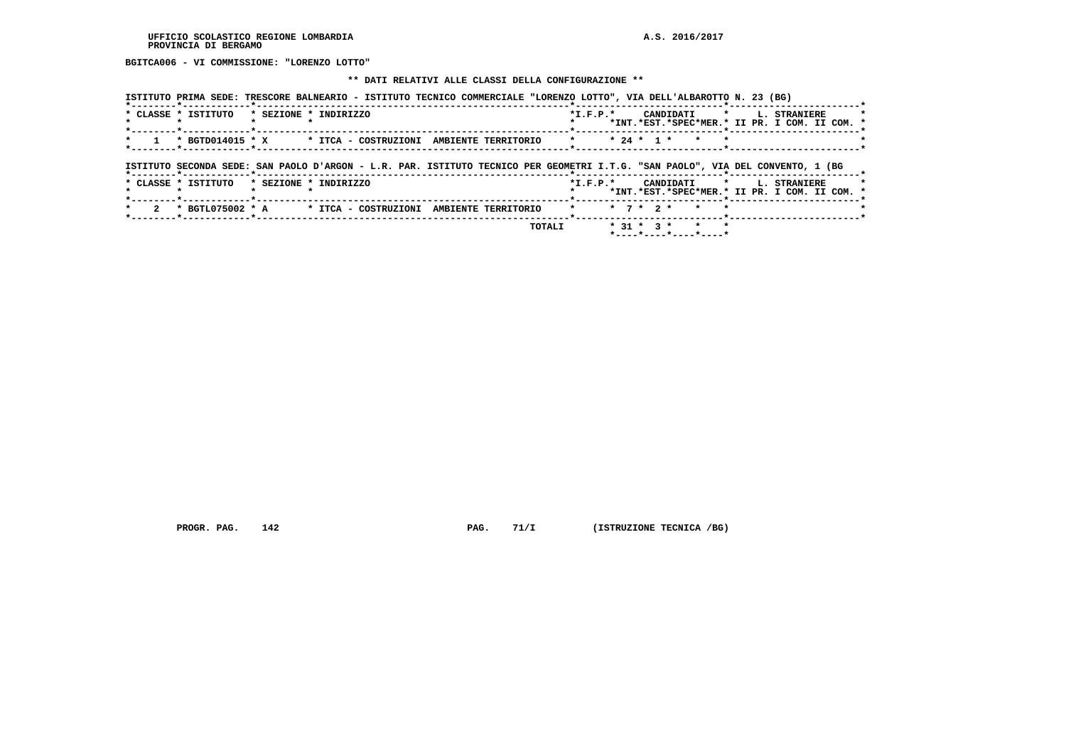BGITCA006 - VI COMMISSIONE: "LORENZO LOTTO"

** DATI RELATIVI ALLE CLASSI DELLA CONFIGURAZIONE **

ISTITUTO PRIMA SEDE: TRESCORE BALNEARIO - ISTITUTO TECNICO COMMERCIALE "LORENZO LOTTO", VIA DELL'ALBAROTTO N. 23 (BG)

| CLASSE | ISTITUTO | SEZIONE | INDIRIZZO | I.F.P. | CANDIDATI INT. | CANDIDATI EST. | CANDIDATI SPEC | CANDIDATI MER. | L. STRANIERE II PR. | L. STRANIERE I COM. | L. STRANIERE II COM. |
|---|---|---|---|---|---|---|---|---|---|---|---|
| 1 | BGTD014015 | X | ITCA - COSTRUZIONI AMBIENTE TERRITORIO | | 24 | 1 | | | | | |

ISTITUTO SECONDA SEDE: SAN PAOLO D'ARGON - L.R. PAR. ISTITUTO TECNICO PER GEOMETRI I.T.G. "SAN PAOLO", VIA DEL CONVENTO, 1 (BG

| CLASSE | ISTITUTO | SEZIONE | INDIRIZZO | I.F.P. | CANDIDATI INT. | CANDIDATI EST. | CANDIDATI SPEC | CANDIDATI MER. | L. STRANIERE II PR. | L. STRANIERE I COM. | L. STRANIERE II COM. |
|---|---|---|---|---|---|---|---|---|---|---|---|
| 2 | BGTL075002 | A | ITCA - COSTRUZIONI AMBIENTE TERRITORIO | | 7 | 2 | | | | | |
| | | | TOTALI | | 31 | 3 | | | | | |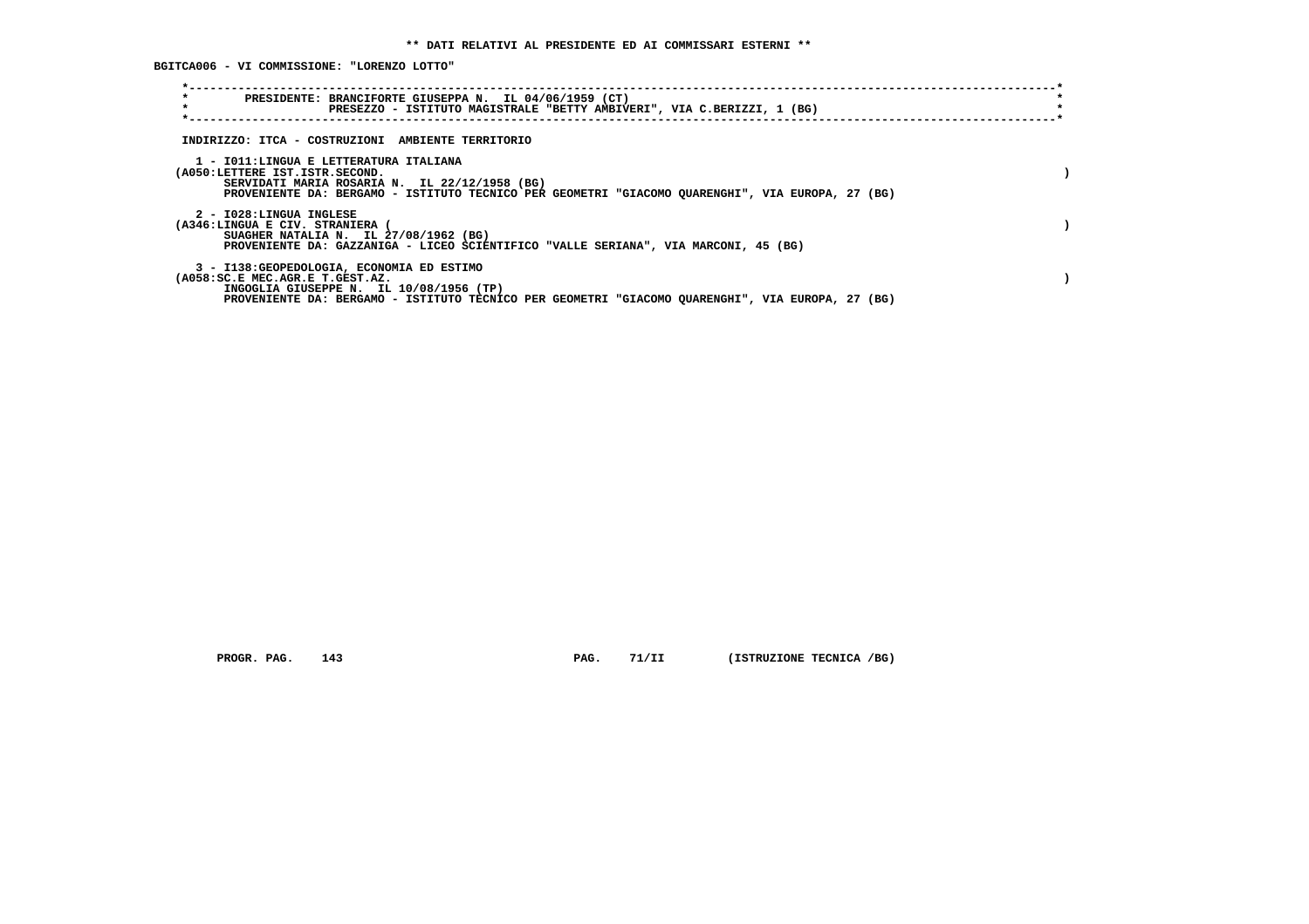** DATI RELATIVI AL PRESIDENTE ED AI COMMISSARI ESTERNI **

BGITCA006 - VI COMMISSIONE: "LORENZO LOTTO"

PRESIDENTE: BRANCIFORTE GIUSEPPA N. IL 04/06/1959 (CT)
PRESEZZO - ISTITUTO MAGISTRALE "BETTY AMBIVERI", VIA C.BERIZZI, 1 (BG)

INDIRIZZO: ITCA - COSTRUZIONI AMBIENTE TERRITORIO

1 - I011:LINGUA E LETTERATURA ITALIANA
(A050:LETTERE IST.ISTR.SECOND. )
SERVIDATI MARIA ROSARIA N. IL 22/12/1958 (BG)
PROVENIENTE DA: BERGAMO - ISTITUTO TECNICO PER GEOMETRI "GIACOMO QUARENGHI", VIA EUROPA, 27 (BG)

2 - I028:LINGUA INGLESE
(A346:LINGUA E CIV. STRANIERA ( )
SUAGHER NATALIA N. IL 27/08/1962 (BG)
PROVENIENTE DA: GAZZANIGA - LICEO SCIENTIFICO "VALLE SERIANA", VIA MARCONI, 45 (BG)

3 - I138:GEOPEDOLOGIA, ECONOMIA ED ESTIMO
(A058:SC.E MEC.AGR.E T.GEST.AZ. )
INGOGLIA GIUSEPPE N. IL 10/08/1956 (TP)
PROVENIENTE DA: BERGAMO - ISTITUTO TECNICO PER GEOMETRI "GIACOMO QUARENGHI", VIA EUROPA, 27 (BG)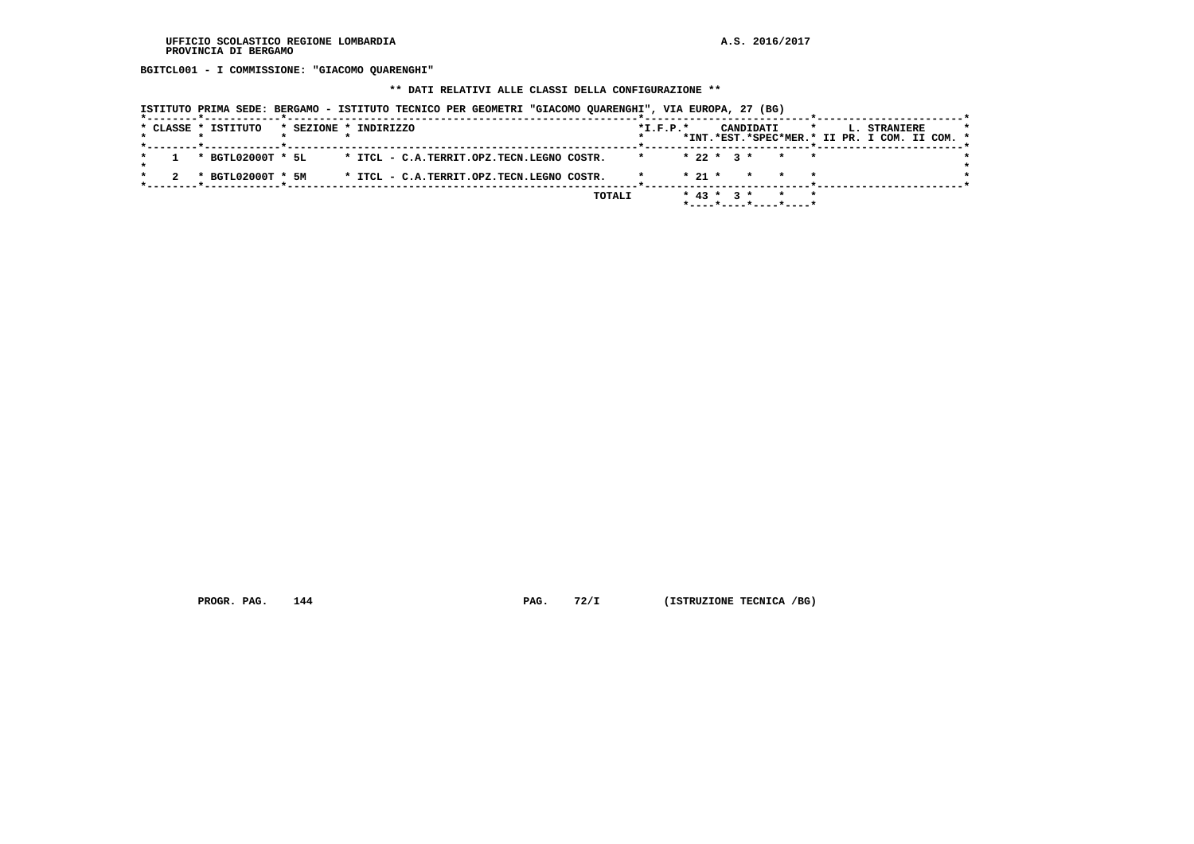UFFICIO SCOLASTICO REGIONE LOMBARDIA
PROVINCIA DI BERGAMO

A.S. 2016/2017

**BGITCL001 - I COMMISSIONE: "GIACOMO QUARENGHI"**

**\*\* DATI RELATIVI ALLE CLASSI DELLA CONFIGURAZIONE \*\***

ISTITUTO PRIMA SEDE: BERGAMO - ISTITUTO TECNICO PER GEOMETRI "GIACOMO QUARENGHI", VIA EUROPA, 27 (BG)

| CLASSE | ISTITUTO | SEZIONE | INDIRIZZO | I.F.P. | CANDIDATI INT. | CANDIDATI EST. | CANDIDATI SPEC | CANDIDATI MER. | L. STRANIERE II PR. | L. STRANIERE I COM. | L. STRANIERE II COM. |
|---|---|---|---|---|---|---|---|---|---|---|---|
| 1 | BGTL02000T | 5L | ITCL - C.A.TERRIT.OPZ.TECN.LEGNO COSTR. | | 22 | 3 | | | | | |
| 2 | BGTL02000T | 5M | ITCL - C.A.TERRIT.OPZ.TECN.LEGNO COSTR. | | 21 | | | | | | |
| | | | TOTALI | | 43 | 3 | | | | | |

PROGR. PAG. 144 PAG. 72/I (ISTRUZIONE TECNICA /BG)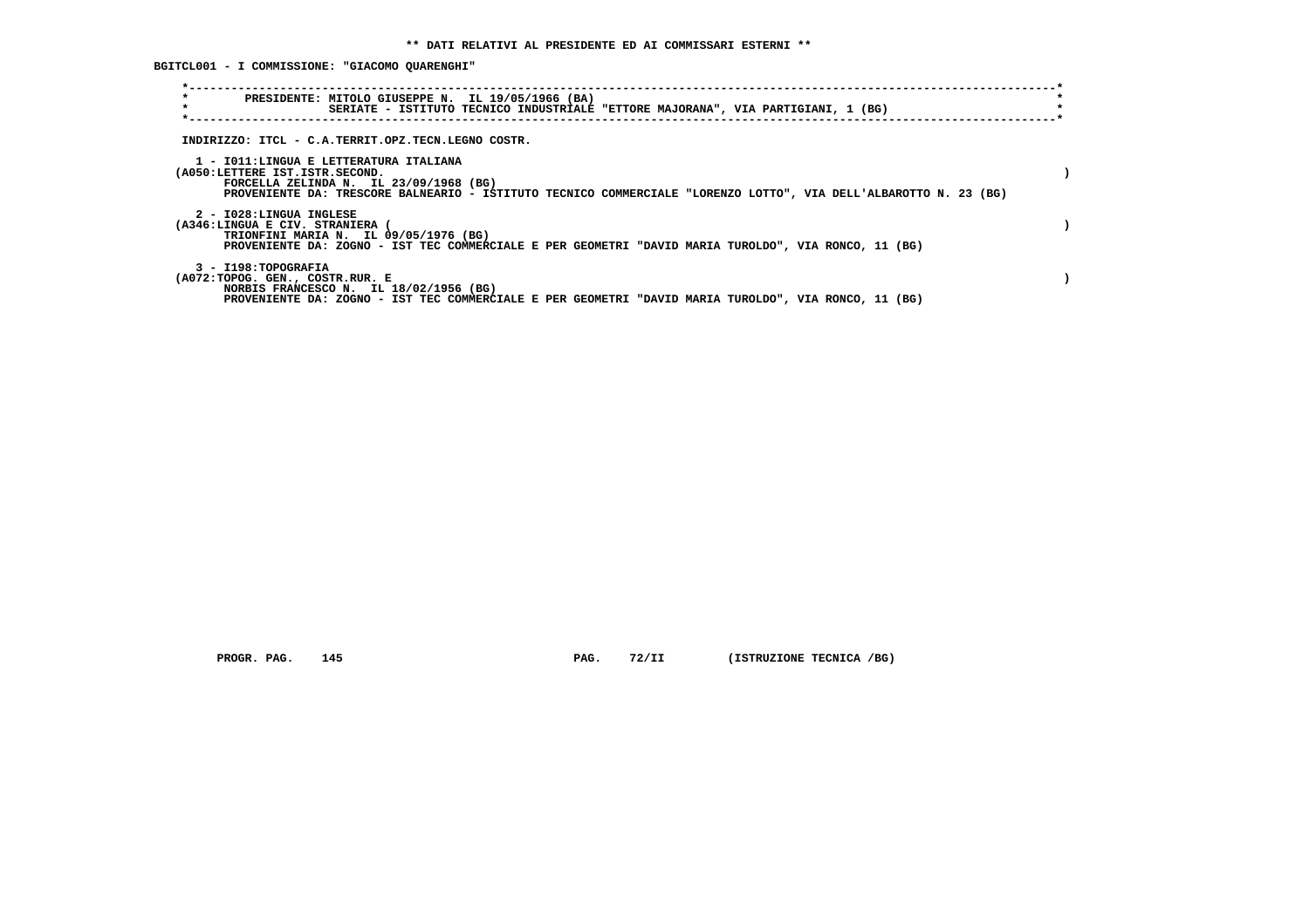** DATI RELATIVI AL PRESIDENTE ED AI COMMISSARI ESTERNI **

BGITCL001 - I COMMISSIONE: "GIACOMO QUARENGHI"

PRESIDENTE: MITOLO GIUSEPPE N. IL 19/05/1966 (BA)
SERIATE - ISTITUTO TECNICO INDUSTRIALE "ETTORE MAJORANA", VIA PARTIGIANI, 1 (BG)

INDIRIZZO: ITCL - C.A.TERRIT.OPZ.TECN.LEGNO COSTR.

1 - I011:LINGUA E LETTERATURA ITALIANA
(A050:LETTERE IST.ISTR.SECOND. )
FORCELLA ZELINDA N. IL 23/09/1968 (BG)
PROVENIENTE DA: TRESCORE BALNEARIO - ISTITUTO TECNICO COMMERCIALE "LORENZO LOTTO", VIA DELL'ALBAROTTO N. 23 (BG)

2 - I028:LINGUA INGLESE
(A346:LINGUA E CIV. STRANIERA ( )
TRIONFINI MARIA N. IL 09/05/1976 (BG)
PROVENIENTE DA: ZOGNO - IST TEC COMMERCIALE E PER GEOMETRI "DAVID MARIA TUROLDO", VIA RONCO, 11 (BG)

3 - I198:TOPOGRAFIA
(A072:TOPOG. GEN., COSTR.RUR. E )
NORBIS FRANCESCO N. IL 18/02/1956 (BG)
PROVENIENTE DA: ZOGNO - IST TEC COMMERCIALE E PER GEOMETRI "DAVID MARIA TUROLDO", VIA RONCO, 11 (BG)

PROGR. PAG. 145 PAG. 72/II (ISTRUZIONE TECNICA /BG)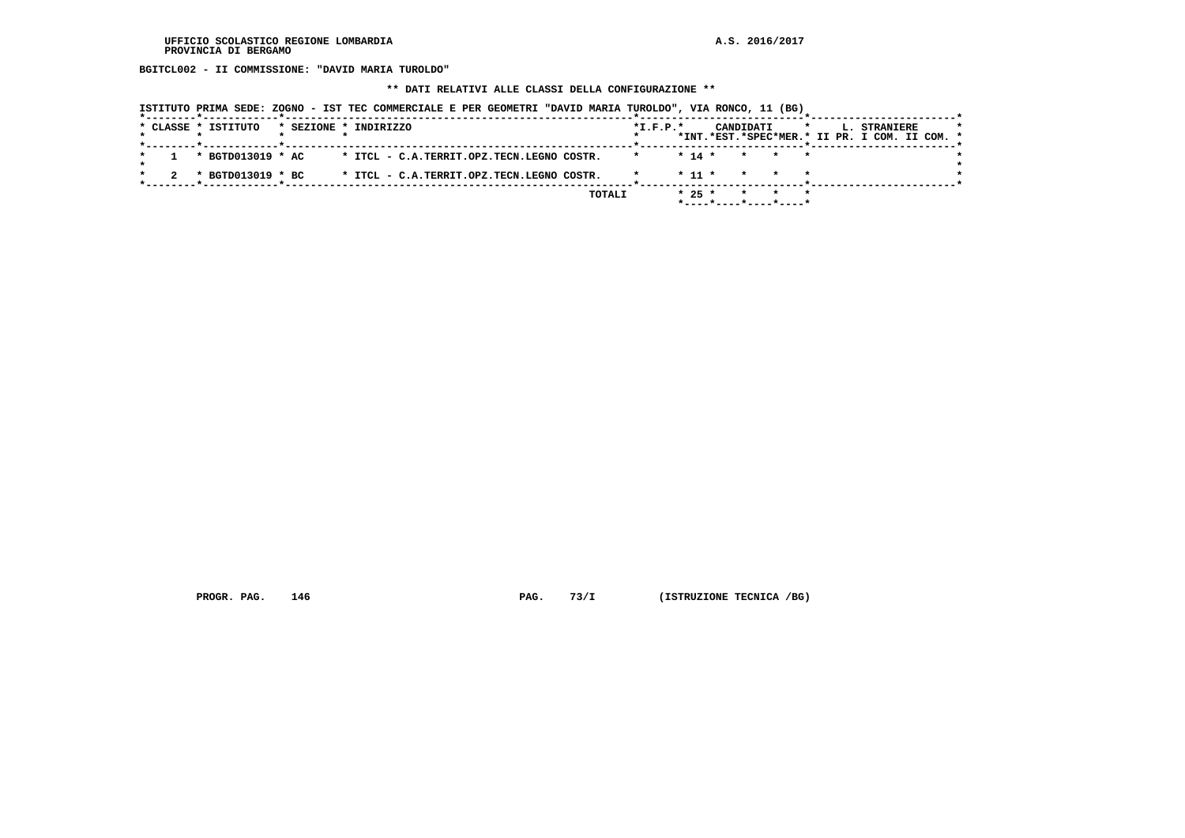**BGITCL002 - II COMMISSIONE: "DAVID MARIA TUROLDO"**

**\*\* DATI RELATIVI ALLE CLASSI DELLA CONFIGURAZIONE \*\***

ISTITUTO PRIMA SEDE: ZOGNO - IST TEC COMMERCIALE E PER GEOMETRI "DAVID MARIA TUROLDO", VIA RONCO, 11 (BG)

| CLASSE | ISTITUTO | SEZIONE | INDIRIZZO | I.F.P. | CANDIDATI INT. | CANDIDATI EST. | CANDIDATI SPEC | CANDIDATI MER. | L. STRANIERE II PR. | L. STRANIERE I COM. | L. STRANIERE II COM. |
|---|---|---|---|---|---|---|---|---|---|---|---|
| 1 | BGTD013019 | AC | ITCL - C.A.TERRIT.OPZ.TECN.LEGNO COSTR. | | 14 | | | | | | |
| 2 | BGTD013019 | BC | ITCL - C.A.TERRIT.OPZ.TECN.LEGNO COSTR. | | 11 | | | | | | |
| | | | TOTALI | | 25 | | | | | | |

PROGR. PAG. 146 PAG. 73/I (ISTRUZIONE TECNICA /BG)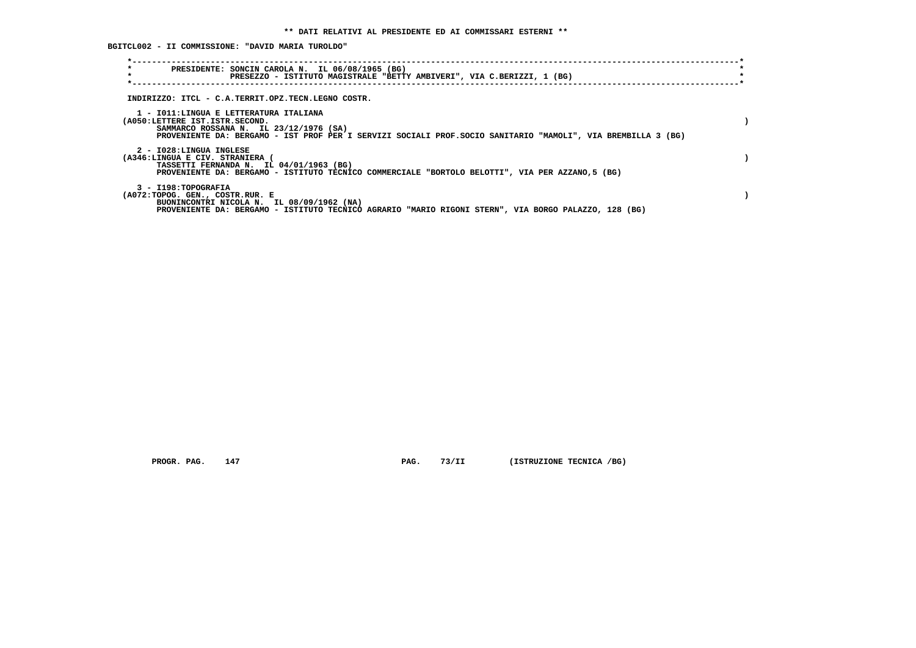**\*\* DATI RELATIVI AL PRESIDENTE ED AI COMMISSARI ESTERNI \*\***

**BGITCL002 - II COMMISSIONE: "DAVID MARIA TUROLDO"**

PRESIDENTE: SONCIN CAROLA N. IL 06/08/1965 (BG)
PRESEZZO - ISTITUTO MAGISTRALE "BETTY AMBIVERI", VIA C.BERIZZI, 1 (BG)

INDIRIZZO: ITCL - C.A.TERRIT.OPZ.TECN.LEGNO COSTR.

1 - I011:LINGUA E LETTERATURA ITALIANA
(A050:LETTERE IST.ISTR.SECOND. )
SAMMARCO ROSSANA N. IL 23/12/1976 (SA)
PROVENIENTE DA: BERGAMO - IST PROF PER I SERVIZI SOCIALI PROF.SOCIO SANITARIO "MAMOLI", VIA BREMBILLA 3 (BG)

2 - I028:LINGUA INGLESE
(A346:LINGUA E CIV. STRANIERA ( )
TASSETTI FERNANDA N. IL 04/01/1963 (BG)
PROVENIENTE DA: BERGAMO - ISTITUTO TECNICO COMMERCIALE "BORTOLO BELOTTI", VIA PER AZZANO,5 (BG)

3 - I198:TOPOGRAFIA
(A072:TOPOG. GEN., COSTR.RUR. E )
BUONINCONTRI NICOLA N. IL 08/09/1962 (NA)
PROVENIENTE DA: BERGAMO - ISTITUTO TECNICO AGRARIO "MARIO RIGONI STERN", VIA BORGO PALAZZO, 128 (BG)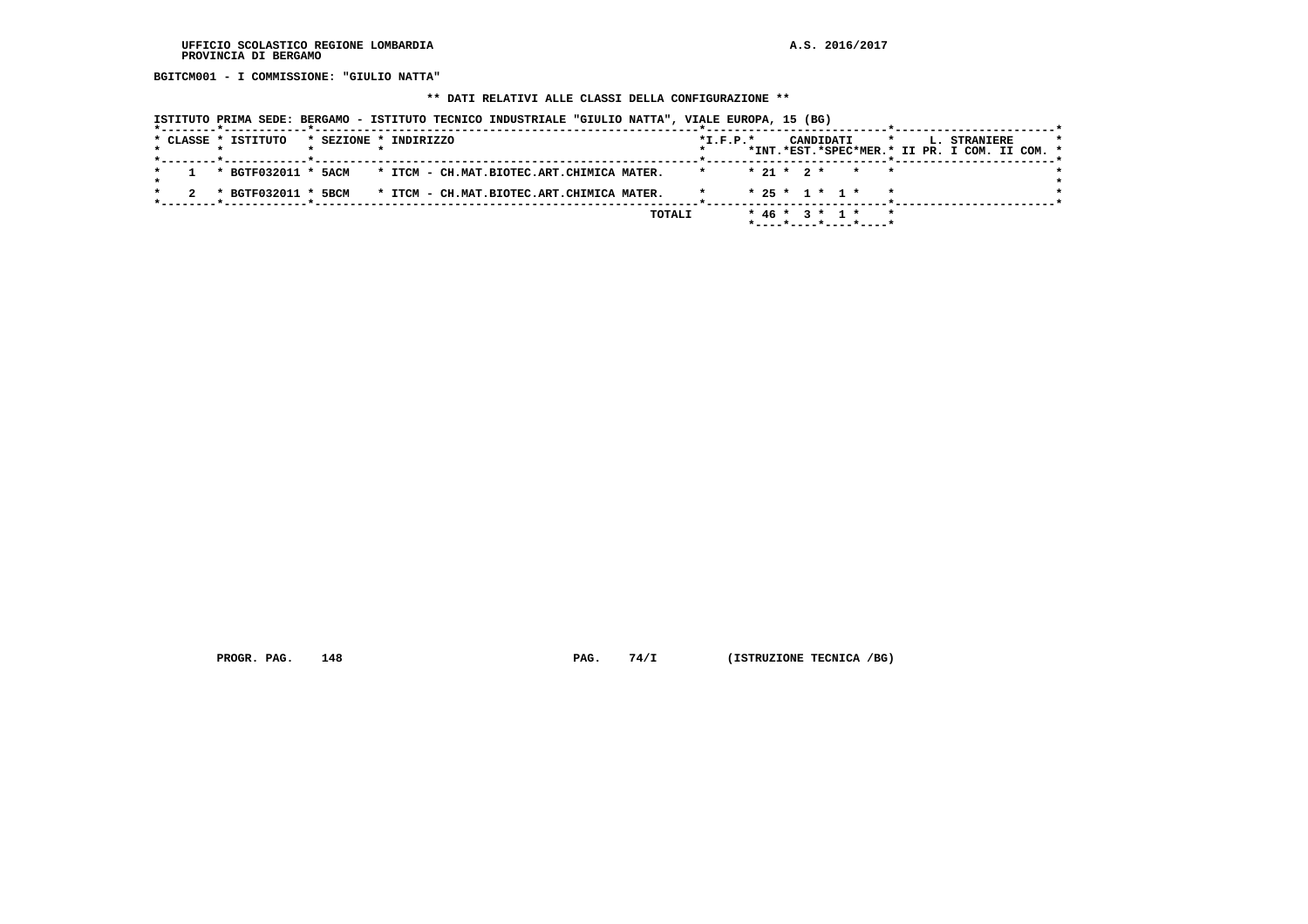BGITCM001 - I COMMISSIONE: "GIULIO NATTA"

** DATI RELATIVI ALLE CLASSI DELLA CONFIGURAZIONE **

ISTITUTO PRIMA SEDE: BERGAMO - ISTITUTO TECNICO INDUSTRIALE "GIULIO NATTA", VIALE EUROPA, 15 (BG)

| CLASSE | ISTITUTO | SEZIONE | INDIRIZZO | I.F.P. | CANDIDATI INT. | CANDIDATI EST. | CANDIDATI SPEC | CANDIDATI MER. | L. STRANIERE II PR. | L. STRANIERE I COM. | L. STRANIERE II COM. |
|---|---|---|---|---|---|---|---|---|---|---|---|
| 1 | BGTF032011 | 5ACM | ITCM - CH.MAT.BIOTEC.ART.CHIMICA MATER. | | 21 | 2 | | | | | |
| 2 | BGTF032011 | 5BCM | ITCM - CH.MAT.BIOTEC.ART.CHIMICA MATER. | | 25 | 1 | 1 | | | | |
| | | | TOTALI | | 46 | 3 | 1 | | | | |

PROGR. PAG. 148 PAG. 74/I (ISTRUZIONE TECNICA /BG)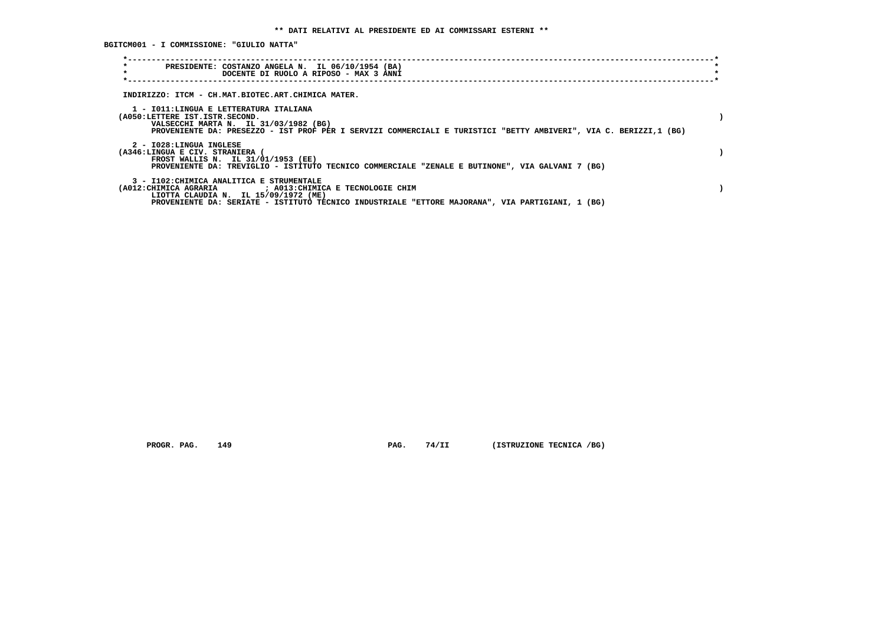** DATI RELATIVI AL PRESIDENTE ED AI COMMISSARI ESTERNI **

BGITCM001 - I COMMISSIONE: "GIULIO NATTA"

PRESIDENTE: COSTANZO ANGELA N. IL 06/10/1954 (BA)
DOCENTE DI RUOLO A RIPOSO - MAX 3 ANNI

INDIRIZZO: ITCM - CH.MAT.BIOTEC.ART.CHIMICA MATER.

1 - I011:LINGUA E LETTERATURA ITALIANA
(A050:LETTERE IST.ISTR.SECOND. )
VALSECCHI MARTA N. IL 31/03/1982 (BG)
PROVENIENTE DA: PRESEZZO - IST PROF PER I SERVIZI COMMERCIALI E TURISTICI "BETTY AMBIVERI", VIA C. BERIZZI,1 (BG)

2 - I028:LINGUA INGLESE
(A346:LINGUA E CIV. STRANIERA ( )
FROST WALLIS N. IL 31/01/1953 (EE)
PROVENIENTE DA: TREVIGLIO - ISTITUTO TECNICO COMMERCIALE "ZENALE E BUTINONE", VIA GALVANI 7 (BG)

3 - I102:CHIMICA ANALITICA E STRUMENTALE
(A012:CHIMICA AGRARIA ; A013:CHIMICA E TECNOLOGIE CHIM )
LIOTTA CLAUDIA N. IL 15/09/1972 (ME)
PROVENIENTE DA: SERIATE - ISTITUTO TECNICO INDUSTRIALE "ETTORE MAJORANA", VIA PARTIGIANI, 1 (BG)

PROGR. PAG. 149 PAG. 74/II (ISTRUZIONE TECNICA /BG)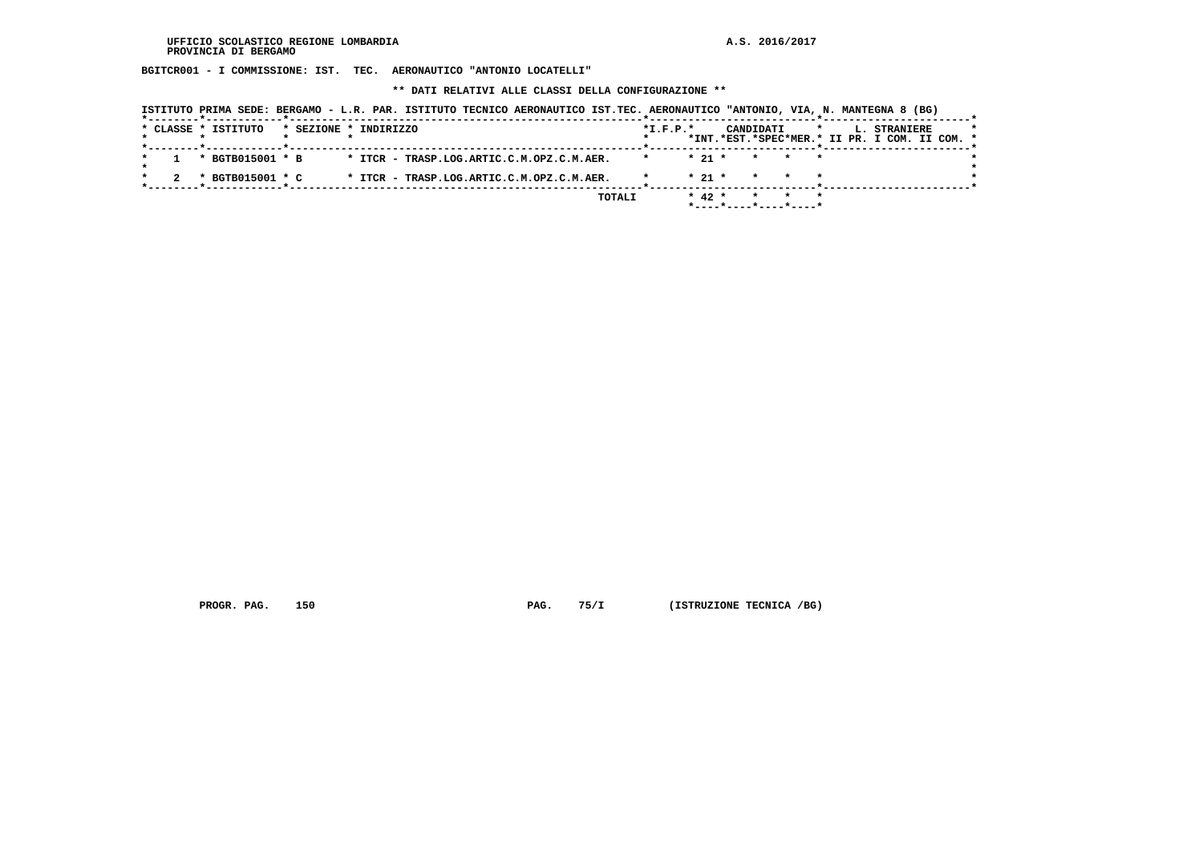UFFICIO SCOLASTICO REGIONE LOMBARDIA
PROVINCIA DI BERGAMO

A.S. 2016/2017

**BGITCR001 - I COMMISSIONE: IST. TEC. AERONAUTICO "ANTONIO LOCATELLI"**

**\*\* DATI RELATIVI ALLE CLASSI DELLA CONFIGURAZIONE \*\***

**ISTITUTO PRIMA SEDE: BERGAMO - L.R. PAR. ISTITUTO TECNICO AERONAUTICO IST.TEC. AERONAUTICO "ANTONIO, VIA, N. MANTEGNA 8 (BG)**

| CLASSE | ISTITUTO | SEZIONE | INDIRIZZO | I.F.P. | CANDIDATI INT. | CANDIDATI EST. | CANDIDATI SPEC | CANDIDATI MER. | L. STRANIERE II PR. | L. STRANIERE I COM. | L. STRANIERE II COM. |
|---|---|---|---|---|---|---|---|---|---|---|---|
| 1 | BGTB015001 | B | ITCR - TRASP.LOG.ARTIC.C.M.OPZ.C.M.AER. | | 21 | | | | | | |
| 2 | BGTB015001 | C | ITCR - TRASP.LOG.ARTIC.C.M.OPZ.C.M.AER. | | 21 | | | | | | |
| | | | TOTALI | | 42 | | | | | | |

PROGR. PAG. 150 PAG. 75/I (ISTRUZIONE TECNICA /BG)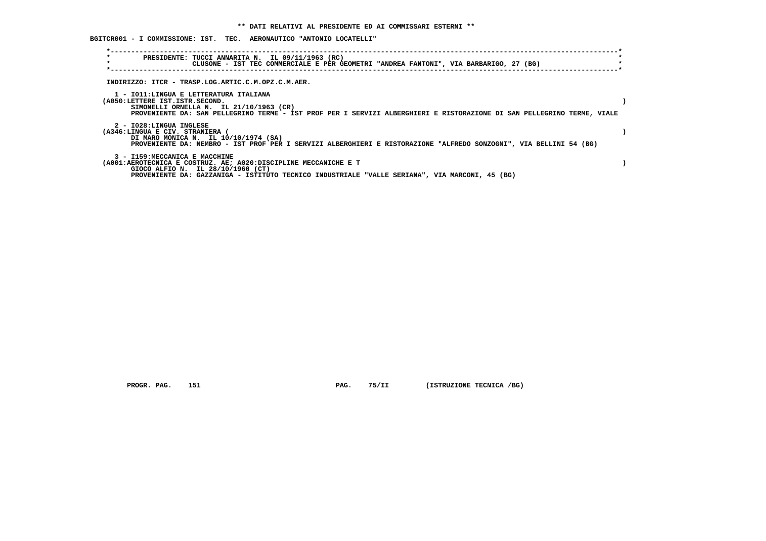**\*\* DATI RELATIVI AL PRESIDENTE ED AI COMMISSARI ESTERNI \*\***

**BGITCR001 - I COMMISSIONE: IST. TEC. AERONAUTICO "ANTONIO LOCATELLI"**

```
*------------------------------------------------------------------------------------------------------------------------*
*       PRESIDENTE: TUCCI ANNARITA N.  IL 09/11/1963 (RC)                                                                *
*                   CLUSONE - IST TEC COMMERCIALE E PER GEOMETRI "ANDREA FANTONI", VIA BARBARIGO, 27 (BG)                *
*------------------------------------------------------------------------------------------------------------------------*
```

INDIRIZZO: ITCR - TRASP.LOG.ARTIC.C.M.OPZ.C.M.AER.

1 - I011:LINGUA E LETTERATURA ITALIANA
(A050:LETTERE IST.ISTR.SECOND. )
SIMONELLI ORNELLA N.  IL 21/10/1963 (CR)
PROVENIENTE DA: SAN PELLEGRINO TERME - IST PROF PER I SERVIZI ALBERGHIERI E RISTORAZIONE DI SAN PELLEGRINO TERME, VIALE

2 - I028:LINGUA INGLESE
(A346:LINGUA E CIV. STRANIERA ( )
DI MARO MONICA N.  IL 10/10/1974 (SA)
PROVENIENTE DA: NEMBRO - IST PROF PER I SERVIZI ALBERGHIERI E RISTORAZIONE "ALFREDO SONZOGNI", VIA BELLINI 54 (BG)

3 - I159:MECCANICA E MACCHINE
(A001:AEROTECNICA E COSTRUZ. AE; A020:DISCIPLINE MECCANICHE E T )
GIOCO ALFIO N.  IL 28/10/1960 (CT)
PROVENIENTE DA: GAZZANIGA - ISTITUTO TECNICO INDUSTRIALE "VALLE SERIANA", VIA MARCONI, 45 (BG)

PROGR. PAG. 151 PAG. 75/II (ISTRUZIONE TECNICA /BG)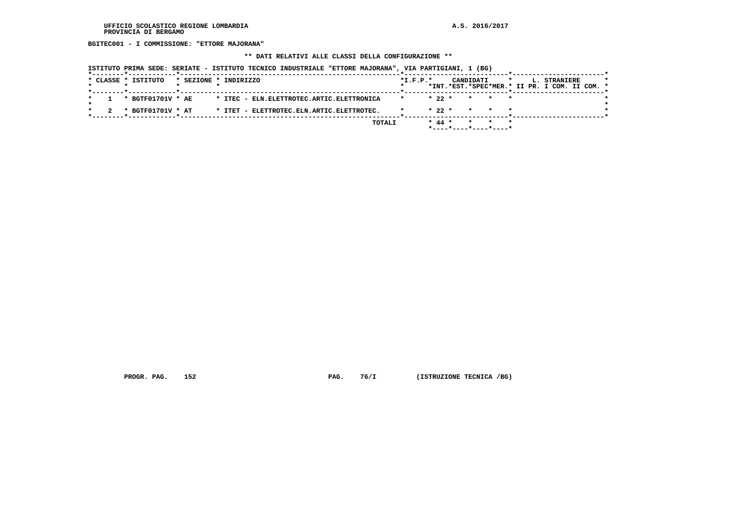UFFICIO SCOLASTICO REGIONE LOMBARDIA
PROVINCIA DI BERGAMO

A.S. 2016/2017

**BGITEC001 - I COMMISSIONE: "ETTORE MAJORANA"**

**\*\* DATI RELATIVI ALLE CLASSI DELLA CONFIGURAZIONE \*\***

ISTITUTO PRIMA SEDE: SERIATE - ISTITUTO TECNICO INDUSTRIALE "ETTORE MAJORANA", VIA PARTIGIANI, 1 (BG)

| CLASSE | ISTITUTO | SEZIONE | INDIRIZZO | I.F.P. | CANDIDATI INT. | EST. | SPEC | MER. | L. STRANIERE II PR. | I COM. | II COM. |
|---|---|---|---|---|---|---|---|---|---|---|---|
| 1 | BGTF01701V | AE | ITEC - ELN.ELETTROTEC.ARTIC.ELETTRONICA | | 22 | | | | | | |
| 2 | BGTF01701V | AT | ITET - ELETTROTEC.ELN.ARTIC.ELETTROTEC. | | 22 | | | | | | |
| | | | TOTALI | | 44 | | | | | | |

PROGR. PAG. 152 PAG. 76/I (ISTRUZIONE TECNICA /BG)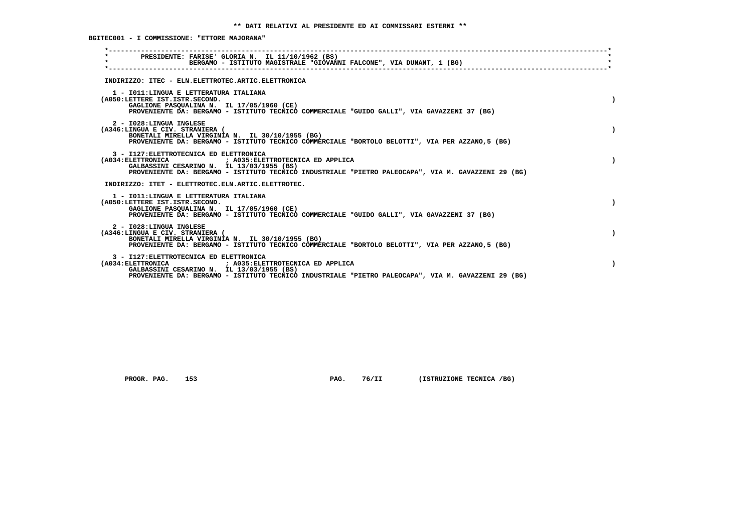** DATI RELATIVI AL PRESIDENTE ED AI COMMISSARI ESTERNI **

BGITEC001 - I COMMISSIONE: "ETTORE MAJORANA"

PRESIDENTE: FARISE' GLORIA N. IL 11/10/1962 (BS)
BERGAMO - ISTITUTO MAGISTRALE "GIOVANNI FALCONE", VIA DUNANT, 1 (BG)

INDIRIZZO: ITEC - ELN.ELETTROTEC.ARTIC.ELETTRONICA

1 - I011:LINGUA E LETTERATURA ITALIANA
(A050:LETTERE IST.ISTR.SECOND. )
GAGLIONE PASQUALINA N. IL 17/05/1960 (CE)
PROVENIENTE DA: BERGAMO - ISTITUTO TECNICO COMMERCIALE "GUIDO GALLI", VIA GAVAZZENI 37 (BG)

2 - I028:LINGUA INGLESE
(A346:LINGUA E CIV. STRANIERA ( )
BONETALI MIRELLA VIRGINIA N. IL 30/10/1955 (BG)
PROVENIENTE DA: BERGAMO - ISTITUTO TECNICO COMMERCIALE "BORTOLO BELOTTI", VIA PER AZZANO,5 (BG)

3 - I127:ELETTROTECNICA ED ELETTRONICA
(A034:ELETTRONICA ; A035:ELETTROTECNICA ED APPLICA )
GALBASSINI CESARINO N. IL 13/03/1955 (BS)
PROVENIENTE DA: BERGAMO - ISTITUTO TECNICO INDUSTRIALE "PIETRO PALEOCAPA", VIA M. GAVAZZENI 29 (BG)

INDIRIZZO: ITET - ELETTROTEC.ELN.ARTIC.ELETTROTEC.

1 - I011:LINGUA E LETTERATURA ITALIANA
(A050:LETTERE IST.ISTR.SECOND. )
GAGLIONE PASQUALINA N. IL 17/05/1960 (CE)
PROVENIENTE DA: BERGAMO - ISTITUTO TECNICO COMMERCIALE "GUIDO GALLI", VIA GAVAZZENI 37 (BG)

2 - I028:LINGUA INGLESE
(A346:LINGUA E CIV. STRANIERA ( )
BONETALI MIRELLA VIRGINIA N. IL 30/10/1955 (BG)
PROVENIENTE DA: BERGAMO - ISTITUTO TECNICO COMMERCIALE "BORTOLO BELOTTI", VIA PER AZZANO,5 (BG)

3 - I127:ELETTROTECNICA ED ELETTRONICA
(A034:ELETTRONICA ; A035:ELETTROTECNICA ED APPLICA )
GALBASSINI CESARINO N. IL 13/03/1955 (BS)
PROVENIENTE DA: BERGAMO - ISTITUTO TECNICO INDUSTRIALE "PIETRO PALEOCAPA", VIA M. GAVAZZENI 29 (BG)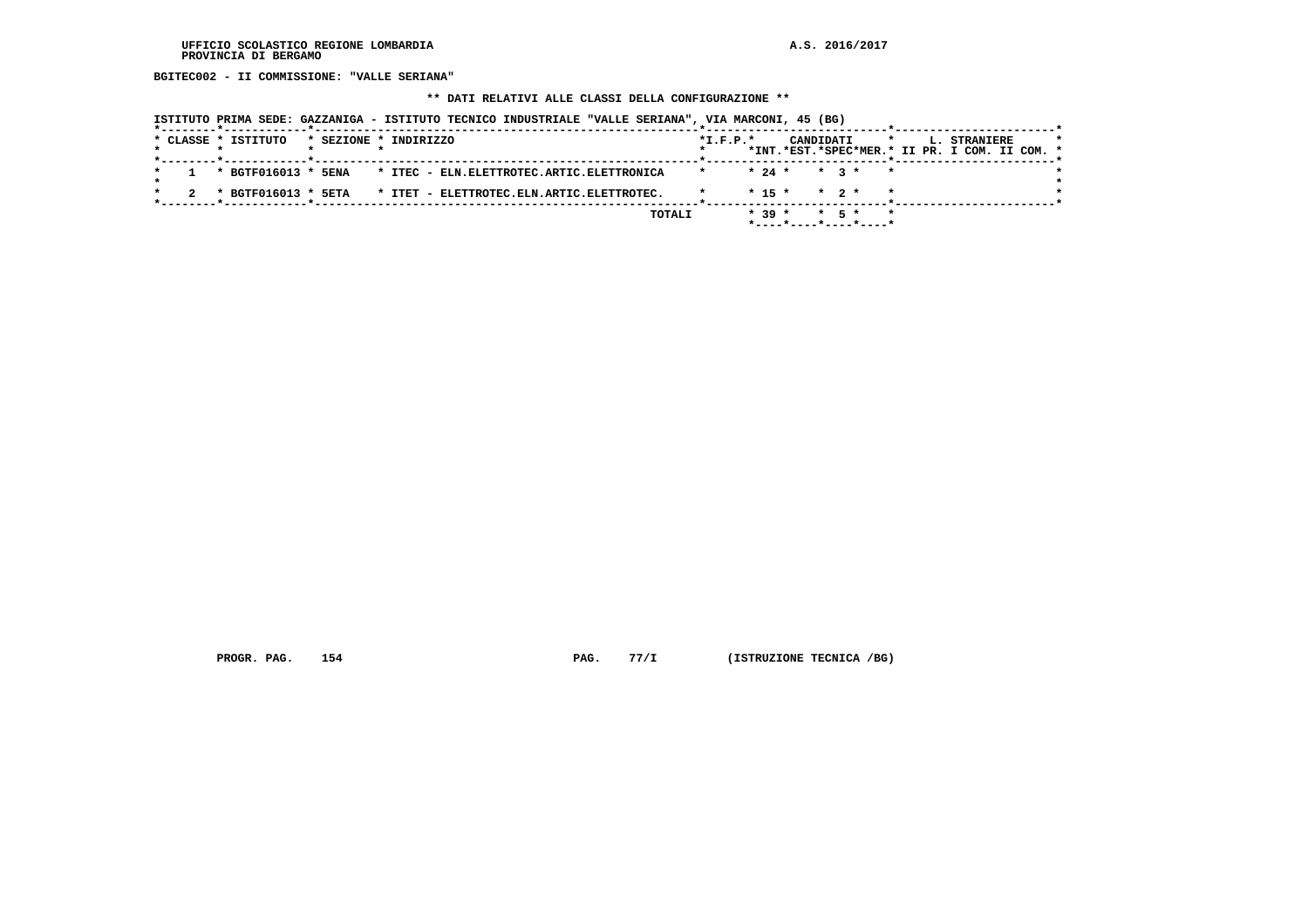UFFICIO SCOLASTICO REGIONE LOMBARDIA
PROVINCIA DI BERGAMO

A.S. 2016/2017

**BGITEC002 - II COMMISSIONE: "VALLE SERIANA"**

**\*\* DATI RELATIVI ALLE CLASSI DELLA CONFIGURAZIONE \*\***

**ISTITUTO PRIMA SEDE: GAZZANIGA - ISTITUTO TECNICO INDUSTRIALE "VALLE SERIANA", VIA MARCONI, 45 (BG)**

| CLASSE | ISTITUTO | SEZIONE | INDIRIZZO | I.F.P. | CANDIDATI INT. | CANDIDATI EST. | CANDIDATI SPEC | CANDIDATI MER. | L. STRANIERE II PR. | L. STRANIERE I COM. | L. STRANIERE II COM. |
|---|---|---|---|---|---|---|---|---|---|---|---|
| 1 | BGTF016013 | 5ENA | ITEC - ELN.ELETTROTEC.ARTIC.ELETTRONICA | | 24 | | 3 | | | | |
| 2 | BGTF016013 | 5ETA | ITET - ELETTROTEC.ELN.ARTIC.ELETTROTEC. | | 15 | | 2 | | | | |
| | | | TOTALI | | 39 | | 5 | | | | |

PROGR. PAG. 154 PAG. 77/I (ISTRUZIONE TECNICA /BG)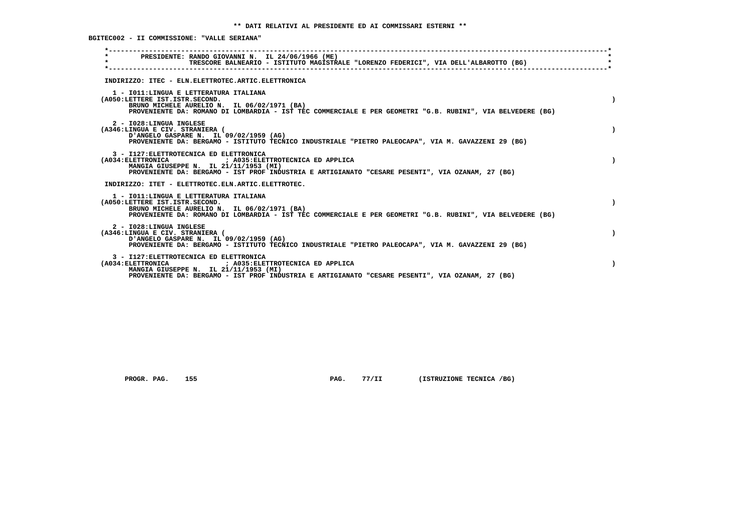** DATI RELATIVI AL PRESIDENTE ED AI COMMISSARI ESTERNI **

BGITEC002 - II COMMISSIONE: "VALLE SERIANA"

PRESIDENTE: RANDO GIOVANNI N. IL 24/06/1966 (ME)
TRESCORE BALNEARIO - ISTITUTO MAGISTRALE "LORENZO FEDERICI", VIA DELL'ALBAROTTO (BG)

INDIRIZZO: ITEC - ELN.ELETTROTEC.ARTIC.ELETTRONICA

1 - I011:LINGUA E LETTERATURA ITALIANA
(A050:LETTERE IST.ISTR.SECOND. )
BRUNO MICHELE AURELIO N. IL 06/02/1971 (BA)
PROVENIENTE DA: ROMANO DI LOMBARDIA - IST TEC COMMERCIALE E PER GEOMETRI "G.B. RUBINI", VIA BELVEDERE (BG)

2 - I028:LINGUA INGLESE
(A346:LINGUA E CIV. STRANIERA ( )
D'ANGELO GASPARE N. IL 09/02/1959 (AG)
PROVENIENTE DA: BERGAMO - ISTITUTO TECNICO INDUSTRIALE "PIETRO PALEOCAPA", VIA M. GAVAZZENI 29 (BG)

3 - I127:ELETTROTECNICA ED ELETTRONICA
(A034:ELETTRONICA ; A035:ELETTROTECNICA ED APPLICA )
MANGIA GIUSEPPE N. IL 21/11/1953 (MI)
PROVENIENTE DA: BERGAMO - IST PROF INDUSTRIA E ARTIGIANATO "CESARE PESENTI", VIA OZANAM, 27 (BG)

INDIRIZZO: ITET - ELETTROTEC.ELN.ARTIC.ELETTROTEC.

1 - I011:LINGUA E LETTERATURA ITALIANA
(A050:LETTERE IST.ISTR.SECOND. )
BRUNO MICHELE AURELIO N. IL 06/02/1971 (BA)
PROVENIENTE DA: ROMANO DI LOMBARDIA - IST TEC COMMERCIALE E PER GEOMETRI "G.B. RUBINI", VIA BELVEDERE (BG)

2 - I028:LINGUA INGLESE
(A346:LINGUA E CIV. STRANIERA ( )
D'ANGELO GASPARE N. IL 09/02/1959 (AG)
PROVENIENTE DA: BERGAMO - ISTITUTO TECNICO INDUSTRIALE "PIETRO PALEOCAPA", VIA M. GAVAZZENI 29 (BG)

3 - I127:ELETTROTECNICA ED ELETTRONICA
(A034:ELETTRONICA ; A035:ELETTROTECNICA ED APPLICA )
MANGIA GIUSEPPE N. IL 21/11/1953 (MI)
PROVENIENTE DA: BERGAMO - IST PROF INDUSTRIA E ARTIGIANATO "CESARE PESENTI", VIA OZANAM, 27 (BG)

PROGR. PAG. 155 PAG. 77/II (ISTRUZIONE TECNICA /BG)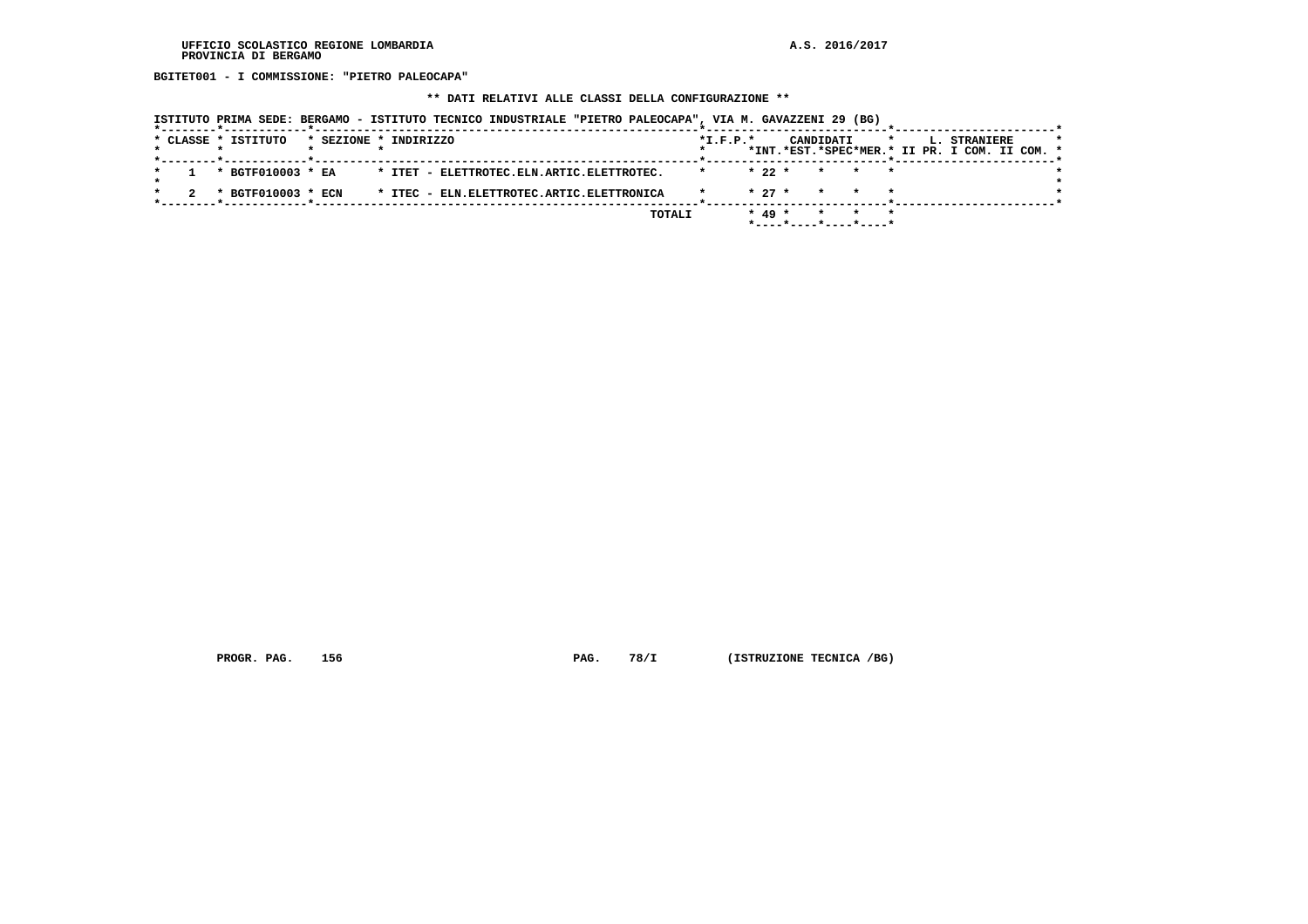UFFICIO SCOLASTICO REGIONE LOMBARDIA
PROVINCIA DI BERGAMO

A.S. 2016/2017

**BGITET001 - I COMMISSIONE: "PIETRO PALEOCAPA"**

**\*\* DATI RELATIVI ALLE CLASSI DELLA CONFIGURAZIONE \*\***

ISTITUTO PRIMA SEDE: BERGAMO - ISTITUTO TECNICO INDUSTRIALE "PIETRO PALEOCAPA", VIA M. GAVAZZENI 29 (BG)

| CLASSE | ISTITUTO | SEZIONE | INDIRIZZO | I.F.P. | CANDIDATI INT. | CANDIDATI EST. | CANDIDATI SPEC | CANDIDATI MER. | L. STRANIERE II PR. | L. STRANIERE I COM. | L. STRANIERE II COM. |
|---|---|---|---|---|---|---|---|---|---|---|---|
| 1 | BGTF010003 | EA | ITET - ELETTROTEC.ELN.ARTIC.ELETTROTEC. | | 22 | | | | | | |
| 2 | BGTF010003 | ECN | ITEC - ELN.ELETTROTEC.ARTIC.ELETTRONICA | | 27 | | | | | | |
| | | | TOTALI | | 49 | | | | | | |

PROGR. PAG. 156 PAG. 78/I (ISTRUZIONE TECNICA /BG)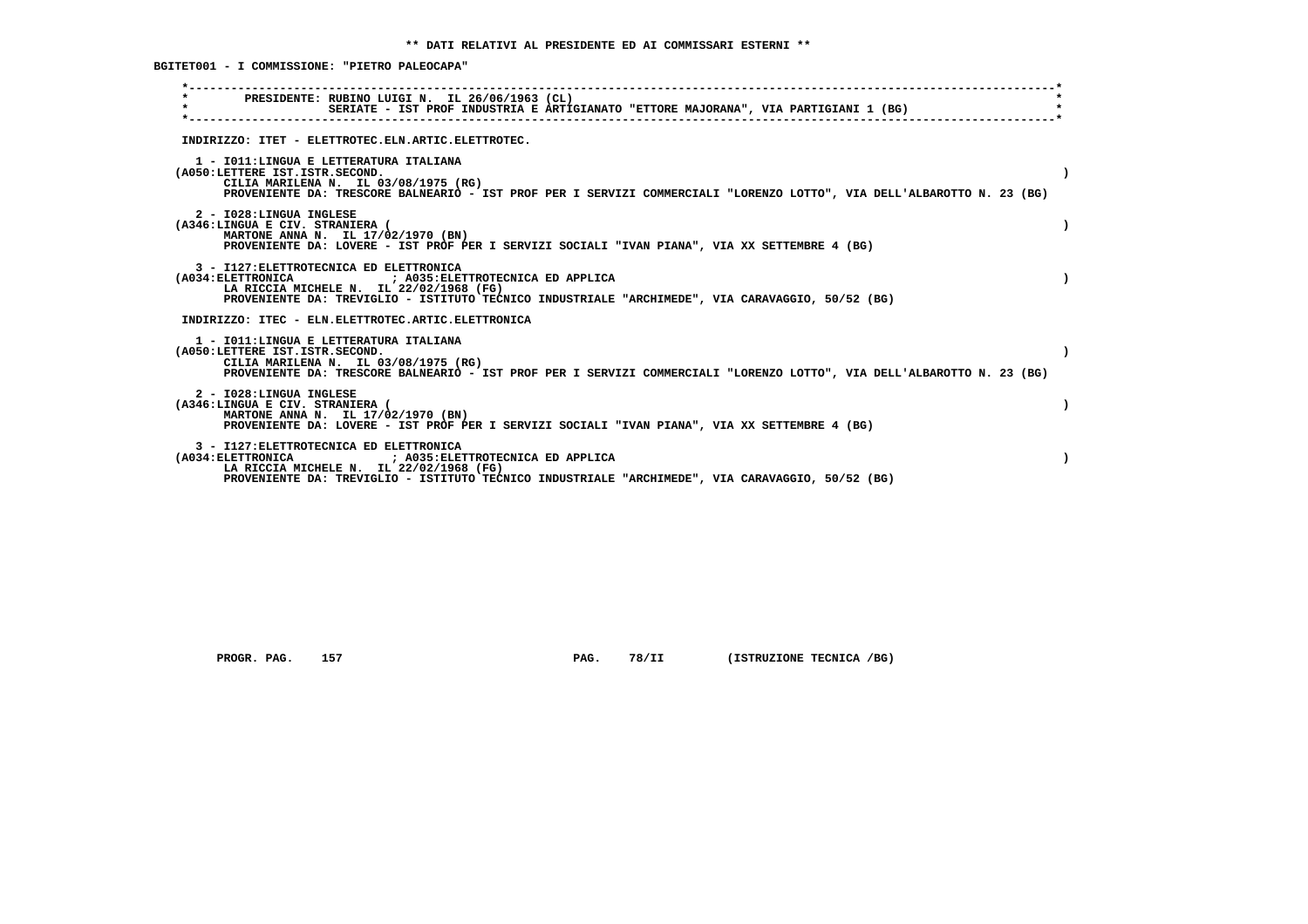**\*\* DATI RELATIVI AL PRESIDENTE ED AI COMMISSARI ESTERNI \*\***

**BGITET001 - I COMMISSIONE: "PIETRO PALEOCAPA"**

```
*----------------------------------------------------------------------------------------------------------------------*
*        PRESIDENTE: RUBINO LUIGI N.  IL 26/06/1963 (CL)                                                               *
*                    SERIATE - IST PROF INDUSTRIA E ARTIGIANATO "ETTORE MAJORANA", VIA PARTIGIANI 1 (BG)               *
*----------------------------------------------------------------------------------------------------------------------*
```

INDIRIZZO: ITET - ELETTROTEC.ELN.ARTIC.ELETTROTEC.

1 - I011:LINGUA E LETTERATURA ITALIANA
(A050:LETTERE IST.ISTR.SECOND. )
CILIA MARILENA N. IL 03/08/1975 (RG)
PROVENIENTE DA: TRESCORE BALNEARIO - IST PROF PER I SERVIZI COMMERCIALI "LORENZO LOTTO", VIA DELL'ALBAROTTO N. 23 (BG)

2 - I028:LINGUA INGLESE
(A346:LINGUA E CIV. STRANIERA ( )
MARTONE ANNA N. IL 17/02/1970 (BN)
PROVENIENTE DA: LOVERE - IST PROF PER I SERVIZI SOCIALI "IVAN PIANA", VIA XX SETTEMBRE 4 (BG)

3 - I127:ELETTROTECNICA ED ELETTRONICA
(A034:ELETTRONICA ; A035:ELETTROTECNICA ED APPLICA )
LA RICCIA MICHELE N. IL 22/02/1968 (FG)
PROVENIENTE DA: TREVIGLIO - ISTITUTO TECNICO INDUSTRIALE "ARCHIMEDE", VIA CARAVAGGIO, 50/52 (BG)

INDIRIZZO: ITEC - ELN.ELETTROTEC.ARTIC.ELETTRONICA

1 - I011:LINGUA E LETTERATURA ITALIANA
(A050:LETTERE IST.ISTR.SECOND. )
CILIA MARILENA N. IL 03/08/1975 (RG)
PROVENIENTE DA: TRESCORE BALNEARIO - IST PROF PER I SERVIZI COMMERCIALI "LORENZO LOTTO", VIA DELL'ALBAROTTO N. 23 (BG)

2 - I028:LINGUA INGLESE
(A346:LINGUA E CIV. STRANIERA ( )
MARTONE ANNA N. IL 17/02/1970 (BN)
PROVENIENTE DA: LOVERE - IST PROF PER I SERVIZI SOCIALI "IVAN PIANA", VIA XX SETTEMBRE 4 (BG)

3 - I127:ELETTROTECNICA ED ELETTRONICA
(A034:ELETTRONICA ; A035:ELETTROTECNICA ED APPLICA )
LA RICCIA MICHELE N. IL 22/02/1968 (FG)
PROVENIENTE DA: TREVIGLIO - ISTITUTO TECNICO INDUSTRIALE "ARCHIMEDE", VIA CARAVAGGIO, 50/52 (BG)

PROGR. PAG. 157 PAG. 78/II (ISTRUZIONE TECNICA /BG)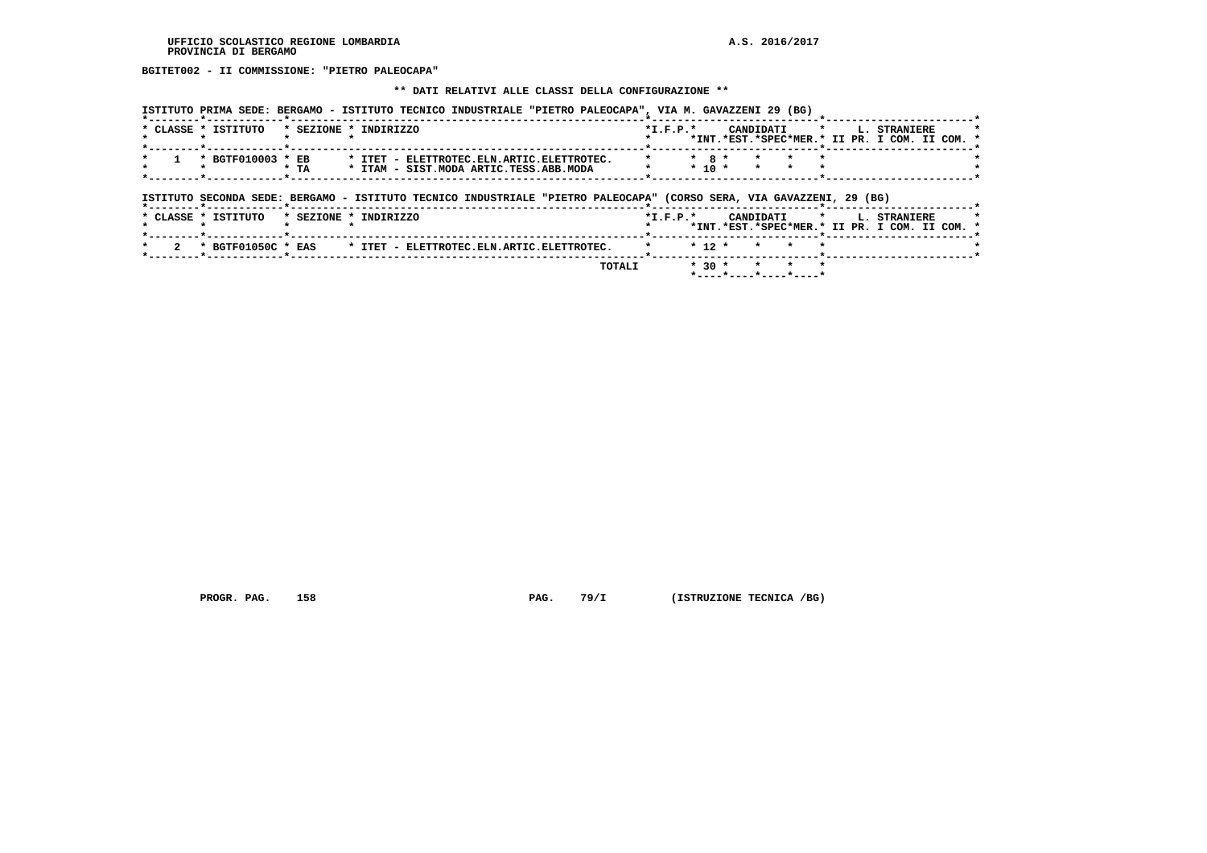UFFICIO SCOLASTICO REGIONE LOMBARDIA
PROVINCIA DI BERGAMO

A.S. 2016/2017

**BGITET002 - II COMMISSIONE: "PIETRO PALEOCAPA"**

**\*\* DATI RELATIVI ALLE CLASSI DELLA CONFIGURAZIONE \*\***

ISTITUTO PRIMA SEDE: BERGAMO - ISTITUTO TECNICO INDUSTRIALE "PIETRO PALEOCAPA", VIA M. GAVAZZENI 29 (BG)

| CLASSE | ISTITUTO | SEZIONE | INDIRIZZO | I.F.P. | CANDIDATI INT. | CANDIDATI EST. | CANDIDATI SPEC | CANDIDATI MER. | L. STRANIERE II PR. | L. STRANIERE I COM. | L. STRANIERE II COM. |
|---|---|---|---|---|---|---|---|---|---|---|---|
| 1 | BGTF010003 | EB | ITET - ELETTROTEC.ELN.ARTIC.ELETTROTEC. | | 8 | | | | | | |
| | | TA | ITAM - SIST.MODA ARTIC.TESS.ABB.MODA | | 10 | | | | | | |

ISTITUTO SECONDA SEDE: BERGAMO - ISTITUTO TECNICO INDUSTRIALE "PIETRO PALEOCAPA" (CORSO SERA, VIA GAVAZZENI, 29 (BG)

| CLASSE | ISTITUTO | SEZIONE | INDIRIZZO | I.F.P. | CANDIDATI INT. | CANDIDATI EST. | CANDIDATI SPEC | CANDIDATI MER. | L. STRANIERE II PR. | L. STRANIERE I COM. | L. STRANIERE II COM. |
|---|---|---|---|---|---|---|---|---|---|---|---|
| 2 | BGTF01050C | EAS | ITET - ELETTROTEC.ELN.ARTIC.ELETTROTEC. | | 12 | | | | | | |
| | | | TOTALI | | 30 | | | | | | |

PROGR. PAG. 158 PAG. 79/I (ISTRUZIONE TECNICA /BG)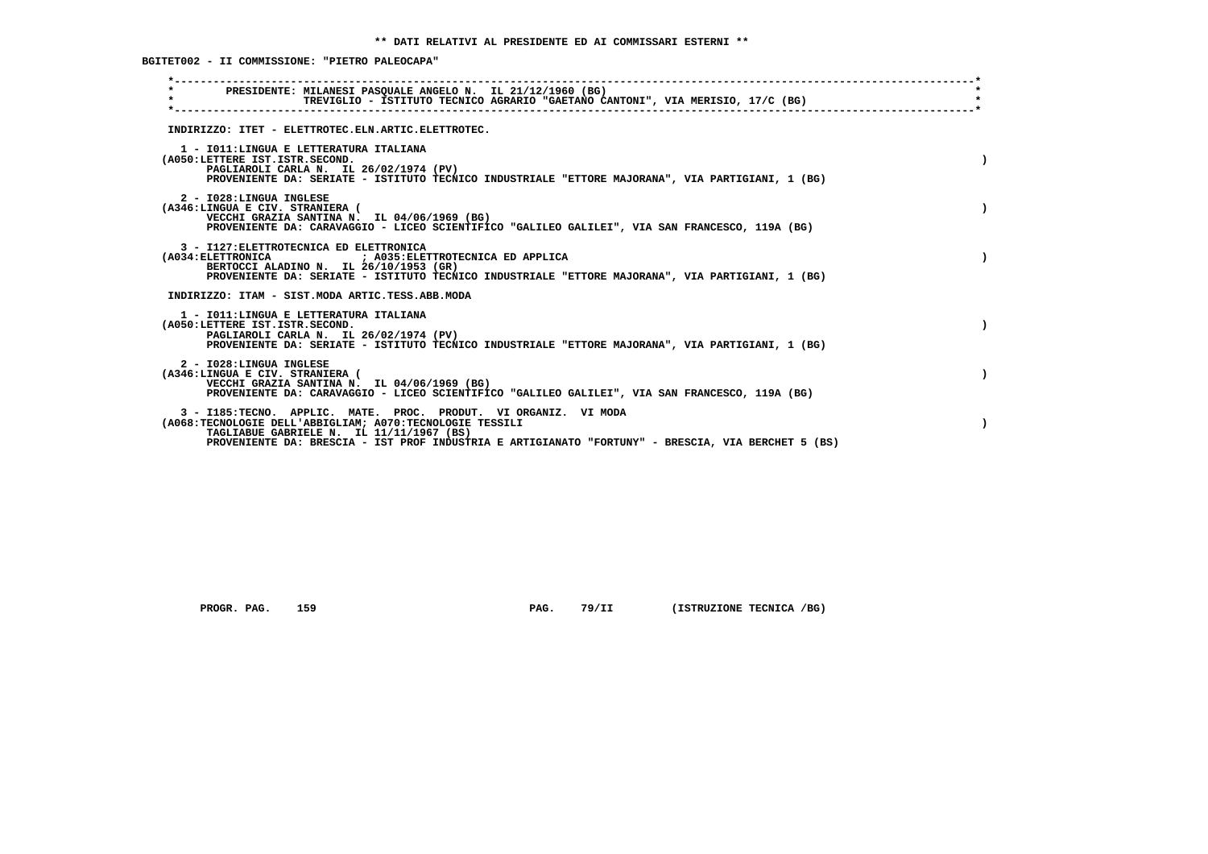# ** DATI RELATIVI AL PRESIDENTE ED AI COMMISSARI ESTERNI **

## BGITET002 - II COMMISSIONE: "PIETRO PALEOCAPA"

PRESIDENTE: MILANESI PASQUALE ANGELO N. IL 21/12/1960 (BG)
TREVIGLIO - ISTITUTO TECNICO AGRARIO "GAETANO CANTONI", VIA MERISIO, 17/C (BG)

### INDIRIZZO: ITET - ELETTROTEC.ELN.ARTIC.ELETTROTEC.

1 - I011:LINGUA E LETTERATURA ITALIANA
(A050:LETTERE IST.ISTR.SECOND. )
PAGLIAROLI CARLA N. IL 26/02/1974 (PV)
PROVENIENTE DA: SERIATE - ISTITUTO TECNICO INDUSTRIALE "ETTORE MAJORANA", VIA PARTIGIANI, 1 (BG)

2 - I028:LINGUA INGLESE
(A346:LINGUA E CIV. STRANIERA ( )
VECCHI GRAZIA SANTINA N. IL 04/06/1969 (BG)
PROVENIENTE DA: CARAVAGGIO - LICEO SCIENTIFICO "GALILEO GALILEI", VIA SAN FRANCESCO, 119A (BG)

3 - I127:ELETTROTECNICA ED ELETTRONICA
(A034:ELETTRONICA ; A035:ELETTROTECNICA ED APPLICA )
BERTOCCI ALADINO N. IL 26/10/1953 (GR)
PROVENIENTE DA: SERIATE - ISTITUTO TECNICO INDUSTRIALE "ETTORE MAJORANA", VIA PARTIGIANI, 1 (BG)

### INDIRIZZO: ITAM - SIST.MODA ARTIC.TESS.ABB.MODA

1 - I011:LINGUA E LETTERATURA ITALIANA
(A050:LETTERE IST.ISTR.SECOND. )
PAGLIAROLI CARLA N. IL 26/02/1974 (PV)
PROVENIENTE DA: SERIATE - ISTITUTO TECNICO INDUSTRIALE "ETTORE MAJORANA", VIA PARTIGIANI, 1 (BG)

2 - I028:LINGUA INGLESE
(A346:LINGUA E CIV. STRANIERA ( )
VECCHI GRAZIA SANTINA N. IL 04/06/1969 (BG)
PROVENIENTE DA: CARAVAGGIO - LICEO SCIENTIFICO "GALILEO GALILEI", VIA SAN FRANCESCO, 119A (BG)

3 - I185:TECNO. APPLIC. MATE. PROC. PRODUT. VI ORGANIZ. VI MODA
(A068:TECNOLOGIE DELL'ABBIGLIAM; A070:TECNOLOGIE TESSILI )
TAGLIABUE GABRIELE N. IL 11/11/1967 (BS)
PROVENIENTE DA: BRESCIA - IST PROF INDUSTRIA E ARTIGIANATO "FORTUNY" - BRESCIA, VIA BERCHET 5 (BS)

PROGR. PAG. 159 PAG. 79/II (ISTRUZIONE TECNICA /BG)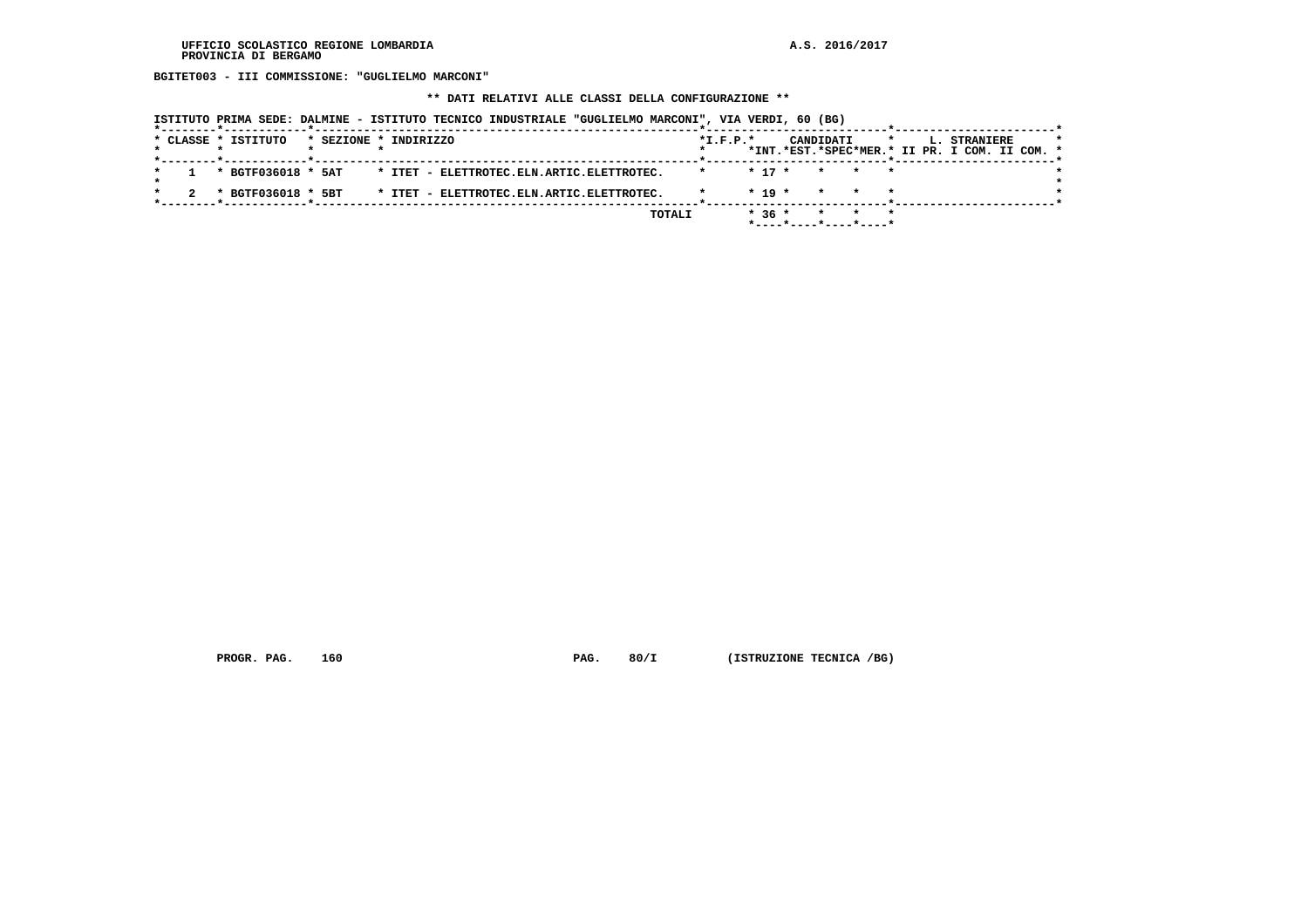UFFICIO SCOLASTICO REGIONE LOMBARDIA
PROVINCIA DI BERGAMO

A.S. 2016/2017

**BGITET003 - III COMMISSIONE: "GUGLIELMO MARCONI"**

**\*\* DATI RELATIVI ALLE CLASSI DELLA CONFIGURAZIONE \*\***

ISTITUTO PRIMA SEDE: DALMINE - ISTITUTO TECNICO INDUSTRIALE "GUGLIELMO MARCONI", VIA VERDI, 60 (BG)

| CLASSE | ISTITUTO | SEZIONE | INDIRIZZO | I.F.P. | CANDIDATI INT. | CANDIDATI EST. | CANDIDATI SPEC | CANDIDATI MER. | L. STRANIERE II PR. | L. STRANIERE I COM. | L. STRANIERE II COM. |
|---|---|---|---|---|---|---|---|---|---|---|---|
| 1 | BGTF036018 | 5AT | ITET - ELETTROTEC.ELN.ARTIC.ELETTROTEC. | | 17 | | | | | | |
| 2 | BGTF036018 | 5BT | ITET - ELETTROTEC.ELN.ARTIC.ELETTROTEC. | | 19 | | | | | | |
| | | | TOTALI | | 36 | | | | | | |

PROGR. PAG. 160 PAG. 80/I (ISTRUZIONE TECNICA /BG)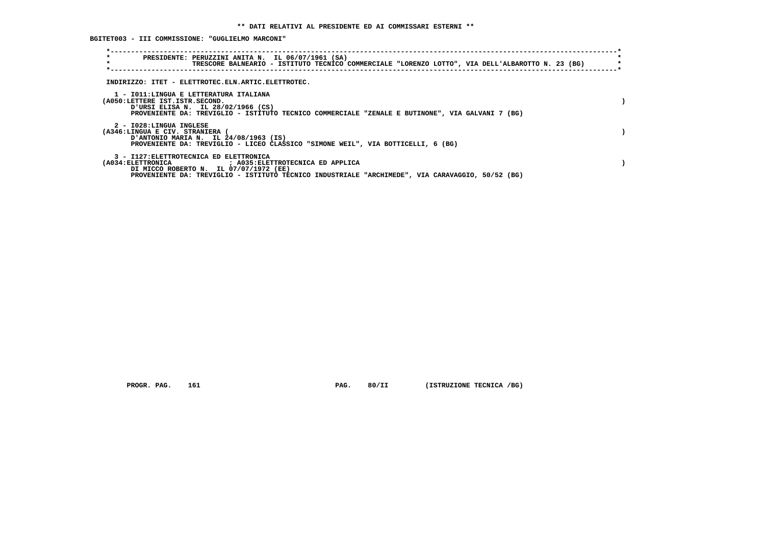** DATI RELATIVI AL PRESIDENTE ED AI COMMISSARI ESTERNI **

BGITET003 - III COMMISSIONE: "GUGLIELMO MARCONI"

PRESIDENTE: PERUZZINI ANITA N. IL 06/07/1961 (SA)
TRESCORE BALNEARIO - ISTITUTO TECNICO COMMERCIALE "LORENZO LOTTO", VIA DELL'ALBAROTTO N. 23 (BG)

INDIRIZZO: ITET - ELETTROTEC.ELN.ARTIC.ELETTROTEC.

1 - I011:LINGUA E LETTERATURA ITALIANA
(A050:LETTERE IST.ISTR.SECOND. )
D'URSI ELISA N. IL 28/02/1966 (CS)
PROVENIENTE DA: TREVIGLIO - ISTITUTO TECNICO COMMERCIALE "ZENALE E BUTINONE", VIA GALVANI 7 (BG)

2 - I028:LINGUA INGLESE
(A346:LINGUA E CIV. STRANIERA ( )
D'ANTONIO MARIA N. IL 24/08/1963 (IS)
PROVENIENTE DA: TREVIGLIO - LICEO CLASSICO "SIMONE WEIL", VIA BOTTICELLI, 6 (BG)

3 - I127:ELETTROTECNICA ED ELETTRONICA
(A034:ELETTRONICA ; A035:ELETTROTECNICA ED APPLICA )
DI MICCO ROBERTO N. IL 07/07/1972 (EE)
PROVENIENTE DA: TREVIGLIO - ISTITUTO TECNICO INDUSTRIALE "ARCHIMEDE", VIA CARAVAGGIO, 50/52 (BG)

PROGR. PAG. 161 PAG. 80/II (ISTRUZIONE TECNICA /BG)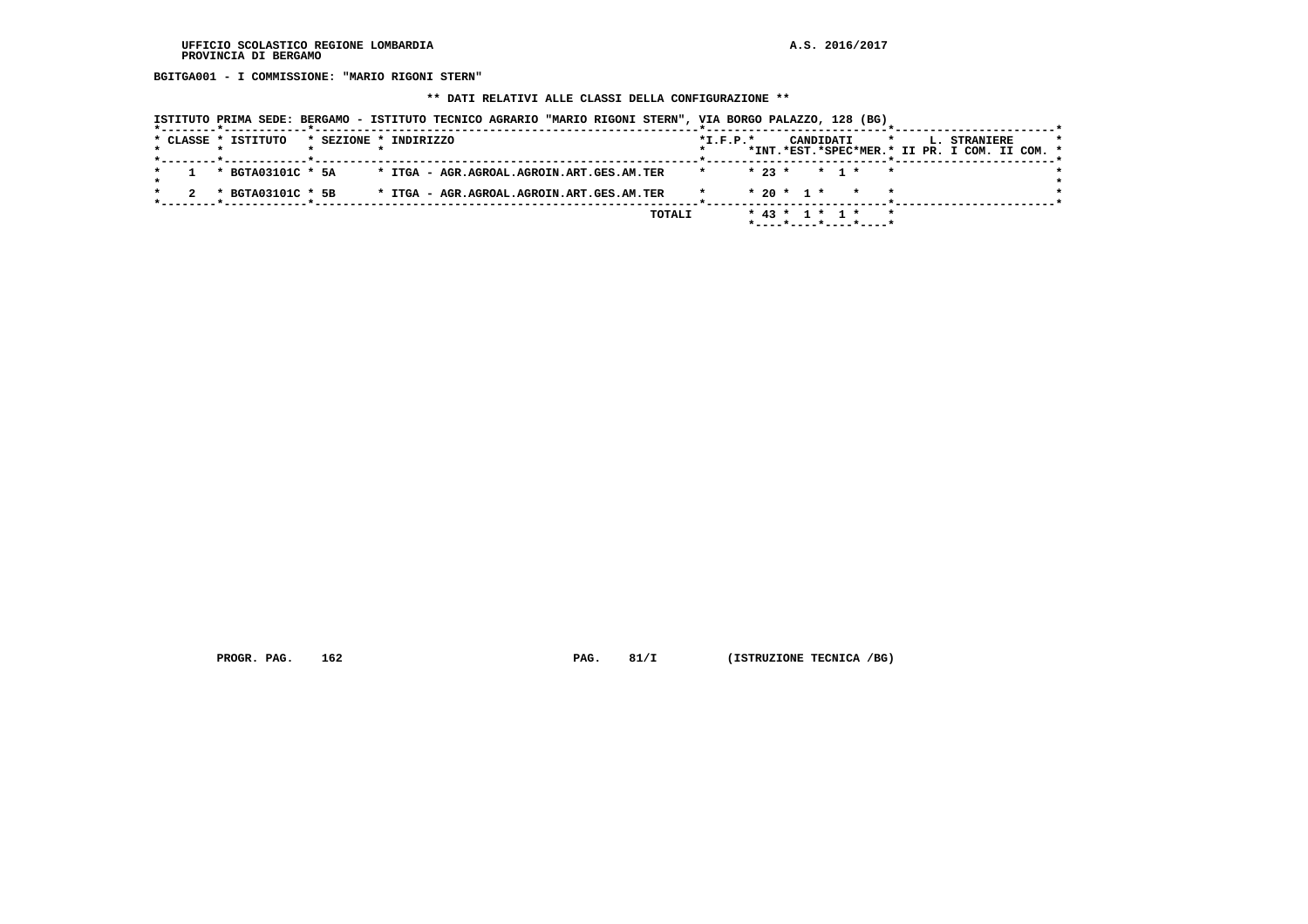**BGITGA001 - I COMMISSIONE: "MARIO RIGONI STERN"**

**\*\* DATI RELATIVI ALLE CLASSI DELLA CONFIGURAZIONE \*\***

**ISTITUTO PRIMA SEDE: BERGAMO - ISTITUTO TECNICO AGRARIO "MARIO RIGONI STERN", VIA BORGO PALAZZO, 128 (BG)**

| CLASSE | ISTITUTO | SEZIONE | INDIRIZZO | I.F.P. | CANDIDATI INT. | CANDIDATI EST. | CANDIDATI SPEC | CANDIDATI MER. | L. STRANIERE II PR. | L. STRANIERE I COM. | L. STRANIERE II COM. |
|---|---|---|---|---|---|---|---|---|---|---|---|
| 1 | BGTA03101C | 5A | ITGA - AGR.AGROAL.AGROIN.ART.GES.AM.TER | | 23 | | 1 | | | | |
| 2 | BGTA03101C | 5B | ITGA - AGR.AGROAL.AGROIN.ART.GES.AM.TER | | 20 | 1 | | | | | |
| | | | TOTALI | | 43 | 1 | 1 | | | | |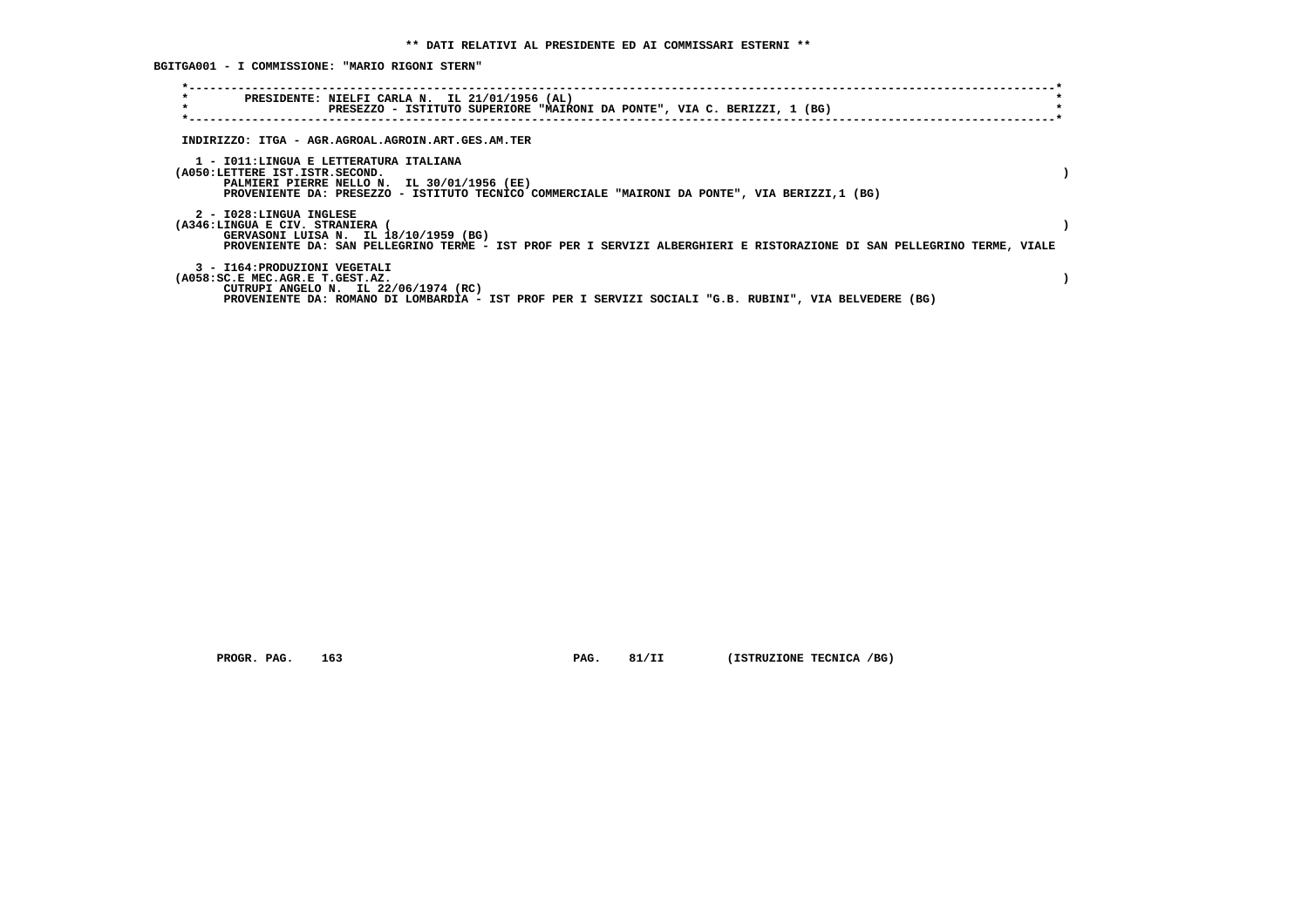** DATI RELATIVI AL PRESIDENTE ED AI COMMISSARI ESTERNI **

BGITGA001 - I COMMISSIONE: "MARIO RIGONI STERN"

```
*----------------------------------------------------------------------------------------------------------------------------*
*        PRESIDENTE: NIELFI CARLA N.  IL 21/01/1956 (AL)                                                                     *
*                    PRESEZZO - ISTITUTO SUPERIORE "MAIRONI DA PONTE", VIA C. BERIZZI, 1 (BG)                                *
*----------------------------------------------------------------------------------------------------------------------------*
```

INDIRIZZO: ITGA - AGR.AGROAL.AGROIN.ART.GES.AM.TER

1 - I011:LINGUA E LETTERATURA ITALIANA
(A050:LETTERE IST.ISTR.SECOND. )
PALMIERI PIERRE NELLO N. IL 30/01/1956 (EE)
PROVENIENTE DA: PRESEZZO - ISTITUTO TECNICO COMMERCIALE "MAIRONI DA PONTE", VIA BERIZZI,1 (BG)

2 - I028:LINGUA INGLESE
(A346:LINGUA E CIV. STRANIERA ( )
GERVASONI LUISA N. IL 18/10/1959 (BG)
PROVENIENTE DA: SAN PELLEGRINO TERME - IST PROF PER I SERVIZI ALBERGHIERI E RISTORAZIONE DI SAN PELLEGRINO TERME, VIALE

3 - I164:PRODUZIONI VEGETALI
(A058:SC.E MEC.AGR.E T.GEST.AZ. )
CUTRUPI ANGELO N. IL 22/06/1974 (RC)
PROVENIENTE DA: ROMANO DI LOMBARDIA - IST PROF PER I SERVIZI SOCIALI "G.B. RUBINI", VIA BELVEDERE (BG)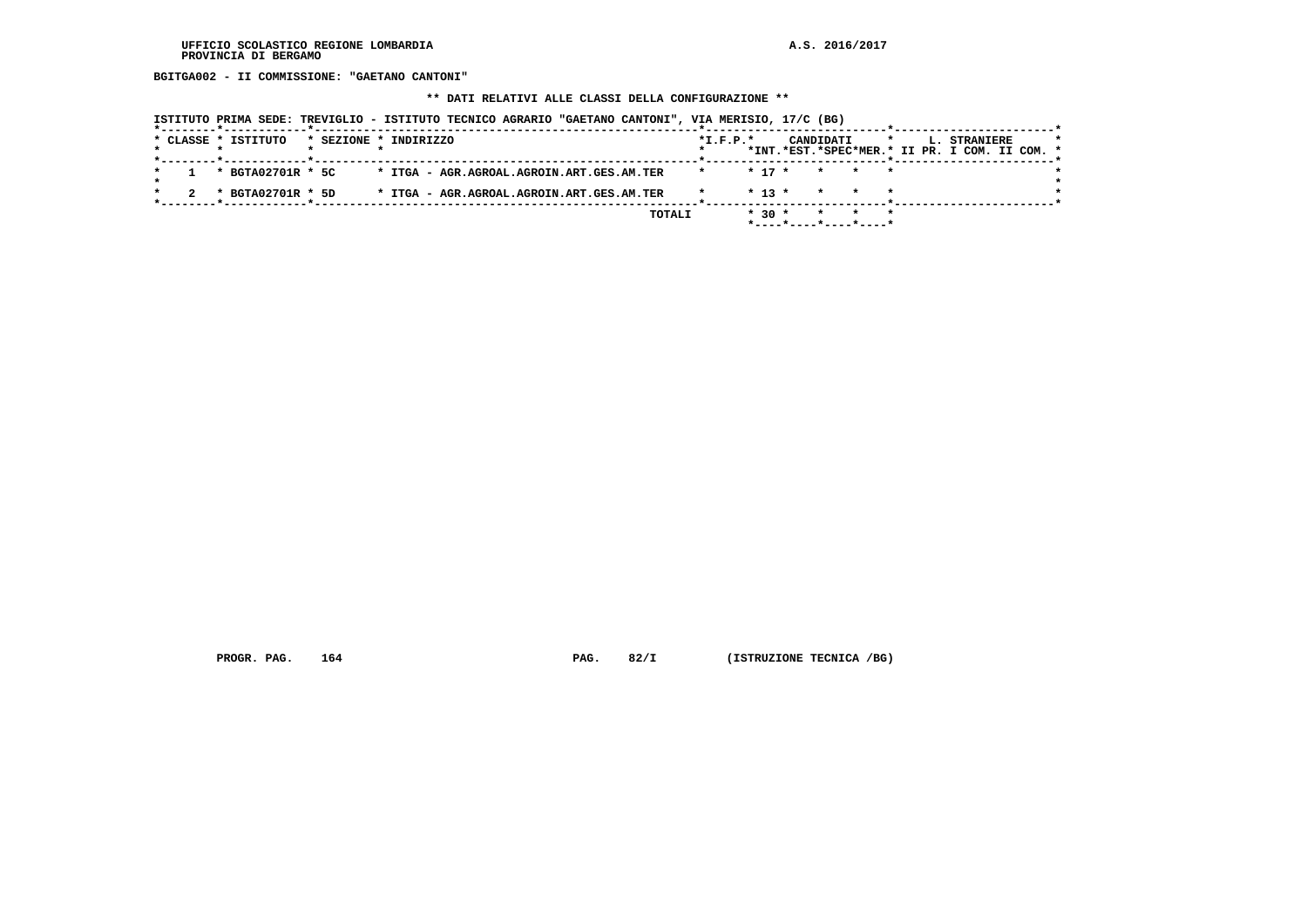UFFICIO SCOLASTICO REGIONE LOMBARDIA
PROVINCIA DI BERGAMO

A.S. 2016/2017

**BGITGA002 - II COMMISSIONE: "GAETANO CANTONI"**

**\*\* DATI RELATIVI ALLE CLASSI DELLA CONFIGURAZIONE \*\***

ISTITUTO PRIMA SEDE: TREVIGLIO - ISTITUTO TECNICO AGRARIO "GAETANO CANTONI", VIA MERISIO, 17/C (BG)

| CLASSE | ISTITUTO | SEZIONE | INDIRIZZO | I.F.P. | CANDIDATI INT. | CANDIDATI EST. | CANDIDATI SPEC | CANDIDATI MER. | L. STRANIERE II PR. | L. STRANIERE I COM. | L. STRANIERE II COM. |
|---|---|---|---|---|---|---|---|---|---|---|---|
| 1 | BGTA02701R | 5C | ITGA - AGR.AGROAL.AGROIN.ART.GES.AM.TER | | 17 | | | | | | |
| 2 | BGTA02701R | 5D | ITGA - AGR.AGROAL.AGROIN.ART.GES.AM.TER | | 13 | | | | | | |
| | | | TOTALI | | 30 | | | | | | |

PROGR. PAG. 164 PAG. 82/I (ISTRUZIONE TECNICA /BG)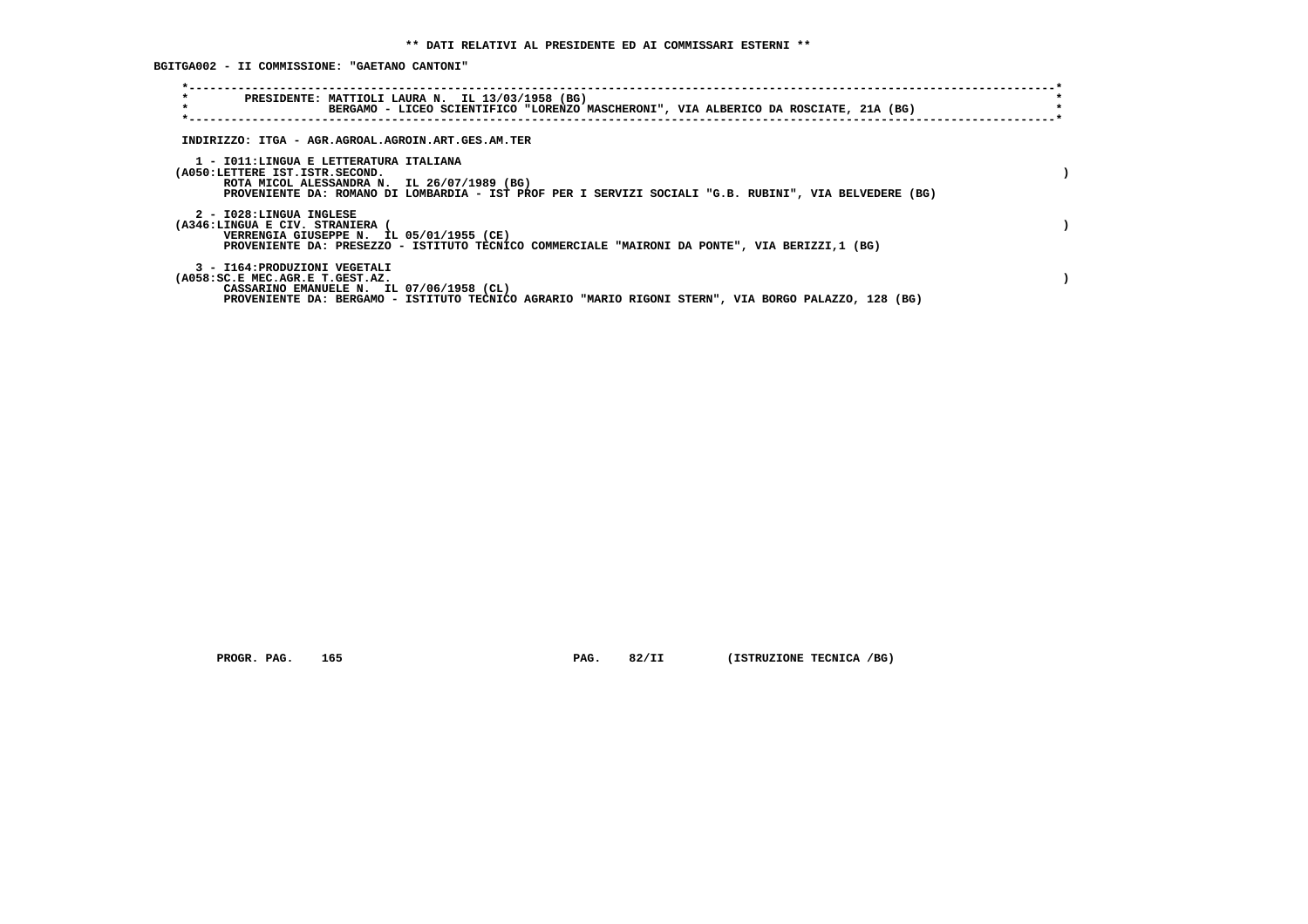**\*\* DATI RELATIVI AL PRESIDENTE ED AI COMMISSARI ESTERNI \*\***

**BGITGA002 - II COMMISSIONE: "GAETANO CANTONI"**

PRESIDENTE: MATTIOLI LAURA N. IL 13/03/1958 (BG)
BERGAMO - LICEO SCIENTIFICO "LORENZO MASCHERONI", VIA ALBERICO DA ROSCIATE, 21A (BG)

INDIRIZZO: ITGA - AGR.AGROAL.AGROIN.ART.GES.AM.TER

1 - I011:LINGUA E LETTERATURA ITALIANA
(A050:LETTERE IST.ISTR.SECOND. )
ROTA MICOL ALESSANDRA N. IL 26/07/1989 (BG)
PROVENIENTE DA: ROMANO DI LOMBARDIA - IST PROF PER I SERVIZI SOCIALI "G.B. RUBINI", VIA BELVEDERE (BG)

2 - I028:LINGUA INGLESE
(A346:LINGUA E CIV. STRANIERA ( )
VERRENGIA GIUSEPPE N. IL 05/01/1955 (CE)
PROVENIENTE DA: PRESEZZO - ISTITUTO TECNICO COMMERCIALE "MAIRONI DA PONTE", VIA BERIZZI,1 (BG)

3 - I164:PRODUZIONI VEGETALI
(A058:SC.E MEC.AGR.E T.GEST.AZ. )
CASSARINO EMANUELE N. IL 07/06/1958 (CL)
PROVENIENTE DA: BERGAMO - ISTITUTO TECNICO AGRARIO "MARIO RIGONI STERN", VIA BORGO PALAZZO, 128 (BG)

PROGR. PAG. 165 PAG. 82/II (ISTRUZIONE TECNICA /BG)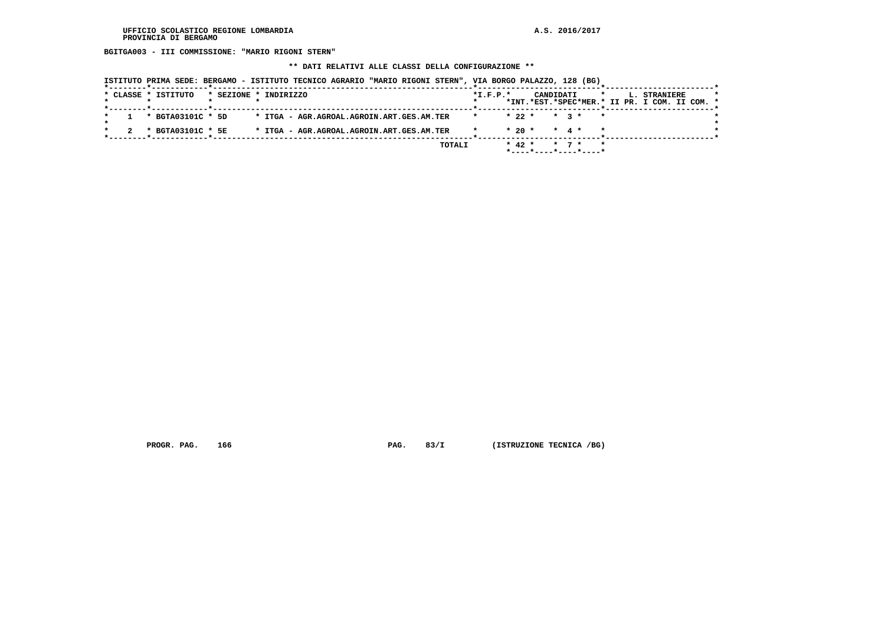BGITGA003 - III COMMISSIONE: "MARIO RIGONI STERN"

** DATI RELATIVI ALLE CLASSI DELLA CONFIGURAZIONE **

ISTITUTO PRIMA SEDE: BERGAMO - ISTITUTO TECNICO AGRARIO "MARIO RIGONI STERN", VIA BORGO PALAZZO, 128 (BG)

| CLASSE | ISTITUTO | SEZIONE | INDIRIZZO | I.F.P. | CANDIDATI INT. | CANDIDATI EST. | CANDIDATI SPEC | CANDIDATI MER. | L. STRANIERE II PR. | L. STRANIERE I COM. | L. STRANIERE II COM. |
|---|---|---|---|---|---|---|---|---|---|---|---|
| 1 | BGTA03101C | 5D | ITGA - AGR.AGROAL.AGROIN.ART.GES.AM.TER | | 22 | | 3 | | | | |
| 2 | BGTA03101C | 5E | ITGA - AGR.AGROAL.AGROIN.ART.GES.AM.TER | | 20 | | 4 | | | | |
| | | | TOTALI | | 42 | | 7 | | | | |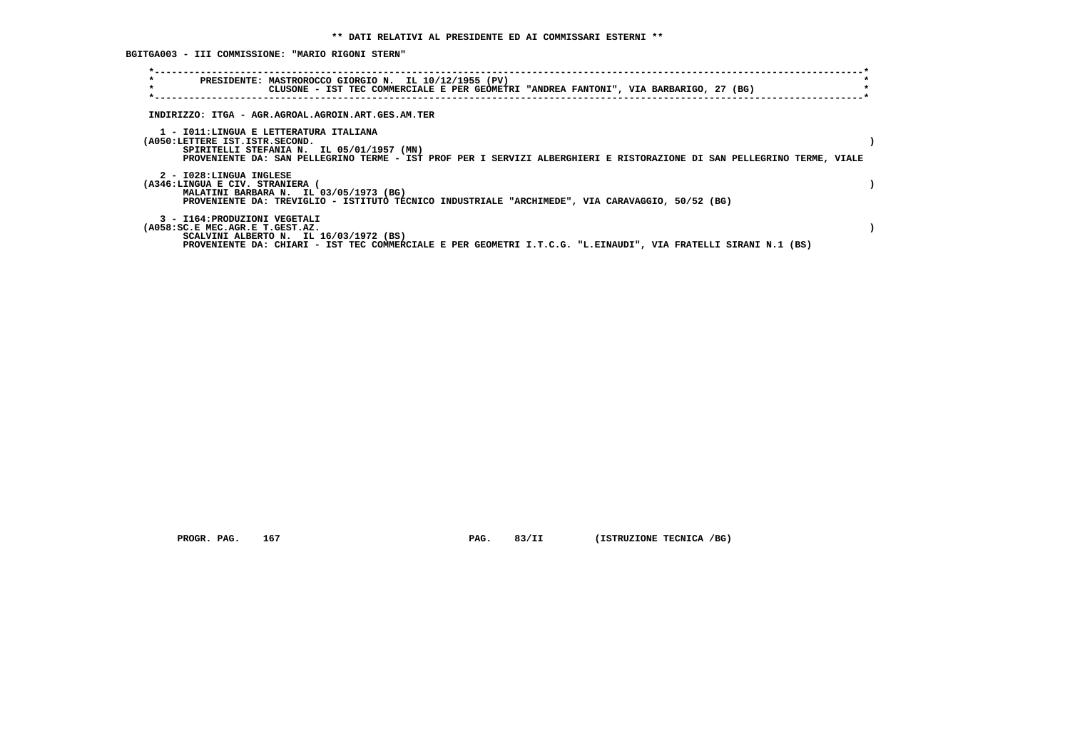**\*\* DATI RELATIVI AL PRESIDENTE ED AI COMMISSARI ESTERNI \*\***

**BGITGA003 - III COMMISSIONE: "MARIO RIGONI STERN"**

```
*----------------------------------------------------------------------------------------------------------------------------*
*        PRESIDENTE: MASTROROCCO GIORGIO N.  IL 10/12/1955 (PV)                                                              *
*                    CLUSONE - IST TEC COMMERCIALE E PER GEOMETRI "ANDREA FANTONI", VIA BARBARIGO, 27 (BG)                   *
*----------------------------------------------------------------------------------------------------------------------------*
```

INDIRIZZO: ITGA - AGR.AGROAL.AGROIN.ART.GES.AM.TER

1 - I011:LINGUA E LETTERATURA ITALIANA
(A050:LETTERE IST.ISTR.SECOND. )
SPIRITELLI STEFANIA N. IL 05/01/1957 (MN)
PROVENIENTE DA: SAN PELLEGRINO TERME - IST PROF PER I SERVIZI ALBERGHIERI E RISTORAZIONE DI SAN PELLEGRINO TERME, VIALE

2 - I028:LINGUA INGLESE
(A346:LINGUA E CIV. STRANIERA ( )
MALATINI BARBARA N. IL 03/05/1973 (BG)
PROVENIENTE DA: TREVIGLIO - ISTITUTO TECNICO INDUSTRIALE "ARCHIMEDE", VIA CARAVAGGIO, 50/52 (BG)

3 - I164:PRODUZIONI VEGETALI
(A058:SC.E MEC.AGR.E T.GEST.AZ. )
SCALVINI ALBERTO N. IL 16/03/1972 (BS)
PROVENIENTE DA: CHIARI - IST TEC COMMERCIALE E PER GEOMETRI I.T.C.G. "L.EINAUDI", VIA FRATELLI SIRANI N.1 (BS)

PROGR. PAG. 167 PAG. 83/II (ISTRUZIONE TECNICA /BG)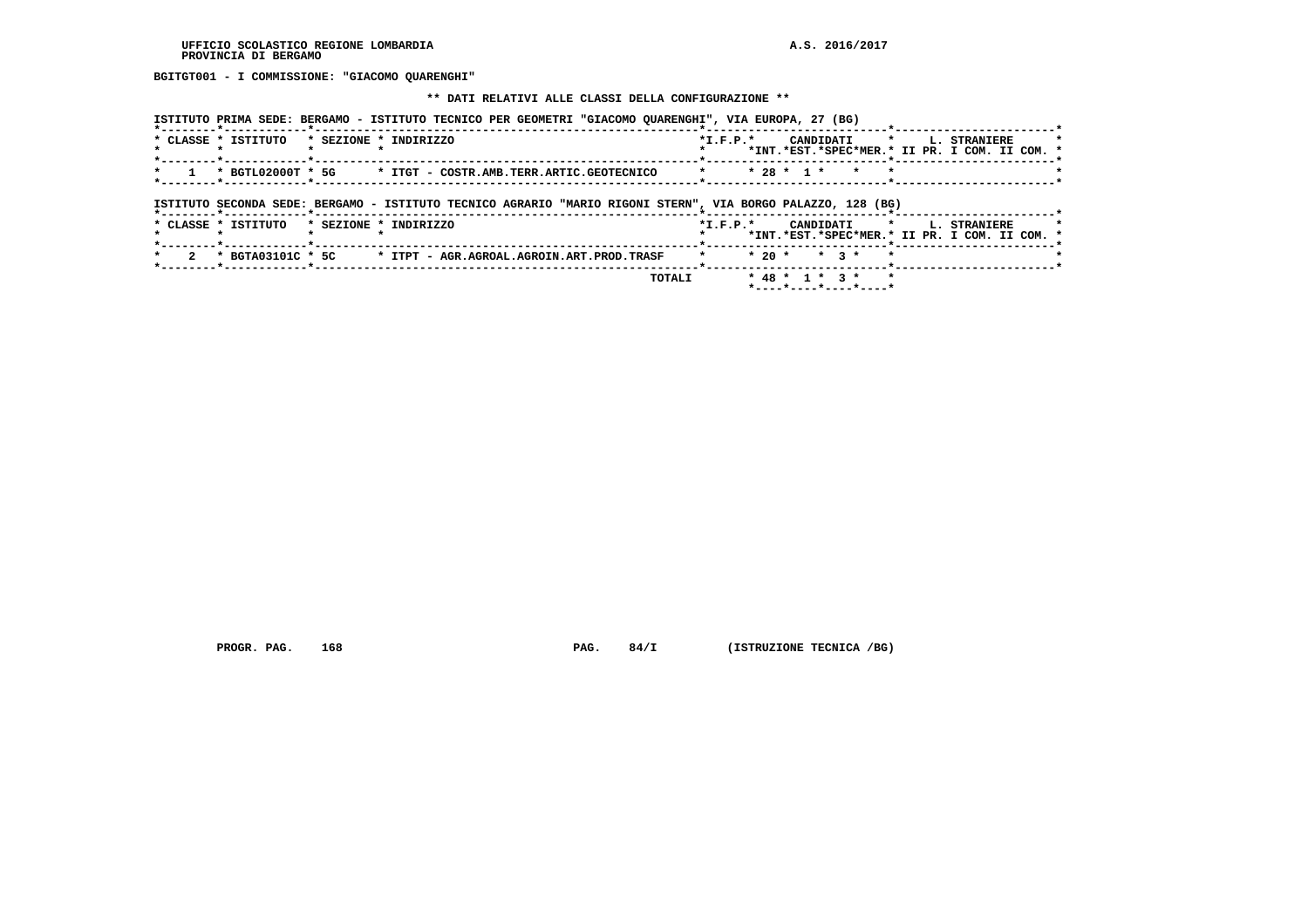UFFICIO SCOLASTICO REGIONE LOMBARDIA
PROVINCIA DI BERGAMO

A.S. 2016/2017

**BGITGT001 - I COMMISSIONE: "GIACOMO QUARENGHI"**

**\*\* DATI RELATIVI ALLE CLASSI DELLA CONFIGURAZIONE \*\***

ISTITUTO PRIMA SEDE: BERGAMO - ISTITUTO TECNICO PER GEOMETRI "GIACOMO QUARENGHI", VIA EUROPA, 27 (BG)

| CLASSE | ISTITUTO | SEZIONE | INDIRIZZO | I.F.P. | CANDIDATI INT. | CANDIDATI EST. | CANDIDATI SPEC | CANDIDATI MER. | L. STRANIERE II PR. | L. STRANIERE I COM. | L. STRANIERE II COM. |
|---|---|---|---|---|---|---|---|---|---|---|---|
| 1 | BGTL02000T | 5G | ITGT - COSTR.AMB.TERR.ARTIC.GEOTECNICO | | 28 | 1 | | | | | |

ISTITUTO SECONDA SEDE: BERGAMO - ISTITUTO TECNICO AGRARIO "MARIO RIGONI STERN", VIA BORGO PALAZZO, 128 (BG)

| CLASSE | ISTITUTO | SEZIONE | INDIRIZZO | I.F.P. | CANDIDATI INT. | CANDIDATI EST. | CANDIDATI SPEC | CANDIDATI MER. | L. STRANIERE II PR. | L. STRANIERE I COM. | L. STRANIERE II COM. |
|---|---|---|---|---|---|---|---|---|---|---|---|
| 2 | BGTA03101C | 5C | ITPT - AGR.AGROAL.AGROIN.ART.PROD.TRASF | | 20 | | 3 | | | | |
| | | | TOTALI | | 48 | 1 | 3 | | | | |

PROGR. PAG. 168 PAG. 84/I (ISTRUZIONE TECNICA /BG)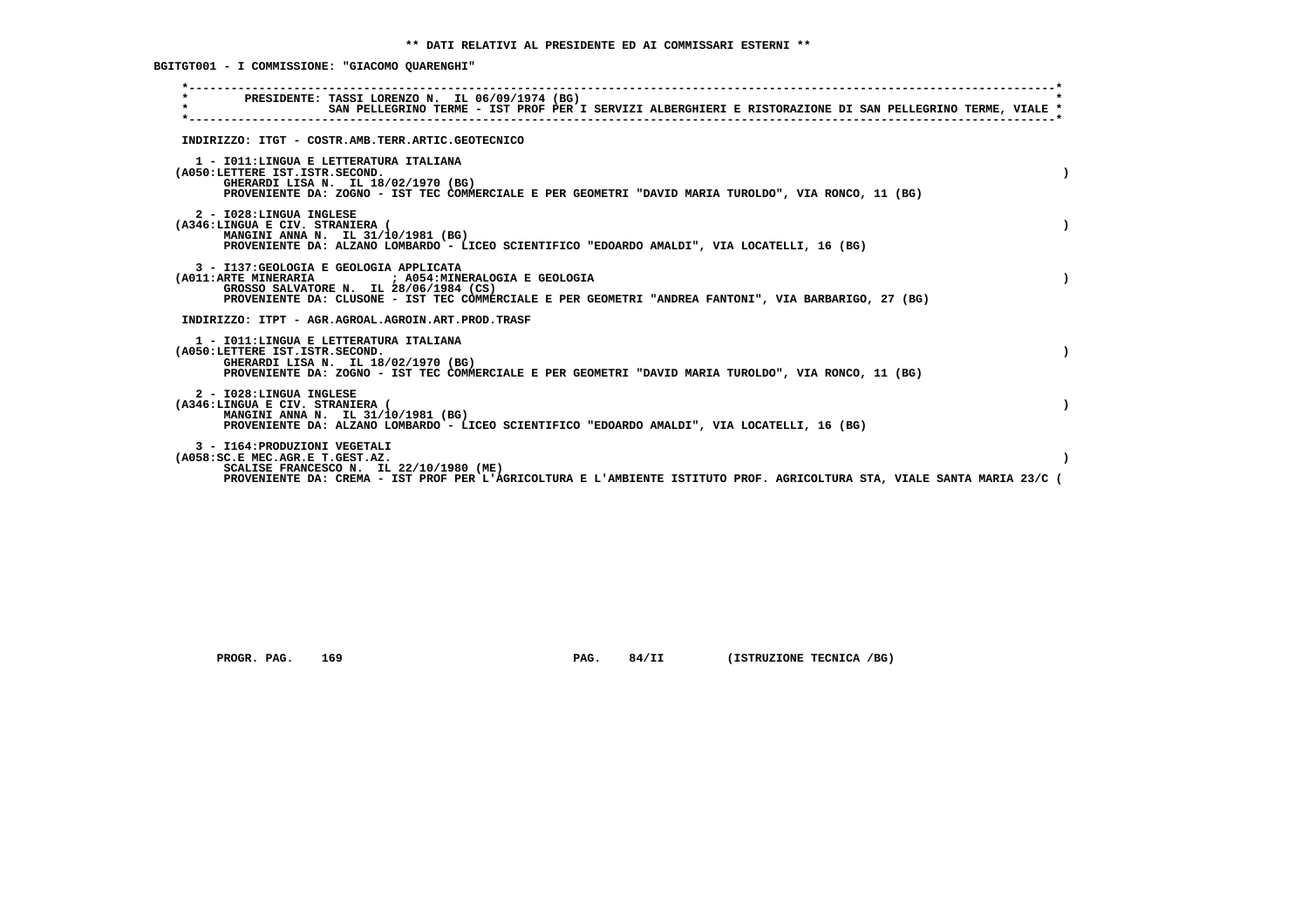** DATI RELATIVI AL PRESIDENTE ED AI COMMISSARI ESTERNI **

BGITGT001 - I COMMISSIONE: "GIACOMO QUARENGHI"

PRESIDENTE: TASSI LORENZO N. IL 06/09/1974 (BG)
SAN PELLEGRINO TERME - IST PROF PER I SERVIZI ALBERGHIERI E RISTORAZIONE DI SAN PELLEGRINO TERME, VIALE

INDIRIZZO: ITGT - COSTR.AMB.TERR.ARTIC.GEOTECNICO

1 - I011:LINGUA E LETTERATURA ITALIANA
(A050:LETTERE IST.ISTR.SECOND. )
GHERARDI LISA N. IL 18/02/1970 (BG)
PROVENIENTE DA: ZOGNO - IST TEC COMMERCIALE E PER GEOMETRI "DAVID MARIA TUROLDO", VIA RONCO, 11 (BG)

2 - I028:LINGUA INGLESE
(A346:LINGUA E CIV. STRANIERA ( )
MANGINI ANNA N. IL 31/10/1981 (BG)
PROVENIENTE DA: ALZANO LOMBARDO - LICEO SCIENTIFICO "EDOARDO AMALDI", VIA LOCATELLI, 16 (BG)

3 - I137:GEOLOGIA E GEOLOGIA APPLICATA
(A011:ARTE MINERARIA ; A054:MINERALOGIA E GEOLOGIA )
GROSSO SALVATORE N. IL 28/06/1984 (CS)
PROVENIENTE DA: CLUSONE - IST TEC COMMERCIALE E PER GEOMETRI "ANDREA FANTONI", VIA BARBARIGO, 27 (BG)

INDIRIZZO: ITPT - AGR.AGROAL.AGROIN.ART.PROD.TRASF

1 - I011:LINGUA E LETTERATURA ITALIANA
(A050:LETTERE IST.ISTR.SECOND. )
GHERARDI LISA N. IL 18/02/1970 (BG)
PROVENIENTE DA: ZOGNO - IST TEC COMMERCIALE E PER GEOMETRI "DAVID MARIA TUROLDO", VIA RONCO, 11 (BG)

2 - I028:LINGUA INGLESE
(A346:LINGUA E CIV. STRANIERA ( )
MANGINI ANNA N. IL 31/10/1981 (BG)
PROVENIENTE DA: ALZANO LOMBARDO - LICEO SCIENTIFICO "EDOARDO AMALDI", VIA LOCATELLI, 16 (BG)

3 - I164:PRODUZIONI VEGETALI
(A058:SC.E MEC.AGR.E T.GEST.AZ. )
SCALISE FRANCESCO N. IL 22/10/1980 (ME)
PROVENIENTE DA: CREMA - IST PROF PER L'AGRICOLTURA E L'AMBIENTE ISTITUTO PROF. AGRICOLTURA STA, VIALE SANTA MARIA 23/C (

PROGR. PAG. 169 PAG. 84/II (ISTRUZIONE TECNICA /BG)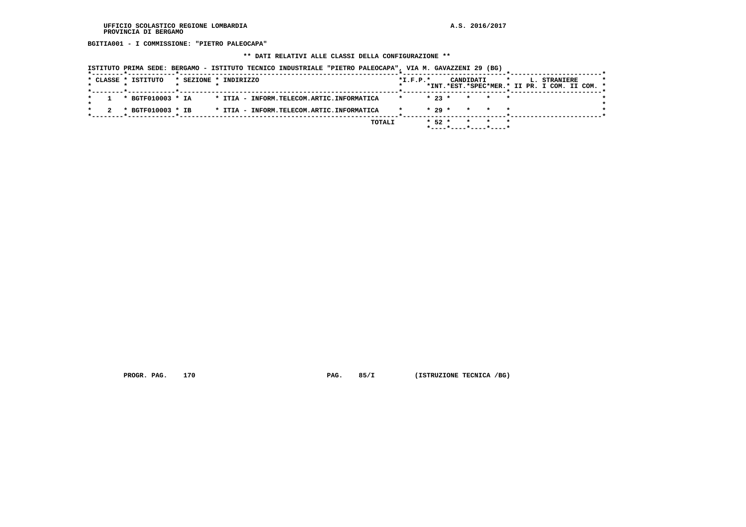BGITIA001 - I COMMISSIONE: "PIETRO PALEOCAPA"

** DATI RELATIVI ALLE CLASSI DELLA CONFIGURAZIONE **

ISTITUTO PRIMA SEDE: BERGAMO - ISTITUTO TECNICO INDUSTRIALE "PIETRO PALEOCAPA", VIA M. GAVAZZENI 29 (BG)

| CLASSE | ISTITUTO | SEZIONE | INDIRIZZO | I.F.P. | CANDIDATI INT. | CANDIDATI EST. | CANDIDATI SPEC | CANDIDATI MER. | L. STRANIERE II PR. | L. STRANIERE I COM. | L. STRANIERE II COM. |
|---|---|---|---|---|---|---|---|---|---|---|---|
| 1 | BGTF010003 | IA | ITIA - INFORM.TELECOM.ARTIC.INFORMATICA | | 23 | | | | | | |
| 2 | BGTF010003 | IB | ITIA - INFORM.TELECOM.ARTIC.INFORMATICA | | 29 | | | | | | |
| | | | TOTALI | | 52 | | | | | | |

PROGR. PAG. 170 PAG. 85/I (ISTRUZIONE TECNICA /BG)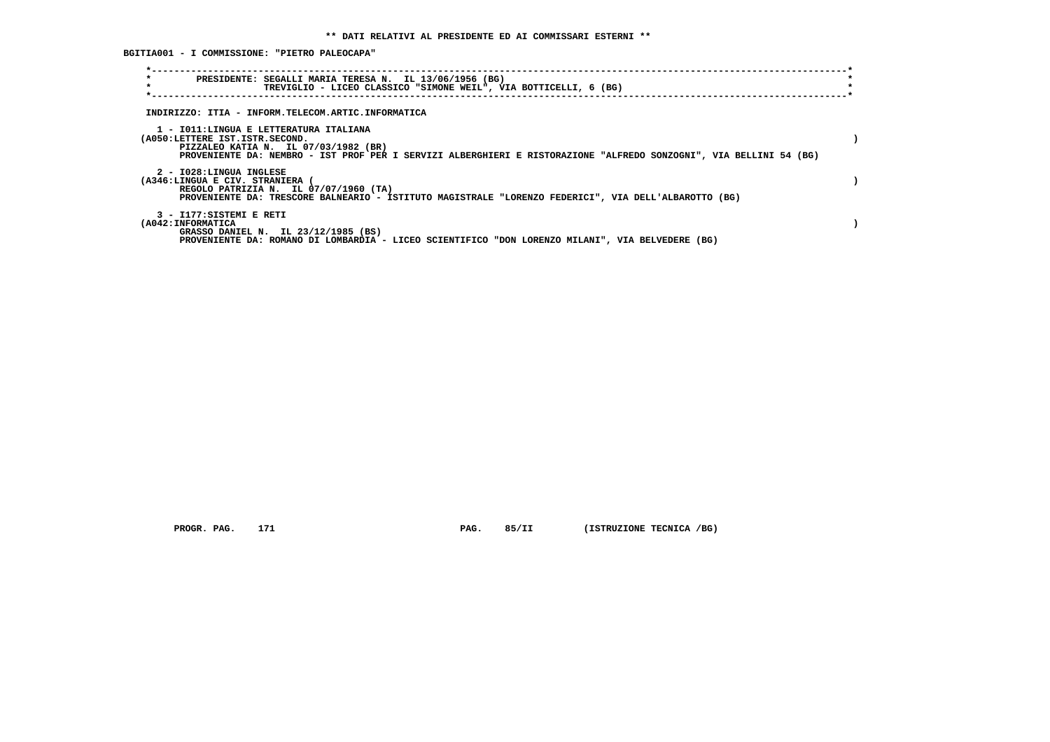**\*\* DATI RELATIVI AL PRESIDENTE ED AI COMMISSARI ESTERNI \*\***

**BGITIA001 - I COMMISSIONE: "PIETRO PALEOCAPA"**

```
*----------------------------------------------------------------------------------------------------------------------------*
*        PRESIDENTE: SEGALLI MARIA TERESA N.  IL 13/06/1956 (BG)                                                             *
*                    TREVIGLIO - LICEO CLASSICO "SIMONE WEIL", VIA BOTTICELLI, 6 (BG)                                        *
*----------------------------------------------------------------------------------------------------------------------------*
```

INDIRIZZO: ITIA - INFORM.TELECOM.ARTIC.INFORMATICA

1 - I011:LINGUA E LETTERATURA ITALIANA
(A050:LETTERE IST.ISTR.SECOND. )
PIZZALEO KATIA N.  IL 07/03/1982 (BR)
PROVENIENTE DA: NEMBRO - IST PROF PER I SERVIZI ALBERGHIERI E RISTORAZIONE "ALFREDO SONZOGNI", VIA BELLINI 54 (BG)

2 - I028:LINGUA INGLESE
(A346:LINGUA E CIV. STRANIERA ( )
REGOLO PATRIZIA N.  IL 07/07/1960 (TA)
PROVENIENTE DA: TRESCORE BALNEARIO - ISTITUTO MAGISTRALE "LORENZO FEDERICI", VIA DELL'ALBAROTTO (BG)

3 - I177:SISTEMI E RETI
(A042:INFORMATICA )
GRASSO DANIEL N.  IL 23/12/1985 (BS)
PROVENIENTE DA: ROMANO DI LOMBARDIA - LICEO SCIENTIFICO "DON LORENZO MILANI", VIA BELVEDERE (BG)

PROGR. PAG. 171 PAG. 85/II (ISTRUZIONE TECNICA /BG)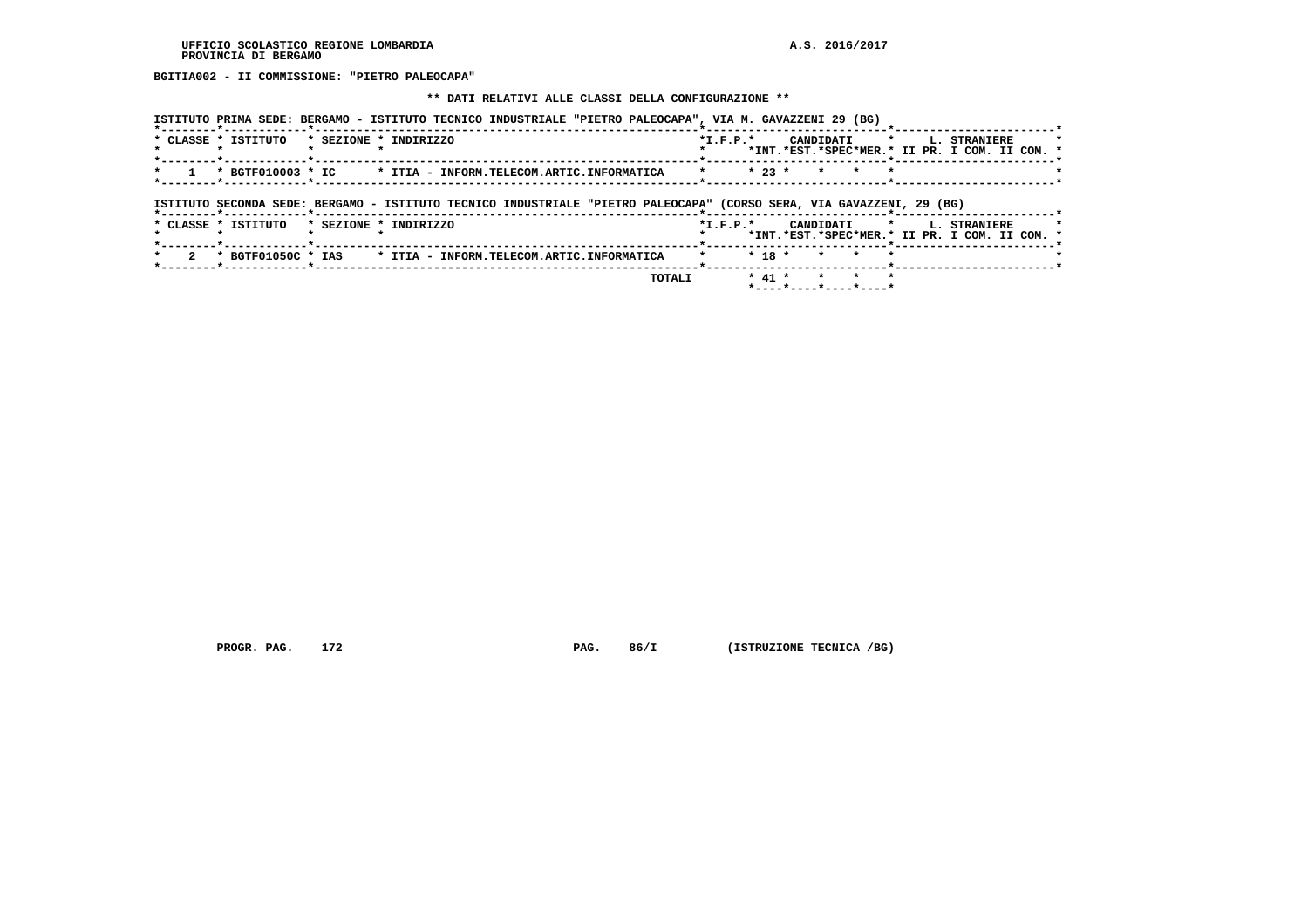BGITIA002 - II COMMISSIONE: "PIETRO PALEOCAPA"

** DATI RELATIVI ALLE CLASSI DELLA CONFIGURAZIONE **

ISTITUTO PRIMA SEDE: BERGAMO - ISTITUTO TECNICO INDUSTRIALE "PIETRO PALEOCAPA", VIA M. GAVAZZENI 29 (BG)

| CLASSE | ISTITUTO | SEZIONE | INDIRIZZO | I.F.P. | CANDIDATI INT. | CANDIDATI EST. | CANDIDATI SPEC | CANDIDATI MER. | L. STRANIERE II PR. | L. STRANIERE I COM. | L. STRANIERE II COM. |
|---|---|---|---|---|---|---|---|---|---|---|---|
| 1 | BGTF010003 | IC | ITIA - INFORM.TELECOM.ARTIC.INFORMATICA | | 23 | | | | | | |

ISTITUTO SECONDA SEDE: BERGAMO - ISTITUTO TECNICO INDUSTRIALE "PIETRO PALEOCAPA" (CORSO SERA, VIA GAVAZZENI, 29 (BG)

| CLASSE | ISTITUTO | SEZIONE | INDIRIZZO | I.F.P. | CANDIDATI INT. | CANDIDATI EST. | CANDIDATI SPEC | CANDIDATI MER. | L. STRANIERE II PR. | L. STRANIERE I COM. | L. STRANIERE II COM. |
|---|---|---|---|---|---|---|---|---|---|---|---|
| 2 | BGTF01050C | IAS | ITIA - INFORM.TELECOM.ARTIC.INFORMATICA | | 18 | | | | | | |
| | | | TOTALI | | 41 | | | | | | |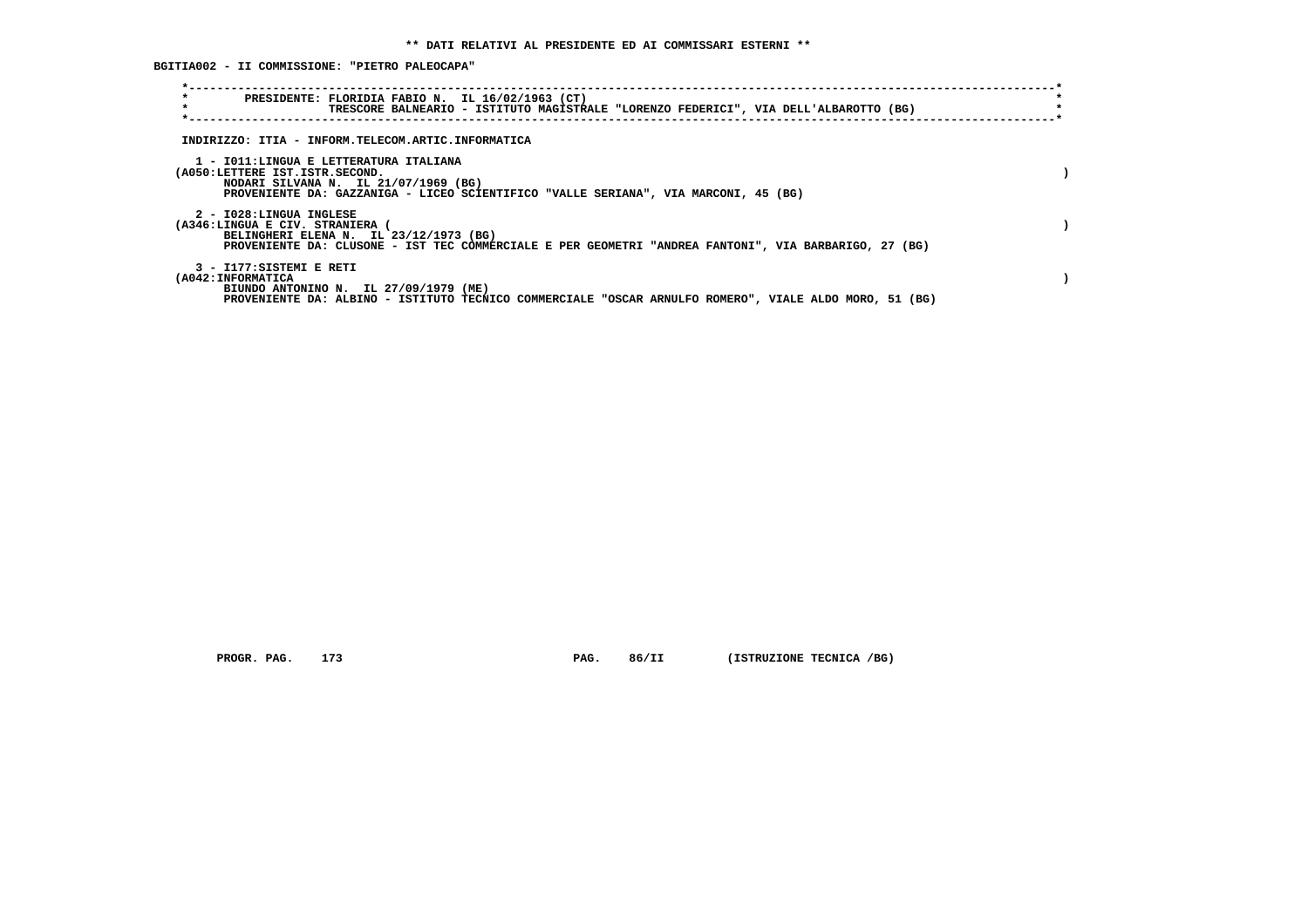**\*\* DATI RELATIVI AL PRESIDENTE ED AI COMMISSARI ESTERNI \*\***

**BGITIA002 - II COMMISSIONE: "PIETRO PALEOCAPA"**

PRESIDENTE: FLORIDIA FABIO N. IL 16/02/1963 (CT)
TRESCORE BALNEARIO - ISTITUTO MAGISTRALE "LORENZO FEDERICI", VIA DELL'ALBAROTTO (BG)

INDIRIZZO: ITIA - INFORM.TELECOM.ARTIC.INFORMATICA

1 - I011:LINGUA E LETTERATURA ITALIANA
(A050:LETTERE IST.ISTR.SECOND. )
NODARI SILVANA N. IL 21/07/1969 (BG)
PROVENIENTE DA: GAZZANIGA - LICEO SCIENTIFICO "VALLE SERIANA", VIA MARCONI, 45 (BG)

2 - I028:LINGUA INGLESE
(A346:LINGUA E CIV. STRANIERA ( )
BELINGHERI ELENA N. IL 23/12/1973 (BG)
PROVENIENTE DA: CLUSONE - IST TEC COMMERCIALE E PER GEOMETRI "ANDREA FANTONI", VIA BARBARIGO, 27 (BG)

3 - I177:SISTEMI E RETI
(A042:INFORMATICA )
BIUNDO ANTONINO N. IL 27/09/1979 (ME)
PROVENIENTE DA: ALBINO - ISTITUTO TECNICO COMMERCIALE "OSCAR ARNULFO ROMERO", VIALE ALDO MORO, 51 (BG)

PROGR. PAG. 173 PAG. 86/II (ISTRUZIONE TECNICA /BG)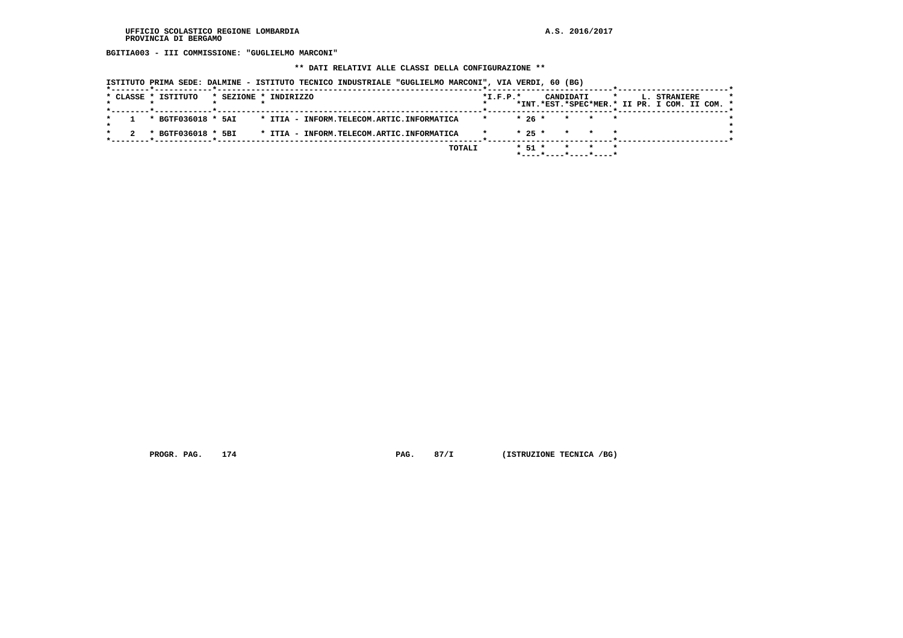BGITIA003 - III COMMISSIONE: "GUGLIELMO MARCONI"

** DATI RELATIVI ALLE CLASSI DELLA CONFIGURAZIONE **

ISTITUTO PRIMA SEDE: DALMINE - ISTITUTO TECNICO INDUSTRIALE "GUGLIELMO MARCONI", VIA VERDI, 60 (BG)

| CLASSE | ISTITUTO | SEZIONE | INDIRIZZO | I.F.P. | CANDIDATI INT. | CANDIDATI EST. | CANDIDATI SPEC | CANDIDATI MER. | L. STRANIERE II PR. | L. STRANIERE I COM. | L. STRANIERE II COM. |
|---|---|---|---|---|---|---|---|---|---|---|---|
| 1 | BGTF036018 | 5AI | ITIA - INFORM.TELECOM.ARTIC.INFORMATICA | | 26 | | | | | | |
| 2 | BGTF036018 | 5BI | ITIA - INFORM.TELECOM.ARTIC.INFORMATICA | | 25 | | | | | | |
| | | | TOTALI | | 51 | | | | | | |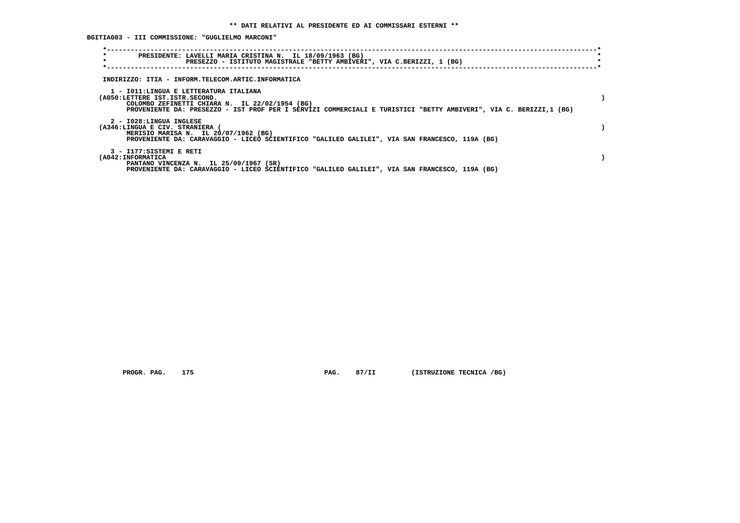**\*\* DATI RELATIVI AL PRESIDENTE ED AI COMMISSARI ESTERNI \*\***

**BGITIA003 - III COMMISSIONE: "GUGLIELMO MARCONI"**

```
*----------------------------------------------------------------------------------------------------------------------------*
*        PRESIDENTE: LAVELLI MARIA CRISTINA N.  IL 18/09/1963 (BG)                                                           *
*                    PRESEZZO - ISTITUTO MAGISTRALE "BETTY AMBIVERI", VIA C.BERIZZI, 1 (BG)                                  *
*----------------------------------------------------------------------------------------------------------------------------*
```

INDIRIZZO: ITIA - INFORM.TELECOM.ARTIC.INFORMATICA

1 - I011:LINGUA E LETTERATURA ITALIANA
(A050:LETTERE IST.ISTR.SECOND. )
COLOMBO ZEFINETTI CHIARA N. IL 22/02/1954 (BG)
PROVENIENTE DA: PRESEZZO - IST PROF PER I SERVIZI COMMERCIALI E TURISTICI "BETTY AMBIVERI", VIA C. BERIZZI,1 (BG)

2 - I028:LINGUA INGLESE
(A346:LINGUA E CIV. STRANIERA ( )
MERISIO MARISA N. IL 20/07/1962 (BG)
PROVENIENTE DA: CARAVAGGIO - LICEO SCIENTIFICO "GALILEO GALILEI", VIA SAN FRANCESCO, 119A (BG)

3 - I177:SISTEMI E RETI
(A042:INFORMATICA )
PANTANO VINCENZA N. IL 25/09/1967 (SR)
PROVENIENTE DA: CARAVAGGIO - LICEO SCIENTIFICO "GALILEO GALILEI", VIA SAN FRANCESCO, 119A (BG)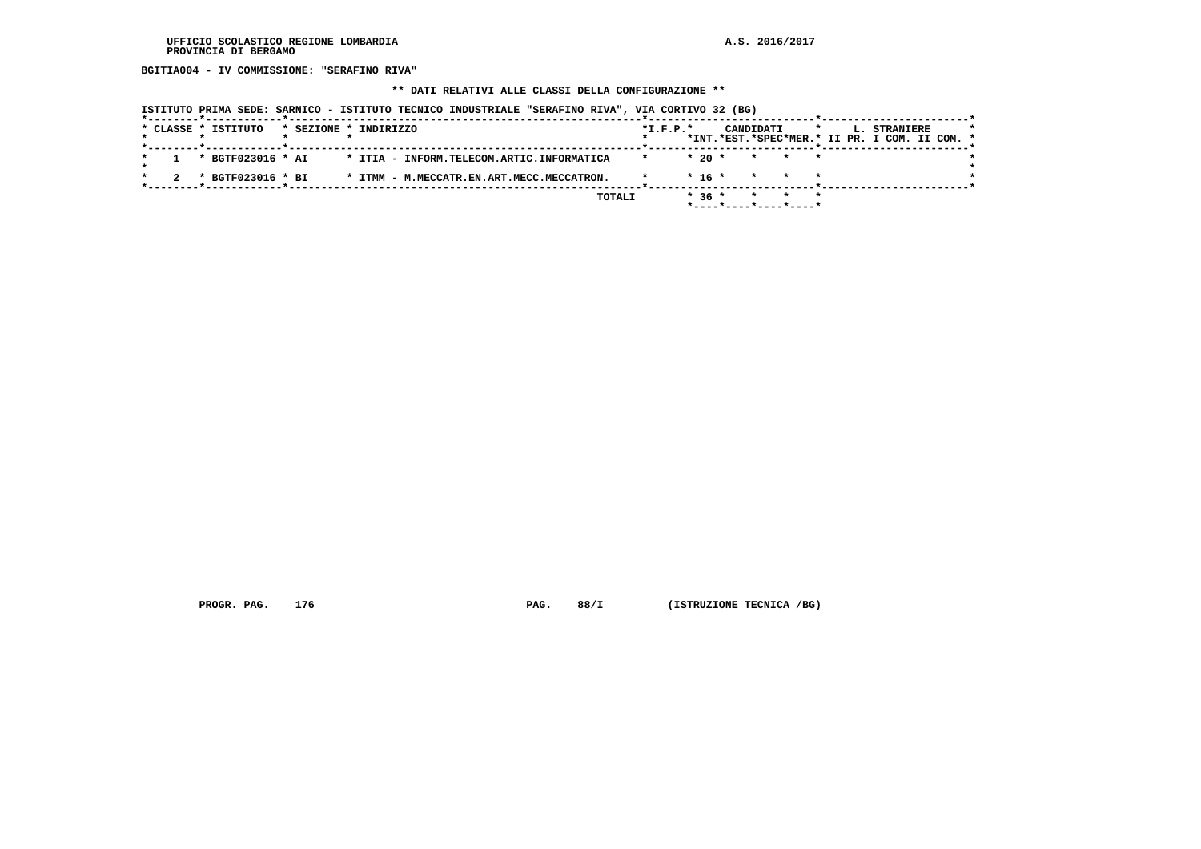UFFICIO SCOLASTICO REGIONE LOMBARDIA
PROVINCIA DI BERGAMO

A.S. 2016/2017

**BGITIA004 - IV COMMISSIONE: "SERAFINO RIVA"**

**** DATI RELATIVI ALLE CLASSI DELLA CONFIGURAZIONE ****

**ISTITUTO PRIMA SEDE: SARNICO - ISTITUTO TECNICO INDUSTRIALE "SERAFINO RIVA", VIA CORTIVO 32 (BG)**

| CLASSE | ISTITUTO | SEZIONE | INDIRIZZO | I.F.P. | CANDIDATI INT. | CANDIDATI EST. | CANDIDATI SPEC | CANDIDATI MER. | L. STRANIERE II PR. | L. STRANIERE I COM. | L. STRANIERE II COM. |
|---|---|---|---|---|---|---|---|---|---|---|---|
| 1 | BGTF023016 | AI | ITIA - INFORM.TELECOM.ARTIC.INFORMATICA | | 20 | | | | | | |
| 2 | BGTF023016 | BI | ITMM - M.MECCATR.EN.ART.MECC.MECCATRON. | | 16 | | | | | | |
| | | | TOTALI | | 36 | | | | | | |

PROGR. PAG. 176    PAG. 88/I    (ISTRUZIONE TECNICA /BG)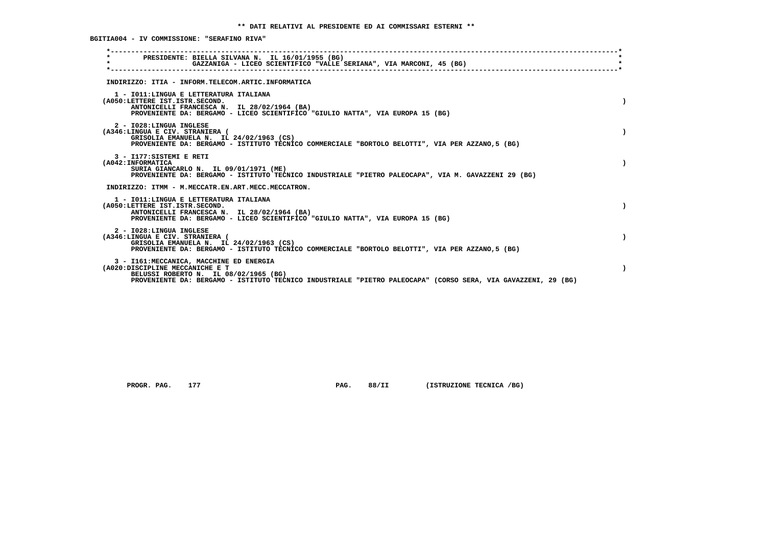** DATI RELATIVI AL PRESIDENTE ED AI COMMISSARI ESTERNI **

BGITIA004 - IV COMMISSIONE: "SERAFINO RIVA"

PRESIDENTE: BIELLA SILVANA N. IL 16/01/1955 (BG)
GAZZANIGA - LICEO SCIENTIFICO "VALLE SERIANA", VIA MARCONI, 45 (BG)

INDIRIZZO: ITIA - INFORM.TELECOM.ARTIC.INFORMATICA

1 - I011:LINGUA E LETTERATURA ITALIANA
(A050:LETTERE IST.ISTR.SECOND. )
ANTONICELLI FRANCESCA N. IL 28/02/1964 (BA)
PROVENIENTE DA: BERGAMO - LICEO SCIENTIFICO "GIULIO NATTA", VIA EUROPA 15 (BG)

2 - I028:LINGUA INGLESE
(A346:LINGUA E CIV. STRANIERA ( )
GRISOLIA EMANUELA N. IL 24/02/1963 (CS)
PROVENIENTE DA: BERGAMO - ISTITUTO TECNICO COMMERCIALE "BORTOLO BELOTTI", VIA PER AZZANO,5 (BG)

3 - I177:SISTEMI E RETI
(A042:INFORMATICA )
SURIA GIANCARLO N. IL 09/01/1971 (ME)
PROVENIENTE DA: BERGAMO - ISTITUTO TECNICO INDUSTRIALE "PIETRO PALEOCAPA", VIA M. GAVAZZENI 29 (BG)

INDIRIZZO: ITMM - M.MECCATR.EN.ART.MECC.MECCATRON.

1 - I011:LINGUA E LETTERATURA ITALIANA
(A050:LETTERE IST.ISTR.SECOND. )
ANTONICELLI FRANCESCA N. IL 28/02/1964 (BA)
PROVENIENTE DA: BERGAMO - LICEO SCIENTIFICO "GIULIO NATTA", VIA EUROPA 15 (BG)

2 - I028:LINGUA INGLESE
(A346:LINGUA E CIV. STRANIERA ( )
GRISOLIA EMANUELA N. IL 24/02/1963 (CS)
PROVENIENTE DA: BERGAMO - ISTITUTO TECNICO COMMERCIALE "BORTOLO BELOTTI", VIA PER AZZANO,5 (BG)

3 - I161:MECCANICA, MACCHINE ED ENERGIA
(A020:DISCIPLINE MECCANICHE E T )
BELUSSI ROBERTO N. IL 08/02/1965 (BG)
PROVENIENTE DA: BERGAMO - ISTITUTO TECNICO INDUSTRIALE "PIETRO PALEOCAPA" (CORSO SERA, VIA GAVAZZENI, 29 (BG)

PROGR. PAG. 177 PAG. 88/II (ISTRUZIONE TECNICA /BG)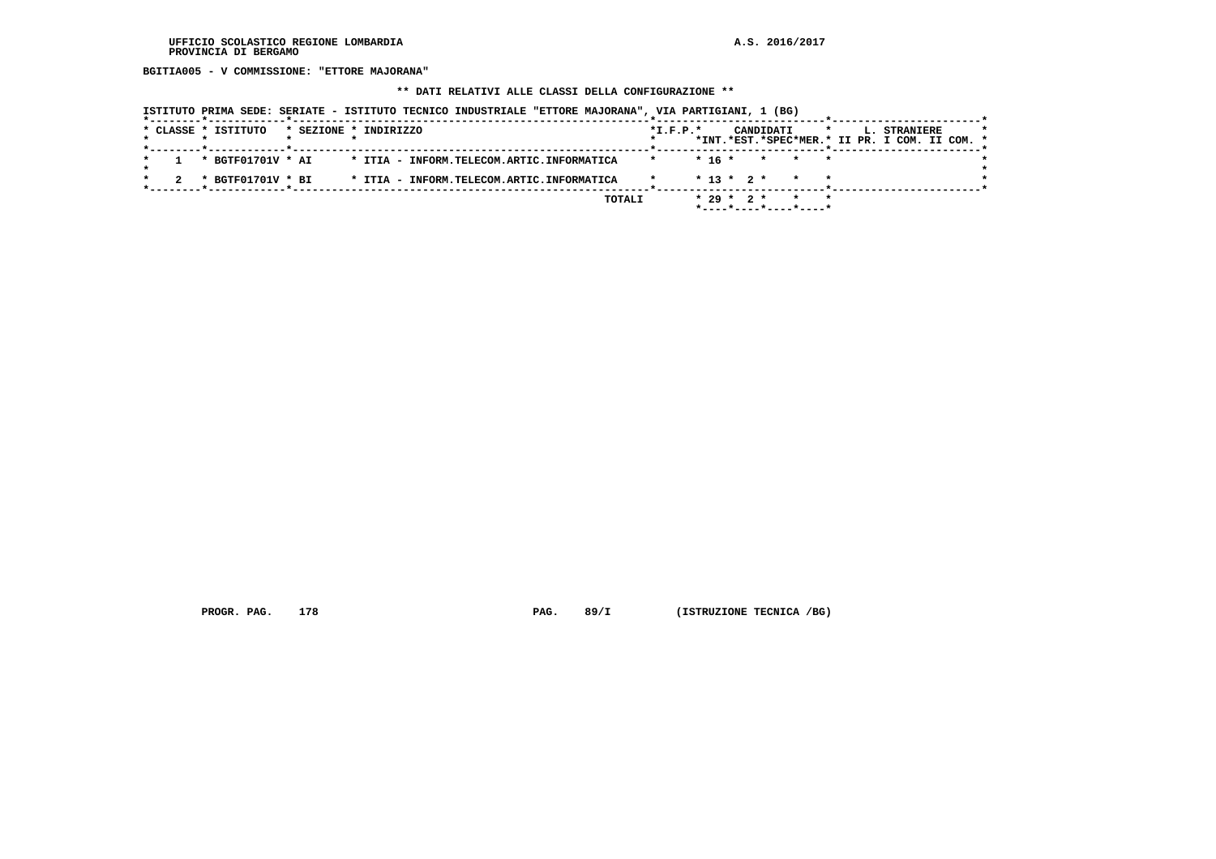BGITIA005 - V COMMISSIONE: "ETTORE MAJORANA"

** DATI RELATIVI ALLE CLASSI DELLA CONFIGURAZIONE **

ISTITUTO PRIMA SEDE: SERIATE - ISTITUTO TECNICO INDUSTRIALE "ETTORE MAJORANA", VIA PARTIGIANI, 1 (BG)

| CLASSE | ISTITUTO | SEZIONE | INDIRIZZO | I.F.P. | CANDIDATI INT. | CANDIDATI EST. | CANDIDATI SPEC | CANDIDATI MER. | L. STRANIERE II PR. | L. STRANIERE I COM. | L. STRANIERE II COM. |
|---|---|---|---|---|---|---|---|---|---|---|---|
| 1 | BGTF01701V | AI | ITIA - INFORM.TELECOM.ARTIC.INFORMATICA | | 16 | | | | | | |
| 2 | BGTF01701V | BI | ITIA - INFORM.TELECOM.ARTIC.INFORMATICA | | 13 | 2 | | | | | |
| | | | TOTALI | | 29 | 2 | | | | | |

PROGR. PAG. 178 PAG. 89/I (ISTRUZIONE TECNICA /BG)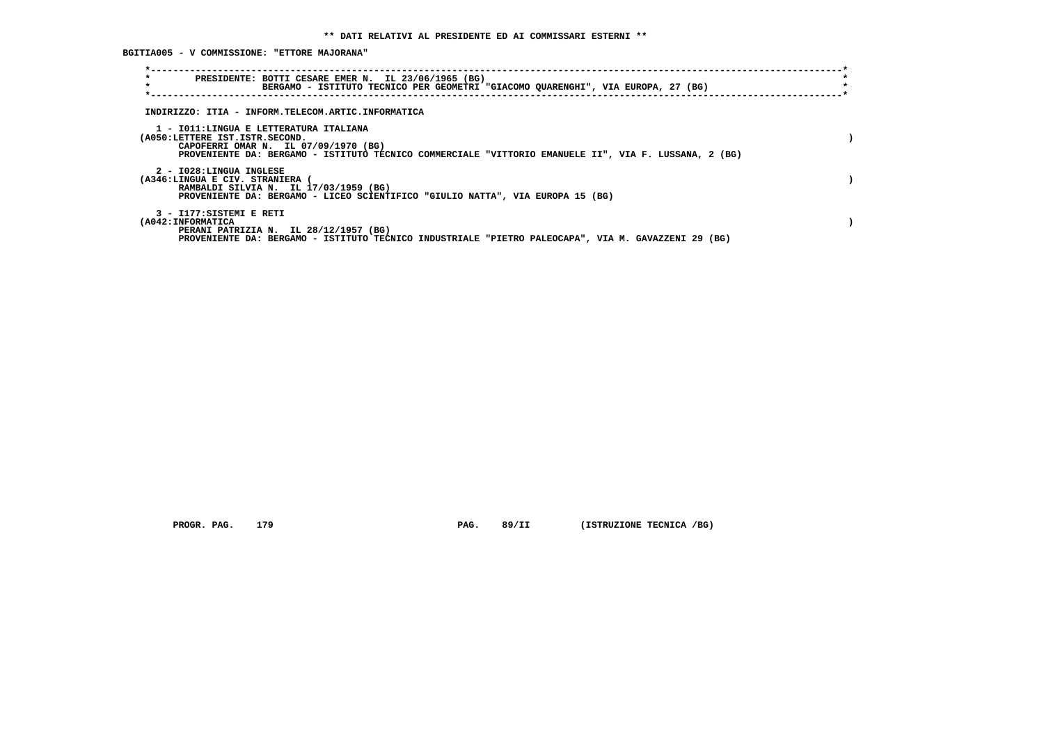** DATI RELATIVI AL PRESIDENTE ED AI COMMISSARI ESTERNI **

BGITIA005 - V COMMISSIONE: "ETTORE MAJORANA"

PRESIDENTE: BOTTI CESARE EMER N. IL 23/06/1965 (BG)
BERGAMO - ISTITUTO TECNICO PER GEOMETRI "GIACOMO QUARENGHI", VIA EUROPA, 27 (BG)

INDIRIZZO: ITIA - INFORM.TELECOM.ARTIC.INFORMATICA

1 - I011:LINGUA E LETTERATURA ITALIANA
(A050:LETTERE IST.ISTR.SECOND. )
CAPOFERRI OMAR N. IL 07/09/1970 (BG)
PROVENIENTE DA: BERGAMO - ISTITUTO TECNICO COMMERCIALE "VITTORIO EMANUELE II", VIA F. LUSSANA, 2 (BG)

2 - I028:LINGUA INGLESE
(A346:LINGUA E CIV. STRANIERA ( )
RAMBALDI SILVIA N. IL 17/03/1959 (BG)
PROVENIENTE DA: BERGAMO - LICEO SCIENTIFICO "GIULIO NATTA", VIA EUROPA 15 (BG)

3 - I177:SISTEMI E RETI
(A042:INFORMATICA )
PERANI PATRIZIA N. IL 28/12/1957 (BG)
PROVENIENTE DA: BERGAMO - ISTITUTO TECNICO INDUSTRIALE "PIETRO PALEOCAPA", VIA M. GAVAZZENI 29 (BG)

PROGR. PAG. 179 PAG. 89/II (ISTRUZIONE TECNICA /BG)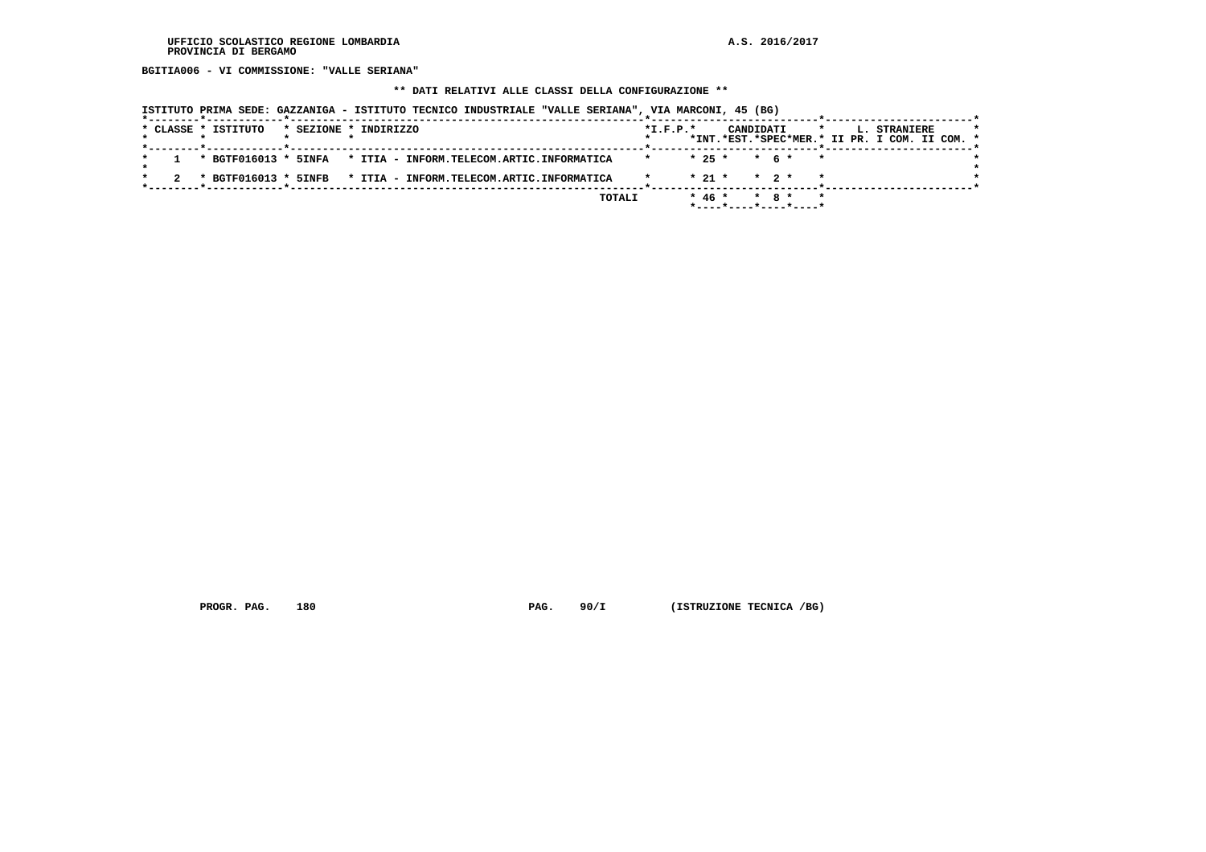BGITIA006 - VI COMMISSIONE: "VALLE SERIANA"

**\*\* DATI RELATIVI ALLE CLASSI DELLA CONFIGURAZIONE \*\***

ISTITUTO PRIMA SEDE: GAZZANIGA - ISTITUTO TECNICO INDUSTRIALE "VALLE SERIANA", VIA MARCONI, 45 (BG)

| CLASSE | ISTITUTO | SEZIONE | INDIRIZZO | I.F.P. | CANDIDATI INT. | CANDIDATI EST. | CANDIDATI SPEC | CANDIDATI MER. | L. STRANIERE II PR. | L. STRANIERE I COM. | L. STRANIERE II COM. |
|---|---|---|---|---|---|---|---|---|---|---|---|
| 1 | BGTF016013 | 5INFA | ITIA - INFORM.TELECOM.ARTIC.INFORMATICA | | 25 | | 6 | | | | |
| 2 | BGTF016013 | 5INFB | ITIA - INFORM.TELECOM.ARTIC.INFORMATICA | | 21 | | 2 | | | | |
| | | | TOTALI | | 46 | | 8 | | | | |

PROGR. PAG. 180 PAG. 90/I (ISTRUZIONE TECNICA /BG)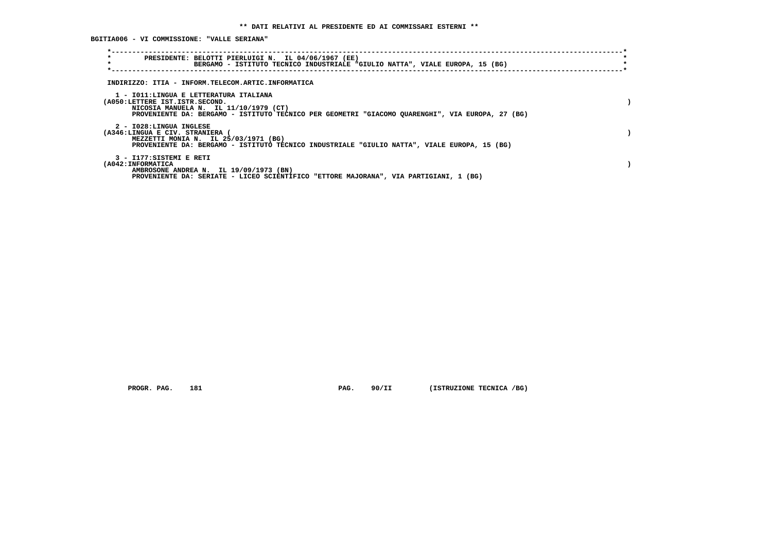** DATI RELATIVI AL PRESIDENTE ED AI COMMISSARI ESTERNI **

BGITIA006 - VI COMMISSIONE: "VALLE SERIANA"

PRESIDENTE: BELOTTI PIERLUIGI N. IL 04/06/1967 (EE)
BERGAMO - ISTITUTO TECNICO INDUSTRIALE "GIULIO NATTA", VIALE EUROPA, 15 (BG)

INDIRIZZO: ITIA - INFORM.TELECOM.ARTIC.INFORMATICA

1 - I011:LINGUA E LETTERATURA ITALIANA
(A050:LETTERE IST.ISTR.SECOND. )
NICOSIA MANUELA N. IL 11/10/1979 (CT)
PROVENIENTE DA: BERGAMO - ISTITUTO TECNICO PER GEOMETRI "GIACOMO QUARENGHI", VIA EUROPA, 27 (BG)

2 - I028:LINGUA INGLESE
(A346:LINGUA E CIV. STRANIERA ( )
MEZZETTI MONIA N. IL 25/03/1971 (BG)
PROVENIENTE DA: BERGAMO - ISTITUTO TECNICO INDUSTRIALE "GIULIO NATTA", VIALE EUROPA, 15 (BG)

3 - I177:SISTEMI E RETI
(A042:INFORMATICA )
AMBROSONE ANDREA N. IL 19/09/1973 (BN)
PROVENIENTE DA: SERIATE - LICEO SCIENTIFICO "ETTORE MAJORANA", VIA PARTIGIANI, 1 (BG)

PROGR. PAG. 181 PAG. 90/II (ISTRUZIONE TECNICA /BG)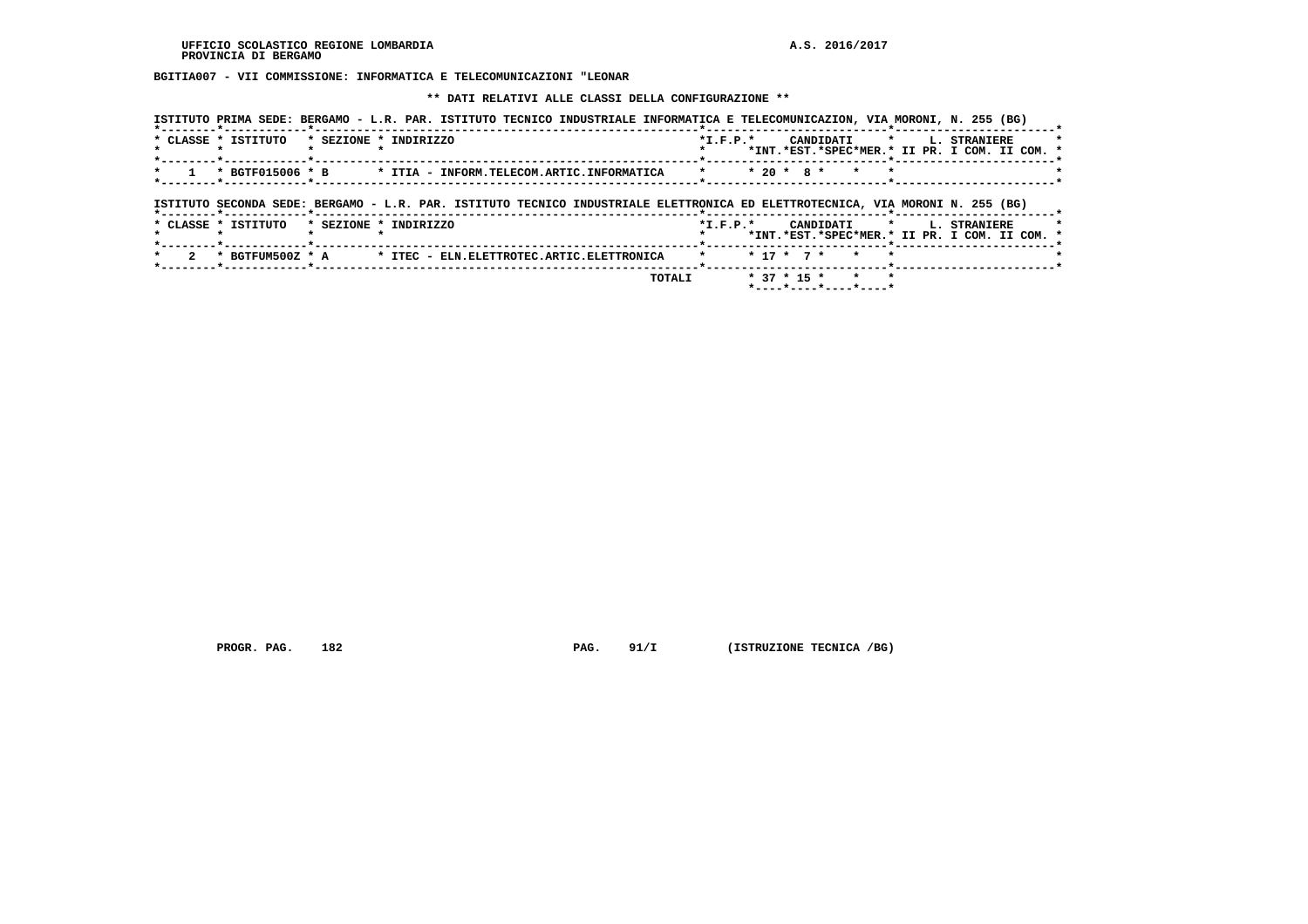**BGITIA007 - VII COMMISSIONE: INFORMATICA E TELECOMUNICAZIONI "LEONAR**

**\*\* DATI RELATIVI ALLE CLASSI DELLA CONFIGURAZIONE \*\***

**ISTITUTO PRIMA SEDE: BERGAMO - L.R. PAR. ISTITUTO TECNICO INDUSTRIALE INFORMATICA E TELECOMUNICAZION, VIA MORONI, N. 255 (BG)**

| CLASSE | ISTITUTO | SEZIONE | INDIRIZZO | I.F.P. | CANDIDATI INT. | CANDIDATI EST. | CANDIDATI SPEC | CANDIDATI MER. | L. STRANIERE II PR. | L. STRANIERE I COM. | L. STRANIERE II COM. |
|---|---|---|---|---|---|---|---|---|---|---|---|
| 1 | BGTF015006 | B | ITIA - INFORM.TELECOM.ARTIC.INFORMATICA | | 20 | 8 | | | | | |

**ISTITUTO SECONDA SEDE: BERGAMO - L.R. PAR. ISTITUTO TECNICO INDUSTRIALE ELETTRONICA ED ELETTROTECNICA, VIA MORONI N. 255 (BG)**

| CLASSE | ISTITUTO | SEZIONE | INDIRIZZO | I.F.P. | CANDIDATI INT. | CANDIDATI EST. | CANDIDATI SPEC | CANDIDATI MER. | L. STRANIERE II PR. | L. STRANIERE I COM. | L. STRANIERE II COM. |
|---|---|---|---|---|---|---|---|---|---|---|---|
| 2 | BGTFUM500Z | A | ITEC - ELN.ELETTROTEC.ARTIC.ELETTRONICA | | 17 | 7 | | | | | |
| | | | TOTALI | | 37 | 15 | | | | | |

PROGR. PAG. 182 PAG. 91/I (ISTRUZIONE TECNICA /BG)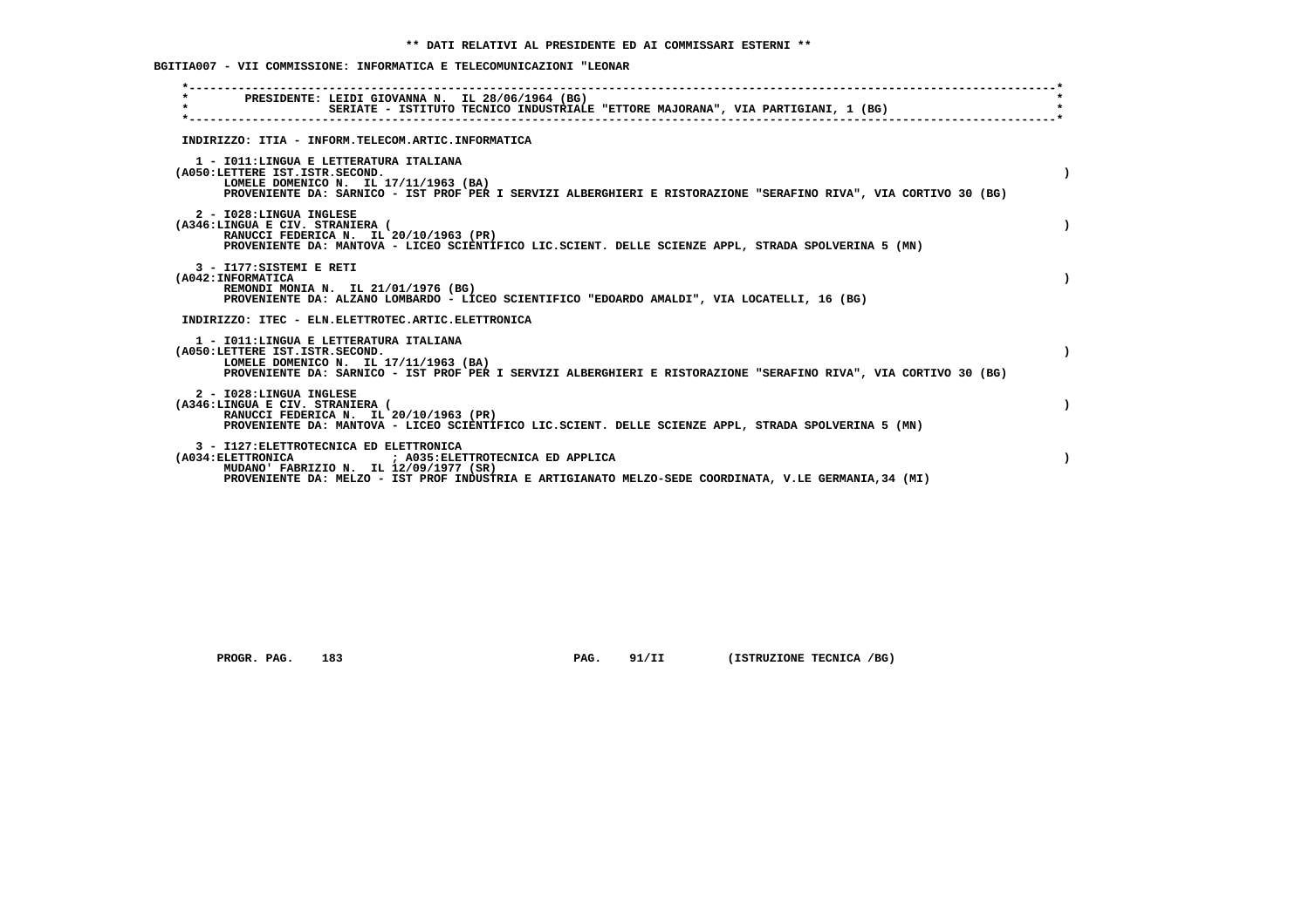** DATI RELATIVI AL PRESIDENTE ED AI COMMISSARI ESTERNI **

BGITIA007 - VII COMMISSIONE: INFORMATICA E TELECOMUNICAZIONI "LEONAR

PRESIDENTE: LEIDI GIOVANNA N. IL 28/06/1964 (BG)
SERIATE - ISTITUTO TECNICO INDUSTRIALE "ETTORE MAJORANA", VIA PARTIGIANI, 1 (BG)

INDIRIZZO: ITIA - INFORM.TELECOM.ARTIC.INFORMATICA

1 - I011:LINGUA E LETTERATURA ITALIANA
(A050:LETTERE IST.ISTR.SECOND. )
LOMELE DOMENICO N. IL 17/11/1963 (BA)
PROVENIENTE DA: SARNICO - IST PROF PER I SERVIZI ALBERGHIERI E RISTORAZIONE "SERAFINO RIVA", VIA CORTIVO 30 (BG)

2 - I028:LINGUA INGLESE
(A346:LINGUA E CIV. STRANIERA ( )
RANUCCI FEDERICA N. IL 20/10/1963 (PR)
PROVENIENTE DA: MANTOVA - LICEO SCIENTIFICO LIC.SCIENT. DELLE SCIENZE APPL, STRADA SPOLVERINA 5 (MN)

3 - I177:SISTEMI E RETI
(A042:INFORMATICA )
REMONDI MONIA N. IL 21/01/1976 (BG)
PROVENIENTE DA: ALZANO LOMBARDO - LICEO SCIENTIFICO "EDOARDO AMALDI", VIA LOCATELLI, 16 (BG)

INDIRIZZO: ITEC - ELN.ELETTROTEC.ARTIC.ELETTRONICA

1 - I011:LINGUA E LETTERATURA ITALIANA
(A050:LETTERE IST.ISTR.SECOND. )
LOMELE DOMENICO N. IL 17/11/1963 (BA)
PROVENIENTE DA: SARNICO - IST PROF PER I SERVIZI ALBERGHIERI E RISTORAZIONE "SERAFINO RIVA", VIA CORTIVO 30 (BG)

2 - I028:LINGUA INGLESE
(A346:LINGUA E CIV. STRANIERA ( )
RANUCCI FEDERICA N. IL 20/10/1963 (PR)
PROVENIENTE DA: MANTOVA - LICEO SCIENTIFICO LIC.SCIENT. DELLE SCIENZE APPL, STRADA SPOLVERINA 5 (MN)

3 - I127:ELETTROTECNICA ED ELETTRONICA
(A034:ELETTRONICA ; A035:ELETTROTECNICA ED APPLICA )
MUDANO' FABRIZIO N. IL 12/09/1977 (SR)
PROVENIENTE DA: MELZO - IST PROF INDUSTRIA E ARTIGIANATO MELZO-SEDE COORDINATA, V.LE GERMANIA,34 (MI)

PROGR. PAG. 183 PAG. 91/II (ISTRUZIONE TECNICA /BG)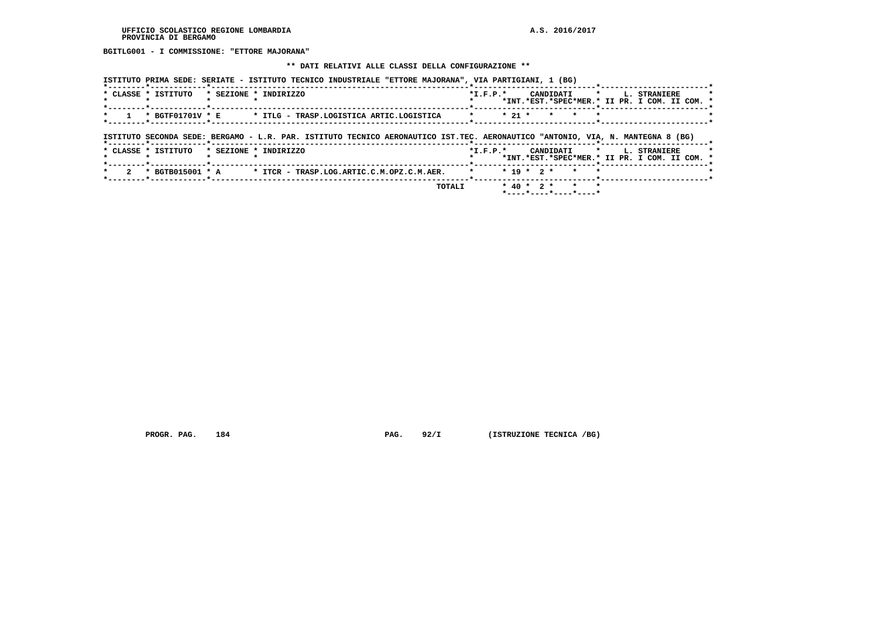UFFICIO SCOLASTICO REGIONE LOMBARDIA
PROVINCIA DI BERGAMO

A.S. 2016/2017

**BGITLG001 - I COMMISSIONE: "ETTORE MAJORANA"**

**\*\* DATI RELATIVI ALLE CLASSI DELLA CONFIGURAZIONE \*\***

ISTITUTO PRIMA SEDE: SERIATE - ISTITUTO TECNICO INDUSTRIALE "ETTORE MAJORANA", VIA PARTIGIANI, 1 (BG)

| CLASSE | ISTITUTO | SEZIONE | INDIRIZZO | I.F.P. | CANDIDATI INT. | CANDIDATI EST. | CANDIDATI SPEC | CANDIDATI MER. | L. STRANIERE II PR. | L. STRANIERE I COM. | L. STRANIERE II COM. |
|---|---|---|---|---|---|---|---|---|---|---|---|
| 1 | BGTF01701V | E | ITLG - TRASP.LOGISTICA ARTIC.LOGISTICA | | 21 | | | | | | |

ISTITUTO SECONDA SEDE: BERGAMO - L.R. PAR. ISTITUTO TECNICO AERONAUTICO IST.TEC. AERONAUTICO "ANTONIO, VIA, N. MANTEGNA 8 (BG)

| CLASSE | ISTITUTO | SEZIONE | INDIRIZZO | I.F.P. | CANDIDATI INT. | CANDIDATI EST. | CANDIDATI SPEC | CANDIDATI MER. | L. STRANIERE II PR. | L. STRANIERE I COM. | L. STRANIERE II COM. |
|---|---|---|---|---|---|---|---|---|---|---|---|
| 2 | BGTB015001 | A | ITCR - TRASP.LOG.ARTIC.C.M.OPZ.C.M.AER. | | 19 | 2 | | | | | |
| | | | TOTALI | | 40 | 2 | | | | | |

PROGR. PAG. 184 PAG. 92/I (ISTRUZIONE TECNICA /BG)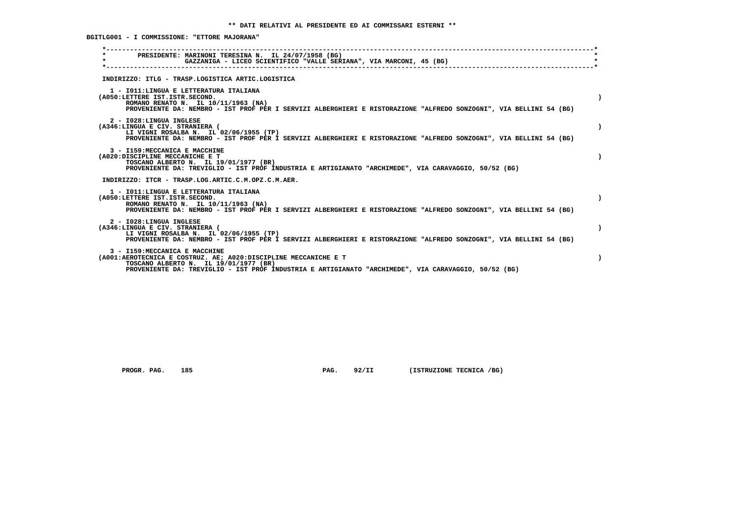## ** DATI RELATIVI AL PRESIDENTE ED AI COMMISSARI ESTERNI **

**BGITLG001 - I COMMISSIONE: "ETTORE MAJORANA"**

PRESIDENTE: MARINONI TERESINA N. IL 24/07/1958 (BG)
GAZZANIGA - LICEO SCIENTIFICO "VALLE SERIANA", VIA MARCONI, 45 (BG)

INDIRIZZO: ITLG - TRASP.LOGISTICA ARTIC.LOGISTICA

1 - I011:LINGUA E LETTERATURA ITALIANA
(A050:LETTERE IST.ISTR.SECOND. )
ROMANO RENATO N. IL 10/11/1963 (NA)
PROVENIENTE DA: NEMBRO - IST PROF PER I SERVIZI ALBERGHIERI E RISTORAZIONE "ALFREDO SONZOGNI", VIA BELLINI 54 (BG)

2 - I028:LINGUA INGLESE
(A346:LINGUA E CIV. STRANIERA ( )
LI VIGNI ROSALBA N. IL 02/06/1955 (TP)
PROVENIENTE DA: NEMBRO - IST PROF PER I SERVIZI ALBERGHIERI E RISTORAZIONE "ALFREDO SONZOGNI", VIA BELLINI 54 (BG)

3 - I159:MECCANICA E MACCHINE
(A020:DISCIPLINE MECCANICHE E T )
TOSCANO ALBERTO N. IL 19/01/1977 (BR)
PROVENIENTE DA: TREVIGLIO - IST PROF INDUSTRIA E ARTIGIANATO "ARCHIMEDE", VIA CARAVAGGIO, 50/52 (BG)

INDIRIZZO: ITCR - TRASP.LOG.ARTIC.C.M.OPZ.C.M.AER.

1 - I011:LINGUA E LETTERATURA ITALIANA
(A050:LETTERE IST.ISTR.SECOND. )
ROMANO RENATO N. IL 10/11/1963 (NA)
PROVENIENTE DA: NEMBRO - IST PROF PER I SERVIZI ALBERGHIERI E RISTORAZIONE "ALFREDO SONZOGNI", VIA BELLINI 54 (BG)

2 - I028:LINGUA INGLESE
(A346:LINGUA E CIV. STRANIERA ( )
LI VIGNI ROSALBA N. IL 02/06/1955 (TP)
PROVENIENTE DA: NEMBRO - IST PROF PER I SERVIZI ALBERGHIERI E RISTORAZIONE "ALFREDO SONZOGNI", VIA BELLINI 54 (BG)

3 - I159:MECCANICA E MACCHINE
(A001:AEROTECNICA E COSTRUZ. AE; A020:DISCIPLINE MECCANICHE E T )
TOSCANO ALBERTO N. IL 19/01/1977 (BR)
PROVENIENTE DA: TREVIGLIO - IST PROF INDUSTRIA E ARTIGIANATO "ARCHIMEDE", VIA CARAVAGGIO, 50/52 (BG)

PROGR. PAG. 185 PAG. 92/II (ISTRUZIONE TECNICA /BG)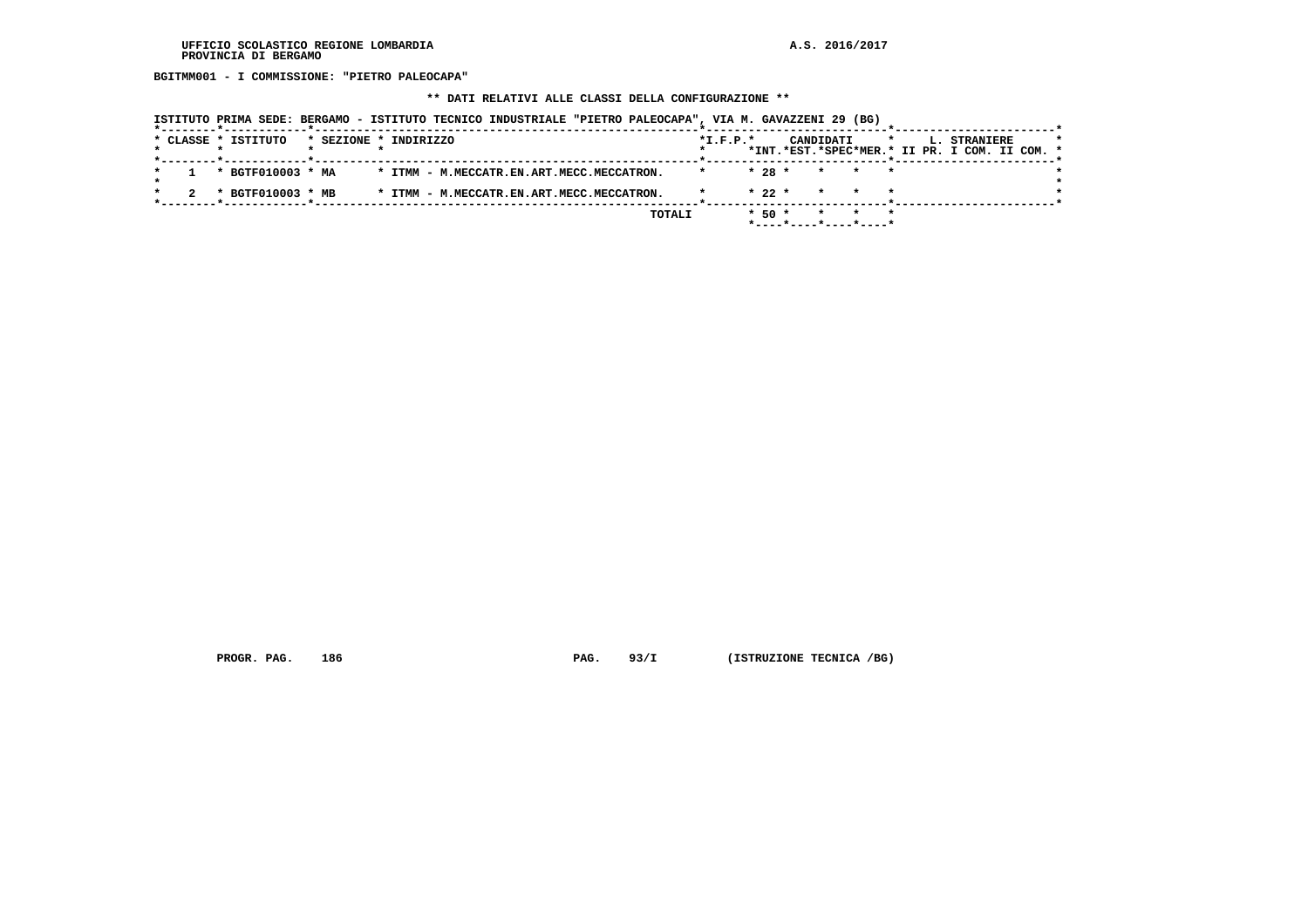UFFICIO SCOLASTICO REGIONE LOMBARDIA
PROVINCIA DI BERGAMO

A.S. 2016/2017

**BGITMM001 - I COMMISSIONE: "PIETRO PALEOCAPA"**

**\*\* DATI RELATIVI ALLE CLASSI DELLA CONFIGURAZIONE \*\***

ISTITUTO PRIMA SEDE: BERGAMO - ISTITUTO TECNICO INDUSTRIALE "PIETRO PALEOCAPA", VIA M. GAVAZZENI 29 (BG)

| CLASSE | ISTITUTO | SEZIONE | INDIRIZZO | I.F.P. | CANDIDATI INT. | CANDIDATI EST. | CANDIDATI SPEC | CANDIDATI MER. | L. STRANIERE II PR. | L. STRANIERE I COM. | L. STRANIERE II COM. |
|---|---|---|---|---|---|---|---|---|---|---|---|
| 1 | BGTF010003 | MA | ITMM - M.MECCATR.EN.ART.MECC.MECCATRON. | | 28 | | | | | | |
| 2 | BGTF010003 | MB | ITMM - M.MECCATR.EN.ART.MECC.MECCATRON. | | 22 | | | | | | |
| | | | TOTALI | | 50 | | | | | | |

PROGR. PAG. 186 PAG. 93/I (ISTRUZIONE TECNICA /BG)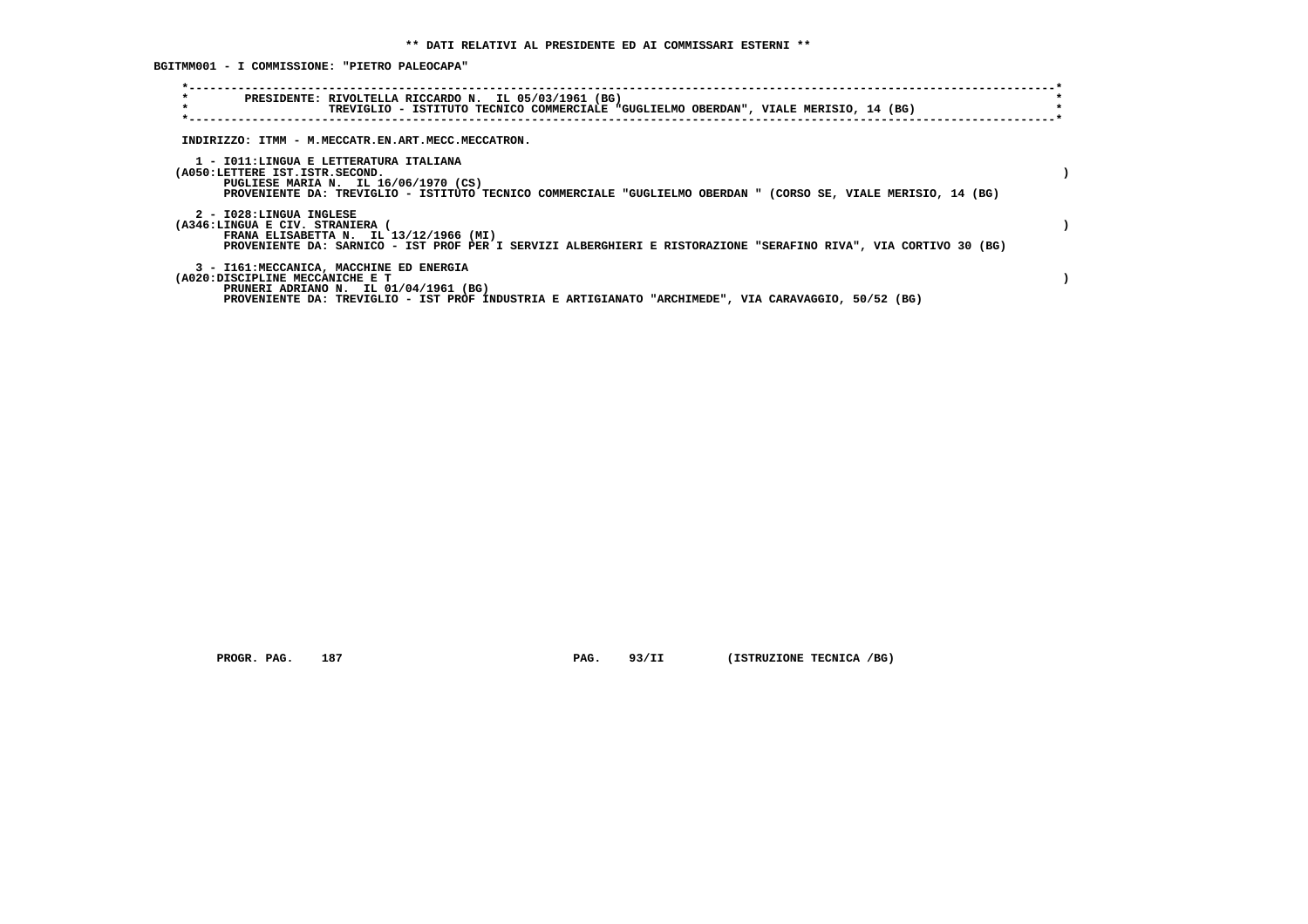**\*\* DATI RELATIVI AL PRESIDENTE ED AI COMMISSARI ESTERNI \*\***

**BGITMM001 - I COMMISSIONE: "PIETRO PALEOCAPA"**

```
*----------------------------------------------------------------------------------------------------------------------*
*        PRESIDENTE: RIVOLTELLA RICCARDO N.  IL 05/03/1961 (BG)                                                        *
*                    TREVIGLIO - ISTITUTO TECNICO COMMERCIALE "GUGLIELMO OBERDAN", VIALE MERISIO, 14 (BG)               *
*----------------------------------------------------------------------------------------------------------------------*
```

INDIRIZZO: ITMM - M.MECCATR.EN.ART.MECC.MECCATRON.

1 - I011:LINGUA E LETTERATURA ITALIANA
(A050:LETTERE IST.ISTR.SECOND. )
PUGLIESE MARIA N.  IL 16/06/1970 (CS)
PROVENIENTE DA: TREVIGLIO - ISTITUTO TECNICO COMMERCIALE "GUGLIELMO OBERDAN " (CORSO SE, VIALE MERISIO, 14 (BG)

2 - I028:LINGUA INGLESE
(A346:LINGUA E CIV. STRANIERA ( )
FRANA ELISABETTA N.  IL 13/12/1966 (MI)
PROVENIENTE DA: SARNICO - IST PROF PER I SERVIZI ALBERGHIERI E RISTORAZIONE "SERAFINO RIVA", VIA CORTIVO 30 (BG)

3 - I161:MECCANICA, MACCHINE ED ENERGIA
(A020:DISCIPLINE MECCANICHE E T )
PRUNERI ADRIANO N.  IL 01/04/1961 (BG)
PROVENIENTE DA: TREVIGLIO - IST PROF INDUSTRIA E ARTIGIANATO "ARCHIMEDE", VIA CARAVAGGIO, 50/52 (BG)

PROGR. PAG. 187 PAG. 93/II (ISTRUZIONE TECNICA /BG)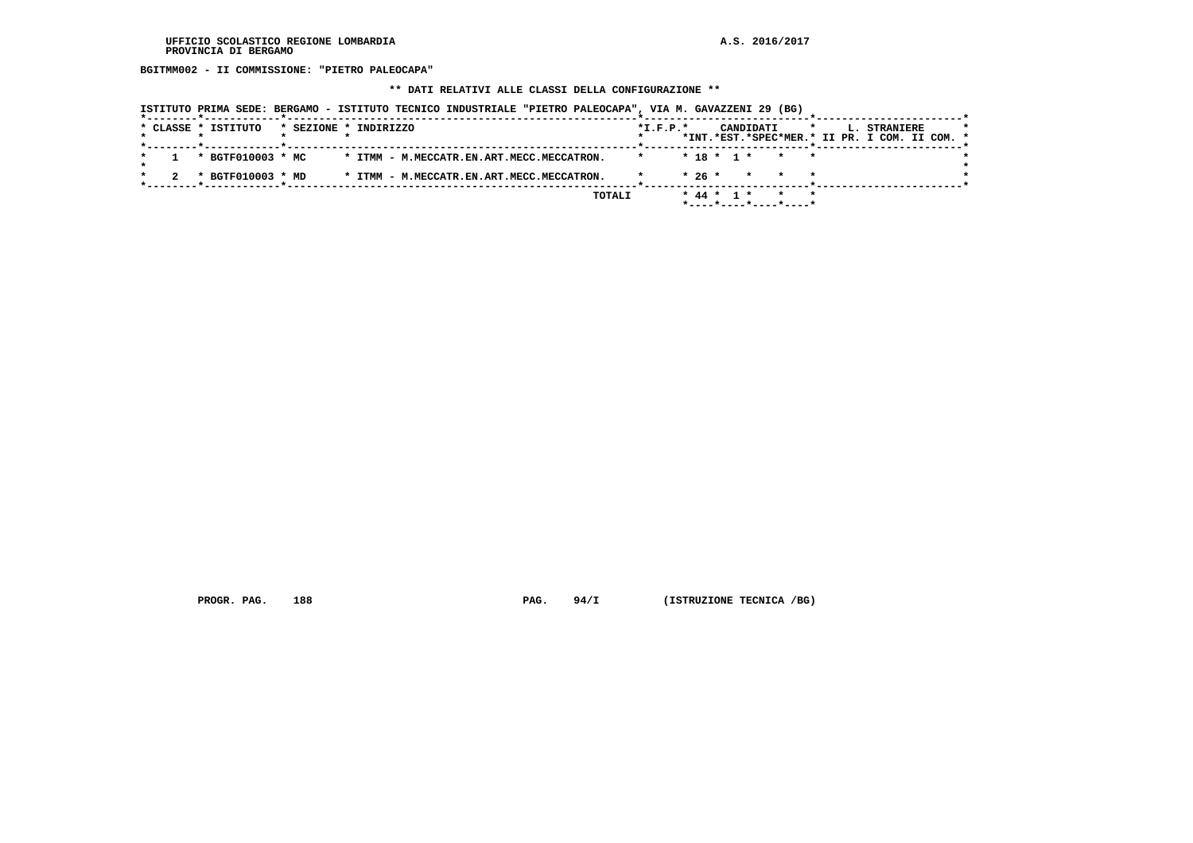BGITMM002 - II COMMISSIONE: "PIETRO PALEOCAPA"

** DATI RELATIVI ALLE CLASSI DELLA CONFIGURAZIONE **

ISTITUTO PRIMA SEDE: BERGAMO - ISTITUTO TECNICO INDUSTRIALE "PIETRO PALEOCAPA", VIA M. GAVAZZENI 29 (BG)

| CLASSE | ISTITUTO | SEZIONE | INDIRIZZO | I.F.P. | CANDIDATI INT. | CANDIDATI EST. | CANDIDATI SPEC | CANDIDATI MER. | L. STRANIERE II PR. | L. STRANIERE I COM. | L. STRANIERE II COM. |
|---|---|---|---|---|---|---|---|---|---|---|---|
| 1 | BGTF010003 | MC | ITMM - M.MECCATR.EN.ART.MECC.MECCATRON. | | 18 | 1 | | | | | |
| 2 | BGTF010003 | MD | ITMM - M.MECCATR.EN.ART.MECC.MECCATRON. | | 26 | | | | | | |
| | | | TOTALI | | 44 | 1 | | | | | |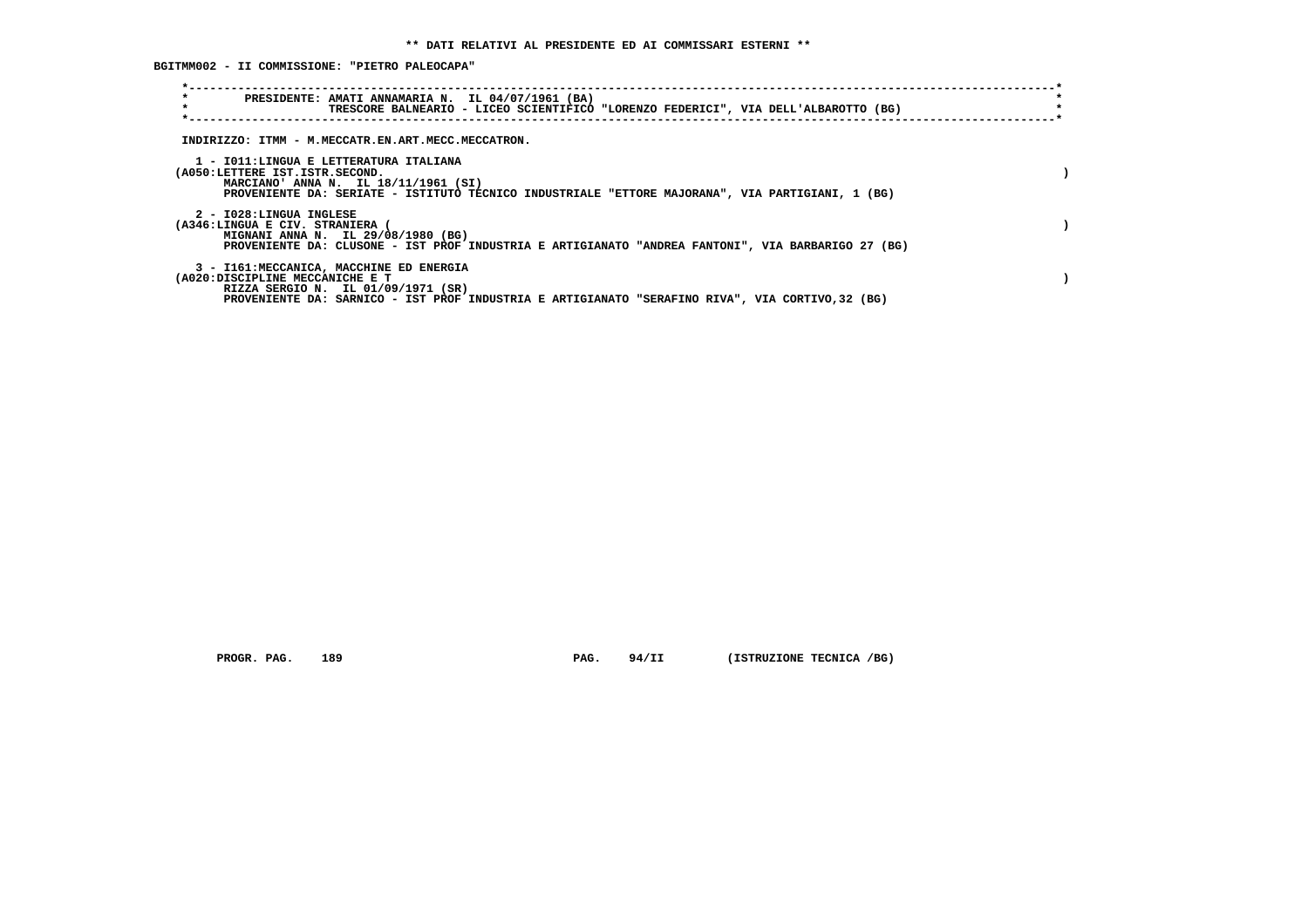** DATI RELATIVI AL PRESIDENTE ED AI COMMISSARI ESTERNI **

BGITMM002 - II COMMISSIONE: "PIETRO PALEOCAPA"

PRESIDENTE: AMATI ANNAMARIA N. IL 04/07/1961 (BA)
TRESCORE BALNEARIO - LICEO SCIENTIFICO "LORENZO FEDERICI", VIA DELL'ALBAROTTO (BG)

INDIRIZZO: ITMM - M.MECCATR.EN.ART.MECC.MECCATRON.

1 - I011:LINGUA E LETTERATURA ITALIANA
(A050:LETTERE IST.ISTR.SECOND. )
MARCIANO' ANNA N. IL 18/11/1961 (SI)
PROVENIENTE DA: SERIATE - ISTITUTO TECNICO INDUSTRIALE "ETTORE MAJORANA", VIA PARTIGIANI, 1 (BG)

2 - I028:LINGUA INGLESE
(A346:LINGUA E CIV. STRANIERA ( )
MIGNANI ANNA N. IL 29/08/1980 (BG)
PROVENIENTE DA: CLUSONE - IST PROF INDUSTRIA E ARTIGIANATO "ANDREA FANTONI", VIA BARBARIGO 27 (BG)

3 - I161:MECCANICA, MACCHINE ED ENERGIA
(A020:DISCIPLINE MECCANICHE E T )
RIZZA SERGIO N. IL 01/09/1971 (SR)
PROVENIENTE DA: SARNICO - IST PROF INDUSTRIA E ARTIGIANATO "SERAFINO RIVA", VIA CORTIVO,32 (BG)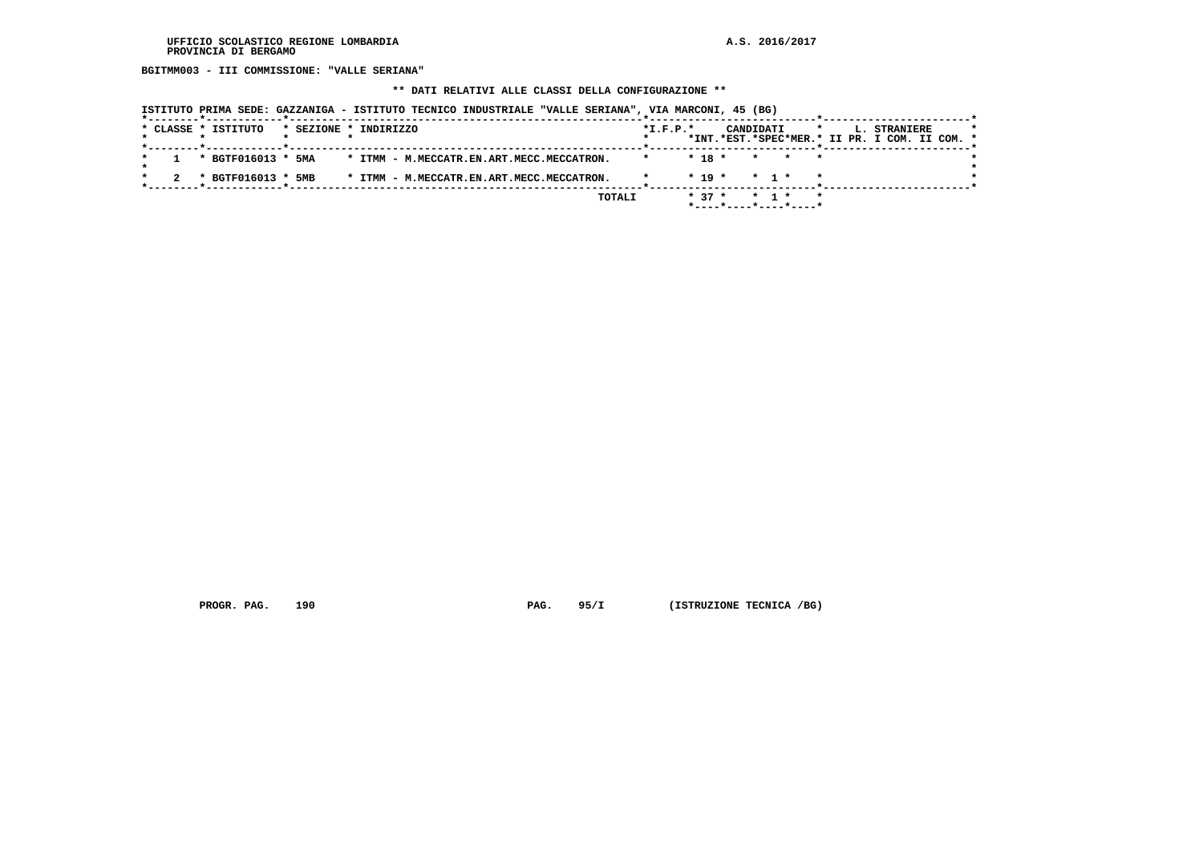BGITMM003 - III COMMISSIONE: "VALLE SERIANA"

** DATI RELATIVI ALLE CLASSI DELLA CONFIGURAZIONE **

ISTITUTO PRIMA SEDE: GAZZANIGA - ISTITUTO TECNICO INDUSTRIALE "VALLE SERIANA", VIA MARCONI, 45 (BG)

| CLASSE | ISTITUTO | SEZIONE | INDIRIZZO | I.F.P. | CANDIDATI INT. | CANDIDATI EST. | CANDIDATI SPEC | CANDIDATI MER. | L. STRANIERE II PR. | L. STRANIERE I COM. | L. STRANIERE II COM. |
|---|---|---|---|---|---|---|---|---|---|---|---|
| 1 | BGTF016013 | 5MA | ITMM - M.MECCATR.EN.ART.MECC.MECCATRON. | | 18 | | | | | | |
| 2 | BGTF016013 | 5MB | ITMM - M.MECCATR.EN.ART.MECC.MECCATRON. | | 19 | | 1 | | | | |
| | | | TOTALI | | 37 | | 1 | | | | |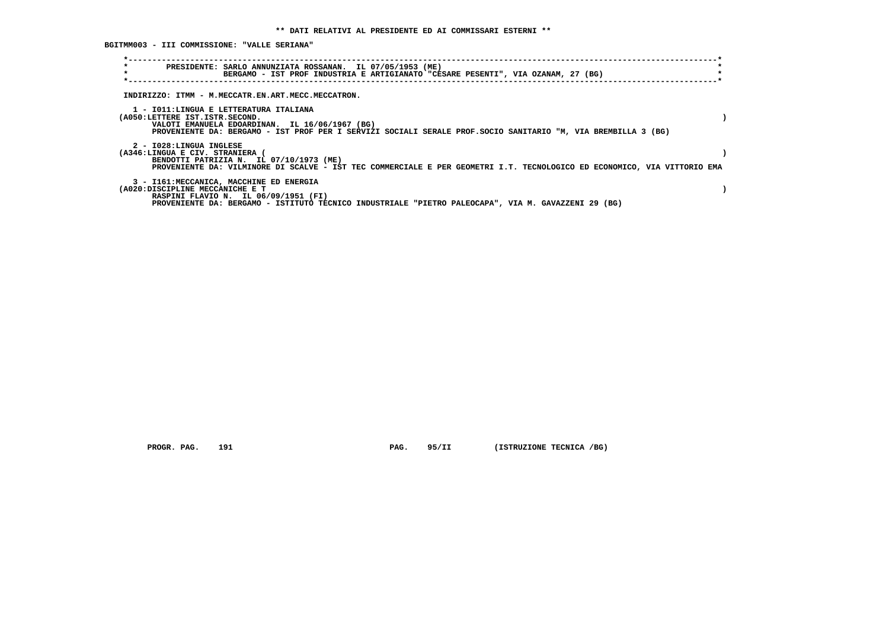** DATI RELATIVI AL PRESIDENTE ED AI COMMISSARI ESTERNI **

BGITMM003 - III COMMISSIONE: "VALLE SERIANA"

PRESIDENTE: SARLO ANNUNZIATA ROSSANAN. IL 07/05/1953 (ME)
BERGAMO - IST PROF INDUSTRIA E ARTIGIANATO "CESARE PESENTI", VIA OZANAM, 27 (BG)

INDIRIZZO: ITMM - M.MECCATR.EN.ART.MECC.MECCATRON.

1 - I011:LINGUA E LETTERATURA ITALIANA
(A050:LETTERE IST.ISTR.SECOND. )
VALOTI EMANUELA EDOARDINAN. IL 16/06/1967 (BG)
PROVENIENTE DA: BERGAMO - IST PROF PER I SERVIZI SOCIALI SERALE PROF.SOCIO SANITARIO "M, VIA BREMBILLA 3 (BG)

2 - I028:LINGUA INGLESE
(A346:LINGUA E CIV. STRANIERA ( )
BENDOTTI PATRIZIA N. IL 07/10/1973 (ME)
PROVENIENTE DA: VILMINORE DI SCALVE - IST TEC COMMERCIALE E PER GEOMETRI I.T. TECNOLOGICO ED ECONOMICO, VIA VITTORIO EMA

3 - I161:MECCANICA, MACCHINE ED ENERGIA
(A020:DISCIPLINE MECCANICHE E T )
RASPINI FLAVIO N. IL 06/09/1951 (FI)
PROVENIENTE DA: BERGAMO - ISTITUTO TECNICO INDUSTRIALE "PIETRO PALEOCAPA", VIA M. GAVAZZENI 29 (BG)

PROGR. PAG. 191 PAG. 95/II (ISTRUZIONE TECNICA /BG)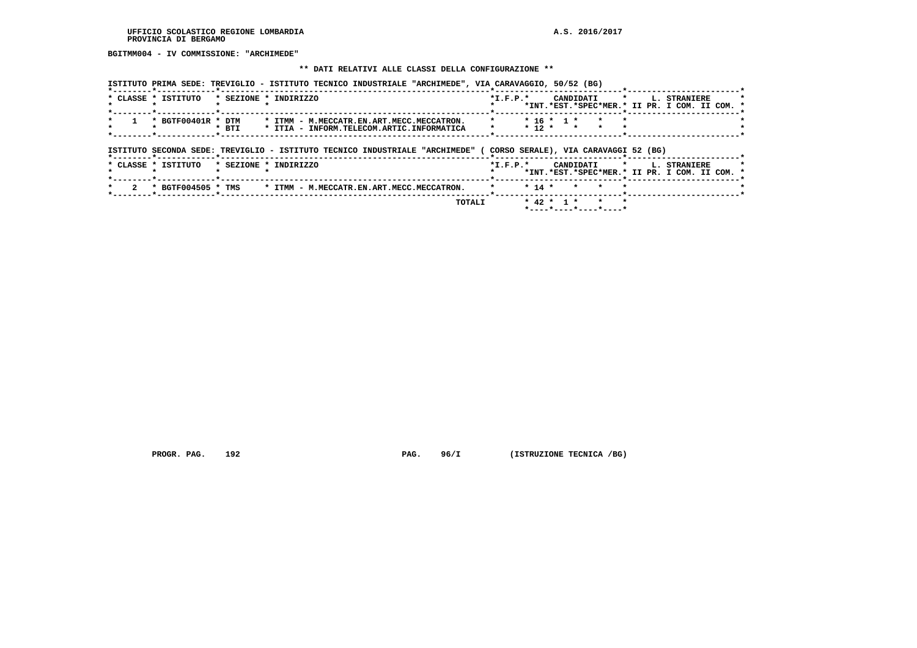BGITMM004 - IV COMMISSIONE: "ARCHIMEDE"

** DATI RELATIVI ALLE CLASSI DELLA CONFIGURAZIONE **

ISTITUTO PRIMA SEDE: TREVIGLIO - ISTITUTO TECNICO INDUSTRIALE "ARCHIMEDE", VIA CARAVAGGIO, 50/52 (BG)

| CLASSE | ISTITUTO | SEZIONE | INDIRIZZO | I.F.P. | CANDIDATI INT. | CANDIDATI EST. | CANDIDATI SPEC | CANDIDATI MER. | L. STRANIERE II PR. | L. STRANIERE I COM. | L. STRANIERE II COM. |
|---|---|---|---|---|---|---|---|---|---|---|---|
| 1 | BGTF00401R | DTM | ITMM - M.MECCATR.EN.ART.MECC.MECCATRON. | | 16 | 1 | | | | | |
| | | BTI | ITIA - INFORM.TELECOM.ARTIC.INFORMATICA | | 12 | | | | | | |

ISTITUTO SECONDA SEDE: TREVIGLIO - ISTITUTO TECNICO INDUSTRIALE "ARCHIMEDE" ( CORSO SERALE), VIA CARAVAGGI 52 (BG)

| CLASSE | ISTITUTO | SEZIONE | INDIRIZZO | I.F.P. | CANDIDATI INT. | CANDIDATI EST. | CANDIDATI SPEC | CANDIDATI MER. | L. STRANIERE II PR. | L. STRANIERE I COM. | L. STRANIERE II COM. |
|---|---|---|---|---|---|---|---|---|---|---|---|
| 2 | BGTF004505 | TMS | ITMM - M.MECCATR.EN.ART.MECC.MECCATRON. | | 14 | | | | | | |
| | | | TOTALI | | 42 | 1 | | | | | |

PROGR. PAG. 192 PAG. 96/I (ISTRUZIONE TECNICA /BG)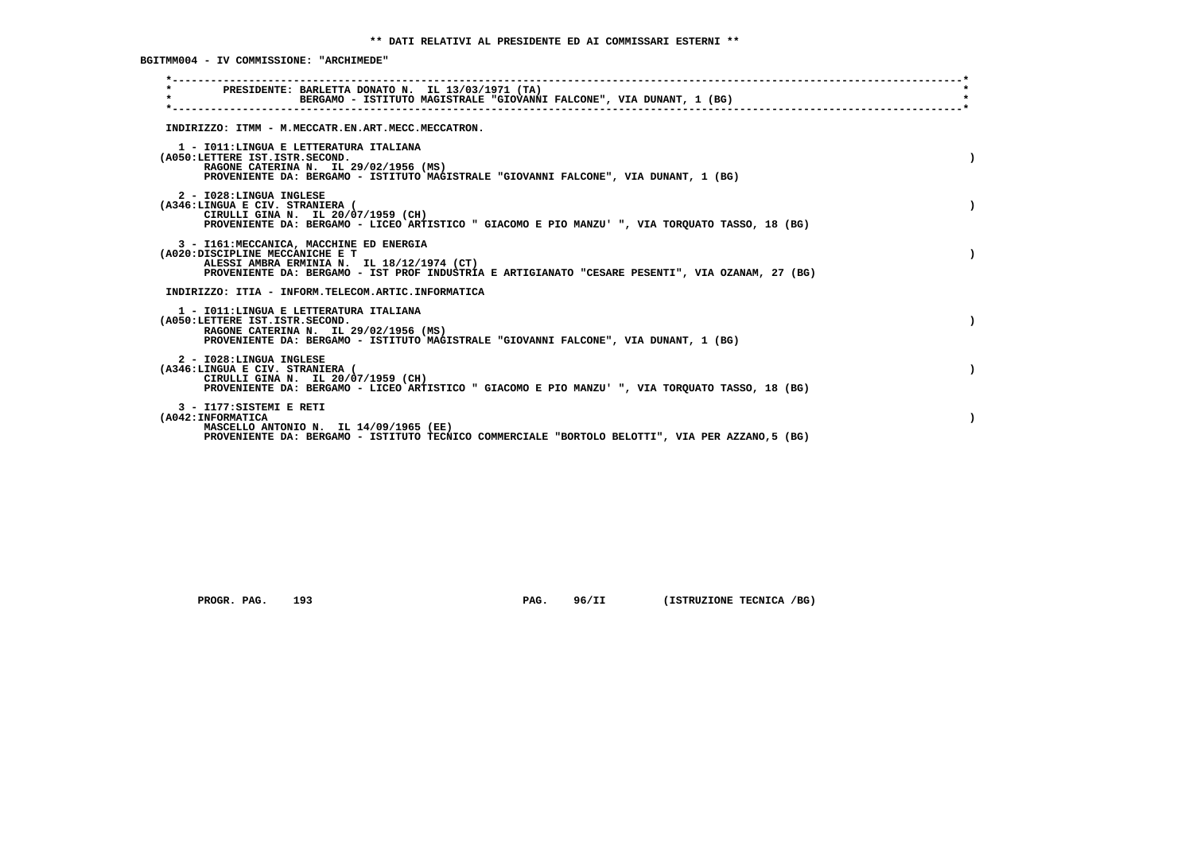## ** DATI RELATIVI AL PRESIDENTE ED AI COMMISSARI ESTERNI **

**BGITMM004 - IV COMMISSIONE: "ARCHIMEDE"**

**PRESIDENTE: BARLETTA DONATO N. IL 13/03/1971 (TA)**
**BERGAMO - ISTITUTO MAGISTRALE "GIOVANNI FALCONE", VIA DUNANT, 1 (BG)**

**INDIRIZZO: ITMM - M.MECCATR.EN.ART.MECC.MECCATRON.**

1 - I011:LINGUA E LETTERATURA ITALIANA
(A050:LETTERE IST.ISTR.SECOND. )
RAGONE CATERINA N. IL 29/02/1956 (MS)
PROVENIENTE DA: BERGAMO - ISTITUTO MAGISTRALE "GIOVANNI FALCONE", VIA DUNANT, 1 (BG)

2 - I028:LINGUA INGLESE
(A346:LINGUA E CIV. STRANIERA ( )
CIRULLI GINA N. IL 20/07/1959 (CH)
PROVENIENTE DA: BERGAMO - LICEO ARTISTICO " GIACOMO E PIO MANZU' ", VIA TORQUATO TASSO, 18 (BG)

3 - I161:MECCANICA, MACCHINE ED ENERGIA
(A020:DISCIPLINE MECCANICHE E T )
ALESSI AMBRA ERMINIA N. IL 18/12/1974 (CT)
PROVENIENTE DA: BERGAMO - IST PROF INDUSTRIA E ARTIGIANATO "CESARE PESENTI", VIA OZANAM, 27 (BG)

**INDIRIZZO: ITIA - INFORM.TELECOM.ARTIC.INFORMATICA**

1 - I011:LINGUA E LETTERATURA ITALIANA
(A050:LETTERE IST.ISTR.SECOND. )
RAGONE CATERINA N. IL 29/02/1956 (MS)
PROVENIENTE DA: BERGAMO - ISTITUTO MAGISTRALE "GIOVANNI FALCONE", VIA DUNANT, 1 (BG)

2 - I028:LINGUA INGLESE
(A346:LINGUA E CIV. STRANIERA ( )
CIRULLI GINA N. IL 20/07/1959 (CH)
PROVENIENTE DA: BERGAMO - LICEO ARTISTICO " GIACOMO E PIO MANZU' ", VIA TORQUATO TASSO, 18 (BG)

3 - I177:SISTEMI E RETI
(A042:INFORMATICA )
MASCELLO ANTONIO N. IL 14/09/1965 (EE)
PROVENIENTE DA: BERGAMO - ISTITUTO TECNICO COMMERCIALE "BORTOLO BELOTTI", VIA PER AZZANO,5 (BG)

PROGR. PAG. 193 PAG. 96/II (ISTRUZIONE TECNICA /BG)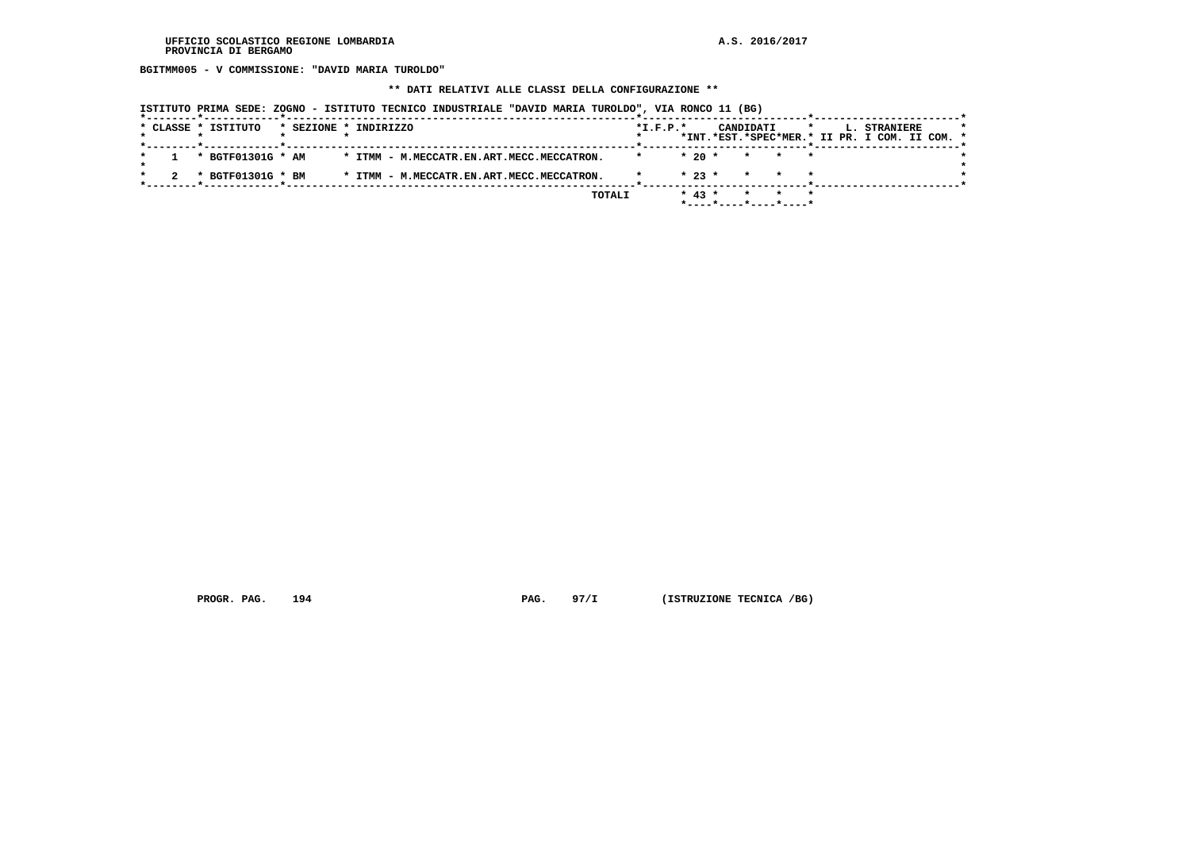**BGITMM005 - V COMMISSIONE: "DAVID MARIA TUROLDO"**

**\*\* DATI RELATIVI ALLE CLASSI DELLA CONFIGURAZIONE \*\***

**ISTITUTO PRIMA SEDE: ZOGNO - ISTITUTO TECNICO INDUSTRIALE "DAVID MARIA TUROLDO", VIA RONCO 11 (BG)**

| CLASSE | ISTITUTO | SEZIONE | INDIRIZZO | I.F.P. | CANDIDATI INT. | CANDIDATI EST. | CANDIDATI SPEC | CANDIDATI MER. | L. STRANIERE II PR. | L. STRANIERE I COM. | L. STRANIERE II COM. |
|---|---|---|---|---|---|---|---|---|---|---|---|
| 1 | BGTF01301G | AM | ITMM - M.MECCATR.EN.ART.MECC.MECCATRON. | | 20 | | | | | | |
| 2 | BGTF01301G | BM | ITMM - M.MECCATR.EN.ART.MECC.MECCATRON. | | 23 | | | | | | |
| | | | TOTALI | | 43 | | | | | | |

**PROGR. PAG. 194** **PAG. 97/I** **(ISTRUZIONE TECNICA /BG)**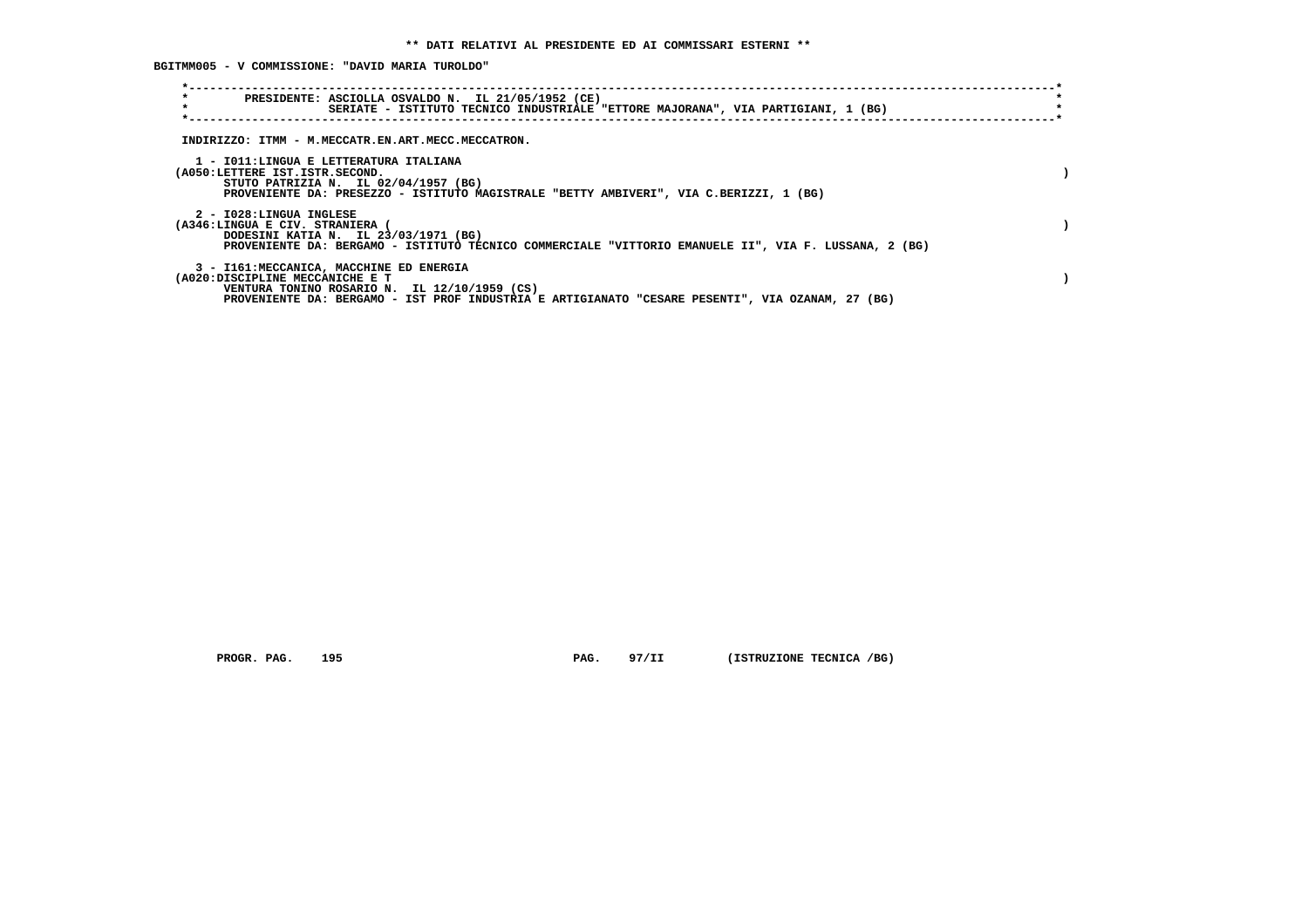**\*\* DATI RELATIVI AL PRESIDENTE ED AI COMMISSARI ESTERNI \*\***

**BGITMM005 - V COMMISSIONE: "DAVID MARIA TUROLDO"**

PRESIDENTE: ASCIOLLA OSVALDO N. IL 21/05/1952 (CE)
SERIATE - ISTITUTO TECNICO INDUSTRIALE "ETTORE MAJORANA", VIA PARTIGIANI, 1 (BG)

INDIRIZZO: ITMM - M.MECCATR.EN.ART.MECC.MECCATRON.

1 - I011:LINGUA E LETTERATURA ITALIANA
(A050:LETTERE IST.ISTR.SECOND. )
STUTO PATRIZIA N. IL 02/04/1957 (BG)
PROVENIENTE DA: PRESEZZO - ISTITUTO MAGISTRALE "BETTY AMBIVERI", VIA C.BERIZZI, 1 (BG)

2 - I028:LINGUA INGLESE
(A346:LINGUA E CIV. STRANIERA ( )
DODESINI KATIA N. IL 23/03/1971 (BG)
PROVENIENTE DA: BERGAMO - ISTITUTO TECNICO COMMERCIALE "VITTORIO EMANUELE II", VIA F. LUSSANA, 2 (BG)

3 - I161:MECCANICA, MACCHINE ED ENERGIA
(A020:DISCIPLINE MECCANICHE E T )
VENTURA TONINO ROSARIO N. IL 12/10/1959 (CS)
PROVENIENTE DA: BERGAMO - IST PROF INDUSTRIA E ARTIGIANATO "CESARE PESENTI", VIA OZANAM, 27 (BG)

PROGR. PAG. 195 PAG. 97/II (ISTRUZIONE TECNICA /BG)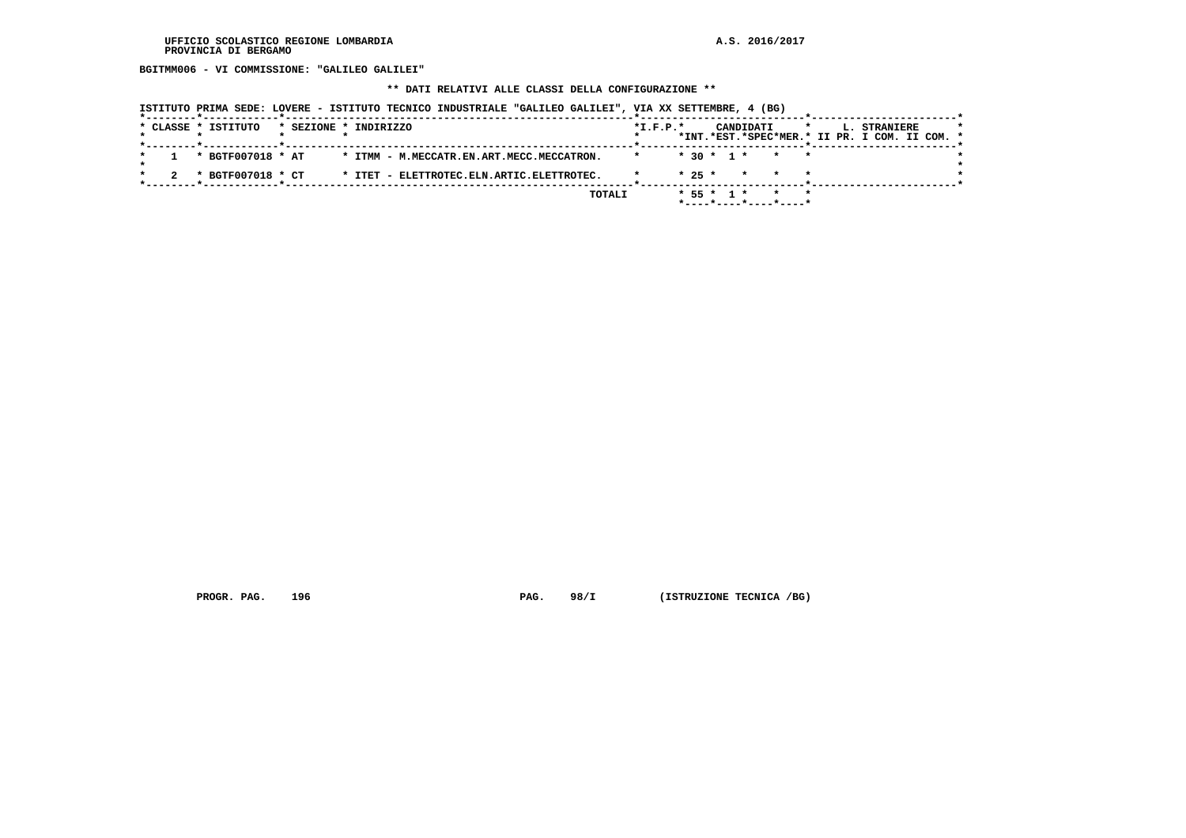BGITMM006 - VI COMMISSIONE: "GALILEO GALILEI"

** DATI RELATIVI ALLE CLASSI DELLA CONFIGURAZIONE **

ISTITUTO PRIMA SEDE: LOVERE - ISTITUTO TECNICO INDUSTRIALE "GALILEO GALILEI", VIA XX SETTEMBRE, 4 (BG)

| CLASSE | ISTITUTO | SEZIONE | INDIRIZZO | I.F.P. | CANDIDATI INT. | CANDIDATI EST. | CANDIDATI SPEC | CANDIDATI MER. | L. STRANIERE II PR. | L. STRANIERE I COM. | L. STRANIERE II COM. |
|---|---|---|---|---|---|---|---|---|---|---|---|
| 1 | BGTF007018 | AT | ITMM - M.MECCATR.EN.ART.MECC.MECCATRON. | | 30 | 1 | | | | | |
| 2 | BGTF007018 | CT | ITET - ELETTROTEC.ELN.ARTIC.ELETTROTEC. | | 25 | | | | | | |
| | | | TOTALI | | 55 | 1 | | | | | |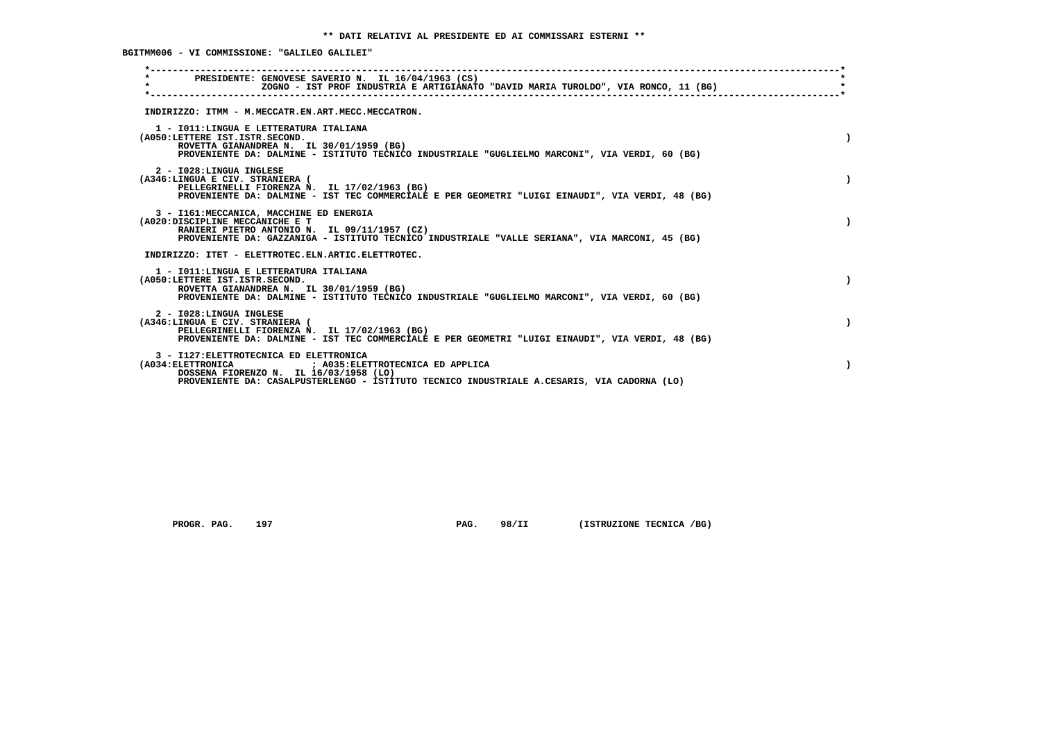** DATI RELATIVI AL PRESIDENTE ED AI COMMISSARI ESTERNI **

BGITMM006 - VI COMMISSIONE: "GALILEO GALILEI"

PRESIDENTE: GENOVESE SAVERIO N. IL 16/04/1963 (CS)
ZOGNO - IST PROF INDUSTRIA E ARTIGIANATO "DAVID MARIA TUROLDO", VIA RONCO, 11 (BG)

INDIRIZZO: ITMM - M.MECCATR.EN.ART.MECC.MECCATRON.

1 - I011:LINGUA E LETTERATURA ITALIANA
(A050:LETTERE IST.ISTR.SECOND. )
ROVETTA GIANANDREA N. IL 30/01/1959 (BG)
PROVENIENTE DA: DALMINE - ISTITUTO TECNICO INDUSTRIALE "GUGLIELMO MARCONI", VIA VERDI, 60 (BG)

2 - I028:LINGUA INGLESE
(A346:LINGUA E CIV. STRANIERA ( )
PELLEGRINELLI FIORENZA N. IL 17/02/1963 (BG)
PROVENIENTE DA: DALMINE - IST TEC COMMERCIALE E PER GEOMETRI "LUIGI EINAUDI", VIA VERDI, 48 (BG)

3 - I161:MECCANICA, MACCHINE ED ENERGIA
(A020:DISCIPLINE MECCANICHE E T )
RANIERI PIETRO ANTONIO N. IL 09/11/1957 (CZ)
PROVENIENTE DA: GAZZANIGA - ISTITUTO TECNICO INDUSTRIALE "VALLE SERIANA", VIA MARCONI, 45 (BG)

INDIRIZZO: ITET - ELETTROTEC.ELN.ARTIC.ELETTROTEC.

1 - I011:LINGUA E LETTERATURA ITALIANA
(A050:LETTERE IST.ISTR.SECOND. )
ROVETTA GIANANDREA N. IL 30/01/1959 (BG)
PROVENIENTE DA: DALMINE - ISTITUTO TECNICO INDUSTRIALE "GUGLIELMO MARCONI", VIA VERDI, 60 (BG)

2 - I028:LINGUA INGLESE
(A346:LINGUA E CIV. STRANIERA ( )
PELLEGRINELLI FIORENZA N. IL 17/02/1963 (BG)
PROVENIENTE DA: DALMINE - IST TEC COMMERCIALE E PER GEOMETRI "LUIGI EINAUDI", VIA VERDI, 48 (BG)

3 - I127:ELETTROTECNICA ED ELETTRONICA
(A034:ELETTRONICA ; A035:ELETTROTECNICA ED APPLICA )
DOSSENA FIORENZO N. IL 16/03/1958 (LO)
PROVENIENTE DA: CASALPUSTERLENGO - ISTITUTO TECNICO INDUSTRIALE A.CESARIS, VIA CADORNA (LO)

PROGR. PAG. 197 PAG. 98/II (ISTRUZIONE TECNICA /BG)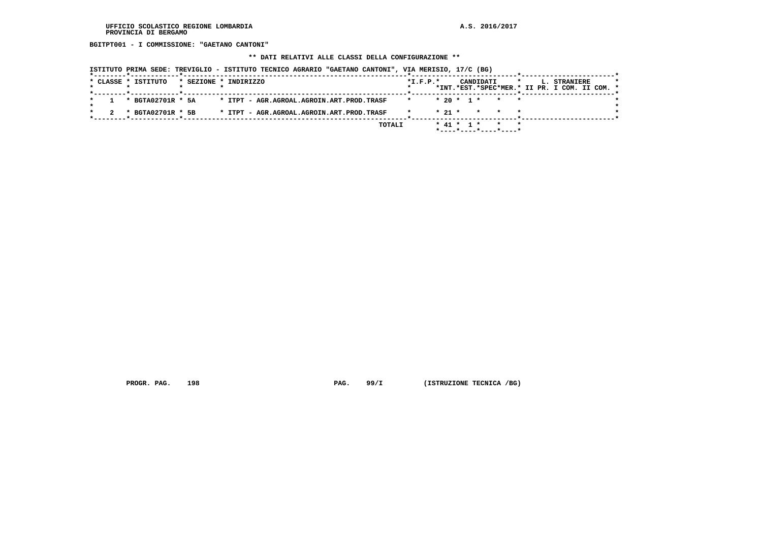UFFICIO SCOLASTICO REGIONE LOMBARDIA
PROVINCIA DI BERGAMO

A.S. 2016/2017

**BGITPT001 - I COMMISSIONE: "GAETANO CANTONI"**

**\*\* DATI RELATIVI ALLE CLASSI DELLA CONFIGURAZIONE \*\***

**ISTITUTO PRIMA SEDE: TREVIGLIO - ISTITUTO TECNICO AGRARIO "GAETANO CANTONI", VIA MERISIO, 17/C (BG)**

| CLASSE | ISTITUTO | SEZIONE | INDIRIZZO | I.F.P. | CANDIDATI INT. | CANDIDATI EST. | CANDIDATI SPEC | CANDIDATI MER. | L. STRANIERE II PR. | L. STRANIERE I COM. | L. STRANIERE II COM. |
|---|---|---|---|---|---|---|---|---|---|---|---|
| 1 | BGTA02701R | 5A | ITPT - AGR.AGROAL.AGROIN.ART.PROD.TRASF | | 20 | 1 | | | | | |
| 2 | BGTA02701R | 5B | ITPT - AGR.AGROAL.AGROIN.ART.PROD.TRASF | | 21 | | | | | | |
| | | | TOTALI | | 41 | 1 | | | | | |

PROGR. PAG. 198 PAG. 99/I (ISTRUZIONE TECNICA /BG)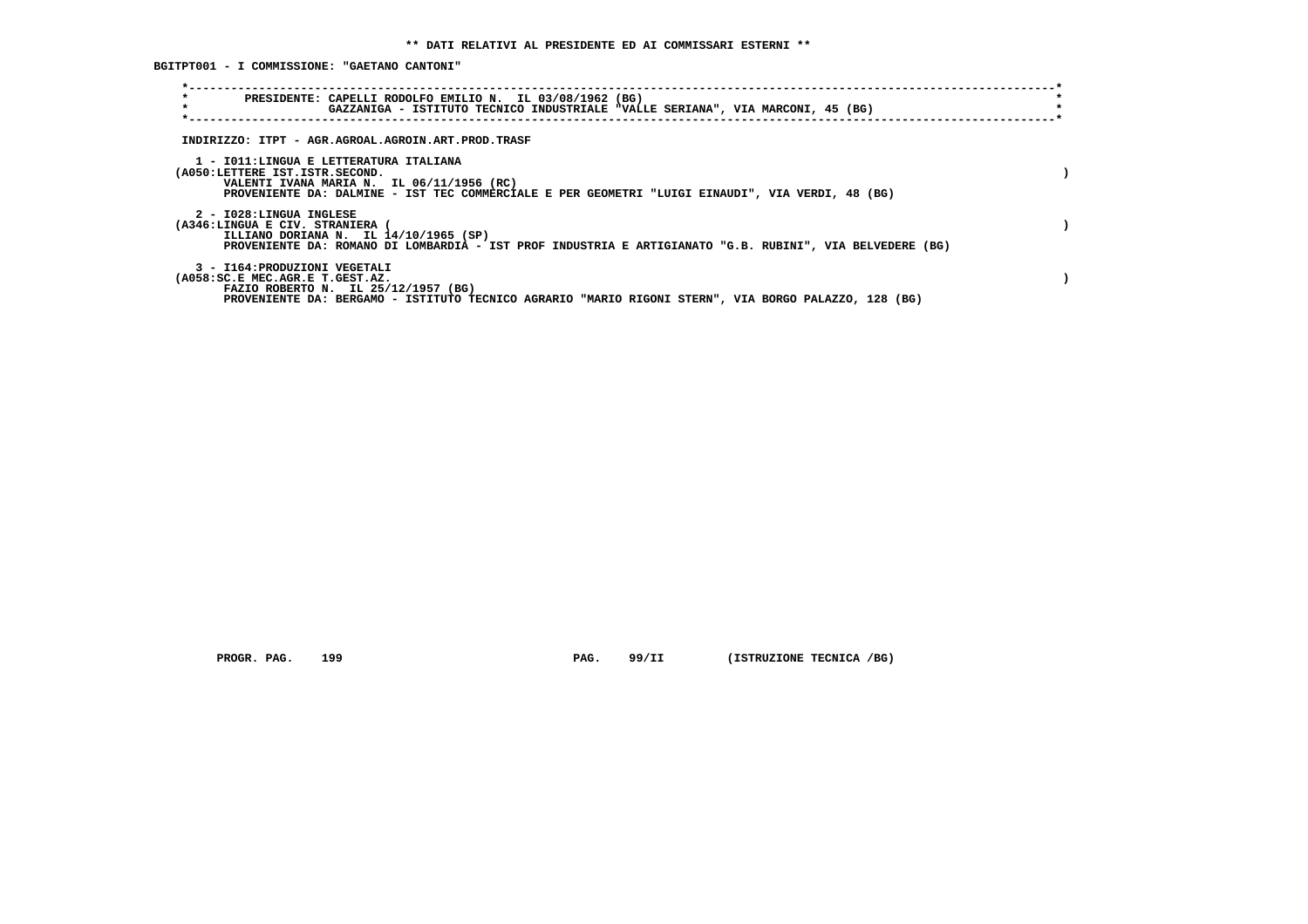**\*\* DATI RELATIVI AL PRESIDENTE ED AI COMMISSARI ESTERNI \*\***

**BGITPT001 - I COMMISSIONE: "GAETANO CANTONI"**

```
*----------------------------------------------------------------------------------------------------------------------------*
*        PRESIDENTE: CAPELLI RODOLFO EMILIO N.  IL 03/08/1962 (BG)                                                           *
*                    GAZZANIGA - ISTITUTO TECNICO INDUSTRIALE "VALLE SERIANA", VIA MARCONI, 45 (BG)                           *
*----------------------------------------------------------------------------------------------------------------------------*
```

INDIRIZZO: ITPT - AGR.AGROAL.AGROIN.ART.PROD.TRASF

1 - I011:LINGUA E LETTERATURA ITALIANA
(A050:LETTERE IST.ISTR.SECOND. )
VALENTI IVANA MARIA N.  IL 06/11/1956 (RC)
PROVENIENTE DA: DALMINE - IST TEC COMMERCIALE E PER GEOMETRI "LUIGI EINAUDI", VIA VERDI, 48 (BG)

2 - I028:LINGUA INGLESE
(A346:LINGUA E CIV. STRANIERA ( )
ILLIANO DORIANA N.  IL 14/10/1965 (SP)
PROVENIENTE DA: ROMANO DI LOMBARDIA - IST PROF INDUSTRIA E ARTIGIANATO "G.B. RUBINI", VIA BELVEDERE (BG)

3 - I164:PRODUZIONI VEGETALI
(A058:SC.E MEC.AGR.E T.GEST.AZ. )
FAZIO ROBERTO N.  IL 25/12/1957 (BG)
PROVENIENTE DA: BERGAMO - ISTITUTO TECNICO AGRARIO "MARIO RIGONI STERN", VIA BORGO PALAZZO, 128 (BG)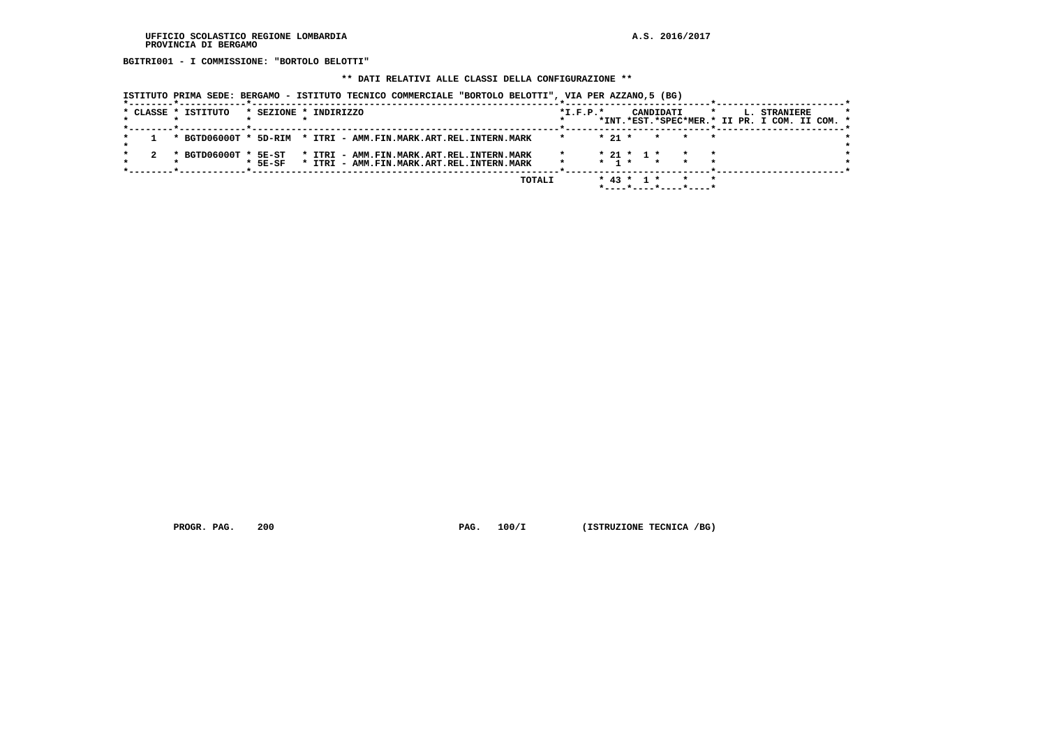UFFICIO SCOLASTICO REGIONE LOMBARDIA
PROVINCIA DI BERGAMO

A.S. 2016/2017

**BGITRI001 - I COMMISSIONE: "BORTOLO BELOTTI"**

**\*\* DATI RELATIVI ALLE CLASSI DELLA CONFIGURAZIONE \*\***

**ISTITUTO PRIMA SEDE: BERGAMO - ISTITUTO TECNICO COMMERCIALE "BORTOLO BELOTTI", VIA PER AZZANO,5 (BG)**

| CLASSE | ISTITUTO | SEZIONE | INDIRIZZO | I.F.P. | CANDIDATI INT. | CANDIDATI EST. | CANDIDATI SPEC | CANDIDATI MER. | L. STRANIERE II PR. | L. STRANIERE I COM. | L. STRANIERE II COM. |
|---|---|---|---|---|---|---|---|---|---|---|---|
| 1 | BGTD06000T | 5D-RIM | ITRI - AMM.FIN.MARK.ART.REL.INTERN.MARK | | 21 | | | | | | |
| 2 | BGTD06000T | 5E-ST | ITRI - AMM.FIN.MARK.ART.REL.INTERN.MARK | | 21 | 1 | | | | | |
| | | 5E-SF | ITRI - AMM.FIN.MARK.ART.REL.INTERN.MARK | | 1 | | | | | | |
| | | | TOTALI | | 43 | 1 | | | | | |

PROGR. PAG. 200 PAG. 100/I (ISTRUZIONE TECNICA /BG)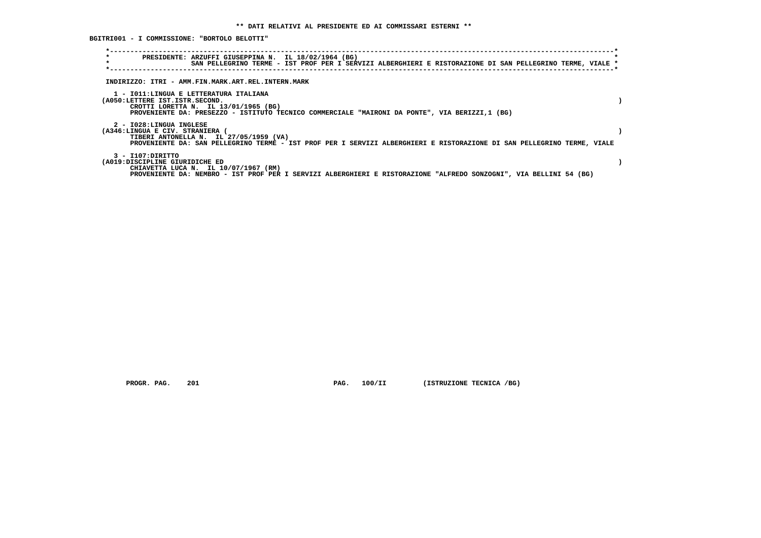**\*\* DATI RELATIVI AL PRESIDENTE ED AI COMMISSARI ESTERNI \*\***

**BGITRI001 - I COMMISSIONE: "BORTOLO BELOTTI"**

```
*----------------------------------------------------------------------------------------------------------------------------*
*        PRESIDENTE: ARZUFFI GIUSEPPINA N.  IL 18/02/1964 (BG)                                                               *
*                    SAN PELLEGRINO TERME - IST PROF PER I SERVIZI ALBERGHIERI E RISTORAZIONE DI SAN PELLEGRINO TERME, VIALE *
*----------------------------------------------------------------------------------------------------------------------------*
```

**INDIRIZZO: ITRI - AMM.FIN.MARK.ART.REL.INTERN.MARK**

**1 - I011:LINGUA E LETTERATURA ITALIANA**
**(A050:LETTERE IST.ISTR.SECOND. )**
**CROTTI LORETTA N. IL 13/01/1965 (BG)**
**PROVENIENTE DA: PRESEZZO - ISTITUTO TECNICO COMMERCIALE "MAIRONI DA PONTE", VIA BERIZZI,1 (BG)**

**2 - I028:LINGUA INGLESE**
**(A346:LINGUA E CIV. STRANIERA ( )**
**TIBERI ANTONELLA N. IL 27/05/1959 (VA)**
**PROVENIENTE DA: SAN PELLEGRINO TERME - IST PROF PER I SERVIZI ALBERGHIERI E RISTORAZIONE DI SAN PELLEGRINO TERME, VIALE**

**3 - I107:DIRITTO**
**(A019:DISCIPLINE GIURIDICHE ED )**
**CHIAVETTA LUCA N. IL 10/07/1967 (RM)**
**PROVENIENTE DA: NEMBRO - IST PROF PER I SERVIZI ALBERGHIERI E RISTORAZIONE "ALFREDO SONZOGNI", VIA BELLINI 54 (BG)**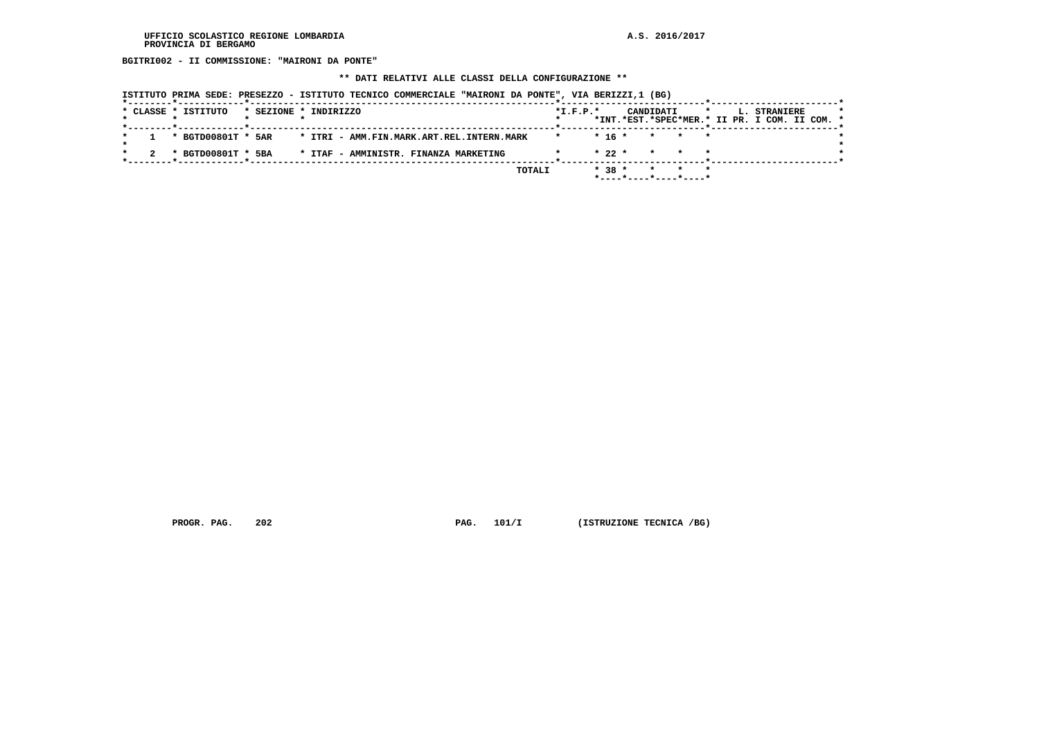**BGITRI002 - II COMMISSIONE: "MAIRONI DA PONTE"**

**\*\* DATI RELATIVI ALLE CLASSI DELLA CONFIGURAZIONE \*\***

**ISTITUTO PRIMA SEDE: PRESEZZO - ISTITUTO TECNICO COMMERCIALE "MAIRONI DA PONTE", VIA BERIZZI,1 (BG)**

| CLASSE | ISTITUTO | SEZIONE | INDIRIZZO | I.F.P. | CANDIDATI INT. | CANDIDATI EST. | CANDIDATI SPEC | CANDIDATI MER. | L. STRANIERE II PR. | L. STRANIERE I COM. | L. STRANIERE II COM. |
|---|---|---|---|---|---|---|---|---|---|---|---|
| 1 | BGTD00801T | 5AR | ITRI - AMM.FIN.MARK.ART.REL.INTERN.MARK | | 16 | | | | | | |
| 2 | BGTD00801T | 5BA | ITAF - AMMINISTR. FINANZA MARKETING | | 22 | | | | | | |
| | | | TOTALI | | 38 | | | | | | |

**PROGR. PAG. 202** **PAG. 101/I** **(ISTRUZIONE TECNICA /BG)**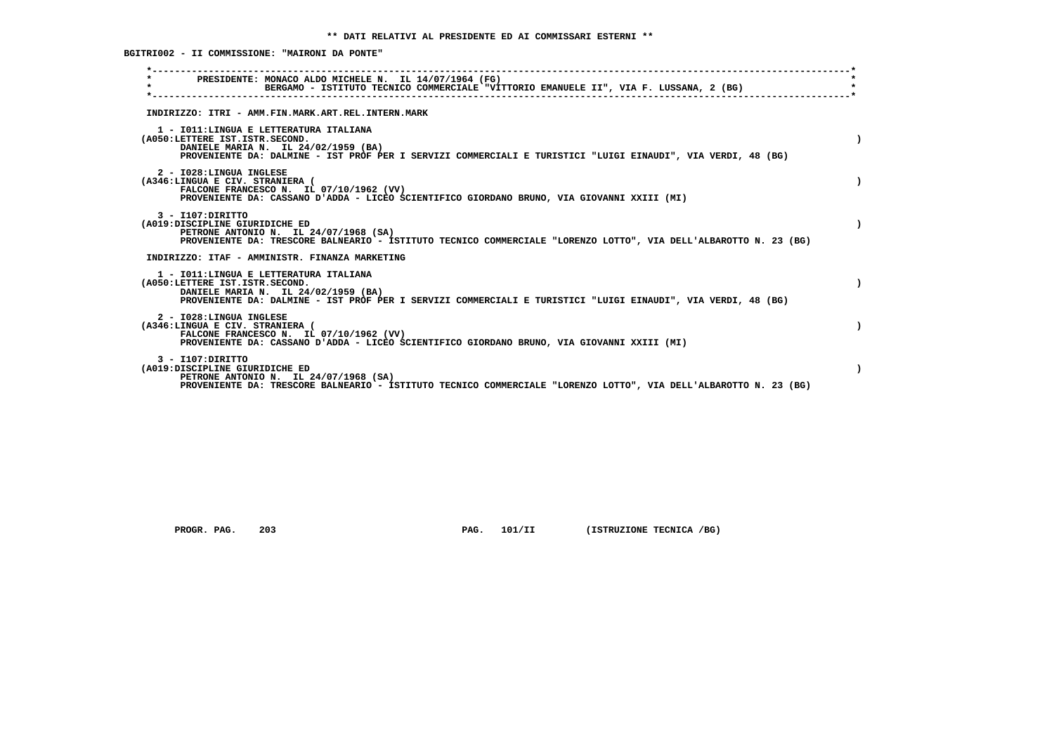** DATI RELATIVI AL PRESIDENTE ED AI COMMISSARI ESTERNI **

BGITRI002 - II COMMISSIONE: "MAIRONI DA PONTE"

PRESIDENTE: MONACO ALDO MICHELE N. IL 14/07/1964 (FG)
BERGAMO - ISTITUTO TECNICO COMMERCIALE "VITTORIO EMANUELE II", VIA F. LUSSANA, 2 (BG)

INDIRIZZO: ITRI - AMM.FIN.MARK.ART.REL.INTERN.MARK

1 - I011:LINGUA E LETTERATURA ITALIANA
(A050:LETTERE IST.ISTR.SECOND. )
DANIELE MARIA N. IL 24/02/1959 (BA)
PROVENIENTE DA: DALMINE - IST PROF PER I SERVIZI COMMERCIALI E TURISTICI "LUIGI EINAUDI", VIA VERDI, 48 (BG)

2 - I028:LINGUA INGLESE
(A346:LINGUA E CIV. STRANIERA ( )
FALCONE FRANCESCO N. IL 07/10/1962 (VV)
PROVENIENTE DA: CASSANO D'ADDA - LICEO SCIENTIFICO GIORDANO BRUNO, VIA GIOVANNI XXIII (MI)

3 - I107:DIRITTO
(A019:DISCIPLINE GIURIDICHE ED )
PETRONE ANTONIO N. IL 24/07/1968 (SA)
PROVENIENTE DA: TRESCORE BALNEARIO - ISTITUTO TECNICO COMMERCIALE "LORENZO LOTTO", VIA DELL'ALBAROTTO N. 23 (BG)

INDIRIZZO: ITAF - AMMINISTR. FINANZA MARKETING

1 - I011:LINGUA E LETTERATURA ITALIANA
(A050:LETTERE IST.ISTR.SECOND. )
DANIELE MARIA N. IL 24/02/1959 (BA)
PROVENIENTE DA: DALMINE - IST PROF PER I SERVIZI COMMERCIALI E TURISTICI "LUIGI EINAUDI", VIA VERDI, 48 (BG)

2 - I028:LINGUA INGLESE
(A346:LINGUA E CIV. STRANIERA ( )
FALCONE FRANCESCO N. IL 07/10/1962 (VV)
PROVENIENTE DA: CASSANO D'ADDA - LICEO SCIENTIFICO GIORDANO BRUNO, VIA GIOVANNI XXIII (MI)

3 - I107:DIRITTO
(A019:DISCIPLINE GIURIDICHE ED )
PETRONE ANTONIO N. IL 24/07/1968 (SA)
PROVENIENTE DA: TRESCORE BALNEARIO - ISTITUTO TECNICO COMMERCIALE "LORENZO LOTTO", VIA DELL'ALBAROTTO N. 23 (BG)

PROGR. PAG. 203 PAG. 101/II (ISTRUZIONE TECNICA /BG)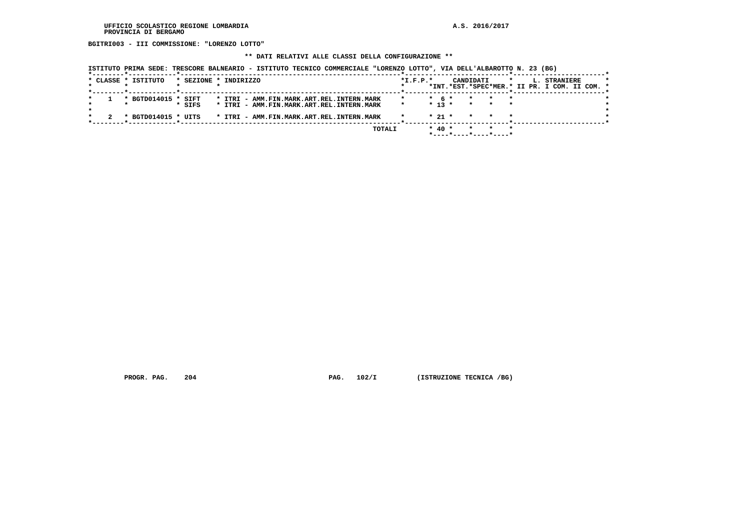UFFICIO SCOLASTICO REGIONE LOMBARDIA
PROVINCIA DI BERGAMO

A.S. 2016/2017

**BGITRI003 - III COMMISSIONE: "LORENZO LOTTO"**

**\*\* DATI RELATIVI ALLE CLASSI DELLA CONFIGURAZIONE \*\***

**ISTITUTO PRIMA SEDE: TRESCORE BALNEARIO - ISTITUTO TECNICO COMMERCIALE "LORENZO LOTTO", VIA DELL'ALBAROTTO N. 23 (BG)**

| CLASSE | ISTITUTO | SEZIONE | INDIRIZZO | I.F.P. | CANDIDATI INT. | CANDIDATI EST. | CANDIDATI SPEC | CANDIDATI MER. | L. STRANIERE II PR. | L. STRANIERE I COM. | L. STRANIERE II COM. |
|---|---|---|---|---|---|---|---|---|---|---|---|
| 1 | BGTD014015 | SIFT | ITRI - AMM.FIN.MARK.ART.REL.INTERN.MARK | | 6 | | | | | | |
| | | SIFS | ITRI - AMM.FIN.MARK.ART.REL.INTERN.MARK | | 13 | | | | | | |
| 2 | BGTD014015 | UITS | ITRI - AMM.FIN.MARK.ART.REL.INTERN.MARK | | 21 | | | | | | |
| | | | TOTALI | | 40 | | | | | | |

PROGR. PAG. 204 PAG. 102/I (ISTRUZIONE TECNICA /BG)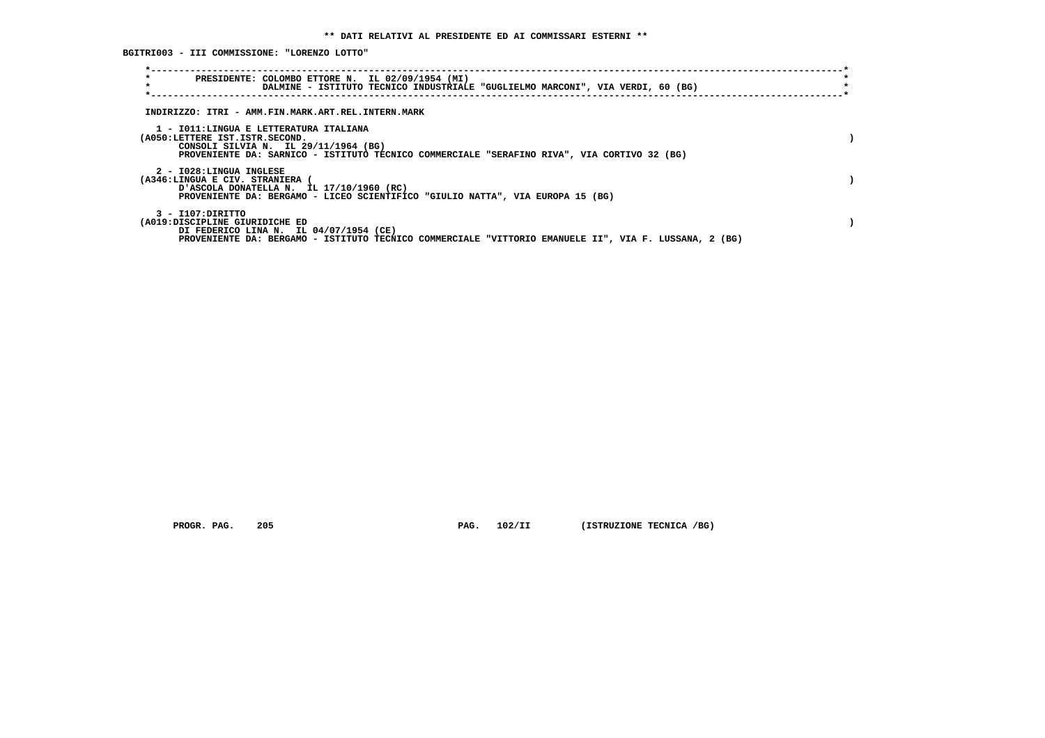**\*\* DATI RELATIVI AL PRESIDENTE ED AI COMMISSARI ESTERNI \*\***

**BGITRI003 - III COMMISSIONE: "LORENZO LOTTO"**

PRESIDENTE: COLOMBO ETTORE N. IL 02/09/1954 (MI)
DALMINE - ISTITUTO TECNICO INDUSTRIALE "GUGLIELMO MARCONI", VIA VERDI, 60 (BG)

INDIRIZZO: ITRI - AMM.FIN.MARK.ART.REL.INTERN.MARK

1 - I011:LINGUA E LETTERATURA ITALIANA
(A050:LETTERE IST.ISTR.SECOND. )
CONSOLI SILVIA N. IL 29/11/1964 (BG)
PROVENIENTE DA: SARNICO - ISTITUTO TECNICO COMMERCIALE "SERAFINO RIVA", VIA CORTIVO 32 (BG)

2 - I028:LINGUA INGLESE
(A346:LINGUA E CIV. STRANIERA ( )
D'ASCOLA DONATELLA N. IL 17/10/1960 (RC)
PROVENIENTE DA: BERGAMO - LICEO SCIENTIFICO "GIULIO NATTA", VIA EUROPA 15 (BG)

3 - I107:DIRITTO
(A019:DISCIPLINE GIURIDICHE ED )
DI FEDERICO LINA N. IL 04/07/1954 (CE)
PROVENIENTE DA: BERGAMO - ISTITUTO TECNICO COMMERCIALE "VITTORIO EMANUELE II", VIA F. LUSSANA, 2 (BG)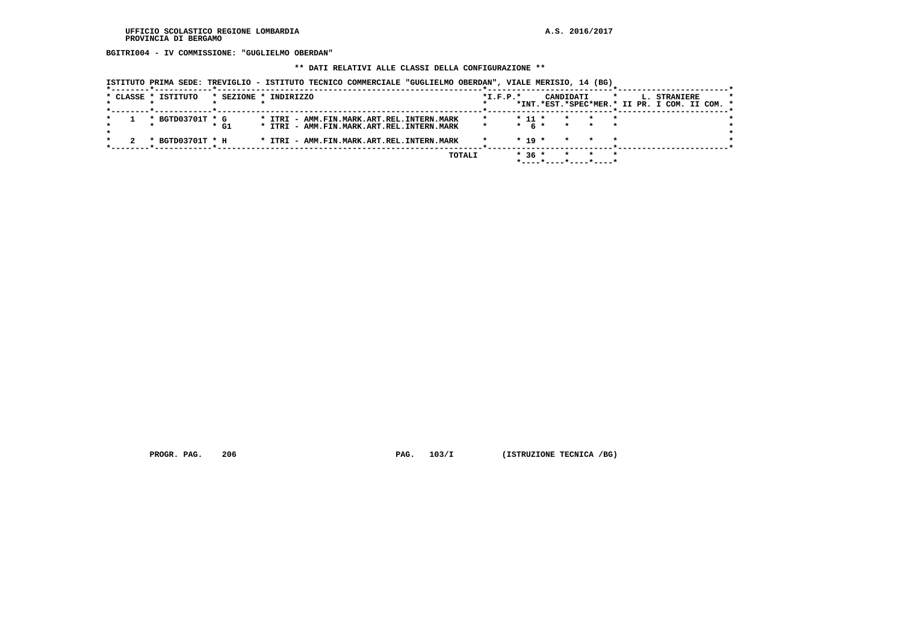UFFICIO SCOLASTICO REGIONE LOMBARDIA A.S. 2016/2017
PROVINCIA DI BERGAMO

**BGITRI004 - IV COMMISSIONE: "GUGLIELMO OBERDAN"**

**\*\* DATI RELATIVI ALLE CLASSI DELLA CONFIGURAZIONE \*\***

ISTITUTO PRIMA SEDE: TREVIGLIO - ISTITUTO TECNICO COMMERCIALE "GUGLIELMO OBERDAN", VIALE MERISIO, 14 (BG)

| CLASSE | ISTITUTO | SEZIONE | INDIRIZZO | I.F.P. | CANDIDATI INT. | CANDIDATI EST. | CANDIDATI SPEC | CANDIDATI MER. | L. STRANIERE II PR. | L. STRANIERE I COM. | L. STRANIERE II COM. |
|---|---|---|---|---|---|---|---|---|---|---|---|
| 1 | BGTD03701T | G | ITRI - AMM.FIN.MARK.ART.REL.INTERN.MARK | | 11 | | | | | | |
| | | G1 | ITRI - AMM.FIN.MARK.ART.REL.INTERN.MARK | | 6 | | | | | | |
| 2 | BGTD03701T | H | ITRI - AMM.FIN.MARK.ART.REL.INTERN.MARK | | 19 | | | | | | |
| | | | TOTALI | | 36 | | | | | | |

PROGR. PAG. 206 PAG. 103/I (ISTRUZIONE TECNICA /BG)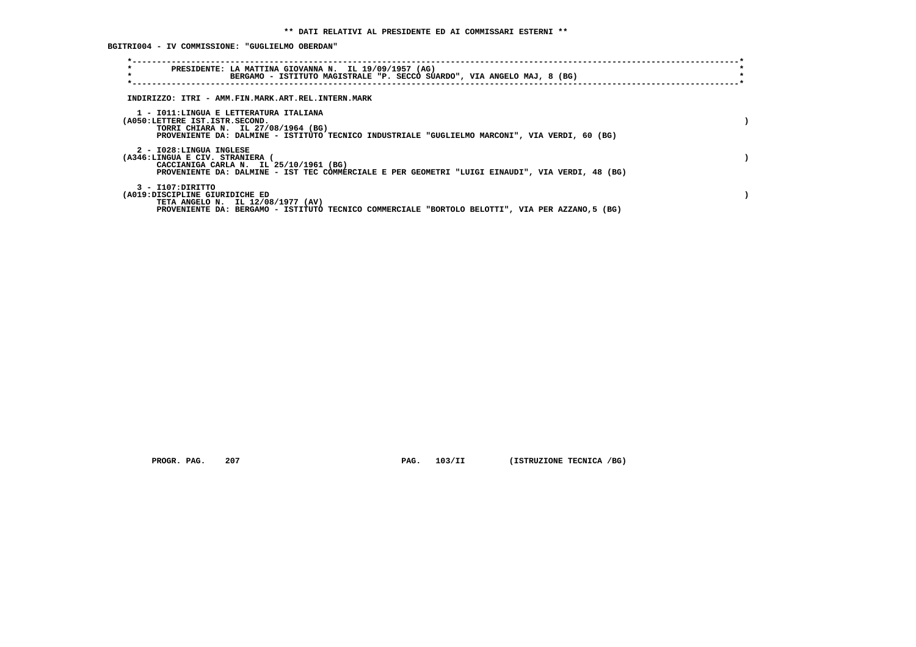**\*\* DATI RELATIVI AL PRESIDENTE ED AI COMMISSARI ESTERNI \*\***

**BGITRI004 - IV COMMISSIONE: "GUGLIELMO OBERDAN"**

```
*----------------------------------------------------------------------------------------------------------------------*
*        PRESIDENTE: LA MATTINA GIOVANNA N.  IL 19/09/1957 (AG)                                                        *
*                    BERGAMO - ISTITUTO MAGISTRALE "P. SECCO SUARDO", VIA ANGELO MAJ, 8 (BG)                           *
*----------------------------------------------------------------------------------------------------------------------*
```

INDIRIZZO: ITRI - AMM.FIN.MARK.ART.REL.INTERN.MARK

```
1 - I011:LINGUA E LETTERATURA ITALIANA
(A050:LETTERE IST.ISTR.SECOND.                                                                                          )
      TORRI CHIARA N.  IL 27/08/1964 (BG)
      PROVENIENTE DA: DALMINE - ISTITUTO TECNICO INDUSTRIALE "GUGLIELMO MARCONI", VIA VERDI, 60 (BG)

2 - I028:LINGUA INGLESE
(A346:LINGUA E CIV. STRANIERA (                                                                                         )
      CACCIANIGA CARLA N.  IL 25/10/1961 (BG)
      PROVENIENTE DA: DALMINE - IST TEC COMMERCIALE E PER GEOMETRI "LUIGI EINAUDI", VIA VERDI, 48 (BG)

3 - I107:DIRITTO
(A019:DISCIPLINE GIURIDICHE ED                                                                                          )
      TETA ANGELO N.  IL 12/08/1977 (AV)
      PROVENIENTE DA: BERGAMO - ISTITUTO TECNICO COMMERCIALE "BORTOLO BELOTTI", VIA PER AZZANO,5 (BG)
```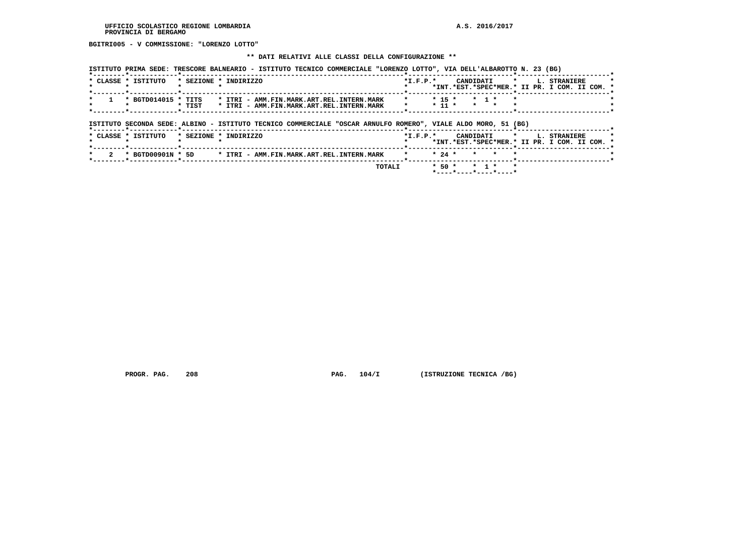UFFICIO SCOLASTICO REGIONE LOMBARDIA
PROVINCIA DI BERGAMO

A.S. 2016/2017

**BGITRI005 - V COMMISSIONE: "LORENZO LOTTO"**

**\*\* DATI RELATIVI ALLE CLASSI DELLA CONFIGURAZIONE \*\***

ISTITUTO PRIMA SEDE: TRESCORE BALNEARIO - ISTITUTO TECNICO COMMERCIALE "LORENZO LOTTO", VIA DELL'ALBAROTTO N. 23 (BG)

| CLASSE | ISTITUTO | SEZIONE | INDIRIZZO | I.F.P. | CANDIDATI INT. | CANDIDATI EST. | CANDIDATI SPEC | CANDIDATI MER. | L. STRANIERE II PR. | L. STRANIERE I COM. | L. STRANIERE II COM. |
|---|---|---|---|---|---|---|---|---|---|---|---|
| 1 | BGTD014015 | TITS | ITRI - AMM.FIN.MARK.ART.REL.INTERN.MARK | | 15 | | 1 | | | | |
| | | TIST | ITRI - AMM.FIN.MARK.ART.REL.INTERN.MARK | | 11 | | | | | | |

ISTITUTO SECONDA SEDE: ALBINO - ISTITUTO TECNICO COMMERCIALE "OSCAR ARNULFO ROMERO", VIALE ALDO MORO, 51 (BG)

| CLASSE | ISTITUTO | SEZIONE | INDIRIZZO | I.F.P. | CANDIDATI INT. | CANDIDATI EST. | CANDIDATI SPEC | CANDIDATI MER. | L. STRANIERE II PR. | L. STRANIERE I COM. | L. STRANIERE II COM. |
|---|---|---|---|---|---|---|---|---|---|---|---|
| 2 | BGTD00901N | 5D | ITRI - AMM.FIN.MARK.ART.REL.INTERN.MARK | | 24 | | | | | | |
| | | | TOTALI | | 50 | | 1 | | | | |

PROGR. PAG. 208 PAG. 104/I (ISTRUZIONE TECNICA /BG)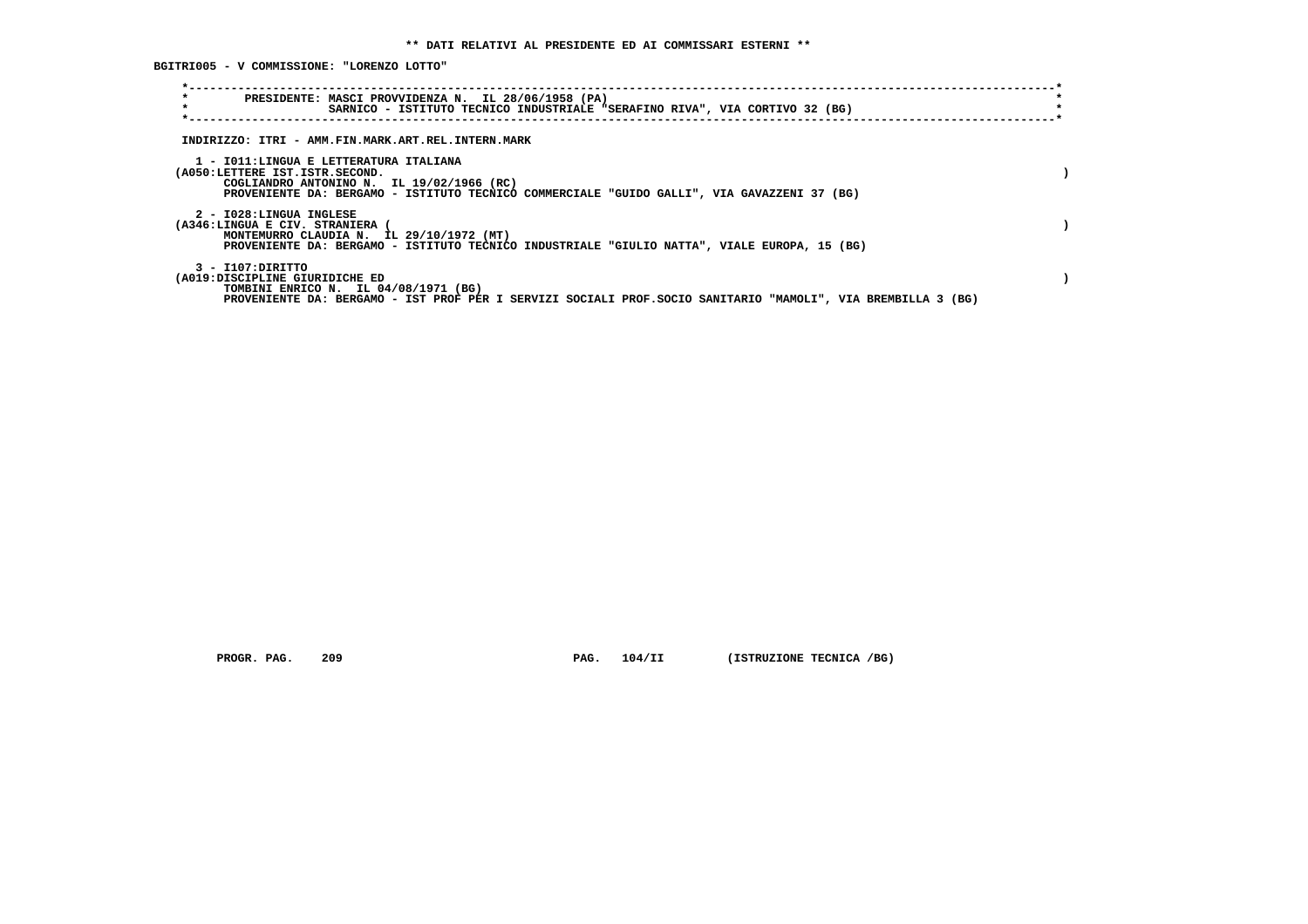**\*\* DATI RELATIVI AL PRESIDENTE ED AI COMMISSARI ESTERNI \*\***

**BGITRI005 - V COMMISSIONE: "LORENZO LOTTO"**

PRESIDENTE: MASCI PROVVIDENZA N. IL 28/06/1958 (PA)
SARNICO - ISTITUTO TECNICO INDUSTRIALE "SERAFINO RIVA", VIA CORTIVO 32 (BG)

INDIRIZZO: ITRI - AMM.FIN.MARK.ART.REL.INTERN.MARK

1 - I011:LINGUA E LETTERATURA ITALIANA
(A050:LETTERE IST.ISTR.SECOND. )
COGLIANDRO ANTONINO N. IL 19/02/1966 (RC)
PROVENIENTE DA: BERGAMO - ISTITUTO TECNICO COMMERCIALE "GUIDO GALLI", VIA GAVAZZENI 37 (BG)

2 - I028:LINGUA INGLESE
(A346:LINGUA E CIV. STRANIERA ( )
MONTEMURRO CLAUDIA N. IL 29/10/1972 (MT)
PROVENIENTE DA: BERGAMO - ISTITUTO TECNICO INDUSTRIALE "GIULIO NATTA", VIALE EUROPA, 15 (BG)

3 - I107:DIRITTO
(A019:DISCIPLINE GIURIDICHE ED )
TOMBINI ENRICO N. IL 04/08/1971 (BG)
PROVENIENTE DA: BERGAMO - IST PROF PER I SERVIZI SOCIALI PROF.SOCIO SANITARIO "MAMOLI", VIA BREMBILLA 3 (BG)

PROGR. PAG. 209 PAG. 104/II (ISTRUZIONE TECNICA /BG)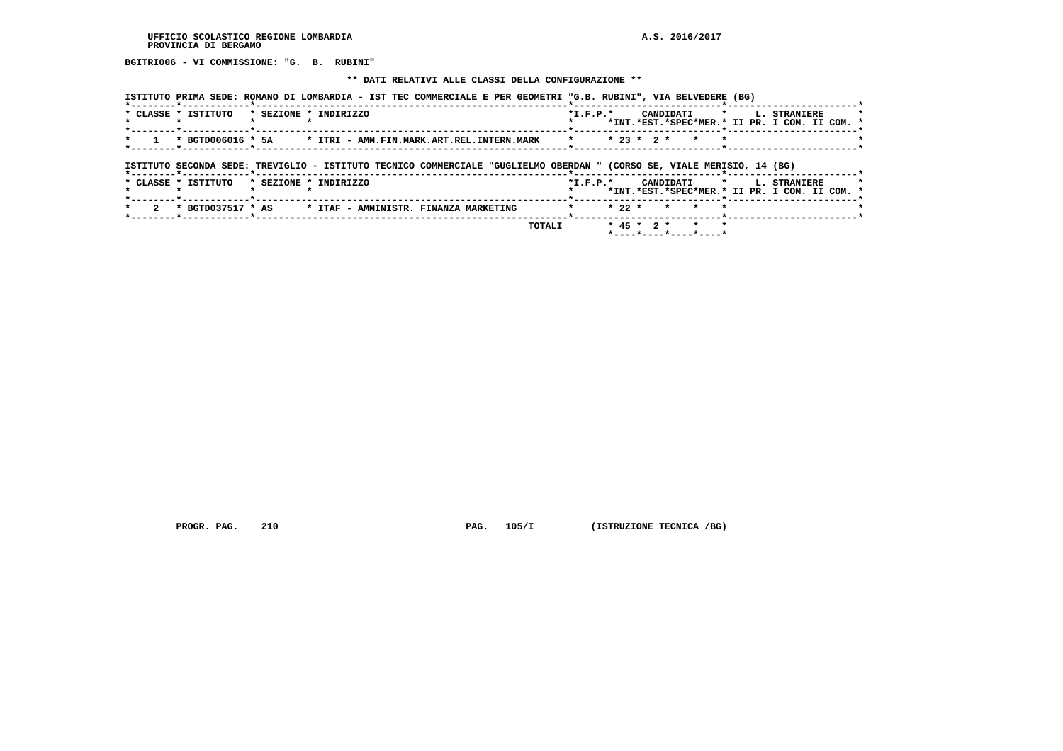UFFICIO SCOLASTICO REGIONE LOMBARDIA
PROVINCIA DI BERGAMO

A.S. 2016/2017

BGITRI006 - VI COMMISSIONE: "G. B. RUBINI"

** DATI RELATIVI ALLE CLASSI DELLA CONFIGURAZIONE **

ISTITUTO PRIMA SEDE: ROMANO DI LOMBARDIA - IST TEC COMMERCIALE E PER GEOMETRI "G.B. RUBINI", VIA BELVEDERE (BG)

| CLASSE | ISTITUTO | SEZIONE | INDIRIZZO | I.F.P. | CANDIDATI INT. | CANDIDATI EST. | CANDIDATI SPEC | CANDIDATI MER. | L. STRANIERE II PR. | L. STRANIERE I COM. | L. STRANIERE II COM. |
|---|---|---|---|---|---|---|---|---|---|---|---|
| 1 | BGTD006016 | 5A | ITRI - AMM.FIN.MARK.ART.REL.INTERN.MARK | | 23 | 2 | | | | | |

ISTITUTO SECONDA SEDE: TREVIGLIO - ISTITUTO TECNICO COMMERCIALE "GUGLIELMO OBERDAN " (CORSO SE, VIALE MERISIO, 14 (BG)

| CLASSE | ISTITUTO | SEZIONE | INDIRIZZO | I.F.P. | CANDIDATI INT. | CANDIDATI EST. | CANDIDATI SPEC | CANDIDATI MER. | L. STRANIERE II PR. | L. STRANIERE I COM. | L. STRANIERE II COM. |
|---|---|---|---|---|---|---|---|---|---|---|---|
| 2 | BGTD037517 | AS | ITAF - AMMINISTR. FINANZA MARKETING | | 22 | | | | | | |
| | | | TOTALI | | 45 | 2 | | | | | |

PROGR. PAG. 210 PAG. 105/I (ISTRUZIONE TECNICA /BG)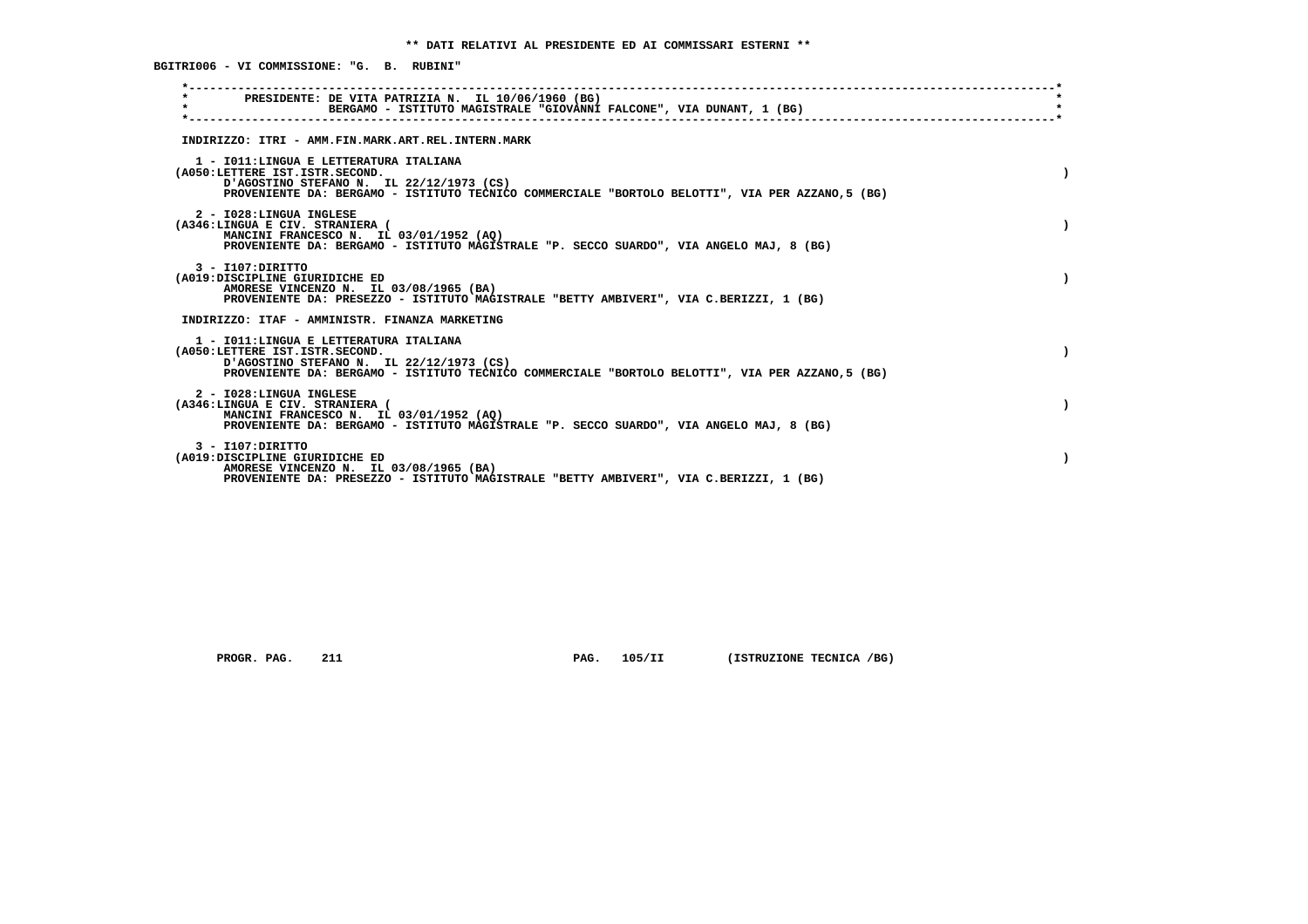** DATI RELATIVI AL PRESIDENTE ED AI COMMISSARI ESTERNI **

BGITRI006 - VI COMMISSIONE: "G. B. RUBINI"

PRESIDENTE: DE VITA PATRIZIA N. IL 10/06/1960 (BG)
BERGAMO - ISTITUTO MAGISTRALE "GIOVANNI FALCONE", VIA DUNANT, 1 (BG)

INDIRIZZO: ITRI - AMM.FIN.MARK.ART.REL.INTERN.MARK

1 - I011:LINGUA E LETTERATURA ITALIANA
(A050:LETTERE IST.ISTR.SECOND. )
D'AGOSTINO STEFANO N. IL 22/12/1973 (CS)
PROVENIENTE DA: BERGAMO - ISTITUTO TECNICO COMMERCIALE "BORTOLO BELOTTI", VIA PER AZZANO,5 (BG)

2 - I028:LINGUA INGLESE
(A346:LINGUA E CIV. STRANIERA ( )
MANCINI FRANCESCO N. IL 03/01/1952 (AQ)
PROVENIENTE DA: BERGAMO - ISTITUTO MAGISTRALE "P. SECCO SUARDO", VIA ANGELO MAJ, 8 (BG)

3 - I107:DIRITTO
(A019:DISCIPLINE GIURIDICHE ED )
AMORESE VINCENZO N. IL 03/08/1965 (BA)
PROVENIENTE DA: PRESEZZO - ISTITUTO MAGISTRALE "BETTY AMBIVERI", VIA C.BERIZZI, 1 (BG)

INDIRIZZO: ITAF - AMMINISTR. FINANZA MARKETING

1 - I011:LINGUA E LETTERATURA ITALIANA
(A050:LETTERE IST.ISTR.SECOND. )
D'AGOSTINO STEFANO N. IL 22/12/1973 (CS)
PROVENIENTE DA: BERGAMO - ISTITUTO TECNICO COMMERCIALE "BORTOLO BELOTTI", VIA PER AZZANO,5 (BG)

2 - I028:LINGUA INGLESE
(A346:LINGUA E CIV. STRANIERA ( )
MANCINI FRANCESCO N. IL 03/01/1952 (AQ)
PROVENIENTE DA: BERGAMO - ISTITUTO MAGISTRALE "P. SECCO SUARDO", VIA ANGELO MAJ, 8 (BG)

3 - I107:DIRITTO
(A019:DISCIPLINE GIURIDICHE ED )
AMORESE VINCENZO N. IL 03/08/1965 (BA)
PROVENIENTE DA: PRESEZZO - ISTITUTO MAGISTRALE "BETTY AMBIVERI", VIA C.BERIZZI, 1 (BG)

PROGR. PAG. 211 PAG. 105/II (ISTRUZIONE TECNICA /BG)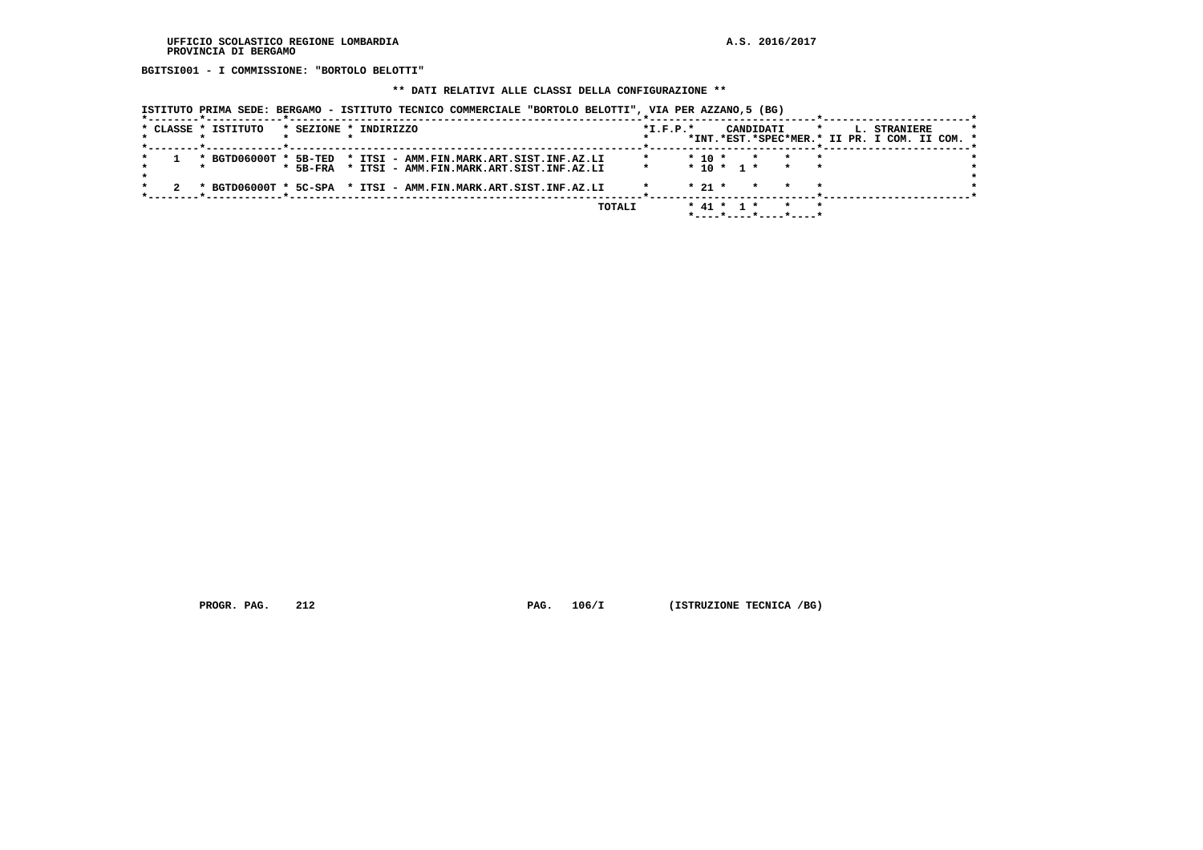UFFICIO SCOLASTICO REGIONE LOMBARDIA
PROVINCIA DI BERGAMO

A.S. 2016/2017

**BGITSI001 - I COMMISSIONE: "BORTOLO BELOTTI"**

**\*\* DATI RELATIVI ALLE CLASSI DELLA CONFIGURAZIONE \*\***

**ISTITUTO PRIMA SEDE: BERGAMO - ISTITUTO TECNICO COMMERCIALE "BORTOLO BELOTTI", VIA PER AZZANO,5 (BG)**

| CLASSE | ISTITUTO | SEZIONE | INDIRIZZO | I.F.P. | CANDIDATI INT. | CANDIDATI EST. | CANDIDATI SPEC | CANDIDATI MER. | L. STRANIERE II PR. | L. STRANIERE I COM. | L. STRANIERE II COM. |
|---|---|---|---|---|---|---|---|---|---|---|---|
| 1 | BGTD06000T | 5B-TED | ITSI - AMM.FIN.MARK.ART.SIST.INF.AZ.LI | | 10 | | | | | | |
| | | 5B-FRA | ITSI - AMM.FIN.MARK.ART.SIST.INF.AZ.LI | | 10 | 1 | | | | | |
| 2 | BGTD06000T | 5C-SPA | ITSI - AMM.FIN.MARK.ART.SIST.INF.AZ.LI | | 21 | | | | | | |
| | | | TOTALI | | 41 | 1 | | | | | |

PROGR. PAG. 212 PAG. 106/I (ISTRUZIONE TECNICA /BG)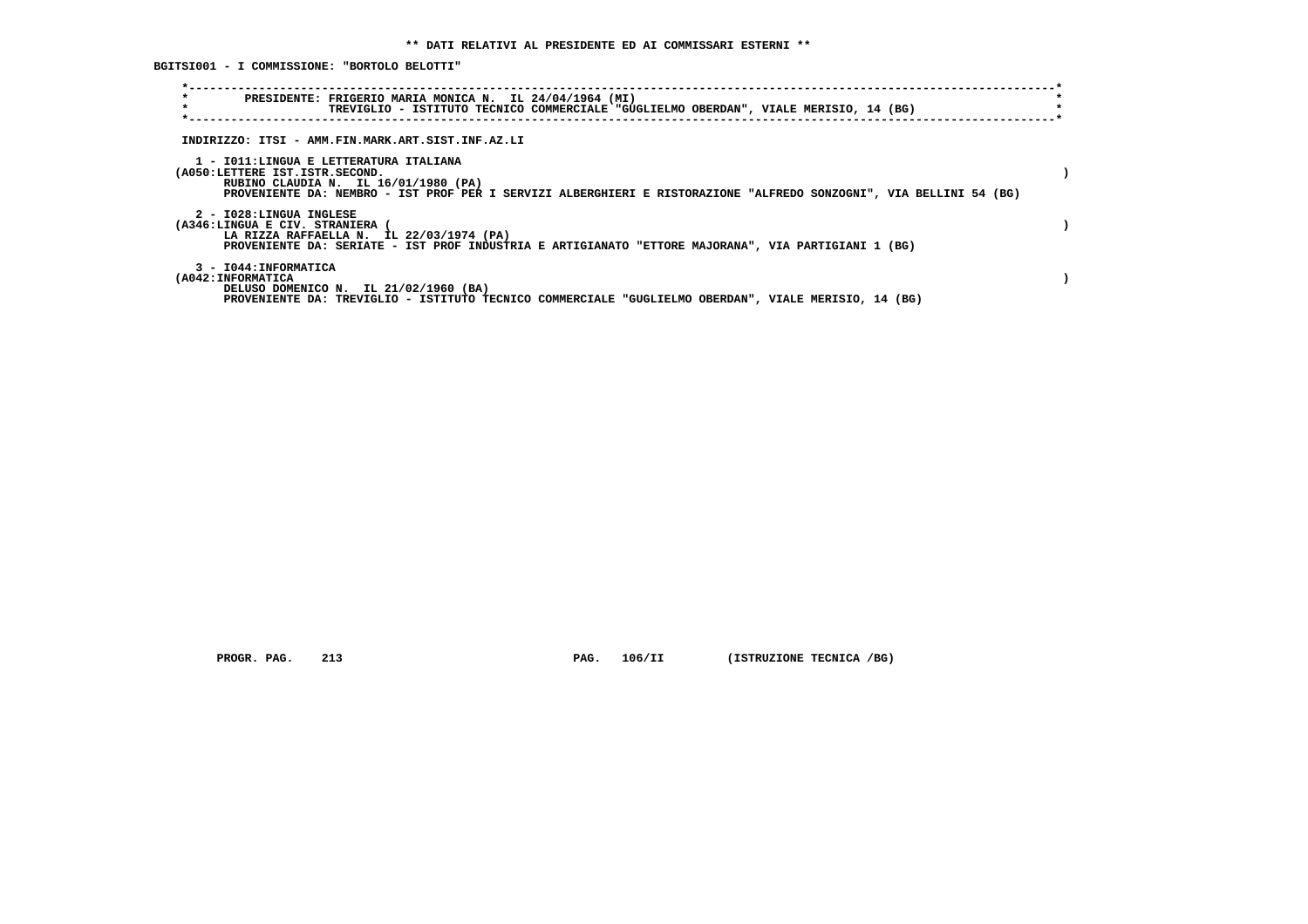**\*\* DATI RELATIVI AL PRESIDENTE ED AI COMMISSARI ESTERNI \*\***

**BGITSI001 - I COMMISSIONE: "BORTOLO BELOTTI"**

```
*----------------------------------------------------------------------------------------------------------------------------*
*        PRESIDENTE: FRIGERIO MARIA MONICA N.  IL 24/04/1964 (MI)                                                            *
*                    TREVIGLIO - ISTITUTO TECNICO COMMERCIALE "GUGLIELMO OBERDAN", VIALE MERISIO, 14 (BG)                    *
*----------------------------------------------------------------------------------------------------------------------------*
```

INDIRIZZO: ITSI - AMM.FIN.MARK.ART.SIST.INF.AZ.LI

1 - I011:LINGUA E LETTERATURA ITALIANA
(A050:LETTERE IST.ISTR.SECOND. )
RUBINO CLAUDIA N. IL 16/01/1980 (PA)
PROVENIENTE DA: NEMBRO - IST PROF PER I SERVIZI ALBERGHIERI E RISTORAZIONE "ALFREDO SONZOGNI", VIA BELLINI 54 (BG)

2 - I028:LINGUA INGLESE
(A346:LINGUA E CIV. STRANIERA ( )
LA RIZZA RAFFAELLA N. IL 22/03/1974 (PA)
PROVENIENTE DA: SERIATE - IST PROF INDUSTRIA E ARTIGIANATO "ETTORE MAJORANA", VIA PARTIGIANI 1 (BG)

3 - I044:INFORMATICA
(A042:INFORMATICA )
DELUSO DOMENICO N. IL 21/02/1960 (BA)
PROVENIENTE DA: TREVIGLIO - ISTITUTO TECNICO COMMERCIALE "GUGLIELMO OBERDAN", VIALE MERISIO, 14 (BG)

PROGR. PAG. 213 PAG. 106/II (ISTRUZIONE TECNICA /BG)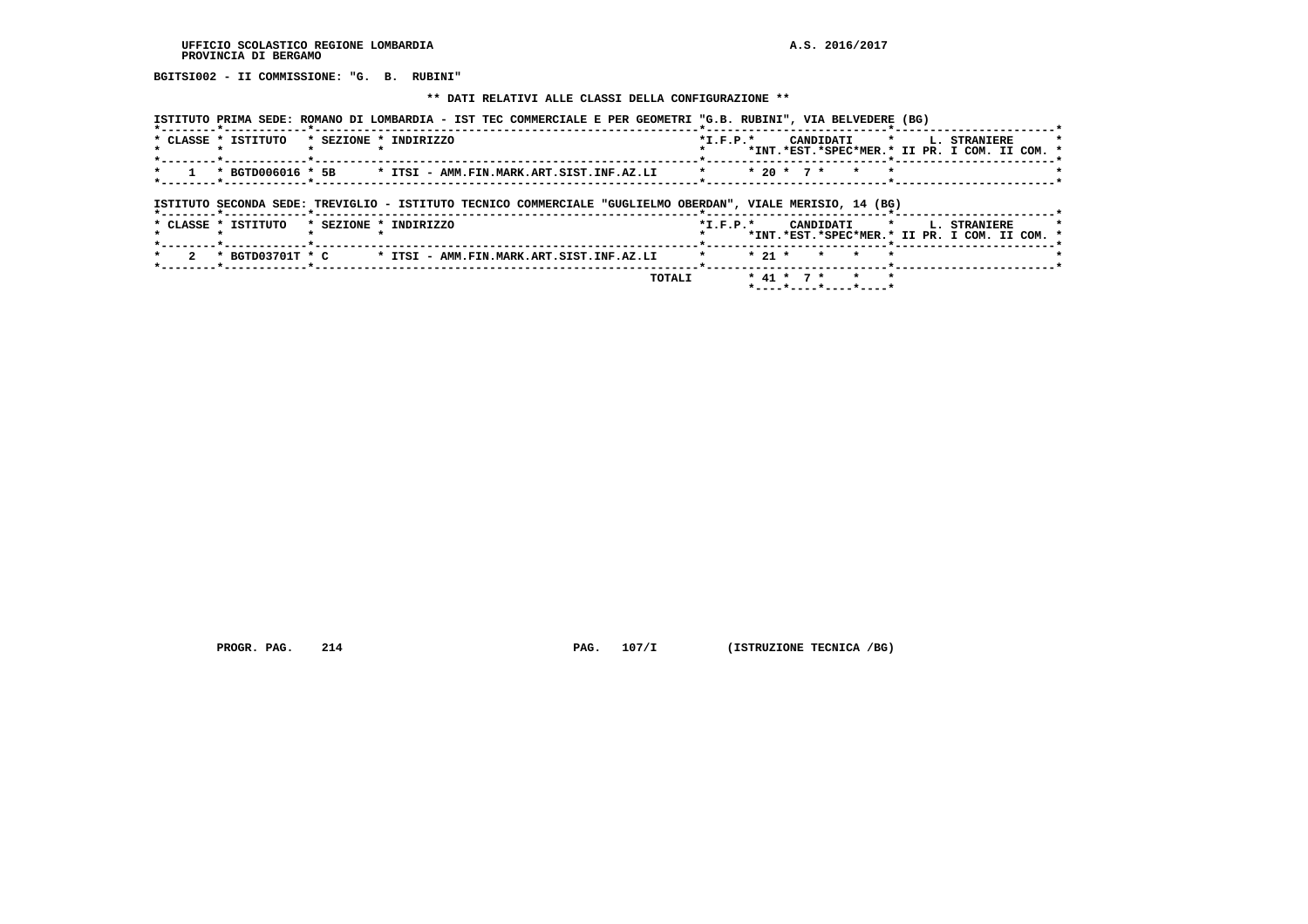BGITSI002 - II COMMISSIONE: "G. B. RUBINI"

** DATI RELATIVI ALLE CLASSI DELLA CONFIGURAZIONE **

ISTITUTO PRIMA SEDE: ROMANO DI LOMBARDIA - IST TEC COMMERCIALE E PER GEOMETRI "G.B. RUBINI", VIA BELVEDERE (BG)

| CLASSE | ISTITUTO | SEZIONE | INDIRIZZO | I.F.P. | CANDIDATI INT. | CANDIDATI EST. | CANDIDATI SPEC | CANDIDATI MER. | L. STRANIERE II PR. | L. STRANIERE I COM. | L. STRANIERE II COM. |
|---|---|---|---|---|---|---|---|---|---|---|---|
| 1 | BGTD006016 | 5B | ITSI - AMM.FIN.MARK.ART.SIST.INF.AZ.LI | | 20 | 7 | | | | | |

ISTITUTO SECONDA SEDE: TREVIGLIO - ISTITUTO TECNICO COMMERCIALE "GUGLIELMO OBERDAN", VIALE MERISIO, 14 (BG)

| CLASSE | ISTITUTO | SEZIONE | INDIRIZZO | I.F.P. | CANDIDATI INT. | CANDIDATI EST. | CANDIDATI SPEC | CANDIDATI MER. | L. STRANIERE II PR. | L. STRANIERE I COM. | L. STRANIERE II COM. |
|---|---|---|---|---|---|---|---|---|---|---|---|
| 2 | BGTD03701T | C | ITSI - AMM.FIN.MARK.ART.SIST.INF.AZ.LI | | 21 | | | | | | |
| | | | TOTALI | | 41 | 7 | | | | | |

PROGR. PAG. 214 PAG. 107/I (ISTRUZIONE TECNICA /BG)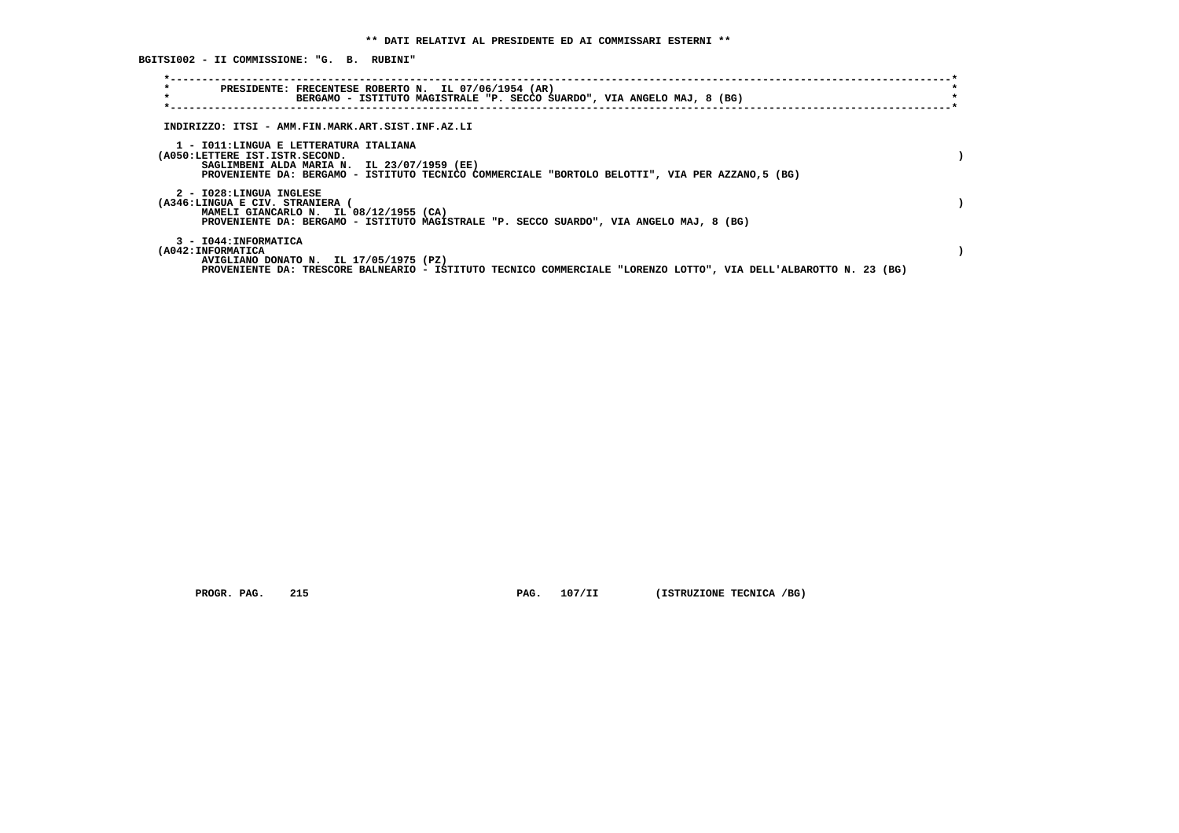** DATI RELATIVI AL PRESIDENTE ED AI COMMISSARI ESTERNI **

BGITSI002 - II COMMISSIONE: "G. B. RUBINI"

PRESIDENTE: FRECENTESE ROBERTO N. IL 07/06/1954 (AR)
BERGAMO - ISTITUTO MAGISTRALE "P. SECCO SUARDO", VIA ANGELO MAJ, 8 (BG)

INDIRIZZO: ITSI - AMM.FIN.MARK.ART.SIST.INF.AZ.LI

1 - I011:LINGUA E LETTERATURA ITALIANA
(A050:LETTERE IST.ISTR.SECOND. )
SAGLIMBENI ALDA MARIA N. IL 23/07/1959 (EE)
PROVENIENTE DA: BERGAMO - ISTITUTO TECNICO COMMERCIALE "BORTOLO BELOTTI", VIA PER AZZANO,5 (BG)

2 - I028:LINGUA INGLESE
(A346:LINGUA E CIV. STRANIERA ( )
MAMELI GIANCARLO N. IL 08/12/1955 (CA)
PROVENIENTE DA: BERGAMO - ISTITUTO MAGISTRALE "P. SECCO SUARDO", VIA ANGELO MAJ, 8 (BG)

3 - I044:INFORMATICA
(A042:INFORMATICA )
AVIGLIANO DONATO N. IL 17/05/1975 (PZ)
PROVENIENTE DA: TRESCORE BALNEARIO - ISTITUTO TECNICO COMMERCIALE "LORENZO LOTTO", VIA DELL'ALBAROTTO N. 23 (BG)

PROGR. PAG. 215 PAG. 107/II (ISTRUZIONE TECNICA /BG)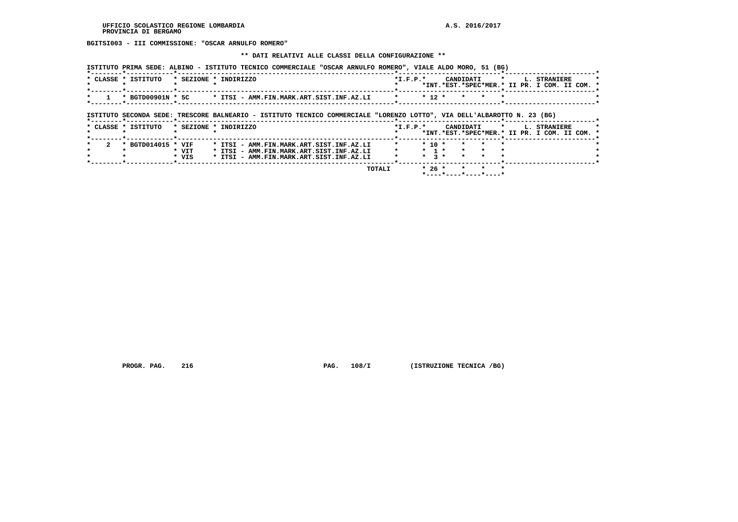UFFICIO SCOLASTICO REGIONE LOMBARDIA
PROVINCIA DI BERGAMO

A.S. 2016/2017

**BGITSI003 - III COMMISSIONE: "OSCAR ARNULFO ROMERO"**

**\*\* DATI RELATIVI ALLE CLASSI DELLA CONFIGURAZIONE \*\***

ISTITUTO PRIMA SEDE: ALBINO - ISTITUTO TECNICO COMMERCIALE "OSCAR ARNULFO ROMERO", VIALE ALDO MORO, 51 (BG)

| CLASSE | ISTITUTO | SEZIONE | INDIRIZZO | I.F.P. | CANDIDATI INT. | CANDIDATI EST. | CANDIDATI SPEC | CANDIDATI MER. | L. STRANIERE II PR. | L. STRANIERE I COM. | L. STRANIERE II COM. |
|---|---|---|---|---|---|---|---|---|---|---|---|
| 1 | BGTD00901N | 5C | ITSI - AMM.FIN.MARK.ART.SIST.INF.AZ.LI | | 12 | | | | | | |

ISTITUTO SECONDA SEDE: TRESCORE BALNEARIO - ISTITUTO TECNICO COMMERCIALE "LORENZO LOTTO", VIA DELL'ALBAROTTO N. 23 (BG)

| CLASSE | ISTITUTO | SEZIONE | INDIRIZZO | I.F.P. | CANDIDATI INT. | CANDIDATI EST. | CANDIDATI SPEC | CANDIDATI MER. | L. STRANIERE II PR. | L. STRANIERE I COM. | L. STRANIERE II COM. |
|---|---|---|---|---|---|---|---|---|---|---|---|
| 2 | BGTD014015 | VIF | ITSI - AMM.FIN.MARK.ART.SIST.INF.AZ.LI | | 10 | | | | | | |
| | | VIT | ITSI - AMM.FIN.MARK.ART.SIST.INF.AZ.LI | | 1 | | | | | | |
| | | VIS | ITSI - AMM.FIN.MARK.ART.SIST.INF.AZ.LI | | 3 | | | | | | |
| | | | TOTALI | | 26 | | | | | | |

PROGR. PAG. 216 PAG. 108/I (ISTRUZIONE TECNICA /BG)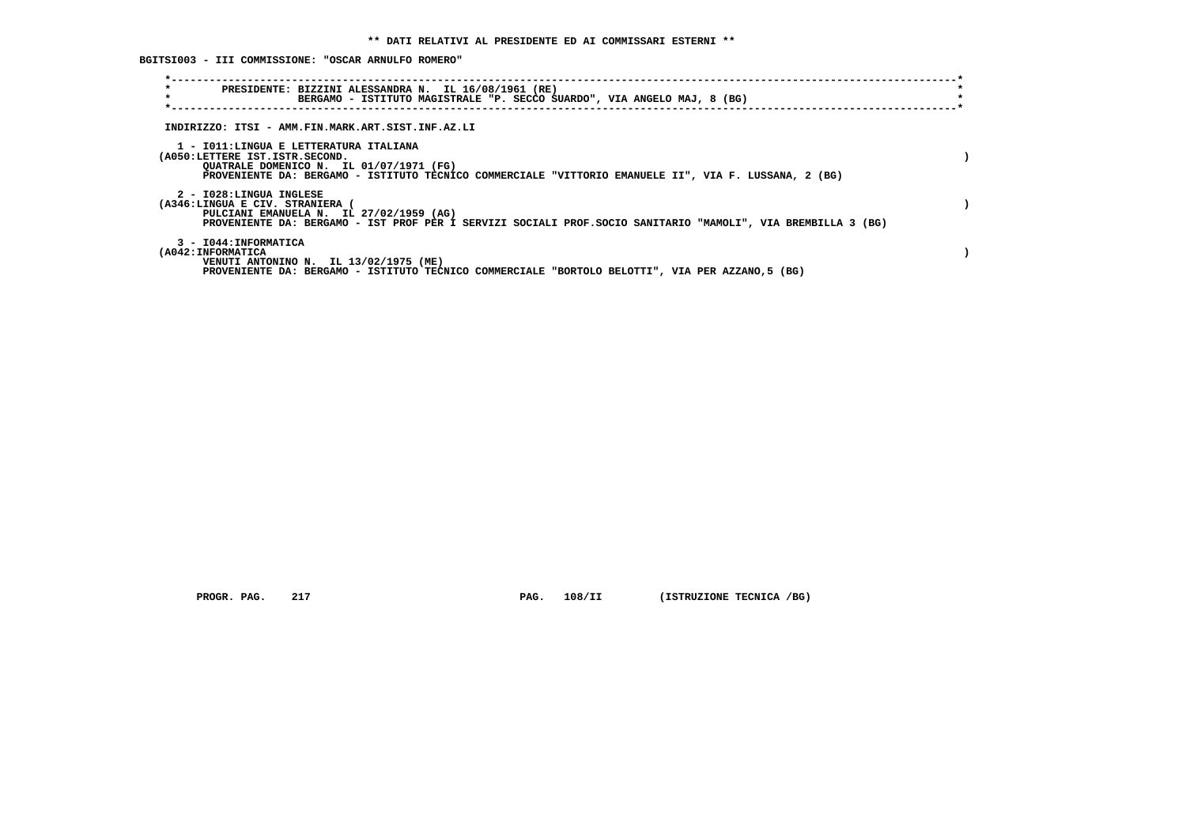**\*\* DATI RELATIVI AL PRESIDENTE ED AI COMMISSARI ESTERNI \*\***

**BGITSI003 - III COMMISSIONE: "OSCAR ARNULFO ROMERO"**

**PRESIDENTE: BIZZINI ALESSANDRA N. IL 16/08/1961 (RE)**
**BERGAMO - ISTITUTO MAGISTRALE "P. SECCO SUARDO", VIA ANGELO MAJ, 8 (BG)**

**INDIRIZZO: ITSI - AMM.FIN.MARK.ART.SIST.INF.AZ.LI**

**1 - I011:LINGUA E LETTERATURA ITALIANA**
**(A050:LETTERE IST.ISTR.SECOND. )**
**QUATRALE DOMENICO N. IL 01/07/1971 (FG)**
**PROVENIENTE DA: BERGAMO - ISTITUTO TECNICO COMMERCIALE "VITTORIO EMANUELE II", VIA F. LUSSANA, 2 (BG)**

**2 - I028:LINGUA INGLESE**
**(A346:LINGUA E CIV. STRANIERA ( )**
**PULCIANI EMANUELA N. IL 27/02/1959 (AG)**
**PROVENIENTE DA: BERGAMO - IST PROF PER I SERVIZI SOCIALI PROF.SOCIO SANITARIO "MAMOLI", VIA BREMBILLA 3 (BG)**

**3 - I044:INFORMATICA**
**(A042:INFORMATICA )**
**VENUTI ANTONINO N. IL 13/02/1975 (ME)**
**PROVENIENTE DA: BERGAMO - ISTITUTO TECNICO COMMERCIALE "BORTOLO BELOTTI", VIA PER AZZANO,5 (BG)**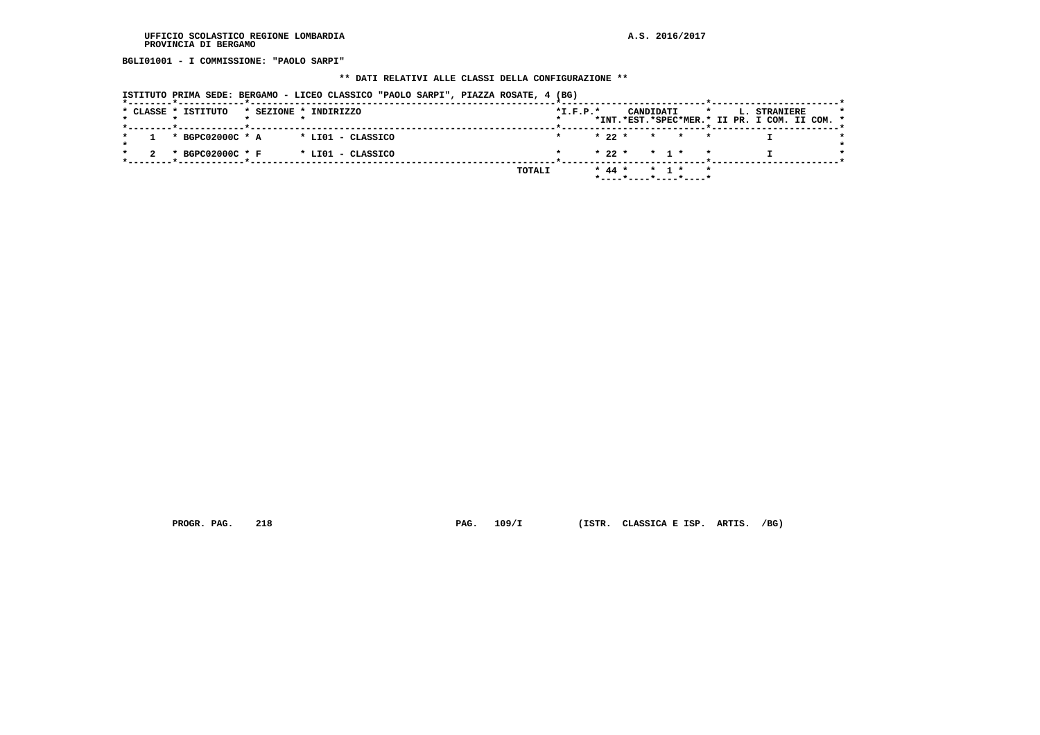UFFICIO SCOLASTICO REGIONE LOMBARDIA
PROVINCIA DI BERGAMO

A.S. 2016/2017

**BGLI01001 - I COMMISSIONE: "PAOLO SARPI"**

**\*\* DATI RELATIVI ALLE CLASSI DELLA CONFIGURAZIONE \*\***

**ISTITUTO PRIMA SEDE: BERGAMO - LICEO CLASSICO "PAOLO SARPI", PIAZZA ROSATE, 4 (BG)**

| CLASSE | ISTITUTO | SEZIONE | INDIRIZZO | I.F.P. | CANDIDATI INT. | CANDIDATI EST. | CANDIDATI SPEC | CANDIDATI MER. | L. STRANIERE II PR. | L. STRANIERE I COM. | L. STRANIERE II COM. |
|---|---|---|---|---|---|---|---|---|---|---|---|
| 1 | BGPC02000C | A | LI01 - CLASSICO | | 22 | | | | | I | |
| 2 | BGPC02000C | F | LI01 - CLASSICO | | 22 | | 1 | | | I | |
| | | | TOTALI | | 44 | | 1 | | | | |

PROGR. PAG. 218 PAG. 109/I (ISTR. CLASSICA E ISP. ARTIS. /BG)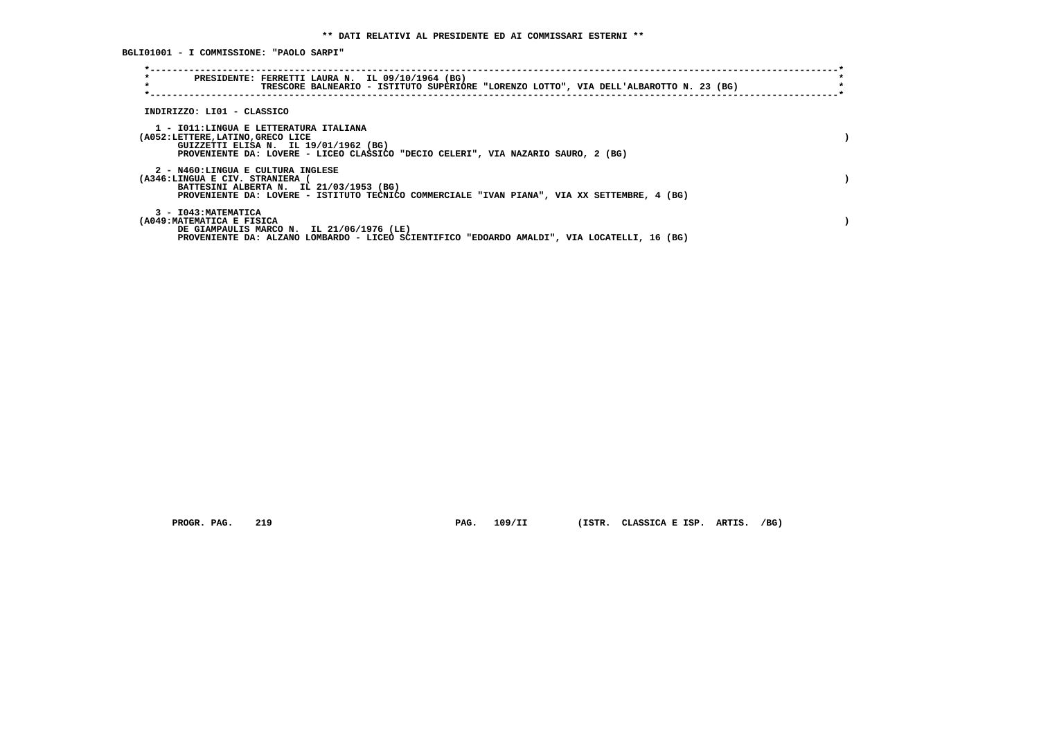** DATI RELATIVI AL PRESIDENTE ED AI COMMISSARI ESTERNI **

BGLI01001 - I COMMISSIONE: "PAOLO SARPI"

PRESIDENTE: FERRETTI LAURA N. IL 09/10/1964 (BG)
TRESCORE BALNEARIO - ISTITUTO SUPERIORE "LORENZO LOTTO", VIA DELL'ALBAROTTO N. 23 (BG)

INDIRIZZO: LI01 - CLASSICO

1 - I011:LINGUA E LETTERATURA ITALIANA
(A052:LETTERE,LATINO,GRECO LICE )
GUIZZETTI ELISA N. IL 19/01/1962 (BG)
PROVENIENTE DA: LOVERE - LICEO CLASSICO "DECIO CELERI", VIA NAZARIO SAURO, 2 (BG)

2 - N460:LINGUA E CULTURA INGLESE
(A346:LINGUA E CIV. STRANIERA ( )
BATTESINI ALBERTA N. IL 21/03/1953 (BG)
PROVENIENTE DA: LOVERE - ISTITUTO TECNICO COMMERCIALE "IVAN PIANA", VIA XX SETTEMBRE, 4 (BG)

3 - I043:MATEMATICA
(A049:MATEMATICA E FISICA )
DE GIAMPAULIS MARCO N. IL 21/06/1976 (LE)
PROVENIENTE DA: ALZANO LOMBARDO - LICEO SCIENTIFICO "EDOARDO AMALDI", VIA LOCATELLI, 16 (BG)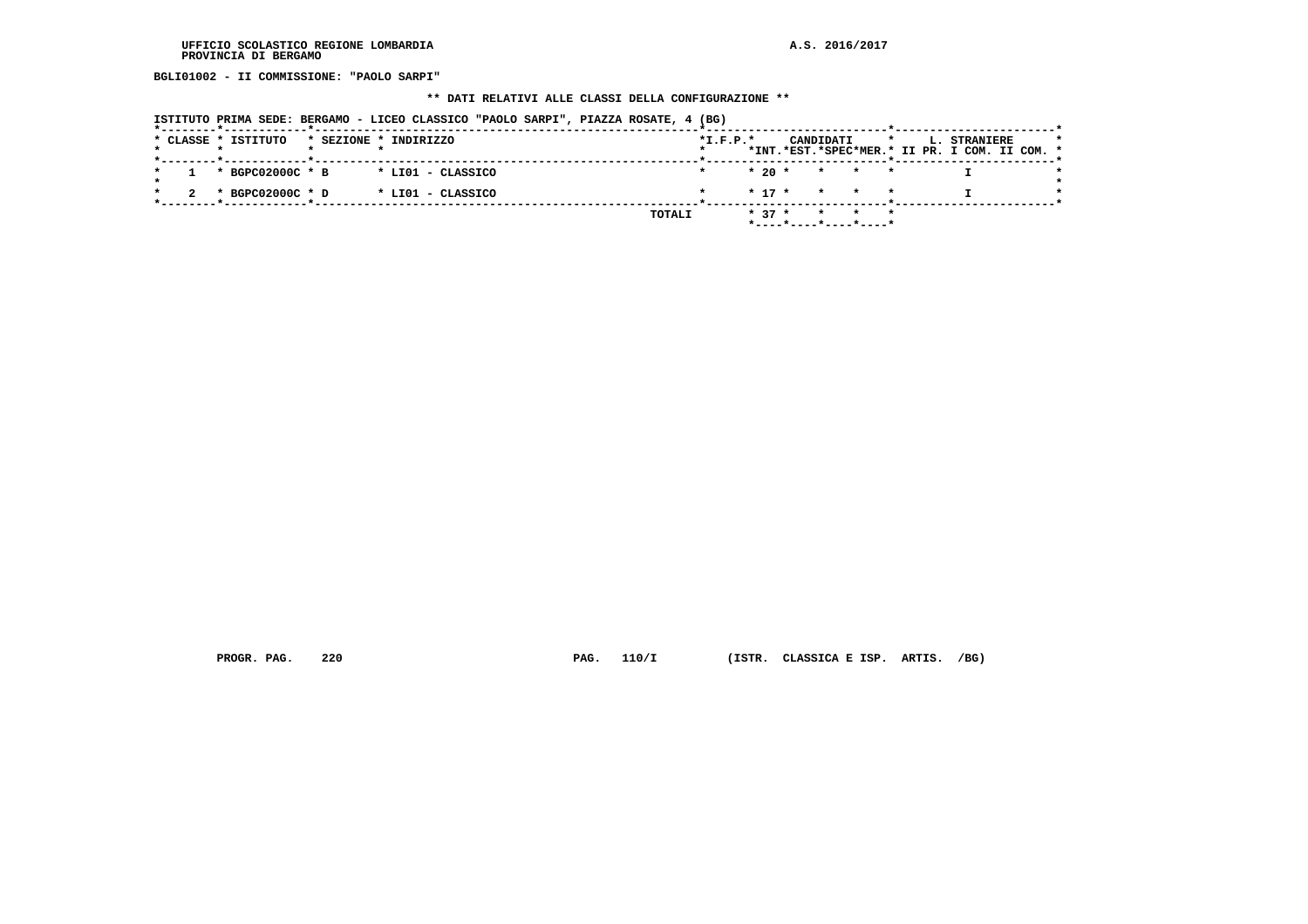UFFICIO SCOLASTICO REGIONE LOMBARDIA
PROVINCIA DI BERGAMO

A.S. 2016/2017

**BGLI01002 - II COMMISSIONE: "PAOLO SARPI"**

**\*\* DATI RELATIVI ALLE CLASSI DELLA CONFIGURAZIONE \*\***

**ISTITUTO PRIMA SEDE: BERGAMO - LICEO CLASSICO "PAOLO SARPI", PIAZZA ROSATE, 4 (BG)**

| CLASSE | ISTITUTO | SEZIONE | INDIRIZZO | I.F.P. | CANDIDATI INT. | CANDIDATI EST. | CANDIDATI SPEC | CANDIDATI MER. | L. STRANIERE II PR. | L. STRANIERE I COM. | L. STRANIERE II COM. |
|---|---|---|---|---|---|---|---|---|---|---|---|
| 1 | BGPC02000C | B | LI01 - CLASSICO | | 20 | | | | | I | |
| 2 | BGPC02000C | D | LI01 - CLASSICO | | 17 | | | | | I | |
| | | | TOTALI | | 37 | | | | | | |

PROGR. PAG. 220 PAG. 110/I (ISTR. CLASSICA E ISP. ARTIS. /BG)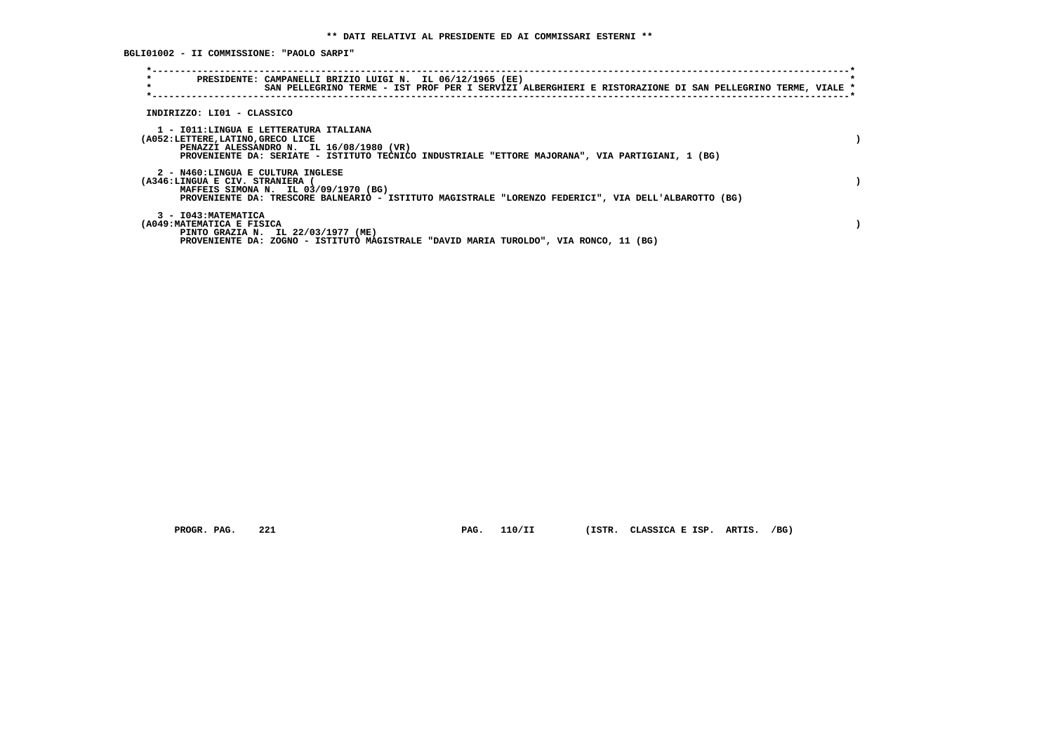** DATI RELATIVI AL PRESIDENTE ED AI COMMISSARI ESTERNI **

BGLI01002 - II COMMISSIONE: "PAOLO SARPI"

PRESIDENTE: CAMPANELLI BRIZIO LUIGI N. IL 06/12/1965 (EE)
SAN PELLEGRINO TERME - IST PROF PER I SERVIZI ALBERGHIERI E RISTORAZIONE DI SAN PELLEGRINO TERME, VIALE

INDIRIZZO: LI01 - CLASSICO

1 - I011:LINGUA E LETTERATURA ITALIANA
(A052:LETTERE,LATINO,GRECO LICE )
PENAZZI ALESSANDRO N. IL 16/08/1980 (VR)
PROVENIENTE DA: SERIATE - ISTITUTO TECNICO INDUSTRIALE "ETTORE MAJORANA", VIA PARTIGIANI, 1 (BG)

2 - N460:LINGUA E CULTURA INGLESE
(A346:LINGUA E CIV. STRANIERA ( )
MAFFEIS SIMONA N. IL 03/09/1970 (BG)
PROVENIENTE DA: TRESCORE BALNEARIO - ISTITUTO MAGISTRALE "LORENZO FEDERICI", VIA DELL'ALBAROTTO (BG)

3 - I043:MATEMATICA
(A049:MATEMATICA E FISICA )
PINTO GRAZIA N. IL 22/03/1977 (ME)
PROVENIENTE DA: ZOGNO - ISTITUTO MAGISTRALE "DAVID MARIA TUROLDO", VIA RONCO, 11 (BG)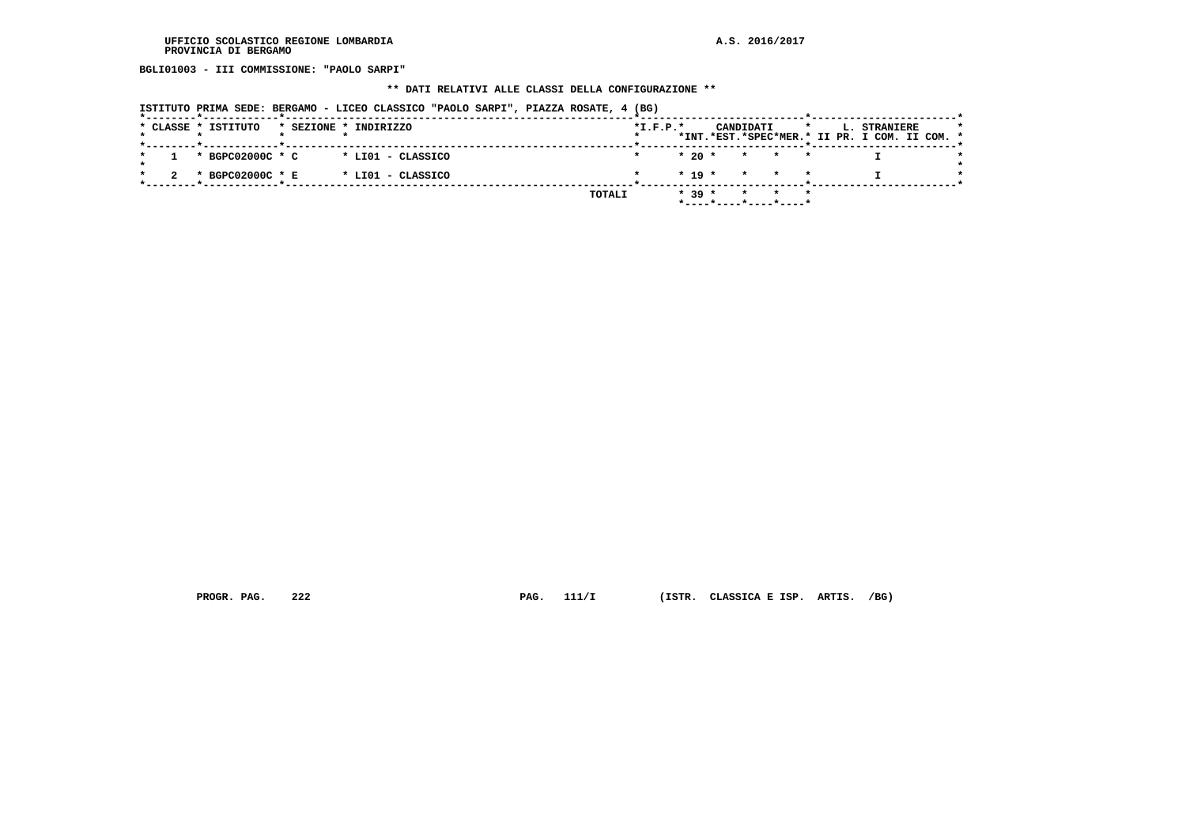UFFICIO SCOLASTICO REGIONE LOMBARDIA
PROVINCIA DI BERGAMO

A.S. 2016/2017

**BGLI01003 - III COMMISSIONE: "PAOLO SARPI"**

**\*\* DATI RELATIVI ALLE CLASSI DELLA CONFIGURAZIONE \*\***

**ISTITUTO PRIMA SEDE: BERGAMO - LICEO CLASSICO "PAOLO SARPI", PIAZZA ROSATE, 4 (BG)**

| CLASSE | ISTITUTO | SEZIONE | INDIRIZZO | I.F.P. | CANDIDATI INT. | CANDIDATI EST. | CANDIDATI SPEC | CANDIDATI MER. | L. STRANIERE II PR. | L. STRANIERE I COM. | L. STRANIERE II COM. |
|---|---|---|---|---|---|---|---|---|---|---|---|
| 1 | BGPC02000C | C | LI01 - CLASSICO | | 20 | | | | | I | |
| 2 | BGPC02000C | E | LI01 - CLASSICO | | 19 | | | | | I | |
| | | | TOTALI | | 39 | | | | | | |

PROGR. PAG. 222 PAG. 111/I (ISTR. CLASSICA E ISP. ARTIS. /BG)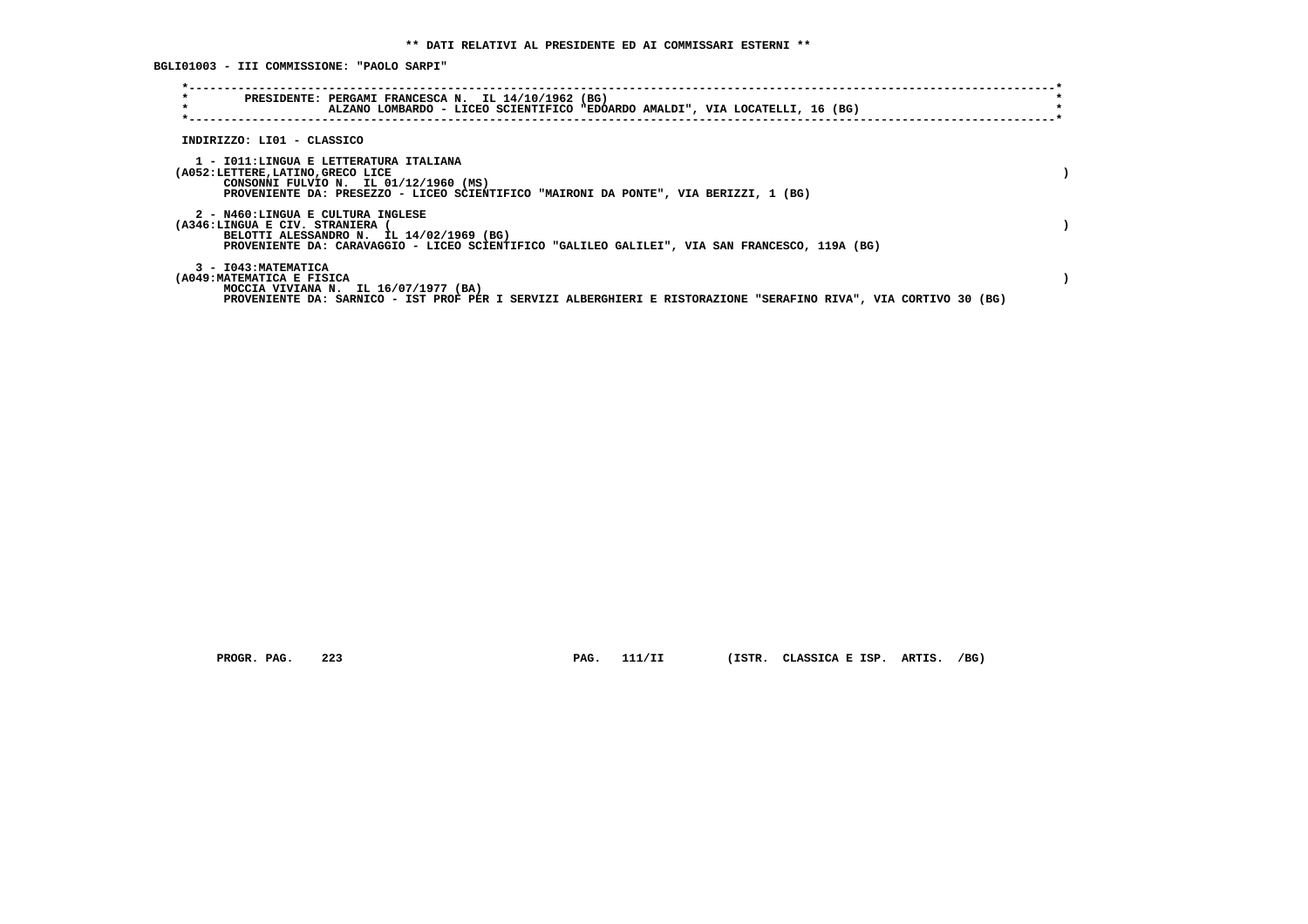**\*\* DATI RELATIVI AL PRESIDENTE ED AI COMMISSARI ESTERNI \*\***

**BGLI01003 - III COMMISSIONE: "PAOLO SARPI"**

```
*----------------------------------------------------------------------------------------------------------------------------*
*        PRESIDENTE: PERGAMI FRANCESCA N.  IL 14/10/1962 (BG)                                                                *
*                    ALZANO LOMBARDO - LICEO SCIENTIFICO "EDOARDO AMALDI", VIA LOCATELLI, 16 (BG)                             *
*----------------------------------------------------------------------------------------------------------------------------*
```

INDIRIZZO: LI01 - CLASSICO

1 - I011:LINGUA E LETTERATURA ITALIANA
(A052:LETTERE,LATINO,GRECO LICE )
CONSONNI FULVIO N.  IL 01/12/1960 (MS)
PROVENIENTE DA: PRESEZZO - LICEO SCIENTIFICO "MAIRONI DA PONTE", VIA BERIZZI, 1 (BG)

2 - N460:LINGUA E CULTURA INGLESE
(A346:LINGUA E CIV. STRANIERA ( )
BELOTTI ALESSANDRO N.  IL 14/02/1969 (BG)
PROVENIENTE DA: CARAVAGGIO - LICEO SCIENTIFICO "GALILEO GALILEI", VIA SAN FRANCESCO, 119A (BG)

3 - I043:MATEMATICA
(A049:MATEMATICA E FISICA )
MOCCIA VIVIANA N.  IL 16/07/1977 (BA)
PROVENIENTE DA: SARNICO - IST PROF PER I SERVIZI ALBERGHIERI E RISTORAZIONE "SERAFINO RIVA", VIA CORTIVO 30 (BG)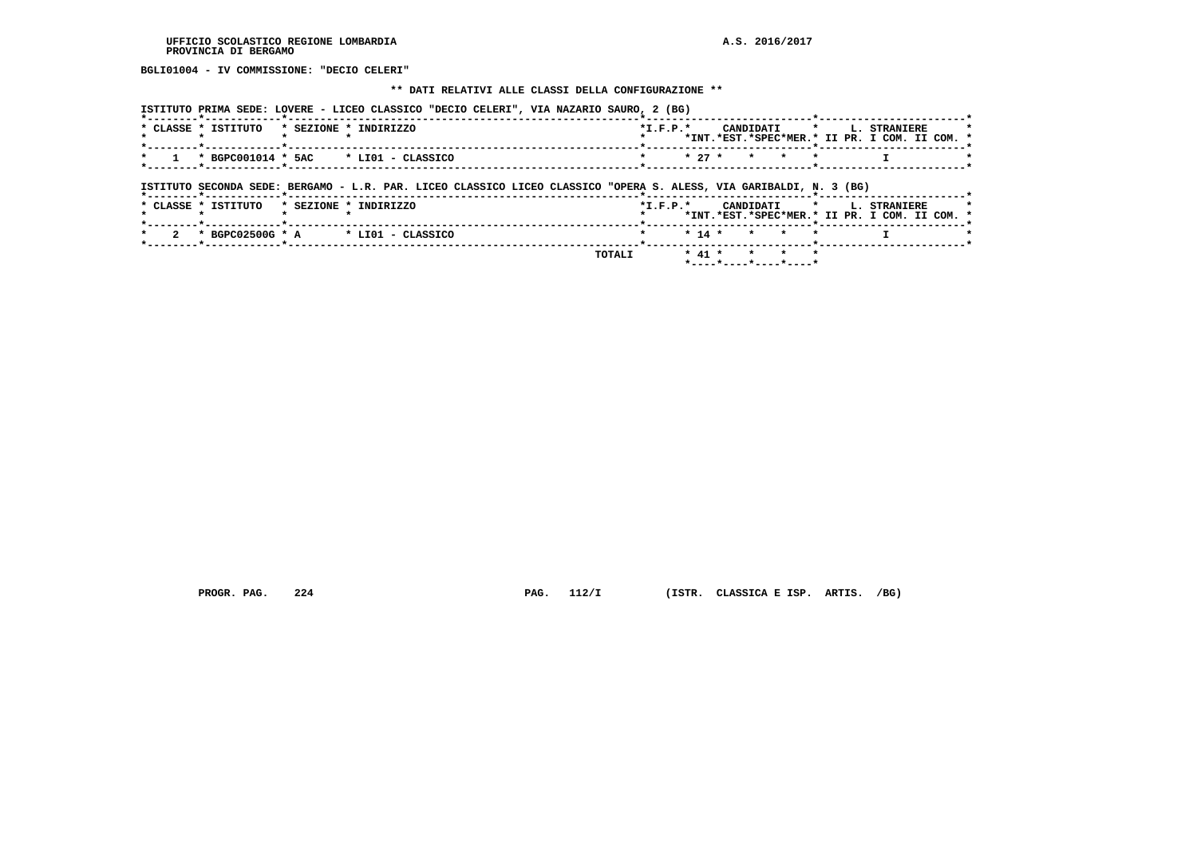BGLI01004 - IV COMMISSIONE: "DECIO CELERI"

** DATI RELATIVI ALLE CLASSI DELLA CONFIGURAZIONE **

ISTITUTO PRIMA SEDE: LOVERE - LICEO CLASSICO "DECIO CELERI", VIA NAZARIO SAURO, 2 (BG)

| CLASSE | ISTITUTO | SEZIONE | INDIRIZZO | I.F.P. | CANDIDATI INT. | CANDIDATI EST. | CANDIDATI SPEC | CANDIDATI MER. | L. STRANIERE II PR. | L. STRANIERE I COM. | L. STRANIERE II COM. |
|---|---|---|---|---|---|---|---|---|---|---|---|
| 1 | BGPC001014 | 5AC | LI01 - CLASSICO | | 27 | | | | | I | |

ISTITUTO SECONDA SEDE: BERGAMO - L.R. PAR. LICEO CLASSICO LICEO CLASSICO "OPERA S. ALESS, VIA GARIBALDI, N. 3 (BG)

| CLASSE | ISTITUTO | SEZIONE | INDIRIZZO | I.F.P. | CANDIDATI INT. | CANDIDATI EST. | CANDIDATI SPEC | CANDIDATI MER. | L. STRANIERE II PR. | L. STRANIERE I COM. | L. STRANIERE II COM. |
|---|---|---|---|---|---|---|---|---|---|---|---|
| 2 | BGPC02500G | A | LI01 - CLASSICO | | 14 | | | | | I | |
| | | | TOTALI | | 41 | | | | | | |

PROGR. PAG. 224 PAG. 112/I (ISTR. CLASSICA E ISP. ARTIS. /BG)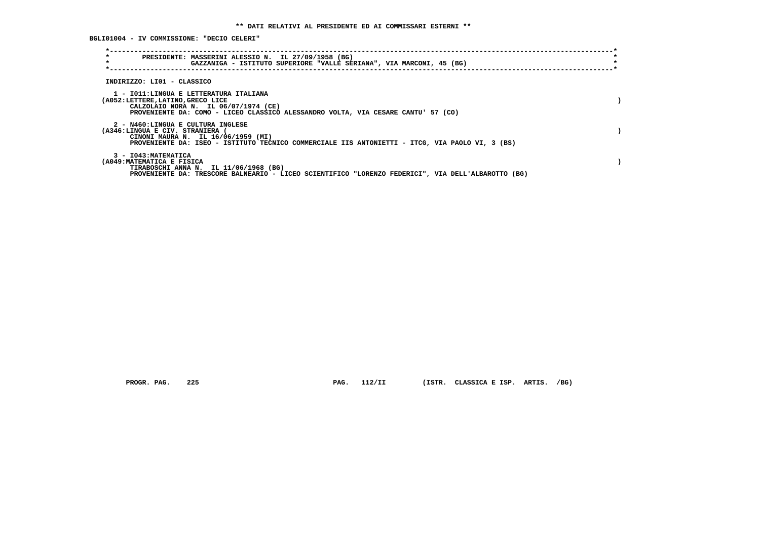**\*\* DATI RELATIVI AL PRESIDENTE ED AI COMMISSARI ESTERNI \*\***

**BGLI01004 - IV COMMISSIONE: "DECIO CELERI"**

PRESIDENTE: MASSERINI ALESSIO N. IL 27/09/1958 (BG)
GAZZANIGA - ISTITUTO SUPERIORE "VALLE SERIANA", VIA MARCONI, 45 (BG)

INDIRIZZO: LI01 - CLASSICO

1 - I011:LINGUA E LETTERATURA ITALIANA
(A052:LETTERE,LATINO,GRECO LICE )
CALZOLAIO NORA N. IL 06/07/1974 (CE)
PROVENIENTE DA: COMO - LICEO CLASSICO ALESSANDRO VOLTA, VIA CESARE CANTU' 57 (CO)

2 - N460:LINGUA E CULTURA INGLESE
(A346:LINGUA E CIV. STRANIERA ( )
CINONI MAURA N. IL 16/06/1959 (MI)
PROVENIENTE DA: ISEO - ISTITUTO TECNICO COMMERCIALE IIS ANTONIETTI - ITCG, VIA PAOLO VI, 3 (BS)

3 - I043:MATEMATICA
(A049:MATEMATICA E FISICA )
TIRABOSCHI ANNA N. IL 11/06/1968 (BG)
PROVENIENTE DA: TRESCORE BALNEARIO - LICEO SCIENTIFICO "LORENZO FEDERICI", VIA DELL'ALBAROTTO (BG)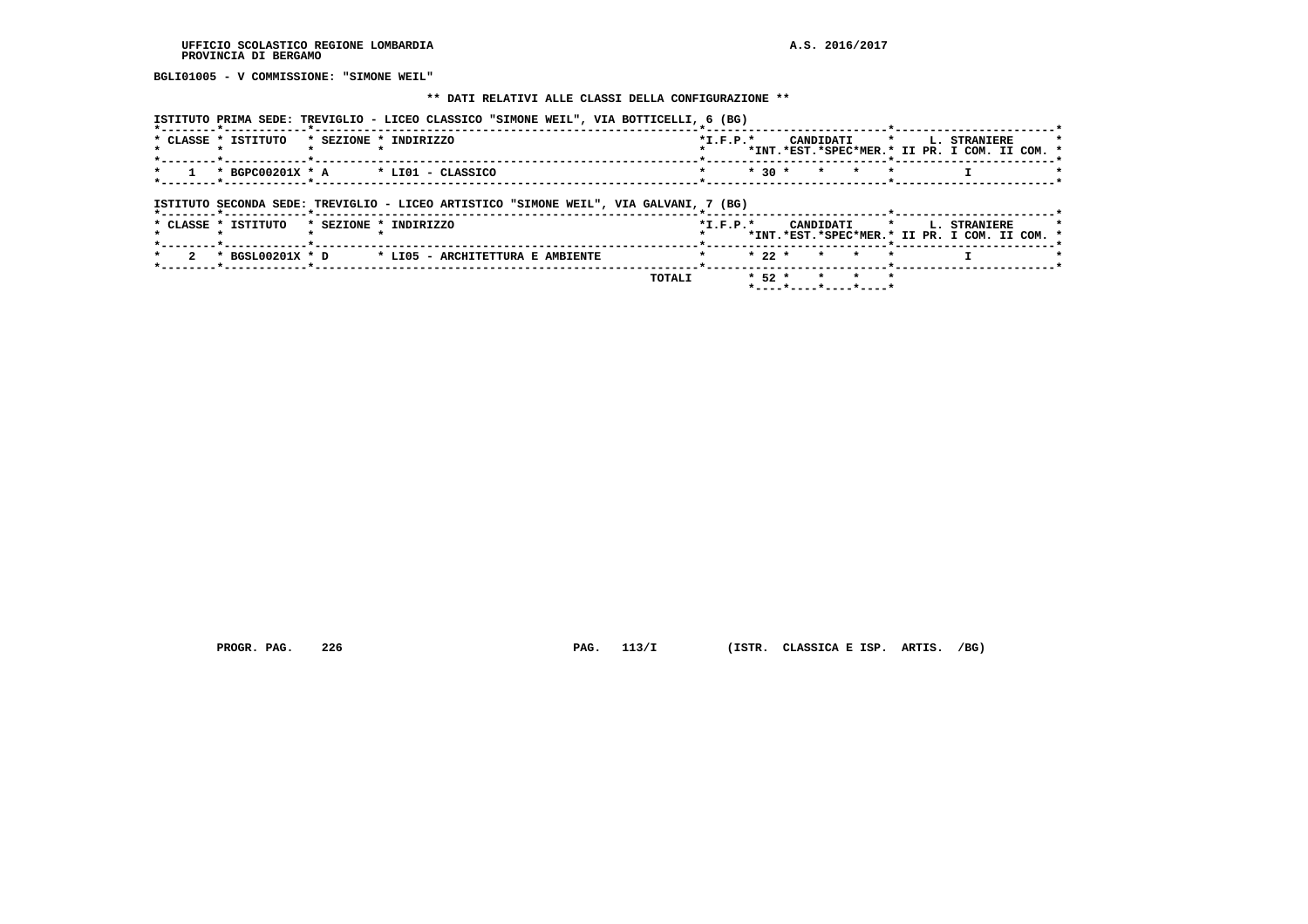BGLI01005 - V COMMISSIONE: "SIMONE WEIL"

** DATI RELATIVI ALLE CLASSI DELLA CONFIGURAZIONE **

ISTITUTO PRIMA SEDE: TREVIGLIO - LICEO CLASSICO "SIMONE WEIL", VIA BOTTICELLI, 6 (BG)

| CLASSE | ISTITUTO | SEZIONE | INDIRIZZO | I.F.P. | CANDIDATI INT. | CANDIDATI EST. | CANDIDATI SPEC | CANDIDATI MER. | L. STRANIERE II PR. | L. STRANIERE I COM. | L. STRANIERE II COM. |
|---|---|---|---|---|---|---|---|---|---|---|---|
| 1 | BGPC00201X | A | LI01 - CLASSICO | | 30 | | | | | I | |

ISTITUTO SECONDA SEDE: TREVIGLIO - LICEO ARTISTICO "SIMONE WEIL", VIA GALVANI, 7 (BG)

| CLASSE | ISTITUTO | SEZIONE | INDIRIZZO | I.F.P. | CANDIDATI INT. | CANDIDATI EST. | CANDIDATI SPEC | CANDIDATI MER. | L. STRANIERE II PR. | L. STRANIERE I COM. | L. STRANIERE II COM. |
|---|---|---|---|---|---|---|---|---|---|---|---|
| 2 | BGSL00201X | D | LI05 - ARCHITETTURA E AMBIENTE | | 22 | | | | | I | |
| | | | TOTALI | | 52 | | | | | | |

PROGR. PAG. 226 PAG. 113/I (ISTR. CLASSICA E ISP. ARTIS. /BG)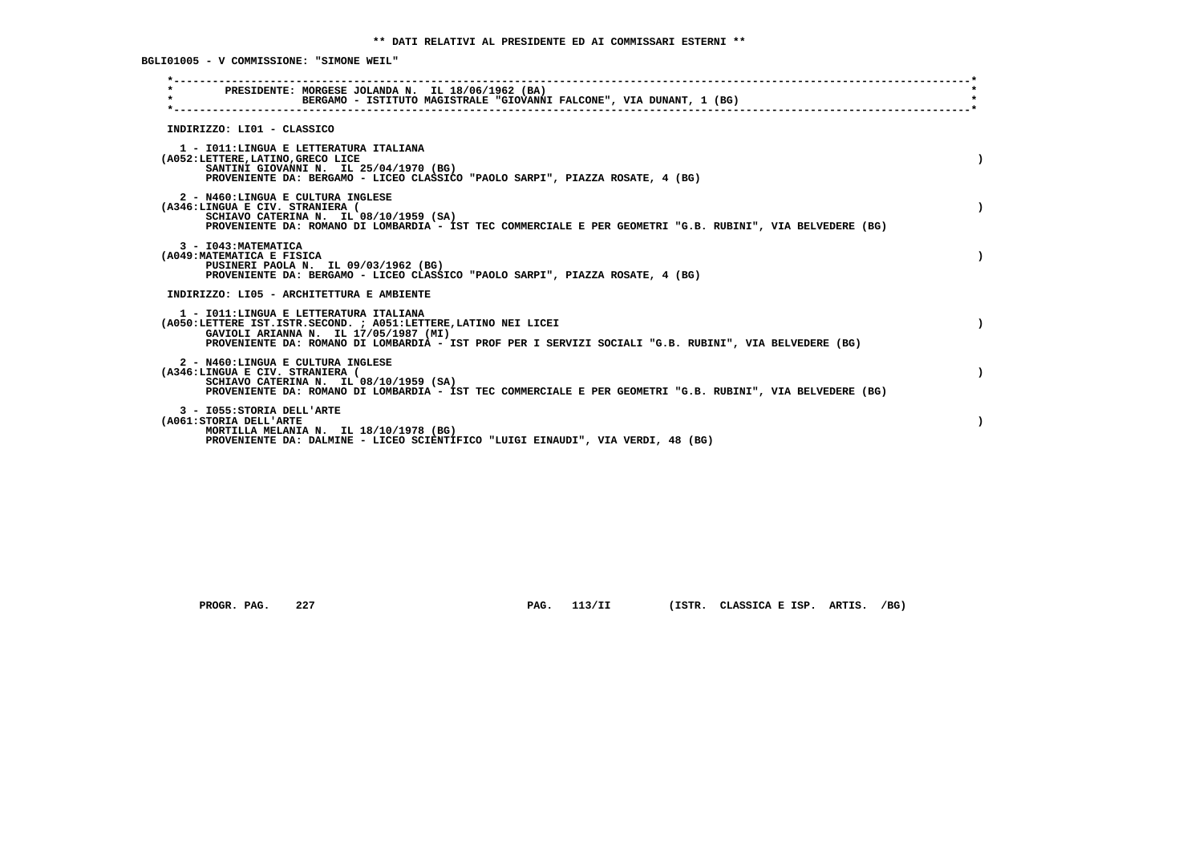** DATI RELATIVI AL PRESIDENTE ED AI COMMISSARI ESTERNI **

BGLI01005 - V COMMISSIONE: "SIMONE WEIL"

PRESIDENTE: MORGESE JOLANDA N. IL 18/06/1962 (BA)
BERGAMO - ISTITUTO MAGISTRALE "GIOVANNI FALCONE", VIA DUNANT, 1 (BG)

INDIRIZZO: LI01 - CLASSICO

1 - I011:LINGUA E LETTERATURA ITALIANA
(A052:LETTERE,LATINO,GRECO LICE )
SANTINI GIOVANNI N. IL 25/04/1970 (BG)
PROVENIENTE DA: BERGAMO - LICEO CLASSICO "PAOLO SARPI", PIAZZA ROSATE, 4 (BG)

2 - N460:LINGUA E CULTURA INGLESE
(A346:LINGUA E CIV. STRANIERA ( )
SCHIAVO CATERINA N. IL 08/10/1959 (SA)
PROVENIENTE DA: ROMANO DI LOMBARDIA - IST TEC COMMERCIALE E PER GEOMETRI "G.B. RUBINI", VIA BELVEDERE (BG)

3 - I043:MATEMATICA
(A049:MATEMATICA E FISICA )
PUSINERI PAOLA N. IL 09/03/1962 (BG)
PROVENIENTE DA: BERGAMO - LICEO CLASSICO "PAOLO SARPI", PIAZZA ROSATE, 4 (BG)

INDIRIZZO: LI05 - ARCHITETTURA E AMBIENTE

1 - I011:LINGUA E LETTERATURA ITALIANA
(A050:LETTERE IST.ISTR.SECOND. ; A051:LETTERE,LATINO NEI LICEI )
GAVIOLI ARIANNA N. IL 17/05/1987 (MI)
PROVENIENTE DA: ROMANO DI LOMBARDIA - IST PROF PER I SERVIZI SOCIALI "G.B. RUBINI", VIA BELVEDERE (BG)

2 - N460:LINGUA E CULTURA INGLESE
(A346:LINGUA E CIV. STRANIERA ( )
SCHIAVO CATERINA N. IL 08/10/1959 (SA)
PROVENIENTE DA: ROMANO DI LOMBARDIA - IST TEC COMMERCIALE E PER GEOMETRI "G.B. RUBINI", VIA BELVEDERE (BG)

3 - I055:STORIA DELL'ARTE
(A061:STORIA DELL'ARTE )
MORTILLA MELANIA N. IL 18/10/1978 (BG)
PROVENIENTE DA: DALMINE - LICEO SCIENTIFICO "LUIGI EINAUDI", VIA VERDI, 48 (BG)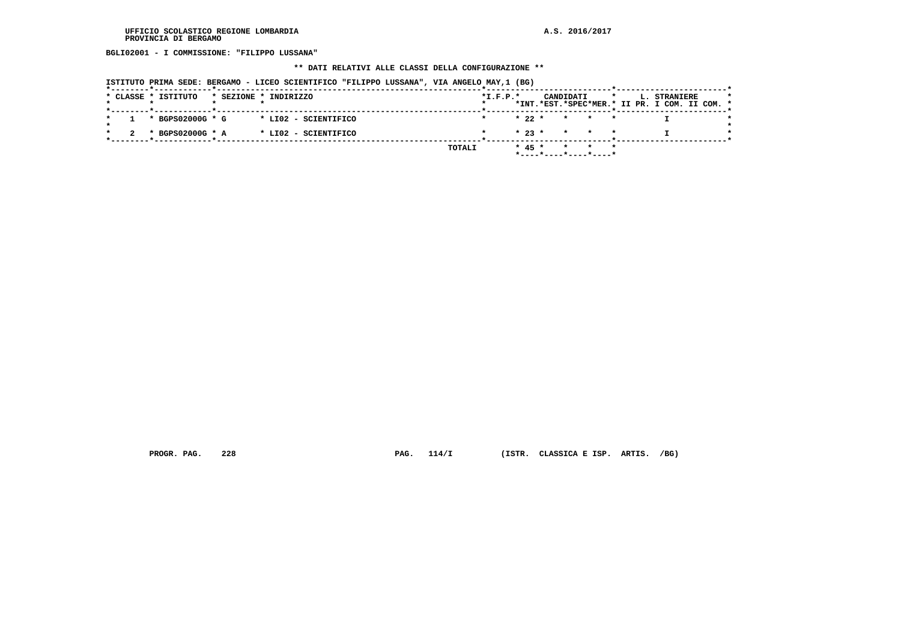UFFICIO SCOLASTICO REGIONE LOMBARDIA
PROVINCIA DI BERGAMO

A.S. 2016/2017

BGLI02001 - I COMMISSIONE: "FILIPPO LUSSANA"

** DATI RELATIVI ALLE CLASSI DELLA CONFIGURAZIONE **

ISTITUTO PRIMA SEDE: BERGAMO - LICEO SCIENTIFICO "FILIPPO LUSSANA", VIA ANGELO MAY,1 (BG)

| CLASSE | ISTITUTO | SEZIONE | INDIRIZZO | I.F.P. | CANDIDATI INT. | CANDIDATI EST. | CANDIDATI SPEC | CANDIDATI MER. | L. STRANIERE II PR. | L. STRANIERE I COM. | L. STRANIERE II COM. |
|---|---|---|---|---|---|---|---|---|---|---|---|
| 1 | BGPS02000G | G | LI02 - SCIENTIFICO | | 22 | | | | | I | |
| 2 | BGPS02000G | A | LI02 - SCIENTIFICO | | 23 | | | | | I | |
| | | | TOTALI | | 45 | | | | | | |

PROGR. PAG. 228 PAG. 114/I (ISTR. CLASSICA E ISP. ARTIS. /BG)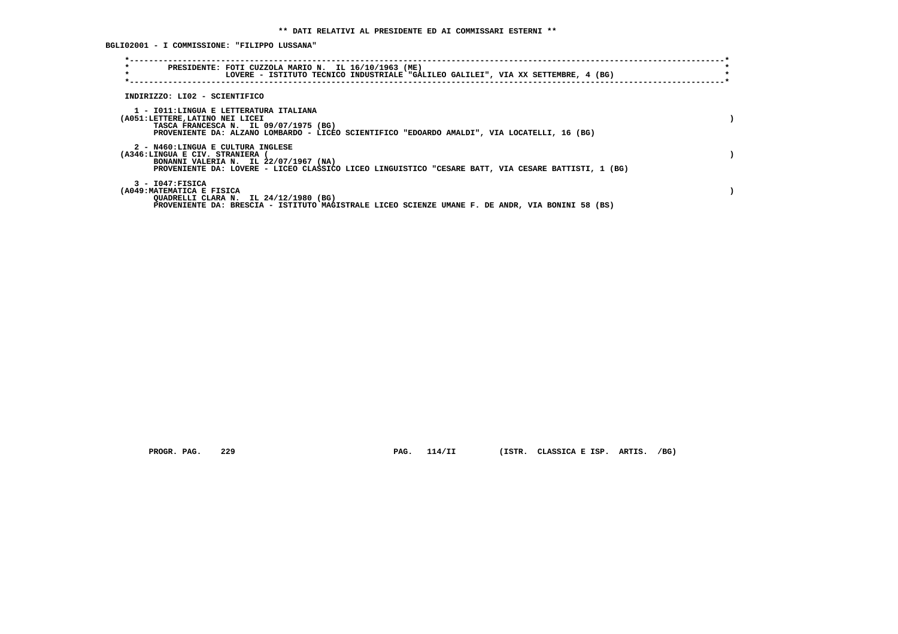** DATI RELATIVI AL PRESIDENTE ED AI COMMISSARI ESTERNI **

BGLI02001 - I COMMISSIONE: "FILIPPO LUSSANA"

PRESIDENTE: FOTI CUZZOLA MARIO N. IL 16/10/1963 (ME)
LOVERE - ISTITUTO TECNICO INDUSTRIALE "GALILEO GALILEI", VIA XX SETTEMBRE, 4 (BG)

INDIRIZZO: LI02 - SCIENTIFICO

1 - I011:LINGUA E LETTERATURA ITALIANA
(A051:LETTERE,LATINO NEI LICEI )
TASCA FRANCESCA N. IL 09/07/1975 (BG)
PROVENIENTE DA: ALZANO LOMBARDO - LICEO SCIENTIFICO "EDOARDO AMALDI", VIA LOCATELLI, 16 (BG)

2 - N460:LINGUA E CULTURA INGLESE
(A346:LINGUA E CIV. STRANIERA ( )
BONANNI VALERIA N. IL 22/07/1967 (NA)
PROVENIENTE DA: LOVERE - LICEO CLASSICO LICEO LINGUISTICO "CESARE BATT, VIA CESARE BATTISTI, 1 (BG)

3 - I047:FISICA
(A049:MATEMATICA E FISICA )
QUADRELLI CLARA N. IL 24/12/1980 (BG)
PROVENIENTE DA: BRESCIA - ISTITUTO MAGISTRALE LICEO SCIENZE UMANE F. DE ANDR, VIA BONINI 58 (BS)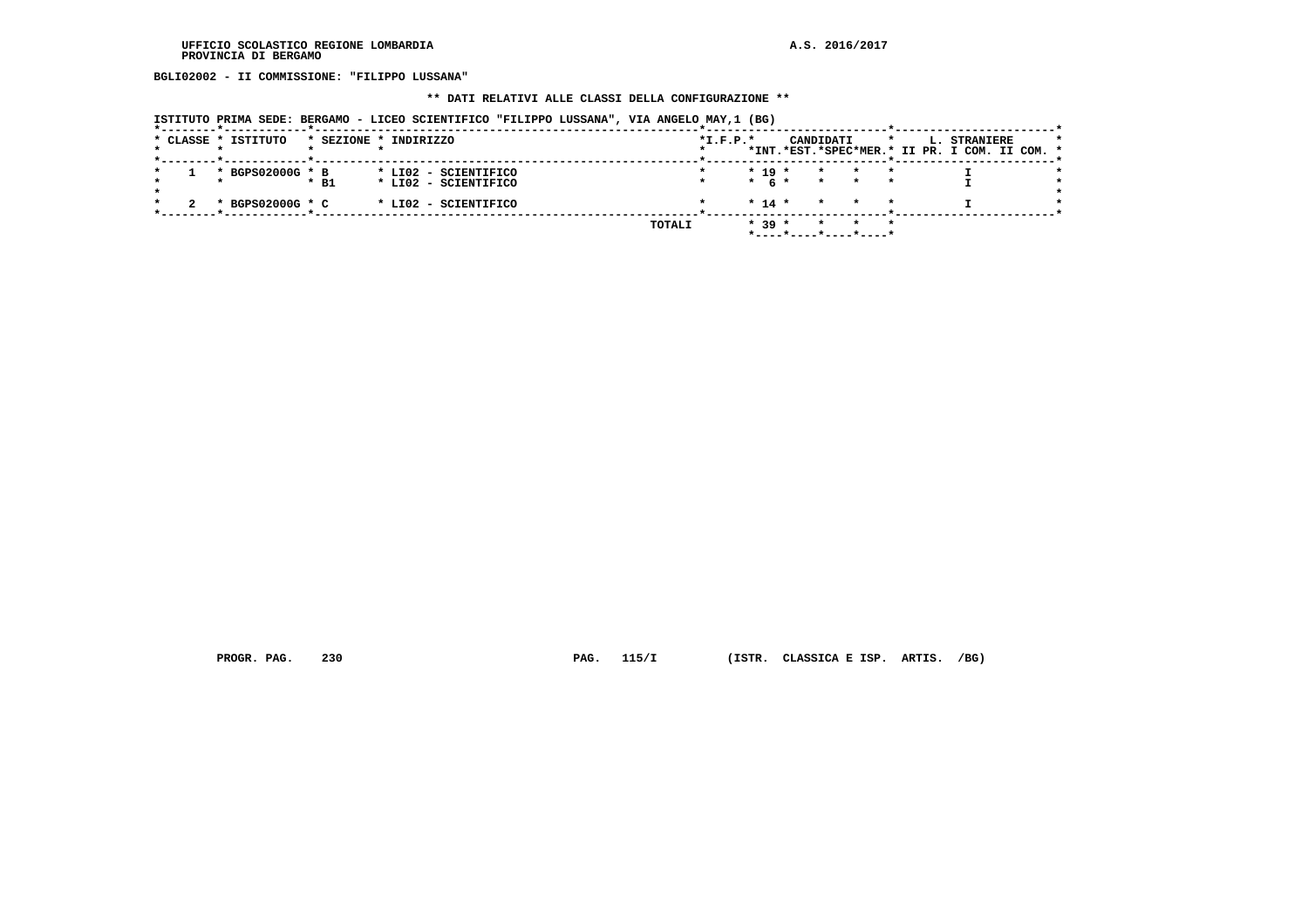BGLI02002 - II COMMISSIONE: "FILIPPO LUSSANA"

** DATI RELATIVI ALLE CLASSI DELLA CONFIGURAZIONE **

ISTITUTO PRIMA SEDE: BERGAMO - LICEO SCIENTIFICO "FILIPPO LUSSANA", VIA ANGELO MAY,1 (BG)

| CLASSE | ISTITUTO | SEZIONE | INDIRIZZO | I.F.P. | CANDIDATI INT. | CANDIDATI EST. | CANDIDATI SPEC | CANDIDATI MER. | L. STRANIERE II PR. | L. STRANIERE I COM. | L. STRANIERE II COM. |
|---|---|---|---|---|---|---|---|---|---|---|---|
| 1 | BGPS02000G | B | LI02 - SCIENTIFICO | | 19 | | | | | I | |
| | | B1 | LI02 - SCIENTIFICO | | 6 | | | | | I | |
| 2 | BGPS02000G | C | LI02 - SCIENTIFICO | | 14 | | | | | I | |
| | | | TOTALI | | 39 | | | | | | |

PROGR. PAG. 230 PAG. 115/I (ISTR. CLASSICA E ISP. ARTIS. /BG)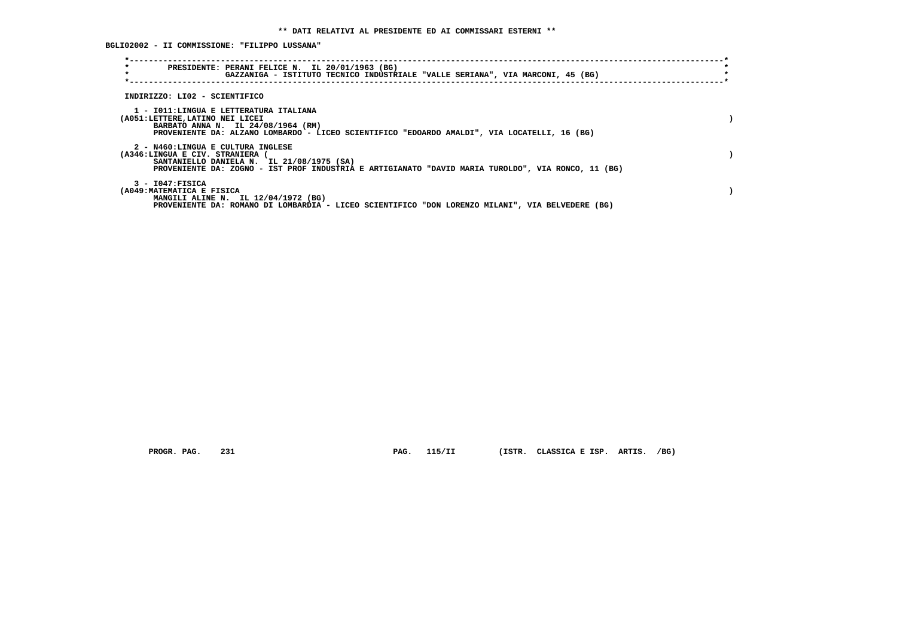** DATI RELATIVI AL PRESIDENTE ED AI COMMISSARI ESTERNI **

BGLI02002 - II COMMISSIONE: "FILIPPO LUSSANA"

PRESIDENTE: PERANI FELICE N. IL 20/01/1963 (BG)
GAZZANIGA - ISTITUTO TECNICO INDUSTRIALE "VALLE SERIANA", VIA MARCONI, 45 (BG)

INDIRIZZO: LI02 - SCIENTIFICO

1 - I011:LINGUA E LETTERATURA ITALIANA
(A051:LETTERE,LATINO NEI LICEI )
BARBATO ANNA N. IL 24/08/1964 (RM)
PROVENIENTE DA: ALZANO LOMBARDO - LICEO SCIENTIFICO "EDOARDO AMALDI", VIA LOCATELLI, 16 (BG)

2 - N460:LINGUA E CULTURA INGLESE
(A346:LINGUA E CIV. STRANIERA ( )
SANTANIELLO DANIELA N. IL 21/08/1975 (SA)
PROVENIENTE DA: ZOGNO - IST PROF INDUSTRIA E ARTIGIANATO "DAVID MARIA TUROLDO", VIA RONCO, 11 (BG)

3 - I047:FISICA
(A049:MATEMATICA E FISICA )
MANGILI ALINE N. IL 12/04/1972 (BG)
PROVENIENTE DA: ROMANO DI LOMBARDIA - LICEO SCIENTIFICO "DON LORENZO MILANI", VIA BELVEDERE (BG)

PROGR. PAG. 231 PAG. 115/II (ISTR. CLASSICA E ISP. ARTIS. /BG)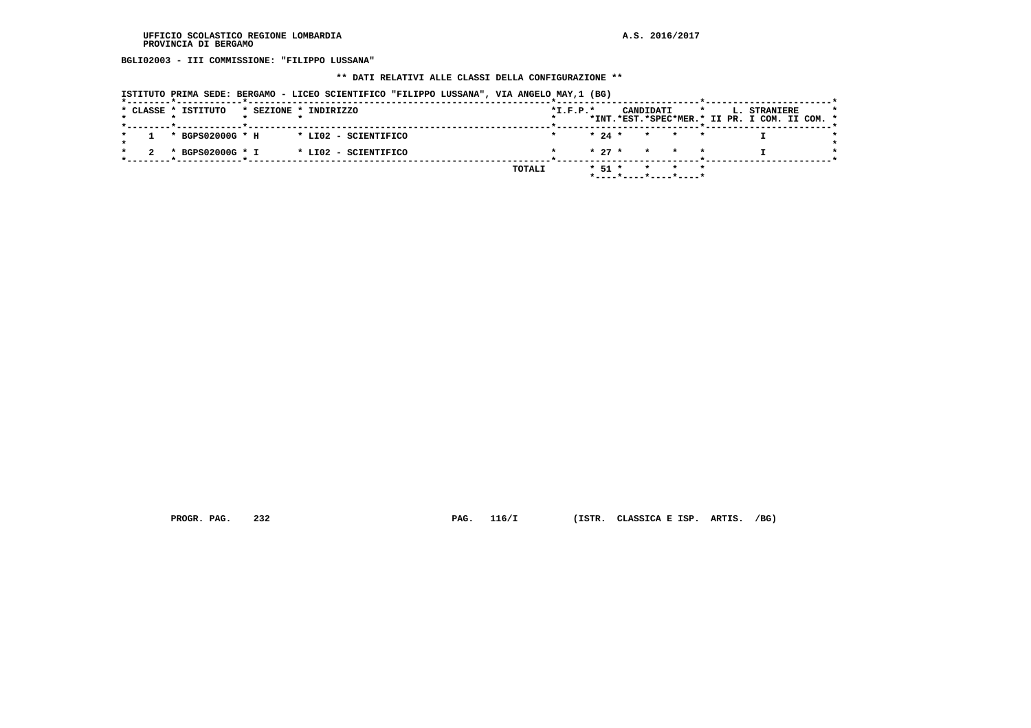UFFICIO SCOLASTICO REGIONE LOMBARDIA
PROVINCIA DI BERGAMO

A.S. 2016/2017

**BGLI02003 - III COMMISSIONE: "FILIPPO LUSSANA"**

**\*\* DATI RELATIVI ALLE CLASSI DELLA CONFIGURAZIONE \*\***

ISTITUTO PRIMA SEDE: BERGAMO - LICEO SCIENTIFICO "FILIPPO LUSSANA", VIA ANGELO MAY,1 (BG)

| CLASSE | ISTITUTO | SEZIONE | INDIRIZZO | I.F.P. | CANDIDATI INT. | CANDIDATI EST. | CANDIDATI SPEC | CANDIDATI MER. | L. STRANIERE II PR. | L. STRANIERE I COM. | L. STRANIERE II COM. |
|---|---|---|---|---|---|---|---|---|---|---|---|
| 1 | BGPS02000G | H | LI02 - SCIENTIFICO | | 24 | | | | | I | |
| 2 | BGPS02000G | I | LI02 - SCIENTIFICO | | 27 | | | | | I | |
| | | | TOTALI | | 51 | | | | | | |

PROGR. PAG. 232 PAG. 116/I (ISTR. CLASSICA E ISP. ARTIS. /BG)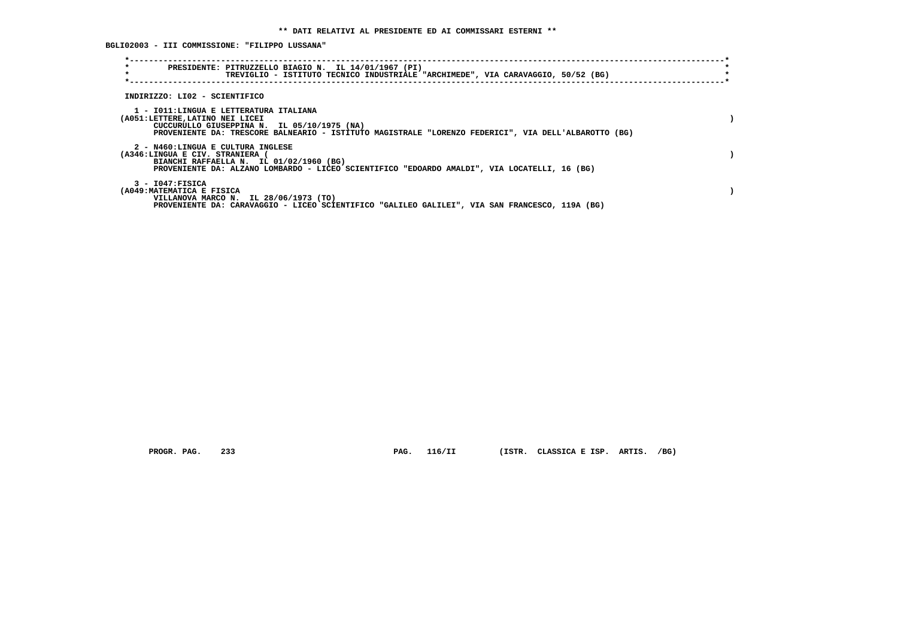**\*\* DATI RELATIVI AL PRESIDENTE ED AI COMMISSARI ESTERNI \*\***

**BGLI02003 - III COMMISSIONE: "FILIPPO LUSSANA"**

PRESIDENTE: PITRUZZELLO BIAGIO N. IL 14/01/1967 (PI)
TREVIGLIO - ISTITUTO TECNICO INDUSTRIALE "ARCHIMEDE", VIA CARAVAGGIO, 50/52 (BG)

INDIRIZZO: LI02 - SCIENTIFICO

1 - I011:LINGUA E LETTERATURA ITALIANA
(A051:LETTERE,LATINO NEI LICEI )
CUCCURULLO GIUSEPPINA N. IL 05/10/1975 (NA)
PROVENIENTE DA: TRESCORE BALNEARIO - ISTITUTO MAGISTRALE "LORENZO FEDERICI", VIA DELL'ALBAROTTO (BG)

2 - N460:LINGUA E CULTURA INGLESE
(A346:LINGUA E CIV. STRANIERA ( )
BIANCHI RAFFAELLA N. IL 01/02/1960 (BG)
PROVENIENTE DA: ALZANO LOMBARDO - LICEO SCIENTIFICO "EDOARDO AMALDI", VIA LOCATELLI, 16 (BG)

3 - I047:FISICA
(A049:MATEMATICA E FISICA )
VILLANOVA MARCO N. IL 28/06/1973 (TO)
PROVENIENTE DA: CARAVAGGIO - LICEO SCIENTIFICO "GALILEO GALILEI", VIA SAN FRANCESCO, 119A (BG)

PROGR. PAG. 233 PAG. 116/II (ISTR. CLASSICA E ISP. ARTIS. /BG)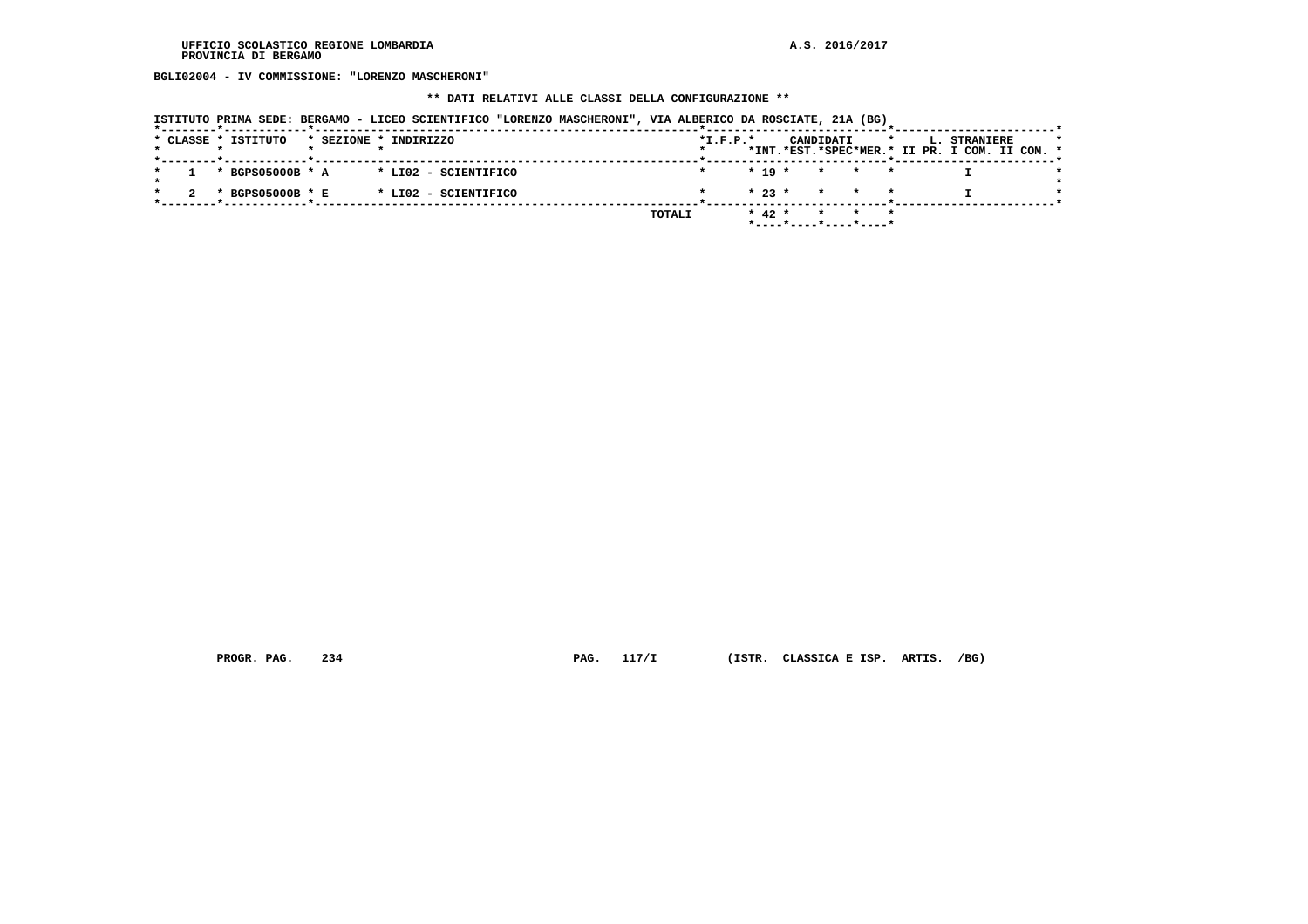BGLI02004 - IV COMMISSIONE: "LORENZO MASCHERONI"

** DATI RELATIVI ALLE CLASSI DELLA CONFIGURAZIONE **

ISTITUTO PRIMA SEDE: BERGAMO - LICEO SCIENTIFICO "LORENZO MASCHERONI", VIA ALBERICO DA ROSCIATE, 21A (BG)

| CLASSE | ISTITUTO | SEZIONE | INDIRIZZO | I.F.P. | CANDIDATI INT. | CANDIDATI EST. | CANDIDATI SPEC | CANDIDATI MER. | L. STRANIERE II PR. | L. STRANIERE I COM. | L. STRANIERE II COM. |
|---|---|---|---|---|---|---|---|---|---|---|---|
| 1 | BGPS05000B | A | LI02 - SCIENTIFICO | | 19 | | | | | I | |
| 2 | BGPS05000B | E | LI02 - SCIENTIFICO | | 23 | | | | | I | |
| | | | TOTALI | | 42 | | | | | | |

PROGR. PAG. 234 PAG. 117/I (ISTR. CLASSICA E ISP. ARTIS. /BG)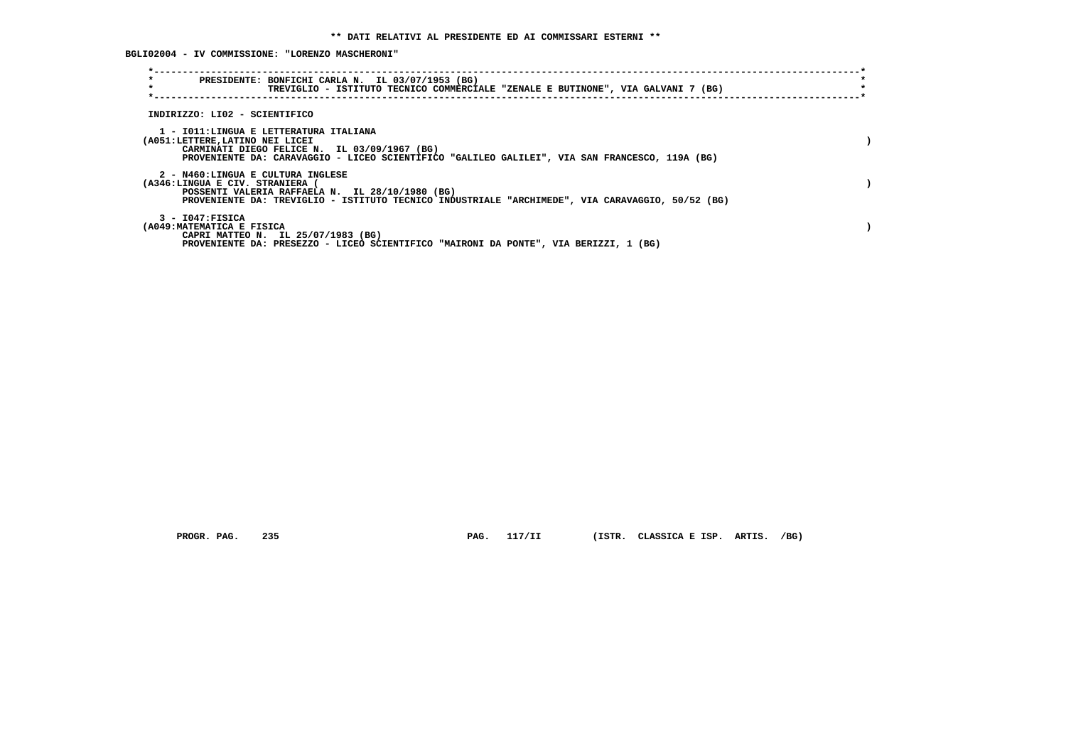**\*\* DATI RELATIVI AL PRESIDENTE ED AI COMMISSARI ESTERNI \*\***

**BGLI02004 - IV COMMISSIONE: "LORENZO MASCHERONI"**

**PRESIDENTE: BONFICHI CARLA N. IL 03/07/1953 (BG)**
**TREVIGLIO - ISTITUTO TECNICO COMMERCIALE "ZENALE E BUTINONE", VIA GALVANI 7 (BG)**

**INDIRIZZO: LI02 - SCIENTIFICO**

**1 - I011:LINGUA E LETTERATURA ITALIANA**
**(A051:LETTERE,LATINO NEI LICEI )**
**CARMINATI DIEGO FELICE N. IL 03/09/1967 (BG)**
**PROVENIENTE DA: CARAVAGGIO - LICEO SCIENTIFICO "GALILEO GALILEI", VIA SAN FRANCESCO, 119A (BG)**

**2 - N460:LINGUA E CULTURA INGLESE**
**(A346:LINGUA E CIV. STRANIERA ( )**
**POSSENTI VALERIA RAFFAELA N. IL 28/10/1980 (BG)**
**PROVENIENTE DA: TREVIGLIO - ISTITUTO TECNICO INDUSTRIALE "ARCHIMEDE", VIA CARAVAGGIO, 50/52 (BG)**

**3 - I047:FISICA**
**(A049:MATEMATICA E FISICA )**
**CAPRI MATTEO N. IL 25/07/1983 (BG)**
**PROVENIENTE DA: PRESEZZO - LICEO SCIENTIFICO "MAIRONI DA PONTE", VIA BERIZZI, 1 (BG)**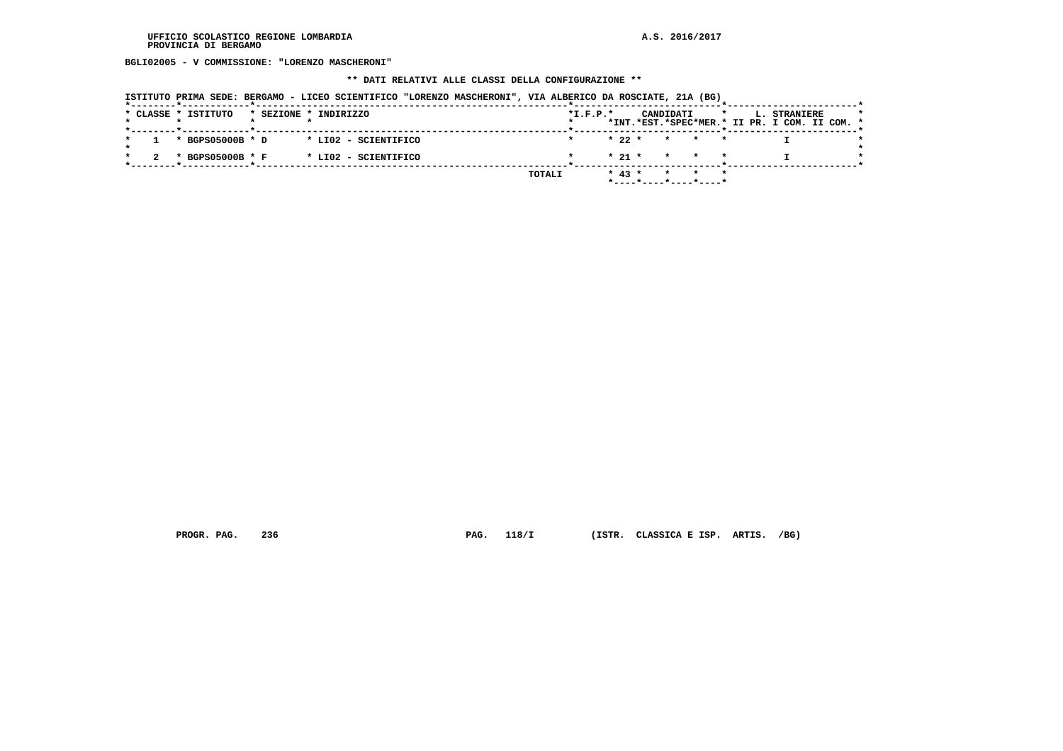UFFICIO SCOLASTICO REGIONE LOMBARDIA
PROVINCIA DI BERGAMO

A.S. 2016/2017

**BGLI02005 - V COMMISSIONE: "LORENZO MASCHERONI"**

**\*\* DATI RELATIVI ALLE CLASSI DELLA CONFIGURAZIONE \*\***

ISTITUTO PRIMA SEDE: BERGAMO - LICEO SCIENTIFICO "LORENZO MASCHERONI", VIA ALBERICO DA ROSCIATE, 21A (BG)

| CLASSE | ISTITUTO | SEZIONE | INDIRIZZO | I.F.P. | CANDIDATI INT. | CANDIDATI EST. | CANDIDATI SPEC | CANDIDATI MER. | L. STRANIERE II PR. | L. STRANIERE I COM. | L. STRANIERE II COM. |
|---|---|---|---|---|---|---|---|---|---|---|---|
| 1 | BGPS05000B | D | LI02 - SCIENTIFICO | | 22 | | | | | I | |
| 2 | BGPS05000B | F | LI02 - SCIENTIFICO | | 21 | | | | | I | |
| | | | TOTALI | | 43 | | | | | | |

PROGR. PAG. 236 PAG. 118/I (ISTR. CLASSICA E ISP. ARTIS. /BG)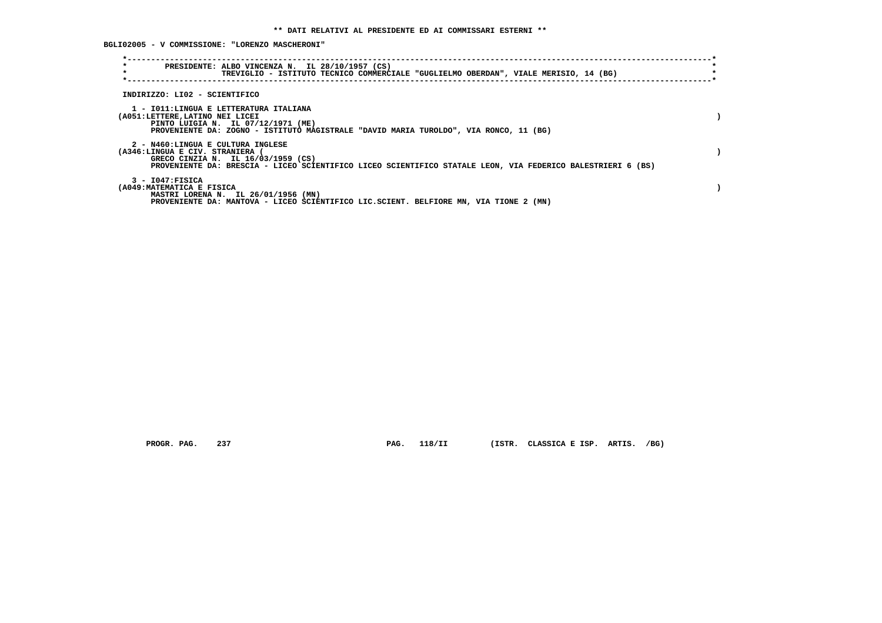** DATI RELATIVI AL PRESIDENTE ED AI COMMISSARI ESTERNI **

BGLI02005 - V COMMISSIONE: "LORENZO MASCHERONI"

PRESIDENTE: ALBO VINCENZA N. IL 28/10/1957 (CS)
TREVIGLIO - ISTITUTO TECNICO COMMERCIALE "GUGLIELMO OBERDAN", VIALE MERISIO, 14 (BG)

INDIRIZZO: LI02 - SCIENTIFICO

1 - I011:LINGUA E LETTERATURA ITALIANA
(A051:LETTERE,LATINO NEI LICEI )
PINTO LUIGIA N. IL 07/12/1971 (ME)
PROVENIENTE DA: ZOGNO - ISTITUTO MAGISTRALE "DAVID MARIA TUROLDO", VIA RONCO, 11 (BG)

2 - N460:LINGUA E CULTURA INGLESE
(A346:LINGUA E CIV. STRANIERA ( )
GRECO CINZIA N. IL 16/03/1959 (CS)
PROVENIENTE DA: BRESCIA - LICEO SCIENTIFICO LICEO SCIENTIFICO STATALE LEON, VIA FEDERICO BALESTRIERI 6 (BS)

3 - I047:FISICA
(A049:MATEMATICA E FISICA )
MASTRI LORENA N. IL 26/01/1956 (MN)
PROVENIENTE DA: MANTOVA - LICEO SCIENTIFICO LIC.SCIENT. BELFIORE MN, VIA TIONE 2 (MN)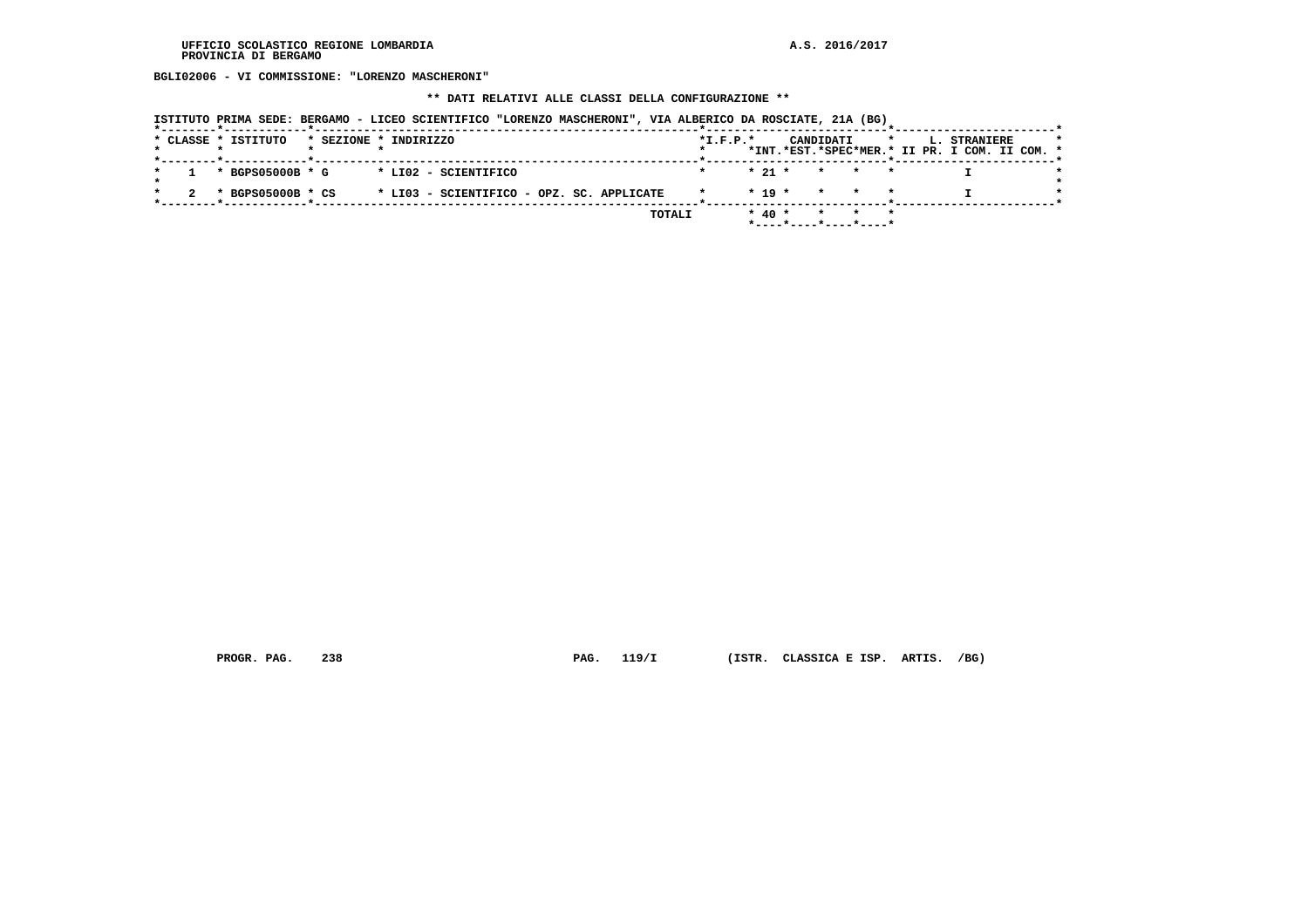UFFICIO SCOLASTICO REGIONE LOMBARDIA
PROVINCIA DI BERGAMO

A.S. 2016/2017

**BGLI02006 - VI COMMISSIONE: "LORENZO MASCHERONI"**

**\*\* DATI RELATIVI ALLE CLASSI DELLA CONFIGURAZIONE \*\***

ISTITUTO PRIMA SEDE: BERGAMO - LICEO SCIENTIFICO "LORENZO MASCHERONI", VIA ALBERICO DA ROSCIATE, 21A (BG)

| CLASSE | ISTITUTO | SEZIONE | INDIRIZZO | I.F.P. | CANDIDATI INT. | CANDIDATI EST. | CANDIDATI SPEC | CANDIDATI MER. | L. STRANIERE II PR. | L. STRANIERE I COM. | L. STRANIERE II COM. |
|---|---|---|---|---|---|---|---|---|---|---|---|
| 1 | BGPS05000B | G | LI02 - SCIENTIFICO | | 21 | | | | | I | |
| 2 | BGPS05000B | CS | LI03 - SCIENTIFICO - OPZ. SC. APPLICATE | | 19 | | | | | I | |
| | | | TOTALI | | 40 | | | | | | |

PROGR. PAG. 238 PAG. 119/I (ISTR. CLASSICA E ISP. ARTIS. /BG)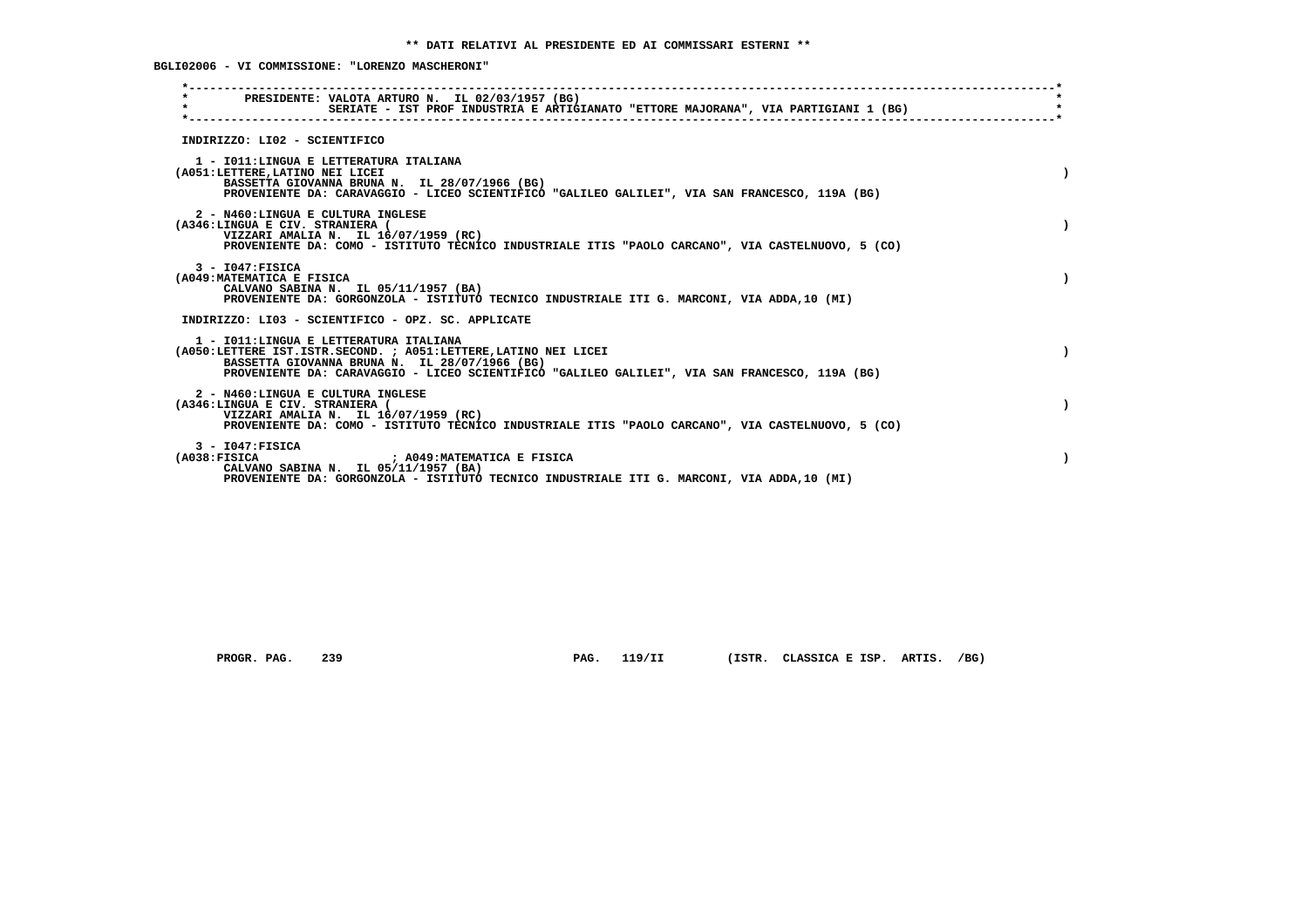** DATI RELATIVI AL PRESIDENTE ED AI COMMISSARI ESTERNI **

BGLI02006 - VI COMMISSIONE: "LORENZO MASCHERONI"

PRESIDENTE: VALOTA ARTURO N. IL 02/03/1957 (BG)
SERIATE - IST PROF INDUSTRIA E ARTIGIANATO "ETTORE MAJORANA", VIA PARTIGIANI 1 (BG)

INDIRIZZO: LI02 - SCIENTIFICO

1 - I011:LINGUA E LETTERATURA ITALIANA
(A051:LETTERE,LATINO NEI LICEI )
BASSETTA GIOVANNA BRUNA N. IL 28/07/1966 (BG)
PROVENIENTE DA: CARAVAGGIO - LICEO SCIENTIFICO "GALILEO GALILEI", VIA SAN FRANCESCO, 119A (BG)

2 - N460:LINGUA E CULTURA INGLESE
(A346:LINGUA E CIV. STRANIERA ( )
VIZZARI AMALIA N. IL 16/07/1959 (RC)
PROVENIENTE DA: COMO - ISTITUTO TECNICO INDUSTRIALE ITIS "PAOLO CARCANO", VIA CASTELNUOVO, 5 (CO)

3 - I047:FISICA
(A049:MATEMATICA E FISICA )
CALVANO SABINA N. IL 05/11/1957 (BA)
PROVENIENTE DA: GORGONZOLA - ISTITUTO TECNICO INDUSTRIALE ITI G. MARCONI, VIA ADDA,10 (MI)

INDIRIZZO: LI03 - SCIENTIFICO - OPZ. SC. APPLICATE

1 - I011:LINGUA E LETTERATURA ITALIANA
(A050:LETTERE IST.ISTR.SECOND. ; A051:LETTERE,LATINO NEI LICEI )
BASSETTA GIOVANNA BRUNA N. IL 28/07/1966 (BG)
PROVENIENTE DA: CARAVAGGIO - LICEO SCIENTIFICO "GALILEO GALILEI", VIA SAN FRANCESCO, 119A (BG)

2 - N460:LINGUA E CULTURA INGLESE
(A346:LINGUA E CIV. STRANIERA ( )
VIZZARI AMALIA N. IL 16/07/1959 (RC)
PROVENIENTE DA: COMO - ISTITUTO TECNICO INDUSTRIALE ITIS "PAOLO CARCANO", VIA CASTELNUOVO, 5 (CO)

3 - I047:FISICA
(A038:FISICA ; A049:MATEMATICA E FISICA )
CALVANO SABINA N. IL 05/11/1957 (BA)
PROVENIENTE DA: GORGONZOLA - ISTITUTO TECNICO INDUSTRIALE ITI G. MARCONI, VIA ADDA,10 (MI)

PROGR. PAG. 239 PAG. 119/II (ISTR. CLASSICA E ISP. ARTIS. /BG)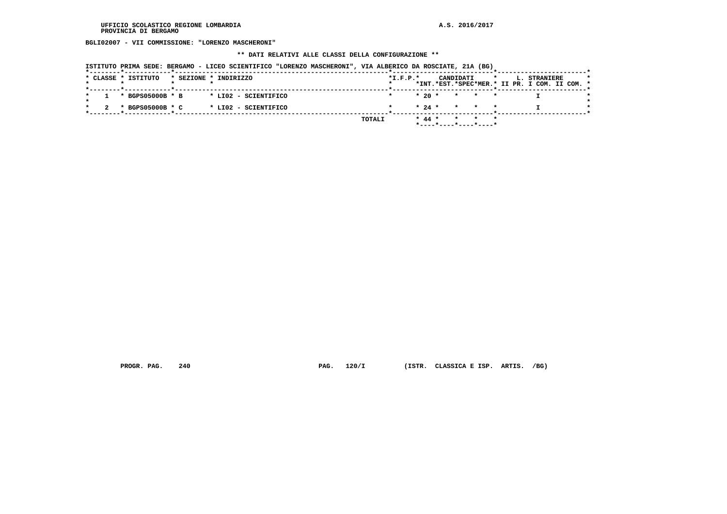UFFICIO SCOLASTICO REGIONE LOMBARDIA
PROVINCIA DI BERGAMO

A.S. 2016/2017

BGLI02007 - VII COMMISSIONE: "LORENZO MASCHERONI"

** DATI RELATIVI ALLE CLASSI DELLA CONFIGURAZIONE **

ISTITUTO PRIMA SEDE: BERGAMO - LICEO SCIENTIFICO "LORENZO MASCHERONI", VIA ALBERICO DA ROSCIATE, 21A (BG)

| CLASSE | ISTITUTO | SEZIONE | INDIRIZZO | I.F.P. | CANDIDATI INT. | CANDIDATI EST. | CANDIDATI SPEC | CANDIDATI MER. | L. STRANIERE II PR. | L. STRANIERE I COM. | L. STRANIERE II COM. |
|---|---|---|---|---|---|---|---|---|---|---|---|
| 1 | BGPS05000B | B | LI02 - SCIENTIFICO | | 20 | | | | | I | |
| 2 | BGPS05000B | C | LI02 - SCIENTIFICO | | 24 | | | | | I | |
| | | | TOTALI | | 44 | | | | | | |

PROGR. PAG. 240 PAG. 120/I (ISTR. CLASSICA E ISP. ARTIS. /BG)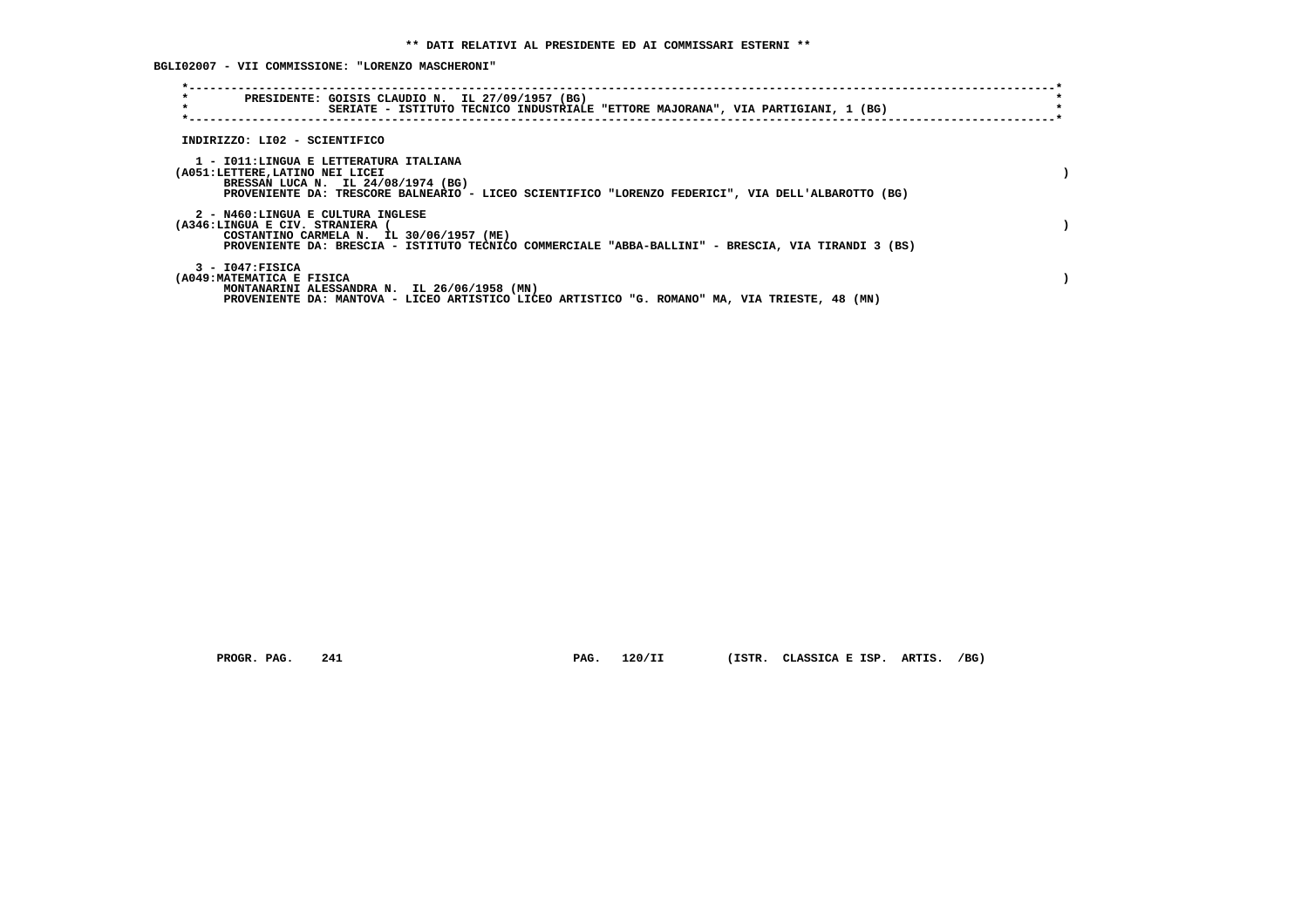** DATI RELATIVI AL PRESIDENTE ED AI COMMISSARI ESTERNI **

BGLI02007 - VII COMMISSIONE: "LORENZO MASCHERONI"

PRESIDENTE: GOISIS CLAUDIO N. IL 27/09/1957 (BG)
SERIATE - ISTITUTO TECNICO INDUSTRIALE "ETTORE MAJORANA", VIA PARTIGIANI, 1 (BG)

INDIRIZZO: LI02 - SCIENTIFICO

1 - I011:LINGUA E LETTERATURA ITALIANA
(A051:LETTERE,LATINO NEI LICEI )
BRESSAN LUCA N. IL 24/08/1974 (BG)
PROVENIENTE DA: TRESCORE BALNEARIO - LICEO SCIENTIFICO "LORENZO FEDERICI", VIA DELL'ALBAROTTO (BG)

2 - N460:LINGUA E CULTURA INGLESE
(A346:LINGUA E CIV. STRANIERA ( )
COSTANTINO CARMELA N. IL 30/06/1957 (ME)
PROVENIENTE DA: BRESCIA - ISTITUTO TECNICO COMMERCIALE "ABBA-BALLINI" - BRESCIA, VIA TIRANDI 3 (BS)

3 - I047:FISICA
(A049:MATEMATICA E FISICA )
MONTANARINI ALESSANDRA N. IL 26/06/1958 (MN)
PROVENIENTE DA: MANTOVA - LICEO ARTISTICO LICEO ARTISTICO "G. ROMANO" MA, VIA TRIESTE, 48 (MN)

PROGR. PAG. 241 PAG. 120/II (ISTR. CLASSICA E ISP. ARTIS. /BG)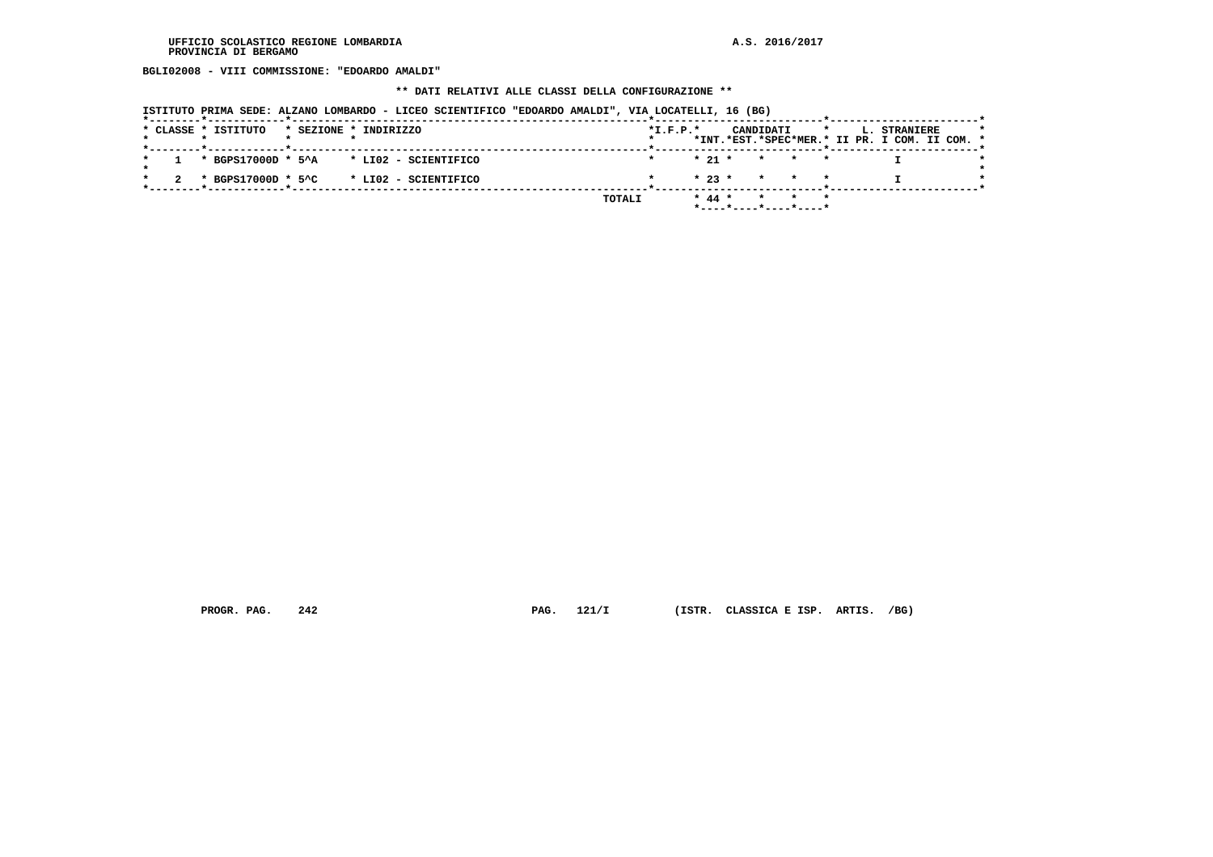BGLI02008 - VIII COMMISSIONE: "EDOARDO AMALDI"

** DATI RELATIVI ALLE CLASSI DELLA CONFIGURAZIONE **

ISTITUTO PRIMA SEDE: ALZANO LOMBARDO - LICEO SCIENTIFICO "EDOARDO AMALDI", VIA LOCATELLI, 16 (BG)

| CLASSE | ISTITUTO | SEZIONE | INDIRIZZO | I.F.P. | CANDIDATI INT. | CANDIDATI EST. | CANDIDATI SPEC | CANDIDATI MER. | L. STRANIERE II PR. | L. STRANIERE I COM. | L. STRANIERE II COM. |
|---|---|---|---|---|---|---|---|---|---|---|---|
| 1 | BGPS17000D | 5^A | LI02 - SCIENTIFICO | | 21 | | | | | I | |
| 2 | BGPS17000D | 5^C | LI02 - SCIENTIFICO | | 23 | | | | | I | |
| | | | TOTALI | | 44 | | | | | | |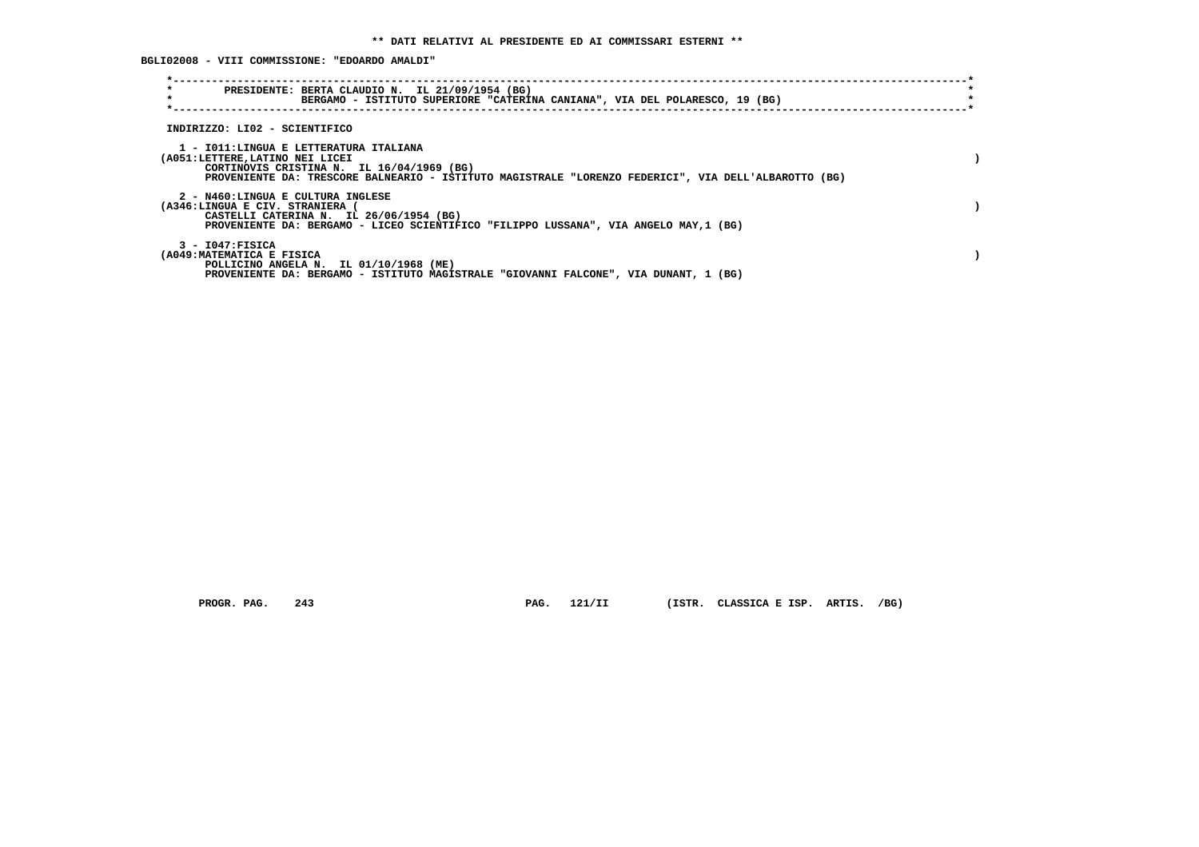**\*\* DATI RELATIVI AL PRESIDENTE ED AI COMMISSARI ESTERNI \*\***

**BGLI02008 - VIII COMMISSIONE: "EDOARDO AMALDI"**

**PRESIDENTE: BERTA CLAUDIO N. IL 21/09/1954 (BG)**
**BERGAMO - ISTITUTO SUPERIORE "CATERINA CANIANA", VIA DEL POLARESCO, 19 (BG)**

**INDIRIZZO: LI02 - SCIENTIFICO**

**1 - I011:LINGUA E LETTERATURA ITALIANA**
**(A051:LETTERE,LATINO NEI LICEI )**
**CORTINOVIS CRISTINA N. IL 16/04/1969 (BG)**
**PROVENIENTE DA: TRESCORE BALNEARIO - ISTITUTO MAGISTRALE "LORENZO FEDERICI", VIA DELL'ALBAROTTO (BG)**

**2 - N460:LINGUA E CULTURA INGLESE**
**(A346:LINGUA E CIV. STRANIERA ( )**
**CASTELLI CATERINA N. IL 26/06/1954 (BG)**
**PROVENIENTE DA: BERGAMO - LICEO SCIENTIFICO "FILIPPO LUSSANA", VIA ANGELO MAY,1 (BG)**

**3 - I047:FISICA**
**(A049:MATEMATICA E FISICA )**
**POLLICINO ANGELA N. IL 01/10/1968 (ME)**
**PROVENIENTE DA: BERGAMO - ISTITUTO MAGISTRALE "GIOVANNI FALCONE", VIA DUNANT, 1 (BG)**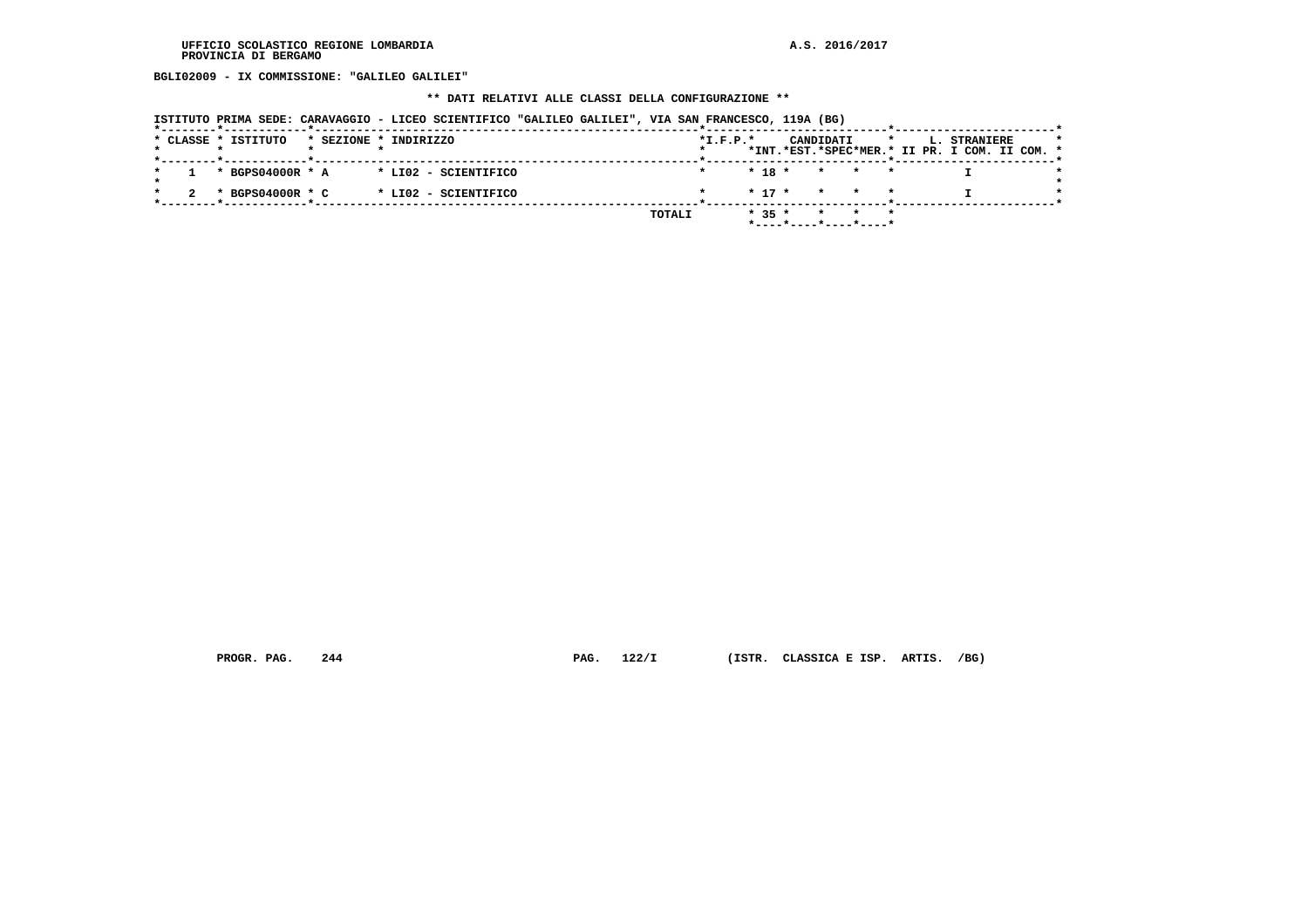BGLI02009 - IX COMMISSIONE: "GALILEO GALILEI"

** DATI RELATIVI ALLE CLASSI DELLA CONFIGURAZIONE **

ISTITUTO PRIMA SEDE: CARAVAGGIO - LICEO SCIENTIFICO "GALILEO GALILEI", VIA SAN FRANCESCO, 119A (BG)

| CLASSE | ISTITUTO | SEZIONE | INDIRIZZO | I.F.P. | CANDIDATI INT. | EST. | SPEC | MER. | L. STRANIERE II PR. | I COM. | II COM. |
|---|---|---|---|---|---|---|---|---|---|---|---|
| 1 | BGPS04000R | A | LI02 - SCIENTIFICO | | 18 | | | | | I | |
| 2 | BGPS04000R | C | LI02 - SCIENTIFICO | | 17 | | | | | I | |
| | | | TOTALI | | 35 | | | | | | |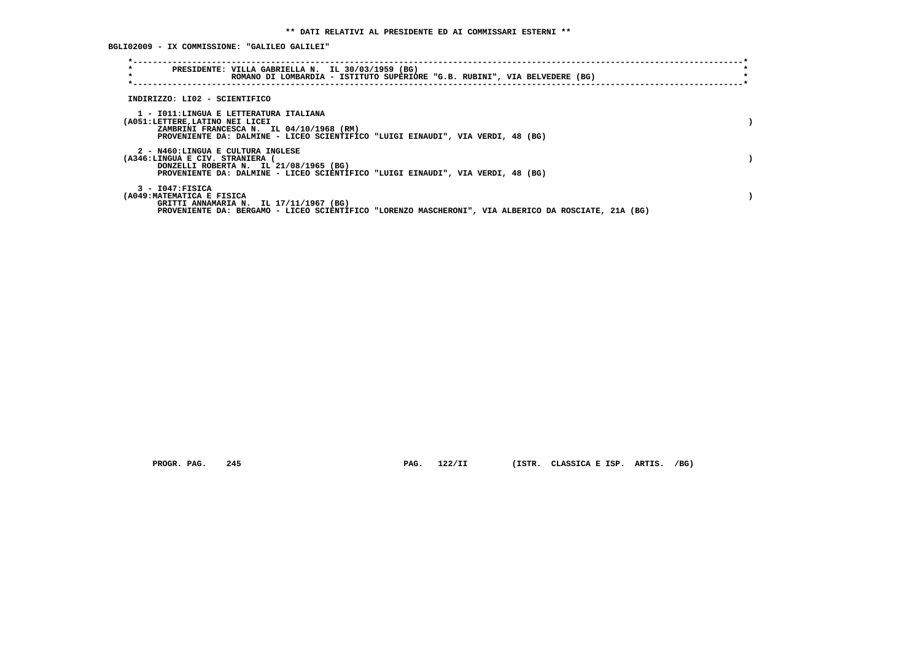**\*\* DATI RELATIVI AL PRESIDENTE ED AI COMMISSARI ESTERNI \*\***

**BGLI02009 - IX COMMISSIONE: "GALILEO GALILEI"**

PRESIDENTE: VILLA GABRIELLA N. IL 30/03/1959 (BG)
ROMANO DI LOMBARDIA - ISTITUTO SUPERIORE "G.B. RUBINI", VIA BELVEDERE (BG)

INDIRIZZO: LI02 - SCIENTIFICO

1 - I011:LINGUA E LETTERATURA ITALIANA
(A051:LETTERE,LATINO NEI LICEI )
ZAMBRINI FRANCESCA N. IL 04/10/1968 (RM)
PROVENIENTE DA: DALMINE - LICEO SCIENTIFICO "LUIGI EINAUDI", VIA VERDI, 48 (BG)

2 - N460:LINGUA E CULTURA INGLESE
(A346:LINGUA E CIV. STRANIERA ( )
DONZELLI ROBERTA N. IL 21/08/1965 (BG)
PROVENIENTE DA: DALMINE - LICEO SCIENTIFICO "LUIGI EINAUDI", VIA VERDI, 48 (BG)

3 - I047:FISICA
(A049:MATEMATICA E FISICA )
GRITTI ANNAMARIA N. IL 17/11/1967 (BG)
PROVENIENTE DA: BERGAMO - LICEO SCIENTIFICO "LORENZO MASCHERONI", VIA ALBERICO DA ROSCIATE, 21A (BG)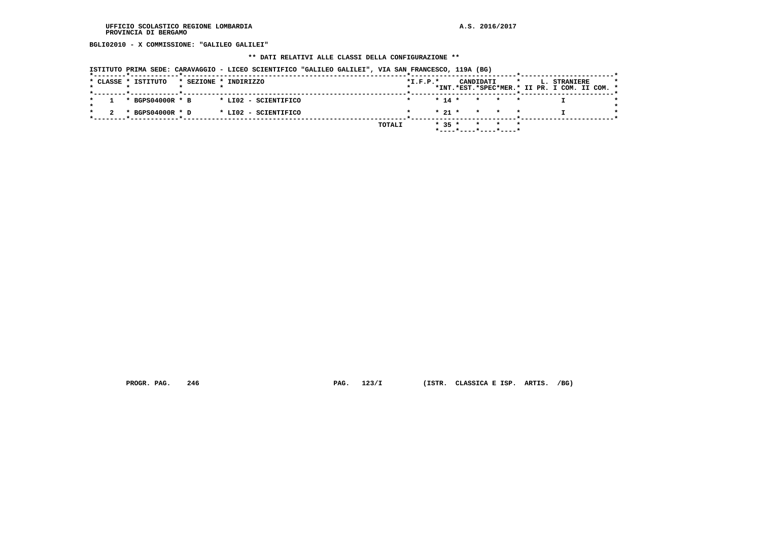UFFICIO SCOLASTICO REGIONE LOMBARDIA
PROVINCIA DI BERGAMO

A.S. 2016/2017

**BGLI02010 - X COMMISSIONE: "GALILEO GALILEI"**

**\*\* DATI RELATIVI ALLE CLASSI DELLA CONFIGURAZIONE \*\***

ISTITUTO PRIMA SEDE: CARAVAGGIO - LICEO SCIENTIFICO "GALILEO GALILEI", VIA SAN FRANCESCO, 119A (BG)

| CLASSE | ISTITUTO | SEZIONE | INDIRIZZO | I.F.P. | CANDIDATI INT. | CANDIDATI EST. | CANDIDATI SPEC | CANDIDATI MER. | L. STRANIERE II PR. | L. STRANIERE I COM. | L. STRANIERE II COM. |
|---|---|---|---|---|---|---|---|---|---|---|---|
| 1 | BGPS04000R | B | LI02 - SCIENTIFICO | | 14 | | | | | I | |
| 2 | BGPS04000R | D | LI02 - SCIENTIFICO | | 21 | | | | | I | |
| | | | TOTALI | | 35 | | | | | | |

PROGR. PAG. 246 PAG. 123/I (ISTR. CLASSICA E ISP. ARTIS. /BG)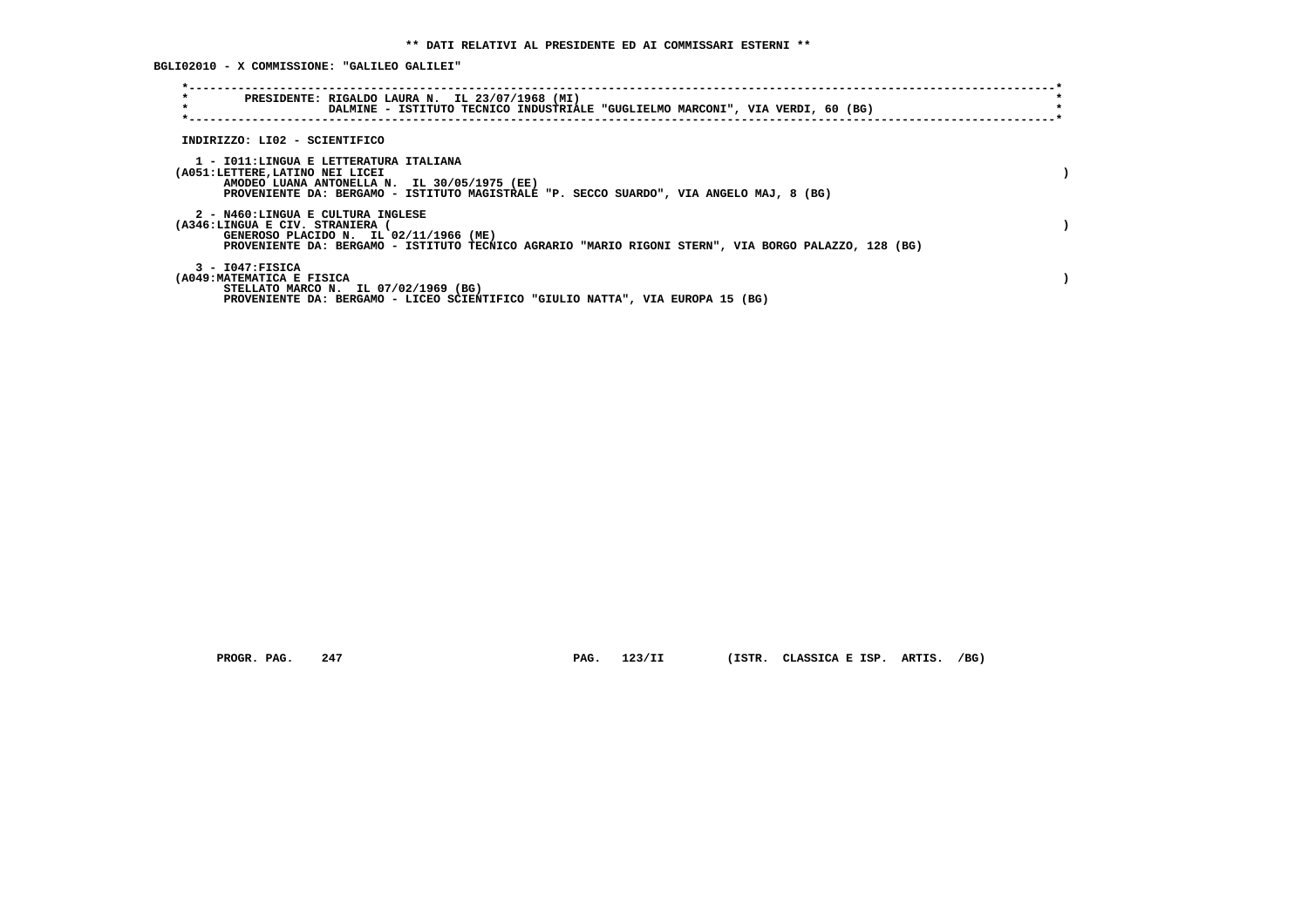**\*\* DATI RELATIVI AL PRESIDENTE ED AI COMMISSARI ESTERNI \*\***

**BGLI02010 - X COMMISSIONE: "GALILEO GALILEI"**

```
*----------------------------------------------------------------------------------------------------------------------*
*        PRESIDENTE: RIGALDO LAURA N.  IL 23/07/1968 (MI)                                                              *
*                    DALMINE - ISTITUTO TECNICO INDUSTRIALE "GUGLIELMO MARCONI", VIA VERDI, 60 (BG)                     *
*----------------------------------------------------------------------------------------------------------------------*
```

INDIRIZZO: LI02 - SCIENTIFICO

1 - I011:LINGUA E LETTERATURA ITALIANA
(A051:LETTERE,LATINO NEI LICEI )
AMODEO LUANA ANTONELLA N.  IL 30/05/1975 (EE)
PROVENIENTE DA: BERGAMO - ISTITUTO MAGISTRALE "P. SECCO SUARDO", VIA ANGELO MAJ, 8 (BG)

2 - N460:LINGUA E CULTURA INGLESE
(A346:LINGUA E CIV. STRANIERA ( )
GENEROSO PLACIDO N.  IL 02/11/1966 (ME)
PROVENIENTE DA: BERGAMO - ISTITUTO TECNICO AGRARIO "MARIO RIGONI STERN", VIA BORGO PALAZZO, 128 (BG)

3 - I047:FISICA
(A049:MATEMATICA E FISICA )
STELLATO MARCO N.  IL 07/02/1969 (BG)
PROVENIENTE DA: BERGAMO - LICEO SCIENTIFICO "GIULIO NATTA", VIA EUROPA 15 (BG)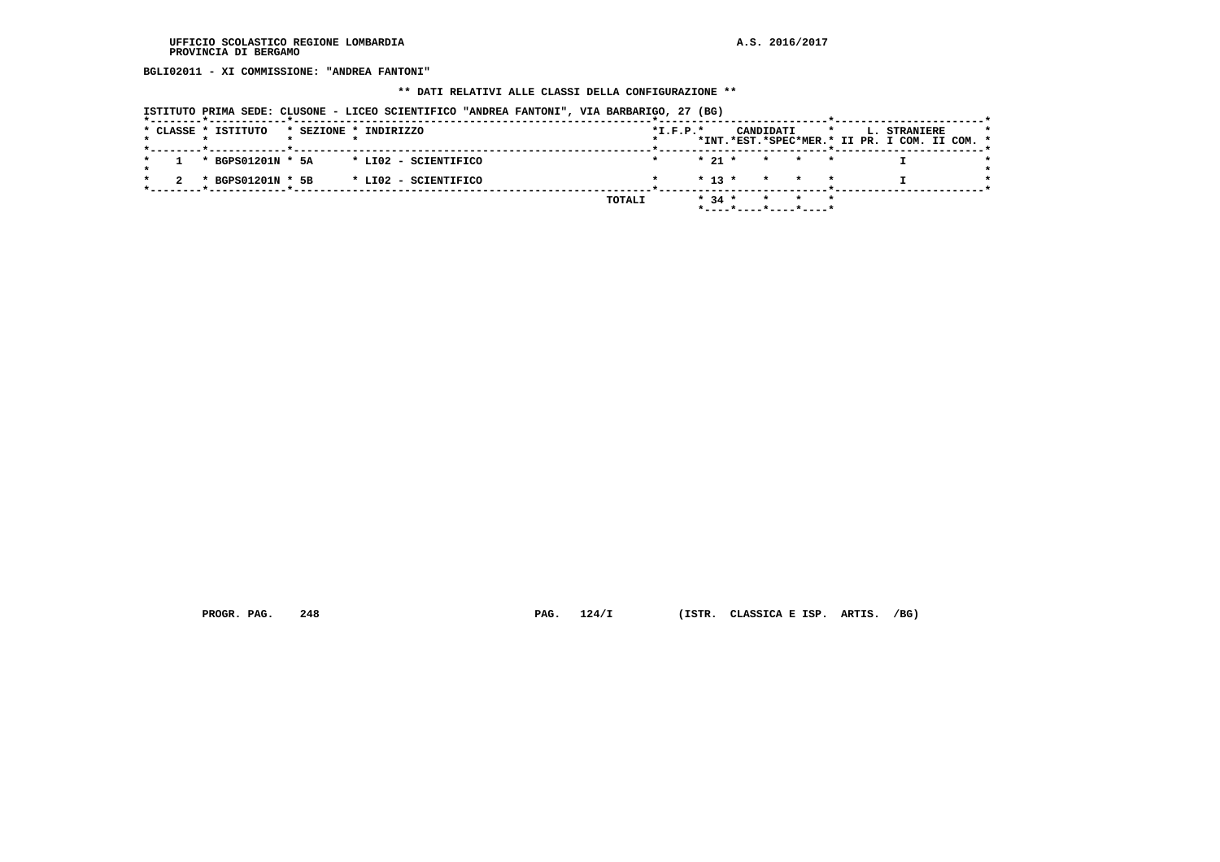UFFICIO SCOLASTICO REGIONE LOMBARDIA
PROVINCIA DI BERGAMO

A.S. 2016/2017

**BGLI02011 - XI COMMISSIONE: "ANDREA FANTONI"**

**\*\* DATI RELATIVI ALLE CLASSI DELLA CONFIGURAZIONE \*\***

**ISTITUTO PRIMA SEDE: CLUSONE - LICEO SCIENTIFICO "ANDREA FANTONI", VIA BARBARIGO, 27 (BG)**

| CLASSE | ISTITUTO | SEZIONE | INDIRIZZO | I.F.P. | CANDIDATI INT. | CANDIDATI EST. | CANDIDATI SPEC | CANDIDATI MER. | L. STRANIERE II PR. | L. STRANIERE I COM. | L. STRANIERE II COM. |
|---|---|---|---|---|---|---|---|---|---|---|---|
| 1 | BGPS01201N | 5A | LI02 - SCIENTIFICO | | 21 | | | | | I | |
| 2 | BGPS01201N | 5B | LI02 - SCIENTIFICO | | 13 | | | | | I | |
| | | | TOTALI | | 34 | | | | | | |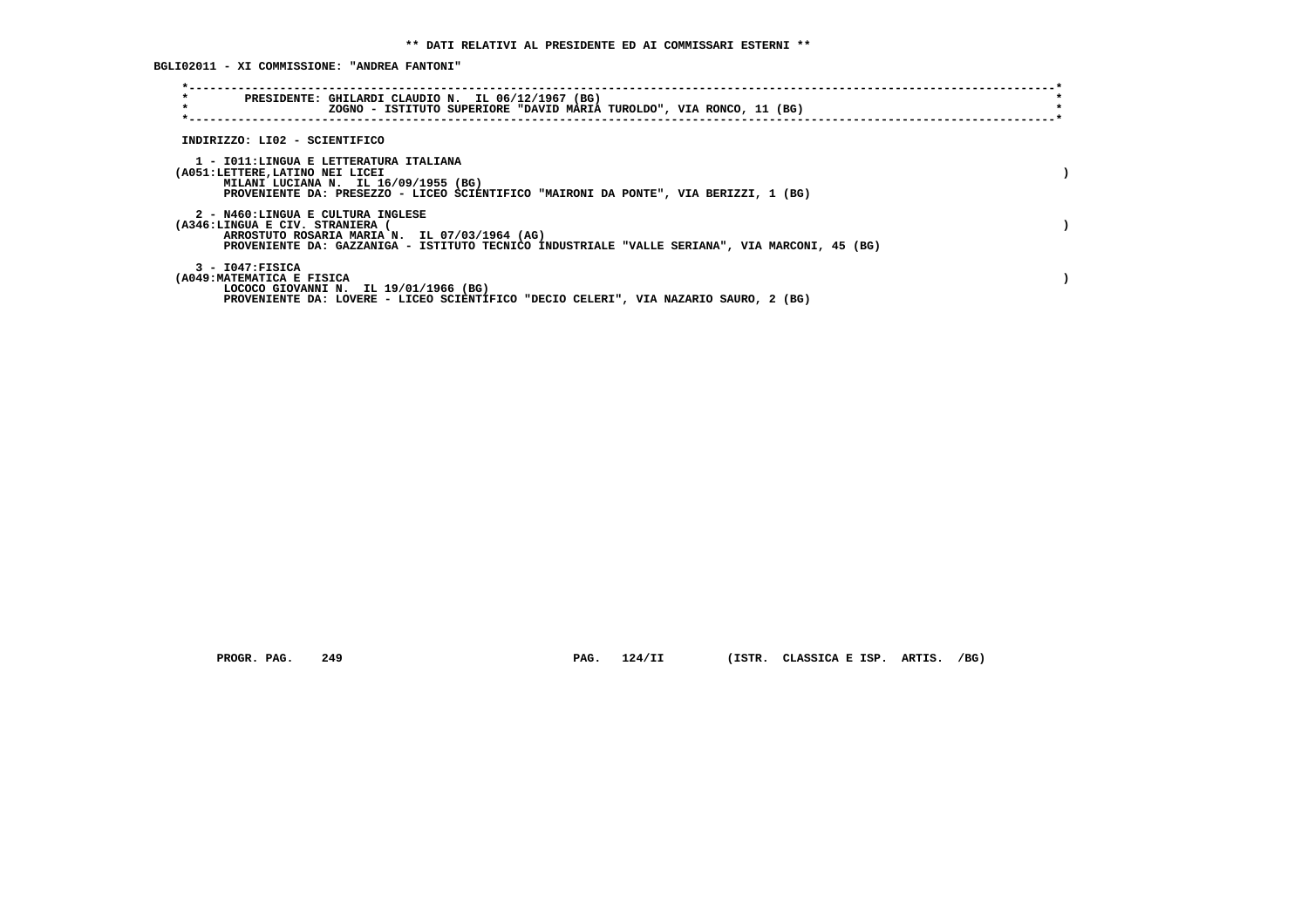** DATI RELATIVI AL PRESIDENTE ED AI COMMISSARI ESTERNI **

BGLI02011 - XI COMMISSIONE: "ANDREA FANTONI"

PRESIDENTE: GHILARDI CLAUDIO N. IL 06/12/1967 (BG)
ZOGNO - ISTITUTO SUPERIORE "DAVID MARIA TUROLDO", VIA RONCO, 11 (BG)

INDIRIZZO: LI02 - SCIENTIFICO

1 - I011:LINGUA E LETTERATURA ITALIANA
(A051:LETTERE,LATINO NEI LICEI )
MILANI LUCIANA N. IL 16/09/1955 (BG)
PROVENIENTE DA: PRESEZZO - LICEO SCIENTIFICO "MAIRONI DA PONTE", VIA BERIZZI, 1 (BG)

2 - N460:LINGUA E CULTURA INGLESE
(A346:LINGUA E CIV. STRANIERA ( )
ARROSTUTO ROSARIA MARIA N. IL 07/03/1964 (AG)
PROVENIENTE DA: GAZZANIGA - ISTITUTO TECNICO INDUSTRIALE "VALLE SERIANA", VIA MARCONI, 45 (BG)

3 - I047:FISICA
(A049:MATEMATICA E FISICA )
LOCOCO GIOVANNI N. IL 19/01/1966 (BG)
PROVENIENTE DA: LOVERE - LICEO SCIENTIFICO "DECIO CELERI", VIA NAZARIO SAURO, 2 (BG)

PROGR. PAG. 249 PAG. 124/II (ISTR. CLASSICA E ISP. ARTIS. /BG)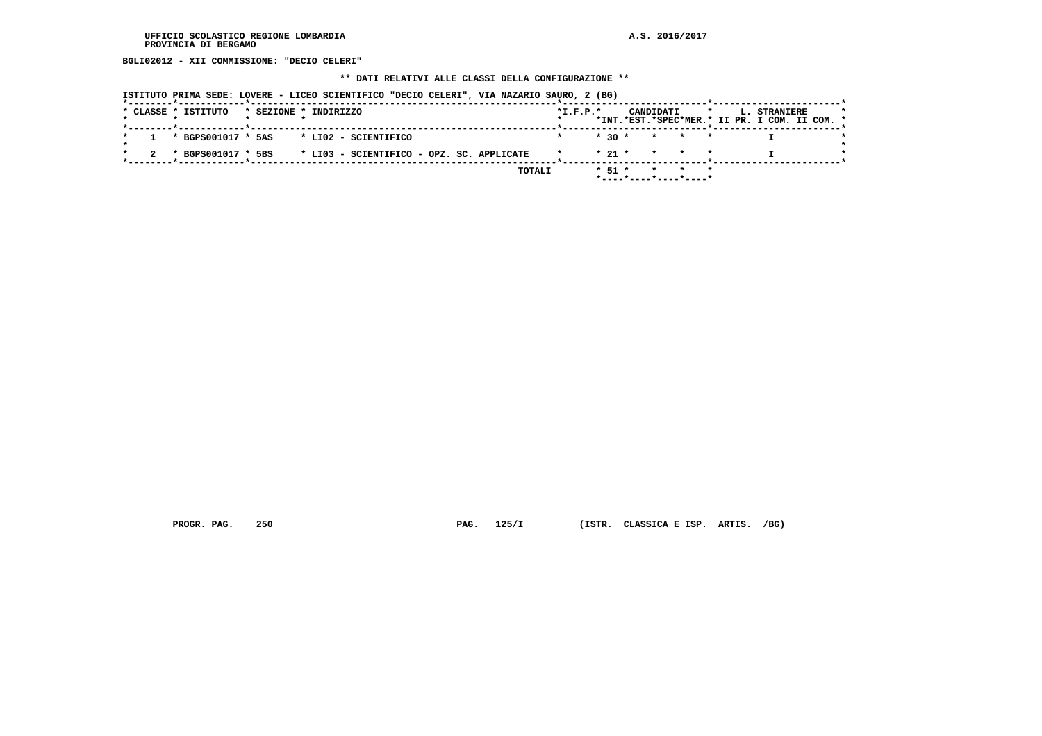BGLI02012 - XII COMMISSIONE: "DECIO CELERI"

** DATI RELATIVI ALLE CLASSI DELLA CONFIGURAZIONE **

ISTITUTO PRIMA SEDE: LOVERE - LICEO SCIENTIFICO "DECIO CELERI", VIA NAZARIO SAURO, 2 (BG)

| CLASSE | ISTITUTO | SEZIONE | INDIRIZZO | I.F.P. | CANDIDATI INT. | CANDIDATI EST. | CANDIDATI SPEC | CANDIDATI MER. | L. STRANIERE II PR. | L. STRANIERE I COM. | L. STRANIERE II COM. |
|---|---|---|---|---|---|---|---|---|---|---|---|
| 1 | BGPS001017 | 5AS | LI02 - SCIENTIFICO | | 30 | | | | | I | |
| 2 | BGPS001017 | 5BS | LI03 - SCIENTIFICO - OPZ. SC. APPLICATE | | 21 | | | | | I | |
| | | | TOTALI | | 51 | | | | | | |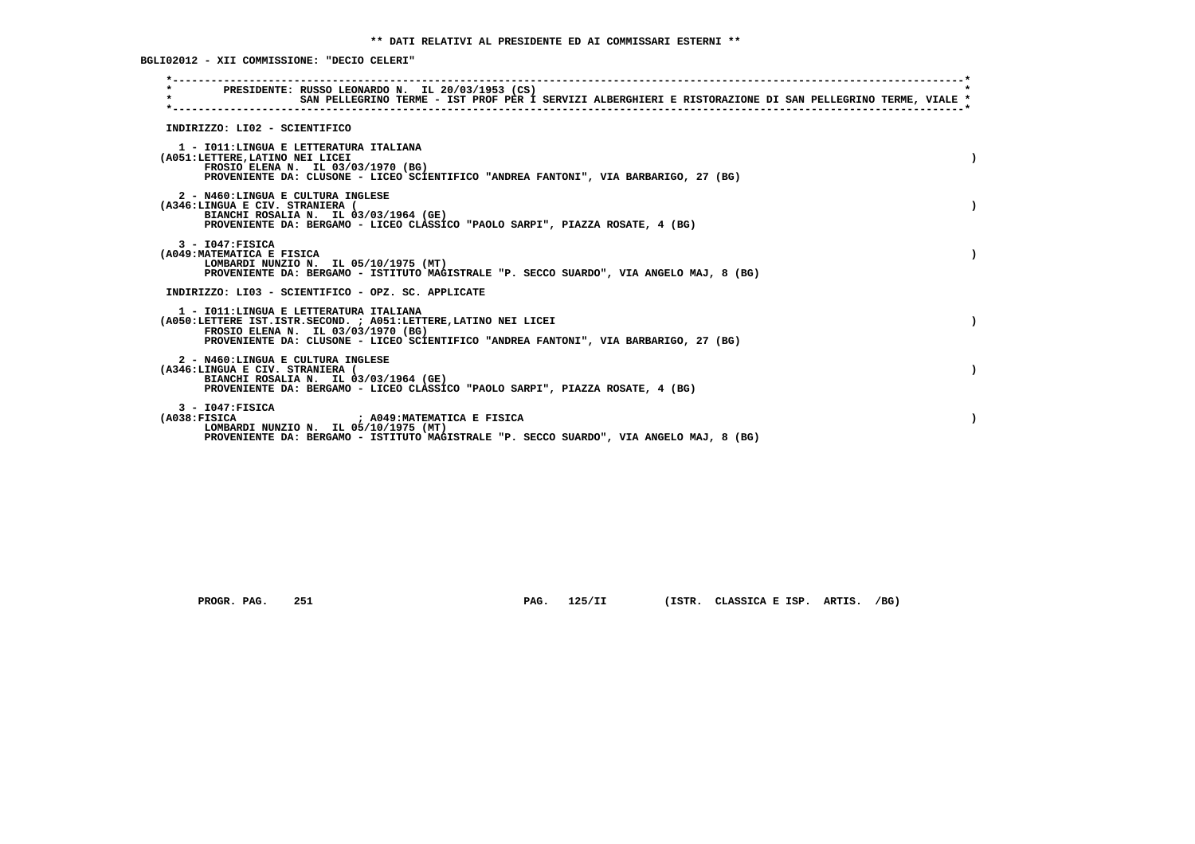**\*\* DATI RELATIVI AL PRESIDENTE ED AI COMMISSARI ESTERNI \*\***

**BGLI02012 - XII COMMISSIONE: "DECIO CELERI"**

```
*----------------------------------------------------------------------------------------------------------------------------*
*       PRESIDENTE: RUSSO LEONARDO N.  IL 20/03/1953 (CS)                                                                    *
*                   SAN PELLEGRINO TERME - IST PROF PER I SERVIZI ALBERGHIERI E RISTORAZIONE DI SAN PELLEGRINO TERME, VIALE *
*----------------------------------------------------------------------------------------------------------------------------*
```

INDIRIZZO: LI02 - SCIENTIFICO

1 - I011:LINGUA E LETTERATURA ITALIANA
(A051:LETTERE,LATINO NEI LICEI )
FROSIO ELENA N. IL 03/03/1970 (BG)
PROVENIENTE DA: CLUSONE - LICEO SCIENTIFICO "ANDREA FANTONI", VIA BARBARIGO, 27 (BG)

2 - N460:LINGUA E CULTURA INGLESE
(A346:LINGUA E CIV. STRANIERA ( )
BIANCHI ROSALIA N. IL 03/03/1964 (GE)
PROVENIENTE DA: BERGAMO - LICEO CLASSICO "PAOLO SARPI", PIAZZA ROSATE, 4 (BG)

3 - I047:FISICA
(A049:MATEMATICA E FISICA )
LOMBARDI NUNZIO N. IL 05/10/1975 (MT)
PROVENIENTE DA: BERGAMO - ISTITUTO MAGISTRALE "P. SECCO SUARDO", VIA ANGELO MAJ, 8 (BG)

INDIRIZZO: LI03 - SCIENTIFICO - OPZ. SC. APPLICATE

1 - I011:LINGUA E LETTERATURA ITALIANA
(A050:LETTERE IST.ISTR.SECOND. ; A051:LETTERE,LATINO NEI LICEI )
FROSIO ELENA N. IL 03/03/1970 (BG)
PROVENIENTE DA: CLUSONE - LICEO SCIENTIFICO "ANDREA FANTONI", VIA BARBARIGO, 27 (BG)

2 - N460:LINGUA E CULTURA INGLESE
(A346:LINGUA E CIV. STRANIERA ( )
BIANCHI ROSALIA N. IL 03/03/1964 (GE)
PROVENIENTE DA: BERGAMO - LICEO CLASSICO "PAOLO SARPI", PIAZZA ROSATE, 4 (BG)

3 - I047:FISICA
(A038:FISICA ; A049:MATEMATICA E FISICA )
LOMBARDI NUNZIO N. IL 05/10/1975 (MT)
PROVENIENTE DA: BERGAMO - ISTITUTO MAGISTRALE "P. SECCO SUARDO", VIA ANGELO MAJ, 8 (BG)

PROGR. PAG. 251 PAG. 125/II (ISTR. CLASSICA E ISP. ARTIS. /BG)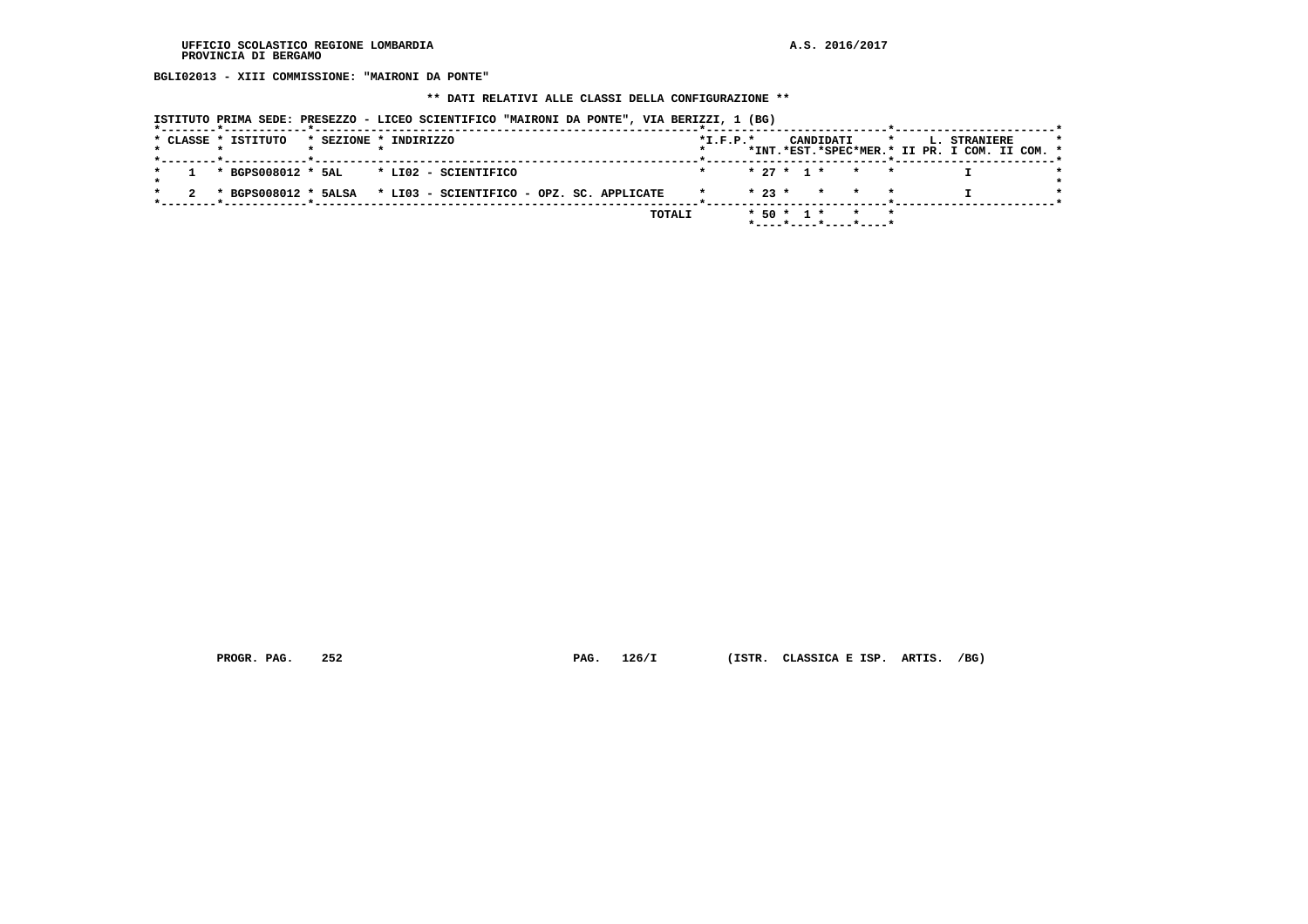UFFICIO SCOLASTICO REGIONE LOMBARDIA
PROVINCIA DI BERGAMO

A.S. 2016/2017

**BGLI02013 - XIII COMMISSIONE: "MAIRONI DA PONTE"**

**\*\* DATI RELATIVI ALLE CLASSI DELLA CONFIGURAZIONE \*\***

**ISTITUTO PRIMA SEDE: PRESEZZO - LICEO SCIENTIFICO "MAIRONI DA PONTE", VIA BERIZZI, 1 (BG)**

| CLASSE | ISTITUTO | SEZIONE | INDIRIZZO | I.F.P. | CANDIDATI INT. | CANDIDATI EST. | CANDIDATI SPEC | CANDIDATI MER. | L. STRANIERE II PR. | L. STRANIERE I COM. | L. STRANIERE II COM. |
|---|---|---|---|---|---|---|---|---|---|---|---|
| 1 | BGPS008012 | 5AL | LI02 - SCIENTIFICO | | 27 | 1 | | | | I | |
| 2 | BGPS008012 | 5ALSA | LI03 - SCIENTIFICO - OPZ. SC. APPLICATE | | 23 | | | | | I | |
| | | | TOTALI | | 50 | 1 | | | | | |

PROGR. PAG. 252 PAG. 126/I (ISTR. CLASSICA E ISP. ARTIS. /BG)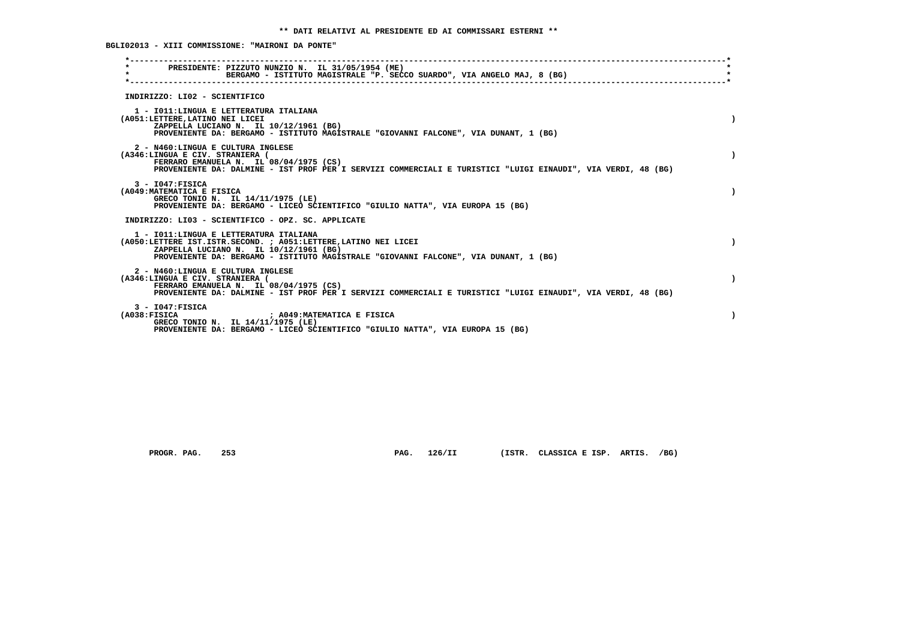** DATI RELATIVI AL PRESIDENTE ED AI COMMISSARI ESTERNI **

BGLI02013 - XIII COMMISSIONE: "MAIRONI DA PONTE"

PRESIDENTE: PIZZUTO NUNZIO N. IL 31/05/1954 (ME)
BERGAMO - ISTITUTO MAGISTRALE "P. SECCO SUARDO", VIA ANGELO MAJ, 8 (BG)

INDIRIZZO: LI02 - SCIENTIFICO

1 - I011:LINGUA E LETTERATURA ITALIANA
(A051:LETTERE,LATINO NEI LICEI )
ZAPPELLA LUCIANO N. IL 10/12/1961 (BG)
PROVENIENTE DA: BERGAMO - ISTITUTO MAGISTRALE "GIOVANNI FALCONE", VIA DUNANT, 1 (BG)

2 - N460:LINGUA E CULTURA INGLESE
(A346:LINGUA E CIV. STRANIERA ( )
FERRARO EMANUELA N. IL 08/04/1975 (CS)
PROVENIENTE DA: DALMINE - IST PROF PER I SERVIZI COMMERCIALI E TURISTICI "LUIGI EINAUDI", VIA VERDI, 48 (BG)

3 - I047:FISICA
(A049:MATEMATICA E FISICA )
GRECO TONIO N. IL 14/11/1975 (LE)
PROVENIENTE DA: BERGAMO - LICEO SCIENTIFICO "GIULIO NATTA", VIA EUROPA 15 (BG)

INDIRIZZO: LI03 - SCIENTIFICO - OPZ. SC. APPLICATE

1 - I011:LINGUA E LETTERATURA ITALIANA
(A050:LETTERE IST.ISTR.SECOND. ; A051:LETTERE,LATINO NEI LICEI )
ZAPPELLA LUCIANO N. IL 10/12/1961 (BG)
PROVENIENTE DA: BERGAMO - ISTITUTO MAGISTRALE "GIOVANNI FALCONE", VIA DUNANT, 1 (BG)

2 - N460:LINGUA E CULTURA INGLESE
(A346:LINGUA E CIV. STRANIERA ( )
FERRARO EMANUELA N. IL 08/04/1975 (CS)
PROVENIENTE DA: DALMINE - IST PROF PER I SERVIZI COMMERCIALI E TURISTICI "LUIGI EINAUDI", VIA VERDI, 48 (BG)

3 - I047:FISICA
(A038:FISICA ; A049:MATEMATICA E FISICA )
GRECO TONIO N. IL 14/11/1975 (LE)
PROVENIENTE DA: BERGAMO - LICEO SCIENTIFICO "GIULIO NATTA", VIA EUROPA 15 (BG)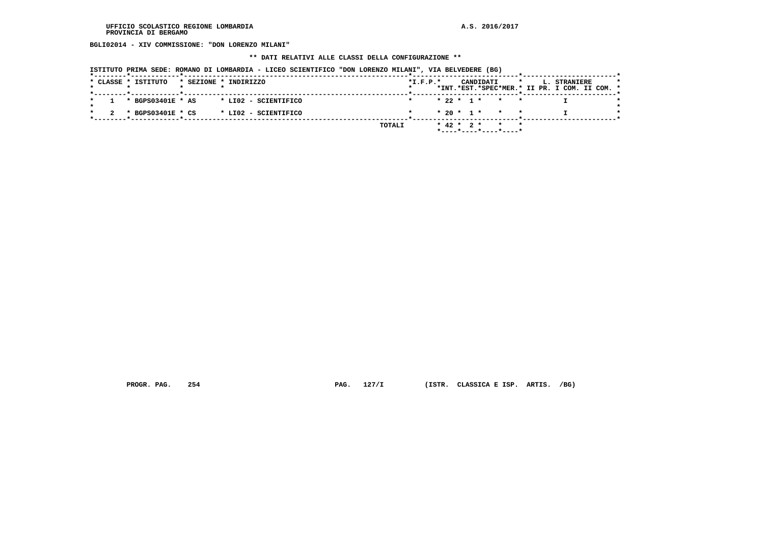**BGLI02014 - XIV COMMISSIONE: "DON LORENZO MILANI"**

**\*\* DATI RELATIVI ALLE CLASSI DELLA CONFIGURAZIONE \*\***

**ISTITUTO PRIMA SEDE: ROMANO DI LOMBARDIA - LICEO SCIENTIFICO "DON LORENZO MILANI", VIA BELVEDERE (BG)**

| CLASSE | ISTITUTO | SEZIONE | INDIRIZZO | I.F.P. | CANDIDATI INT. | CANDIDATI EST. | CANDIDATI SPEC | CANDIDATI MER. | L. STRANIERE II PR. | L. STRANIERE I COM. | L. STRANIERE II COM. |
|---|---|---|---|---|---|---|---|---|---|---|---|
| 1 | BGPS03401E | AS | LI02 - SCIENTIFICO | | 22 | 1 | | | | I | |
| 2 | BGPS03401E | CS | LI02 - SCIENTIFICO | | 20 | 1 | | | | I | |
| | | | TOTALI | | 42 | 2 | | | | | |

PROGR. PAG. 254 PAG. 127/I (ISTR. CLASSICA E ISP. ARTIS. /BG)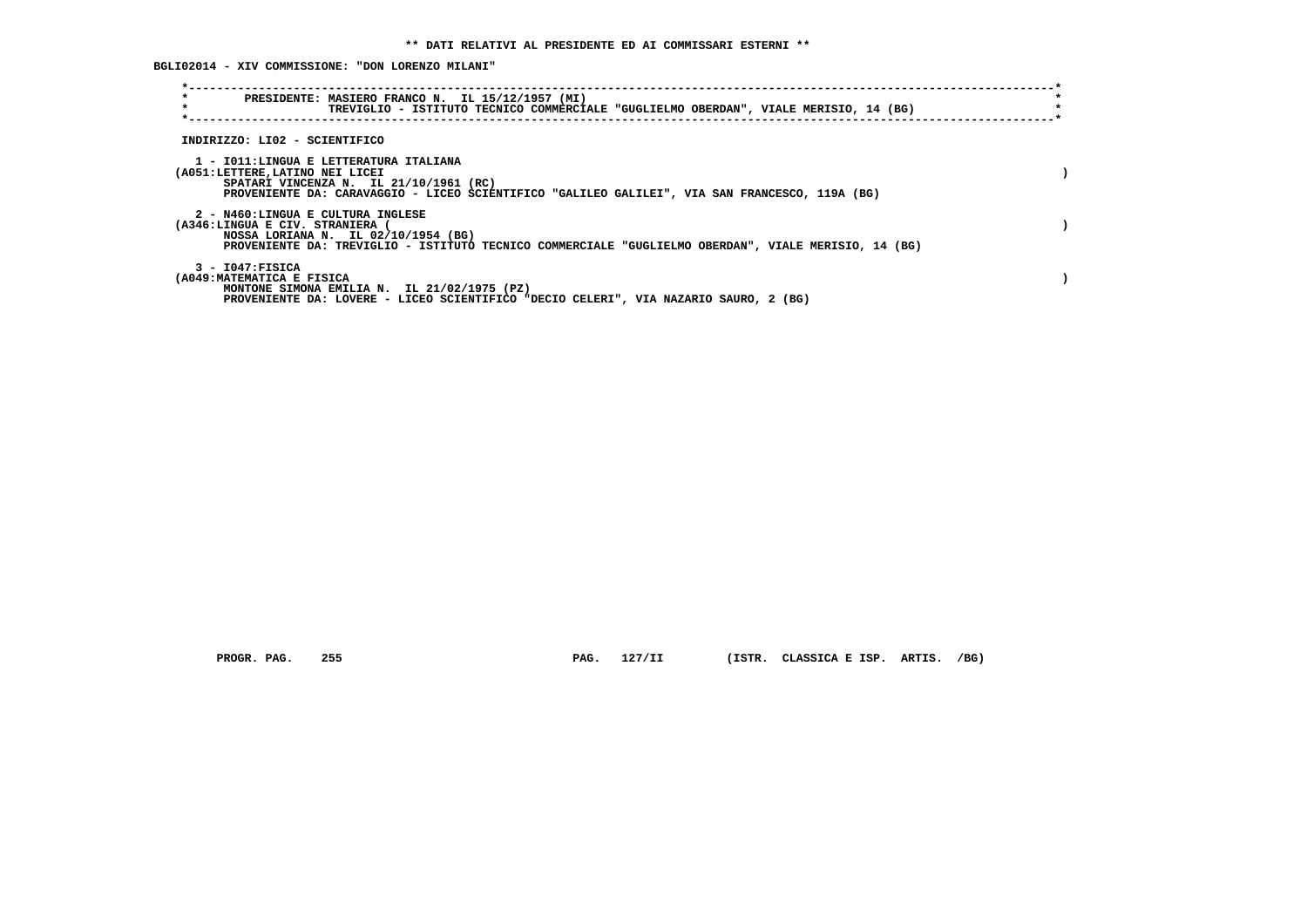**\*\* DATI RELATIVI AL PRESIDENTE ED AI COMMISSARI ESTERNI \*\***

**BGLI02014 - XIV COMMISSIONE: "DON LORENZO MILANI"**

```
*----------------------------------------------------------------------------------------------------------------------*
*        PRESIDENTE: MASIERO FRANCO N.  IL 15/12/1957 (MI)                                                            *
*                    TREVIGLIO - ISTITUTO TECNICO COMMERCIALE "GUGLIELMO OBERDAN", VIALE MERISIO, 14 (BG)             *
*----------------------------------------------------------------------------------------------------------------------*
```

INDIRIZZO: LI02 - SCIENTIFICO

1 - I011:LINGUA E LETTERATURA ITALIANA
(A051:LETTERE,LATINO NEI LICEI )
SPATARI VINCENZA N.  IL 21/10/1961 (RC)
PROVENIENTE DA: CARAVAGGIO - LICEO SCIENTIFICO "GALILEO GALILEI", VIA SAN FRANCESCO, 119A (BG)

2 - N460:LINGUA E CULTURA INGLESE
(A346:LINGUA E CIV. STRANIERA ( )
NOSSA LORIANA N.  IL 02/10/1954 (BG)
PROVENIENTE DA: TREVIGLIO - ISTITUTO TECNICO COMMERCIALE "GUGLIELMO OBERDAN", VIALE MERISIO, 14 (BG)

3 - I047:FISICA
(A049:MATEMATICA E FISICA )
MONTONE SIMONA EMILIA N.  IL 21/02/1975 (PZ)
PROVENIENTE DA: LOVERE - LICEO SCIENTIFICO "DECIO CELERI", VIA NAZARIO SAURO, 2 (BG)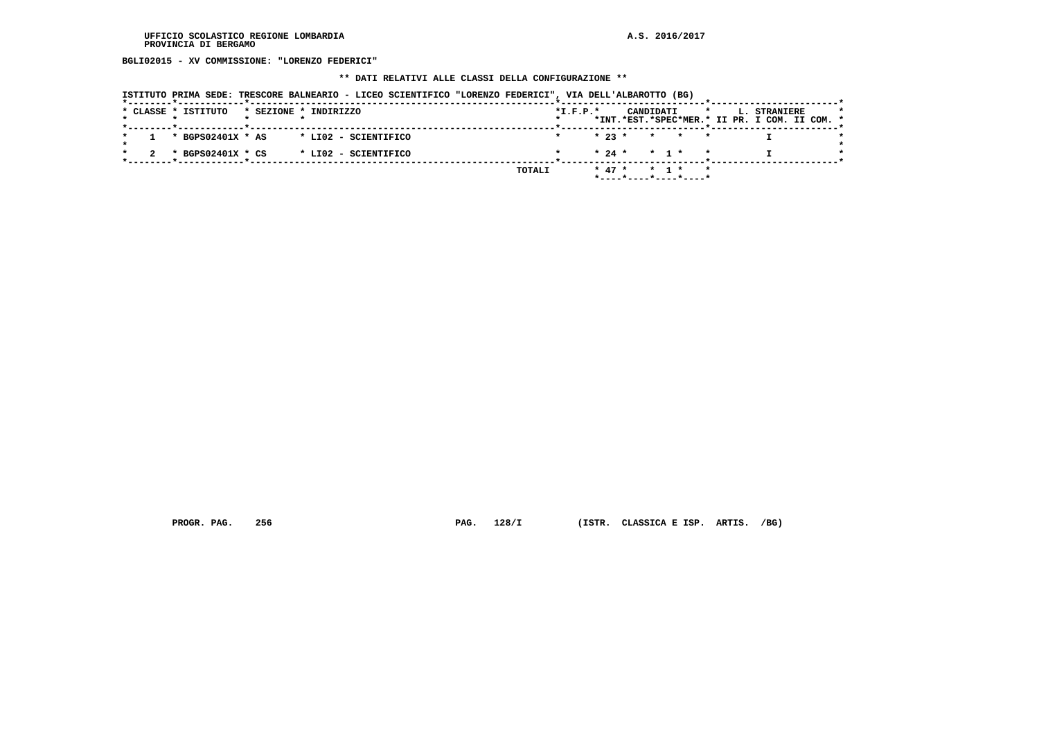UFFICIO SCOLASTICO REGIONE LOMBARDIA
PROVINCIA DI BERGAMO

A.S. 2016/2017

**BGLI02015 - XV COMMISSIONE: "LORENZO FEDERICI"**

**** DATI RELATIVI ALLE CLASSI DELLA CONFIGURAZIONE ****

ISTITUTO PRIMA SEDE: TRESCORE BALNEARIO - LICEO SCIENTIFICO "LORENZO FEDERICI", VIA DELL'ALBAROTTO (BG)

| CLASSE | ISTITUTO | SEZIONE | INDIRIZZO | I.F.P. | CANDIDATI INT. | CANDIDATI EST. | CANDIDATI SPEC | CANDIDATI MER. | L. STRANIERE II PR. | L. STRANIERE I COM. | L. STRANIERE II COM. |
|---|---|---|---|---|---|---|---|---|---|---|---|
| 1 | BGPS02401X | AS | LI02 - SCIENTIFICO | | 23 | | | | | I | |
| 2 | BGPS02401X | CS | LI02 - SCIENTIFICO | | 24 | | 1 | | | I | |
| | | | TOTALI | | 47 | | 1 | | | | |

PROGR. PAG. 256 PAG. 128/I (ISTR. CLASSICA E ISP. ARTIS. /BG)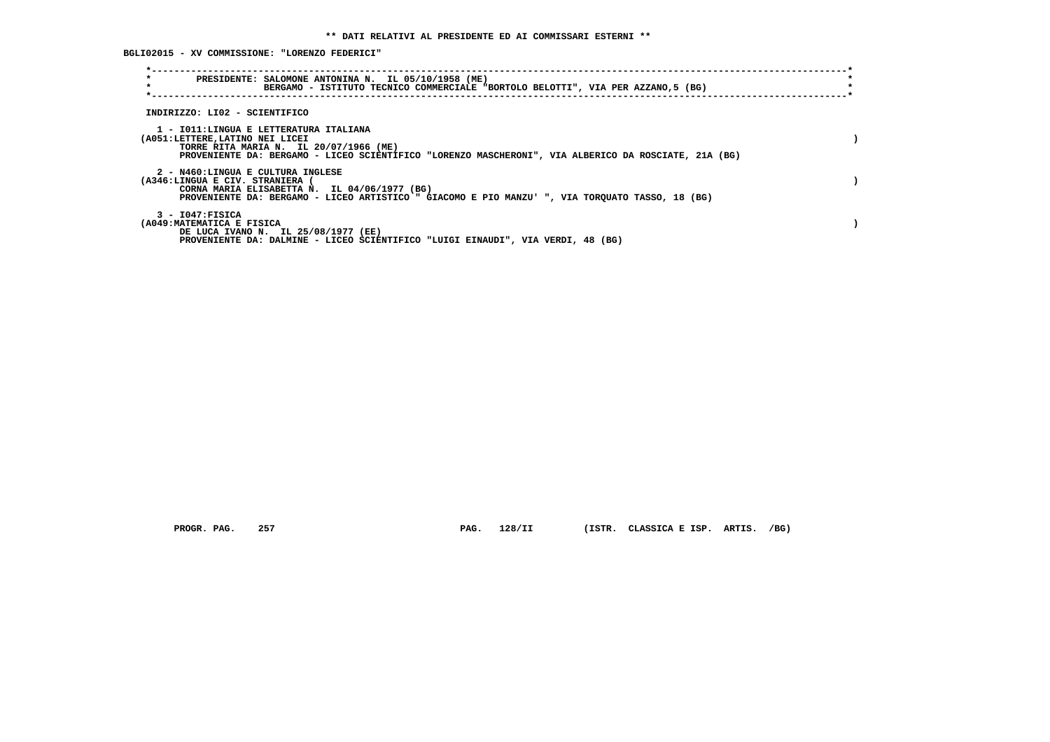**\*\* DATI RELATIVI AL PRESIDENTE ED AI COMMISSARI ESTERNI \*\***

**BGLI02015 - XV COMMISSIONE: "LORENZO FEDERICI"**

PRESIDENTE: SALOMONE ANTONINA N. IL 05/10/1958 (ME)
BERGAMO - ISTITUTO TECNICO COMMERCIALE "BORTOLO BELOTTI", VIA PER AZZANO,5 (BG)

INDIRIZZO: LI02 - SCIENTIFICO

1 - I011:LINGUA E LETTERATURA ITALIANA
(A051:LETTERE,LATINO NEI LICEI )
TORRE RITA MARIA N. IL 20/07/1966 (ME)
PROVENIENTE DA: BERGAMO - LICEO SCIENTIFICO "LORENZO MASCHERONI", VIA ALBERICO DA ROSCIATE, 21A (BG)

2 - N460:LINGUA E CULTURA INGLESE
(A346:LINGUA E CIV. STRANIERA ( )
CORNA MARIA ELISABETTA N. IL 04/06/1977 (BG)
PROVENIENTE DA: BERGAMO - LICEO ARTISTICO " GIACOMO E PIO MANZU' ", VIA TORQUATO TASSO, 18 (BG)

3 - I047:FISICA
(A049:MATEMATICA E FISICA )
DE LUCA IVANO N. IL 25/08/1977 (EE)
PROVENIENTE DA: DALMINE - LICEO SCIENTIFICO "LUIGI EINAUDI", VIA VERDI, 48 (BG)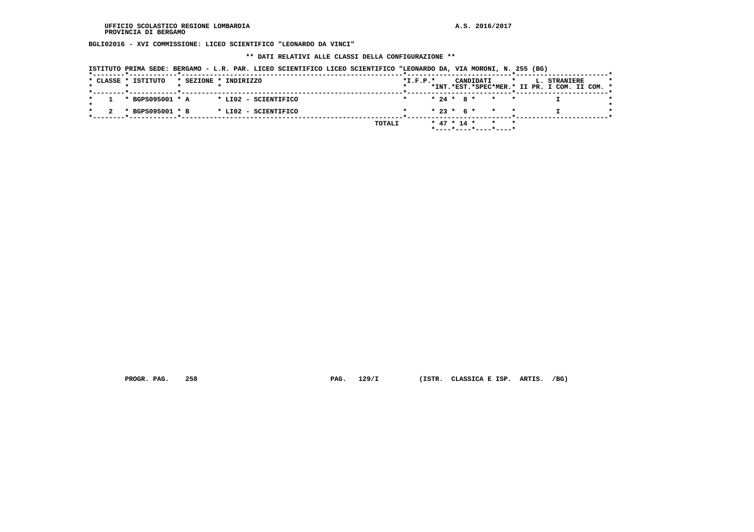UFFICIO SCOLASTICO REGIONE LOMBARDIA
PROVINCIA DI BERGAMO

A.S. 2016/2017

**BGLI02016 - XVI COMMISSIONE: LICEO SCIENTIFICO "LEONARDO DA VINCI"**

**\*\* DATI RELATIVI ALLE CLASSI DELLA CONFIGURAZIONE \*\***

ISTITUTO PRIMA SEDE: BERGAMO - L.R. PAR. LICEO SCIENTIFICO LICEO SCIENTIFICO "LEONARDO DA, VIA MORONI, N. 255 (BG)

| CLASSE | ISTITUTO | SEZIONE | INDIRIZZO | I.F.P. | CANDIDATI INT. | CANDIDATI EST. | CANDIDATI SPEC | CANDIDATI MER. | L. STRANIERE II PR. | L. STRANIERE I COM. | L. STRANIERE II COM. |
|---|---|---|---|---|---|---|---|---|---|---|---|
| 1 | BGPS095001 | A | LI02 - SCIENTIFICO | | 24 | 8 | | | | I | |
| 2 | BGPS095001 | B | LI02 - SCIENTIFICO | | 23 | 6 | | | | I | |
| | | | TOTALI | | 47 | 14 | | | | | |

PROGR. PAG. 258 PAG. 129/I (ISTR. CLASSICA E ISP. ARTIS. /BG)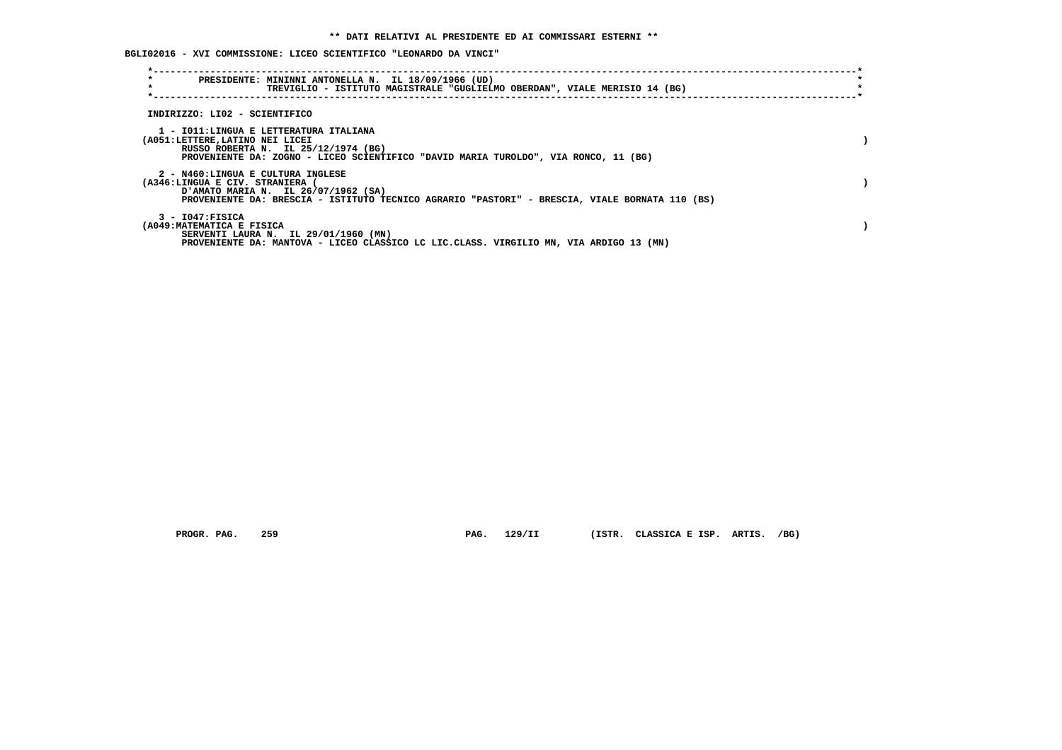**\*\* DATI RELATIVI AL PRESIDENTE ED AI COMMISSARI ESTERNI \*\***

**BGLI02016 - XVI COMMISSIONE: LICEO SCIENTIFICO "LEONARDO DA VINCI"**

PRESIDENTE: MININNI ANTONELLA N. IL 18/09/1966 (UD)
TREVIGLIO - ISTITUTO MAGISTRALE "GUGLIELMO OBERDAN", VIALE MERISIO 14 (BG)

INDIRIZZO: LI02 - SCIENTIFICO

1 - I011:LINGUA E LETTERATURA ITALIANA
(A051:LETTERE,LATINO NEI LICEI )
RUSSO ROBERTA N. IL 25/12/1974 (BG)
PROVENIENTE DA: ZOGNO - LICEO SCIENTIFICO "DAVID MARIA TUROLDO", VIA RONCO, 11 (BG)

2 - N460:LINGUA E CULTURA INGLESE
(A346:LINGUA E CIV. STRANIERA ( )
D'AMATO MARIA N. IL 26/07/1962 (SA)
PROVENIENTE DA: BRESCIA - ISTITUTO TECNICO AGRARIO "PASTORI" - BRESCIA, VIALE BORNATA 110 (BS)

3 - I047:FISICA
(A049:MATEMATICA E FISICA )
SERVENTI LAURA N. IL 29/01/1960 (MN)
PROVENIENTE DA: MANTOVA - LICEO CLASSICO LC LIC.CLASS. VIRGILIO MN, VIA ARDIGO 13 (MN)

PROGR. PAG. 259 PAG. 129/II (ISTR. CLASSICA E ISP. ARTIS. /BG)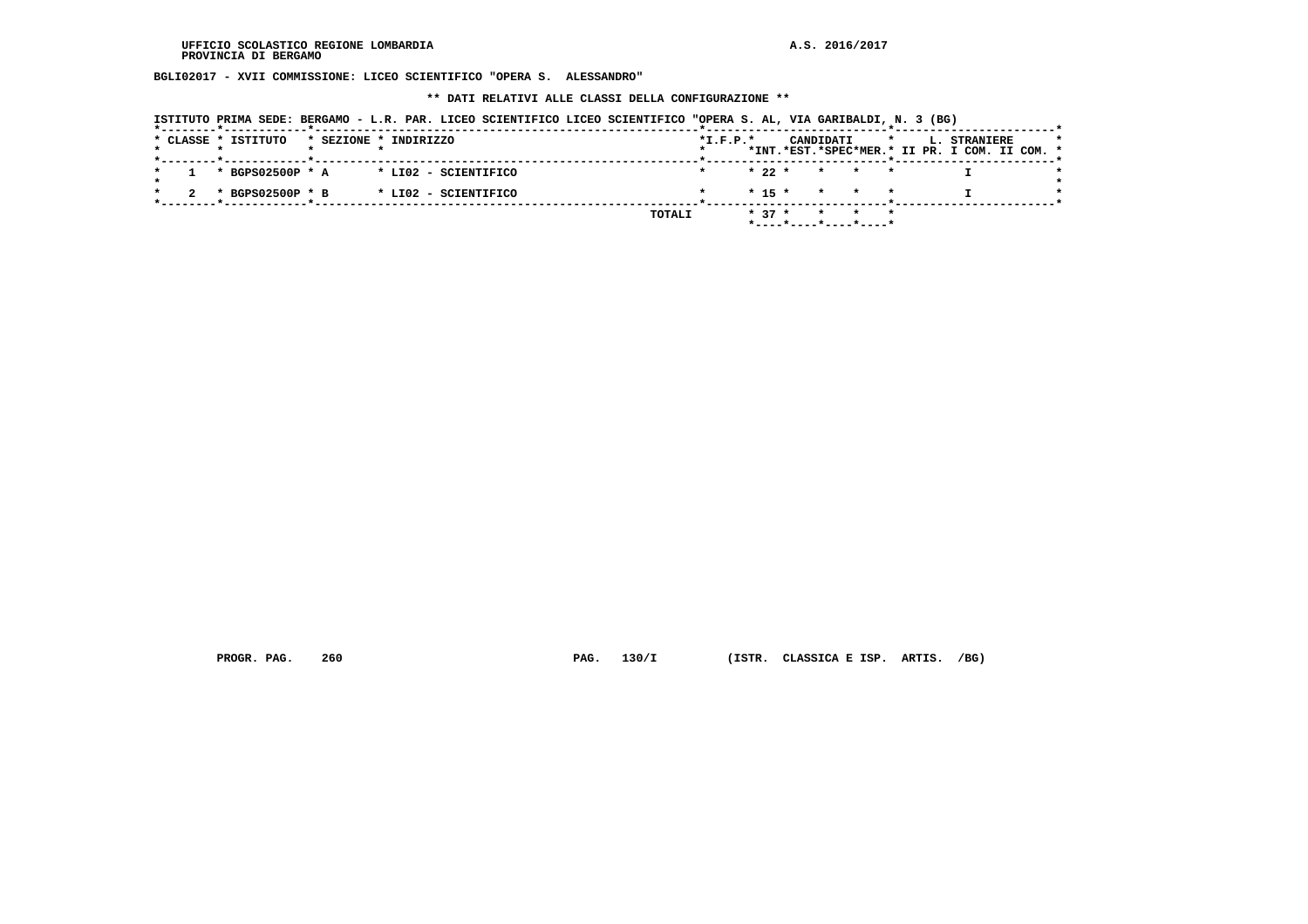UFFICIO SCOLASTICO REGIONE LOMBARDIA
PROVINCIA DI BERGAMO

A.S. 2016/2017

**BGLI02017 - XVII COMMISSIONE: LICEO SCIENTIFICO "OPERA S. ALESSANDRO"**

**\*\* DATI RELATIVI ALLE CLASSI DELLA CONFIGURAZIONE \*\***

ISTITUTO PRIMA SEDE: BERGAMO - L.R. PAR. LICEO SCIENTIFICO LICEO SCIENTIFICO "OPERA S. AL, VIA GARIBALDI, N. 3 (BG)

| CLASSE | ISTITUTO | SEZIONE | INDIRIZZO | I.F.P. | CANDIDATI INT. | EST. | SPEC | MER. | L. STRANIERE II PR. | I COM. | II COM. |
|---|---|---|---|---|---|---|---|---|---|---|---|
| 1 | BGPS02500P | A | LI02 - SCIENTIFICO | | 22 | | | | | I | |
| 2 | BGPS02500P | B | LI02 - SCIENTIFICO | | 15 | | | | | I | |
| | | | TOTALI | | 37 | | | | | | |

PROGR. PAG. 260 PAG. 130/I (ISTR. CLASSICA E ISP. ARTIS. /BG)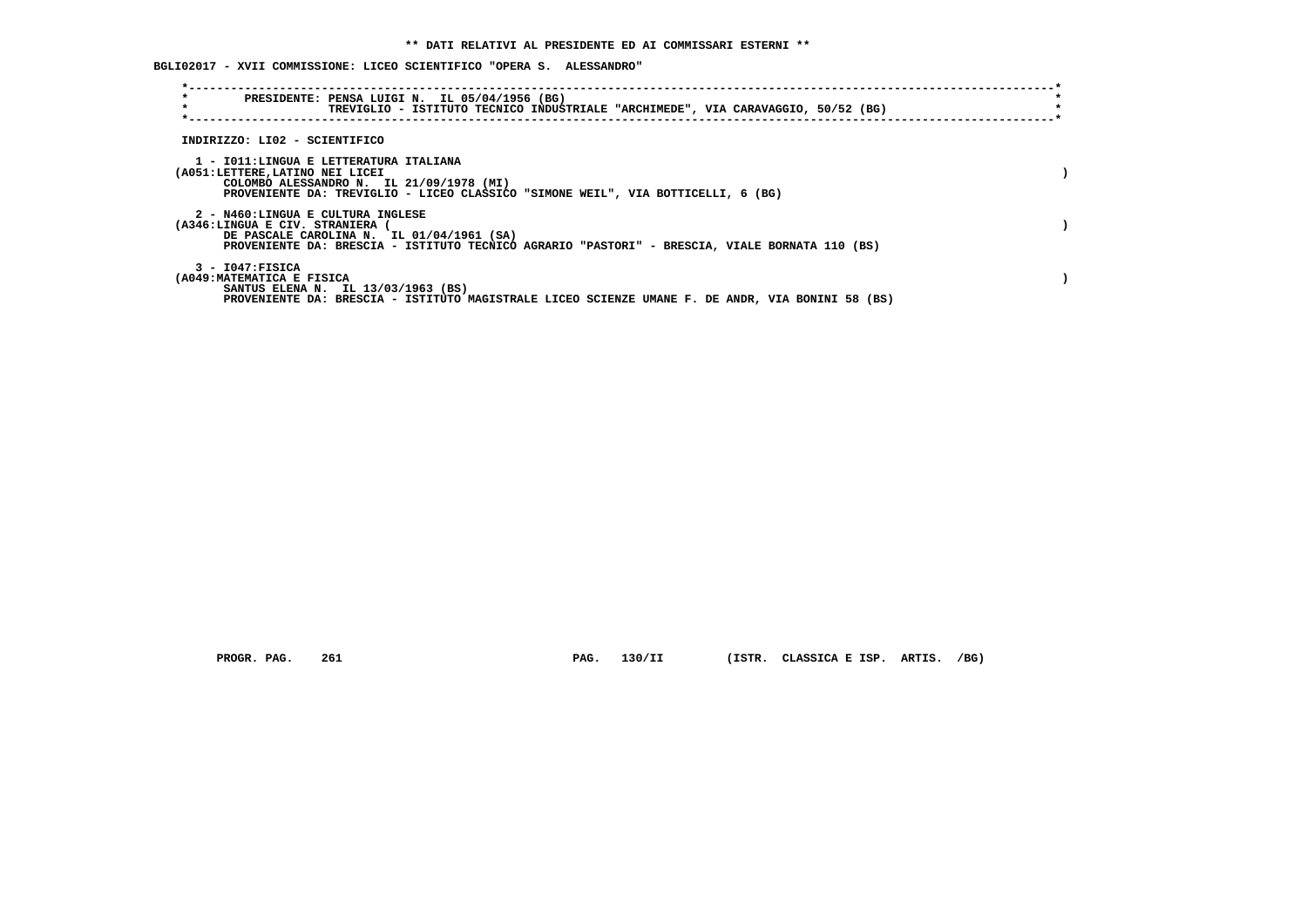**\*\* DATI RELATIVI AL PRESIDENTE ED AI COMMISSARI ESTERNI \*\***

**BGLI02017 - XVII COMMISSIONE: LICEO SCIENTIFICO "OPERA S. ALESSANDRO"**

PRESIDENTE: PENSA LUIGI N. IL 05/04/1956 (BG)
TREVIGLIO - ISTITUTO TECNICO INDUSTRIALE "ARCHIMEDE", VIA CARAVAGGIO, 50/52 (BG)

INDIRIZZO: LI02 - SCIENTIFICO

1 - I011:LINGUA E LETTERATURA ITALIANA
(A051:LETTERE,LATINO NEI LICEI )
COLOMBO ALESSANDRO N. IL 21/09/1978 (MI)
PROVENIENTE DA: TREVIGLIO - LICEO CLASSICO "SIMONE WEIL", VIA BOTTICELLI, 6 (BG)

2 - N460:LINGUA E CULTURA INGLESE
(A346:LINGUA E CIV. STRANIERA ( )
DE PASCALE CAROLINA N. IL 01/04/1961 (SA)
PROVENIENTE DA: BRESCIA - ISTITUTO TECNICO AGRARIO "PASTORI" - BRESCIA, VIALE BORNATA 110 (BS)

3 - I047:FISICA
(A049:MATEMATICA E FISICA )
SANTUS ELENA N. IL 13/03/1963 (BS)
PROVENIENTE DA: BRESCIA - ISTITUTO MAGISTRALE LICEO SCIENZE UMANE F. DE ANDR, VIA BONINI 58 (BS)

PROGR. PAG. 261 PAG. 130/II (ISTR. CLASSICA E ISP. ARTIS. /BG)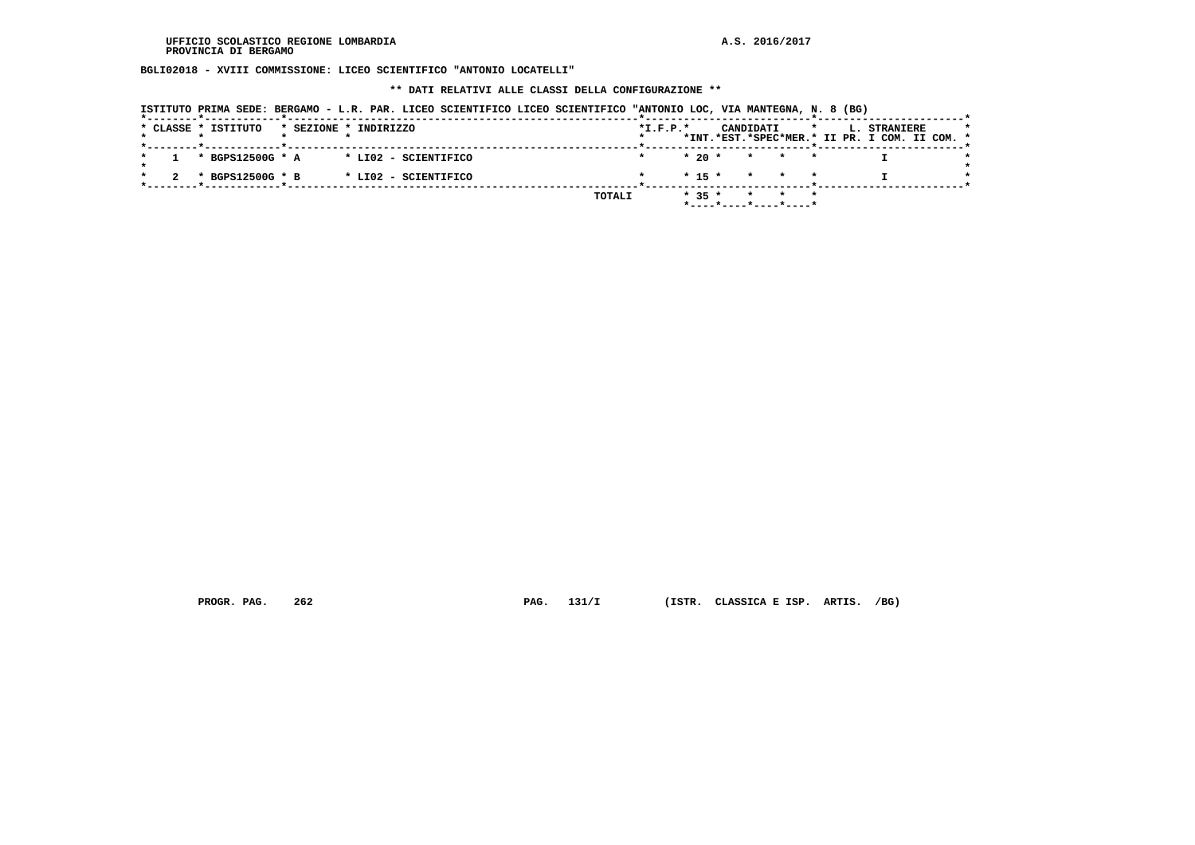**BGLI02018 - XVIII COMMISSIONE: LICEO SCIENTIFICO "ANTONIO LOCATELLI"**

**\*\* DATI RELATIVI ALLE CLASSI DELLA CONFIGURAZIONE \*\***

**ISTITUTO PRIMA SEDE: BERGAMO - L.R. PAR. LICEO SCIENTIFICO LICEO SCIENTIFICO "ANTONIO LOC, VIA MANTEGNA, N. 8 (BG)**

| CLASSE | ISTITUTO | SEZIONE | INDIRIZZO | I.F.P. | CANDIDATI INT. | CANDIDATI EST. | CANDIDATI SPEC | CANDIDATI MER. | L. STRANIERE II PR. | L. STRANIERE I COM. | L. STRANIERE II COM. |
|---|---|---|---|---|---|---|---|---|---|---|---|
| 1 | BGPS12500G | A | LI02 - SCIENTIFICO | | 20 | | | | | I | |
| 2 | BGPS12500G | B | LI02 - SCIENTIFICO | | 15 | | | | | I | |
| | | | TOTALI | | 35 | | | | | | |

PROGR. PAG. 262 PAG. 131/I (ISTR. CLASSICA E ISP. ARTIS. /BG)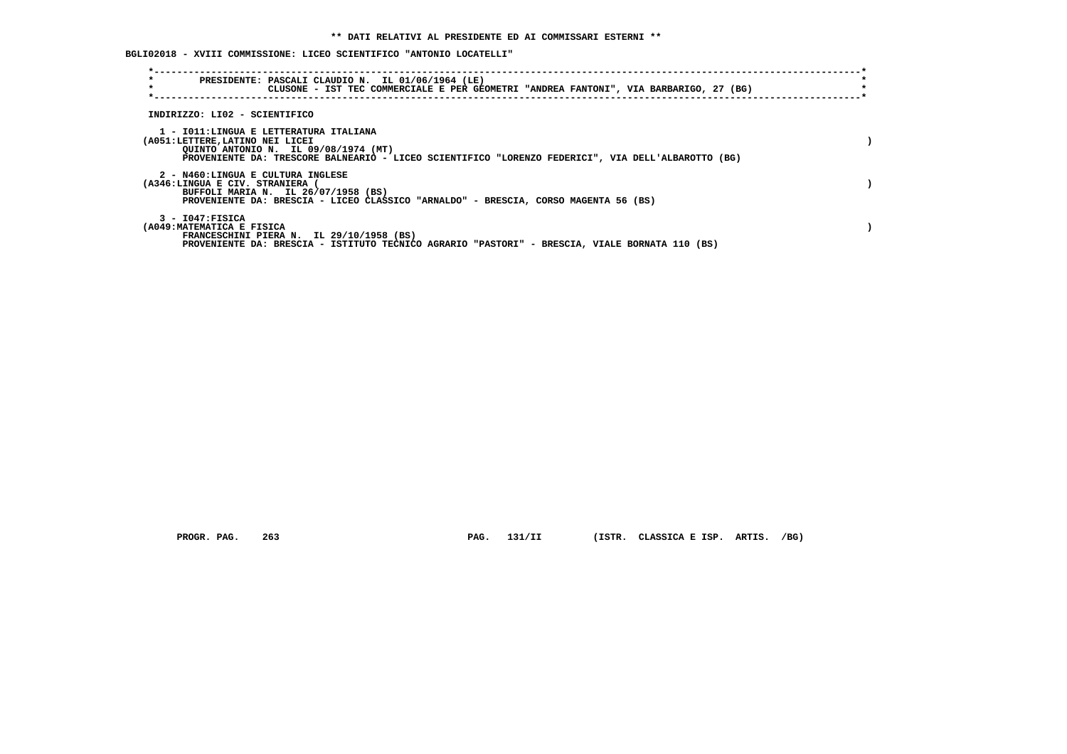**\*\* DATI RELATIVI AL PRESIDENTE ED AI COMMISSARI ESTERNI \*\***

**BGLI02018 - XVIII COMMISSIONE: LICEO SCIENTIFICO "ANTONIO LOCATELLI"**

PRESIDENTE: PASCALI CLAUDIO N. IL 01/06/1964 (LE)
CLUSONE - IST TEC COMMERCIALE E PER GEOMETRI "ANDREA FANTONI", VIA BARBARIGO, 27 (BG)

INDIRIZZO: LI02 - SCIENTIFICO

1 - I011:LINGUA E LETTERATURA ITALIANA
(A051:LETTERE,LATINO NEI LICEI )
QUINTO ANTONIO N. IL 09/08/1974 (MT)
PROVENIENTE DA: TRESCORE BALNEARIO - LICEO SCIENTIFICO "LORENZO FEDERICI", VIA DELL'ALBAROTTO (BG)

2 - N460:LINGUA E CULTURA INGLESE
(A346:LINGUA E CIV. STRANIERA ( )
BUFFOLI MARIA N. IL 26/07/1958 (BS)
PROVENIENTE DA: BRESCIA - LICEO CLASSICO "ARNALDO" - BRESCIA, CORSO MAGENTA 56 (BS)

3 - I047:FISICA
(A049:MATEMATICA E FISICA )
FRANCESCHINI PIERA N. IL 29/10/1958 (BS)
PROVENIENTE DA: BRESCIA - ISTITUTO TECNICO AGRARIO "PASTORI" - BRESCIA, VIALE BORNATA 110 (BS)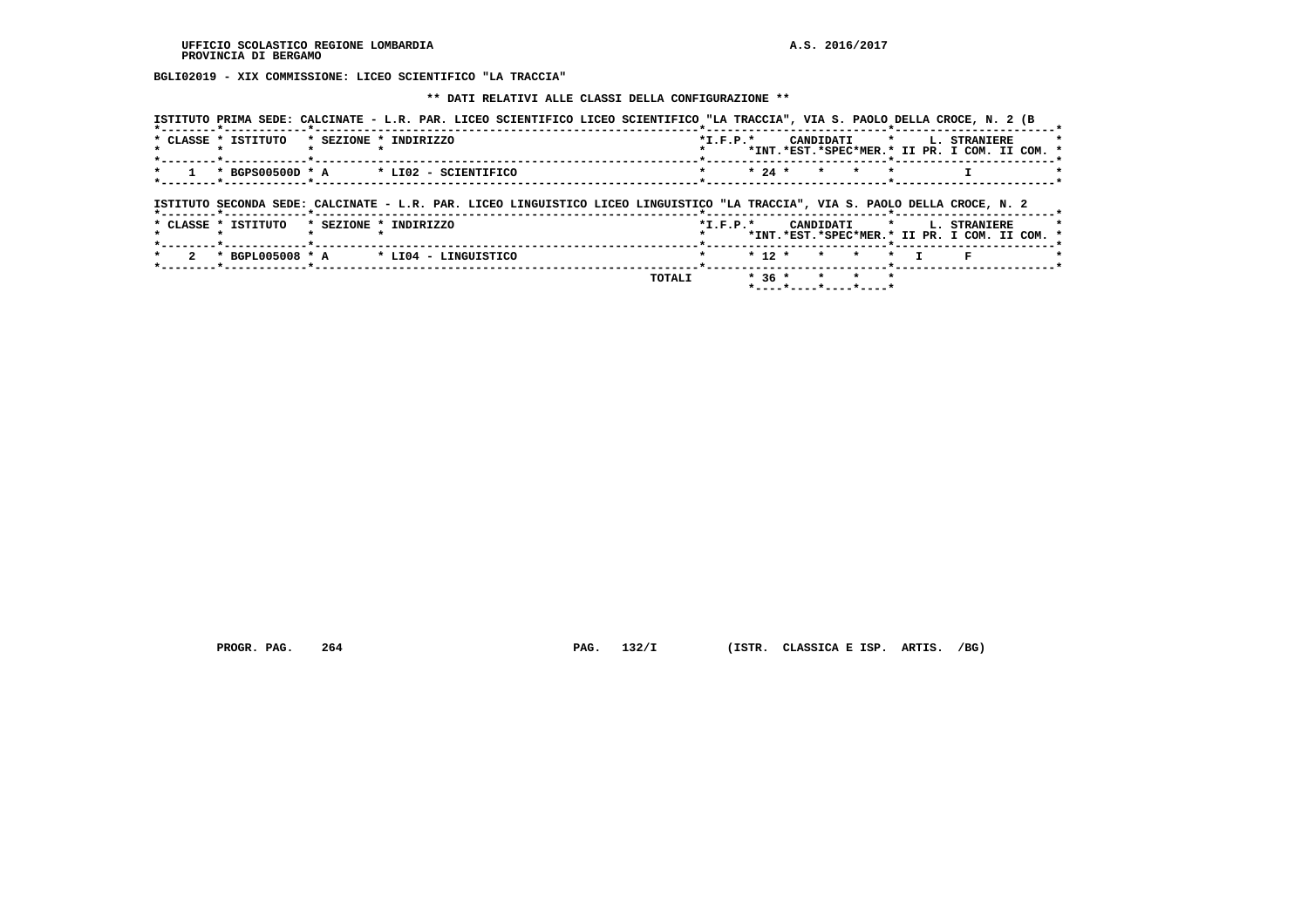UFFICIO SCOLASTICO REGIONALE LOMBARDIA
PROVINCIA DI BERGAMO

A.S. 2016/2017

**BGLI02019 - XIX COMMISSIONE: LICEO SCIENTIFICO "LA TRACCIA"**

**\*\* DATI RELATIVI ALLE CLASSI DELLA CONFIGURAZIONE \*\***

ISTITUTO PRIMA SEDE: CALCINATE - L.R. PAR. LICEO SCIENTIFICO LICEO SCIENTIFICO "LA TRACCIA", VIA S. PAOLO DELLA CROCE, N. 2 (B

| CLASSE | ISTITUTO | SEZIONE | INDIRIZZO | I.F.P. | CANDIDATI INT. | CANDIDATI EST. | CANDIDATI SPEC | CANDIDATI MER. | L. STRANIERE II PR. | L. STRANIERE I COM. | L. STRANIERE II COM. |
|---|---|---|---|---|---|---|---|---|---|---|---|
| 1 | BGPS00500D | A | LI02 - SCIENTIFICO | | 24 | | | | | I | |

ISTITUTO SECONDA SEDE: CALCINATE - L.R. PAR. LICEO LINGUISTICO LICEO LINGUISTICO "LA TRACCIA", VIA S. PAOLO DELLA CROCE, N. 2

| CLASSE | ISTITUTO | SEZIONE | INDIRIZZO | I.F.P. | CANDIDATI INT. | CANDIDATI EST. | CANDIDATI SPEC | CANDIDATI MER. | L. STRANIERE II PR. | L. STRANIERE I COM. | L. STRANIERE II COM. |
|---|---|---|---|---|---|---|---|---|---|---|---|
| 2 | BGPL005008 | A | LI04 - LINGUISTICO | | 12 | | | | I | F | |
| | | | TOTALI | | 36 | | | | | | |

PROGR. PAG. 264 PAG. 132/I (ISTR. CLASSICA E ISP. ARTIS. /BG)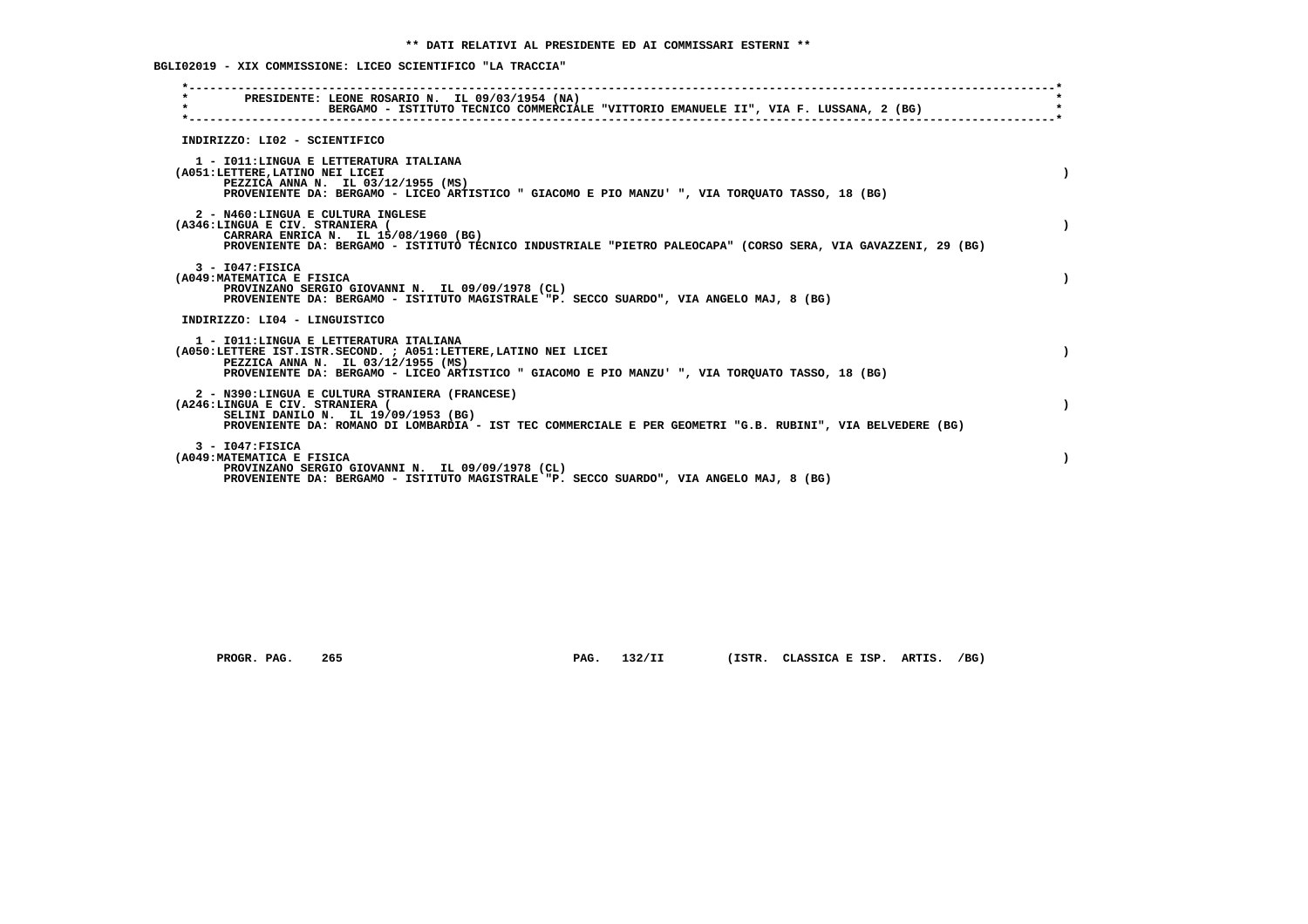** DATI RELATIVI AL PRESIDENTE ED AI COMMISSARI ESTERNI **

BGLI02019 - XIX COMMISSIONE: LICEO SCIENTIFICO "LA TRACCIA"

PRESIDENTE: LEONE ROSARIO N. IL 09/03/1954 (NA)
BERGAMO - ISTITUTO TECNICO COMMERCIALE "VITTORIO EMANUELE II", VIA F. LUSSANA, 2 (BG)

INDIRIZZO: LI02 - SCIENTIFICO

1 - I011:LINGUA E LETTERATURA ITALIANA
(A051:LETTERE,LATINO NEI LICEI )
PEZZICA ANNA N. IL 03/12/1955 (MS)
PROVENIENTE DA: BERGAMO - LICEO ARTISTICO " GIACOMO E PIO MANZU' ", VIA TORQUATO TASSO, 18 (BG)

2 - N460:LINGUA E CULTURA INGLESE
(A346:LINGUA E CIV. STRANIERA ( )
CARRARA ENRICA N. IL 15/08/1960 (BG)
PROVENIENTE DA: BERGAMO - ISTITUTO TECNICO INDUSTRIALE "PIETRO PALEOCAPA" (CORSO SERA, VIA GAVAZZENI, 29 (BG)

3 - I047:FISICA
(A049:MATEMATICA E FISICA )
PROVINZANO SERGIO GIOVANNI N. IL 09/09/1978 (CL)
PROVENIENTE DA: BERGAMO - ISTITUTO MAGISTRALE "P. SECCO SUARDO", VIA ANGELO MAJ, 8 (BG)

INDIRIZZO: LI04 - LINGUISTICO

1 - I011:LINGUA E LETTERATURA ITALIANA
(A050:LETTERE IST.ISTR.SECOND. ; A051:LETTERE,LATINO NEI LICEI )
PEZZICA ANNA N. IL 03/12/1955 (MS)
PROVENIENTE DA: BERGAMO - LICEO ARTISTICO " GIACOMO E PIO MANZU' ", VIA TORQUATO TASSO, 18 (BG)

2 - N390:LINGUA E CULTURA STRANIERA (FRANCESE)
(A246:LINGUA E CIV. STRANIERA ( )
SELINI DANILO N. IL 19/09/1953 (BG)
PROVENIENTE DA: ROMANO DI LOMBARDIA - IST TEC COMMERCIALE E PER GEOMETRI "G.B. RUBINI", VIA BELVEDERE (BG)

3 - I047:FISICA
(A049:MATEMATICA E FISICA )
PROVINZANO SERGIO GIOVANNI N. IL 09/09/1978 (CL)
PROVENIENTE DA: BERGAMO - ISTITUTO MAGISTRALE "P. SECCO SUARDO", VIA ANGELO MAJ, 8 (BG)

PROGR. PAG. 265 PAG. 132/II (ISTR. CLASSICA E ISP. ARTIS. /BG)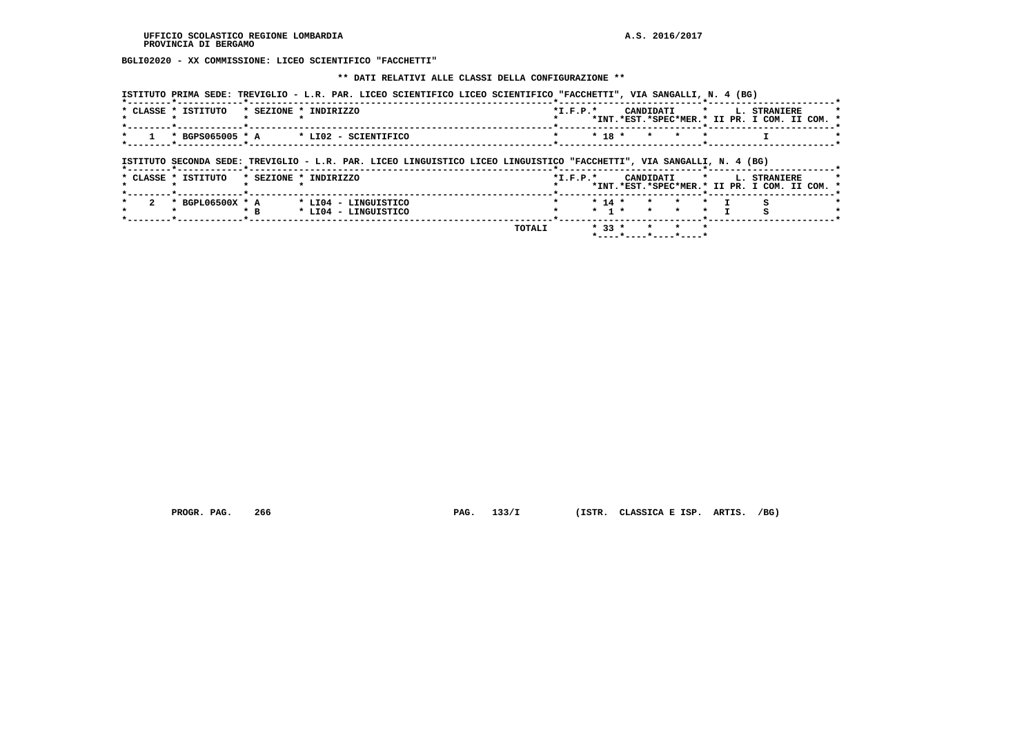UFFICIO SCOLASTICO REGIONE LOMBARDIA
PROVINCIA DI BERGAMO

A.S. 2016/2017

**BGLI02020 - XX COMMISSIONE: LICEO SCIENTIFICO "FACCHETTI"**

**\*\* DATI RELATIVI ALLE CLASSI DELLA CONFIGURAZIONE \*\***

ISTITUTO PRIMA SEDE: TREVIGLIO - L.R. PAR. LICEO SCIENTIFICO LICEO SCIENTIFICO "FACCHETTI", VIA SANGALLI, N. 4 (BG)

| CLASSE | ISTITUTO | SEZIONE | INDIRIZZO | I.F.P. | CANDIDATI INT. | CANDIDATI EST. | CANDIDATI SPEC | CANDIDATI MER. | L. STRANIERE II PR. | L. STRANIERE I COM. | L. STRANIERE II COM. |
|---|---|---|---|---|---|---|---|---|---|---|---|
| 1 | BGPS065005 | A | LI02 - SCIENTIFICO | | 18 | | | | | I | |

ISTITUTO SECONDA SEDE: TREVIGLIO - L.R. PAR. LICEO LINGUISTICO LICEO LINGUISTICO "FACCHETTI", VIA SANGALLI, N. 4 (BG)

| CLASSE | ISTITUTO | SEZIONE | INDIRIZZO | I.F.P. | CANDIDATI INT. | CANDIDATI EST. | CANDIDATI SPEC | CANDIDATI MER. | L. STRANIERE II PR. | L. STRANIERE I COM. | L. STRANIERE II COM. |
|---|---|---|---|---|---|---|---|---|---|---|---|
| 2 | BGPL06500X | A | LI04 - LINGUISTICO | | 14 | | | | I | S | |
| | | B | LI04 - LINGUISTICO | | 1 | | | | I | S | |
| | | | TOTALI | | 33 | | | | | | |

PROGR. PAG. 266 PAG. 133/I (ISTR. CLASSICA E ISP. ARTIS. /BG)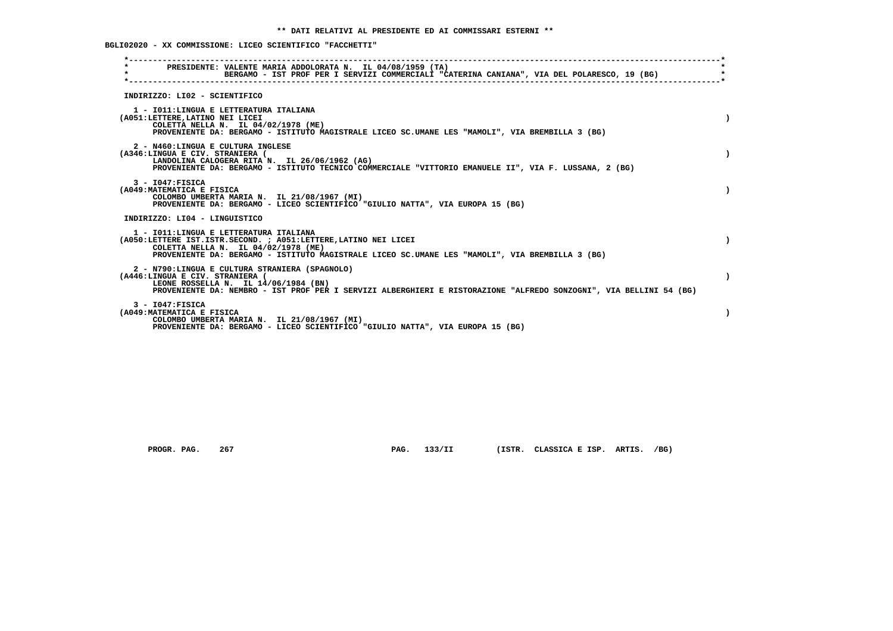** DATI RELATIVI AL PRESIDENTE ED AI COMMISSARI ESTERNI **

BGLI02020 - XX COMMISSIONE: LICEO SCIENTIFICO "FACCHETTI"

PRESIDENTE: VALENTE MARIA ADDOLORATA N. IL 04/08/1959 (TA)
BERGAMO - IST PROF PER I SERVIZI COMMERCIALI "CATERINA CANIANA", VIA DEL POLARESCO, 19 (BG)

INDIRIZZO: LI02 - SCIENTIFICO

1 - I011:LINGUA E LETTERATURA ITALIANA
(A051:LETTERE,LATINO NEI LICEI )
COLETTA NELLA N. IL 04/02/1978 (ME)
PROVENIENTE DA: BERGAMO - ISTITUTO MAGISTRALE LICEO SC.UMANE LES "MAMOLI", VIA BREMBILLA 3 (BG)

2 - N460:LINGUA E CULTURA INGLESE
(A346:LINGUA E CIV. STRANIERA ( )
LANDOLINA CALOGERA RITA N. IL 26/06/1962 (AG)
PROVENIENTE DA: BERGAMO - ISTITUTO TECNICO COMMERCIALE "VITTORIO EMANUELE II", VIA F. LUSSANA, 2 (BG)

3 - I047:FISICA
(A049:MATEMATICA E FISICA )
COLOMBO UMBERTA MARIA N. IL 21/08/1967 (MI)
PROVENIENTE DA: BERGAMO - LICEO SCIENTIFICO "GIULIO NATTA", VIA EUROPA 15 (BG)

INDIRIZZO: LI04 - LINGUISTICO

1 - I011:LINGUA E LETTERATURA ITALIANA
(A050:LETTERE IST.ISTR.SECOND. ; A051:LETTERE,LATINO NEI LICEI )
COLETTA NELLA N. IL 04/02/1978 (ME)
PROVENIENTE DA: BERGAMO - ISTITUTO MAGISTRALE LICEO SC.UMANE LES "MAMOLI", VIA BREMBILLA 3 (BG)

2 - N790:LINGUA E CULTURA STRANIERA (SPAGNOLO)
(A446:LINGUA E CIV. STRANIERA ( )
LEONE ROSSELLA N. IL 14/06/1984 (BN)
PROVENIENTE DA: NEMBRO - IST PROF PER I SERVIZI ALBERGHIERI E RISTORAZIONE "ALFREDO SONZOGNI", VIA BELLINI 54 (BG)

3 - I047:FISICA
(A049:MATEMATICA E FISICA )
COLOMBO UMBERTA MARIA N. IL 21/08/1967 (MI)
PROVENIENTE DA: BERGAMO - LICEO SCIENTIFICO "GIULIO NATTA", VIA EUROPA 15 (BG)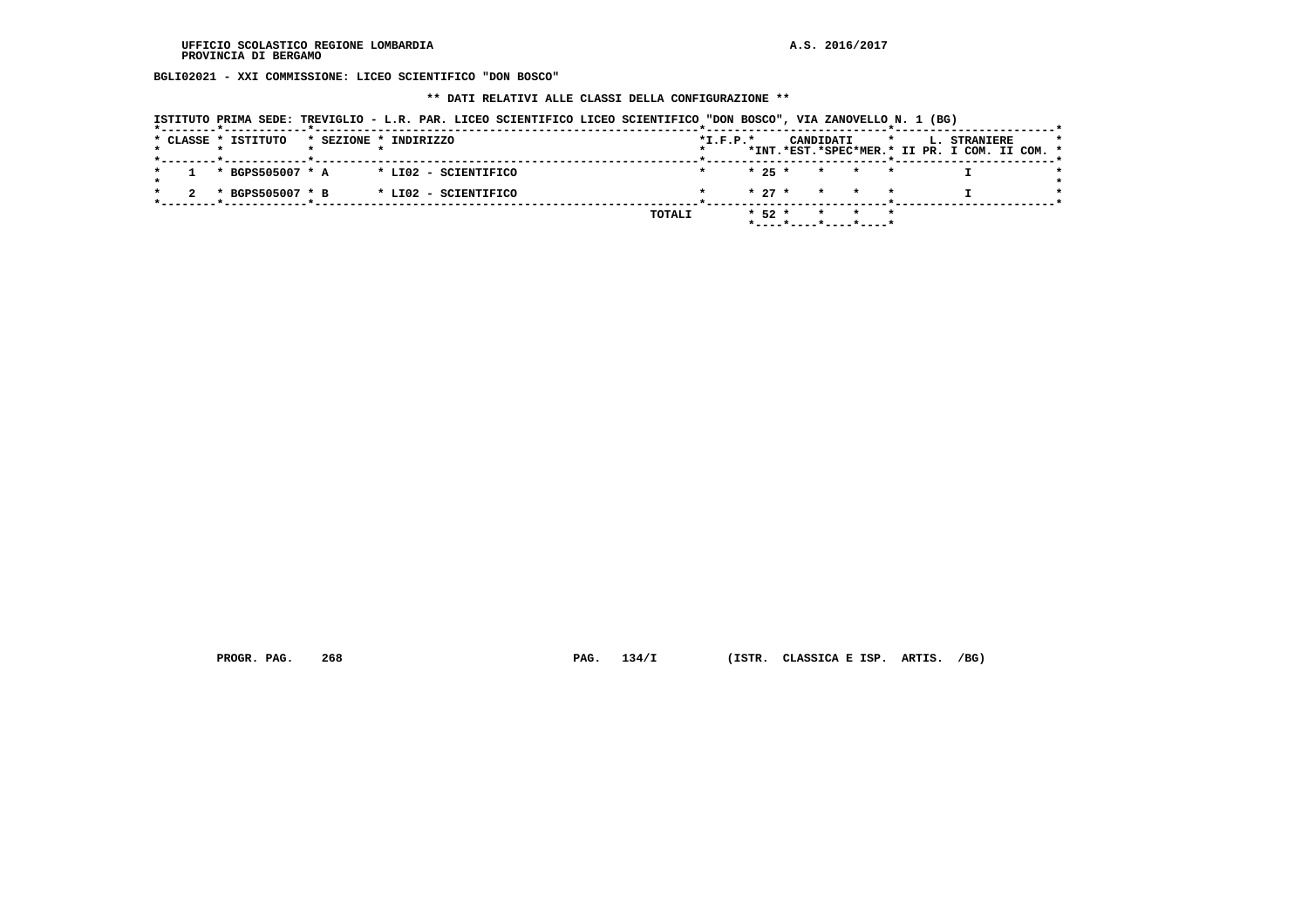BGLI02021 - XXI COMMISSIONE: LICEO SCIENTIFICO "DON BOSCO"

** DATI RELATIVI ALLE CLASSI DELLA CONFIGURAZIONE **

ISTITUTO PRIMA SEDE: TREVIGLIO - L.R. PAR. LICEO SCIENTIFICO LICEO SCIENTIFICO "DON BOSCO", VIA ZANOVELLO N. 1 (BG)

| CLASSE | ISTITUTO | SEZIONE | INDIRIZZO | I.F.P. | CANDIDATI INT. | CANDIDATI EST. | CANDIDATI SPEC | CANDIDATI MER. | L. STRANIERE II PR. | L. STRANIERE I COM. | L. STRANIERE II COM. |
|---|---|---|---|---|---|---|---|---|---|---|---|
| 1 | BGPS505007 | A | LI02 - SCIENTIFICO | | 25 | | | | | I | |
| 2 | BGPS505007 | B | LI02 - SCIENTIFICO | | 27 | | | | | I | |
| | | | TOTALI | | 52 | | | | | | |

PROGR. PAG. 268 PAG. 134/I (ISTR. CLASSICA E ISP. ARTIS. /BG)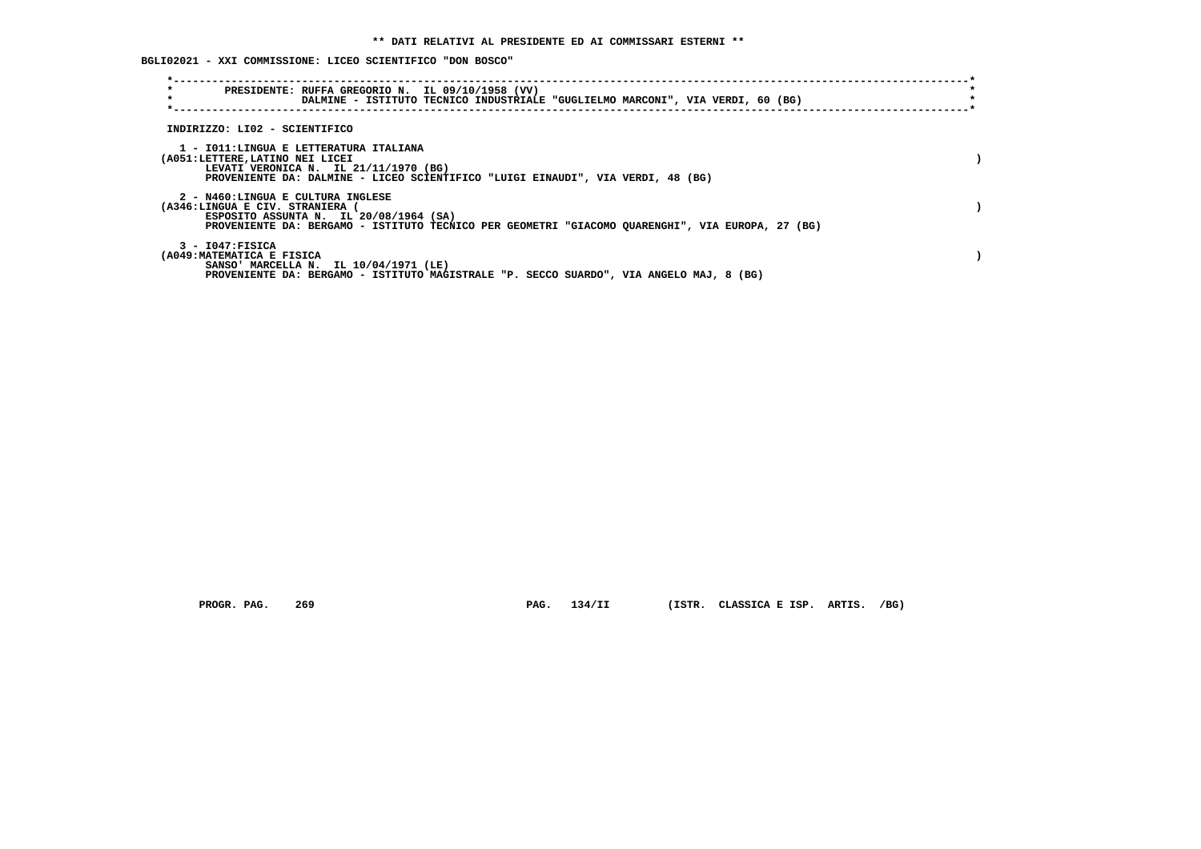**\*\* DATI RELATIVI AL PRESIDENTE ED AI COMMISSARI ESTERNI \*\***

**BGLI02021 - XXI COMMISSIONE: LICEO SCIENTIFICO "DON BOSCO"**

```
*----------------------------------------------------------------------------------------------------------------------*
*        PRESIDENTE: RUFFA GREGORIO N.  IL 09/10/1958 (VV)                                                             *
*                    DALMINE - ISTITUTO TECNICO INDUSTRIALE "GUGLIELMO MARCONI", VIA VERDI, 60 (BG)                    *
*----------------------------------------------------------------------------------------------------------------------*
```

INDIRIZZO: LI02 - SCIENTIFICO

1 - I011:LINGUA E LETTERATURA ITALIANA
(A051:LETTERE,LATINO NEI LICEI )
LEVATI VERONICA N.  IL 21/11/1970 (BG)
PROVENIENTE DA: DALMINE - LICEO SCIENTIFICO "LUIGI EINAUDI", VIA VERDI, 48 (BG)

2 - N460:LINGUA E CULTURA INGLESE
(A346:LINGUA E CIV. STRANIERA ( )
ESPOSITO ASSUNTA N.  IL 20/08/1964 (SA)
PROVENIENTE DA: BERGAMO - ISTITUTO TECNICO PER GEOMETRI "GIACOMO QUARENGHI", VIA EUROPA, 27 (BG)

3 - I047:FISICA
(A049:MATEMATICA E FISICA )
SANSO' MARCELLA N.  IL 10/04/1971 (LE)
PROVENIENTE DA: BERGAMO - ISTITUTO MAGISTRALE "P. SECCO SUARDO", VIA ANGELO MAJ, 8 (BG)

PROGR. PAG. 269 PAG. 134/II (ISTR. CLASSICA E ISP. ARTIS. /BG)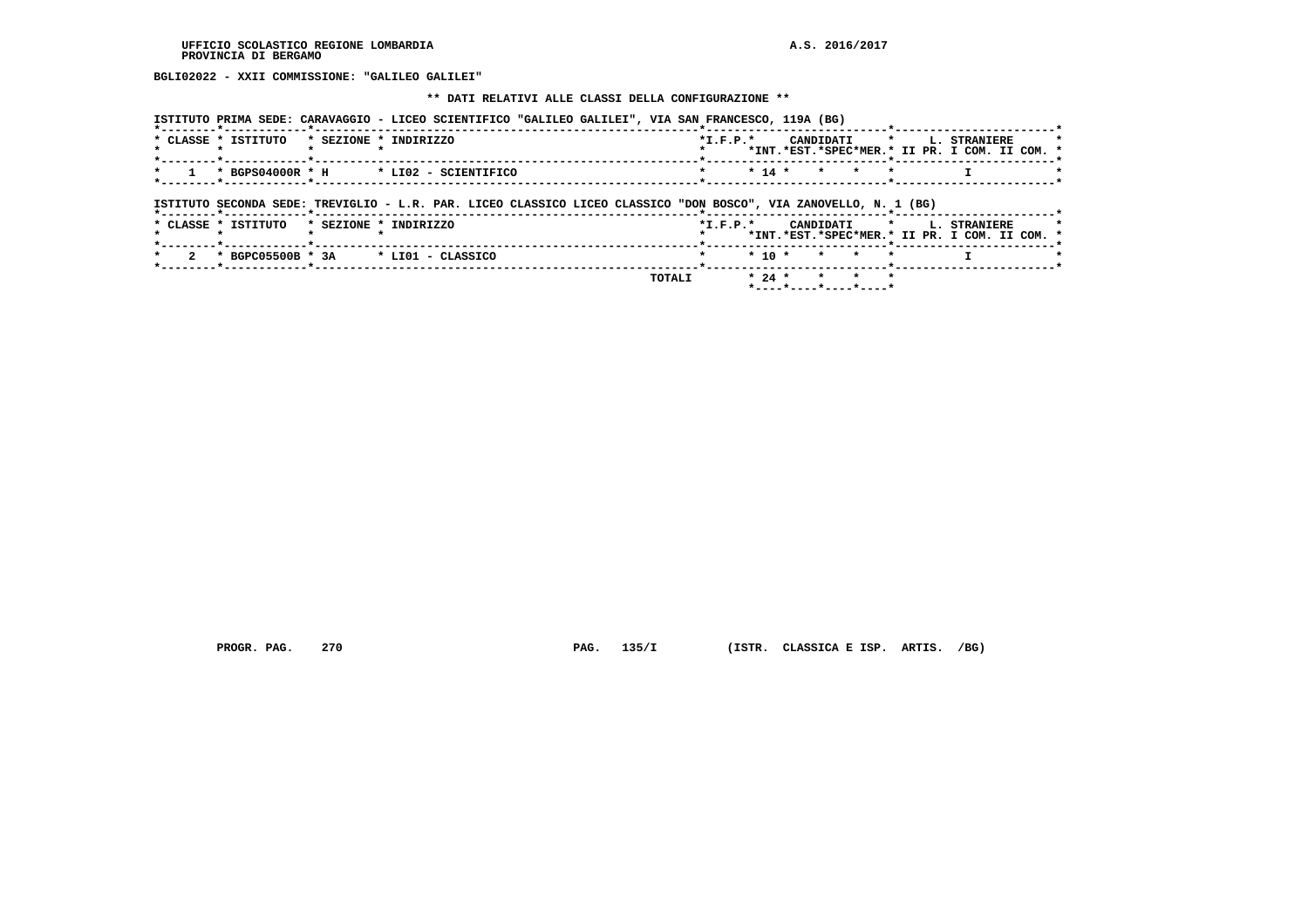BGLI02022 - XXII COMMISSIONE: "GALILEO GALILEI"

** DATI RELATIVI ALLE CLASSI DELLA CONFIGURAZIONE **

ISTITUTO PRIMA SEDE: CARAVAGGIO - LICEO SCIENTIFICO "GALILEO GALILEI", VIA SAN FRANCESCO, 119A (BG)

| CLASSE | ISTITUTO | SEZIONE | INDIRIZZO | I.F.P. | CANDIDATI INT. | CANDIDATI EST. | CANDIDATI SPEC | CANDIDATI MER. | L. STRANIERE II PR. | L. STRANIERE I COM. | L. STRANIERE II COM. |
|---|---|---|---|---|---|---|---|---|---|---|---|
| 1 | BGPS04000R | H | LI02 - SCIENTIFICO | | 14 | | | | | I | |

ISTITUTO SECONDA SEDE: TREVIGLIO - L.R. PAR. LICEO CLASSICO LICEO CLASSICO "DON BOSCO", VIA ZANOVELLO, N. 1 (BG)

| CLASSE | ISTITUTO | SEZIONE | INDIRIZZO | I.F.P. | CANDIDATI INT. | CANDIDATI EST. | CANDIDATI SPEC | CANDIDATI MER. | L. STRANIERE II PR. | L. STRANIERE I COM. | L. STRANIERE II COM. |
|---|---|---|---|---|---|---|---|---|---|---|---|
| 2 | BGPC05500B | 3A | LI01 - CLASSICO | | 10 | | | | | I | |
| | | | TOTALI | | 24 | | | | | | |

PROGR. PAG. 270 PAG. 135/I (ISTR. CLASSICA E ISP. ARTIS. /BG)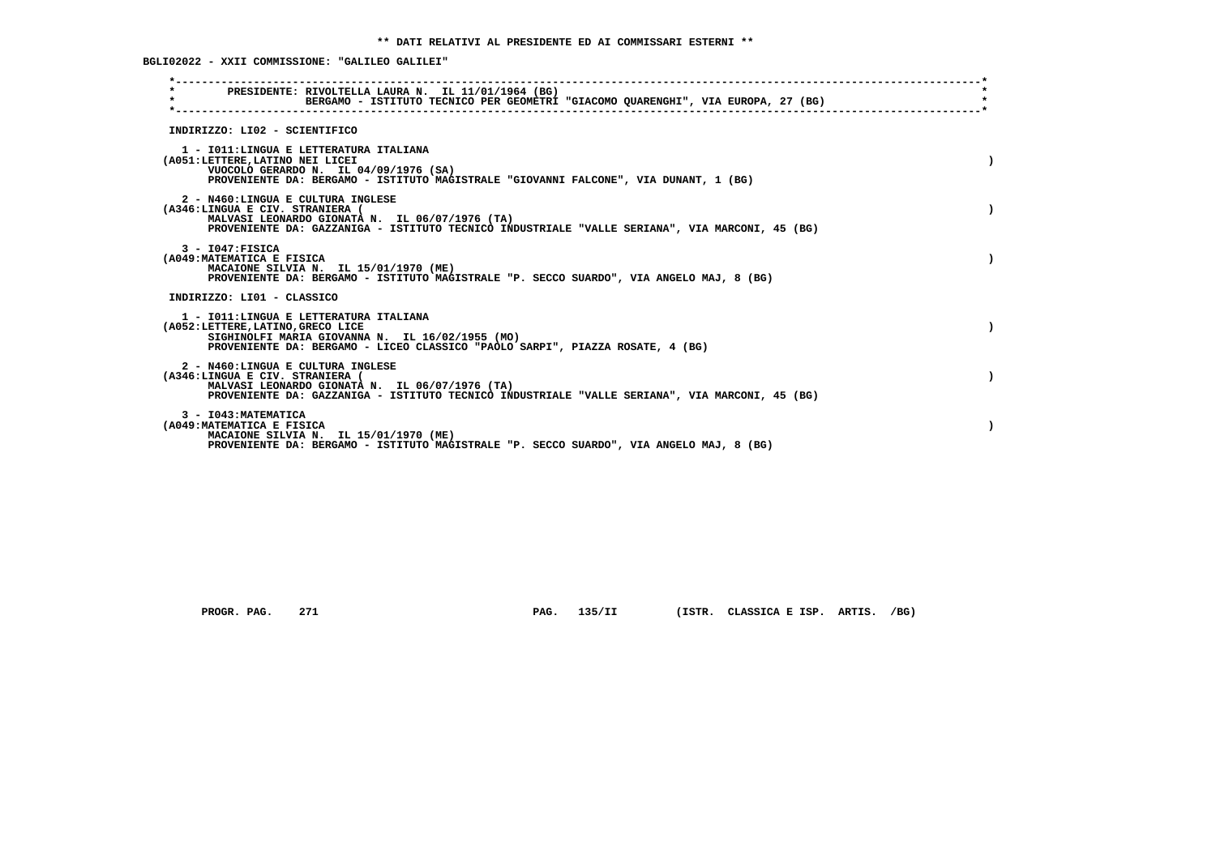** DATI RELATIVI AL PRESIDENTE ED AI COMMISSARI ESTERNI **

BGLI02022 - XXII COMMISSIONE: "GALILEO GALILEI"

PRESIDENTE: RIVOLTELLA LAURA N. IL 11/01/1964 (BG)
BERGAMO - ISTITUTO TECNICO PER GEOMETRI "GIACOMO QUARENGHI", VIA EUROPA, 27 (BG)

INDIRIZZO: LI02 - SCIENTIFICO

1 - I011:LINGUA E LETTERATURA ITALIANA
(A051:LETTERE,LATINO NEI LICEI )
VUOCOLO GERARDO N. IL 04/09/1976 (SA)
PROVENIENTE DA: BERGAMO - ISTITUTO MAGISTRALE "GIOVANNI FALCONE", VIA DUNANT, 1 (BG)

2 - N460:LINGUA E CULTURA INGLESE
(A346:LINGUA E CIV. STRANIERA ( )
MALVASI LEONARDO GIONATA N. IL 06/07/1976 (TA)
PROVENIENTE DA: GAZZANIGA - ISTITUTO TECNICO INDUSTRIALE "VALLE SERIANA", VIA MARCONI, 45 (BG)

3 - I047:FISICA
(A049:MATEMATICA E FISICA )
MACAIONE SILVIA N. IL 15/01/1970 (ME)
PROVENIENTE DA: BERGAMO - ISTITUTO MAGISTRALE "P. SECCO SUARDO", VIA ANGELO MAJ, 8 (BG)

INDIRIZZO: LI01 - CLASSICO

1 - I011:LINGUA E LETTERATURA ITALIANA
(A052:LETTERE,LATINO,GRECO LICE )
SIGHINOLFI MARIA GIOVANNA N. IL 16/02/1955 (MO)
PROVENIENTE DA: BERGAMO - LICEO CLASSICO "PAOLO SARPI", PIAZZA ROSATE, 4 (BG)

2 - N460:LINGUA E CULTURA INGLESE
(A346:LINGUA E CIV. STRANIERA ( )
MALVASI LEONARDO GIONATA N. IL 06/07/1976 (TA)
PROVENIENTE DA: GAZZANIGA - ISTITUTO TECNICO INDUSTRIALE "VALLE SERIANA", VIA MARCONI, 45 (BG)

3 - I043:MATEMATICA
(A049:MATEMATICA E FISICA )
MACAIONE SILVIA N. IL 15/01/1970 (ME)
PROVENIENTE DA: BERGAMO - ISTITUTO MAGISTRALE "P. SECCO SUARDO", VIA ANGELO MAJ, 8 (BG)

PROGR. PAG. 271 PAG. 135/II (ISTR. CLASSICA E ISP. ARTIS. /BG)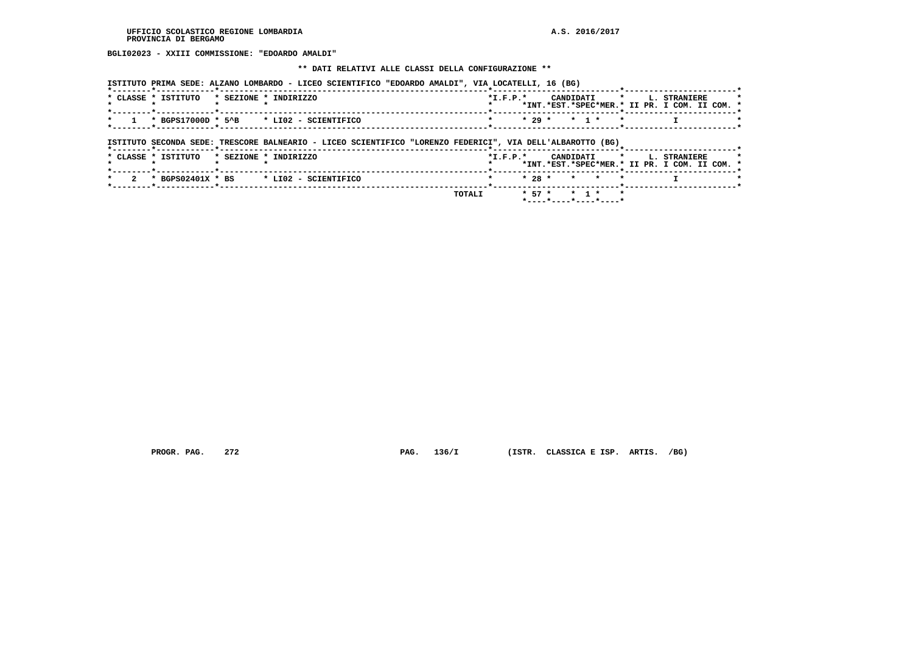UFFICIO SCOLASTICO REGIONE LOMBARDIA
PROVINCIA DI BERGAMO

A.S. 2016/2017

**BGLI02023 - XXIII COMMISSIONE: "EDOARDO AMALDI"**

**\*\* DATI RELATIVI ALLE CLASSI DELLA CONFIGURAZIONE \*\***

ISTITUTO PRIMA SEDE: ALZANO LOMBARDO - LICEO SCIENTIFICO "EDOARDO AMALDI", VIA LOCATELLI, 16 (BG)

| CLASSE | ISTITUTO | SEZIONE | INDIRIZZO | I.F.P. | CANDIDATI INT. | CANDIDATI EST. | CANDIDATI SPEC | CANDIDATI MER. | L. STRANIERE II PR. | L. STRANIERE I COM. | L. STRANIERE II COM. |
|---|---|---|---|---|---|---|---|---|---|---|---|
| 1 | BGPS17000D | 5^B | LI02 - SCIENTIFICO | | 29 | | 1 | | | I | |

ISTITUTO SECONDA SEDE: TRESCORE BALNEARIO - LICEO SCIENTIFICO "LORENZO FEDERICI", VIA DELL'ALBAROTTO (BG)

| CLASSE | ISTITUTO | SEZIONE | INDIRIZZO | I.F.P. | CANDIDATI INT. | CANDIDATI EST. | CANDIDATI SPEC | CANDIDATI MER. | L. STRANIERE II PR. | L. STRANIERE I COM. | L. STRANIERE II COM. |
|---|---|---|---|---|---|---|---|---|---|---|---|
| 2 | BGPS02401X | BS | LI02 - SCIENTIFICO | | 28 | | | | | I | |
| | | | TOTALI | | 57 | | 1 | | | | |

PROGR. PAG. 272 PAG. 136/I (ISTR. CLASSICA E ISP. ARTIS. /BG)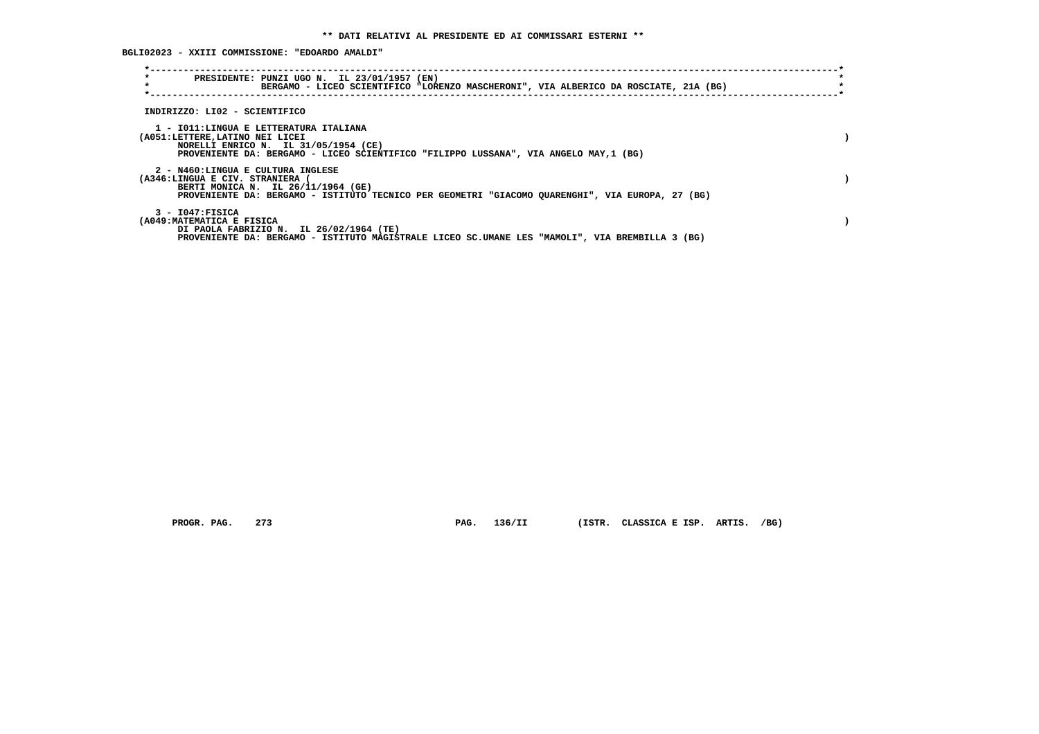**\*\* DATI RELATIVI AL PRESIDENTE ED AI COMMISSARI ESTERNI \*\***

**BGLI02023 - XXIII COMMISSIONE: "EDOARDO AMALDI"**

**PRESIDENTE: PUNZI UGO N. IL 23/01/1957 (EN)**
**BERGAMO - LICEO SCIENTIFICO "LORENZO MASCHERONI", VIA ALBERICO DA ROSCIATE, 21A (BG)**

**INDIRIZZO: LI02 - SCIENTIFICO**

**1 - I011:LINGUA E LETTERATURA ITALIANA**
**(A051:LETTERE,LATINO NEI LICEI )**
**NORELLI ENRICO N. IL 31/05/1954 (CE)**
**PROVENIENTE DA: BERGAMO - LICEO SCIENTIFICO "FILIPPO LUSSANA", VIA ANGELO MAY,1 (BG)**

**2 - N460:LINGUA E CULTURA INGLESE**
**(A346:LINGUA E CIV. STRANIERA ( )**
**BERTI MONICA N. IL 26/11/1964 (GE)**
**PROVENIENTE DA: BERGAMO - ISTITUTO TECNICO PER GEOMETRI "GIACOMO QUARENGHI", VIA EUROPA, 27 (BG)**

**3 - I047:FISICA**
**(A049:MATEMATICA E FISICA )**
**DI PAOLA FABRIZIO N. IL 26/02/1964 (TE)**
**PROVENIENTE DA: BERGAMO - ISTITUTO MAGISTRALE LICEO SC.UMANE LES "MAMOLI", VIA BREMBILLA 3 (BG)**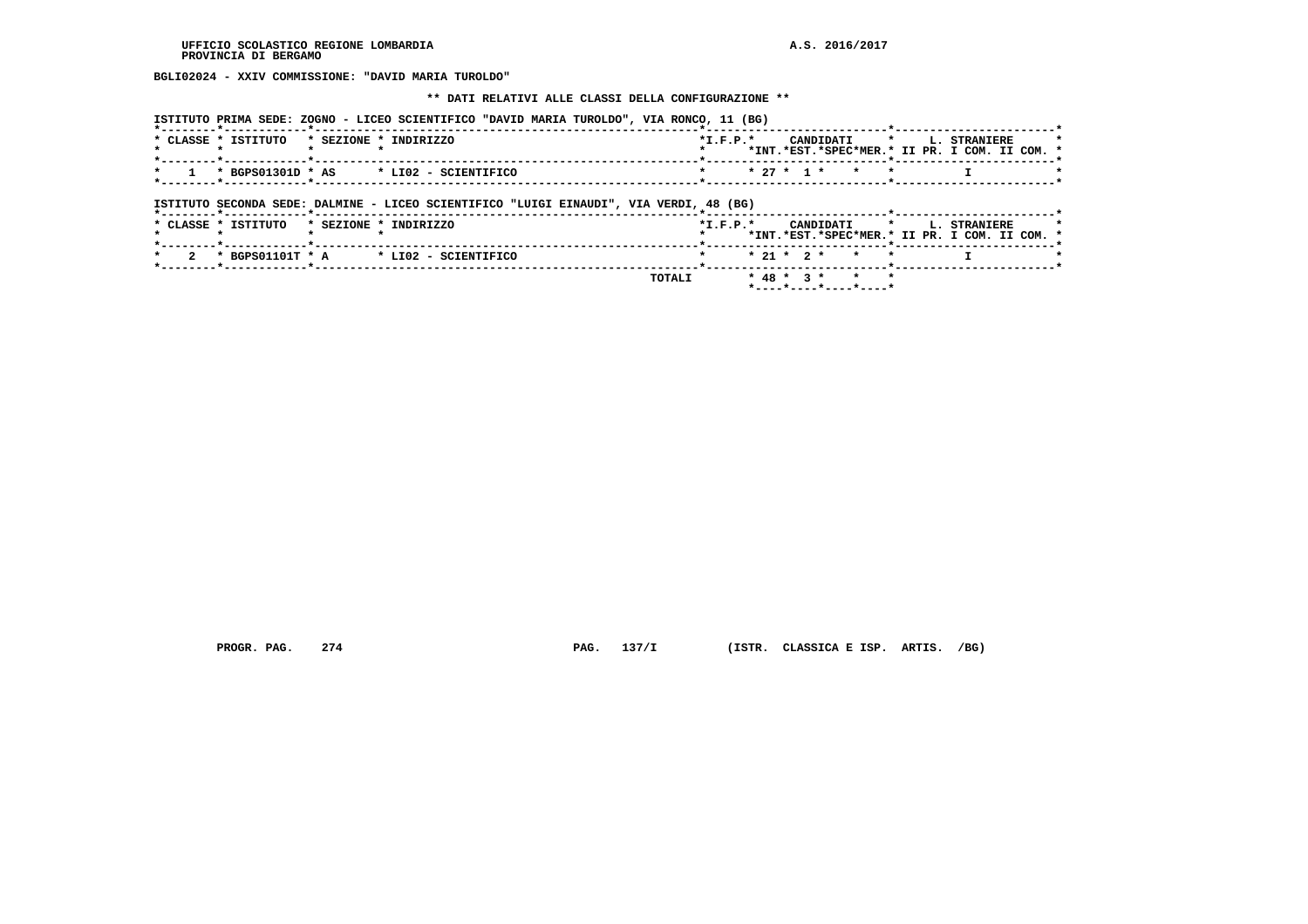UFFICIO SCOLASTICO REGIONE LOMBARDIA
PROVINCIA DI BERGAMO

A.S. 2016/2017

**BGLI02024 - XXIV COMMISSIONE: "DAVID MARIA TUROLDO"**

**\*\* DATI RELATIVI ALLE CLASSI DELLA CONFIGURAZIONE \*\***

ISTITUTO PRIMA SEDE: ZOGNO - LICEO SCIENTIFICO "DAVID MARIA TUROLDO", VIA RONCO, 11 (BG)

| CLASSE | ISTITUTO | SEZIONE | INDIRIZZO | I.F.P. | CANDIDATI INT. | CANDIDATI EST. | CANDIDATI SPEC | CANDIDATI MER. | L. STRANIERE II PR. | L. STRANIERE I COM. | L. STRANIERE II COM. |
|---|---|---|---|---|---|---|---|---|---|---|---|
| 1 | BGPS01301D | AS | LI02 - SCIENTIFICO | | 27 | 1 | | | | I | |

ISTITUTO SECONDA SEDE: DALMINE - LICEO SCIENTIFICO "LUIGI EINAUDI", VIA VERDI, 48 (BG)

| CLASSE | ISTITUTO | SEZIONE | INDIRIZZO | I.F.P. | CANDIDATI INT. | CANDIDATI EST. | CANDIDATI SPEC | CANDIDATI MER. | L. STRANIERE II PR. | L. STRANIERE I COM. | L. STRANIERE II COM. |
|---|---|---|---|---|---|---|---|---|---|---|---|
| 2 | BGPS01101T | A | LI02 - SCIENTIFICO | | 21 | 2 | | | | I | |
| | | | TOTALI | | 48 | 3 | | | | | |

PROGR. PAG. 274 PAG. 137/I (ISTR. CLASSICA E ISP. ARTIS. /BG)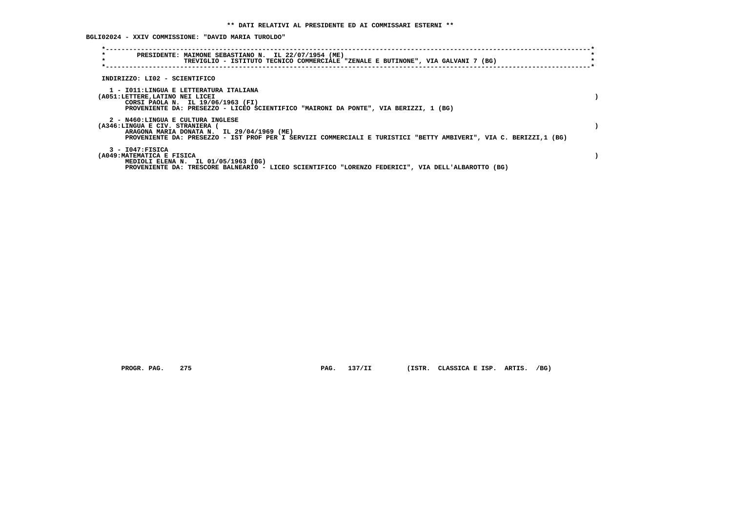** DATI RELATIVI AL PRESIDENTE ED AI COMMISSARI ESTERNI **

BGLI02024 - XXIV COMMISSIONE: "DAVID MARIA TUROLDO"

PRESIDENTE: MAIMONE SEBASTIANO N. IL 22/07/1954 (ME)
TREVIGLIO - ISTITUTO TECNICO COMMERCIALE "ZENALE E BUTINONE", VIA GALVANI 7 (BG)

INDIRIZZO: LI02 - SCIENTIFICO

1 - I011:LINGUA E LETTERATURA ITALIANA
(A051:LETTERE,LATINO NEI LICEI )
CORSI PAOLA N. IL 19/06/1963 (FI)
PROVENIENTE DA: PRESEZZO - LICEO SCIENTIFICO "MAIRONI DA PONTE", VIA BERIZZI, 1 (BG)

2 - N460:LINGUA E CULTURA INGLESE
(A346:LINGUA E CIV. STRANIERA ( )
ARAGONA MARIA DONATA N. IL 29/04/1969 (ME)
PROVENIENTE DA: PRESEZZO - IST PROF PER I SERVIZI COMMERCIALI E TURISTICI "BETTY AMBIVERI", VIA C. BERIZZI,1 (BG)

3 - I047:FISICA
(A049:MATEMATICA E FISICA )
MEDIOLI ELENA N. IL 01/05/1963 (BG)
PROVENIENTE DA: TRESCORE BALNEARIO - LICEO SCIENTIFICO "LORENZO FEDERICI", VIA DELL'ALBAROTTO (BG)

PROGR. PAG. 275 PAG. 137/II (ISTR. CLASSICA E ISP. ARTIS. /BG)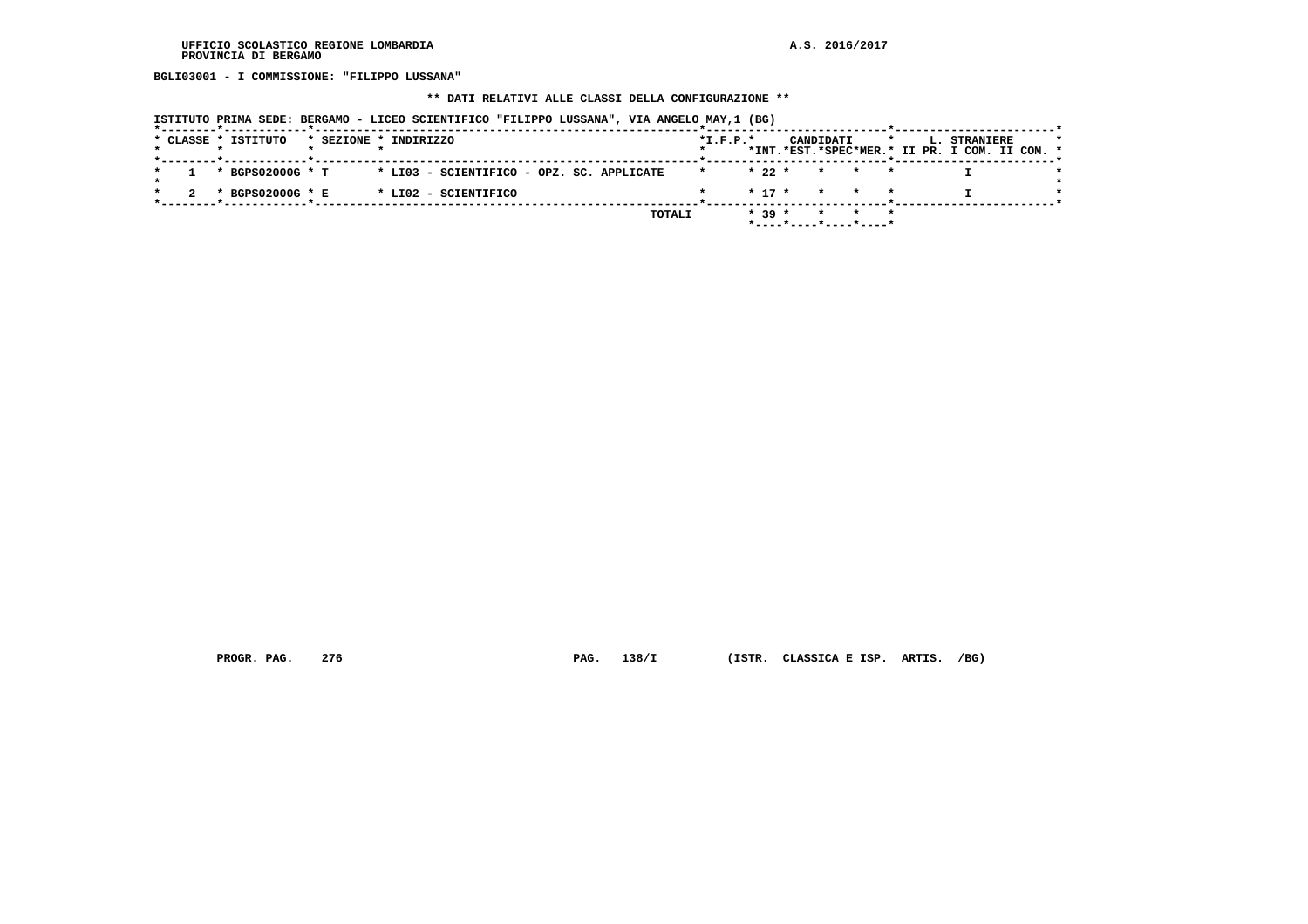UFFICIO SCOLASTICO REGIONE LOMBARDIA
PROVINCIA DI BERGAMO

A.S. 2016/2017

**BGLI03001 - I COMMISSIONE: "FILIPPO LUSSANA"**

**\*\* DATI RELATIVI ALLE CLASSI DELLA CONFIGURAZIONE \*\***

ISTITUTO PRIMA SEDE: BERGAMO - LICEO SCIENTIFICO "FILIPPO LUSSANA", VIA ANGELO MAY,1 (BG)

| CLASSE | ISTITUTO | SEZIONE | INDIRIZZO | I.F.P. | CANDIDATI INT. | EST. | SPEC | MER. | L. STRANIERE II PR. | I COM. | II COM. |
|---|---|---|---|---|---|---|---|---|---|---|---|
| 1 | BGPS02000G | T | LI03 - SCIENTIFICO - OPZ. SC. APPLICATE | | 22 | | | | I | | |
| 2 | BGPS02000G | E | LI02 - SCIENTIFICO | | 17 | | | | I | | |
| | | | TOTALI | | 39 | | | | | | |

PROGR. PAG. 276 PAG. 138/I (ISTR. CLASSICA E ISP. ARTIS. /BG)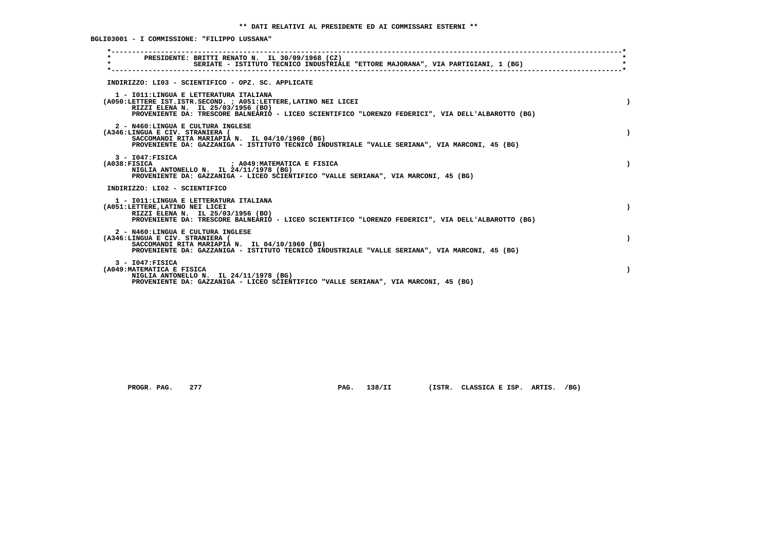** DATI RELATIVI AL PRESIDENTE ED AI COMMISSARI ESTERNI **

BGLI03001 - I COMMISSIONE: "FILIPPO LUSSANA"

PRESIDENTE: BRITTI RENATO N. IL 30/09/1968 (CZ)
SERIATE - ISTITUTO TECNICO INDUSTRIALE "ETTORE MAJORANA", VIA PARTIGIANI, 1 (BG)

INDIRIZZO: LI03 - SCIENTIFICO - OPZ. SC. APPLICATE

1 - I011:LINGUA E LETTERATURA ITALIANA
(A050:LETTERE IST.ISTR.SECOND. ; A051:LETTERE,LATINO NEI LICEI )
RIZZI ELENA N. IL 25/03/1956 (BO)
PROVENIENTE DA: TRESCORE BALNEARIO - LICEO SCIENTIFICO "LORENZO FEDERICI", VIA DELL'ALBAROTTO (BG)

2 - N460:LINGUA E CULTURA INGLESE
(A346:LINGUA E CIV. STRANIERA ( )
SACCOMANDI RITA MARIAPIA N. IL 04/10/1960 (BG)
PROVENIENTE DA: GAZZANIGA - ISTITUTO TECNICO INDUSTRIALE "VALLE SERIANA", VIA MARCONI, 45 (BG)

3 - I047:FISICA
(A038:FISICA ; A049:MATEMATICA E FISICA )
NIGLIA ANTONELLO N. IL 24/11/1978 (BG)
PROVENIENTE DA: GAZZANIGA - LICEO SCIENTIFICO "VALLE SERIANA", VIA MARCONI, 45 (BG)

INDIRIZZO: LI02 - SCIENTIFICO

1 - I011:LINGUA E LETTERATURA ITALIANA
(A051:LETTERE,LATINO NEI LICEI )
RIZZI ELENA N. IL 25/03/1956 (BO)
PROVENIENTE DA: TRESCORE BALNEARIO - LICEO SCIENTIFICO "LORENZO FEDERICI", VIA DELL'ALBAROTTO (BG)

2 - N460:LINGUA E CULTURA INGLESE
(A346:LINGUA E CIV. STRANIERA ( )
SACCOMANDI RITA MARIAPIA N. IL 04/10/1960 (BG)
PROVENIENTE DA: GAZZANIGA - ISTITUTO TECNICO INDUSTRIALE "VALLE SERIANA", VIA MARCONI, 45 (BG)

3 - I047:FISICA
(A049:MATEMATICA E FISICA )
NIGLIA ANTONELLO N. IL 24/11/1978 (BG)
PROVENIENTE DA: GAZZANIGA - LICEO SCIENTIFICO "VALLE SERIANA", VIA MARCONI, 45 (BG)

PROGR. PAG. 277 PAG. 138/II (ISTR. CLASSICA E ISP. ARTIS. /BG)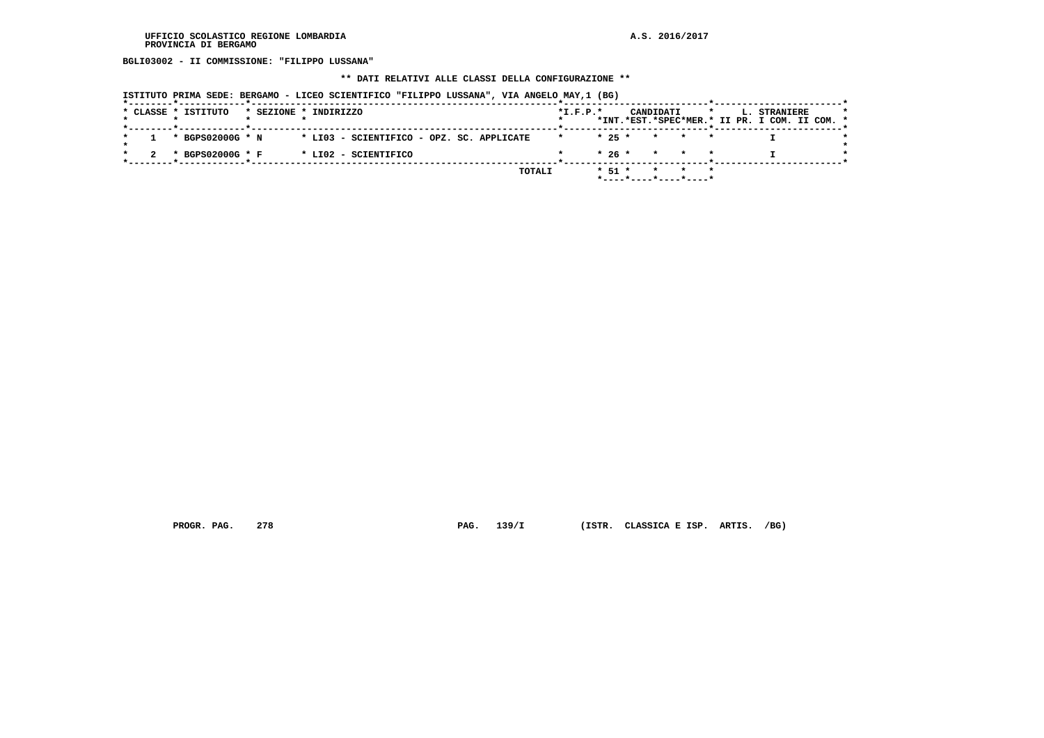**BGLI03002 - II COMMISSIONE: "FILIPPO LUSSANA"**

**\*\* DATI RELATIVI ALLE CLASSI DELLA CONFIGURAZIONE \*\***

ISTITUTO PRIMA SEDE: BERGAMO - LICEO SCIENTIFICO "FILIPPO LUSSANA", VIA ANGELO MAY,1 (BG)

| CLASSE | ISTITUTO | SEZIONE | INDIRIZZO | I.F.P. | CANDIDATI INT. | CANDIDATI EST. | CANDIDATI SPEC | CANDIDATI MER. | L. STRANIERE II PR. | L. STRANIERE I COM. | L. STRANIERE II COM. |
|---|---|---|---|---|---|---|---|---|---|---|---|
| 1 | BGPS02000G | N | LI03 - SCIENTIFICO - OPZ. SC. APPLICATE | | 25 | | | | | I | |
| 2 | BGPS02000G | F | LI02 - SCIENTIFICO | | 26 | | | | | I | |
| | | | TOTALI | | 51 | | | | | | |

PROGR. PAG. 278 PAG. 139/I (ISTR. CLASSICA E ISP. ARTIS. /BG)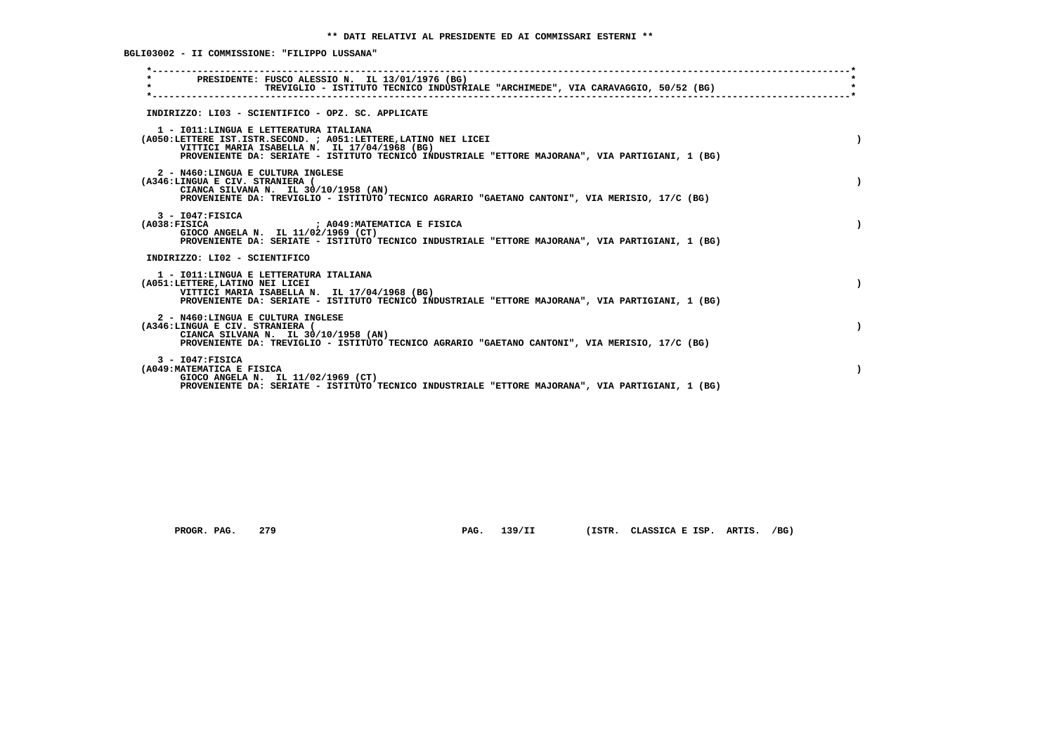**\*\* DATI RELATIVI AL PRESIDENTE ED AI COMMISSARI ESTERNI \*\***

**BGLI03002 - II COMMISSIONE: "FILIPPO LUSSANA"**

PRESIDENTE: FUSCO ALESSIO N. IL 13/01/1976 (BG)
TREVIGLIO - ISTITUTO TECNICO INDUSTRIALE "ARCHIMEDE", VIA CARAVAGGIO, 50/52 (BG)

INDIRIZZO: LI03 - SCIENTIFICO - OPZ. SC. APPLICATE

1 - I011:LINGUA E LETTERATURA ITALIANA
(A050:LETTERE IST.ISTR.SECOND. ; A051:LETTERE,LATINO NEI LICEI )
VITTICI MARIA ISABELLA N. IL 17/04/1968 (BG)
PROVENIENTE DA: SERIATE - ISTITUTO TECNICO INDUSTRIALE "ETTORE MAJORANA", VIA PARTIGIANI, 1 (BG)

2 - N460:LINGUA E CULTURA INGLESE
(A346:LINGUA E CIV. STRANIERA ( )
CIANCA SILVANA N. IL 30/10/1958 (AN)
PROVENIENTE DA: TREVIGLIO - ISTITUTO TECNICO AGRARIO "GAETANO CANTONI", VIA MERISIO, 17/C (BG)

3 - I047:FISICA
(A038:FISICA ; A049:MATEMATICA E FISICA )
GIOCO ANGELA N. IL 11/02/1969 (CT)
PROVENIENTE DA: SERIATE - ISTITUTO TECNICO INDUSTRIALE "ETTORE MAJORANA", VIA PARTIGIANI, 1 (BG)

INDIRIZZO: LI02 - SCIENTIFICO

1 - I011:LINGUA E LETTERATURA ITALIANA
(A051:LETTERE,LATINO NEI LICEI )
VITTICI MARIA ISABELLA N. IL 17/04/1968 (BG)
PROVENIENTE DA: SERIATE - ISTITUTO TECNICO INDUSTRIALE "ETTORE MAJORANA", VIA PARTIGIANI, 1 (BG)

2 - N460:LINGUA E CULTURA INGLESE
(A346:LINGUA E CIV. STRANIERA ( )
CIANCA SILVANA N. IL 30/10/1958 (AN)
PROVENIENTE DA: TREVIGLIO - ISTITUTO TECNICO AGRARIO "GAETANO CANTONI", VIA MERISIO, 17/C (BG)

3 - I047:FISICA
(A049:MATEMATICA E FISICA )
GIOCO ANGELA N. IL 11/02/1969 (CT)
PROVENIENTE DA: SERIATE - ISTITUTO TECNICO INDUSTRIALE "ETTORE MAJORANA", VIA PARTIGIANI, 1 (BG)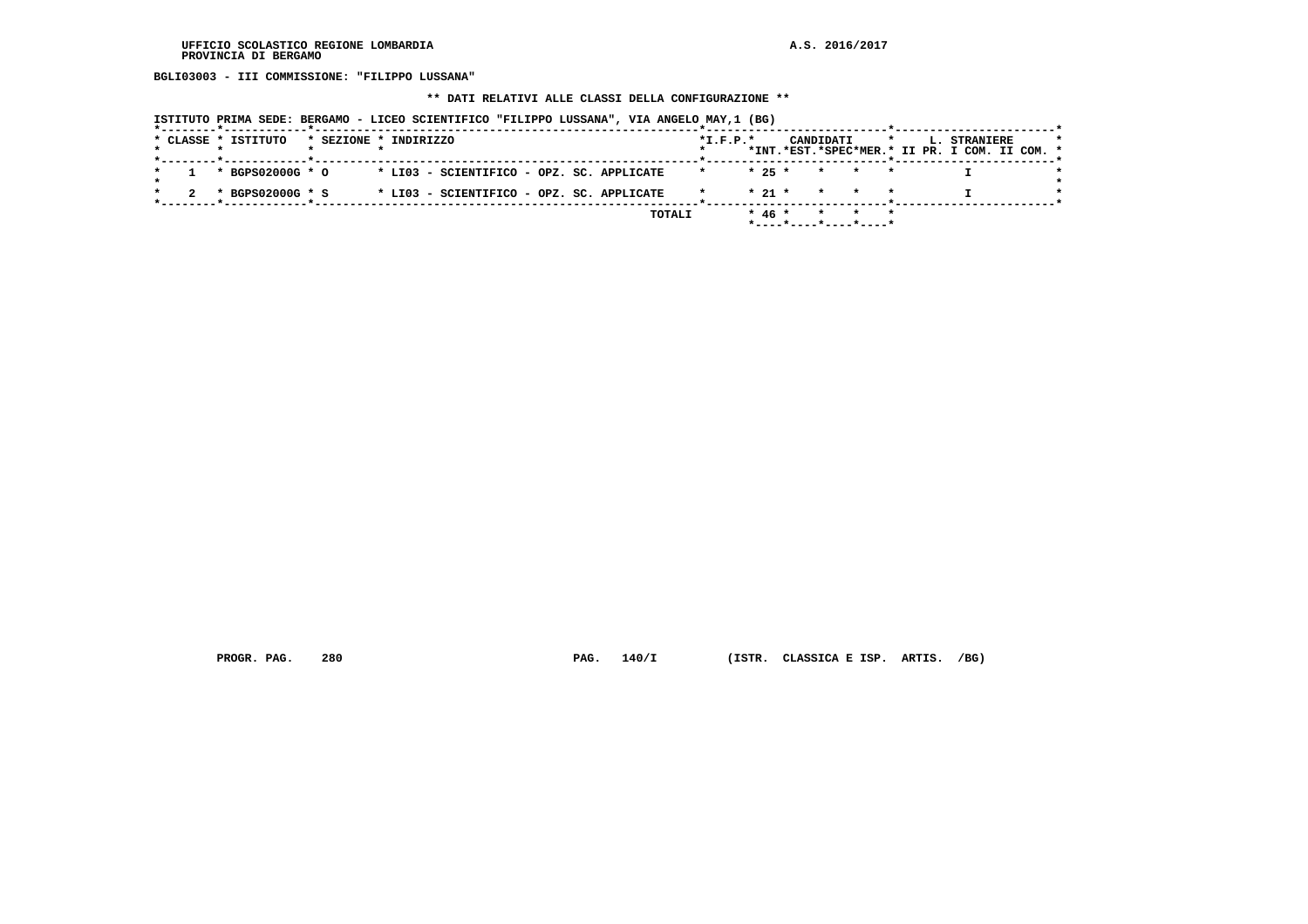BGLI03003 - III COMMISSIONE: "FILIPPO LUSSANA"

** DATI RELATIVI ALLE CLASSI DELLA CONFIGURAZIONE **

ISTITUTO PRIMA SEDE: BERGAMO - LICEO SCIENTIFICO "FILIPPO LUSSANA", VIA ANGELO MAY,1 (BG)

| CLASSE | ISTITUTO | SEZIONE | INDIRIZZO | I.F.P. | CANDIDATI INT. | CANDIDATI EST. | CANDIDATI SPEC | CANDIDATI MER. | L. STRANIERE II PR. | L. STRANIERE I COM. | L. STRANIERE II COM. |
|---|---|---|---|---|---|---|---|---|---|---|---|
| 1 | BGPS02000G | O | LI03 - SCIENTIFICO - OPZ. SC. APPLICATE | | 25 | | | | | I | |
| 2 | BGPS02000G | S | LI03 - SCIENTIFICO - OPZ. SC. APPLICATE | | 21 | | | | | I | |
| | | | TOTALI | | 46 | | | | | | |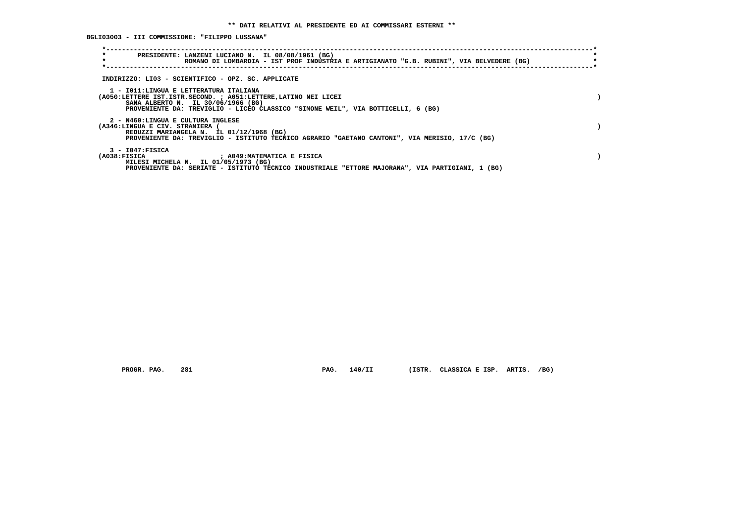## ** DATI RELATIVI AL PRESIDENTE ED AI COMMISSARI ESTERNI **

**BGLI03003 - III COMMISSIONE: "FILIPPO LUSSANA"**

**PRESIDENTE: LANZENI LUCIANO N. IL 08/08/1961 (BG)**
**ROMANO DI LOMBARDIA - IST PROF INDUSTRIA E ARTIGIANATO "G.B. RUBINI", VIA BELVEDERE (BG)**

**INDIRIZZO: LI03 - SCIENTIFICO - OPZ. SC. APPLICATE**

**1 - I011:LINGUA E LETTERATURA ITALIANA**
**(A050:LETTERE IST.ISTR.SECOND. ; A051:LETTERE,LATINO NEI LICEI )**
**SANA ALBERTO N. IL 30/06/1966 (BG)**
**PROVENIENTE DA: TREVIGLIO - LICEO CLASSICO "SIMONE WEIL", VIA BOTTICELLI, 6 (BG)**

**2 - N460:LINGUA E CULTURA INGLESE**
**(A346:LINGUA E CIV. STRANIERA ( )**
**REDUZZI MARIANGELA N. IL 01/12/1968 (BG)**
**PROVENIENTE DA: TREVIGLIO - ISTITUTO TECNICO AGRARIO "GAETANO CANTONI", VIA MERISIO, 17/C (BG)**

**3 - I047:FISICA**
**(A038:FISICA ; A049:MATEMATICA E FISICA )**
**MILESI MICHELA N. IL 01/05/1973 (BG)**
**PROVENIENTE DA: SERIATE - ISTITUTO TECNICO INDUSTRIALE "ETTORE MAJORANA", VIA PARTIGIANI, 1 (BG)**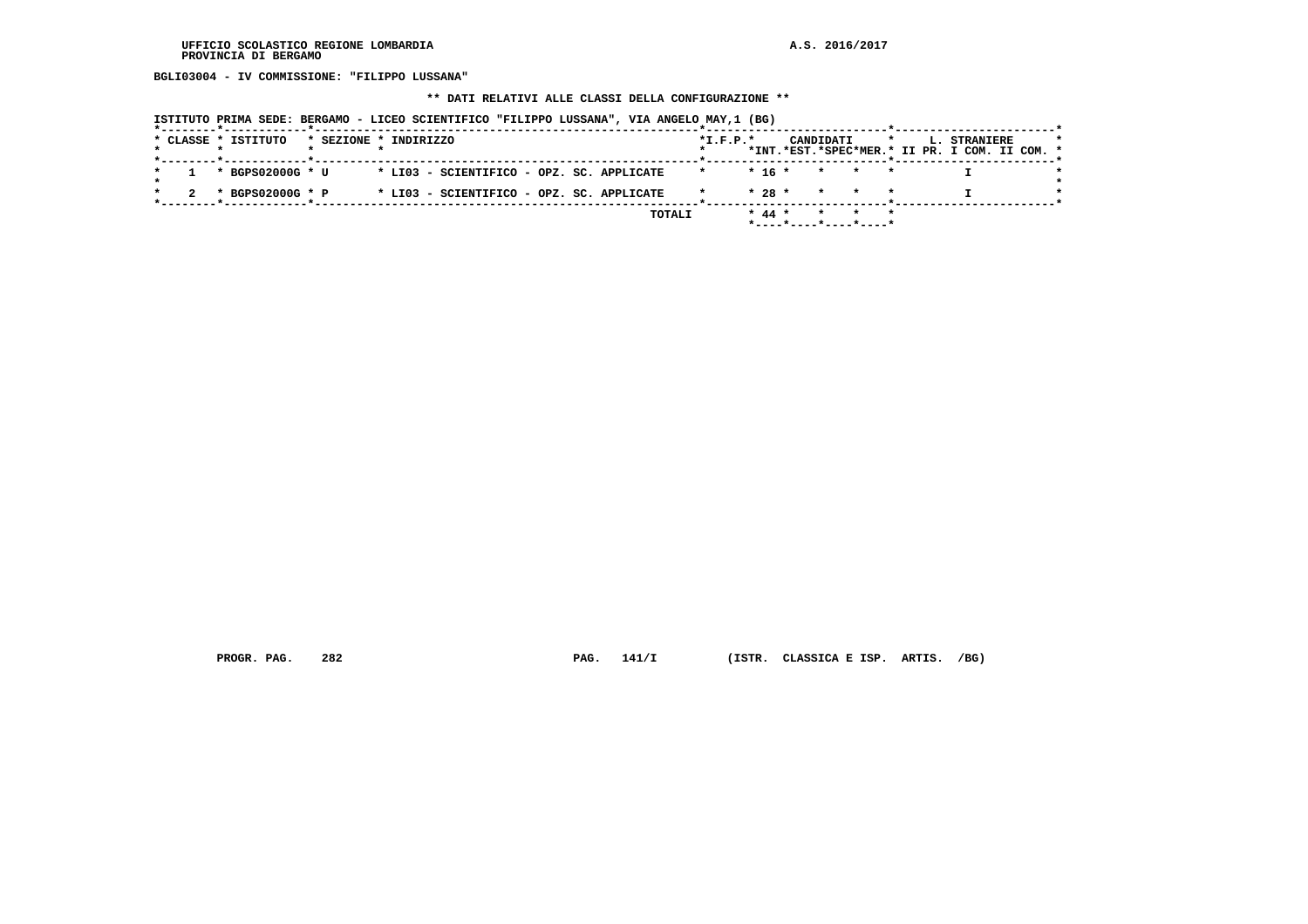BGLI03004 - IV COMMISSIONE: "FILIPPO LUSSANA"

** DATI RELATIVI ALLE CLASSI DELLA CONFIGURAZIONE **

ISTITUTO PRIMA SEDE: BERGAMO - LICEO SCIENTIFICO "FILIPPO LUSSANA", VIA ANGELO MAY,1 (BG)

| CLASSE | ISTITUTO | SEZIONE | INDIRIZZO | I.F.P. | CANDIDATI INT. | CANDIDATI EST. | CANDIDATI SPEC | CANDIDATI MER. | L. STRANIERE II PR. | L. STRANIERE I COM. | L. STRANIERE II COM. |
|---|---|---|---|---|---|---|---|---|---|---|---|
| 1 | BGPS02000G | U | LI03 - SCIENTIFICO - OPZ. SC. APPLICATE | | 16 | | | | | I | |
| 2 | BGPS02000G | P | LI03 - SCIENTIFICO - OPZ. SC. APPLICATE | | 28 | | | | | I | |
| | | | TOTALI | | 44 | | | | | | |

PROGR. PAG. 282 PAG. 141/I (ISTR. CLASSICA E ISP. ARTIS. /BG)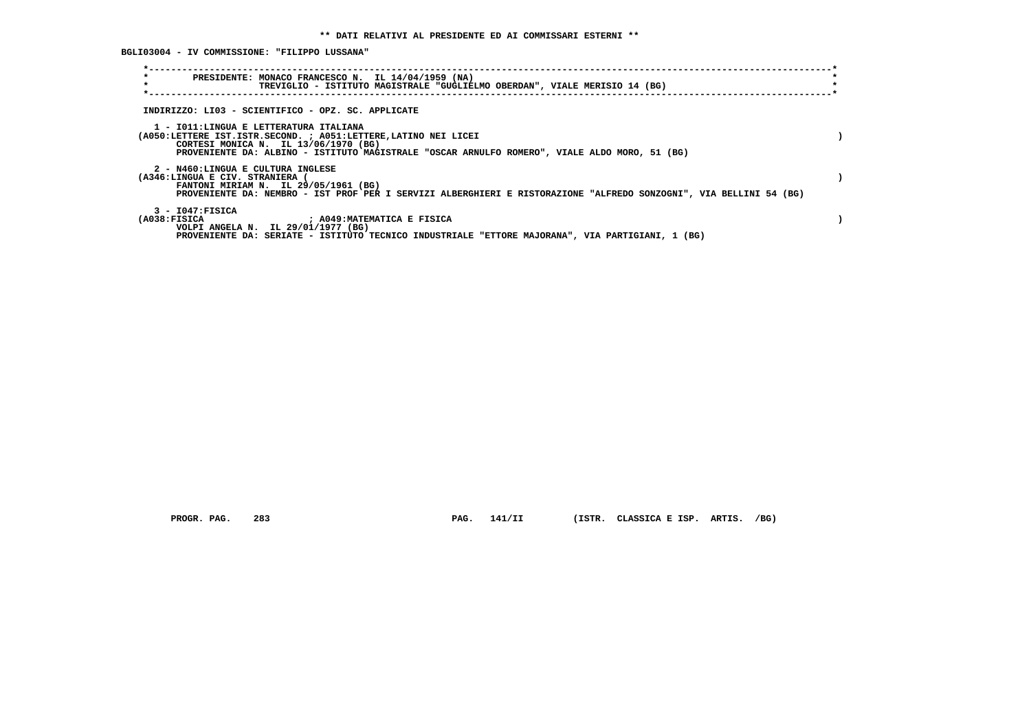**\*\* DATI RELATIVI AL PRESIDENTE ED AI COMMISSARI ESTERNI \*\***

**BGLI03004 - IV COMMISSIONE: "FILIPPO LUSSANA"**

PRESIDENTE: MONACO FRANCESCO N. IL 14/04/1959 (NA)
TREVIGLIO - ISTITUTO MAGISTRALE "GUGLIELMO OBERDAN", VIALE MERISIO 14 (BG)

INDIRIZZO: LI03 - SCIENTIFICO - OPZ. SC. APPLICATE

1 - I011:LINGUA E LETTERATURA ITALIANA
(A050:LETTERE IST.ISTR.SECOND. ; A051:LETTERE,LATINO NEI LICEI )
CORTESI MONICA N. IL 13/06/1970 (BG)
PROVENIENTE DA: ALBINO - ISTITUTO MAGISTRALE "OSCAR ARNULFO ROMERO", VIALE ALDO MORO, 51 (BG)

2 - N460:LINGUA E CULTURA INGLESE
(A346:LINGUA E CIV. STRANIERA ( )
FANTONI MIRIAM N. IL 29/05/1961 (BG)
PROVENIENTE DA: NEMBRO - IST PROF PER I SERVIZI ALBERGHIERI E RISTORAZIONE "ALFREDO SONZOGNI", VIA BELLINI 54 (BG)

3 - I047:FISICA
(A038:FISICA ; A049:MATEMATICA E FISICA )
VOLPI ANGELA N. IL 29/01/1977 (BG)
PROVENIENTE DA: SERIATE - ISTITUTO TECNICO INDUSTRIALE "ETTORE MAJORANA", VIA PARTIGIANI, 1 (BG)

PROGR. PAG. 283 PAG. 141/II (ISTR. CLASSICA E ISP. ARTIS. /BG)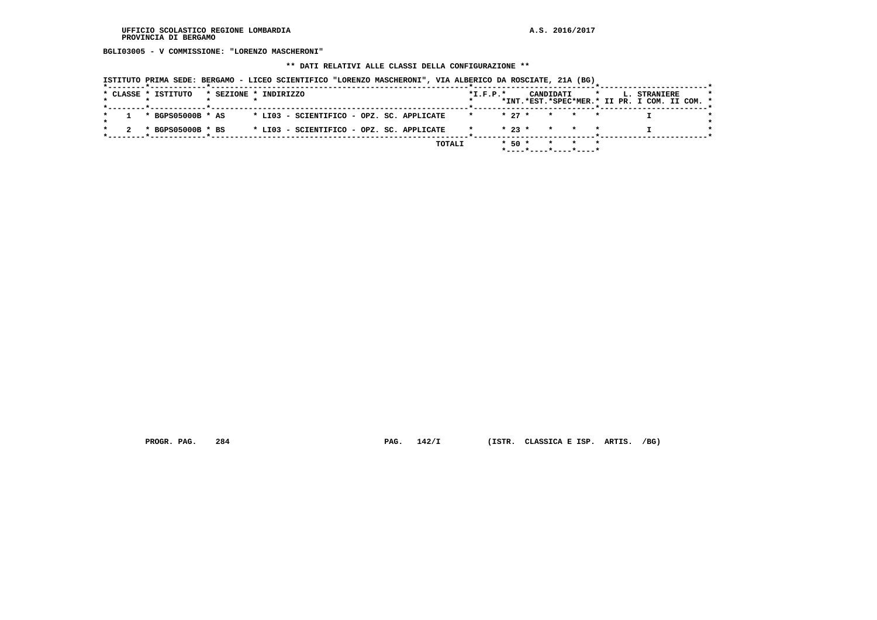UFFICIO SCOLASTICO REGIONE LOMBARDIA
PROVINCIA DI BERGAMO

A.S. 2016/2017

**BGLI03005 - V COMMISSIONE: "LORENZO MASCHERONI"**

**\*\* DATI RELATIVI ALLE CLASSI DELLA CONFIGURAZIONE \*\***

ISTITUTO PRIMA SEDE: BERGAMO - LICEO SCIENTIFICO "LORENZO MASCHERONI", VIA ALBERICO DA ROSCIATE, 21A (BG)

| CLASSE | ISTITUTO | SEZIONE | INDIRIZZO | I.F.P. | CANDIDATI INT. | CANDIDATI EST. | CANDIDATI SPEC | CANDIDATI MER. | L. STRANIERE II PR. | L. STRANIERE I COM. | L. STRANIERE II COM. |
|---|---|---|---|---|---|---|---|---|---|---|---|
| 1 | BGPS05000B | AS | LI03 - SCIENTIFICO - OPZ. SC. APPLICATE | | 27 | | | | | I | |
| 2 | BGPS05000B | BS | LI03 - SCIENTIFICO - OPZ. SC. APPLICATE | | 23 | | | | | I | |
| | | | TOTALI | | 50 | | | | | | |

PROGR. PAG. 284 PAG. 142/I (ISTR. CLASSICA E ISP. ARTIS. /BG)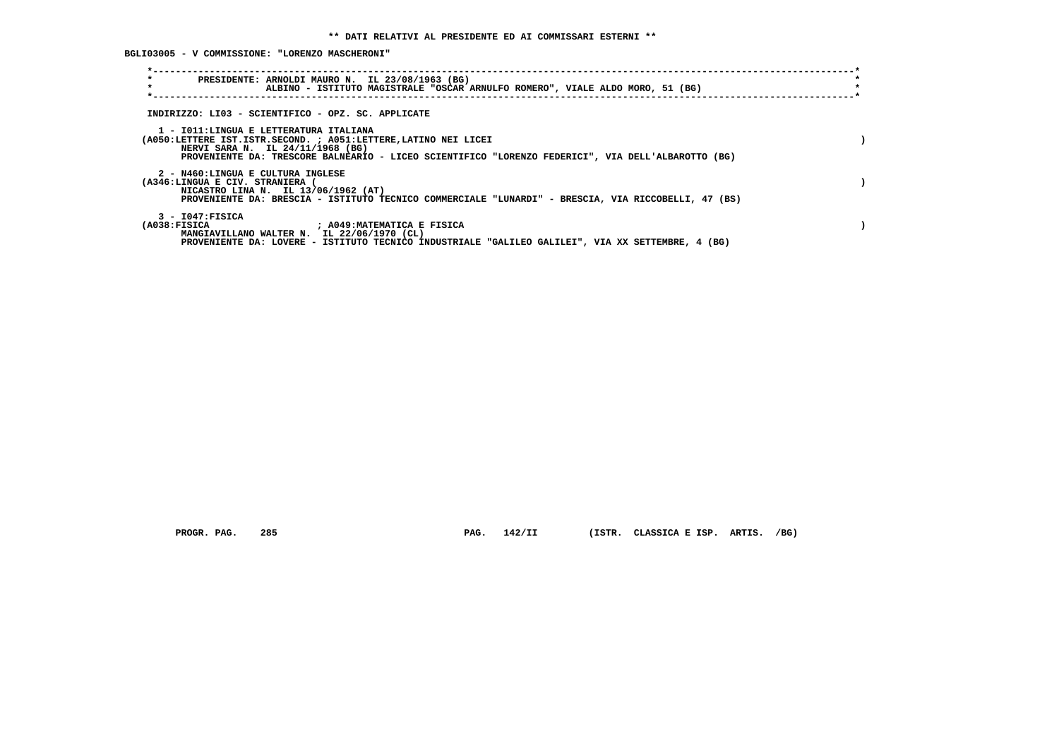** DATI RELATIVI AL PRESIDENTE ED AI COMMISSARI ESTERNI **

BGLI03005 - V COMMISSIONE: "LORENZO MASCHERONI"

PRESIDENTE: ARNOLDI MAURO N. IL 23/08/1963 (BG)
ALBINO - ISTITUTO MAGISTRALE "OSCAR ARNULFO ROMERO", VIALE ALDO MORO, 51 (BG)

INDIRIZZO: LI03 - SCIENTIFICO - OPZ. SC. APPLICATE

1 - I011:LINGUA E LETTERATURA ITALIANA
(A050:LETTERE IST.ISTR.SECOND. ; A051:LETTERE,LATINO NEI LICEI )
NERVI SARA N. IL 24/11/1968 (BG)
PROVENIENTE DA: TRESCORE BALNEARIO - LICEO SCIENTIFICO "LORENZO FEDERICI", VIA DELL'ALBAROTTO (BG)

2 - N460:LINGUA E CULTURA INGLESE
(A346:LINGUA E CIV. STRANIERA ( )
NICASTRO LINA N. IL 13/06/1962 (AT)
PROVENIENTE DA: BRESCIA - ISTITUTO TECNICO COMMERCIALE "LUNARDI" - BRESCIA, VIA RICCOBELLI, 47 (BS)

3 - I047:FISICA
(A038:FISICA ; A049:MATEMATICA E FISICA )
MANGIAVILLANO WALTER N. IL 22/06/1970 (CL)
PROVENIENTE DA: LOVERE - ISTITUTO TECNICO INDUSTRIALE "GALILEO GALILEI", VIA XX SETTEMBRE, 4 (BG)

PROGR. PAG. 285 PAG. 142/II (ISTR. CLASSICA E ISP. ARTIS. /BG)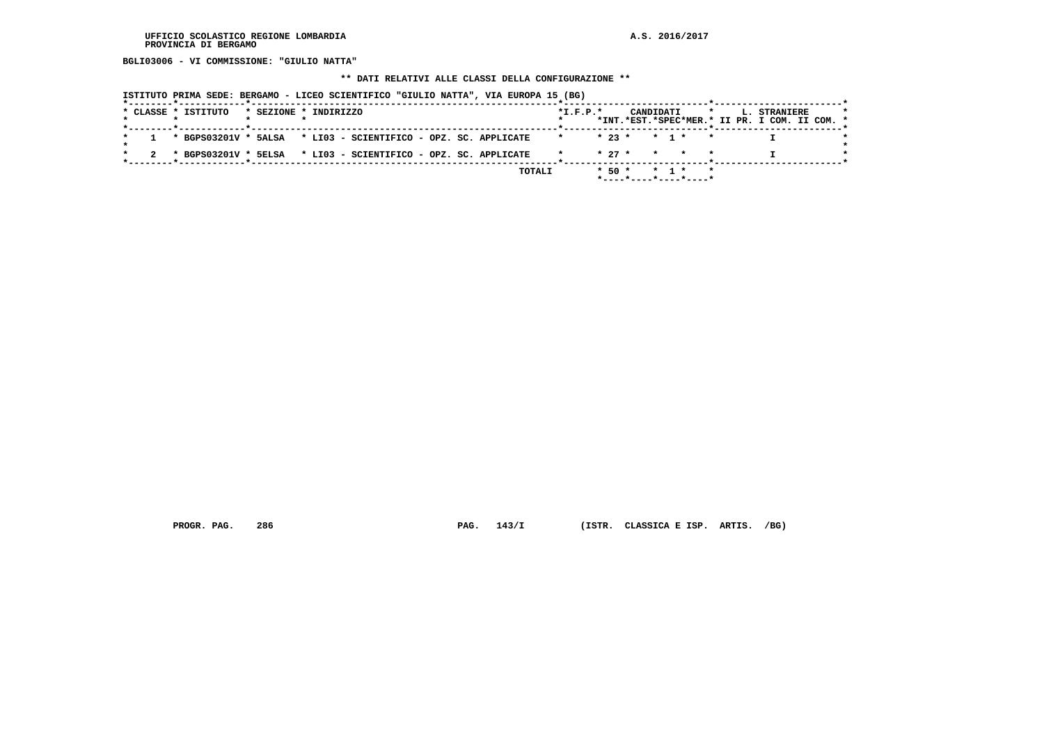UFFICIO SCOLASTICO REGIONE LOMBARDIA
PROVINCIA DI BERGAMO

A.S. 2016/2017

BGLI03006 - VI COMMISSIONE: "GIULIO NATTA"

** DATI RELATIVI ALLE CLASSI DELLA CONFIGURAZIONE **

ISTITUTO PRIMA SEDE: BERGAMO - LICEO SCIENTIFICO "GIULIO NATTA", VIA EUROPA 15 (BG)

| CLASSE | ISTITUTO | SEZIONE | INDIRIZZO | I.F.P. | CANDIDATI INT. | CANDIDATI EST. | CANDIDATI SPEC | CANDIDATI MER. | L. STRANIERE II PR. | L. STRANIERE I COM. | L. STRANIERE II COM. |
|---|---|---|---|---|---|---|---|---|---|---|---|
| 1 | BGPS03201V | 5ALSA | LI03 - SCIENTIFICO - OPZ. SC. APPLICATE | | 23 | | 1 | | | I | |
| 2 | BGPS03201V | 5ELSA | LI03 - SCIENTIFICO - OPZ. SC. APPLICATE | | 27 | | | | | I | |
| | | | TOTALI | | 50 | | 1 | | | | |

PROGR. PAG. 286 PAG. 143/I (ISTR. CLASSICA E ISP. ARTIS. /BG)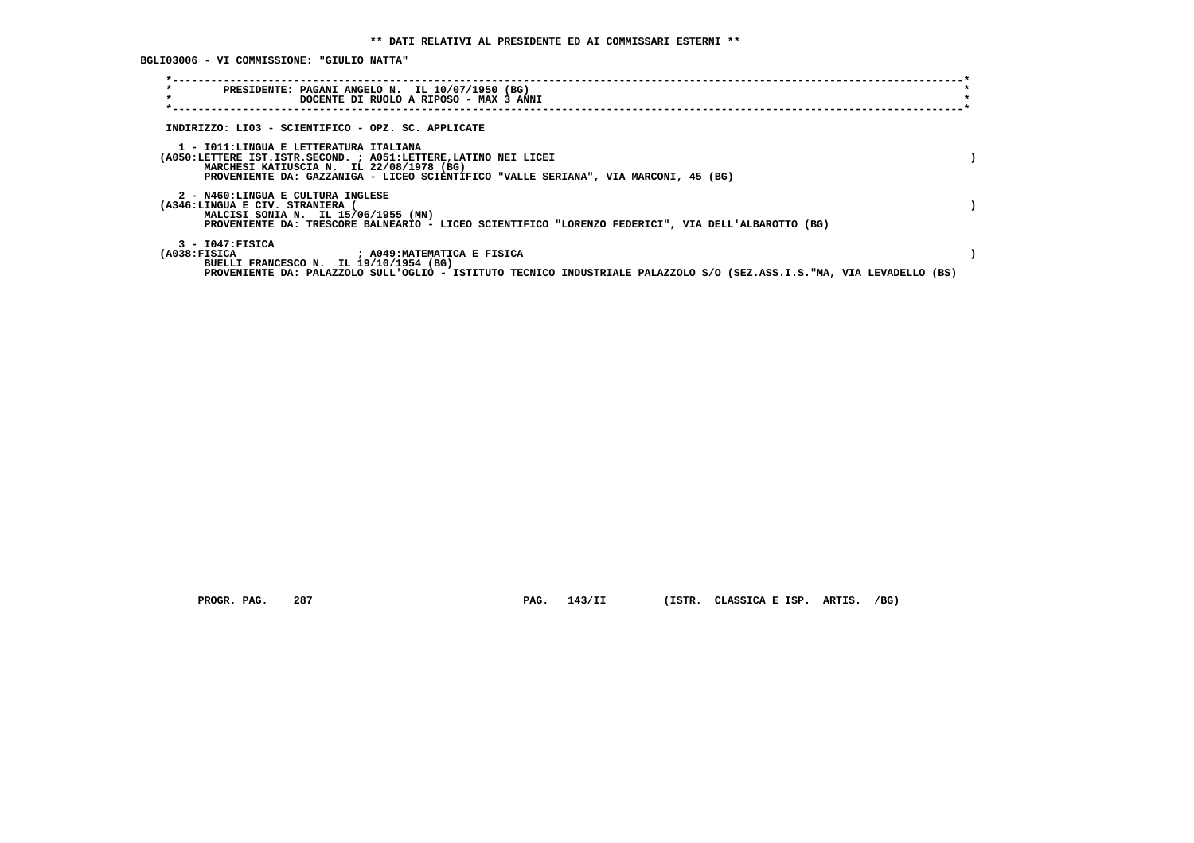** DATI RELATIVI AL PRESIDENTE ED AI COMMISSARI ESTERNI **

BGLI03006 - VI COMMISSIONE: "GIULIO NATTA"

PRESIDENTE: PAGANI ANGELO N. IL 10/07/1950 (BG)
DOCENTE DI RUOLO A RIPOSO - MAX 3 ANNI

INDIRIZZO: LI03 - SCIENTIFICO - OPZ. SC. APPLICATE

1 - I011:LINGUA E LETTERATURA ITALIANA
(A050:LETTERE IST.ISTR.SECOND. ; A051:LETTERE,LATINO NEI LICEI )
MARCHESI KATIUSCIA N. IL 22/08/1978 (BG)
PROVENIENTE DA: GAZZANIGA - LICEO SCIENTIFICO "VALLE SERIANA", VIA MARCONI, 45 (BG)

2 - N460:LINGUA E CULTURA INGLESE
(A346:LINGUA E CIV. STRANIERA ( )
MALCISI SONIA N. IL 15/06/1955 (MN)
PROVENIENTE DA: TRESCORE BALNEARIO - LICEO SCIENTIFICO "LORENZO FEDERICI", VIA DELL'ALBAROTTO (BG)

3 - I047:FISICA
(A038:FISICA ; A049:MATEMATICA E FISICA )
BUELLI FRANCESCO N. IL 19/10/1954 (BG)
PROVENIENTE DA: PALAZZOLO SULL'OGLIO - ISTITUTO TECNICO INDUSTRIALE PALAZZOLO S/O (SEZ.ASS.I.S."MA, VIA LEVADELLO (BS)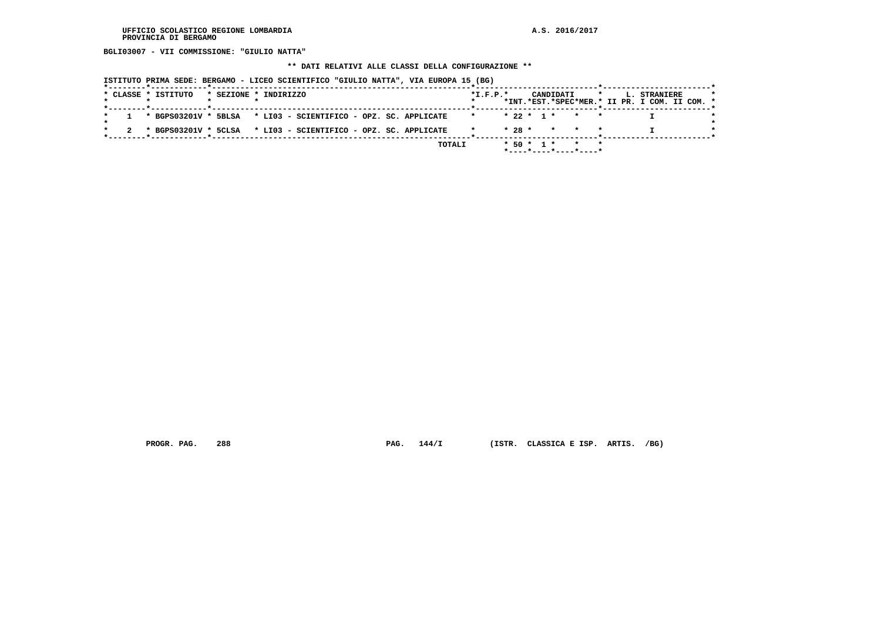BGLI03007 - VII COMMISSIONE: "GIULIO NATTA"

** DATI RELATIVI ALLE CLASSI DELLA CONFIGURAZIONE **

ISTITUTO PRIMA SEDE: BERGAMO - LICEO SCIENTIFICO "GIULIO NATTA", VIA EUROPA 15 (BG)

| CLASSE | ISTITUTO | SEZIONE | INDIRIZZO | I.F.P. | CANDIDATI INT. | CANDIDATI EST. | CANDIDATI SPEC | CANDIDATI MER. | L. STRANIERE II PR. | L. STRANIERE I COM. | L. STRANIERE II COM. |
|---|---|---|---|---|---|---|---|---|---|---|---|
| 1 | BGPS03201V | 5BLSA | LI03 - SCIENTIFICO - OPZ. SC. APPLICATE | | 22 | 1 | | | | I | |
| 2 | BGPS03201V | 5CLSA | LI03 - SCIENTIFICO - OPZ. SC. APPLICATE | | 28 | | | | | I | |
| | | | TOTALI | | 50 | 1 | | | | | |

PROGR. PAG. 288 PAG. 144/I (ISTR. CLASSICA E ISP. ARTIS. /BG)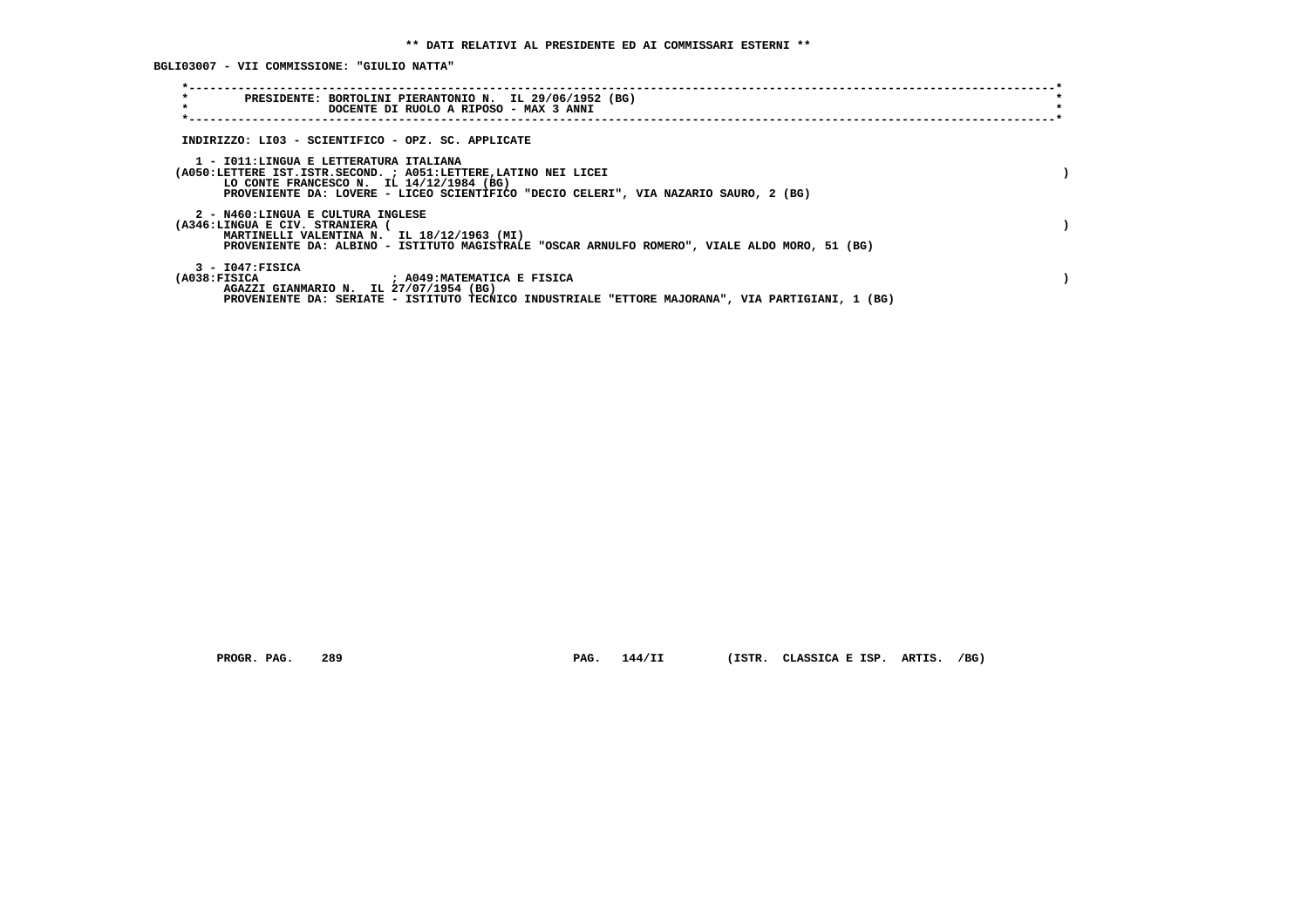**\*\* DATI RELATIVI AL PRESIDENTE ED AI COMMISSARI ESTERNI \*\***

**BGLI03007 - VII COMMISSIONE: "GIULIO NATTA"**

PRESIDENTE: BORTOLINI PIERANTONIO N. IL 29/06/1952 (BG)
DOCENTE DI RUOLO A RIPOSO - MAX 3 ANNI

INDIRIZZO: LI03 - SCIENTIFICO - OPZ. SC. APPLICATE

1 - I011:LINGUA E LETTERATURA ITALIANA
(A050:LETTERE IST.ISTR.SECOND. ; A051:LETTERE,LATINO NEI LICEI )
LO CONTE FRANCESCO N. IL 14/12/1984 (BG)
PROVENIENTE DA: LOVERE - LICEO SCIENTIFICO "DECIO CELERI", VIA NAZARIO SAURO, 2 (BG)

2 - N460:LINGUA E CULTURA INGLESE
(A346:LINGUA E CIV. STRANIERA ( )
MARTINELLI VALENTINA N. IL 18/12/1963 (MI)
PROVENIENTE DA: ALBINO - ISTITUTO MAGISTRALE "OSCAR ARNULFO ROMERO", VIALE ALDO MORO, 51 (BG)

3 - I047:FISICA
(A038:FISICA ; A049:MATEMATICA E FISICA )
AGAZZI GIANMARIO N. IL 27/07/1954 (BG)
PROVENIENTE DA: SERIATE - ISTITUTO TECNICO INDUSTRIALE "ETTORE MAJORANA", VIA PARTIGIANI, 1 (BG)

PROGR. PAG. 289 PAG. 144/II (ISTR. CLASSICA E ISP. ARTIS. /BG)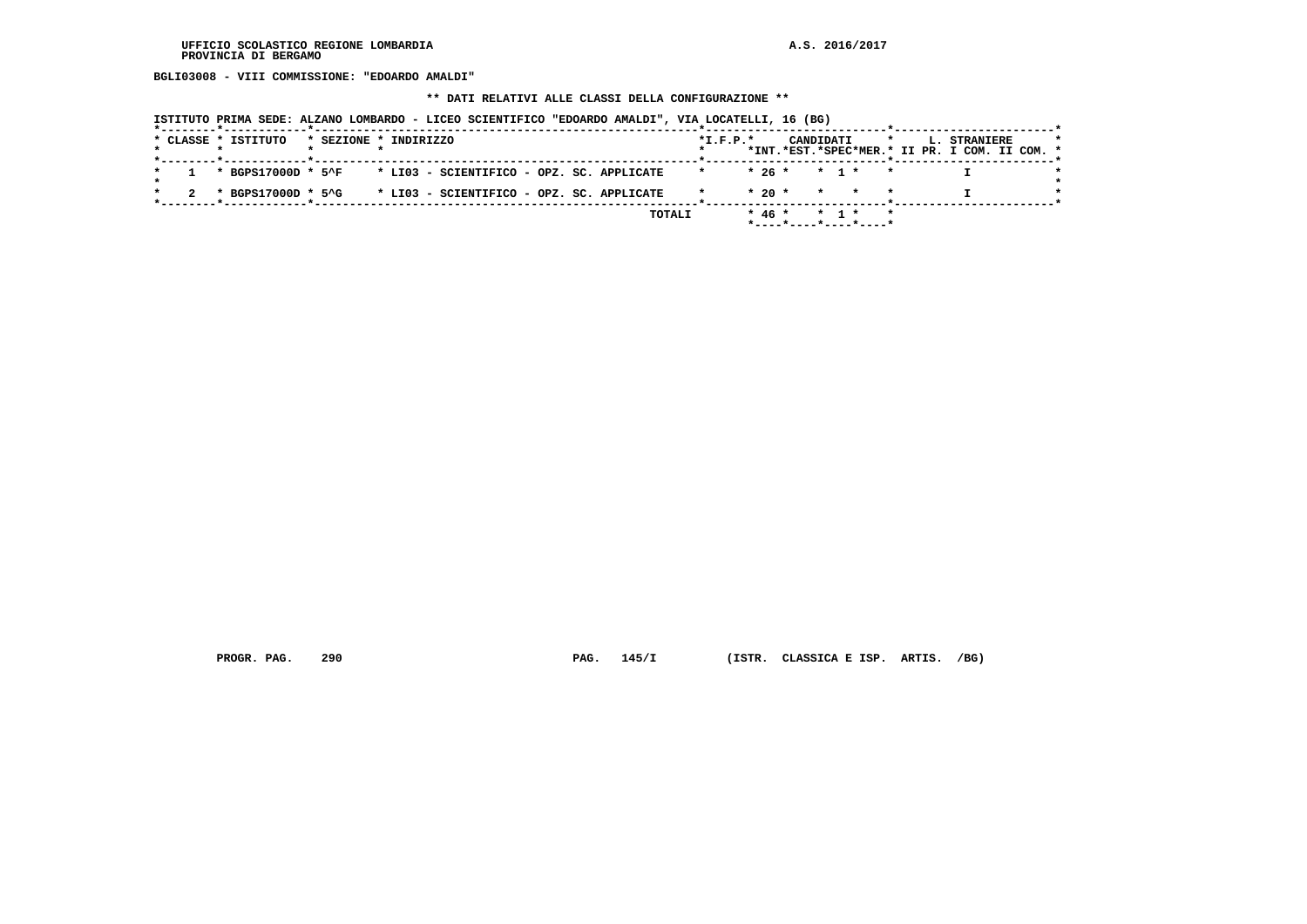**BGLI03008 - VIII COMMISSIONE: "EDOARDO AMALDI"**

**\*\* DATI RELATIVI ALLE CLASSI DELLA CONFIGURAZIONE \*\***

**ISTITUTO PRIMA SEDE: ALZANO LOMBARDO - LICEO SCIENTIFICO "EDOARDO AMALDI", VIA LOCATELLI, 16 (BG)**

| CLASSE | ISTITUTO | SEZIONE | INDIRIZZO | I.F.P. | CANDIDATI INT. | CANDIDATI EST. | CANDIDATI SPEC | CANDIDATI MER. | L. STRANIERE II PR. | L. STRANIERE I COM. | L. STRANIERE II COM. |
|---|---|---|---|---|---|---|---|---|---|---|---|
| 1 | BGPS17000D | 5^F | LI03 - SCIENTIFICO - OPZ. SC. APPLICATE | | 26 | | 1 | | | I | |
| 2 | BGPS17000D | 5^G | LI03 - SCIENTIFICO - OPZ. SC. APPLICATE | | 20 | | | | | I | |
| | | | TOTALI | | 46 | | 1 | | | | |

**PROGR. PAG. 290** **PAG. 145/I** **(ISTR. CLASSICA E ISP. ARTIS. /BG)**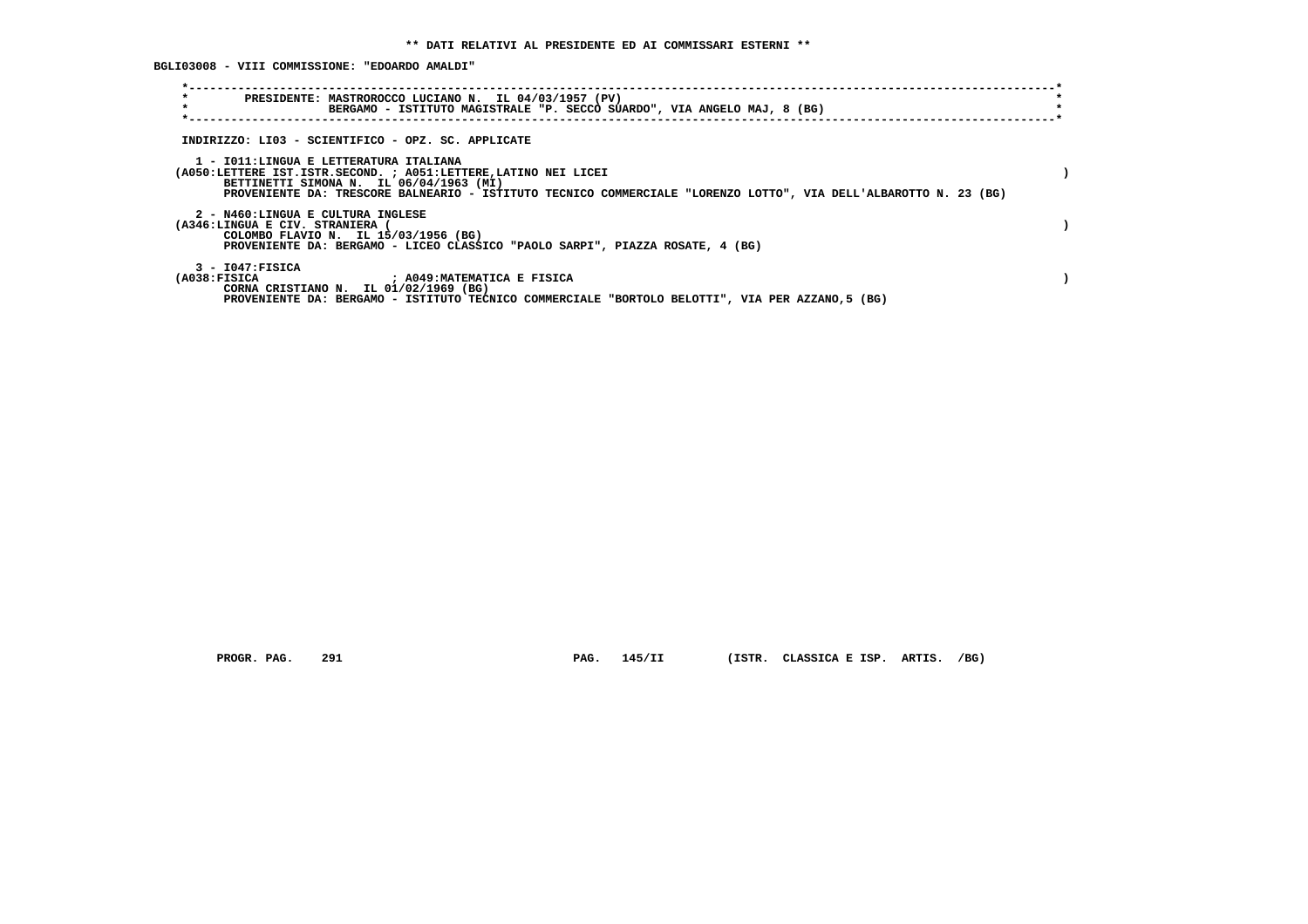** DATI RELATIVI AL PRESIDENTE ED AI COMMISSARI ESTERNI **

BGLI03008 - VIII COMMISSIONE: "EDOARDO AMALDI"

PRESIDENTE: MASTROROCCO LUCIANO N. IL 04/03/1957 (PV)
BERGAMO - ISTITUTO MAGISTRALE "P. SECCO SUARDO", VIA ANGELO MAJ, 8 (BG)

INDIRIZZO: LI03 - SCIENTIFICO - OPZ. SC. APPLICATE

1 - I011:LINGUA E LETTERATURA ITALIANA
(A050:LETTERE IST.ISTR.SECOND. ; A051:LETTERE,LATINO NEI LICEI )
BETTINETTI SIMONA N. IL 06/04/1963 (MI)
PROVENIENTE DA: TRESCORE BALNEARIO - ISTITUTO TECNICO COMMERCIALE "LORENZO LOTTO", VIA DELL'ALBAROTTO N. 23 (BG)

2 - N460:LINGUA E CULTURA INGLESE
(A346:LINGUA E CIV. STRANIERA ( )
COLOMBO FLAVIO N. IL 15/03/1956 (BG)
PROVENIENTE DA: BERGAMO - LICEO CLASSICO "PAOLO SARPI", PIAZZA ROSATE, 4 (BG)

3 - I047:FISICA
(A038:FISICA ; A049:MATEMATICA E FISICA )
CORNA CRISTIANO N. IL 01/02/1969 (BG)
PROVENIENTE DA: BERGAMO - ISTITUTO TECNICO COMMERCIALE "BORTOLO BELOTTI", VIA PER AZZANO,5 (BG)

PROGR. PAG. 291 PAG. 145/II (ISTR. CLASSICA E ISP. ARTIS. /BG)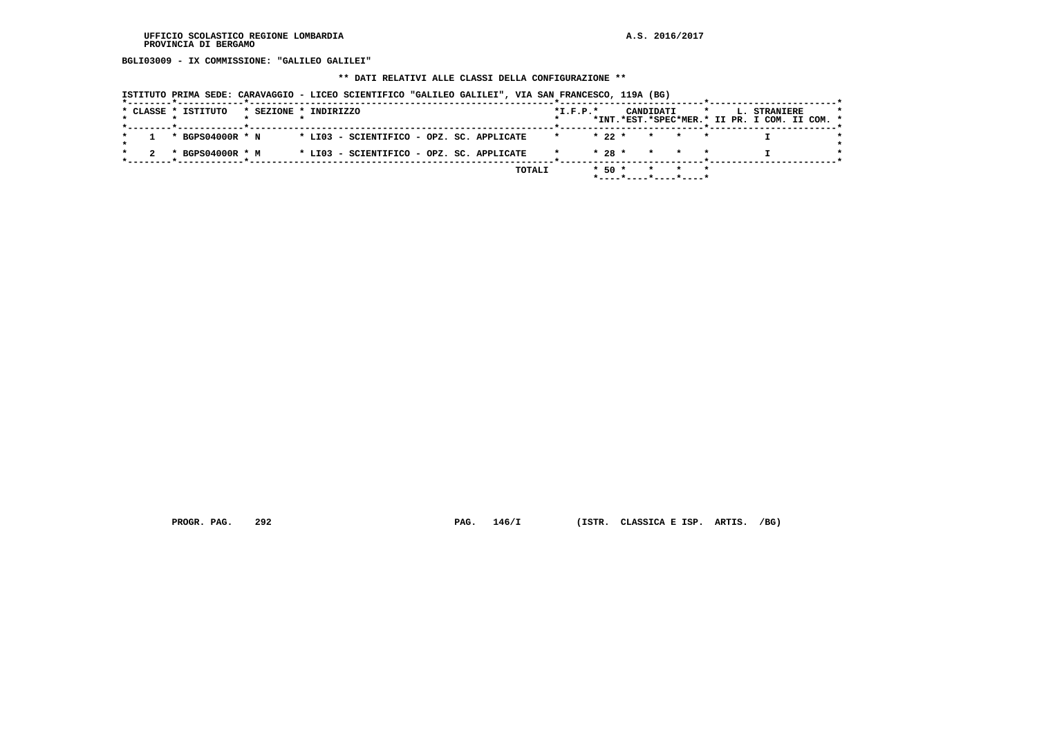**BGLI03009 - IX COMMISSIONE: "GALILEO GALILEI"**

**\*\* DATI RELATIVI ALLE CLASSI DELLA CONFIGURAZIONE \*\***

**ISTITUTO PRIMA SEDE: CARAVAGGIO - LICEO SCIENTIFICO "GALILEO GALILEI", VIA SAN FRANCESCO, 119A (BG)**

| CLASSE | ISTITUTO | SEZIONE | INDIRIZZO | I.F.P. | CANDIDATI INT. | CANDIDATI EST. | CANDIDATI SPEC | CANDIDATI MER. | L. STRANIERE II PR. | L. STRANIERE I COM. | L. STRANIERE II COM. |
|---|---|---|---|---|---|---|---|---|---|---|---|
| 1 | BGPS04000R | N | LI03 - SCIENTIFICO - OPZ. SC. APPLICATE | | 22 | | | | | I | |
| 2 | BGPS04000R | M | LI03 - SCIENTIFICO - OPZ. SC. APPLICATE | | 28 | | | | | I | |
| | | | TOTALI | | 50 | | | | | | |

PROGR. PAG. 292 PAG. 146/I (ISTR. CLASSICA E ISP. ARTIS. /BG)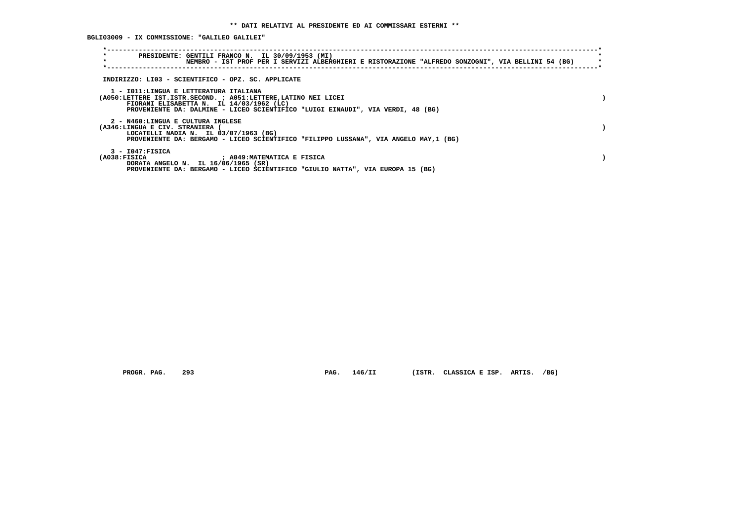**\*\* DATI RELATIVI AL PRESIDENTE ED AI COMMISSARI ESTERNI \*\***

**BGLI03009 - IX COMMISSIONE: "GALILEO GALILEI"**

PRESIDENTE: GENTILI FRANCO N. IL 30/09/1953 (MI)
NEMBRO - IST PROF PER I SERVIZI ALBERGHIERI E RISTORAZIONE "ALFREDO SONZOGNI", VIA BELLINI 54 (BG)

INDIRIZZO: LI03 - SCIENTIFICO - OPZ. SC. APPLICATE

1 - I011:LINGUA E LETTERATURA ITALIANA
(A050:LETTERE IST.ISTR.SECOND. ; A051:LETTERE,LATINO NEI LICEI )
FIORANI ELISABETTA N. IL 14/03/1962 (LC)
PROVENIENTE DA: DALMINE - LICEO SCIENTIFICO "LUIGI EINAUDI", VIA VERDI, 48 (BG)

2 - N460:LINGUA E CULTURA INGLESE
(A346:LINGUA E CIV. STRANIERA ( )
LOCATELLI NADIA N. IL 03/07/1963 (BG)
PROVENIENTE DA: BERGAMO - LICEO SCIENTIFICO "FILIPPO LUSSANA", VIA ANGELO MAY,1 (BG)

3 - I047:FISICA
(A038:FISICA ; A049:MATEMATICA E FISICA )
DORATA ANGELO N. IL 16/06/1965 (SR)
PROVENIENTE DA: BERGAMO - LICEO SCIENTIFICO "GIULIO NATTA", VIA EUROPA 15 (BG)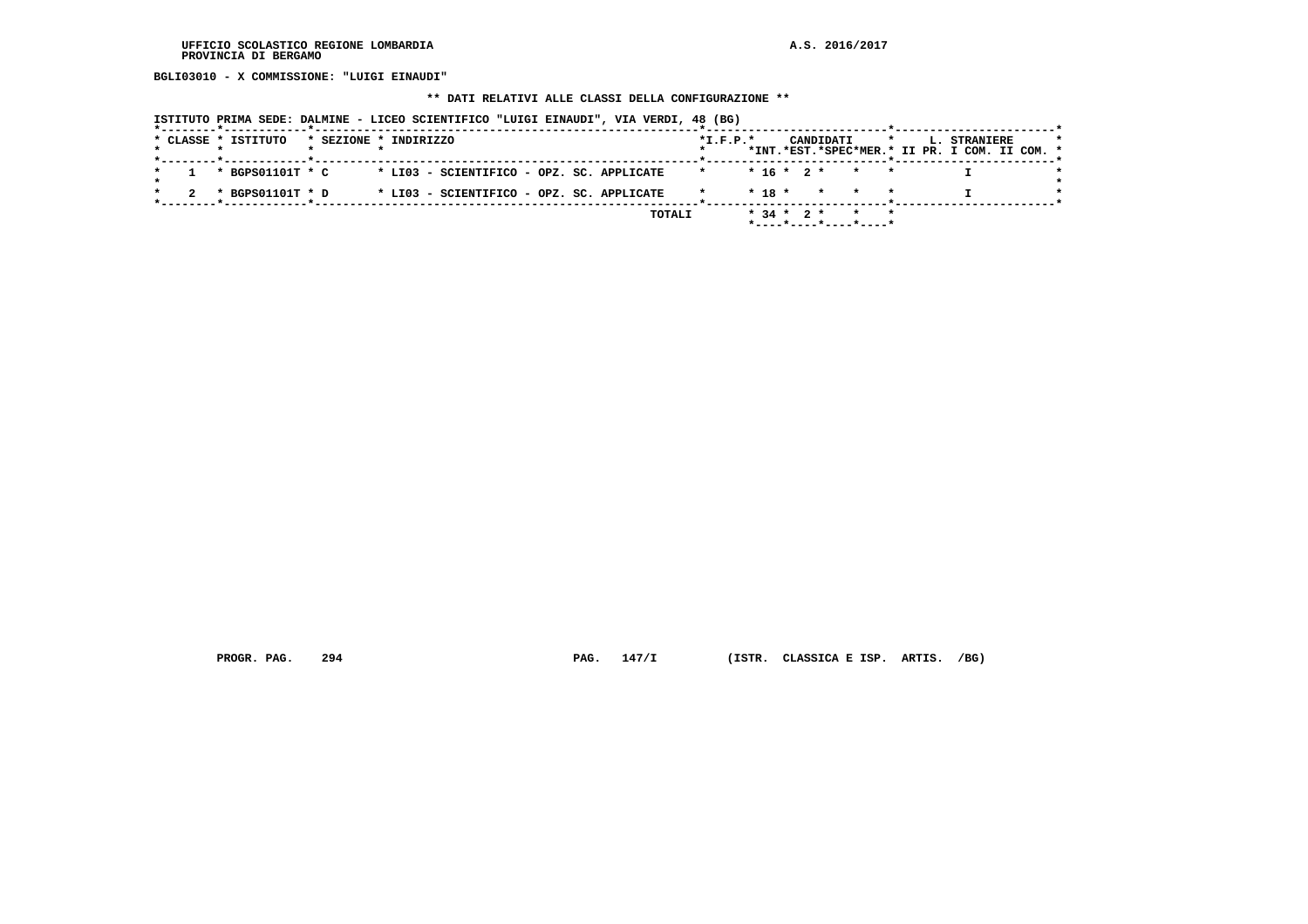BGLI03010 - X COMMISSIONE: "LUIGI EINAUDI"

** DATI RELATIVI ALLE CLASSI DELLA CONFIGURAZIONE **

ISTITUTO PRIMA SEDE: DALMINE - LICEO SCIENTIFICO "LUIGI EINAUDI", VIA VERDI, 48 (BG)

| CLASSE | ISTITUTO | SEZIONE | INDIRIZZO | I.F.P. | CANDIDATI INT. | CANDIDATI EST. | CANDIDATI SPEC | CANDIDATI MER. | L. STRANIERE II PR. | L. STRANIERE I COM. | L. STRANIERE II COM. |
|---|---|---|---|---|---|---|---|---|---|---|---|
| 1 | BGPS01101T | C | LI03 - SCIENTIFICO - OPZ. SC. APPLICATE | | 16 | 2 | | | | I | |
| 2 | BGPS01101T | D | LI03 - SCIENTIFICO - OPZ. SC. APPLICATE | | 18 | | | | | I | |
| | | | TOTALI | | 34 | 2 | | | | | |

PROGR. PAG. 294 PAG. 147/I (ISTR. CLASSICA E ISP. ARTIS. /BG)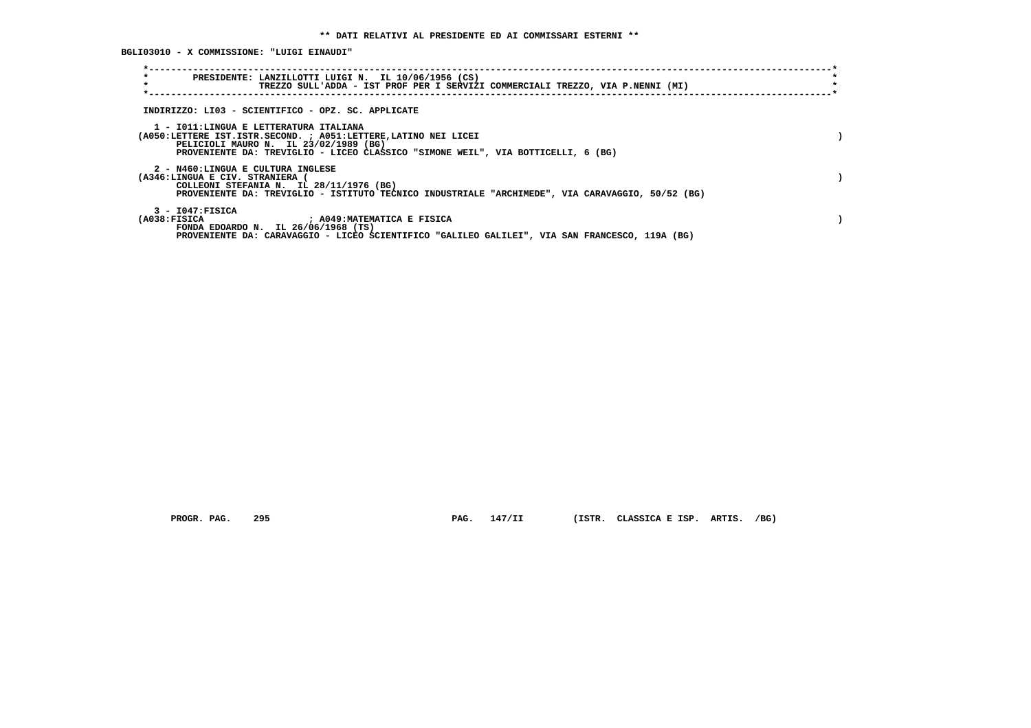**\*\* DATI RELATIVI AL PRESIDENTE ED AI COMMISSARI ESTERNI \*\***

**BGLI03010 - X COMMISSIONE: "LUIGI EINAUDI"**

PRESIDENTE: LANZILLOTTI LUIGI N. IL 10/06/1956 (CS)
TREZZO SULL'ADDA - IST PROF PER I SERVIZI COMMERCIALI TREZZO, VIA P.NENNI (MI)

INDIRIZZO: LI03 - SCIENTIFICO - OPZ. SC. APPLICATE

1 - I011:LINGUA E LETTERATURA ITALIANA
(A050:LETTERE IST.ISTR.SECOND. ; A051:LETTERE,LATINO NEI LICEI )
PELICIOLI MAURO N. IL 23/02/1989 (BG)
PROVENIENTE DA: TREVIGLIO - LICEO CLASSICO "SIMONE WEIL", VIA BOTTICELLI, 6 (BG)

2 - N460:LINGUA E CULTURA INGLESE
(A346:LINGUA E CIV. STRANIERA ( )
COLLEONI STEFANIA N. IL 28/11/1976 (BG)
PROVENIENTE DA: TREVIGLIO - ISTITUTO TECNICO INDUSTRIALE "ARCHIMEDE", VIA CARAVAGGIO, 50/52 (BG)

3 - I047:FISICA
(A038:FISICA ; A049:MATEMATICA E FISICA )
FONDA EDOARDO N. IL 26/06/1968 (TS)
PROVENIENTE DA: CARAVAGGIO - LICEO SCIENTIFICO "GALILEO GALILEI", VIA SAN FRANCESCO, 119A (BG)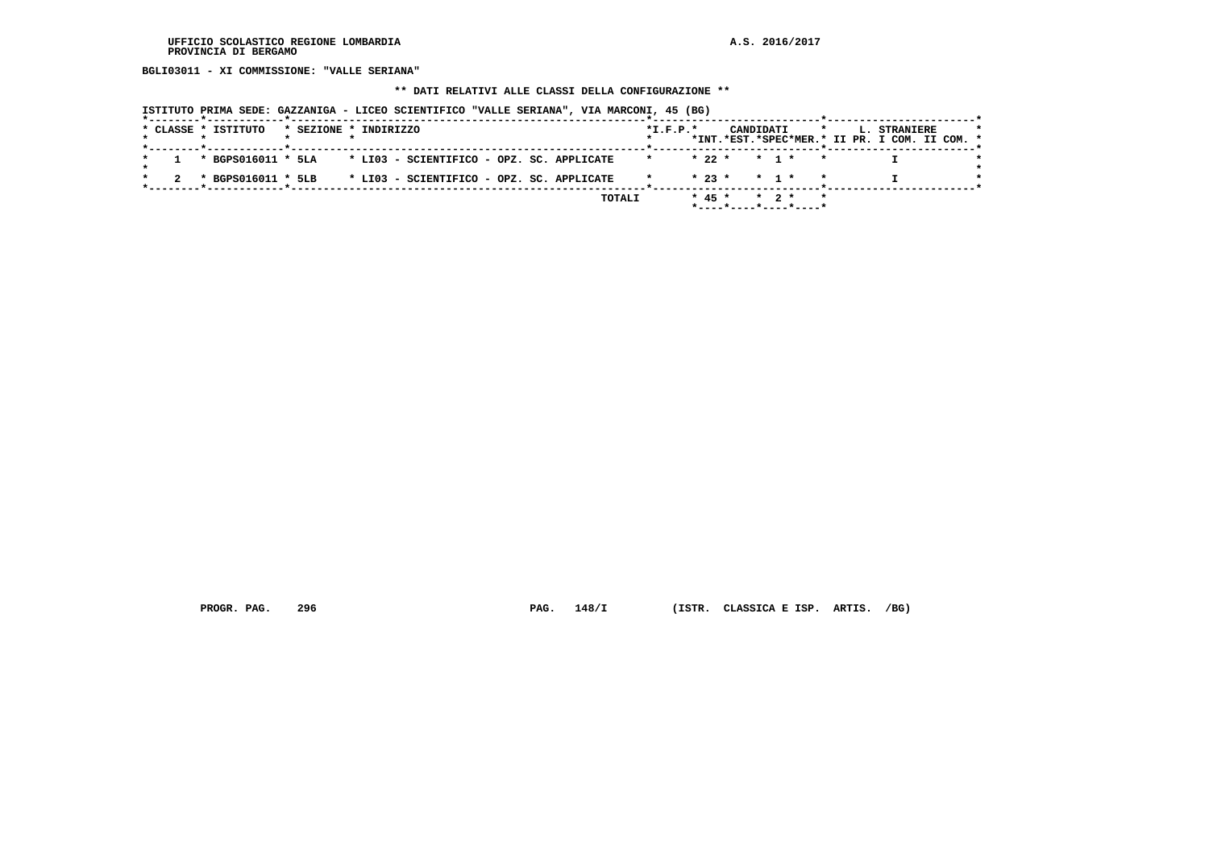UFFICIO SCOLASTICO REGIONE LOMBARDIA
PROVINCIA DI BERGAMO

A.S. 2016/2017

**BGLI03011 - XI COMMISSIONE: "VALLE SERIANA"**

**\*\* DATI RELATIVI ALLE CLASSI DELLA CONFIGURAZIONE \*\***

**ISTITUTO PRIMA SEDE: GAZZANIGA - LICEO SCIENTIFICO "VALLE SERIANA", VIA MARCONI, 45 (BG)**

| CLASSE | ISTITUTO | SEZIONE | INDIRIZZO | I.F.P. | CANDIDATI INT. | CANDIDATI EST. | CANDIDATI SPEC | CANDIDATI MER. | L. STRANIERE II PR. | L. STRANIERE I COM. | L. STRANIERE II COM. |
|---|---|---|---|---|---|---|---|---|---|---|---|
| 1 | BGPS016011 | 5LA | LI03 - SCIENTIFICO - OPZ. SC. APPLICATE | | 22 | | 1 | | | I | |
| 2 | BGPS016011 | 5LB | LI03 - SCIENTIFICO - OPZ. SC. APPLICATE | | 23 | | 1 | | | I | |
| | | | TOTALI | | 45 | | 2 | | | | |

PROGR. PAG. 296 PAG. 148/I (ISTR. CLASSICA E ISP. ARTIS. /BG)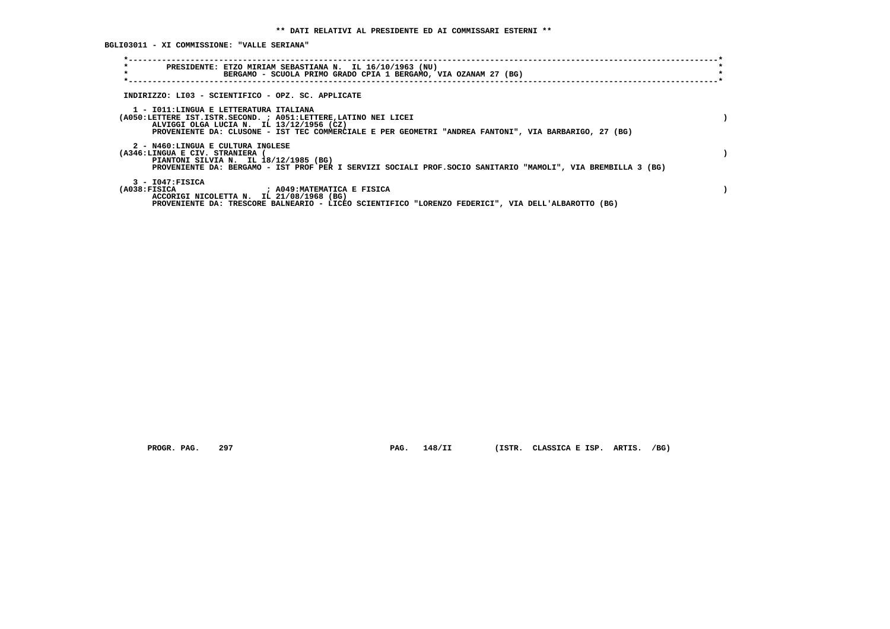** DATI RELATIVI AL PRESIDENTE ED AI COMMISSARI ESTERNI **

BGLI03011 - XI COMMISSIONE: "VALLE SERIANA"

PRESIDENTE: ETZO MIRIAM SEBASTIANA N. IL 16/10/1963 (NU)
BERGAMO - SCUOLA PRIMO GRADO CPIA 1 BERGAMO, VIA OZANAM 27 (BG)

INDIRIZZO: LI03 - SCIENTIFICO - OPZ. SC. APPLICATE

1 - I011:LINGUA E LETTERATURA ITALIANA
(A050:LETTERE IST.ISTR.SECOND. ; A051:LETTERE,LATINO NEI LICEI )
ALVIGGI OLGA LUCIA N. IL 13/12/1956 (CZ)
PROVENIENTE DA: CLUSONE - IST TEC COMMERCIALE E PER GEOMETRI "ANDREA FANTONI", VIA BARBARIGO, 27 (BG)

2 - N460:LINGUA E CULTURA INGLESE
(A346:LINGUA E CIV. STRANIERA ( )
PIANTONI SILVIA N. IL 18/12/1985 (BG)
PROVENIENTE DA: BERGAMO - IST PROF PER I SERVIZI SOCIALI PROF.SOCIO SANITARIO "MAMOLI", VIA BREMBILLA 3 (BG)

3 - I047:FISICA
(A038:FISICA ; A049:MATEMATICA E FISICA )
ACCORIGI NICOLETTA N. IL 21/08/1968 (BG)
PROVENIENTE DA: TRESCORE BALNEARIO - LICEO SCIENTIFICO "LORENZO FEDERICI", VIA DELL'ALBAROTTO (BG)

PROGR. PAG. 297 PAG. 148/II (ISTR. CLASSICA E ISP. ARTIS. /BG)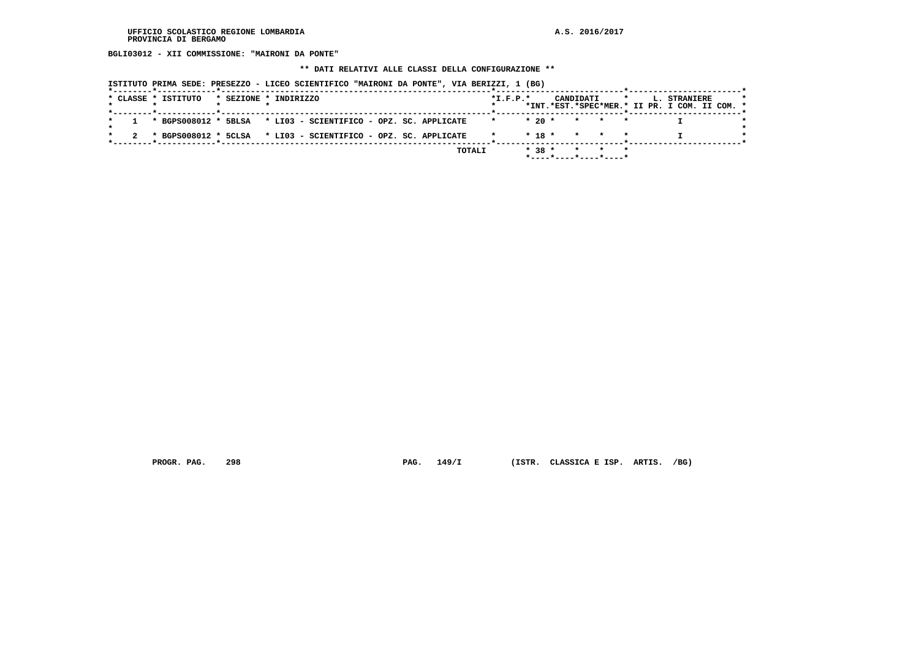UFFICIO SCOLASTICO REGIONE LOMBARDIA
PROVINCIA DI BERGAMO

A.S. 2016/2017

**BGLI03012 - XII COMMISSIONE: "MAIRONI DA PONTE"**

**\*\* DATI RELATIVI ALLE CLASSI DELLA CONFIGURAZIONE \*\***

ISTITUTO PRIMA SEDE: PRESEZZO - LICEO SCIENTIFICO "MAIRONI DA PONTE", VIA BERIZZI, 1 (BG)

| CLASSE | ISTITUTO | SEZIONE | INDIRIZZO | I.F.P. | CANDIDATI INT. | CANDIDATI EST. | CANDIDATI SPEC | CANDIDATI MER. | L. STRANIERE II PR. | L. STRANIERE I COM. | L. STRANIERE II COM. |
|---|---|---|---|---|---|---|---|---|---|---|---|
| 1 | BGPS008012 | 5BLSA | LI03 - SCIENTIFICO - OPZ. SC. APPLICATE | | 20 | | | | | I | |
| 2 | BGPS008012 | 5CLSA | LI03 - SCIENTIFICO - OPZ. SC. APPLICATE | | 18 | | | | | I | |
| | | | TOTALI | | 38 | | | | | | |

PROGR. PAG. 298 PAG. 149/I (ISTR. CLASSICA E ISP. ARTIS. /BG)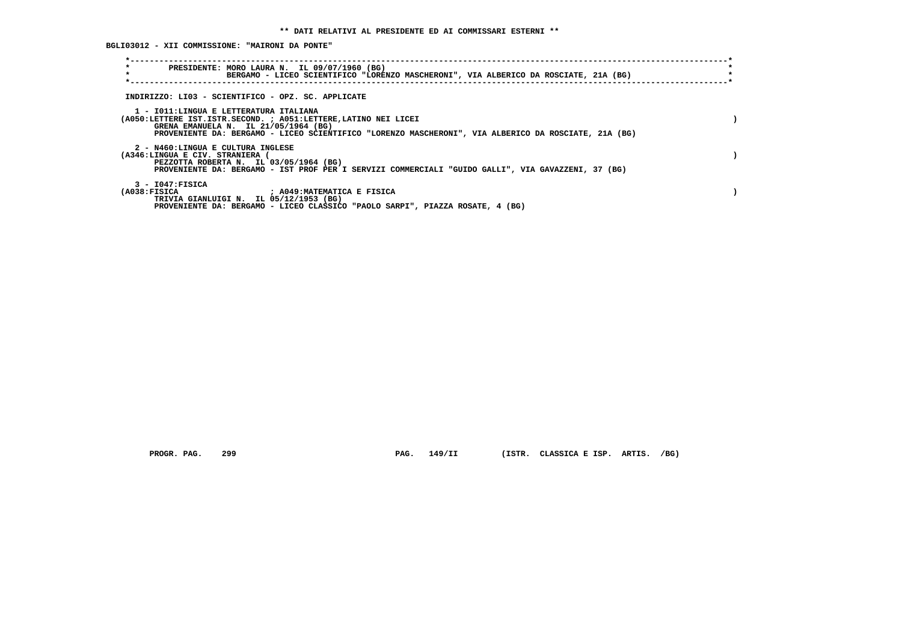** DATI RELATIVI AL PRESIDENTE ED AI COMMISSARI ESTERNI **

BGLI03012 - XII COMMISSIONE: "MAIRONI DA PONTE"

PRESIDENTE: MORO LAURA N. IL 09/07/1960 (BG)
BERGAMO - LICEO SCIENTIFICO "LORENZO MASCHERONI", VIA ALBERICO DA ROSCIATE, 21A (BG)

INDIRIZZO: LI03 - SCIENTIFICO - OPZ. SC. APPLICATE

1 - I011:LINGUA E LETTERATURA ITALIANA
(A050:LETTERE IST.ISTR.SECOND. ; A051:LETTERE,LATINO NEI LICEI )
GRENA EMANUELA N. IL 21/05/1964 (BG)
PROVENIENTE DA: BERGAMO - LICEO SCIENTIFICO "LORENZO MASCHERONI", VIA ALBERICO DA ROSCIATE, 21A (BG)

2 - N460:LINGUA E CULTURA INGLESE
(A346:LINGUA E CIV. STRANIERA ( )
PEZZOTTA ROBERTA N. IL 03/05/1964 (BG)
PROVENIENTE DA: BERGAMO - IST PROF PER I SERVIZI COMMERCIALI "GUIDO GALLI", VIA GAVAZZENI, 37 (BG)

3 - I047:FISICA
(A038:FISICA ; A049:MATEMATICA E FISICA )
TRIVIA GIANLUIGI N. IL 05/12/1953 (BG)
PROVENIENTE DA: BERGAMO - LICEO CLASSICO "PAOLO SARPI", PIAZZA ROSATE, 4 (BG)

PROGR. PAG. 299 PAG. 149/II (ISTR. CLASSICA E ISP. ARTIS. /BG)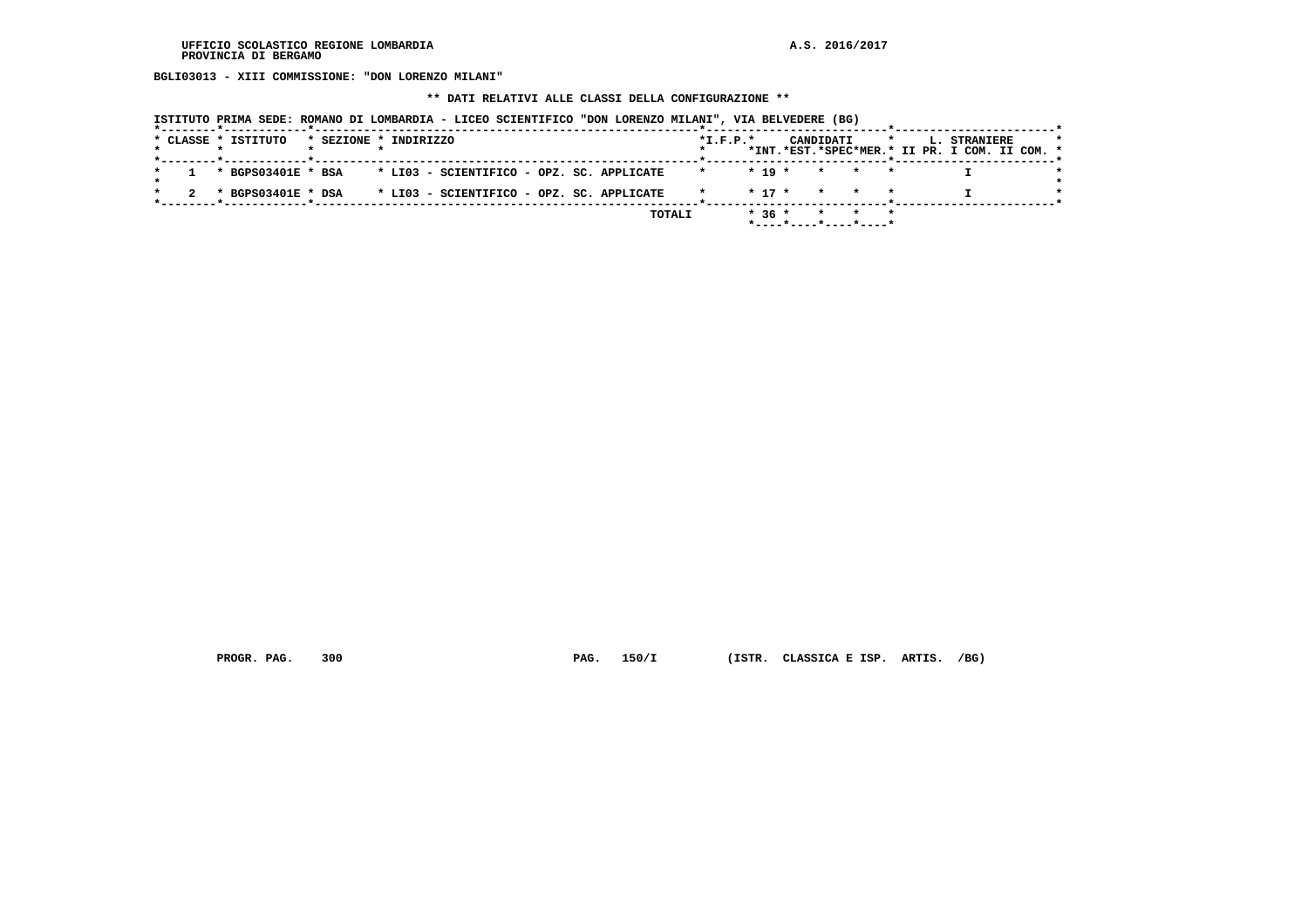BGLI03013 - XIII COMMISSIONE: "DON LORENZO MILANI"

** DATI RELATIVI ALLE CLASSI DELLA CONFIGURAZIONE **

ISTITUTO PRIMA SEDE: ROMANO DI LOMBARDIA - LICEO SCIENTIFICO "DON LORENZO MILANI", VIA BELVEDERE (BG)

| CLASSE | ISTITUTO | SEZIONE | INDIRIZZO | I.F.P. | CANDIDATI INT. | CANDIDATI EST. | CANDIDATI SPEC | CANDIDATI MER. | L. STRANIERE II PR. | L. STRANIERE I COM. | L. STRANIERE II COM. |
|---|---|---|---|---|---|---|---|---|---|---|---|
| 1 | BGPS03401E | BSA | LI03 - SCIENTIFICO - OPZ. SC. APPLICATE | | 19 | | | | | I | |
| 2 | BGPS03401E | DSA | LI03 - SCIENTIFICO - OPZ. SC. APPLICATE | | 17 | | | | | I | |
| | | | TOTALI | | 36 | | | | | | |

PROGR. PAG. 300 PAG. 150/I (ISTR. CLASSICA E ISP. ARTIS. /BG)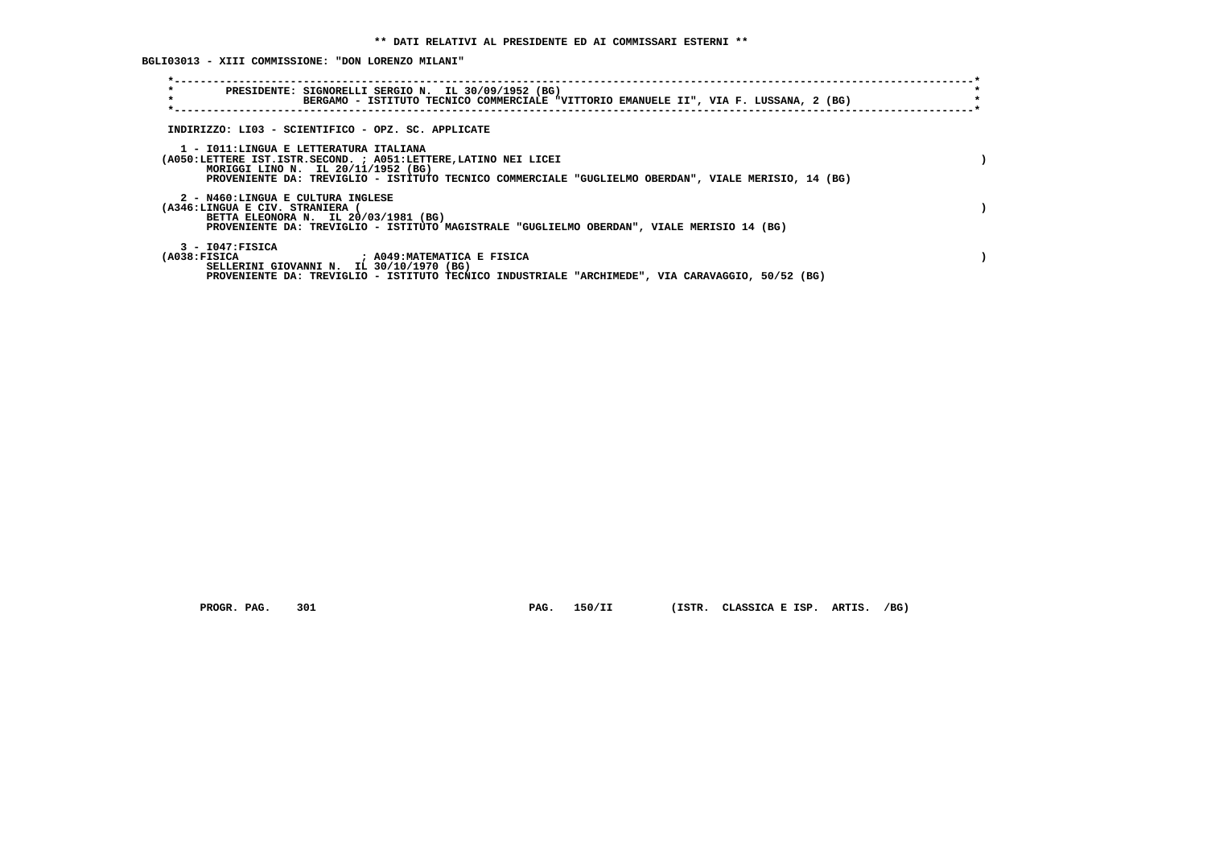**\*\* DATI RELATIVI AL PRESIDENTE ED AI COMMISSARI ESTERNI \*\***

**BGLI03013 - XIII COMMISSIONE: "DON LORENZO MILANI"**

```
*----------------------------------------------------------------------------------------------------------------------*
*        PRESIDENTE: SIGNORELLI SERGIO N.  IL 30/09/1952 (BG)                                                          *
*                    BERGAMO - ISTITUTO TECNICO COMMERCIALE "VITTORIO EMANUELE II", VIA F. LUSSANA, 2 (BG)             *
*----------------------------------------------------------------------------------------------------------------------*
```

INDIRIZZO: LI03 - SCIENTIFICO - OPZ. SC. APPLICATE

1 - I011:LINGUA E LETTERATURA ITALIANA
(A050:LETTERE IST.ISTR.SECOND. ; A051:LETTERE,LATINO NEI LICEI )
MORIGGI LINO N. IL 20/11/1952 (BG)
PROVENIENTE DA: TREVIGLIO - ISTITUTO TECNICO COMMERCIALE "GUGLIELMO OBERDAN", VIALE MERISIO, 14 (BG)

2 - N460:LINGUA E CULTURA INGLESE
(A346:LINGUA E CIV. STRANIERA ( )
BETTA ELEONORA N. IL 20/03/1981 (BG)
PROVENIENTE DA: TREVIGLIO - ISTITUTO MAGISTRALE "GUGLIELMO OBERDAN", VIALE MERISIO 14 (BG)

3 - I047:FISICA
(A038:FISICA ; A049:MATEMATICA E FISICA )
SELLERINI GIOVANNI N. IL 30/10/1970 (BG)
PROVENIENTE DA: TREVIGLIO - ISTITUTO TECNICO INDUSTRIALE "ARCHIMEDE", VIA CARAVAGGIO, 50/52 (BG)

PROGR. PAG. 301 PAG. 150/II (ISTR. CLASSICA E ISP. ARTIS. /BG)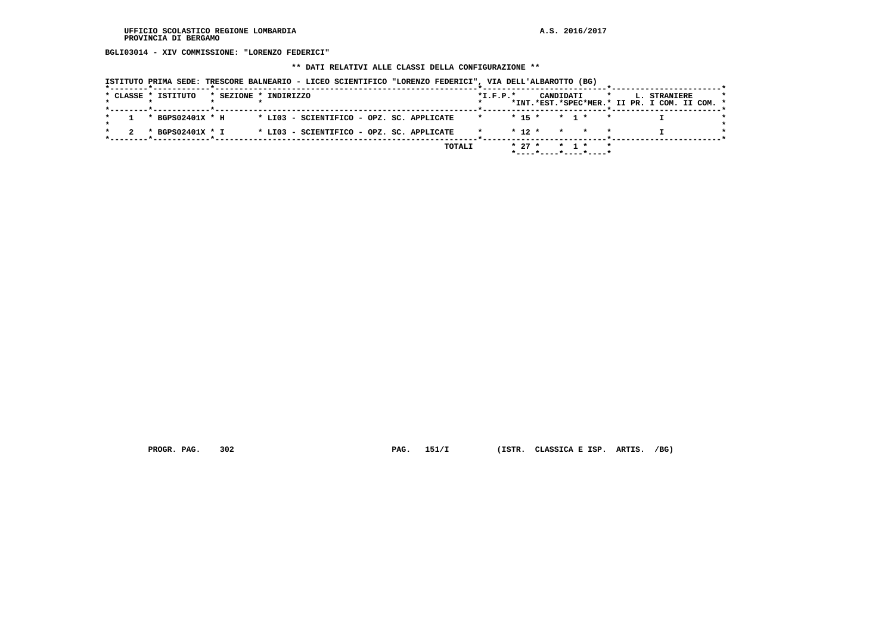**BGLI03014 - XIV COMMISSIONE: "LORENZO FEDERICI"**

**\*\* DATI RELATIVI ALLE CLASSI DELLA CONFIGURAZIONE \*\***

**ISTITUTO PRIMA SEDE: TRESCORE BALNEARIO - LICEO SCIENTIFICO "LORENZO FEDERICI", VIA DELL'ALBAROTTO (BG)**

| CLASSE | ISTITUTO | SEZIONE | INDIRIZZO | I.F.P. | CANDIDATI INT. | CANDIDATI EST. | CANDIDATI SPEC | CANDIDATI MER. | L. STRANIERE II PR. | L. STRANIERE I COM. | L. STRANIERE II COM. |
|---|---|---|---|---|---|---|---|---|---|---|---|
| 1 | BGPS02401X | H | LI03 - SCIENTIFICO - OPZ. SC. APPLICATE | | 15 | | 1 | | | I | |
| 2 | BGPS02401X | I | LI03 - SCIENTIFICO - OPZ. SC. APPLICATE | | 12 | | | | | I | |
| | | | TOTALI | | 27 | | 1 | | | | |

**PROGR. PAG. 302** **PAG. 151/I** **(ISTR. CLASSICA E ISP. ARTIS. /BG)**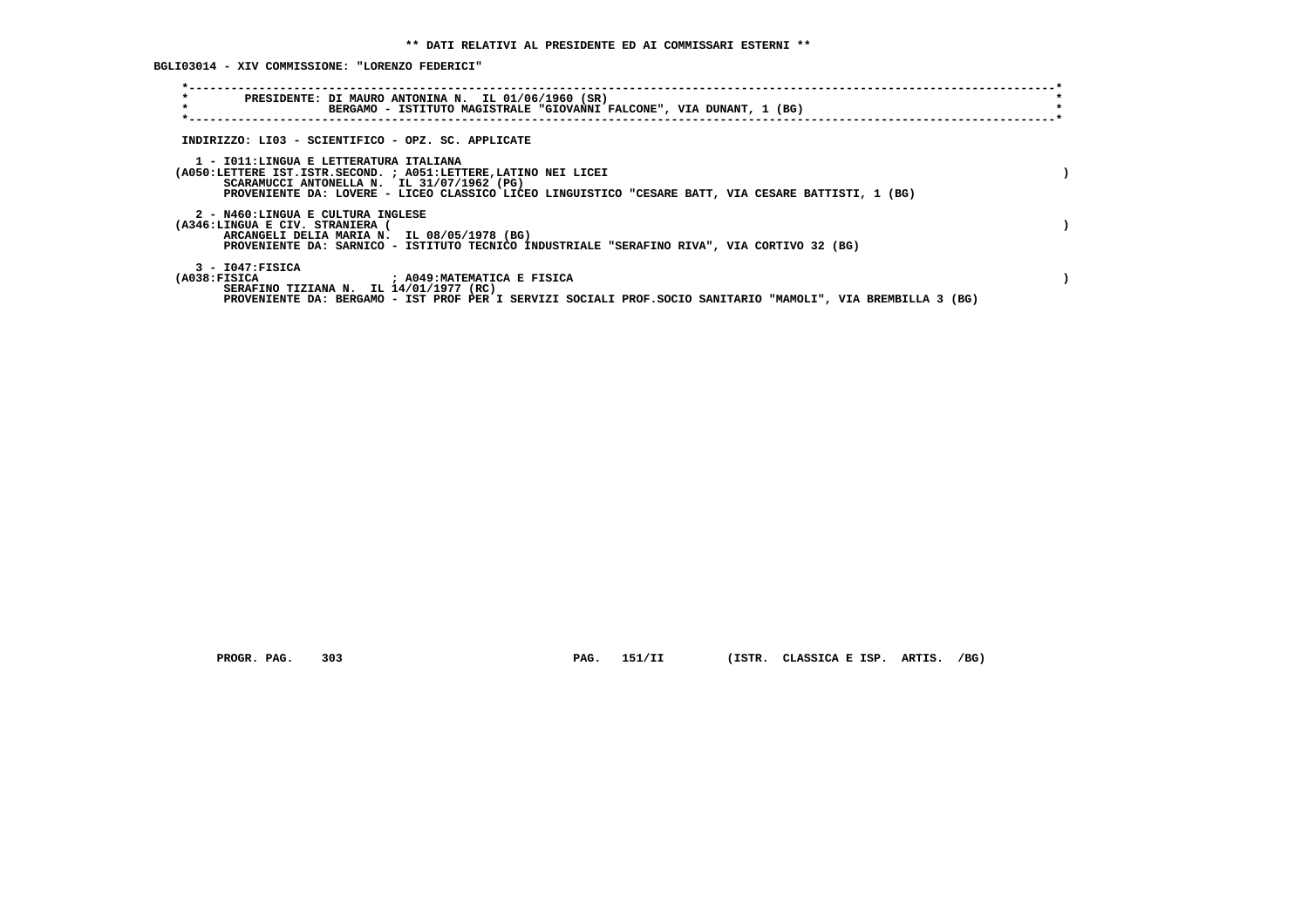** DATI RELATIVI AL PRESIDENTE ED AI COMMISSARI ESTERNI **

BGLI03014 - XIV COMMISSIONE: "LORENZO FEDERICI"

PRESIDENTE: DI MAURO ANTONINA N. IL 01/06/1960 (SR)
BERGAMO - ISTITUTO MAGISTRALE "GIOVANNI FALCONE", VIA DUNANT, 1 (BG)

INDIRIZZO: LI03 - SCIENTIFICO - OPZ. SC. APPLICATE

1 - I011:LINGUA E LETTERATURA ITALIANA
(A050:LETTERE IST.ISTR.SECOND. ; A051:LETTERE,LATINO NEI LICEI )
SCARAMUCCI ANTONELLA N. IL 31/07/1962 (PG)
PROVENIENTE DA: LOVERE - LICEO CLASSICO LICEO LINGUISTICO "CESARE BATT, VIA CESARE BATTISTI, 1 (BG)

2 - N460:LINGUA E CULTURA INGLESE
(A346:LINGUA E CIV. STRANIERA ( )
ARCANGELI DELIA MARIA N. IL 08/05/1978 (BG)
PROVENIENTE DA: SARNICO - ISTITUTO TECNICO INDUSTRIALE "SERAFINO RIVA", VIA CORTIVO 32 (BG)

3 - I047:FISICA
(A038:FISICA ; A049:MATEMATICA E FISICA )
SERAFINO TIZIANA N. IL 14/01/1977 (RC)
PROVENIENTE DA: BERGAMO - IST PROF PER I SERVIZI SOCIALI PROF.SOCIO SANITARIO "MAMOLI", VIA BREMBILLA 3 (BG)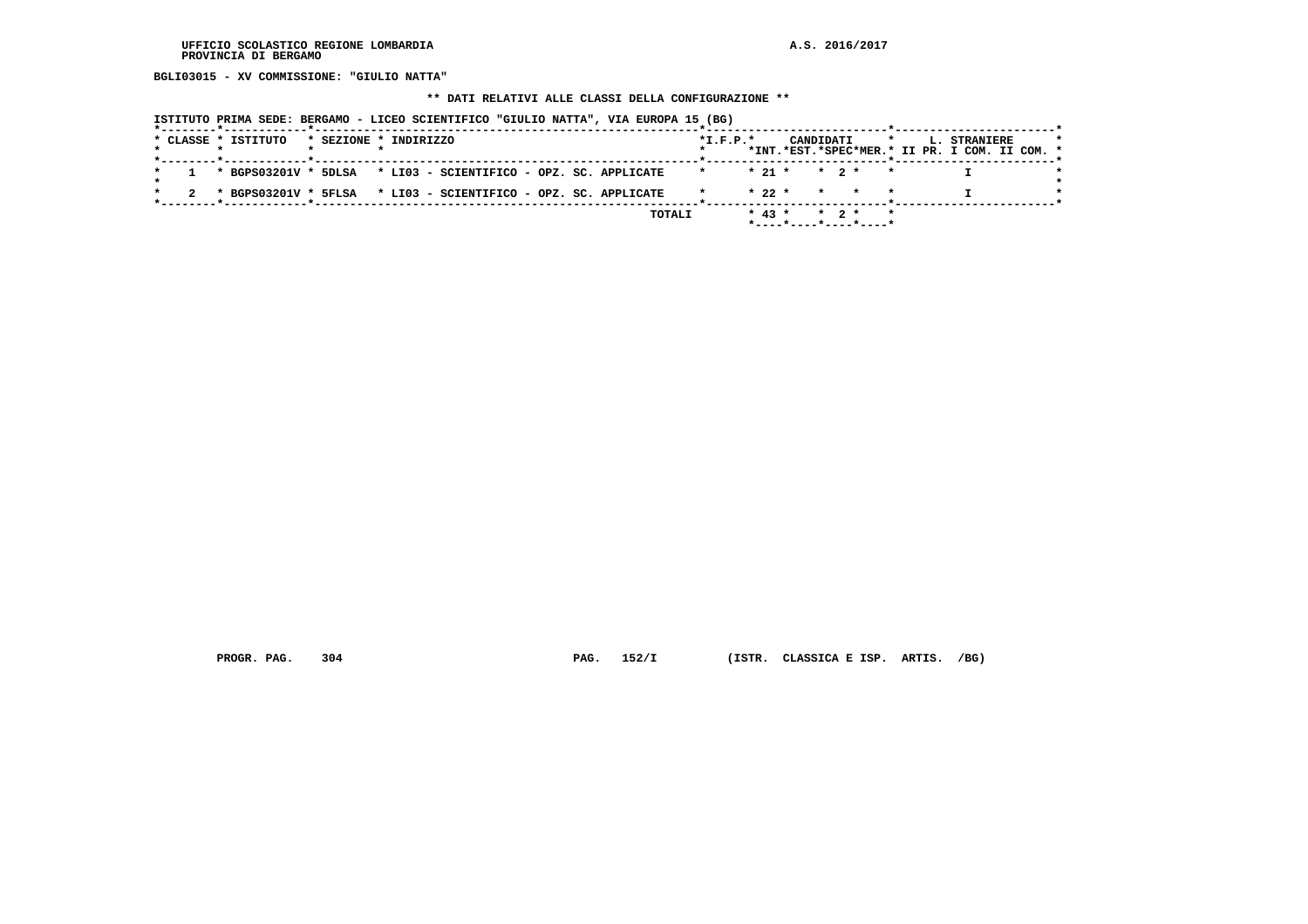BGLI03015 - XV COMMISSIONE: "GIULIO NATTA"

** DATI RELATIVI ALLE CLASSI DELLA CONFIGURAZIONE **

ISTITUTO PRIMA SEDE: BERGAMO - LICEO SCIENTIFICO "GIULIO NATTA", VIA EUROPA 15 (BG)

| CLASSE | ISTITUTO | SEZIONE | INDIRIZZO | I.F.P. | CANDIDATI INT. | CANDIDATI EST. | CANDIDATI SPEC | CANDIDATI MER. | L. STRANIERE II PR. | L. STRANIERE I COM. | L. STRANIERE II COM. |
|---|---|---|---|---|---|---|---|---|---|---|---|
| 1 | BGPS03201V | 5DLSA | LI03 - SCIENTIFICO - OPZ. SC. APPLICATE | | 21 | | 2 | | | I | |
| 2 | BGPS03201V | 5FLSA | LI03 - SCIENTIFICO - OPZ. SC. APPLICATE | | 22 | | | | | I | |
| | | | TOTALI | | 43 | | 2 | | | | |

PROGR. PAG. 304 PAG. 152/I (ISTR. CLASSICA E ISP. ARTIS. /BG)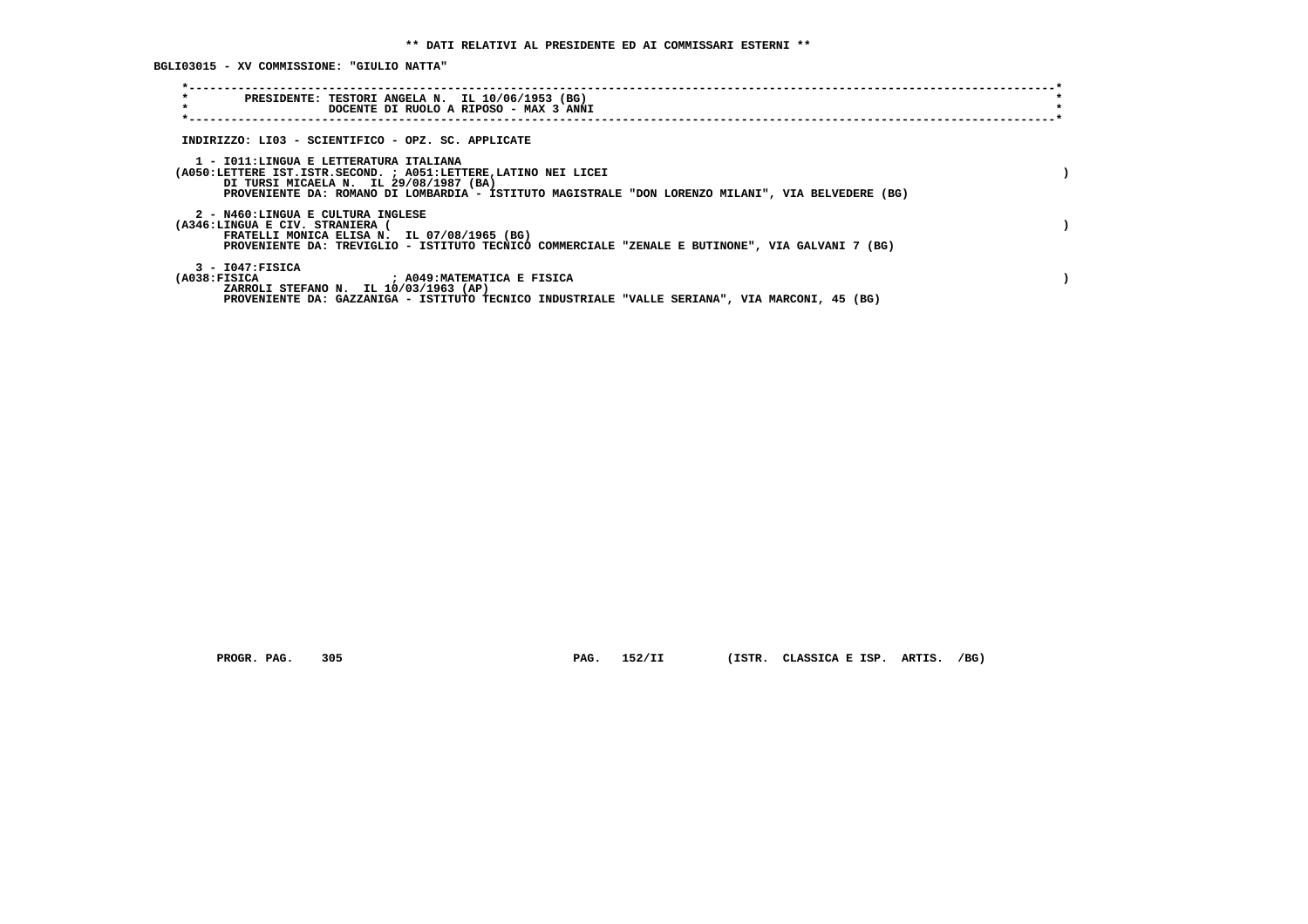**\*\* DATI RELATIVI AL PRESIDENTE ED AI COMMISSARI ESTERNI \*\***

**BGLI03015 - XV COMMISSIONE: "GIULIO NATTA"**

**PRESIDENTE: TESTORI ANGELA N. IL 10/06/1953 (BG)**
**DOCENTE DI RUOLO A RIPOSO - MAX 3 ANNI**

**INDIRIZZO: LI03 - SCIENTIFICO - OPZ. SC. APPLICATE**

**1 - I011:LINGUA E LETTERATURA ITALIANA**
**(A050:LETTERE IST.ISTR.SECOND. ; A051:LETTERE,LATINO NEI LICEI )**
**DI TURSI MICAELA N. IL 29/08/1987 (BA)**
**PROVENIENTE DA: ROMANO DI LOMBARDIA - ISTITUTO MAGISTRALE "DON LORENZO MILANI", VIA BELVEDERE (BG)**

**2 - N460:LINGUA E CULTURA INGLESE**
**(A346:LINGUA E CIV. STRANIERA ( )**
**FRATELLI MONICA ELISA N. IL 07/08/1965 (BG)**
**PROVENIENTE DA: TREVIGLIO - ISTITUTO TECNICO COMMERCIALE "ZENALE E BUTINONE", VIA GALVANI 7 (BG)**

**3 - I047:FISICA**
**(A038:FISICA ; A049:MATEMATICA E FISICA )**
**ZARROLI STEFANO N. IL 10/03/1963 (AP)**
**PROVENIENTE DA: GAZZANIGA - ISTITUTO TECNICO INDUSTRIALE "VALLE SERIANA", VIA MARCONI, 45 (BG)**

**PROGR. PAG. 305 PAG. 152/II (ISTR. CLASSICA E ISP. ARTIS. /BG)**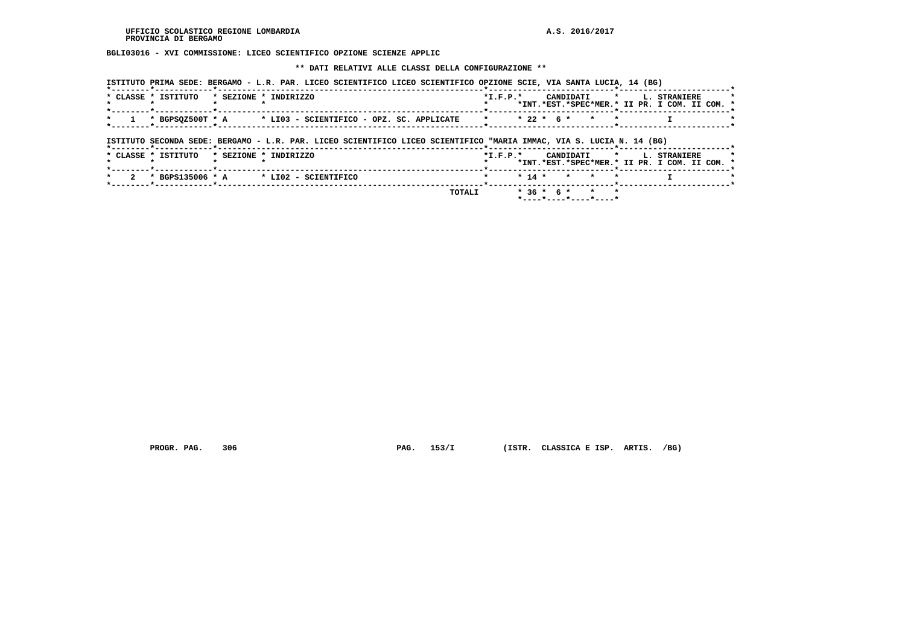BGLI03016 - XVI COMMISSIONE: LICEO SCIENTIFICO OPZIONE SCIENZE APPLIC

** DATI RELATIVI ALLE CLASSI DELLA CONFIGURAZIONE **

ISTITUTO PRIMA SEDE: BERGAMO - L.R. PAR. LICEO SCIENTIFICO LICEO SCIENTIFICO OPZIONE SCIE, VIA SANTA LUCIA, 14 (BG)

| CLASSE | ISTITUTO | SEZIONE | INDIRIZZO | I.F.P. | CANDIDATI INT. | CANDIDATI EST. | CANDIDATI SPEC | CANDIDATI MER. | L. STRANIERE II PR. | L. STRANIERE I COM. | L. STRANIERE II COM. |
|---|---|---|---|---|---|---|---|---|---|---|---|
| 1 | BGPSQZ500T | A | LI03 - SCIENTIFICO - OPZ. SC. APPLICATE | | 22 | 6 | | | | I | |

ISTITUTO SECONDA SEDE: BERGAMO - L.R. PAR. LICEO SCIENTIFICO LICEO SCIENTIFICO "MARIA IMMAC, VIA S. LUCIA N. 14 (BG)

| CLASSE | ISTITUTO | SEZIONE | INDIRIZZO | I.F.P. | CANDIDATI INT. | CANDIDATI EST. | CANDIDATI SPEC | CANDIDATI MER. | L. STRANIERE II PR. | L. STRANIERE I COM. | L. STRANIERE II COM. |
|---|---|---|---|---|---|---|---|---|---|---|---|
| 2 | BGPS135006 | A | LI02 - SCIENTIFICO | | 14 | | | | | I | |
| | | | TOTALI | | 36 | 6 | | | | | |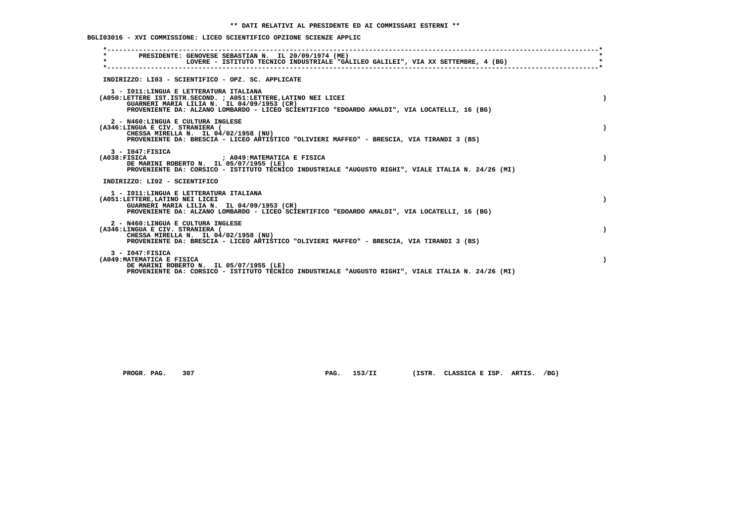** DATI RELATIVI AL PRESIDENTE ED AI COMMISSARI ESTERNI **

BGLI03016 - XVI COMMISSIONE: LICEO SCIENTIFICO OPZIONE SCIENZE APPLIC

PRESIDENTE: GENOVESE SEBASTIAN N. IL 20/09/1974 (ME)
LOVERE - ISTITUTO TECNICO INDUSTRIALE "GALILEO GALILEI", VIA XX SETTEMBRE, 4 (BG)

INDIRIZZO: LI03 - SCIENTIFICO - OPZ. SC. APPLICATE

1 - I011:LINGUA E LETTERATURA ITALIANA
(A050:LETTERE IST.ISTR.SECOND. ; A051:LETTERE,LATINO NEI LICEI )
GUARNERI MARIA LILIA N. IL 04/09/1953 (CR)
PROVENIENTE DA: ALZANO LOMBARDO - LICEO SCIENTIFICO "EDOARDO AMALDI", VIA LOCATELLI, 16 (BG)

2 - N460:LINGUA E CULTURA INGLESE
(A346:LINGUA E CIV. STRANIERA ( )
CHESSA MIRELLA N. IL 04/02/1958 (NU)
PROVENIENTE DA: BRESCIA - LICEO ARTISTICO "OLIVIERI MAFFEO" - BRESCIA, VIA TIRANDI 3 (BS)

3 - I047:FISICA
(A038:FISICA ; A049:MATEMATICA E FISICA )
DE MARINI ROBERTO N. IL 05/07/1955 (LE)
PROVENIENTE DA: CORSICO - ISTITUTO TECNICO INDUSTRIALE "AUGUSTO RIGHI", VIALE ITALIA N. 24/26 (MI)

INDIRIZZO: LI02 - SCIENTIFICO

1 - I011:LINGUA E LETTERATURA ITALIANA
(A051:LETTERE,LATINO NEI LICEI )
GUARNERI MARIA LILIA N. IL 04/09/1953 (CR)
PROVENIENTE DA: ALZANO LOMBARDO - LICEO SCIENTIFICO "EDOARDO AMALDI", VIA LOCATELLI, 16 (BG)

2 - N460:LINGUA E CULTURA INGLESE
(A346:LINGUA E CIV. STRANIERA ( )
CHESSA MIRELLA N. IL 04/02/1958 (NU)
PROVENIENTE DA: BRESCIA - LICEO ARTISTICO "OLIVIERI MAFFEO" - BRESCIA, VIA TIRANDI 3 (BS)

3 - I047:FISICA
(A049:MATEMATICA E FISICA )
DE MARINI ROBERTO N. IL 05/07/1955 (LE)
PROVENIENTE DA: CORSICO - ISTITUTO TECNICO INDUSTRIALE "AUGUSTO RIGHI", VIALE ITALIA N. 24/26 (MI)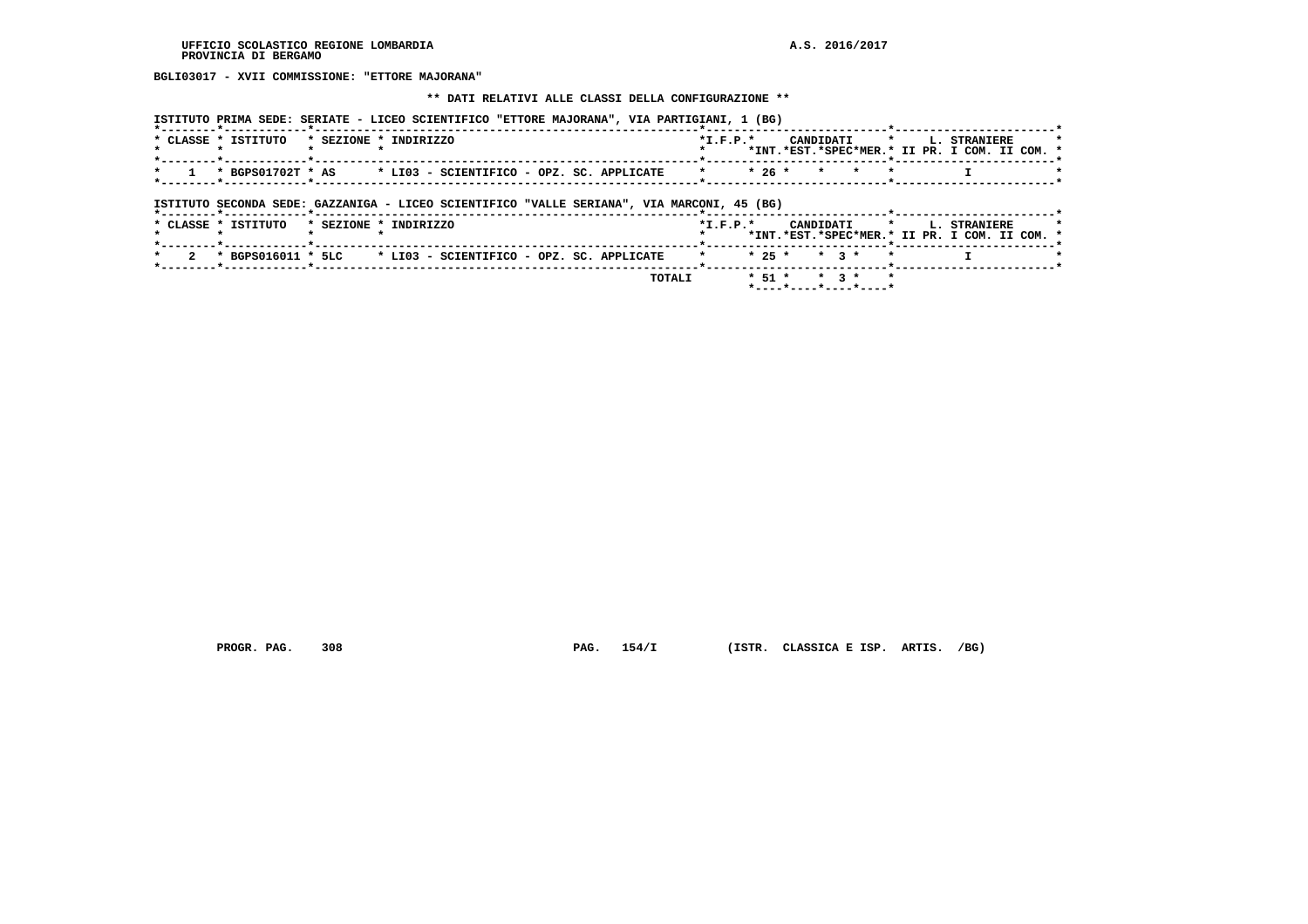BGLI03017 - XVII COMMISSIONE: "ETTORE MAJORANA"

** DATI RELATIVI ALLE CLASSI DELLA CONFIGURAZIONE **

ISTITUTO PRIMA SEDE: SERIATE - LICEO SCIENTIFICO "ETTORE MAJORANA", VIA PARTIGIANI, 1 (BG)

| CLASSE | ISTITUTO | SEZIONE | INDIRIZZO | I.F.P. | CANDIDATI INT. | CANDIDATI EST. | CANDIDATI SPEC | CANDIDATI MER. | L. STRANIERE II PR. | L. STRANIERE I COM. | L. STRANIERE II COM. |
|---|---|---|---|---|---|---|---|---|---|---|---|
| 1 | BGPS01702T | AS | LI03 - SCIENTIFICO - OPZ. SC. APPLICATE | | 26 | | | | | I | |

ISTITUTO SECONDA SEDE: GAZZANIGA - LICEO SCIENTIFICO "VALLE SERIANA", VIA MARCONI, 45 (BG)

| CLASSE | ISTITUTO | SEZIONE | INDIRIZZO | I.F.P. | CANDIDATI INT. | CANDIDATI EST. | CANDIDATI SPEC | CANDIDATI MER. | L. STRANIERE II PR. | L. STRANIERE I COM. | L. STRANIERE II COM. |
|---|---|---|---|---|---|---|---|---|---|---|---|
| 2 | BGPS016011 | 5LC | LI03 - SCIENTIFICO - OPZ. SC. APPLICATE | | 25 | | 3 | | | I | |
| | | | TOTALI | | 51 | | 3 | | | | |

PROGR. PAG. 308 PAG. 154/I (ISTR. CLASSICA E ISP. ARTIS. /BG)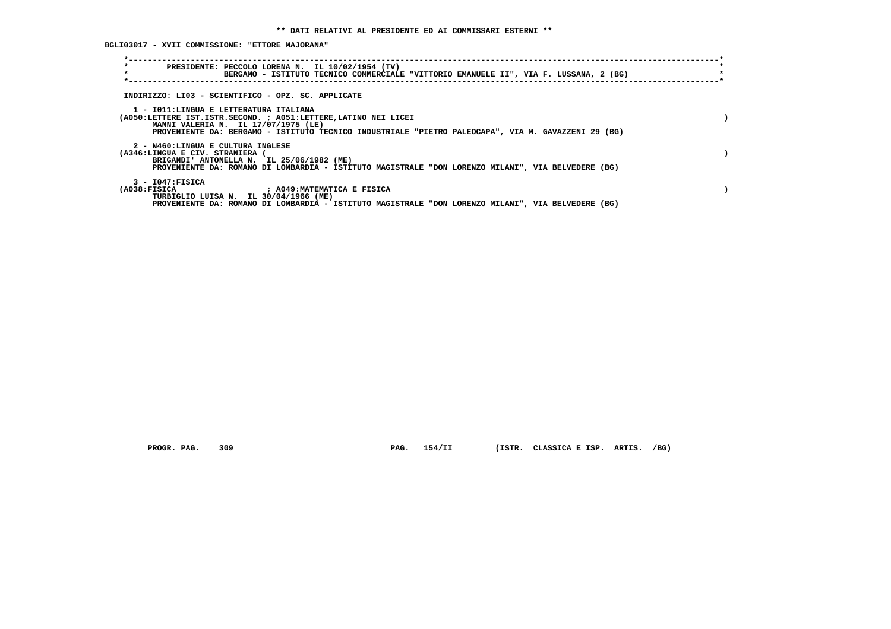** DATI RELATIVI AL PRESIDENTE ED AI COMMISSARI ESTERNI **

BGLI03017 - XVII COMMISSIONE: "ETTORE MAJORANA"

```
*----------------------------------------------------------------------------------------------------------------------*
*        PRESIDENTE: PECCOLO LORENA N.  IL 10/02/1954 (TV)                                                             *
*                    BERGAMO - ISTITUTO TECNICO COMMERCIALE "VITTORIO EMANUELE II", VIA F. LUSSANA, 2 (BG)             *
*----------------------------------------------------------------------------------------------------------------------*
```

INDIRIZZO: LI03 - SCIENTIFICO - OPZ. SC. APPLICATE

1 - I011:LINGUA E LETTERATURA ITALIANA
(A050:LETTERE IST.ISTR.SECOND. ; A051:LETTERE,LATINO NEI LICEI )
MANNI VALERIA N. IL 17/07/1975 (LE)
PROVENIENTE DA: BERGAMO - ISTITUTO TECNICO INDUSTRIALE "PIETRO PALEOCAPA", VIA M. GAVAZZENI 29 (BG)

2 - N460:LINGUA E CULTURA INGLESE
(A346:LINGUA E CIV. STRANIERA ( )
BRIGANDI' ANTONELLA N. IL 25/06/1982 (ME)
PROVENIENTE DA: ROMANO DI LOMBARDIA - ISTITUTO MAGISTRALE "DON LORENZO MILANI", VIA BELVEDERE (BG)

3 - I047:FISICA
(A038:FISICA ; A049:MATEMATICA E FISICA )
TURBIGLIO LUISA N. IL 30/04/1966 (ME)
PROVENIENTE DA: ROMANO DI LOMBARDIA - ISTITUTO MAGISTRALE "DON LORENZO MILANI", VIA BELVEDERE (BG)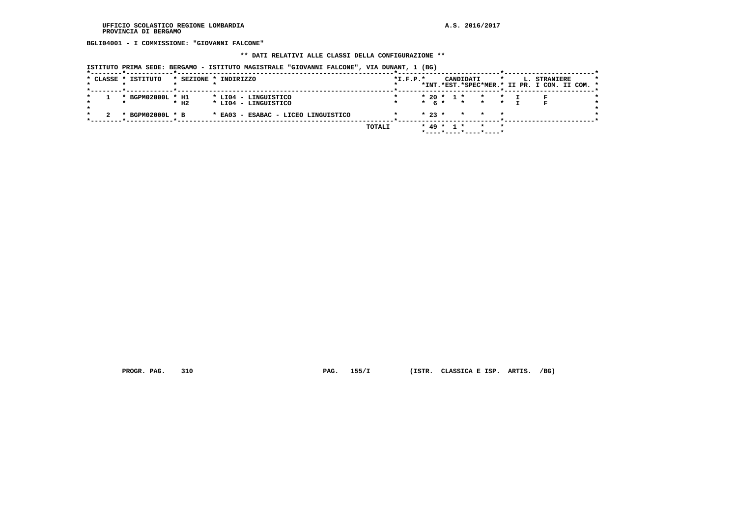BGLI04001 - I COMMISSIONE: "GIOVANNI FALCONE"

** DATI RELATIVI ALLE CLASSI DELLA CONFIGURAZIONE **

ISTITUTO PRIMA SEDE: BERGAMO - ISTITUTO MAGISTRALE "GIOVANNI FALCONE", VIA DUNANT, 1 (BG)

| CLASSE | ISTITUTO | SEZIONE | INDIRIZZO | I.F.P. | CANDIDATI INT. | CANDIDATI EST. | CANDIDATI SPEC | CANDIDATI MER. | L. STRANIERE II PR. | L. STRANIERE I COM. | L. STRANIERE II COM. |
|---|---|---|---|---|---|---|---|---|---|---|---|
| 1 | BGPM02000L | H1 | LI04 - LINGUISTICO | | 20 | 1 | | | I | F | |
| | | H2 | LI04 - LINGUISTICO | | 6 | | | | I | F | |
| 2 | BGPM02000L | B | EA03 - ESABAC - LICEO LINGUISTICO | | 23 | | | | | | |
| | | | TOTALI | | 49 | 1 | | | | | |

PROGR. PAG. 310 PAG. 155/I (ISTR. CLASSICA E ISP. ARTIS. /BG)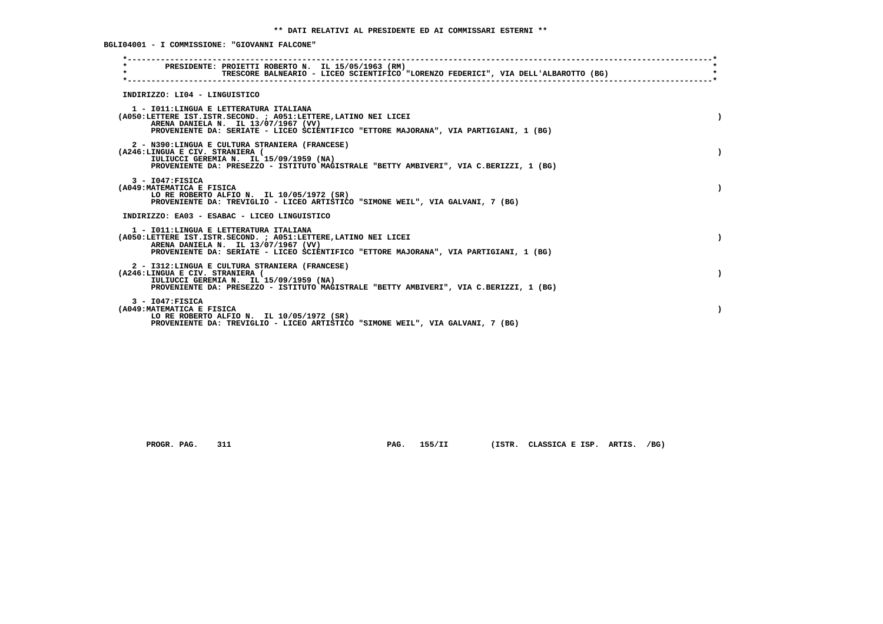** DATI RELATIVI AL PRESIDENTE ED AI COMMISSARI ESTERNI **

BGLI04001 - I COMMISSIONE: "GIOVANNI FALCONE"

```
*----------------------------------------------------------------------------------------------------------------------*
*        PRESIDENTE: PROIETTI ROBERTO N.  IL 15/05/1963 (RM)                                                           *
*                    TRESCORE BALNEARIO - LICEO SCIENTIFICO "LORENZO FEDERICI", VIA DELL'ALBAROTTO (BG)                *
*----------------------------------------------------------------------------------------------------------------------*
```

INDIRIZZO: LI04 - LINGUISTICO

1 - I011:LINGUA E LETTERATURA ITALIANA
(A050:LETTERE IST.ISTR.SECOND. ; A051:LETTERE,LATINO NEI LICEI )
ARENA DANIELA N. IL 13/07/1967 (VV)
PROVENIENTE DA: SERIATE - LICEO SCIENTIFICO "ETTORE MAJORANA", VIA PARTIGIANI, 1 (BG)

2 - N390:LINGUA E CULTURA STRANIERA (FRANCESE)
(A246:LINGUA E CIV. STRANIERA ( )
IULIUCCI GEREMIA N. IL 15/09/1959 (NA)
PROVENIENTE DA: PRESEZZO - ISTITUTO MAGISTRALE "BETTY AMBIVERI", VIA C.BERIZZI, 1 (BG)

3 - I047:FISICA
(A049:MATEMATICA E FISICA )
LO RE ROBERTO ALFIO N. IL 10/05/1972 (SR)
PROVENIENTE DA: TREVIGLIO - LICEO ARTISTICO "SIMONE WEIL", VIA GALVANI, 7 (BG)

INDIRIZZO: EA03 - ESABAC - LICEO LINGUISTICO

1 - I011:LINGUA E LETTERATURA ITALIANA
(A050:LETTERE IST.ISTR.SECOND. ; A051:LETTERE,LATINO NEI LICEI )
ARENA DANIELA N. IL 13/07/1967 (VV)
PROVENIENTE DA: SERIATE - LICEO SCIENTIFICO "ETTORE MAJORANA", VIA PARTIGIANI, 1 (BG)

2 - I312:LINGUA E CULTURA STRANIERA (FRANCESE)
(A246:LINGUA E CIV. STRANIERA ( )
IULIUCCI GEREMIA N. IL 15/09/1959 (NA)
PROVENIENTE DA: PRESEZZO - ISTITUTO MAGISTRALE "BETTY AMBIVERI", VIA C.BERIZZI, 1 (BG)

3 - I047:FISICA
(A049:MATEMATICA E FISICA )
LO RE ROBERTO ALFIO N. IL 10/05/1972 (SR)
PROVENIENTE DA: TREVIGLIO - LICEO ARTISTICO "SIMONE WEIL", VIA GALVANI, 7 (BG)

PROGR. PAG. 311 PAG. 155/II (ISTR. CLASSICA E ISP. ARTIS. /BG)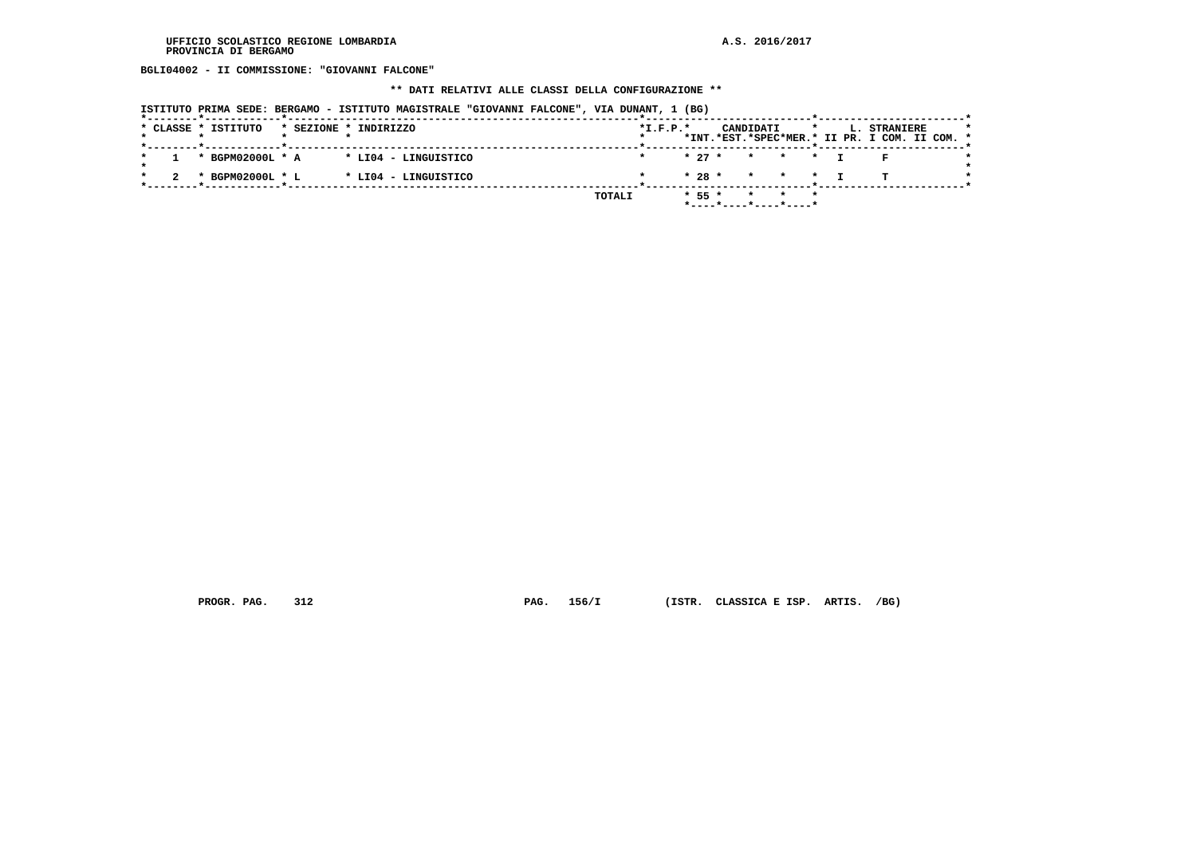UFFICIO SCOLASTICO REGIONE LOMBARDIA
PROVINCIA DI BERGAMO

A.S. 2016/2017

**BGLI04002 - II COMMISSIONE: "GIOVANNI FALCONE"**

**\*\* DATI RELATIVI ALLE CLASSI DELLA CONFIGURAZIONE \*\***

**ISTITUTO PRIMA SEDE: BERGAMO - ISTITUTO MAGISTRALE "GIOVANNI FALCONE", VIA DUNANT, 1 (BG)**

| CLASSE | ISTITUTO | SEZIONE | INDIRIZZO | I.F.P. | CANDIDATI INT. | CANDIDATI EST. | CANDIDATI SPEC | CANDIDATI MER. | L. STRANIERE II PR. | L. STRANIERE I COM. | L. STRANIERE II COM. |
|---|---|---|---|---|---|---|---|---|---|---|---|
| 1 | BGPM02000L | A | LI04 - LINGUISTICO | | 27 | | | | I | F | |
| 2 | BGPM02000L | L | LI04 - LINGUISTICO | | 28 | | | | I | T | |
| | | | TOTALI | | 55 | | | | | | |

PROGR. PAG. 312 PAG. 156/I (ISTR. CLASSICA E ISP. ARTIS. /BG)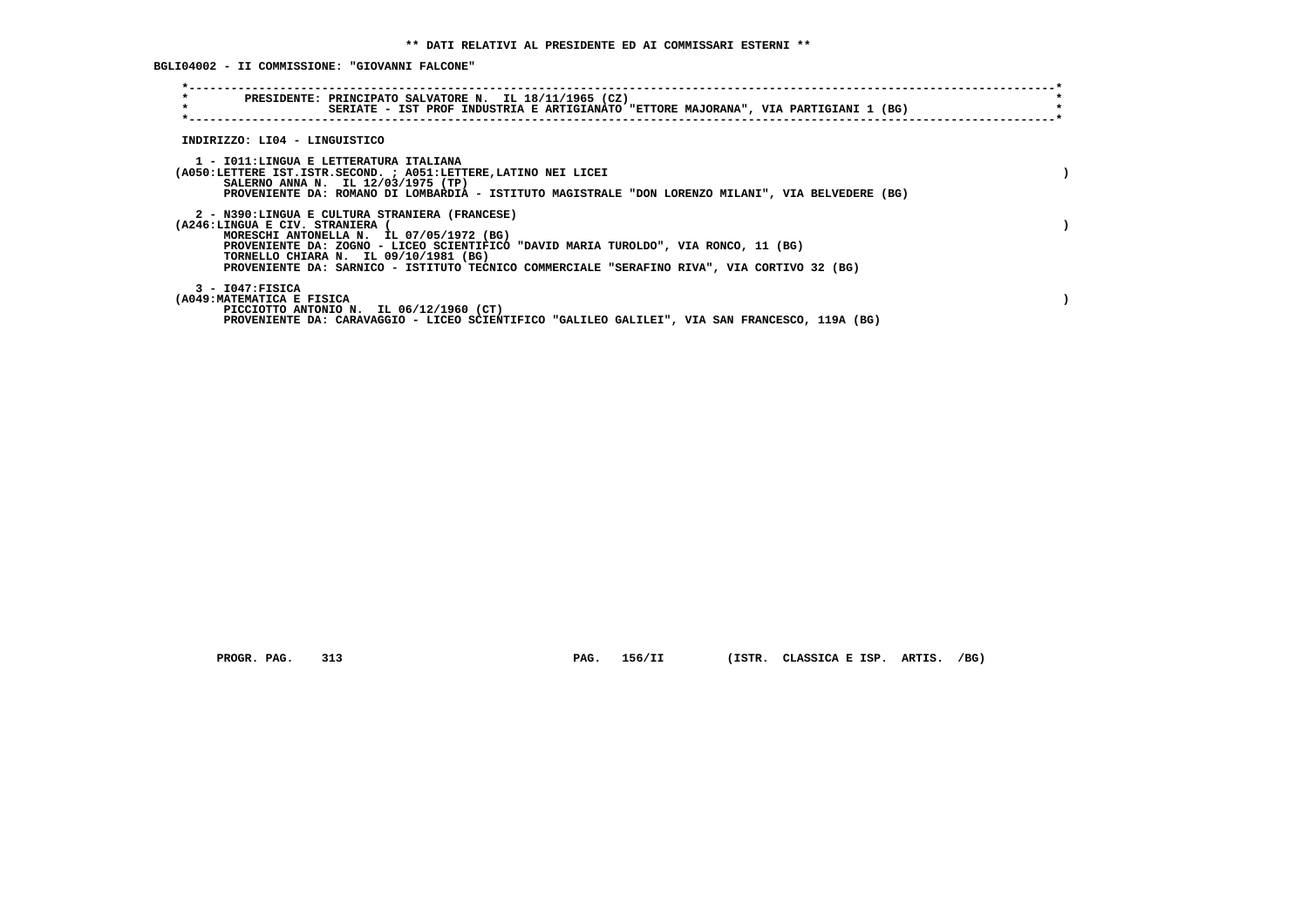**\*\* DATI RELATIVI AL PRESIDENTE ED AI COMMISSARI ESTERNI \*\***

**BGLI04002 - II COMMISSIONE: "GIOVANNI FALCONE"**

**PRESIDENTE: PRINCIPATO SALVATORE N. IL 18/11/1965 (CZ)**
**SERIATE - IST PROF INDUSTRIA E ARTIGIANATO "ETTORE MAJORANA", VIA PARTIGIANI 1 (BG)**

**INDIRIZZO: LI04 - LINGUISTICO**

**1 - I011:LINGUA E LETTERATURA ITALIANA**
**(A050:LETTERE IST.ISTR.SECOND. ; A051:LETTERE,LATINO NEI LICEI )**
**SALERNO ANNA N. IL 12/03/1975 (TP)**
**PROVENIENTE DA: ROMANO DI LOMBARDIA - ISTITUTO MAGISTRALE "DON LORENZO MILANI", VIA BELVEDERE (BG)**

**2 - N390:LINGUA E CULTURA STRANIERA (FRANCESE)**
**(A246:LINGUA E CIV. STRANIERA ( )**
**MORESCHI ANTONELLA N. IL 07/05/1972 (BG)**
**PROVENIENTE DA: ZOGNO - LICEO SCIENTIFICO "DAVID MARIA TUROLDO", VIA RONCO, 11 (BG)**
**TORNELLO CHIARA N. IL 09/10/1981 (BG)**
**PROVENIENTE DA: SARNICO - ISTITUTO TECNICO COMMERCIALE "SERAFINO RIVA", VIA CORTIVO 32 (BG)**

**3 - I047:FISICA**
**(A049:MATEMATICA E FISICA )**
**PICCIOTTO ANTONIO N. IL 06/12/1960 (CT)**
**PROVENIENTE DA: CARAVAGGIO - LICEO SCIENTIFICO "GALILEO GALILEI", VIA SAN FRANCESCO, 119A (BG)**

**PROGR. PAG. 313 PAG. 156/II (ISTR. CLASSICA E ISP. ARTIS. /BG)**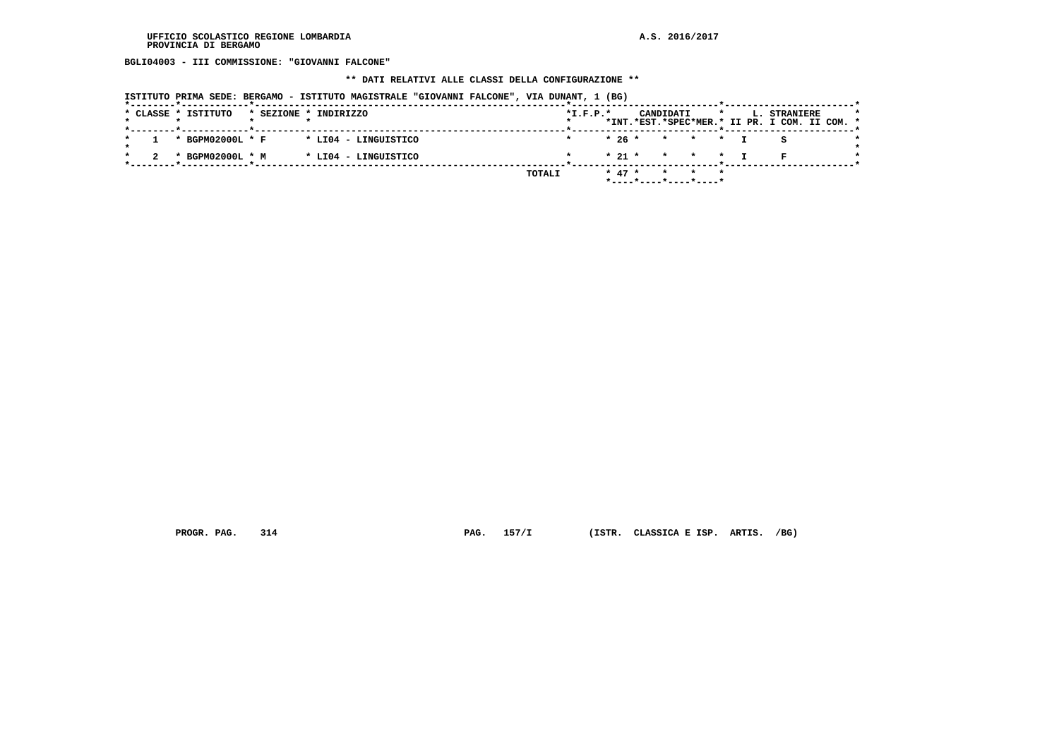UFFICIO SCOLASTICO REGIONE LOMBARDIA
PROVINCIA DI BERGAMO

A.S. 2016/2017

BGLI04003 - III COMMISSIONE: "GIOVANNI FALCONE"

** DATI RELATIVI ALLE CLASSI DELLA CONFIGURAZIONE **

ISTITUTO PRIMA SEDE: BERGAMO - ISTITUTO MAGISTRALE "GIOVANNI FALCONE", VIA DUNANT, 1 (BG)

| CLASSE | ISTITUTO | SEZIONE | INDIRIZZO | I.F.P. | CANDIDATI INT. | CANDIDATI EST. | CANDIDATI SPEC | CANDIDATI MER. | L. STRANIERE II PR. | L. STRANIERE I COM. | L. STRANIERE II COM. |
|---|---|---|---|---|---|---|---|---|---|---|---|
| 1 | BGPM02000L | F | LI04 - LINGUISTICO | | 26 | | | | I | S | |
| 2 | BGPM02000L | M | LI04 - LINGUISTICO | | 21 | | | | I | F | |
| | | | TOTALI | | 47 | | | | | | |

PROGR. PAG. 314 PAG. 157/I (ISTR. CLASSICA E ISP. ARTIS. /BG)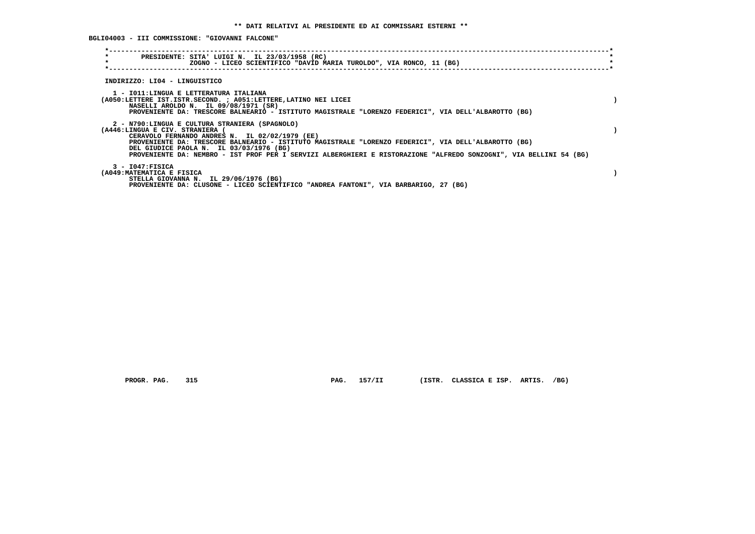** DATI RELATIVI AL PRESIDENTE ED AI COMMISSARI ESTERNI **

BGLI04003 - III COMMISSIONE: "GIOVANNI FALCONE"

PRESIDENTE: SITA' LUIGI N. IL 23/03/1958 (RC)
ZOGNO - LICEO SCIENTIFICO "DAVID MARIA TUROLDO", VIA RONCO, 11 (BG)

INDIRIZZO: LI04 - LINGUISTICO

1 - I011:LINGUA E LETTERATURA ITALIANA
(A050:LETTERE IST.ISTR.SECOND. ; A051:LETTERE,LATINO NEI LICEI )
NASELLI AROLDO N. IL 09/08/1971 (SR)
PROVENIENTE DA: TRESCORE BALNEARIO - ISTITUTO MAGISTRALE "LORENZO FEDERICI", VIA DELL'ALBAROTTO (BG)

2 - N790:LINGUA E CULTURA STRANIERA (SPAGNOLO)
(A446:LINGUA E CIV. STRANIERA ( )
CERAVOLO FERNANDO ANDRES N. IL 02/02/1979 (EE)
PROVENIENTE DA: TRESCORE BALNEARIO - ISTITUTO MAGISTRALE "LORENZO FEDERICI", VIA DELL'ALBAROTTO (BG)
DEL GIUDICE PAOLA N. IL 03/03/1976 (BG)
PROVENIENTE DA: NEMBRO - IST PROF PER I SERVIZI ALBERGHIERI E RISTORAZIONE "ALFREDO SONZOGNI", VIA BELLINI 54 (BG)

3 - I047:FISICA
(A049:MATEMATICA E FISICA )
STELLA GIOVANNA N. IL 29/06/1976 (BG)
PROVENIENTE DA: CLUSONE - LICEO SCIENTIFICO "ANDREA FANTONI", VIA BARBARIGO, 27 (BG)

PROGR. PAG. 315 PAG. 157/II (ISTR. CLASSICA E ISP. ARTIS. /BG)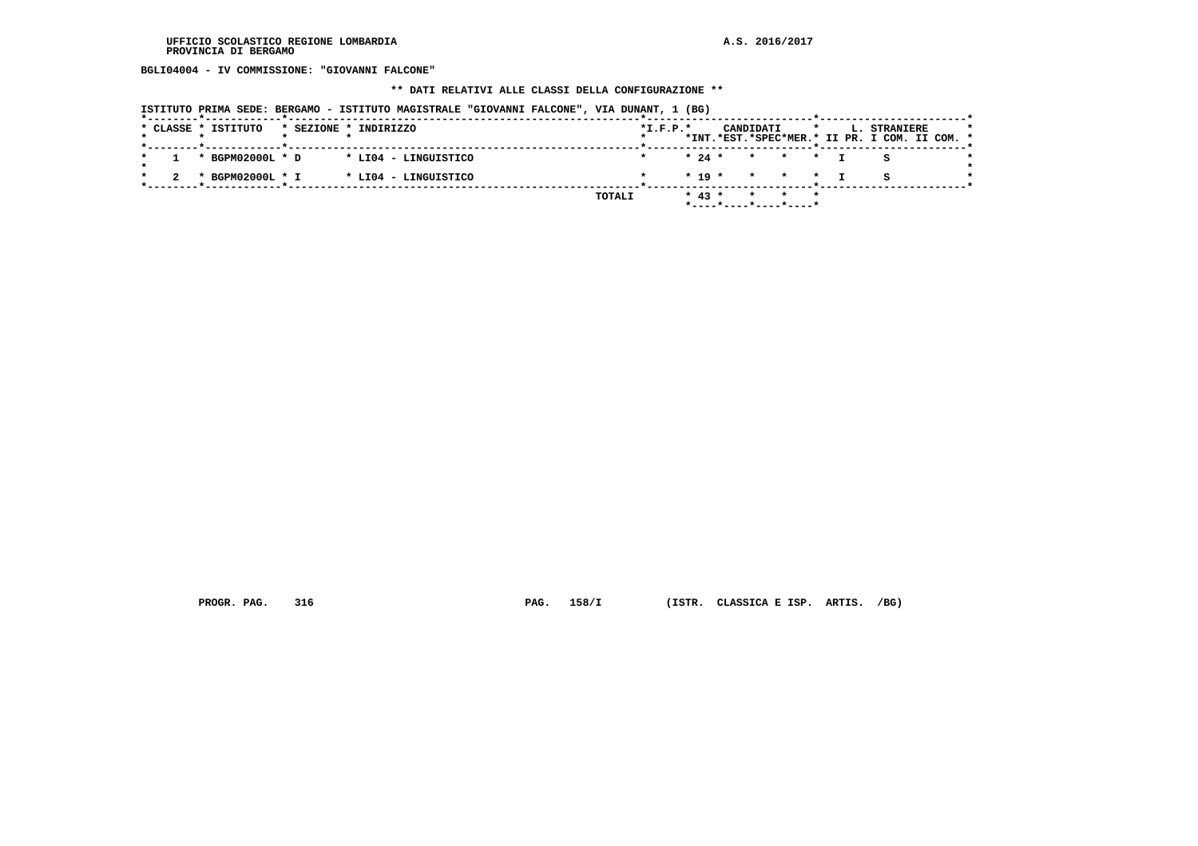**BGLI04004 - IV COMMISSIONE: "GIOVANNI FALCONE"**

**\*\* DATI RELATIVI ALLE CLASSI DELLA CONFIGURAZIONE \*\***

**ISTITUTO PRIMA SEDE: BERGAMO - ISTITUTO MAGISTRALE "GIOVANNI FALCONE", VIA DUNANT, 1 (BG)**

| CLASSE | ISTITUTO | SEZIONE | INDIRIZZO | I.F.P. | CANDIDATI INT. | CANDIDATI EST. | CANDIDATI SPEC | CANDIDATI MER. | L. STRANIERE II PR. | L. STRANIERE I COM. | L. STRANIERE II COM. |
|---|---|---|---|---|---|---|---|---|---|---|---|
| 1 | BGPM02000L | D | LI04 - LINGUISTICO | | 24 | | | | I | S | |
| 2 | BGPM02000L | I | LI04 - LINGUISTICO | | 19 | | | | I | S | |
| | | | TOTALI | | 43 | | | | | | |

PROGR. PAG. 316 PAG. 158/I (ISTR. CLASSICA E ISP. ARTIS. /BG)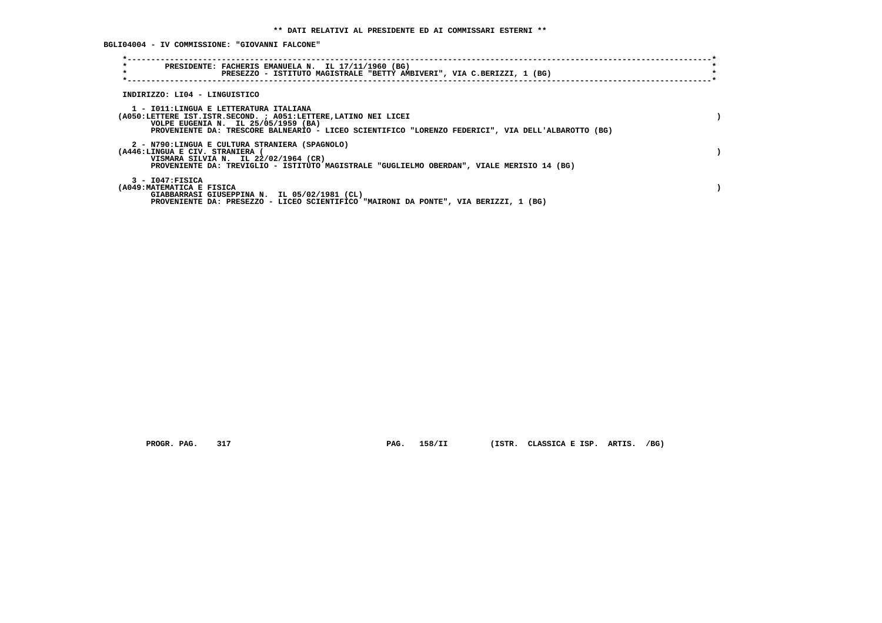**\*\* DATI RELATIVI AL PRESIDENTE ED AI COMMISSARI ESTERNI \*\***

**BGLI04004 - IV COMMISSIONE: "GIOVANNI FALCONE"**

PRESIDENTE: FACHERIS EMANUELA N. IL 17/11/1960 (BG)
PRESEZZO - ISTITUTO MAGISTRALE "BETTY AMBIVERI", VIA C.BERIZZI, 1 (BG)

INDIRIZZO: LI04 - LINGUISTICO

1 - I011:LINGUA E LETTERATURA ITALIANA
(A050:LETTERE IST.ISTR.SECOND. ; A051:LETTERE,LATINO NEI LICEI )
VOLPE EUGENIA N. IL 25/05/1959 (BA)
PROVENIENTE DA: TRESCORE BALNEARIO - LICEO SCIENTIFICO "LORENZO FEDERICI", VIA DELL'ALBAROTTO (BG)

2 - N790:LINGUA E CULTURA STRANIERA (SPAGNOLO)
(A446:LINGUA E CIV. STRANIERA ( )
VISMARA SILVIA N. IL 22/02/1964 (CR)
PROVENIENTE DA: TREVIGLIO - ISTITUTO MAGISTRALE "GUGLIELMO OBERDAN", VIALE MERISIO 14 (BG)

3 - I047:FISICA
(A049:MATEMATICA E FISICA )
GIABBARRASI GIUSEPPINA N. IL 05/02/1981 (CL)
PROVENIENTE DA: PRESEZZO - LICEO SCIENTIFICO "MAIRONI DA PONTE", VIA BERIZZI, 1 (BG)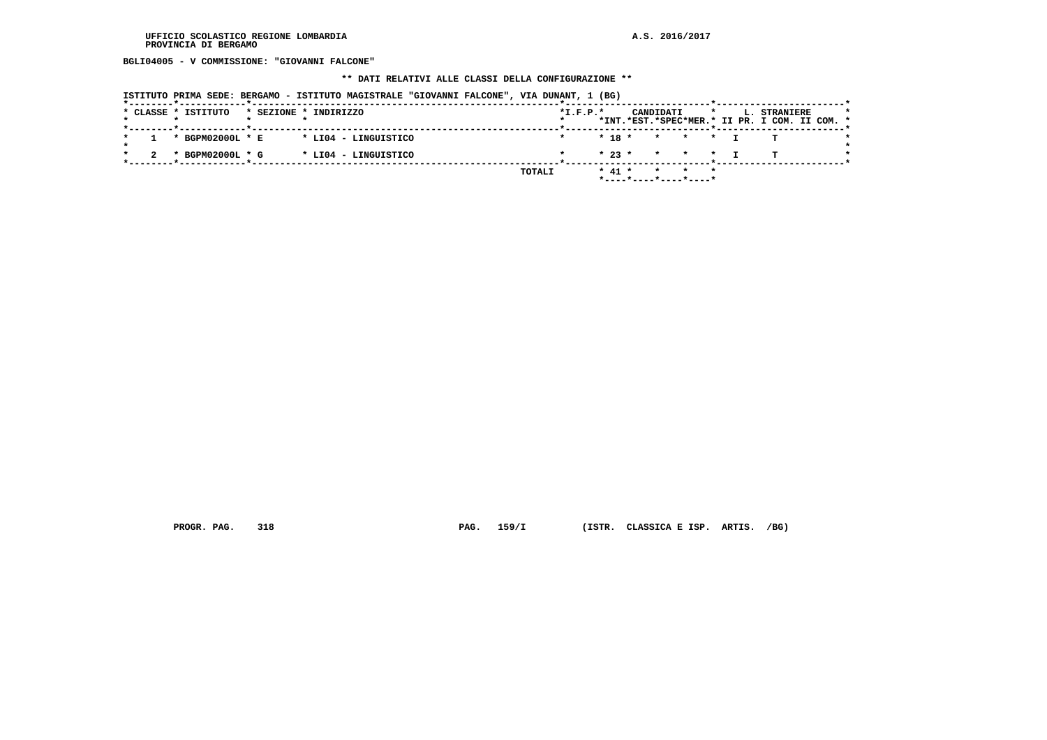UFFICIO SCOLASTICO REGIONE LOMBARDIA
PROVINCIA DI BERGAMO

A.S. 2016/2017

**BGLI04005 - V COMMISSIONE: "GIOVANNI FALCONE"**

**\*\* DATI RELATIVI ALLE CLASSI DELLA CONFIGURAZIONE \*\***

ISTITUTO PRIMA SEDE: BERGAMO - ISTITUTO MAGISTRALE "GIOVANNI FALCONE", VIA DUNANT, 1 (BG)

| CLASSE | ISTITUTO | SEZIONE | INDIRIZZO | I.F.P. | CANDIDATI INT. | CANDIDATI EST. | CANDIDATI SPEC | CANDIDATI MER. | L. STRANIERE II PR. | L. STRANIERE I COM. | L. STRANIERE II COM. |
|---|---|---|---|---|---|---|---|---|---|---|---|
| 1 | BGPM02000L | E | LI04 - LINGUISTICO | | 18 | | | | I | T | |
| 2 | BGPM02000L | G | LI04 - LINGUISTICO | | 23 | | | | I | T | |
| | | | TOTALI | | 41 | | | | | | |

PROGR. PAG. 318 PAG. 159/I (ISTR. CLASSICA E ISP. ARTIS. /BG)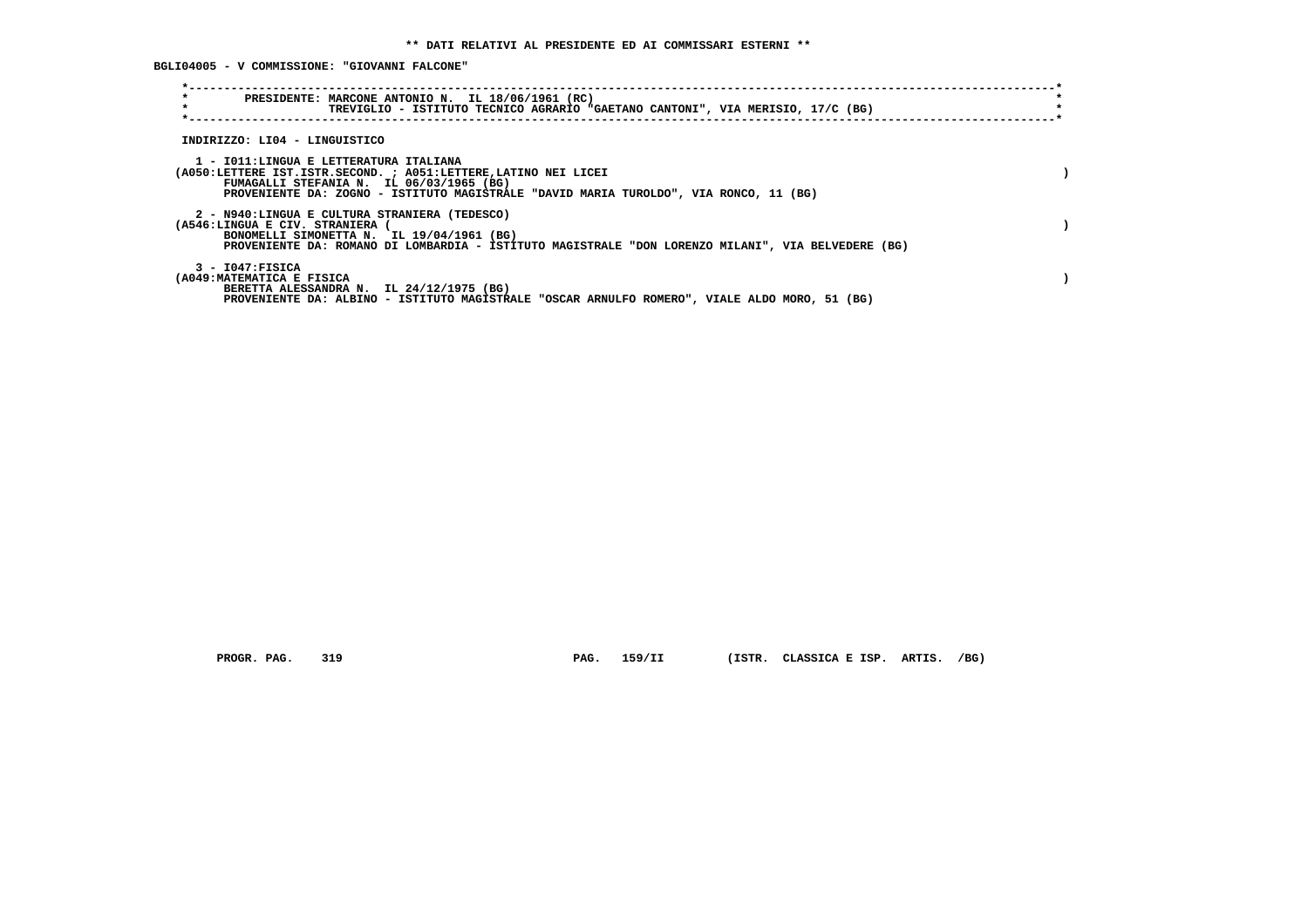**\*\* DATI RELATIVI AL PRESIDENTE ED AI COMMISSARI ESTERNI \*\***

**BGLI04005 - V COMMISSIONE: "GIOVANNI FALCONE"**

PRESIDENTE: MARCONE ANTONIO N. IL 18/06/1961 (RC)
TREVIGLIO - ISTITUTO TECNICO AGRARIO "GAETANO CANTONI", VIA MERISIO, 17/C (BG)

INDIRIZZO: LI04 - LINGUISTICO

1 - I011:LINGUA E LETTERATURA ITALIANA
(A050:LETTERE IST.ISTR.SECOND. ; A051:LETTERE,LATINO NEI LICEI )
FUMAGALLI STEFANIA N. IL 06/03/1965 (BG)
PROVENIENTE DA: ZOGNO - ISTITUTO MAGISTRALE "DAVID MARIA TUROLDO", VIA RONCO, 11 (BG)

2 - N940:LINGUA E CULTURA STRANIERA (TEDESCO)
(A546:LINGUA E CIV. STRANIERA ( )
BONOMELLI SIMONETTA N. IL 19/04/1961 (BG)
PROVENIENTE DA: ROMANO DI LOMBARDIA - ISTITUTO MAGISTRALE "DON LORENZO MILANI", VIA BELVEDERE (BG)

3 - I047:FISICA
(A049:MATEMATICA E FISICA )
BERETTA ALESSANDRA N. IL 24/12/1975 (BG)
PROVENIENTE DA: ALBINO - ISTITUTO MAGISTRALE "OSCAR ARNULFO ROMERO", VIALE ALDO MORO, 51 (BG)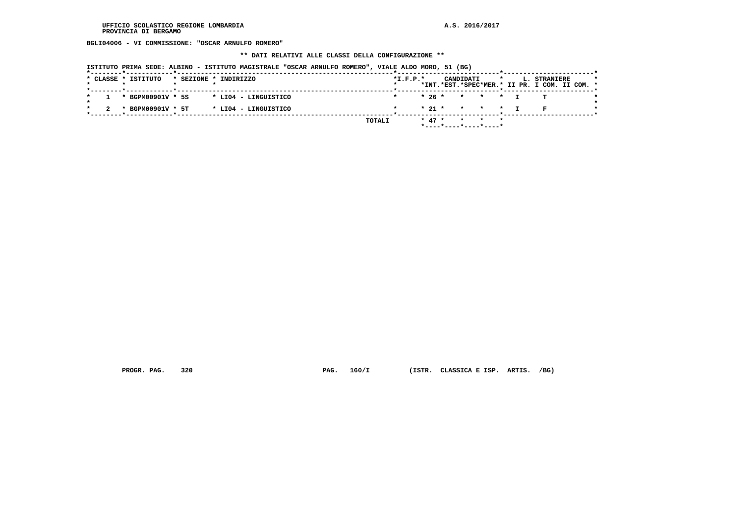UFFICIO SCOLASTICO REGIONE LOMBARDIA
PROVINCIA DI BERGAMO

A.S. 2016/2017

**BGLI04006 - VI COMMISSIONE: "OSCAR ARNULFO ROMERO"**

**\*\* DATI RELATIVI ALLE CLASSI DELLA CONFIGURAZIONE \*\***

ISTITUTO PRIMA SEDE: ALBINO - ISTITUTO MAGISTRALE "OSCAR ARNULFO ROMERO", VIALE ALDO MORO, 51 (BG)

| CLASSE | ISTITUTO | SEZIONE | INDIRIZZO | I.F.P. | CANDIDATI INT. | CANDIDATI EST. | CANDIDATI SPEC | CANDIDATI MER. | L. STRANIERE II PR. | L. STRANIERE I COM. | L. STRANIERE II COM. |
|---|---|---|---|---|---|---|---|---|---|---|---|
| 1 | BGPM00901V | 5S | LI04 - LINGUISTICO | | 26 | | | | I | T | |
| 2 | BGPM00901V | 5T | LI04 - LINGUISTICO | | 21 | | | | I | F | |
| | | | TOTALI | | 47 | | | | | | |

PROGR. PAG. 320 PAG. 160/I (ISTR. CLASSICA E ISP. ARTIS. /BG)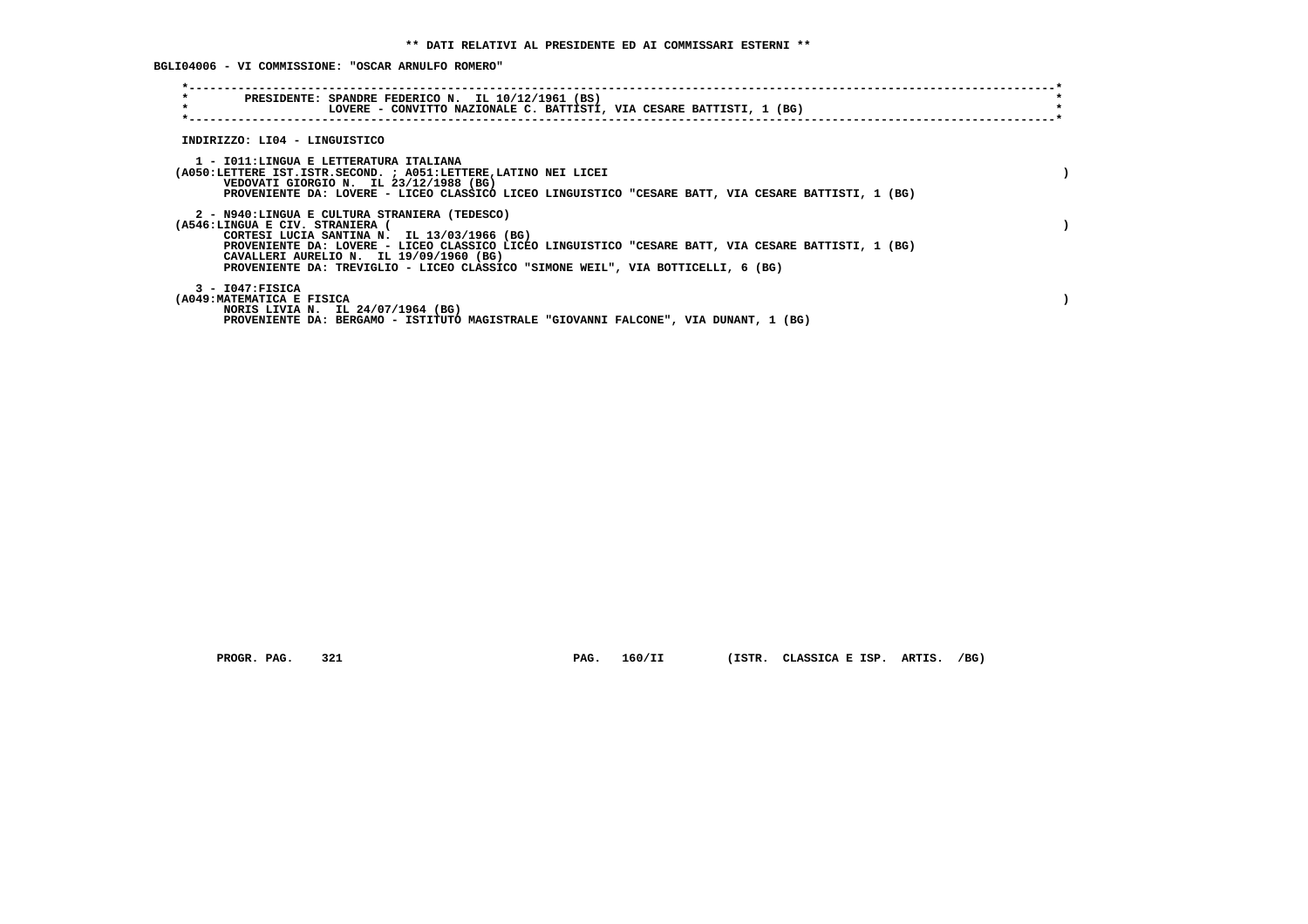** DATI RELATIVI AL PRESIDENTE ED AI COMMISSARI ESTERNI **

BGLI04006 - VI COMMISSIONE: "OSCAR ARNULFO ROMERO"

PRESIDENTE: SPANDRE FEDERICO N. IL 10/12/1961 (BS)
LOVERE - CONVITTO NAZIONALE C. BATTISTI, VIA CESARE BATTISTI, 1 (BG)

INDIRIZZO: LI04 - LINGUISTICO

1 - I011:LINGUA E LETTERATURA ITALIANA
(A050:LETTERE IST.ISTR.SECOND. ; A051:LETTERE,LATINO NEI LICEI )
VEDOVATI GIORGIO N. IL 23/12/1988 (BG)
PROVENIENTE DA: LOVERE - LICEO CLASSICO LICEO LINGUISTICO "CESARE BATT, VIA CESARE BATTISTI, 1 (BG)

2 - N940:LINGUA E CULTURA STRANIERA (TEDESCO)
(A546:LINGUA E CIV. STRANIERA ( )
CORTESI LUCIA SANTINA N. IL 13/03/1966 (BG)
PROVENIENTE DA: LOVERE - LICEO CLASSICO LICEO LINGUISTICO "CESARE BATT, VIA CESARE BATTISTI, 1 (BG)
CAVALLERI AURELIO N. IL 19/09/1960 (BG)
PROVENIENTE DA: TREVIGLIO - LICEO CLASSICO "SIMONE WEIL", VIA BOTTICELLI, 6 (BG)

3 - I047:FISICA
(A049:MATEMATICA E FISICA )
NORIS LIVIA N. IL 24/07/1964 (BG)
PROVENIENTE DA: BERGAMO - ISTITUTO MAGISTRALE "GIOVANNI FALCONE", VIA DUNANT, 1 (BG)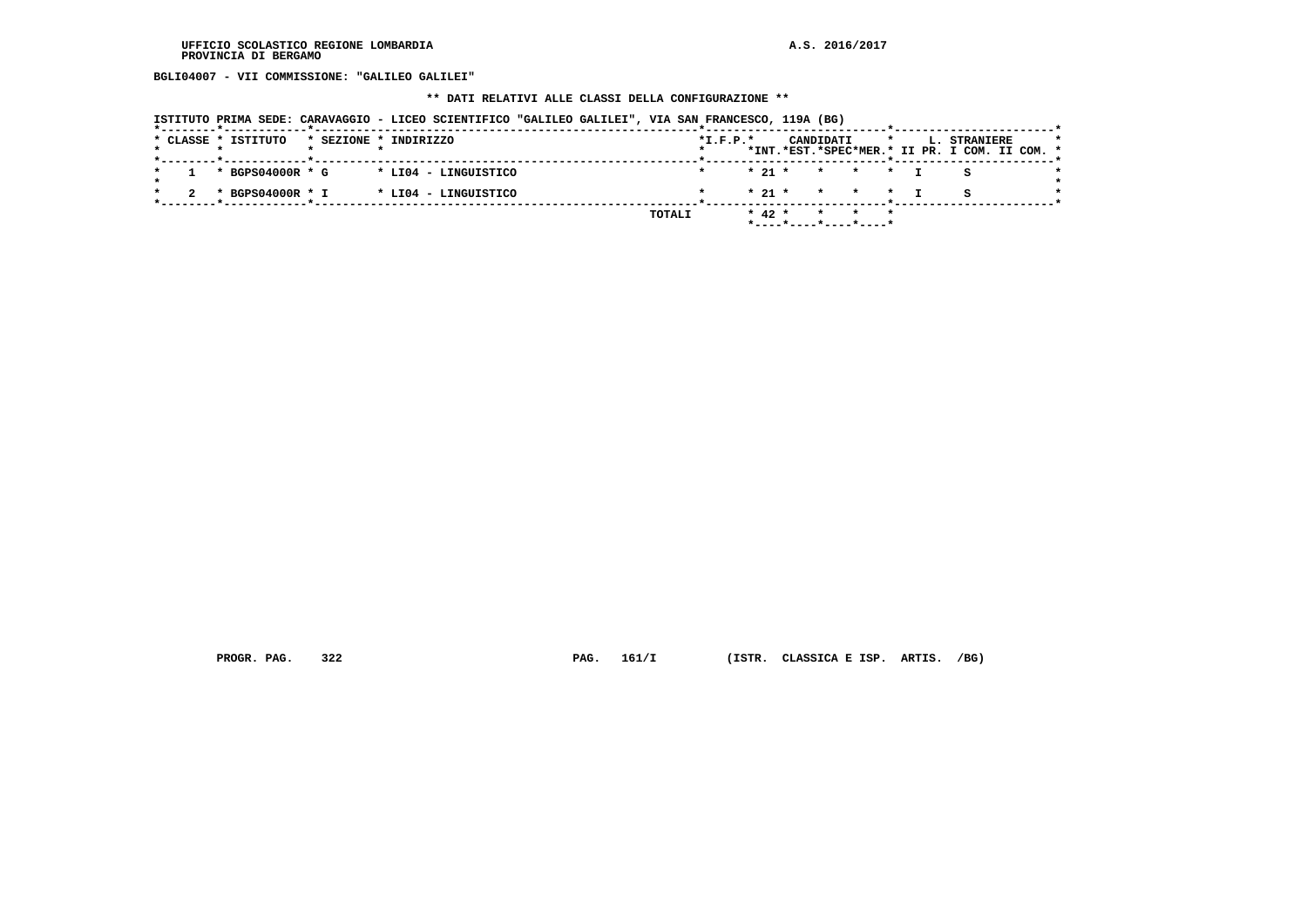**BGLI04007 - VII COMMISSIONE: "GALILEO GALILEI"**

**\*\* DATI RELATIVI ALLE CLASSI DELLA CONFIGURAZIONE \*\***

**ISTITUTO PRIMA SEDE: CARAVAGGIO - LICEO SCIENTIFICO "GALILEO GALILEI", VIA SAN FRANCESCO, 119A (BG)**

| CLASSE | ISTITUTO | SEZIONE | INDIRIZZO | I.F.P. | CANDIDATI INT. | CANDIDATI EST. | CANDIDATI SPEC | CANDIDATI MER. | L. STRANIERE II PR. | L. STRANIERE I COM. | L. STRANIERE II COM. |
|---|---|---|---|---|---|---|---|---|---|---|---|
| 1 | BGPS04000R | G | LI04 - LINGUISTICO | | 21 | | | | I | S | |
| 2 | BGPS04000R | I | LI04 - LINGUISTICO | | 21 | | | | I | S | |
| | | | TOTALI | | 42 | | | | | | |

PROGR. PAG. 322 PAG. 161/I (ISTR. CLASSICA E ISP. ARTIS. /BG)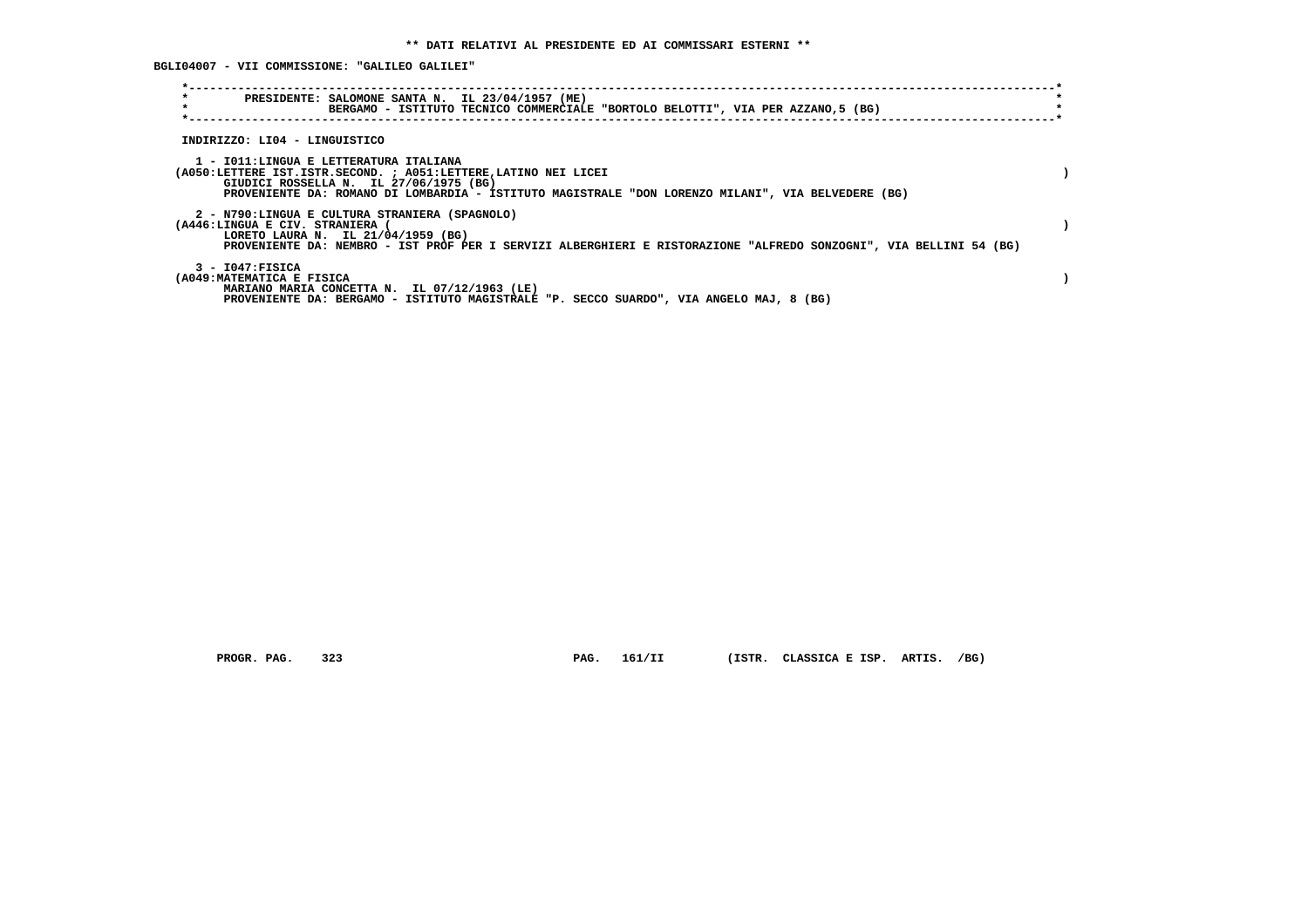** DATI RELATIVI AL PRESIDENTE ED AI COMMISSARI ESTERNI **

BGLI04007 - VII COMMISSIONE: "GALILEO GALILEI"

PRESIDENTE: SALOMONE SANTA N. IL 23/04/1957 (ME)
BERGAMO - ISTITUTO TECNICO COMMERCIALE "BORTOLO BELOTTI", VIA PER AZZANO,5 (BG)

INDIRIZZO: LI04 - LINGUISTICO

1 - I011:LINGUA E LETTERATURA ITALIANA
(A050:LETTERE IST.ISTR.SECOND. ; A051:LETTERE,LATINO NEI LICEI )
GIUDICI ROSSELLA N. IL 27/06/1975 (BG)
PROVENIENTE DA: ROMANO DI LOMBARDIA - ISTITUTO MAGISTRALE "DON LORENZO MILANI", VIA BELVEDERE (BG)

2 - N790:LINGUA E CULTURA STRANIERA (SPAGNOLO)
(A446:LINGUA E CIV. STRANIERA ( )
LORETO LAURA N. IL 21/04/1959 (BG)
PROVENIENTE DA: NEMBRO - IST PROF PER I SERVIZI ALBERGHIERI E RISTORAZIONE "ALFREDO SONZOGNI", VIA BELLINI 54 (BG)

3 - I047:FISICA
(A049:MATEMATICA E FISICA )
MARIANO MARIA CONCETTA N. IL 07/12/1963 (LE)
PROVENIENTE DA: BERGAMO - ISTITUTO MAGISTRALE "P. SECCO SUARDO", VIA ANGELO MAJ, 8 (BG)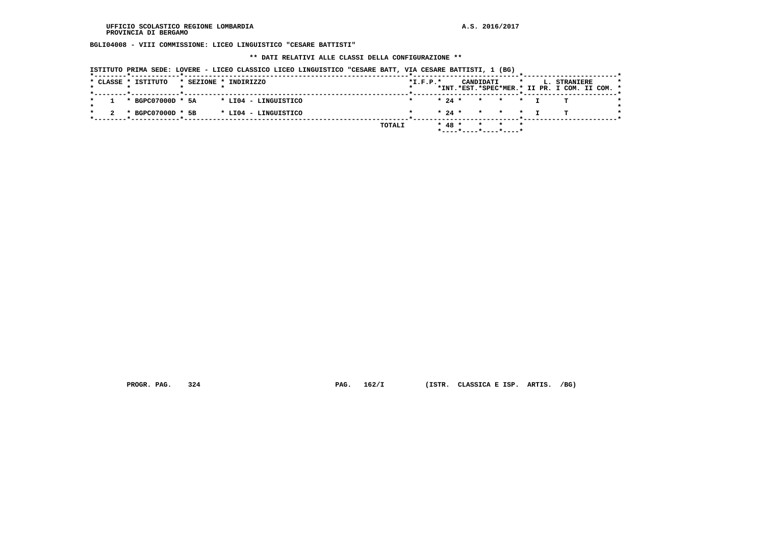UFFICIO SCOLASTICO REGIONE LOMBARDIA
PROVINCIA DI BERGAMO

A.S. 2016/2017

**BGLI04008 - VIII COMMISSIONE: LICEO LINGUISTICO "CESARE BATTISTI"**

**\*\* DATI RELATIVI ALLE CLASSI DELLA CONFIGURAZIONE \*\***

ISTITUTO PRIMA SEDE: LOVERE - LICEO CLASSICO LICEO LINGUISTICO "CESARE BATT, VIA CESARE BATTISTI, 1 (BG)

| CLASSE | ISTITUTO | SEZIONE | INDIRIZZO | I.F.P. | CANDIDATI INT. | CANDIDATI EST. | CANDIDATI SPEC | CANDIDATI MER. | L. STRANIERE II PR. | L. STRANIERE I COM. | L. STRANIERE II COM. |
|---|---|---|---|---|---|---|---|---|---|---|---|
| 1 | BGPC07000D | 5A | LI04 - LINGUISTICO | | 24 | | | | I | T | |
| 2 | BGPC07000D | 5B | LI04 - LINGUISTICO | | 24 | | | | I | T | |
| | | | TOTALI | | 48 | | | | | | |

PROGR. PAG. 324 PAG. 162/I (ISTR. CLASSICA E ISP. ARTIS. /BG)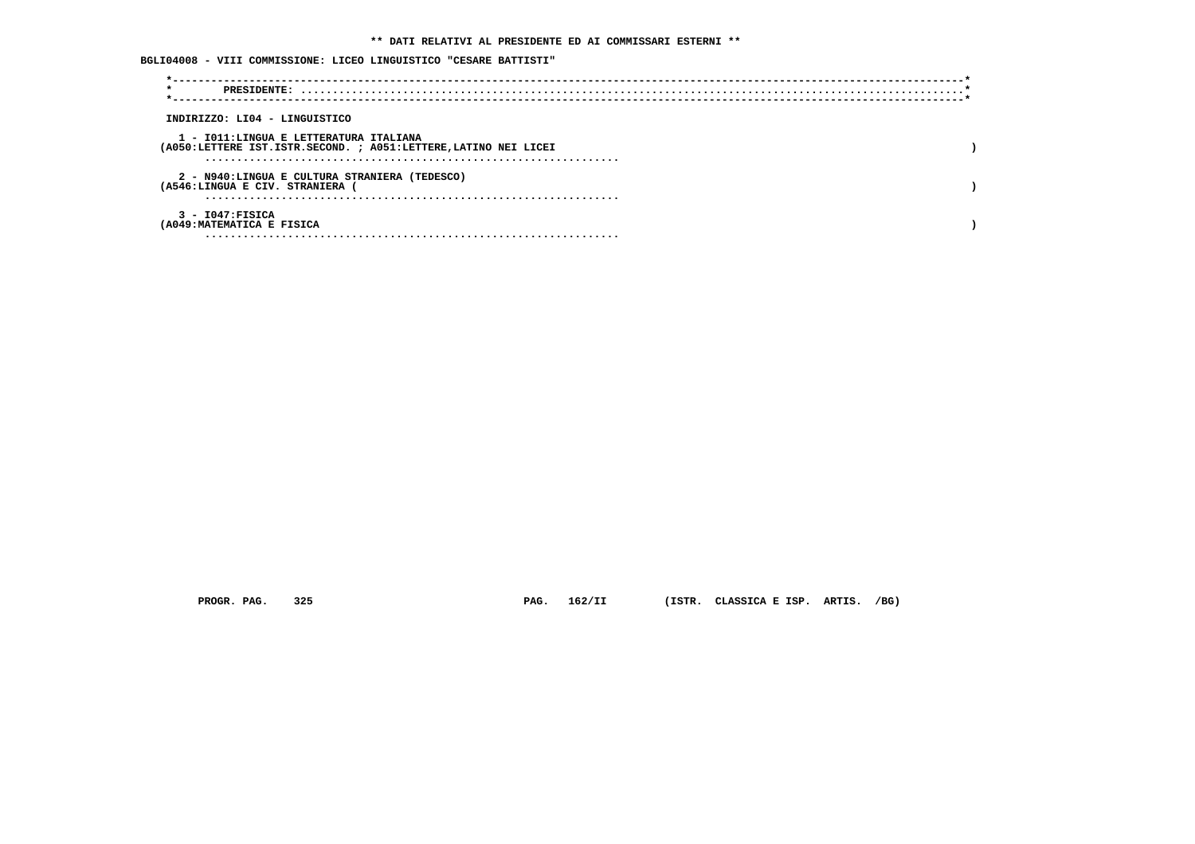** DATI RELATIVI AL PRESIDENTE ED AI COMMISSARI ESTERNI **

BGLI04008 - VIII COMMISSIONE: LICEO LINGUISTICO "CESARE BATTISTI"

PRESIDENTE: ..........................................................................................................

INDIRIZZO: LI04 - LINGUISTICO

1 - I011:LINGUA E LETTERATURA ITALIANA
(A050:LETTERE IST.ISTR.SECOND. ; A051:LETTERE,LATINO NEI LICEI )
..................................................................

2 - N940:LINGUA E CULTURA STRANIERA (TEDESCO)
(A546:LINGUA E CIV. STRANIERA ( )
..................................................................

3 - I047:FISICA
(A049:MATEMATICA E FISICA )
..................................................................

PROGR. PAG. 325 PAG. 162/II (ISTR. CLASSICA E ISP. ARTIS. /BG)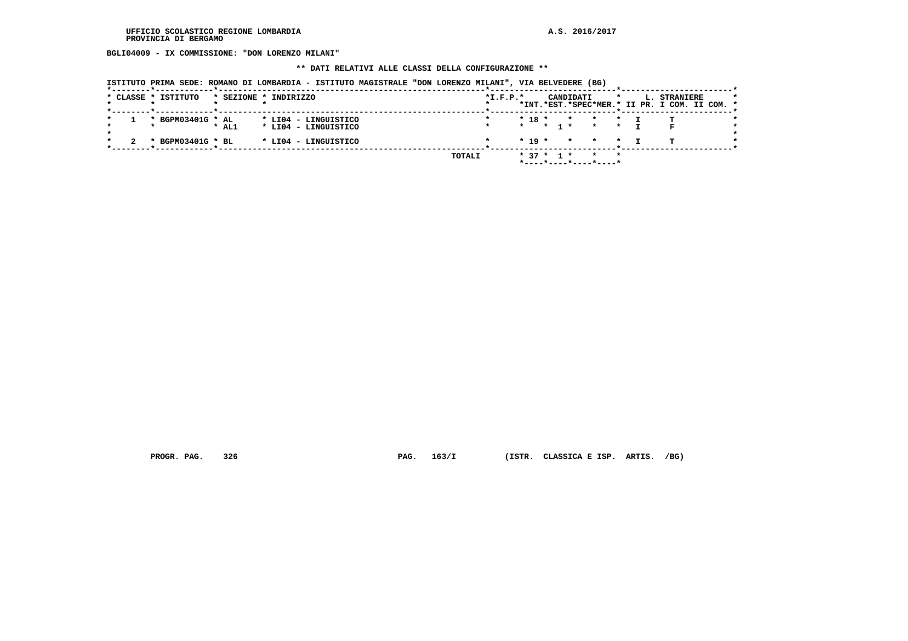BGLI04009 - IX COMMISSIONE: "DON LORENZO MILANI"

## ** DATI RELATIVI ALLE CLASSI DELLA CONFIGURAZIONE **

ISTITUTO PRIMA SEDE: ROMANO DI LOMBARDIA - ISTITUTO MAGISTRALE "DON LORENZO MILANI", VIA BELVEDERE (BG)

| CLASSE | ISTITUTO | SEZIONE | INDIRIZZO | I.F.P. | CANDIDATI INT. | CANDIDATI EST. | CANDIDATI SPEC | CANDIDATI MER. | L. STRANIERE II PR. | L. STRANIERE I COM. | L. STRANIERE II COM. |
|---|---|---|---|---|---|---|---|---|---|---|---|
| 1 | BGPM03401G | AL | LI04 - LINGUISTICO | | 18 | | | | I | T | |
| | | AL1 | LI04 - LINGUISTICO | | | 1 | | | I | F | |
| 2 | BGPM03401G | BL | LI04 - LINGUISTICO | | 19 | | | | I | T | |
| | | | TOTALI | | 37 | 1 | | | | | |

PROGR. PAG. 326 PAG. 163/I (ISTR. CLASSICA E ISP. ARTIS. /BG)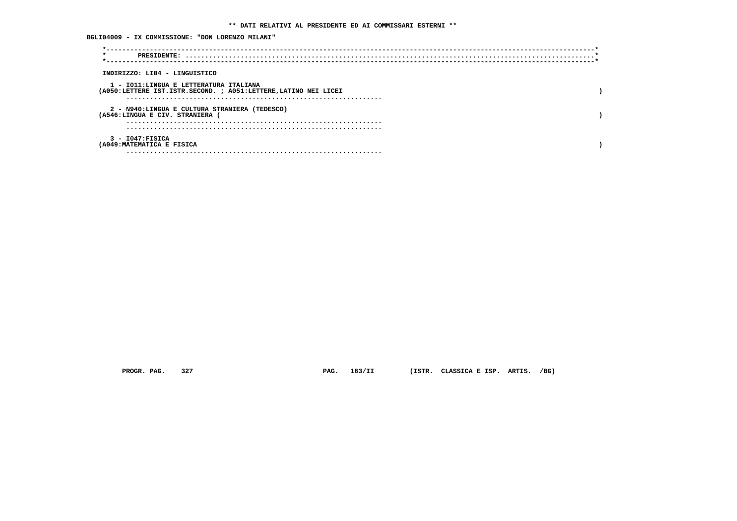**\*\* DATI RELATIVI AL PRESIDENTE ED AI COMMISSARI ESTERNI \*\***

**BGLI04009 - IX COMMISSIONE: "DON LORENZO MILANI"**

```
*----------------------------------------------------------------------------------------------------------------------*
*        PRESIDENTE: ..............................................................................................:*
*----------------------------------------------------------------------------------------------------------------------*
```

**INDIRIZZO: LI04 - LINGUISTICO**

1 - I011:LINGUA E LETTERATURA ITALIANA
(A050:LETTERE IST.ISTR.SECOND. ; A051:LETTERE,LATINO NEI LICEI )
.................................................................

2 - N940:LINGUA E CULTURA STRANIERA (TEDESCO)
(A546:LINGUA E CIV. STRANIERA ( )
.................................................................
.................................................................

3 - I047:FISICA
(A049:MATEMATICA E FISICA )
.................................................................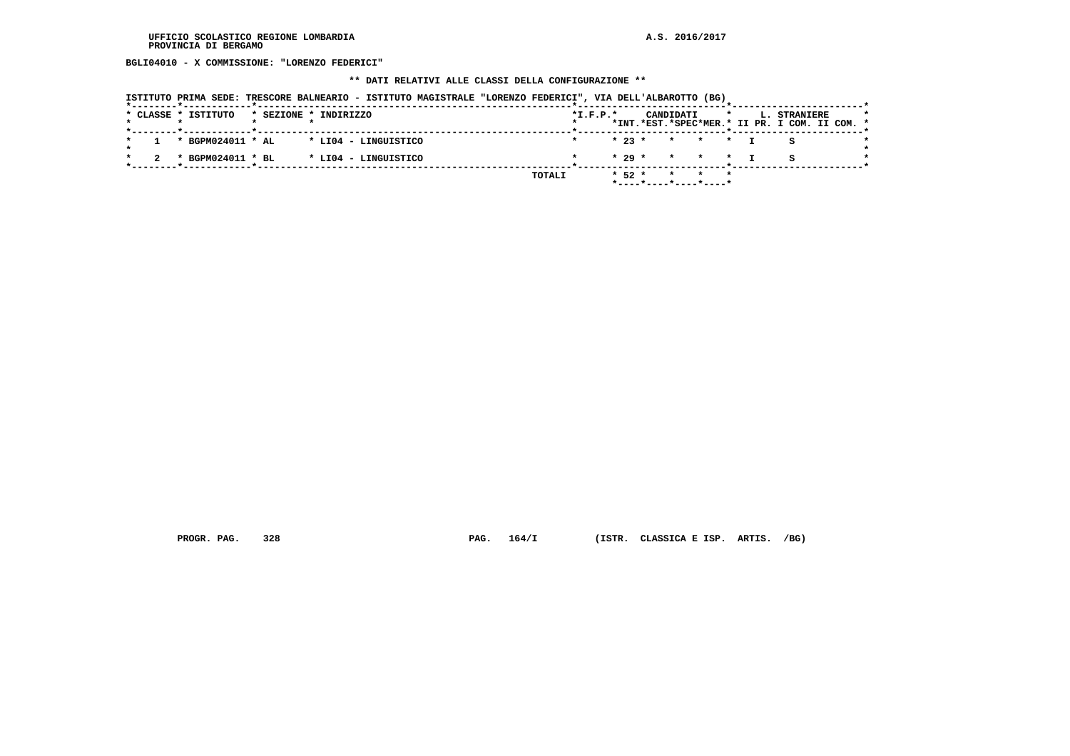UFFICIO SCOLASTICO REGIONE LOMBARDIA
PROVINCIA DI BERGAMO

A.S. 2016/2017

BGLI04010 - X COMMISSIONE: "LORENZO FEDERICI"

** DATI RELATIVI ALLE CLASSI DELLA CONFIGURAZIONE **

ISTITUTO PRIMA SEDE: TRESCORE BALNEARIO - ISTITUTO MAGISTRALE "LORENZO FEDERICI", VIA DELL'ALBAROTTO (BG)

| CLASSE | ISTITUTO | SEZIONE | INDIRIZZO | I.F.P. | CANDIDATI INT. | CANDIDATI EST. | CANDIDATI SPEC | CANDIDATI MER. | L. STRANIERE II PR. | L. STRANIERE I COM. | L. STRANIERE II COM. |
|---|---|---|---|---|---|---|---|---|---|---|---|
| 1 | BGPM024011 | AL | LI04 - LINGUISTICO | | 23 | | | | I | S | |
| 2 | BGPM024011 | BL | LI04 - LINGUISTICO | | 29 | | | | I | S | |
| | | | TOTALI | | 52 | | | | | | |

PROGR. PAG. 328 PAG. 164/I (ISTR. CLASSICA E ISP. ARTIS. /BG)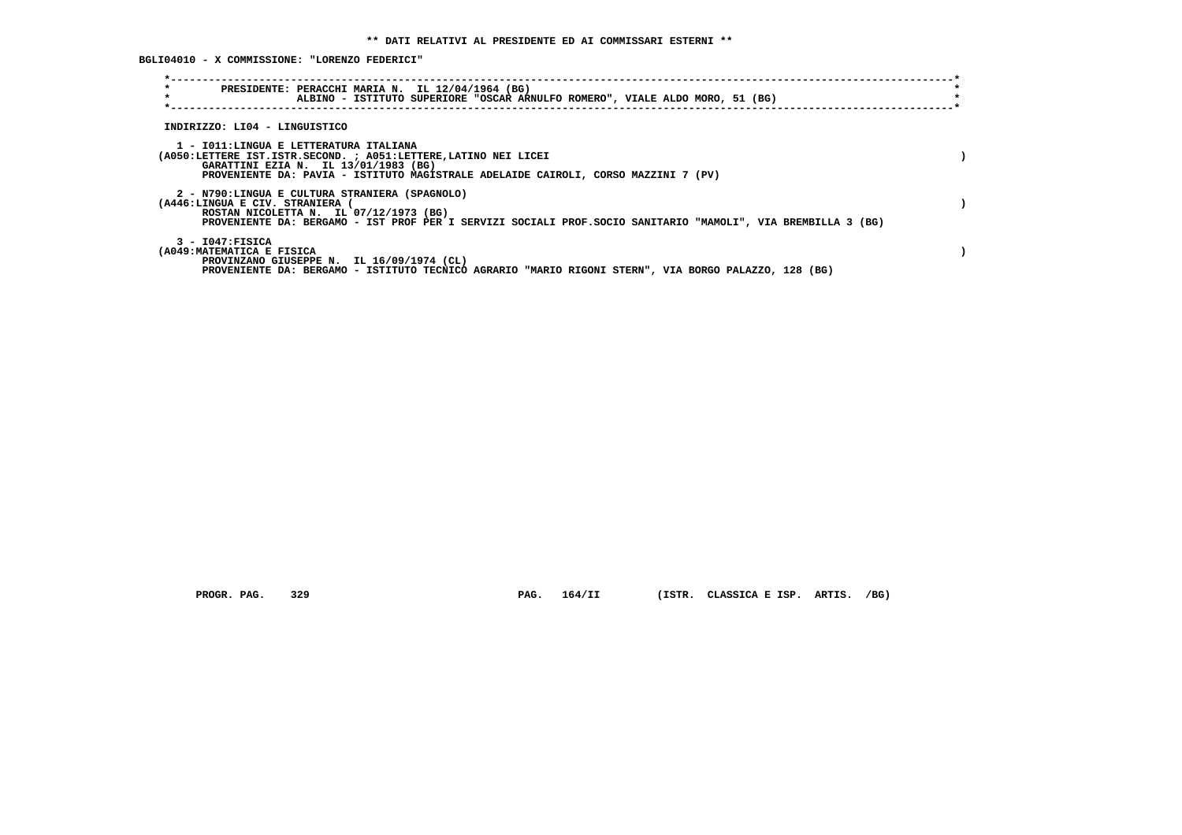**\*\* DATI RELATIVI AL PRESIDENTE ED AI COMMISSARI ESTERNI \*\***

**BGLI04010 - X COMMISSIONE: "LORENZO FEDERICI"**

PRESIDENTE: PERACCHI MARIA N. IL 12/04/1964 (BG)
ALBINO - ISTITUTO SUPERIORE "OSCAR ARNULFO ROMERO", VIALE ALDO MORO, 51 (BG)

INDIRIZZO: LI04 - LINGUISTICO

1 - I011:LINGUA E LETTERATURA ITALIANA
(A050:LETTERE IST.ISTR.SECOND. ; A051:LETTERE,LATINO NEI LICEI )
GARATTINI EZIA N. IL 13/01/1983 (BG)
PROVENIENTE DA: PAVIA - ISTITUTO MAGISTRALE ADELAIDE CAIROLI, CORSO MAZZINI 7 (PV)

2 - N790:LINGUA E CULTURA STRANIERA (SPAGNOLO)
(A446:LINGUA E CIV. STRANIERA ( )
ROSTAN NICOLETTA N. IL 07/12/1973 (BG)
PROVENIENTE DA: BERGAMO - IST PROF PER I SERVIZI SOCIALI PROF.SOCIO SANITARIO "MAMOLI", VIA BREMBILLA 3 (BG)

3 - I047:FISICA
(A049:MATEMATICA E FISICA )
PROVINZANO GIUSEPPE N. IL 16/09/1974 (CL)
PROVENIENTE DA: BERGAMO - ISTITUTO TECNICO AGRARIO "MARIO RIGONI STERN", VIA BORGO PALAZZO, 128 (BG)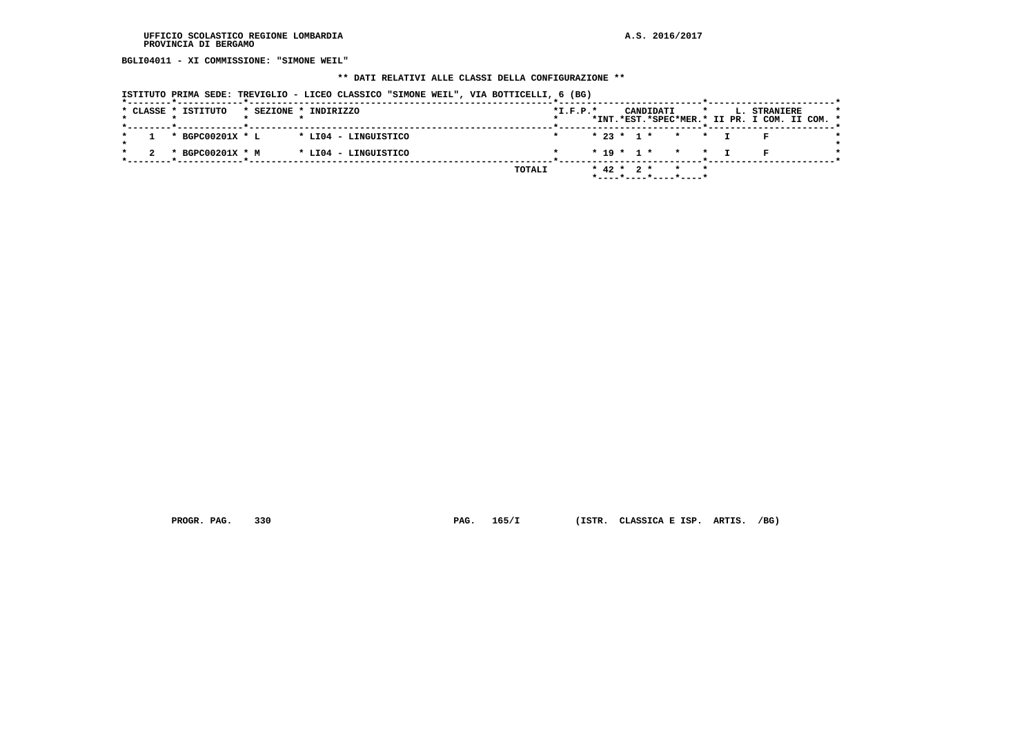UFFICIO SCOLASTICO REGIONE LOMBARDIA
PROVINCIA DI BERGAMO

A.S. 2016/2017

**BGLI04011 - XI COMMISSIONE: "SIMONE WEIL"**

**\*\* DATI RELATIVI ALLE CLASSI DELLA CONFIGURAZIONE \*\***

**ISTITUTO PRIMA SEDE: TREVIGLIO - LICEO CLASSICO "SIMONE WEIL", VIA BOTTICELLI, 6 (BG)**

| CLASSE | ISTITUTO | SEZIONE | INDIRIZZO | I.F.P. | CANDIDATI INT. | CANDIDATI EST. | CANDIDATI SPEC | CANDIDATI MER. | L. STRANIERE II PR. | L. STRANIERE I COM. | L. STRANIERE II COM. |
|---|---|---|---|---|---|---|---|---|---|---|---|
| 1 | BGPC00201X | L | LI04 - LINGUISTICO | | 23 | 1 | | | I | F | |
| 2 | BGPC00201X | M | LI04 - LINGUISTICO | | 19 | 1 | | | I | F | |
| | | | TOTALI | | 42 | 2 | | | | | |

PROGR. PAG. 330 PAG. 165/I (ISTR. CLASSICA E ISP. ARTIS. /BG)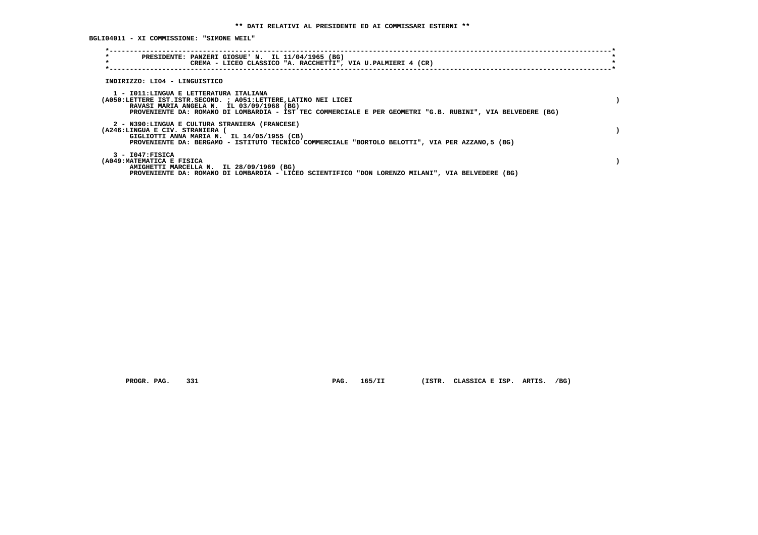**\*\* DATI RELATIVI AL PRESIDENTE ED AI COMMISSARI ESTERNI \*\***

**BGLI04011 - XI COMMISSIONE: "SIMONE WEIL"**

**PRESIDENTE: PANZERI GIOSUE' N. IL 11/04/1965 (BG)**
**CREMA - LICEO CLASSICO "A. RACCHETTI", VIA U.PALMIERI 4 (CR)**

**INDIRIZZO: LI04 - LINGUISTICO**

**1 - I011:LINGUA E LETTERATURA ITALIANA**
**(A050:LETTERE IST.ISTR.SECOND. ; A051:LETTERE,LATINO NEI LICEI )**
**RAVASI MARIA ANGELA N. IL 03/09/1968 (BG)**
**PROVENIENTE DA: ROMANO DI LOMBARDIA - IST TEC COMMERCIALE E PER GEOMETRI "G.B. RUBINI", VIA BELVEDERE (BG)**

**2 - N390:LINGUA E CULTURA STRANIERA (FRANCESE)**
**(A246:LINGUA E CIV. STRANIERA ( )**
**GIGLIOTTI ANNA MARIA N. IL 14/05/1955 (CB)**
**PROVENIENTE DA: BERGAMO - ISTITUTO TECNICO COMMERCIALE "BORTOLO BELOTTI", VIA PER AZZANO,5 (BG)**

**3 - I047:FISICA**
**(A049:MATEMATICA E FISICA )**
**AMIGHETTI MARCELLA N. IL 28/09/1969 (BG)**
**PROVENIENTE DA: ROMANO DI LOMBARDIA - LICEO SCIENTIFICO "DON LORENZO MILANI", VIA BELVEDERE (BG)**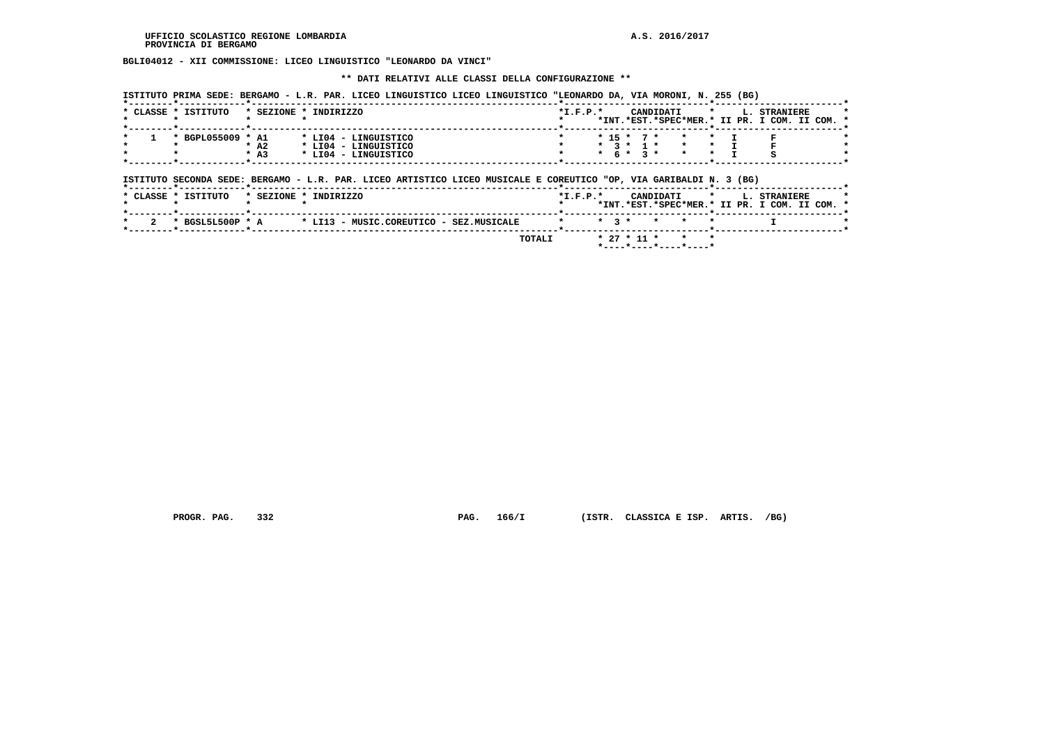UFFICIO SCOLASTICO REGIONE LOMBARDIA
PROVINCIA DI BERGAMO

A.S. 2016/2017

**BGLI04012 - XII COMMISSIONE: LICEO LINGUISTICO "LEONARDO DA VINCI"**

**\*\* DATI RELATIVI ALLE CLASSI DELLA CONFIGURAZIONE \*\***

ISTITUTO PRIMA SEDE: BERGAMO - L.R. PAR. LICEO LINGUISTICO LICEO LINGUISTICO "LEONARDO DA, VIA MORONI, N. 255 (BG)

| CLASSE | ISTITUTO | SEZIONE | INDIRIZZO | I.F.P. | CANDIDATI INT. | CANDIDATI EST. | CANDIDATI SPEC | CANDIDATI MER. | L. STRANIERE II PR. | L. STRANIERE I COM. | L. STRANIERE II COM. |
|---|---|---|---|---|---|---|---|---|---|---|---|
| 1 | BGPL055009 | A1 | LI04 - LINGUISTICO | | 15 | 7 | | | I | F | |
| | | A2 | LI04 - LINGUISTICO | | 3 | 1 | | | I | F | |
| | | A3 | LI04 - LINGUISTICO | | 6 | 3 | | | I | S | |

ISTITUTO SECONDA SEDE: BERGAMO - L.R. PAR. LICEO ARTISTICO LICEO MUSICALE E COREUTICO "OP, VIA GARIBALDI N. 3 (BG)

| CLASSE | ISTITUTO | SEZIONE | INDIRIZZO | I.F.P. | CANDIDATI INT. | CANDIDATI EST. | CANDIDATI SPEC | CANDIDATI MER. | L. STRANIERE II PR. | L. STRANIERE I COM. | L. STRANIERE II COM. |
|---|---|---|---|---|---|---|---|---|---|---|---|
| 2 | BGSL5L500P | A | LI13 - MUSIC.COREUTICO - SEZ.MUSICALE | | 3 | | | | | I | |
| | | | TOTALI | | 27 | 11 | | | | | |

PROGR. PAG. 332 PAG. 166/I (ISTR. CLASSICA E ISP. ARTIS. /BG)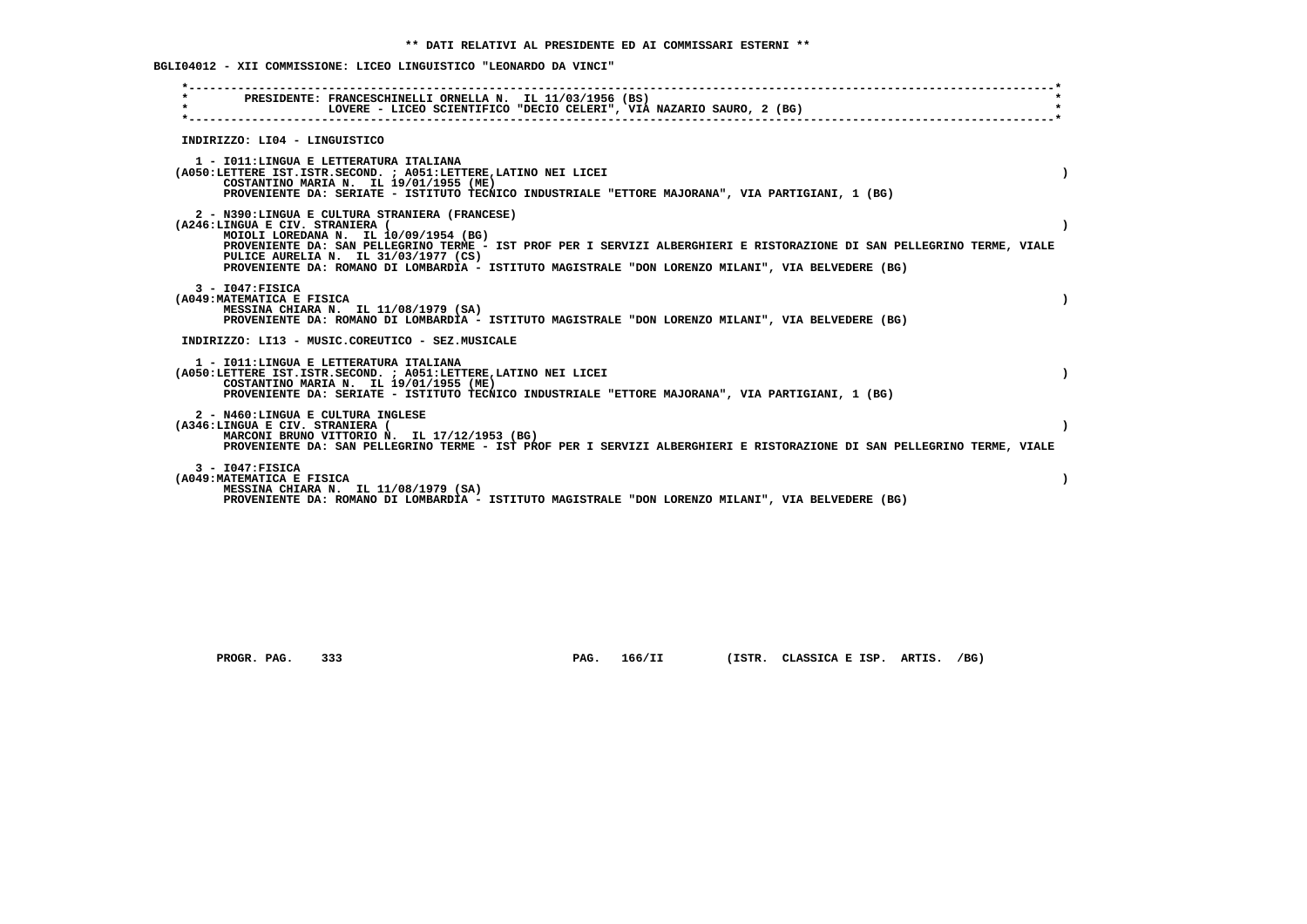** DATI RELATIVI AL PRESIDENTE ED AI COMMISSARI ESTERNI **

BGLI04012 - XII COMMISSIONE: LICEO LINGUISTICO "LEONARDO DA VINCI"

PRESIDENTE: FRANCESCHINELLI ORNELLA N. IL 11/03/1956 (BS)
LOVERE - LICEO SCIENTIFICO "DECIO CELERI", VIA NAZARIO SAURO, 2 (BG)

INDIRIZZO: LI04 - LINGUISTICO

1 - I011:LINGUA E LETTERATURA ITALIANA
(A050:LETTERE IST.ISTR.SECOND. ; A051:LETTERE,LATINO NEI LICEI )
COSTANTINO MARIA N. IL 19/01/1955 (ME)
PROVENIENTE DA: SERIATE - ISTITUTO TECNICO INDUSTRIALE "ETTORE MAJORANA", VIA PARTIGIANI, 1 (BG)

2 - N390:LINGUA E CULTURA STRANIERA (FRANCESE)
(A246:LINGUA E CIV. STRANIERA ( )
MOIOLI LOREDANA N. IL 10/09/1954 (BG)
PROVENIENTE DA: SAN PELLEGRINO TERME - IST PROF PER I SERVIZI ALBERGHIERI E RISTORAZIONE DI SAN PELLEGRINO TERME, VIALE
PULICE AURELIA N. IL 31/03/1977 (CS)
PROVENIENTE DA: ROMANO DI LOMBARDIA - ISTITUTO MAGISTRALE "DON LORENZO MILANI", VIA BELVEDERE (BG)

3 - I047:FISICA
(A049:MATEMATICA E FISICA )
MESSINA CHIARA N. IL 11/08/1979 (SA)
PROVENIENTE DA: ROMANO DI LOMBARDIA - ISTITUTO MAGISTRALE "DON LORENZO MILANI", VIA BELVEDERE (BG)

INDIRIZZO: LI13 - MUSIC.COREUTICO - SEZ.MUSICALE

1 - I011:LINGUA E LETTERATURA ITALIANA
(A050:LETTERE IST.ISTR.SECOND. ; A051:LETTERE,LATINO NEI LICEI )
COSTANTINO MARIA N. IL 19/01/1955 (ME)
PROVENIENTE DA: SERIATE - ISTITUTO TECNICO INDUSTRIALE "ETTORE MAJORANA", VIA PARTIGIANI, 1 (BG)

2 - N460:LINGUA E CULTURA INGLESE
(A346:LINGUA E CIV. STRANIERA ( )
MARCONI BRUNO VITTORIO N. IL 17/12/1953 (BG)
PROVENIENTE DA: SAN PELLEGRINO TERME - IST PROF PER I SERVIZI ALBERGHIERI E RISTORAZIONE DI SAN PELLEGRINO TERME, VIALE

3 - I047:FISICA
(A049:MATEMATICA E FISICA )
MESSINA CHIARA N. IL 11/08/1979 (SA)
PROVENIENTE DA: ROMANO DI LOMBARDIA - ISTITUTO MAGISTRALE "DON LORENZO MILANI", VIA BELVEDERE (BG)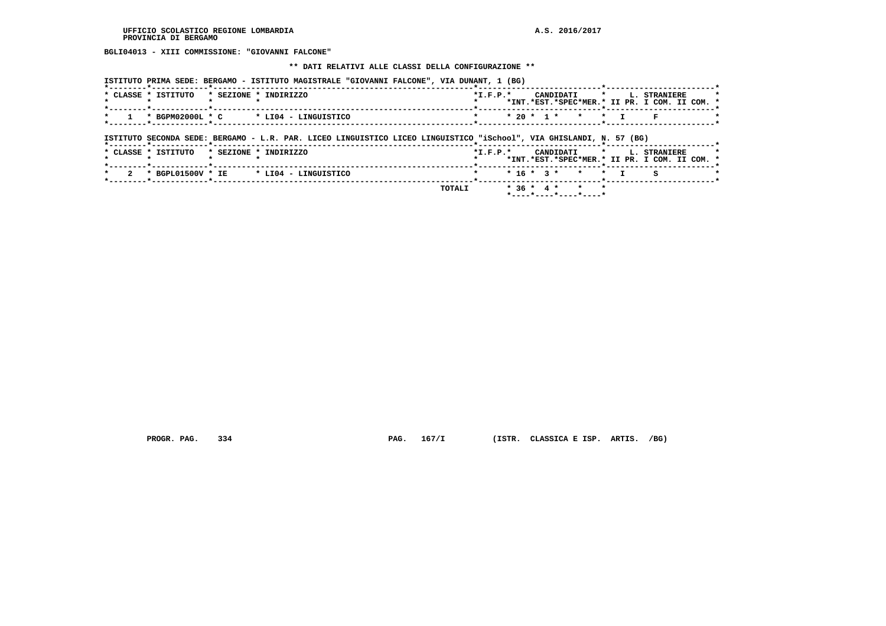BGLI04013 - XIII COMMISSIONE: "GIOVANNI FALCONE"

** DATI RELATIVI ALLE CLASSI DELLA CONFIGURAZIONE **

ISTITUTO PRIMA SEDE: BERGAMO - ISTITUTO MAGISTRALE "GIOVANNI FALCONE", VIA DUNANT, 1 (BG)

| CLASSE | ISTITUTO | SEZIONE | INDIRIZZO | I.F.P. | CANDIDATI INT. | CANDIDATI EST. | CANDIDATI SPEC | CANDIDATI MER. | L. STRANIERE II PR. | L. STRANIERE I COM. | L. STRANIERE II COM. |
|---|---|---|---|---|---|---|---|---|---|---|---|
| 1 | BGPM02000L | C | LI04 - LINGUISTICO | | 20 | 1 | | | I | F | |

ISTITUTO SECONDA SEDE: BERGAMO - L.R. PAR. LICEO LINGUISTICO LICEO LINGUISTICO "iSchool", VIA GHISLANDI, N. 57 (BG)

| CLASSE | ISTITUTO | SEZIONE | INDIRIZZO | I.F.P. | CANDIDATI INT. | CANDIDATI EST. | CANDIDATI SPEC | CANDIDATI MER. | L. STRANIERE II PR. | L. STRANIERE I COM. | L. STRANIERE II COM. |
|---|---|---|---|---|---|---|---|---|---|---|---|
| 2 | BGPL01500V | IE | LI04 - LINGUISTICO | | 16 | 3 | | | I | S | |
| | | | | TOTALI | 36 | 4 | | | | | |

PROGR. PAG. 334 PAG. 167/I (ISTR. CLASSICA E ISP. ARTIS. /BG)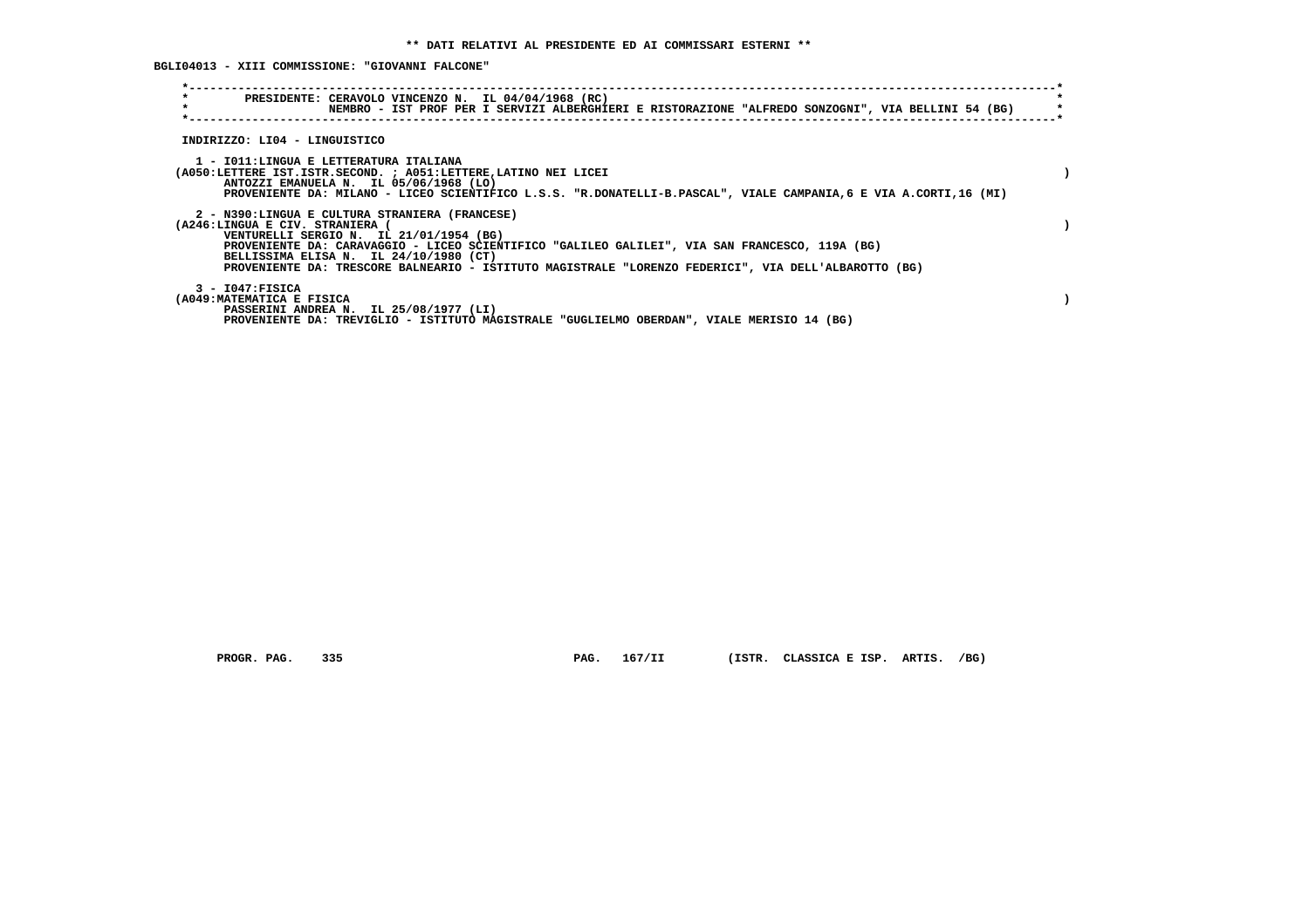**\*\* DATI RELATIVI AL PRESIDENTE ED AI COMMISSARI ESTERNI \*\***

**BGLI04013 - XIII COMMISSIONE: "GIOVANNI FALCONE"**

```
*-----------------------------------------------------------------------------------------------------------------------*
*        PRESIDENTE: CERAVOLO VINCENZO N.  IL 04/04/1968 (RC)                                                           *
*                    NEMBRO - IST PROF PER I SERVIZI ALBERGHIERI E RISTORAZIONE "ALFREDO SONZOGNI", VIA BELLINI 54 (BG) *
*-----------------------------------------------------------------------------------------------------------------------*
```

INDIRIZZO: LI04 - LINGUISTICO

1 - I011:LINGUA E LETTERATURA ITALIANA
(A050:LETTERE IST.ISTR.SECOND. ; A051:LETTERE,LATINO NEI LICEI )
ANTOZZI EMANUELA N. IL 05/06/1968 (LO)
PROVENIENTE DA: MILANO - LICEO SCIENTIFICO L.S.S. "R.DONATELLI-B.PASCAL", VIALE CAMPANIA,6 E VIA A.CORTI,16 (MI)

2 - N390:LINGUA E CULTURA STRANIERA (FRANCESE)
(A246:LINGUA E CIV. STRANIERA ( )
VENTURELLI SERGIO N. IL 21/01/1954 (BG)
PROVENIENTE DA: CARAVAGGIO - LICEO SCIENTIFICO "GALILEO GALILEI", VIA SAN FRANCESCO, 119A (BG)
BELLISSIMA ELISA N. IL 24/10/1980 (CT)
PROVENIENTE DA: TRESCORE BALNEARIO - ISTITUTO MAGISTRALE "LORENZO FEDERICI", VIA DELL'ALBAROTTO (BG)

3 - I047:FISICA
(A049:MATEMATICA E FISICA )
PASSERINI ANDREA N. IL 25/08/1977 (LI)
PROVENIENTE DA: TREVIGLIO - ISTITUTO MAGISTRALE "GUGLIELMO OBERDAN", VIALE MERISIO 14 (BG)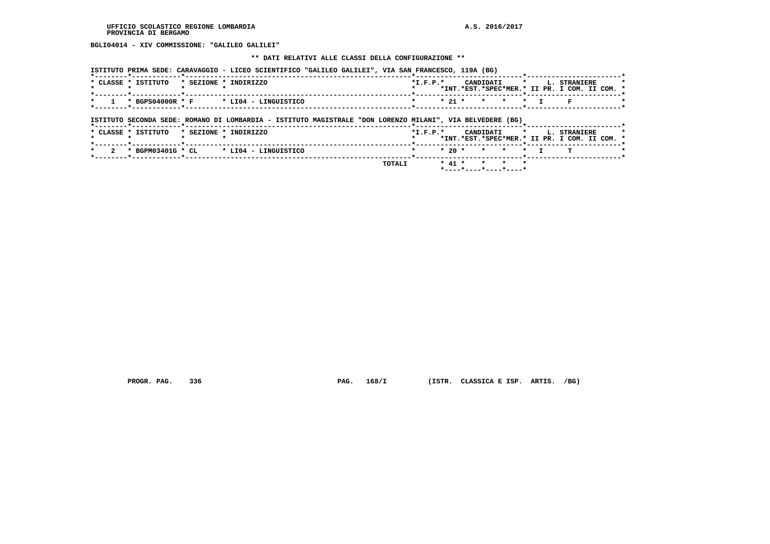BGLI04014 - XIV COMMISSIONE: "GALILEO GALILEI"

** DATI RELATIVI ALLE CLASSI DELLA CONFIGURAZIONE **

ISTITUTO PRIMA SEDE: CARAVAGGIO - LICEO SCIENTIFICO "GALILEO GALILEI", VIA SAN FRANCESCO, 119A (BG)

| CLASSE | ISTITUTO | SEZIONE | INDIRIZZO | I.F.P. | CANDIDATI INT. | CANDIDATI EST. | CANDIDATI SPEC | CANDIDATI MER. | L. STRANIERE II PR. | L. STRANIERE I COM. | L. STRANIERE II COM. |
|---|---|---|---|---|---|---|---|---|---|---|---|
| 1 | BGPS04000R | F | LI04 - LINGUISTICO | | 21 | | | | I | F | |

ISTITUTO SECONDA SEDE: ROMANO DI LOMBARDIA - ISTITUTO MAGISTRALE "DON LORENZO MILANI", VIA BELVEDERE (BG)

| CLASSE | ISTITUTO | SEZIONE | INDIRIZZO | I.F.P. | CANDIDATI INT. | CANDIDATI EST. | CANDIDATI SPEC | CANDIDATI MER. | L. STRANIERE II PR. | L. STRANIERE I COM. | L. STRANIERE II COM. |
|---|---|---|---|---|---|---|---|---|---|---|---|
| 2 | BGPM03401G | CL | LI04 - LINGUISTICO | | 20 | | | | I | T | |
| | | | TOTALI | | 41 | | | | | | |

PROGR. PAG. 336 PAG. 168/I (ISTR. CLASSICA E ISP. ARTIS. /BG)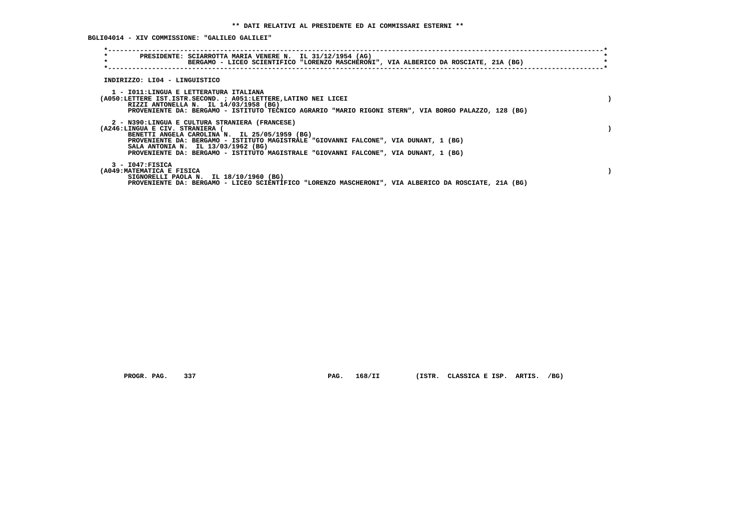**\*\* DATI RELATIVI AL PRESIDENTE ED AI COMMISSARI ESTERNI \*\***

**BGLI04014 - XIV COMMISSIONE: "GALILEO GALILEI"**

**PRESIDENTE: SCIARROTTA MARIA VENERE N. IL 31/12/1954 (AG)**
**BERGAMO - LICEO SCIENTIFICO "LORENZO MASCHERONI", VIA ALBERICO DA ROSCIATE, 21A (BG)**

**INDIRIZZO: LI04 - LINGUISTICO**

**1 - I011:LINGUA E LETTERATURA ITALIANA**
**(A050:LETTERE IST.ISTR.SECOND. ; A051:LETTERE,LATINO NEI LICEI )**
**RIZZI ANTONELLA N. IL 14/03/1958 (BG)**
**PROVENIENTE DA: BERGAMO - ISTITUTO TECNICO AGRARIO "MARIO RIGONI STERN", VIA BORGO PALAZZO, 128 (BG)**

**2 - N390:LINGUA E CULTURA STRANIERA (FRANCESE)**
**(A246:LINGUA E CIV. STRANIERA ( )**
**BENETTI ANGELA CAROLINA N. IL 25/05/1959 (BG)**
**PROVENIENTE DA: BERGAMO - ISTITUTO MAGISTRALE "GIOVANNI FALCONE", VIA DUNANT, 1 (BG)**
**SALA ANTONIA N. IL 13/03/1962 (BG)**
**PROVENIENTE DA: BERGAMO - ISTITUTO MAGISTRALE "GIOVANNI FALCONE", VIA DUNANT, 1 (BG)**

**3 - I047:FISICA**
**(A049:MATEMATICA E FISICA )**
**SIGNORELLI PAOLA N. IL 18/10/1960 (BG)**
**PROVENIENTE DA: BERGAMO - LICEO SCIENTIFICO "LORENZO MASCHERONI", VIA ALBERICO DA ROSCIATE, 21A (BG)**

**PROGR. PAG. 337 PAG. 168/II (ISTR. CLASSICA E ISP. ARTIS. /BG)**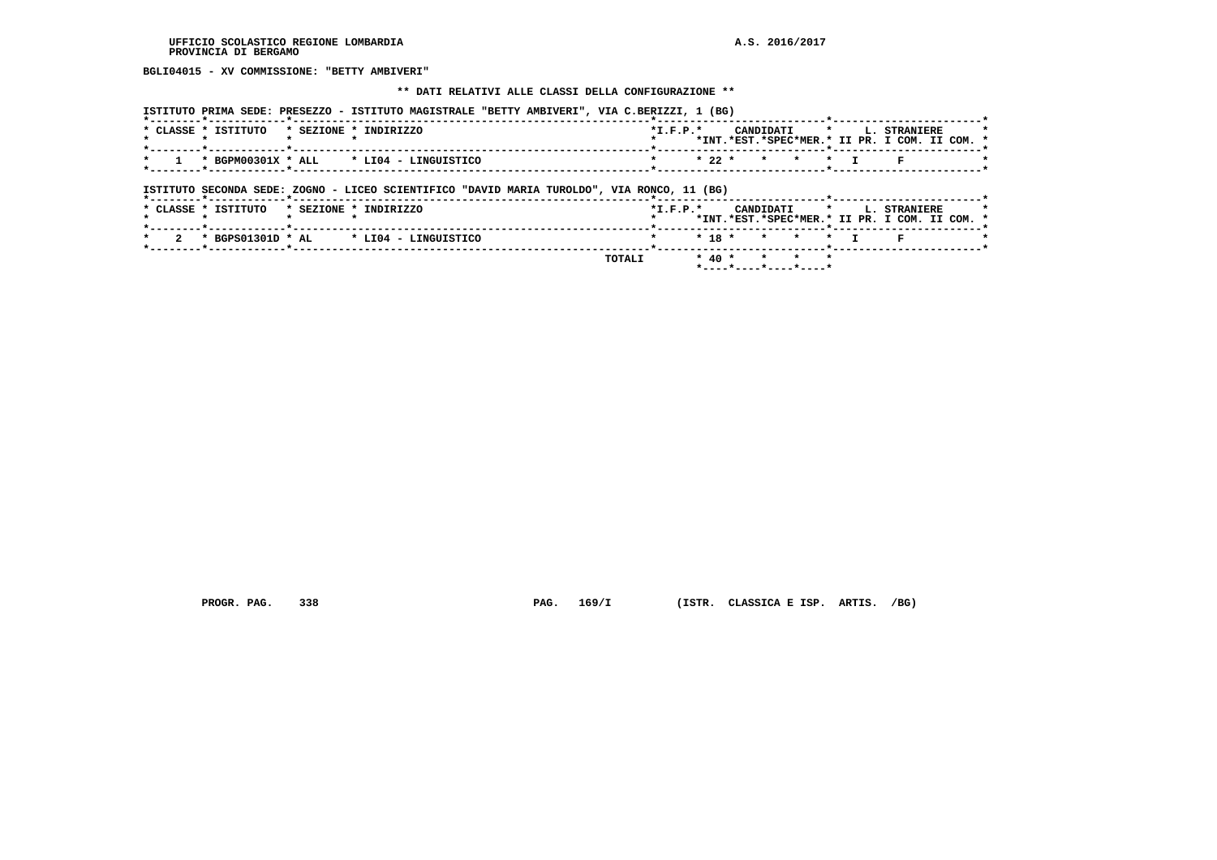BGLI04015 - XV COMMISSIONE: "BETTY AMBIVERI"

** DATI RELATIVI ALLE CLASSI DELLA CONFIGURAZIONE **

ISTITUTO PRIMA SEDE: PRESEZZO - ISTITUTO MAGISTRALE "BETTY AMBIVERI", VIA C.BERIZZI, 1 (BG)

| CLASSE | ISTITUTO | SEZIONE | INDIRIZZO | I.F.P. | CANDIDATI INT. | CANDIDATI EST. | CANDIDATI SPEC | CANDIDATI MER. | L. STRANIERE II PR. | L. STRANIERE I COM. | L. STRANIERE II COM. |
|---|---|---|---|---|---|---|---|---|---|---|---|
| 1 | BGPM00301X | ALL | LI04 - LINGUISTICO | | 22 | | | | I | F | |

ISTITUTO SECONDA SEDE: ZOGNO - LICEO SCIENTIFICO "DAVID MARIA TUROLDO", VIA RONCO, 11 (BG)

| CLASSE | ISTITUTO | SEZIONE | INDIRIZZO | I.F.P. | CANDIDATI INT. | CANDIDATI EST. | CANDIDATI SPEC | CANDIDATI MER. | L. STRANIERE II PR. | L. STRANIERE I COM. | L. STRANIERE II COM. |
|---|---|---|---|---|---|---|---|---|---|---|---|
| 2 | BGPS01301D | AL | LI04 - LINGUISTICO | | 18 | | | | I | F | |
| | | | TOTALI | | 40 | | | | | | |

PROGR. PAG. 338 PAG. 169/I (ISTR. CLASSICA E ISP. ARTIS. /BG)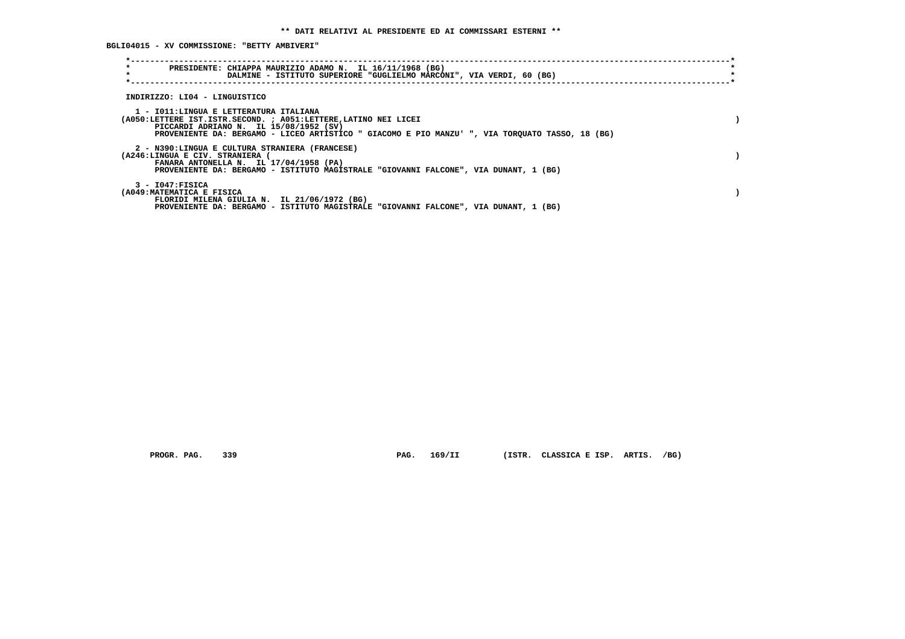**\** DATI RELATIVI AL PRESIDENTE ED AI COMMISSARI ESTERNI \****

**BGLI04015 - XV COMMISSIONE: "BETTY AMBIVERI"**

PRESIDENTE: CHIAPPA MAURIZIO ADAMO N. IL 16/11/1968 (BG)
DALMINE - ISTITUTO SUPERIORE "GUGLIELMO MARCONI", VIA VERDI, 60 (BG)

INDIRIZZO: LI04 - LINGUISTICO

1 - I011:LINGUA E LETTERATURA ITALIANA
(A050:LETTERE IST.ISTR.SECOND. ; A051:LETTERE,LATINO NEI LICEI )
PICCARDI ADRIANO N. IL 15/08/1952 (SV)
PROVENIENTE DA: BERGAMO - LICEO ARTISTICO " GIACOMO E PIO MANZU' ", VIA TORQUATO TASSO, 18 (BG)

2 - N390:LINGUA E CULTURA STRANIERA (FRANCESE)
(A246:LINGUA E CIV. STRANIERA ( )
FANARA ANTONELLA N. IL 17/04/1958 (PA)
PROVENIENTE DA: BERGAMO - ISTITUTO MAGISTRALE "GIOVANNI FALCONE", VIA DUNANT, 1 (BG)

3 - I047:FISICA
(A049:MATEMATICA E FISICA )
FLORIDI MILENA GIULIA N. IL 21/06/1972 (BG)
PROVENIENTE DA: BERGAMO - ISTITUTO MAGISTRALE "GIOVANNI FALCONE", VIA DUNANT, 1 (BG)

PROGR. PAG. 339 PAG. 169/II (ISTR. CLASSICA E ISP. ARTIS. /BG)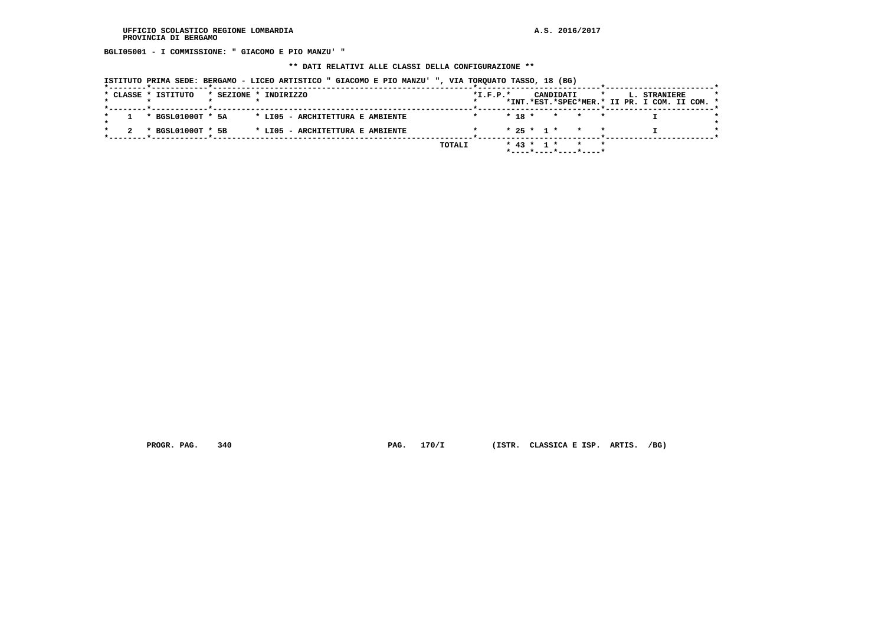UFFICIO SCOLASTICO REGIONE LOMBARDIA
PROVINCIA DI BERGAMO

A.S. 2016/2017

BGLI05001 - I COMMISSIONE: " GIACOMO E PIO MANZU' "

** DATI RELATIVI ALLE CLASSI DELLA CONFIGURAZIONE **

ISTITUTO PRIMA SEDE: BERGAMO - LICEO ARTISTICO " GIACOMO E PIO MANZU' ", VIA TORQUATO TASSO, 18 (BG)

| CLASSE | ISTITUTO | SEZIONE | INDIRIZZO | I.F.P. | CANDIDATI INT. | CANDIDATI EST. | CANDIDATI SPEC | CANDIDATI MER. | L. STRANIERE II PR. | L. STRANIERE I COM. | L. STRANIERE II COM. |
|---|---|---|---|---|---|---|---|---|---|---|---|
| 1 | BGSL01000T | 5A | LI05 - ARCHITETTURA E AMBIENTE | | 18 | | | | | I | |
| 2 | BGSL01000T | 5B | LI05 - ARCHITETTURA E AMBIENTE | | 25 | 1 | | | | I | |
| | | | TOTALI | | 43 | 1 | | | | | |

PROGR. PAG. 340     PAG. 170/I     (ISTR. CLASSICA E ISP. ARTIS. /BG)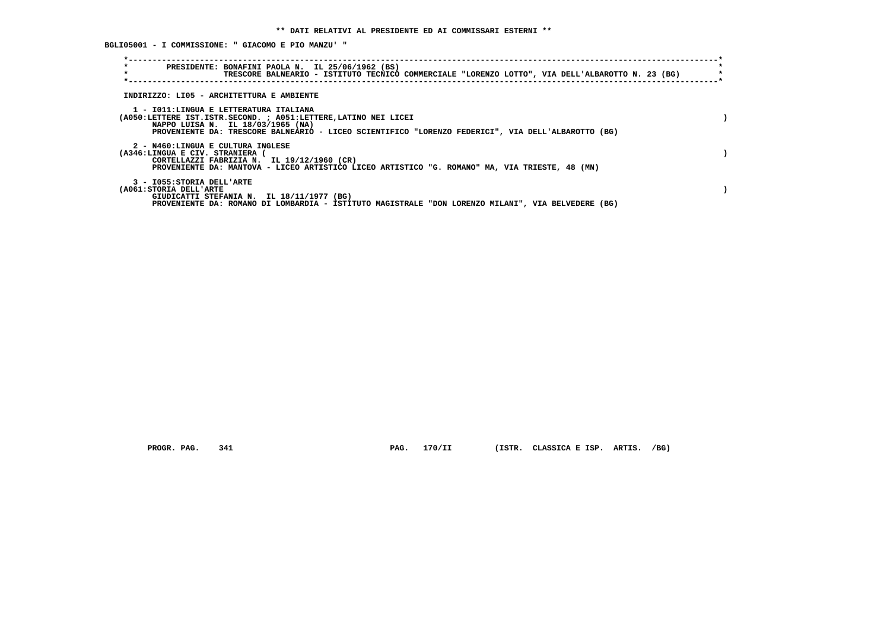** DATI RELATIVI AL PRESIDENTE ED AI COMMISSARI ESTERNI **

BGLI05001 - I COMMISSIONE: " GIACOMO E PIO MANZU' "

PRESIDENTE: BONAFINI PAOLA N. IL 25/06/1962 (BS)
TRESCORE BALNEARIO - ISTITUTO TECNICO COMMERCIALE "LORENZO LOTTO", VIA DELL'ALBAROTTO N. 23 (BG)

INDIRIZZO: LI05 - ARCHITETTURA E AMBIENTE

1 - I011:LINGUA E LETTERATURA ITALIANA
(A050:LETTERE IST.ISTR.SECOND. ; A051:LETTERE,LATINO NEI LICEI )
NAPPO LUISA N. IL 18/03/1965 (NA)
PROVENIENTE DA: TRESCORE BALNEARIO - LICEO SCIENTIFICO "LORENZO FEDERICI", VIA DELL'ALBAROTTO (BG)

2 - N460:LINGUA E CULTURA INGLESE
(A346:LINGUA E CIV. STRANIERA ( )
CORTELLAZZI FABRIZIA N. IL 19/12/1960 (CR)
PROVENIENTE DA: MANTOVA - LICEO ARTISTICO LICEO ARTISTICO "G. ROMANO" MA, VIA TRIESTE, 48 (MN)

3 - I055:STORIA DELL'ARTE
(A061:STORIA DELL'ARTE )
GIUDICATTI STEFANIA N. IL 18/11/1977 (BG)
PROVENIENTE DA: ROMANO DI LOMBARDIA - ISTITUTO MAGISTRALE "DON LORENZO MILANI", VIA BELVEDERE (BG)

PROGR. PAG. 341 PAG. 170/II (ISTR. CLASSICA E ISP. ARTIS. /BG)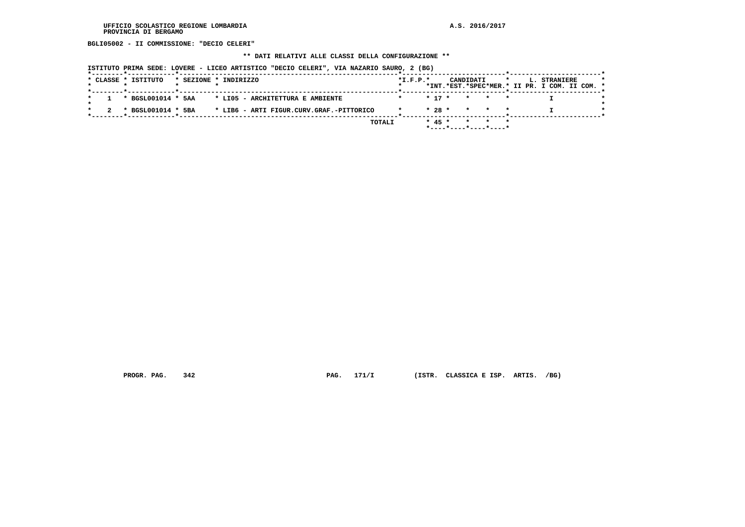BGLI05002 - II COMMISSIONE: "DECIO CELERI"

** DATI RELATIVI ALLE CLASSI DELLA CONFIGURAZIONE **

ISTITUTO PRIMA SEDE: LOVERE - LICEO ARTISTICO "DECIO CELERI", VIA NAZARIO SAURO, 2 (BG)

| CLASSE | ISTITUTO | SEZIONE | INDIRIZZO | I.F.P. | CANDIDATI INT. | CANDIDATI EST. | CANDIDATI SPEC | CANDIDATI MER. | L. STRANIERE II PR. | L. STRANIERE I COM. | L. STRANIERE II COM. |
|---|---|---|---|---|---|---|---|---|---|---|---|
| 1 | BGSL001014 | 5AA | LI05 - ARCHITETTURA E AMBIENTE | | 17 | | | | | I | |
| 2 | BGSL001014 | 5BA | LIB6 - ARTI FIGUR.CURV.GRAF.-PITTORICO | | 28 | | | | | I | |
| | | | TOTALI | | 45 | | | | | | |

PROGR. PAG. 342 PAG. 171/I (ISTR. CLASSICA E ISP. ARTIS. /BG)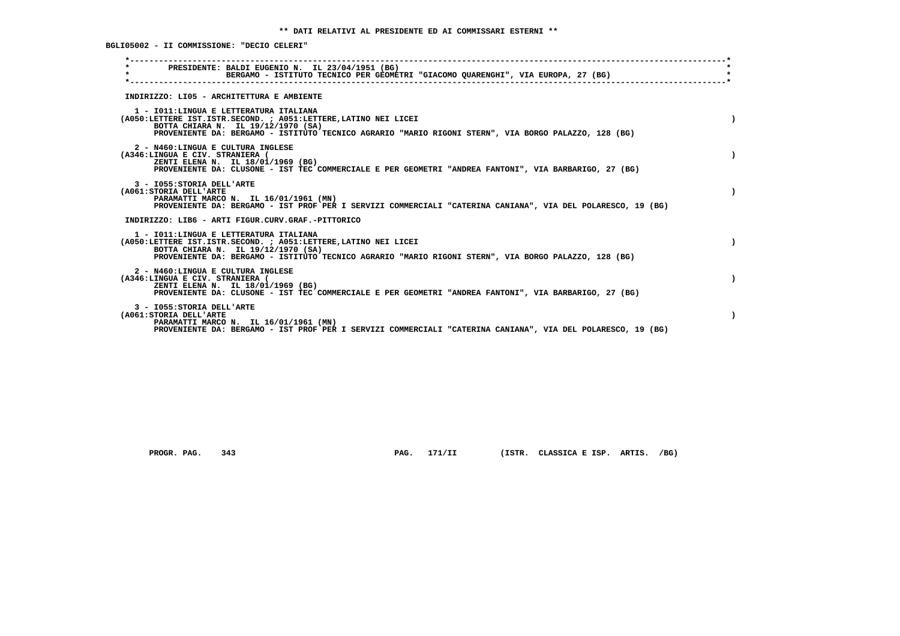** DATI RELATIVI AL PRESIDENTE ED AI COMMISSARI ESTERNI **

BGLI05002 - II COMMISSIONE: "DECIO CELERI"

PRESIDENTE: BALDI EUGENIO N. IL 23/04/1951 (BG)
BERGAMO - ISTITUTO TECNICO PER GEOMETRI "GIACOMO QUARENGHI", VIA EUROPA, 27 (BG)

INDIRIZZO: LI05 - ARCHITETTURA E AMBIENTE

1 - I011:LINGUA E LETTERATURA ITALIANA
(A050:LETTERE IST.ISTR.SECOND. ; A051:LETTERE,LATINO NEI LICEI )
BOTTA CHIARA N. IL 19/12/1970 (SA)
PROVENIENTE DA: BERGAMO - ISTITUTO TECNICO AGRARIO "MARIO RIGONI STERN", VIA BORGO PALAZZO, 128 (BG)

2 - N460:LINGUA E CULTURA INGLESE
(A346:LINGUA E CIV. STRANIERA ( )
ZENTI ELENA N. IL 18/01/1969 (BG)
PROVENIENTE DA: CLUSONE - IST TEC COMMERCIALE E PER GEOMETRI "ANDREA FANTONI", VIA BARBARIGO, 27 (BG)

3 - I055:STORIA DELL'ARTE
(A061:STORIA DELL'ARTE )
PARAMATTI MARCO N. IL 16/01/1961 (MN)
PROVENIENTE DA: BERGAMO - IST PROF PER I SERVIZI COMMERCIALI "CATERINA CANIANA", VIA DEL POLARESCO, 19 (BG)

INDIRIZZO: LIB6 - ARTI FIGUR.CURV.GRAF.-PITTORICO

1 - I011:LINGUA E LETTERATURA ITALIANA
(A050:LETTERE IST.ISTR.SECOND. ; A051:LETTERE,LATINO NEI LICEI )
BOTTA CHIARA N. IL 19/12/1970 (SA)
PROVENIENTE DA: BERGAMO - ISTITUTO TECNICO AGRARIO "MARIO RIGONI STERN", VIA BORGO PALAZZO, 128 (BG)

2 - N460:LINGUA E CULTURA INGLESE
(A346:LINGUA E CIV. STRANIERA ( )
ZENTI ELENA N. IL 18/01/1969 (BG)
PROVENIENTE DA: CLUSONE - IST TEC COMMERCIALE E PER GEOMETRI "ANDREA FANTONI", VIA BARBARIGO, 27 (BG)

3 - I055:STORIA DELL'ARTE
(A061:STORIA DELL'ARTE )
PARAMATTI MARCO N. IL 16/01/1961 (MN)
PROVENIENTE DA: BERGAMO - IST PROF PER I SERVIZI COMMERCIALI "CATERINA CANIANA", VIA DEL POLARESCO, 19 (BG)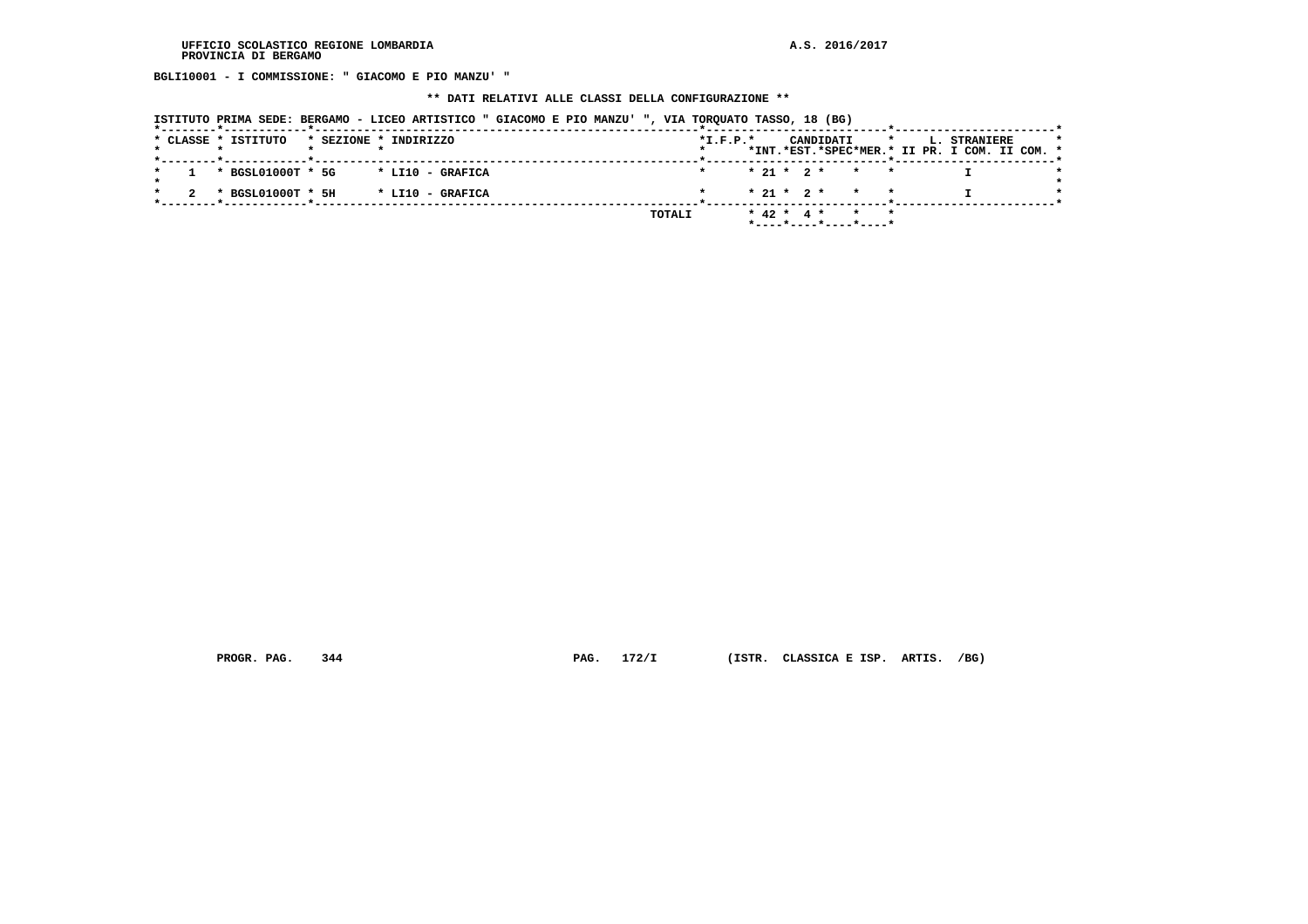UFFICIO SCOLASTICO REGIONE LOMBARDIA
PROVINCIA DI BERGAMO

A.S. 2016/2017

**BGLI10001 - I COMMISSIONE: " GIACOMO E PIO MANZU' "**

**\*\* DATI RELATIVI ALLE CLASSI DELLA CONFIGURAZIONE \*\***

**ISTITUTO PRIMA SEDE: BERGAMO - LICEO ARTISTICO " GIACOMO E PIO MANZU' ", VIA TORQUATO TASSO, 18 (BG)**

| CLASSE | ISTITUTO | SEZIONE | INDIRIZZO | I.F.P. | CANDIDATI INT. | CANDIDATI EST. | CANDIDATI SPEC | CANDIDATI MER. | L. STRANIERE II PR. | L. STRANIERE I COM. | L. STRANIERE II COM. |
|---|---|---|---|---|---|---|---|---|---|---|---|
| 1 | BGSL01000T | 5G | LI10 - GRAFICA | | 21 | 2 | | | | I | |
| 2 | BGSL01000T | 5H | LI10 - GRAFICA | | 21 | 2 | | | | I | |
| | | | TOTALI | | 42 | 4 | | | | | |

PROGR. PAG. 344 PAG. 172/I (ISTR. CLASSICA E ISP. ARTIS. /BG)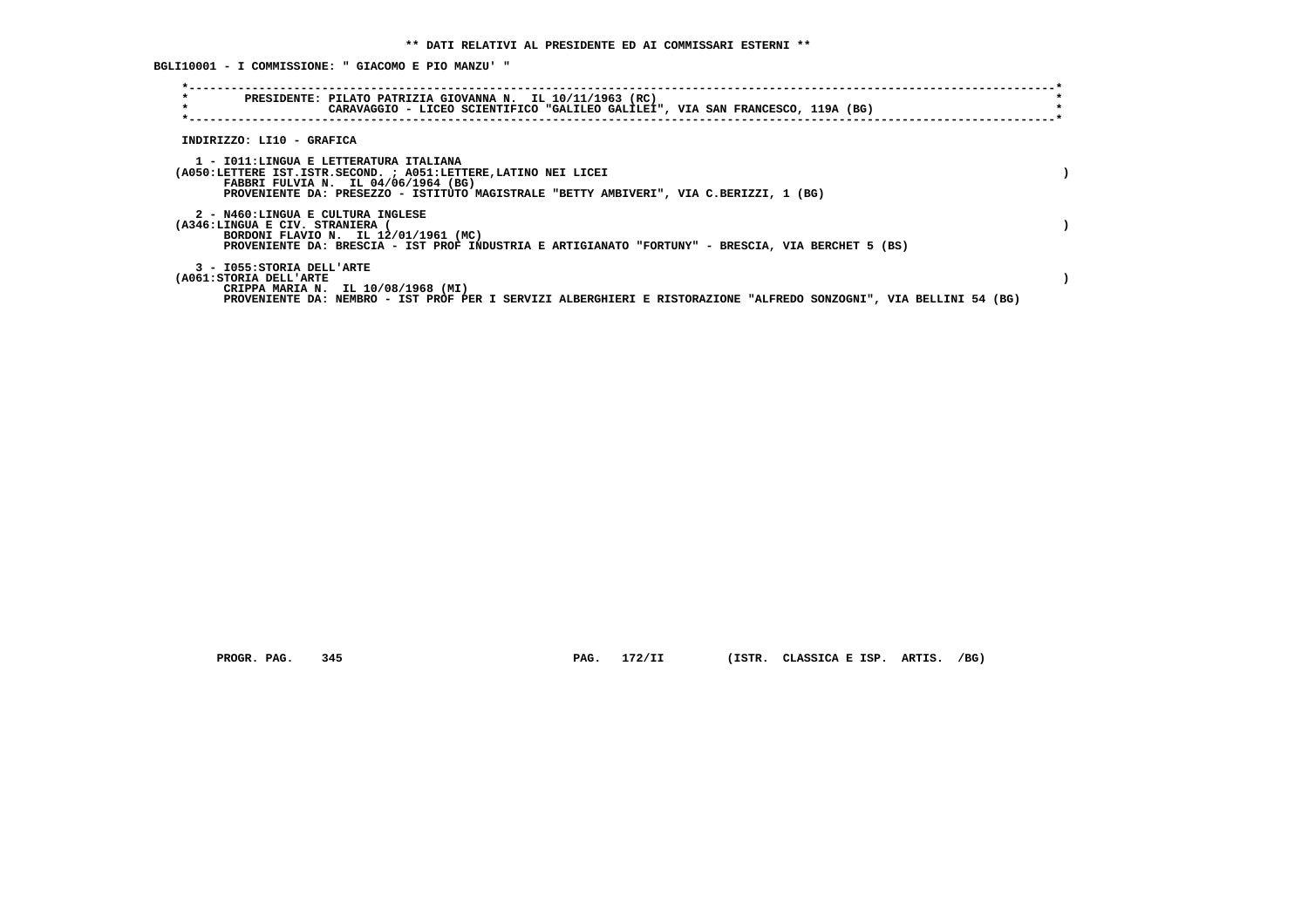**\*\* DATI RELATIVI AL PRESIDENTE ED AI COMMISSARI ESTERNI \*\***

**BGLI10001 - I COMMISSIONE: " GIACOMO E PIO MANZU' "**

PRESIDENTE: PILATO PATRIZIA GIOVANNA N. IL 10/11/1963 (RC)
CARAVAGGIO - LICEO SCIENTIFICO "GALILEO GALILEI", VIA SAN FRANCESCO, 119A (BG)

INDIRIZZO: LI10 - GRAFICA

1 - I011:LINGUA E LETTERATURA ITALIANA
(A050:LETTERE IST.ISTR.SECOND. ; A051:LETTERE,LATINO NEI LICEI )
FABBRI FULVIA N. IL 04/06/1964 (BG)
PROVENIENTE DA: PRESEZZO - ISTITUTO MAGISTRALE "BETTY AMBIVERI", VIA C.BERIZZI, 1 (BG)

2 - N460:LINGUA E CULTURA INGLESE
(A346:LINGUA E CIV. STRANIERA ( )
BORDONI FLAVIO N. IL 12/01/1961 (MC)
PROVENIENTE DA: BRESCIA - IST PROF INDUSTRIA E ARTIGIANATO "FORTUNY" - BRESCIA, VIA BERCHET 5 (BS)

3 - I055:STORIA DELL'ARTE
(A061:STORIA DELL'ARTE )
CRIPPA MARIA N. IL 10/08/1968 (MI)
PROVENIENTE DA: NEMBRO - IST PROF PER I SERVIZI ALBERGHIERI E RISTORAZIONE "ALFREDO SONZOGNI", VIA BELLINI 54 (BG)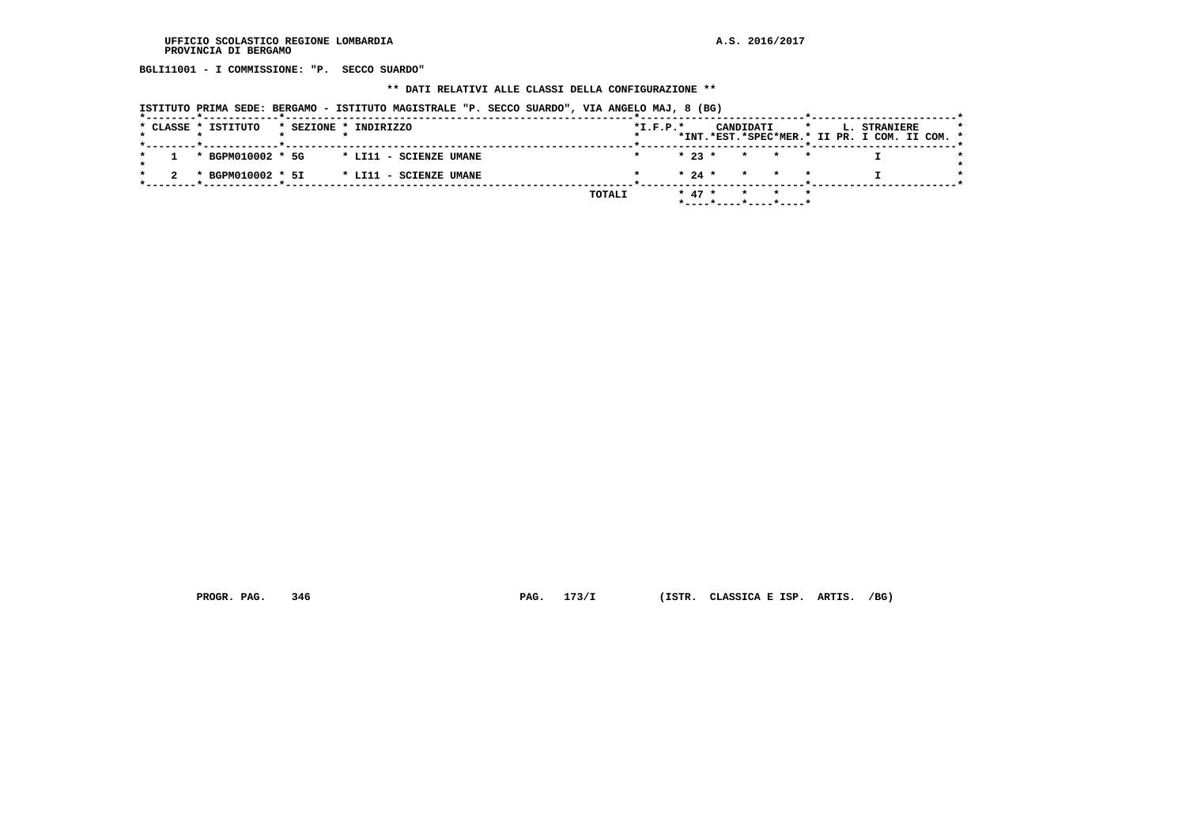BGLI11001 - I COMMISSIONE: "P.  SECCO SUARDO"

** DATI RELATIVI ALLE CLASSI DELLA CONFIGURAZIONE **

ISTITUTO PRIMA SEDE: BERGAMO - ISTITUTO MAGISTRALE "P. SECCO SUARDO", VIA ANGELO MAJ, 8 (BG)

| CLASSE | ISTITUTO | SEZIONE | INDIRIZZO | I.F.P. | CANDIDATI INT. | CANDIDATI EST. | CANDIDATI SPEC | CANDIDATI MER. | L. STRANIERE II PR. | L. STRANIERE I COM. | L. STRANIERE II COM. |
|---|---|---|---|---|---|---|---|---|---|---|---|
| 1 | BGPM010002 | 5G | LI11 - SCIENZE UMANE | | 23 | | | | | I | |
| 2 | BGPM010002 | 5I | LI11 - SCIENZE UMANE | | 24 | | | | | I | |
| | | | TOTALI | | 47 | | | | | | |

PROGR. PAG. 346    PAG. 173/I    (ISTR. CLASSICA E ISP. ARTIS. /BG)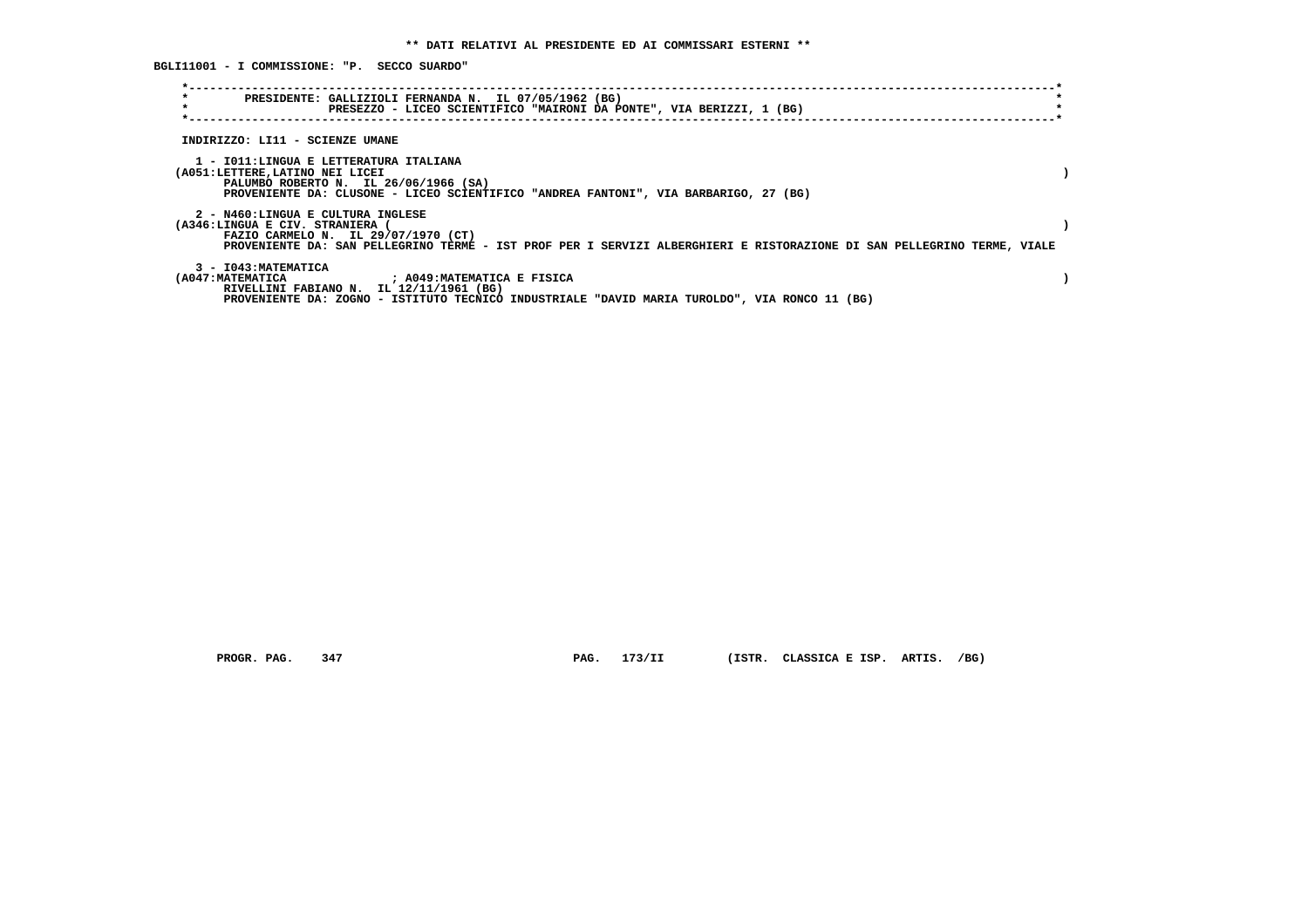** DATI RELATIVI AL PRESIDENTE ED AI COMMISSARI ESTERNI **

BGLI11001 - I COMMISSIONE: "P.  SECCO SUARDO"

PRESIDENTE: GALLIZIOLI FERNANDA N.  IL 07/05/1962 (BG)
PRESEZZO - LICEO SCIENTIFICO "MAIRONI DA PONTE", VIA BERIZZI, 1 (BG)

INDIRIZZO: LI11 - SCIENZE UMANE

1 - I011:LINGUA E LETTERATURA ITALIANA
(A051:LETTERE,LATINO NEI LICEI )
PALUMBO ROBERTO N.  IL 26/06/1966 (SA)
PROVENIENTE DA: CLUSONE - LICEO SCIENTIFICO "ANDREA FANTONI", VIA BARBARIGO, 27 (BG)

2 - N460:LINGUA E CULTURA INGLESE
(A346:LINGUA E CIV. STRANIERA ( )
FAZIO CARMELO N.  IL 29/07/1970 (CT)
PROVENIENTE DA: SAN PELLEGRINO TERME - IST PROF PER I SERVIZI ALBERGHIERI E RISTORAZIONE DI SAN PELLEGRINO TERME, VIALE

3 - I043:MATEMATICA
(A047:MATEMATICA ; A049:MATEMATICA E FISICA )
RIVELLINI FABIANO N.  IL 12/11/1961 (BG)
PROVENIENTE DA: ZOGNO - ISTITUTO TECNICO INDUSTRIALE "DAVID MARIA TUROLDO", VIA RONCO 11 (BG)

PROGR. PAG.    347                    PAG.   173/II        (ISTR.  CLASSICA E ISP.  ARTIS.  /BG)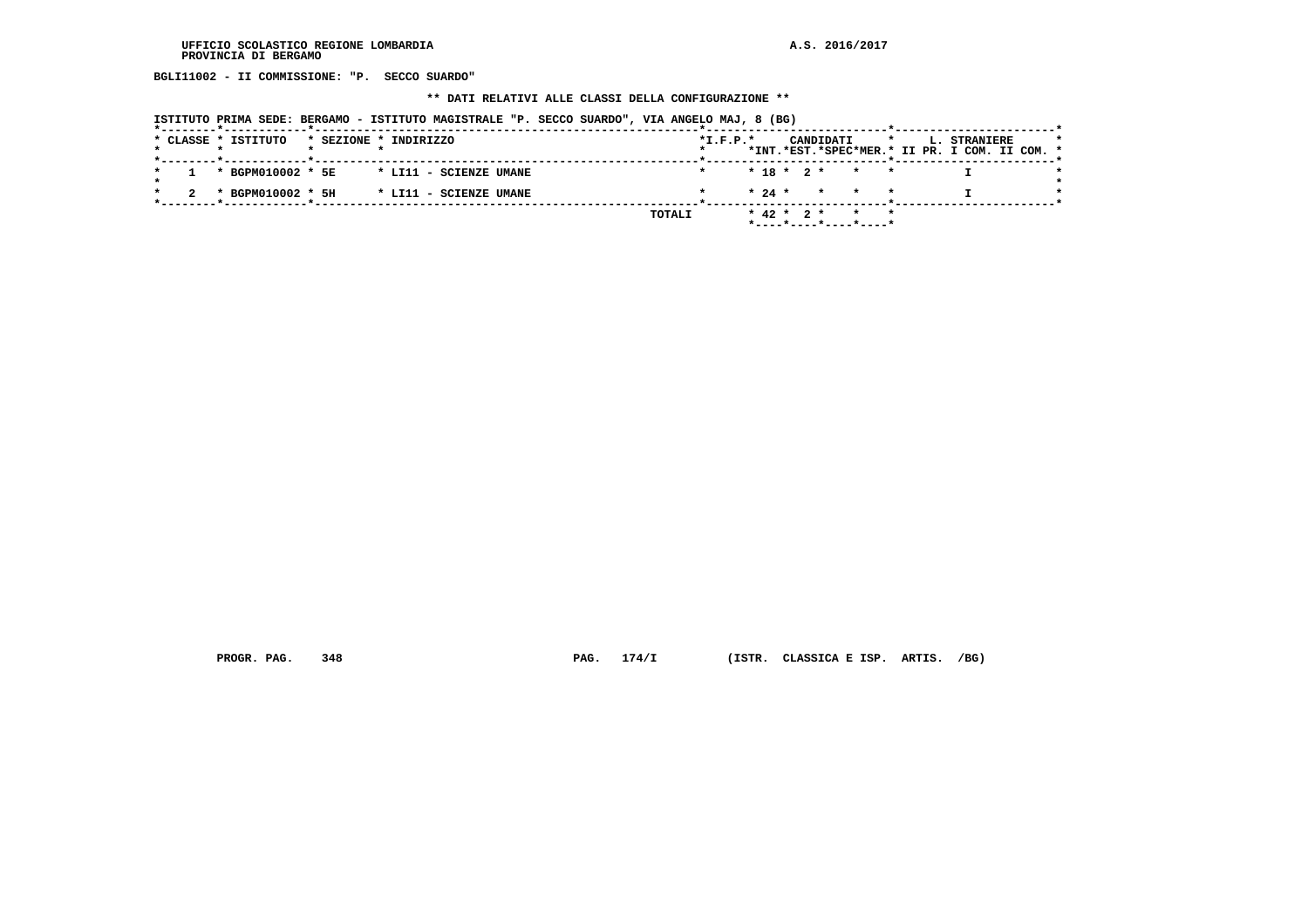UFFICIO SCOLASTICO REGIONE LOMBARDIA
PROVINCIA DI BERGAMO

A.S. 2016/2017

**BGLI11002 - II COMMISSIONE: "P. SECCO SUARDO"**

**\*\* DATI RELATIVI ALLE CLASSI DELLA CONFIGURAZIONE \*\***

**ISTITUTO PRIMA SEDE: BERGAMO - ISTITUTO MAGISTRALE "P. SECCO SUARDO", VIA ANGELO MAJ, 8 (BG)**

| CLASSE | ISTITUTO | SEZIONE | INDIRIZZO | I.F.P. | CANDIDATI INT. | CANDIDATI EST. | CANDIDATI SPEC | CANDIDATI MER. | L. STRANIERE II PR. | L. STRANIERE I COM. | L. STRANIERE II COM. |
|---|---|---|---|---|---|---|---|---|---|---|---|
| 1 | BGPM010002 | 5E | LI11 - SCIENZE UMANE | | 18 | 2 | | | | I | |
| 2 | BGPM010002 | 5H | LI11 - SCIENZE UMANE | | 24 | | | | | I | |
| | | | TOTALI | | 42 | 2 | | | | | |

PROGR. PAG. 348 PAG. 174/I (ISTR. CLASSICA E ISP. ARTIS. /BG)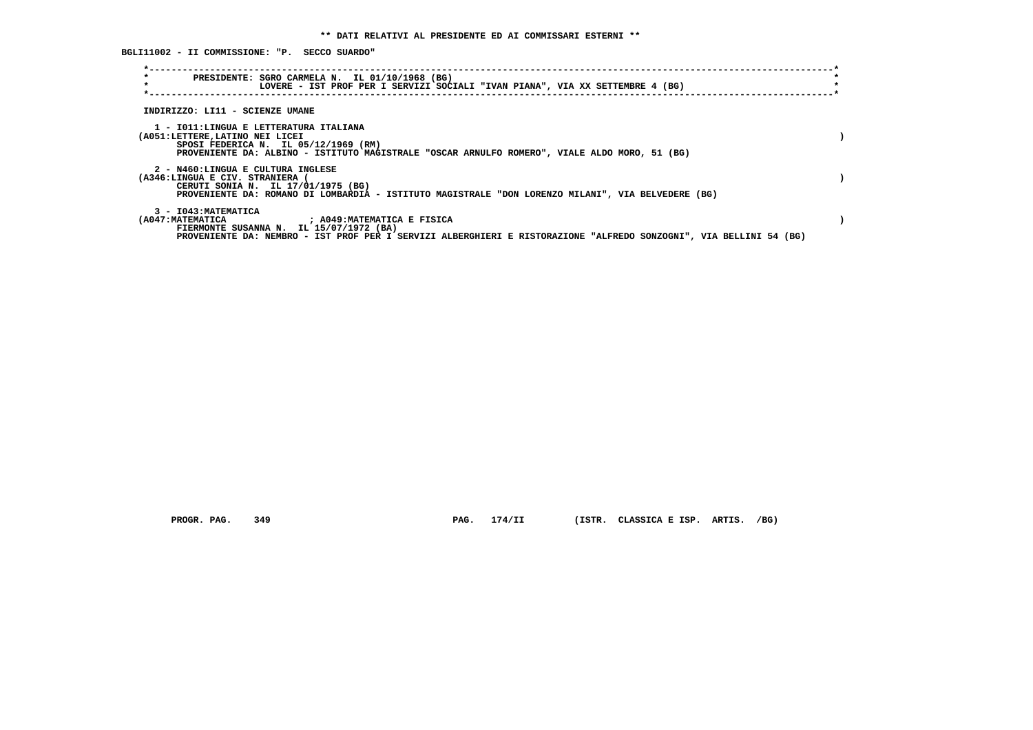**\*\* DATI RELATIVI AL PRESIDENTE ED AI COMMISSARI ESTERNI \*\***

**BGLI11002 - II COMMISSIONE: "P. SECCO SUARDO"**

PRESIDENTE: SGRO CARMELA N. IL 01/10/1968 (BG)
LOVERE - IST PROF PER I SERVIZI SOCIALI "IVAN PIANA", VIA XX SETTEMBRE 4 (BG)

INDIRIZZO: LI11 - SCIENZE UMANE

1 - I011:LINGUA E LETTERATURA ITALIANA
(A051:LETTERE,LATINO NEI LICEI )
SPOSI FEDERICA N. IL 05/12/1969 (RM)
PROVENIENTE DA: ALBINO - ISTITUTO MAGISTRALE "OSCAR ARNULFO ROMERO", VIALE ALDO MORO, 51 (BG)

2 - N460:LINGUA E CULTURA INGLESE
(A346:LINGUA E CIV. STRANIERA ( )
CERUTI SONIA N. IL 17/01/1975 (BG)
PROVENIENTE DA: ROMANO DI LOMBARDIA - ISTITUTO MAGISTRALE "DON LORENZO MILANI", VIA BELVEDERE (BG)

3 - I043:MATEMATICA
(A047:MATEMATICA ; A049:MATEMATICA E FISICA )
FIERMONTE SUSANNA N. IL 15/07/1972 (BA)
PROVENIENTE DA: NEMBRO - IST PROF PER I SERVIZI ALBERGHIERI E RISTORAZIONE "ALFREDO SONZOGNI", VIA BELLINI 54 (BG)

PROGR. PAG. 349 PAG. 174/II (ISTR. CLASSICA E ISP. ARTIS. /BG)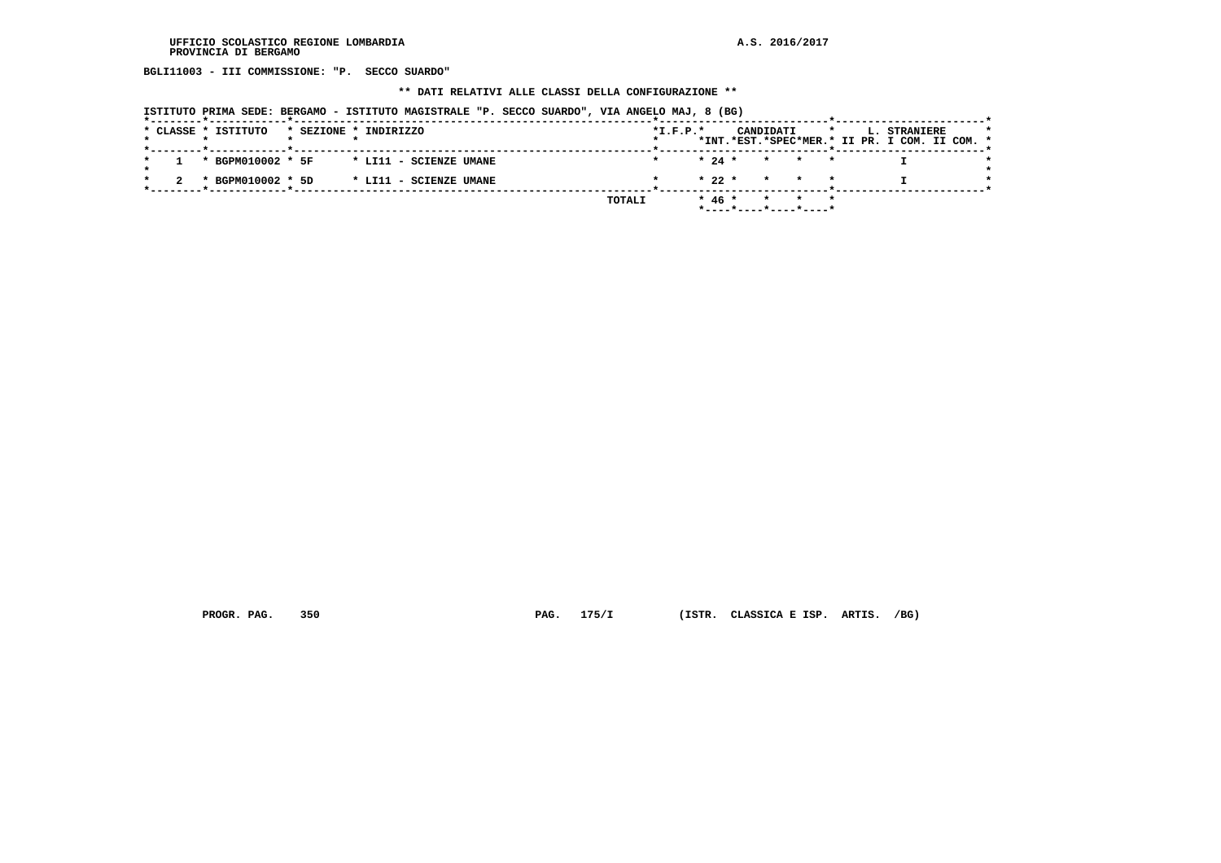UFFICIO SCOLASTICO REGIONE LOMBARDIA
PROVINCIA DI BERGAMO

A.S. 2016/2017

**BGLI11003 - III COMMISSIONE: "P. SECCO SUARDO"**

**\*\* DATI RELATIVI ALLE CLASSI DELLA CONFIGURAZIONE \*\***

**ISTITUTO PRIMA SEDE: BERGAMO - ISTITUTO MAGISTRALE "P. SECCO SUARDO", VIA ANGELO MAJ, 8 (BG)**

| CLASSE | ISTITUTO | SEZIONE | INDIRIZZO | I.F.P. | CANDIDATI INT. | CANDIDATI EST. | CANDIDATI SPEC | CANDIDATI MER. | L. STRANIERE II PR. | L. STRANIERE I COM. | L. STRANIERE II COM. |
|---|---|---|---|---|---|---|---|---|---|---|---|
| 1 | BGPM010002 | 5F | LI11 - SCIENZE UMANE | | 24 | | | | | I | |
| 2 | BGPM010002 | 5D | LI11 - SCIENZE UMANE | | 22 | | | | | I | |
| | | | TOTALI | | 46 | | | | | | |

PROGR. PAG. 350 PAG. 175/I (ISTR. CLASSICA E ISP. ARTIS. /BG)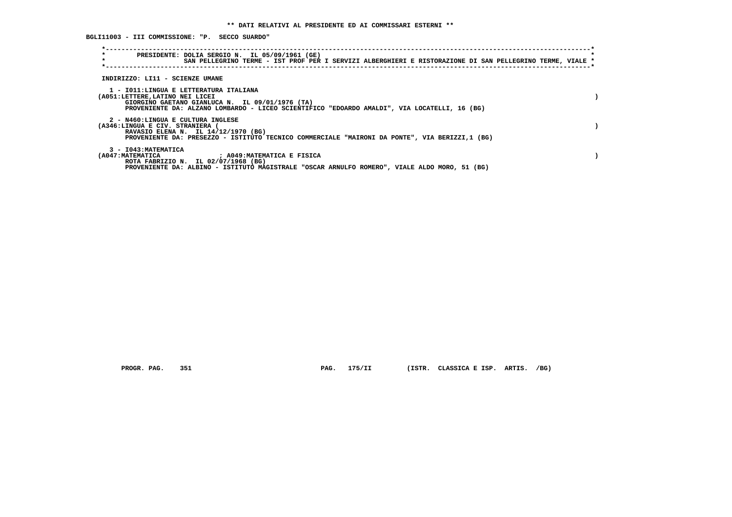**\*\* DATI RELATIVI AL PRESIDENTE ED AI COMMISSARI ESTERNI \*\***

**BGLI11003 - III COMMISSIONE: "P. SECCO SUARDO"**

```
*------------------------------------------------------------------------------------------------------------------------*
*        PRESIDENTE: DOLIA SERGIO N.  IL 05/09/1961 (GE)                                                                 *
*                    SAN PELLEGRINO TERME - IST PROF PER I SERVIZI ALBERGHIERI E RISTORAZIONE DI SAN PELLEGRINO TERME, VIALE *
*------------------------------------------------------------------------------------------------------------------------*
```

INDIRIZZO: LI11 - SCIENZE UMANE

1 - I011:LINGUA E LETTERATURA ITALIANA
(A051:LETTERE,LATINO NEI LICEI )
GIORGINO GAETANO GIANLUCA N. IL 09/01/1976 (TA)
PROVENIENTE DA: ALZANO LOMBARDO - LICEO SCIENTIFICO "EDOARDO AMALDI", VIA LOCATELLI, 16 (BG)

2 - N460:LINGUA E CULTURA INGLESE
(A346:LINGUA E CIV. STRANIERA ( )
RAVASIO ELENA N. IL 14/12/1970 (BG)
PROVENIENTE DA: PRESEZZO - ISTITUTO TECNICO COMMERCIALE "MAIRONI DA PONTE", VIA BERIZZI,1 (BG)

3 - I043:MATEMATICA
(A047:MATEMATICA ; A049:MATEMATICA E FISICA )
ROTA FABRIZIO N. IL 02/07/1968 (BG)
PROVENIENTE DA: ALBINO - ISTITUTO MAGISTRALE "OSCAR ARNULFO ROMERO", VIALE ALDO MORO, 51 (BG)

PROGR. PAG. 351 PAG. 175/II (ISTR. CLASSICA E ISP. ARTIS. /BG)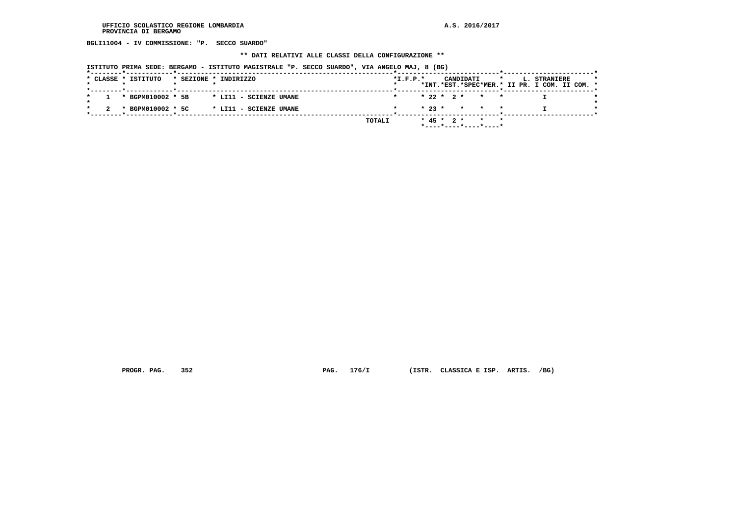BGLI11004 - IV COMMISSIONE: "P. SECCO SUARDO"

** DATI RELATIVI ALLE CLASSI DELLA CONFIGURAZIONE **

ISTITUTO PRIMA SEDE: BERGAMO - ISTITUTO MAGISTRALE "P. SECCO SUARDO", VIA ANGELO MAJ, 8 (BG)

| CLASSE | ISTITUTO | SEZIONE | INDIRIZZO | I.F.P. | CANDIDATI INT. | CANDIDATI EST. | CANDIDATI SPEC | CANDIDATI MER. | L. STRANIERE II PR. | L. STRANIERE I COM. | L. STRANIERE II COM. |
|---|---|---|---|---|---|---|---|---|---|---|---|
| 1 | BGPM010002 | 5B | LI11 - SCIENZE UMANE | | 22 | 2 | | | | I | |
| 2 | BGPM010002 | 5C | LI11 - SCIENZE UMANE | | 23 | | | | | I | |
| | | | TOTALI | | 45 | 2 | | | | | |

PROGR. PAG. 352 PAG. 176/I (ISTR. CLASSICA E ISP. ARTIS. /BG)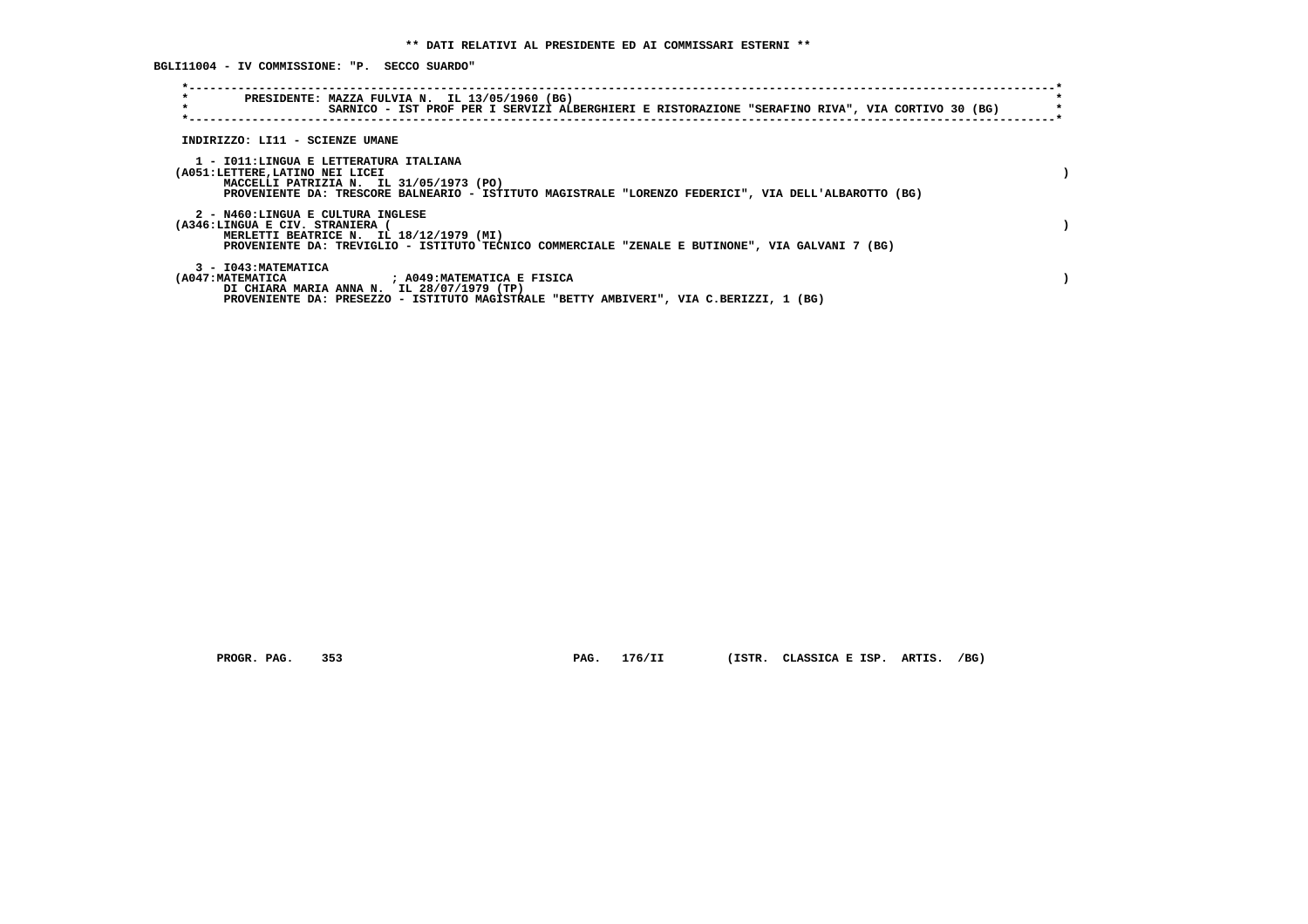**\*\* DATI RELATIVI AL PRESIDENTE ED AI COMMISSARI ESTERNI \*\***

**BGLI11004 - IV COMMISSIONE: "P. SECCO SUARDO"**

PRESIDENTE: MAZZA FULVIA N. IL 13/05/1960 (BG)
SARNICO - IST PROF PER I SERVIZI ALBERGHIERI E RISTORAZIONE "SERAFINO RIVA", VIA CORTIVO 30 (BG)

INDIRIZZO: LI11 - SCIENZE UMANE

1 - I011:LINGUA E LETTERATURA ITALIANA
(A051:LETTERE,LATINO NEI LICEI )
MACCELLI PATRIZIA N. IL 31/05/1973 (PO)
PROVENIENTE DA: TRESCORE BALNEARIO - ISTITUTO MAGISTRALE "LORENZO FEDERICI", VIA DELL'ALBAROTTO (BG)

2 - N460:LINGUA E CULTURA INGLESE
(A346:LINGUA E CIV. STRANIERA ( )
MERLETTI BEATRICE N. IL 18/12/1979 (MI)
PROVENIENTE DA: TREVIGLIO - ISTITUTO TECNICO COMMERCIALE "ZENALE E BUTINONE", VIA GALVANI 7 (BG)

3 - I043:MATEMATICA
(A047:MATEMATICA ; A049:MATEMATICA E FISICA )
DI CHIARA MARIA ANNA N. IL 28/07/1979 (TP)
PROVENIENTE DA: PRESEZZO - ISTITUTO MAGISTRALE "BETTY AMBIVERI", VIA C.BERIZZI, 1 (BG)

PROGR. PAG. 353 PAG. 176/II (ISTR. CLASSICA E ISP. ARTIS. /BG)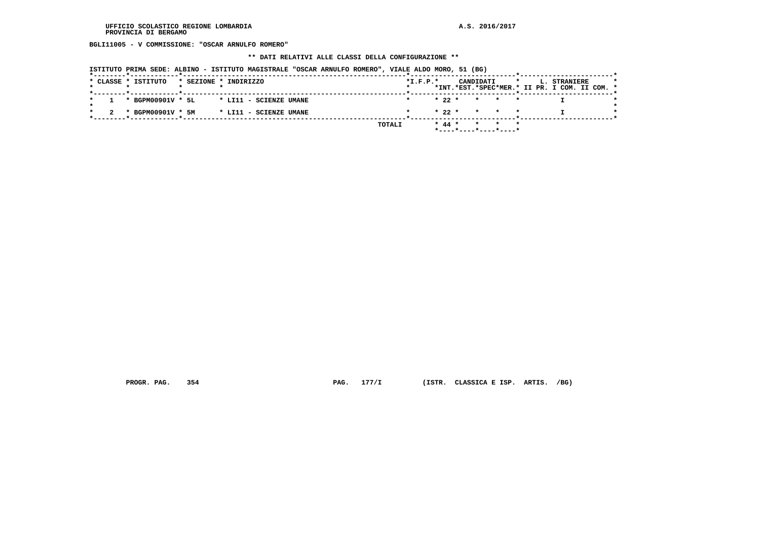UFFICIO SCOLASTICO REGIONE LOMBARDIA
PROVINCIA DI BERGAMO

A.S. 2016/2017

**BGLI11005 - V COMMISSIONE: "OSCAR ARNULFO ROMERO"**

**\*\* DATI RELATIVI ALLE CLASSI DELLA CONFIGURAZIONE \*\***

ISTITUTO PRIMA SEDE: ALBINO - ISTITUTO MAGISTRALE "OSCAR ARNULFO ROMERO", VIALE ALDO MORO, 51 (BG)

| CLASSE | ISTITUTO | SEZIONE | INDIRIZZO | I.F.P. | CANDIDATI INT. | CANDIDATI EST. | CANDIDATI SPEC | CANDIDATI MER. | L. STRANIERE II PR. | L. STRANIERE I COM. | L. STRANIERE II COM. |
|---|---|---|---|---|---|---|---|---|---|---|---|
| 1 | BGPM00901V | 5L | LI11 - SCIENZE UMANE | | 22 | | | | | I | |
| 2 | BGPM00901V | 5M | LI11 - SCIENZE UMANE | | 22 | | | | | I | |
| | | | TOTALI | | 44 | | | | | | |

PROGR. PAG. 354 PAG. 177/I (ISTR. CLASSICA E ISP. ARTIS. /BG)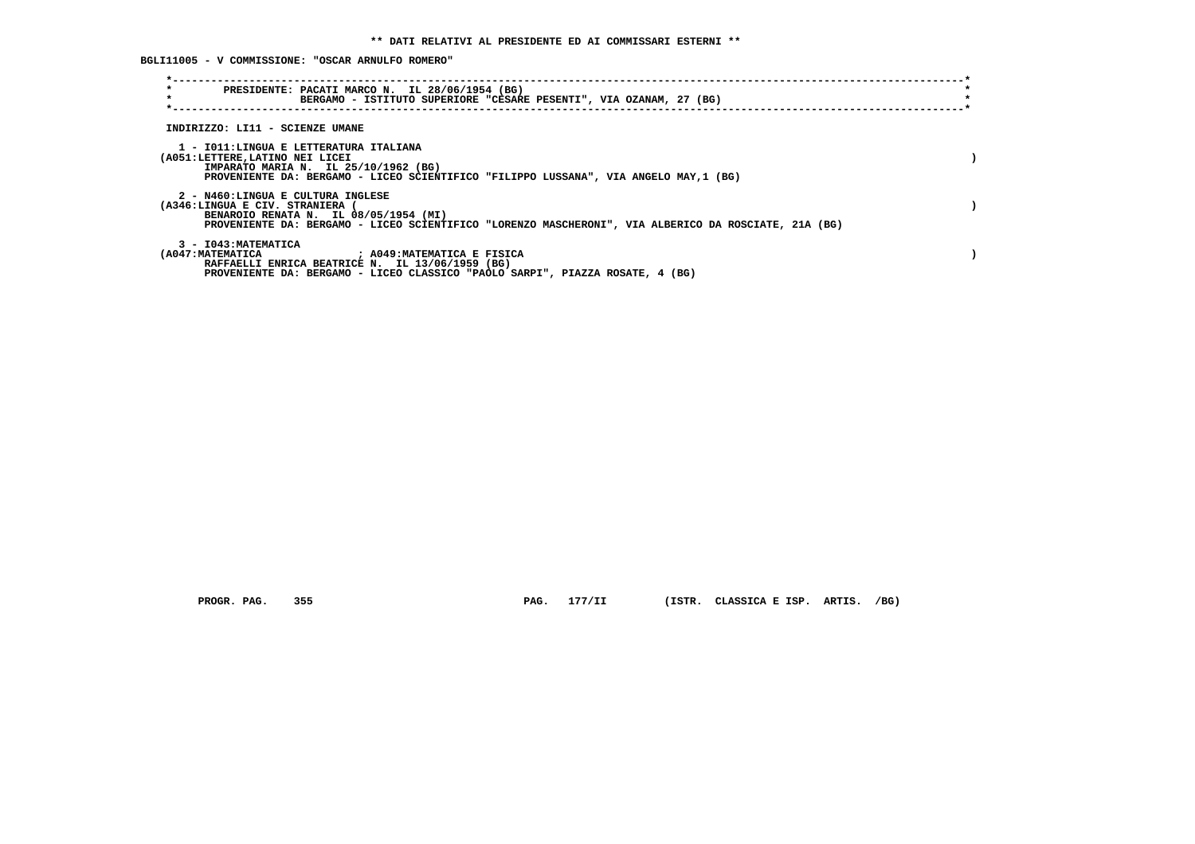** DATI RELATIVI AL PRESIDENTE ED AI COMMISSARI ESTERNI **

BGLI11005 - V COMMISSIONE: "OSCAR ARNULFO ROMERO"

PRESIDENTE: PACATI MARCO N. IL 28/06/1954 (BG)
BERGAMO - ISTITUTO SUPERIORE "CESARE PESENTI", VIA OZANAM, 27 (BG)

INDIRIZZO: LI11 - SCIENZE UMANE

1 - I011:LINGUA E LETTERATURA ITALIANA
(A051:LETTERE,LATINO NEI LICEI )
IMPARATO MARIA N. IL 25/10/1962 (BG)
PROVENIENTE DA: BERGAMO - LICEO SCIENTIFICO "FILIPPO LUSSANA", VIA ANGELO MAY,1 (BG)

2 - N460:LINGUA E CULTURA INGLESE
(A346:LINGUA E CIV. STRANIERA ( )
BENAROIO RENATA N. IL 08/05/1954 (MI)
PROVENIENTE DA: BERGAMO - LICEO SCIENTIFICO "LORENZO MASCHERONI", VIA ALBERICO DA ROSCIATE, 21A (BG)

3 - I043:MATEMATICA
(A047:MATEMATICA ; A049:MATEMATICA E FISICA )
RAFFAELLI ENRICA BEATRICE N. IL 13/06/1959 (BG)
PROVENIENTE DA: BERGAMO - LICEO CLASSICO "PAOLO SARPI", PIAZZA ROSATE, 4 (BG)

PROGR. PAG. 355 PAG. 177/II (ISTR. CLASSICA E ISP. ARTIS. /BG)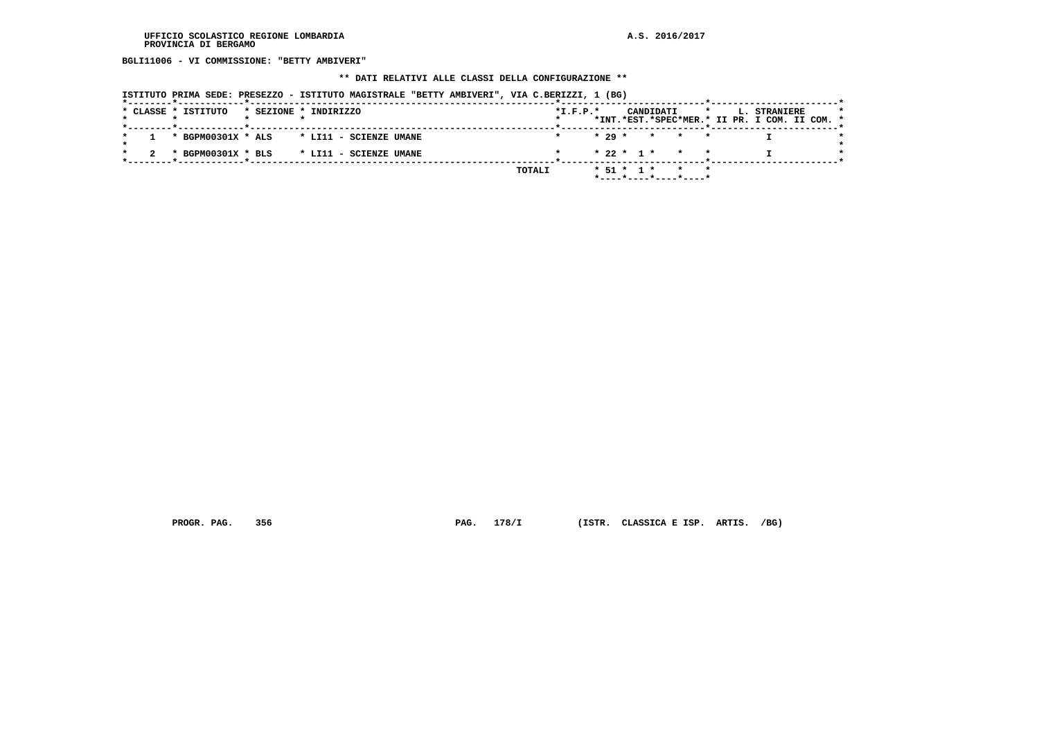UFFICIO SCOLASTICO REGIONE LOMBARDIA
PROVINCIA DI BERGAMO

A.S. 2016/2017

**BGLI11006 - VI COMMISSIONE: "BETTY AMBIVERI"**

**\*\* DATI RELATIVI ALLE CLASSI DELLA CONFIGURAZIONE \*\***

**ISTITUTO PRIMA SEDE: PRESEZZO - ISTITUTO MAGISTRALE "BETTY AMBIVERI", VIA C.BERIZZI, 1 (BG)**

| CLASSE | ISTITUTO | SEZIONE | INDIRIZZO | I.F.P. | CANDIDATI INT. | CANDIDATI EST. | CANDIDATI SPEC | CANDIDATI MER. | L. STRANIERE II PR. | L. STRANIERE I COM. | L. STRANIERE II COM. |
|---|---|---|---|---|---|---|---|---|---|---|---|
| 1 | BGPM00301X | ALS | LI11 - SCIENZE UMANE | | 29 | | | | | I | |
| 2 | BGPM00301X | BLS | LI11 - SCIENZE UMANE | | 22 | 1 | | | | I | |
| | | | TOTALI | | 51 | 1 | | | | | |

PROGR. PAG. 356 PAG. 178/I (ISTR. CLASSICA E ISP. ARTIS. /BG)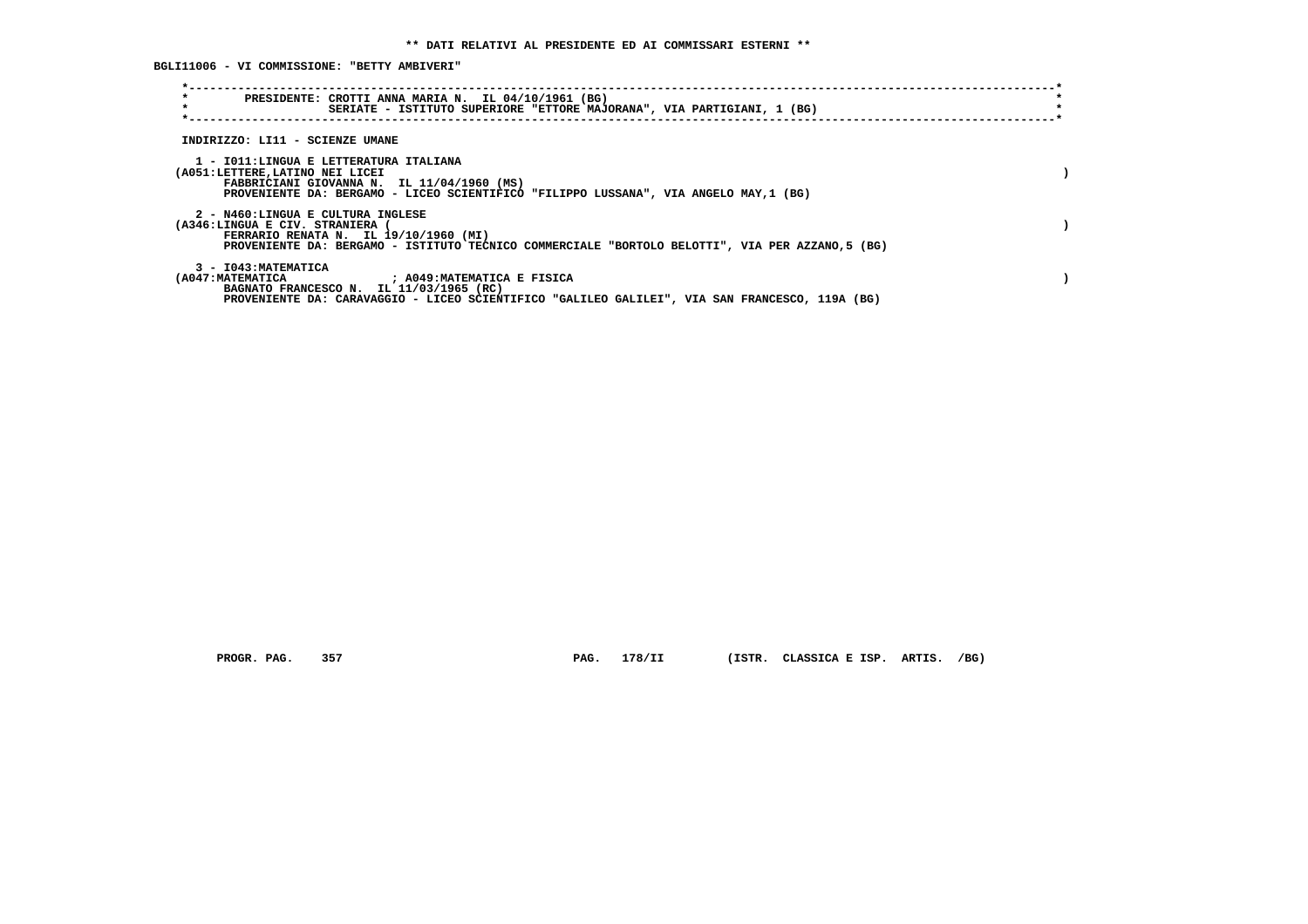**\*\* DATI RELATIVI AL PRESIDENTE ED AI COMMISSARI ESTERNI \*\***

**BGLI11006 - VI COMMISSIONE: "BETTY AMBIVERI"**

PRESIDENTE: CROTTI ANNA MARIA N. IL 04/10/1961 (BG)
SERIATE - ISTITUTO SUPERIORE "ETTORE MAJORANA", VIA PARTIGIANI, 1 (BG)

INDIRIZZO: LI11 - SCIENZE UMANE

1 - I011:LINGUA E LETTERATURA ITALIANA
(A051:LETTERE,LATINO NEI LICEI )
FABBRICIANI GIOVANNA N. IL 11/04/1960 (MS)
PROVENIENTE DA: BERGAMO - LICEO SCIENTIFICO "FILIPPO LUSSANA", VIA ANGELO MAY,1 (BG)

2 - N460:LINGUA E CULTURA INGLESE
(A346:LINGUA E CIV. STRANIERA ( )
FERRARIO RENATA N. IL 19/10/1960 (MI)
PROVENIENTE DA: BERGAMO - ISTITUTO TECNICO COMMERCIALE "BORTOLO BELOTTI", VIA PER AZZANO,5 (BG)

3 - I043:MATEMATICA
(A047:MATEMATICA ; A049:MATEMATICA E FISICA )
BAGNATO FRANCESCO N. IL 11/03/1965 (RC)
PROVENIENTE DA: CARAVAGGIO - LICEO SCIENTIFICO "GALILEO GALILEI", VIA SAN FRANCESCO, 119A (BG)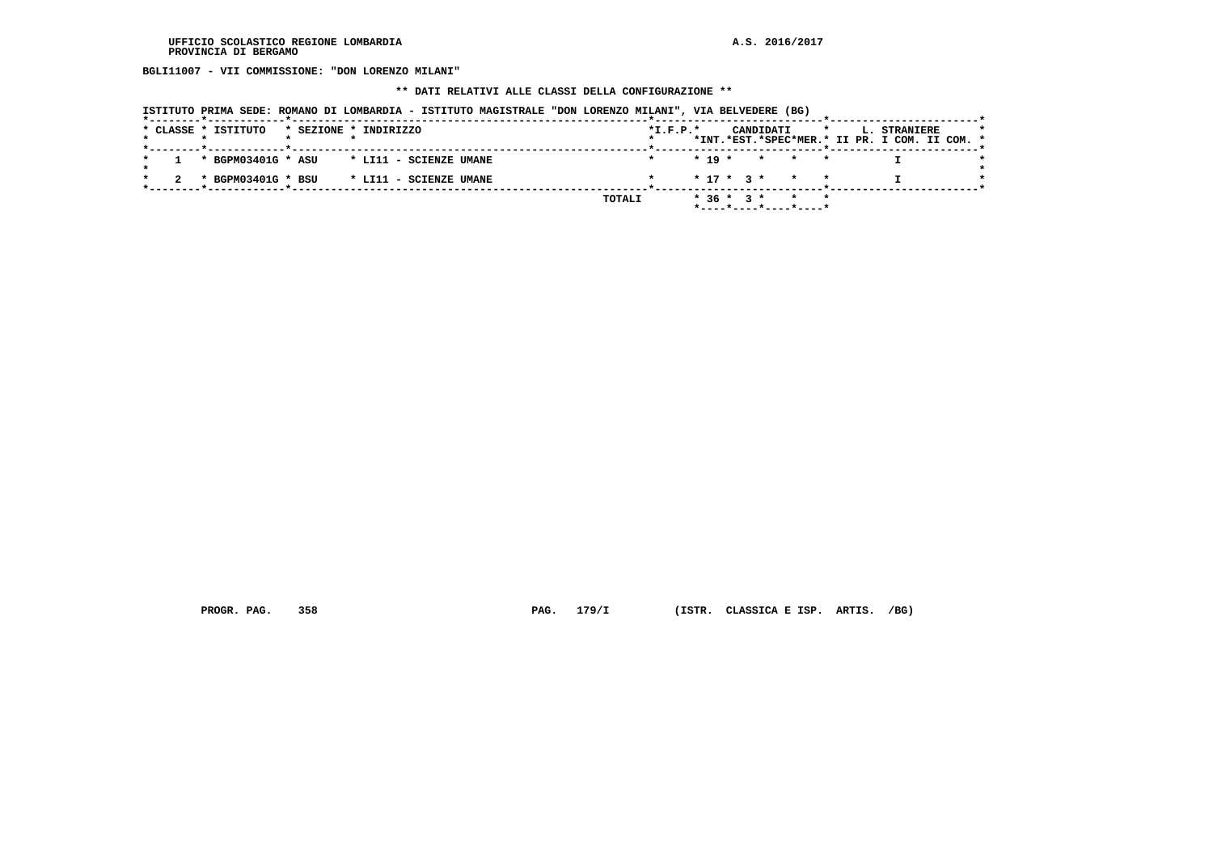BGLI11007 - VII COMMISSIONE: "DON LORENZO MILANI"

** DATI RELATIVI ALLE CLASSI DELLA CONFIGURAZIONE **

ISTITUTO PRIMA SEDE: ROMANO DI LOMBARDIA - ISTITUTO MAGISTRALE "DON LORENZO MILANI", VIA BELVEDERE (BG)

| CLASSE | ISTITUTO | SEZIONE | INDIRIZZO | I.F.P. | CANDIDATI INT. | CANDIDATI EST. | CANDIDATI SPEC | CANDIDATI MER. | L. STRANIERE II PR. | L. STRANIERE I COM. | L. STRANIERE II COM. |
|---|---|---|---|---|---|---|---|---|---|---|---|
| 1 | BGPM03401G | ASU | LI11 - SCIENZE UMANE | | 19 | | | | | I | |
| 2 | BGPM03401G | BSU | LI11 - SCIENZE UMANE | | 17 | 3 | | | | I | |
| | | | TOTALI | | 36 | 3 | | | | | |

PROGR. PAG. 358 PAG. 179/I (ISTR. CLASSICA E ISP. ARTIS. /BG)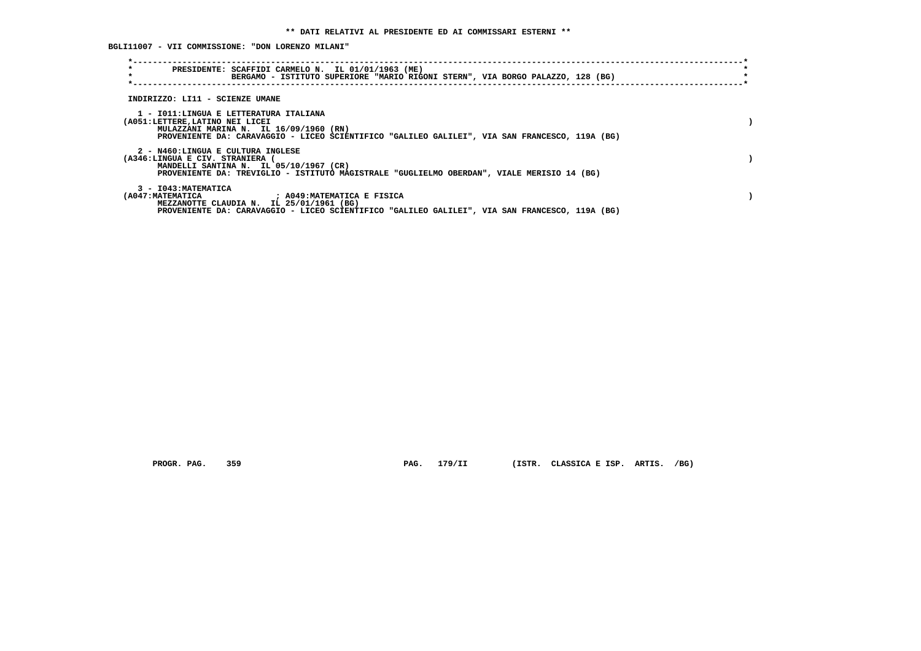**\*\* DATI RELATIVI AL PRESIDENTE ED AI COMMISSARI ESTERNI \*\***

**BGLI11007 - VII COMMISSIONE: "DON LORENZO MILANI"**

PRESIDENTE: SCAFFIDI CARMELO N. IL 01/01/1963 (ME)
BERGAMO - ISTITUTO SUPERIORE "MARIO RIGONI STERN", VIA BORGO PALAZZO, 128 (BG)

INDIRIZZO: LI11 - SCIENZE UMANE

1 - I011:LINGUA E LETTERATURA ITALIANA
(A051:LETTERE,LATINO NEI LICEI )
MULAZZANI MARINA N. IL 16/09/1960 (RN)
PROVENIENTE DA: CARAVAGGIO - LICEO SCIENTIFICO "GALILEO GALILEI", VIA SAN FRANCESCO, 119A (BG)

2 - N460:LINGUA E CULTURA INGLESE
(A346:LINGUA E CIV. STRANIERA ( )
MANDELLI SANTINA N. IL 05/10/1967 (CR)
PROVENIENTE DA: TREVIGLIO - ISTITUTO MAGISTRALE "GUGLIELMO OBERDAN", VIALE MERISIO 14 (BG)

3 - I043:MATEMATICA
(A047:MATEMATICA ; A049:MATEMATICA E FISICA )
MEZZANOTTE CLAUDIA N. IL 25/01/1961 (BG)
PROVENIENTE DA: CARAVAGGIO - LICEO SCIENTIFICO "GALILEO GALILEI", VIA SAN FRANCESCO, 119A (BG)

PROGR. PAG. 359 PAG. 179/II (ISTR. CLASSICA E ISP. ARTIS. /BG)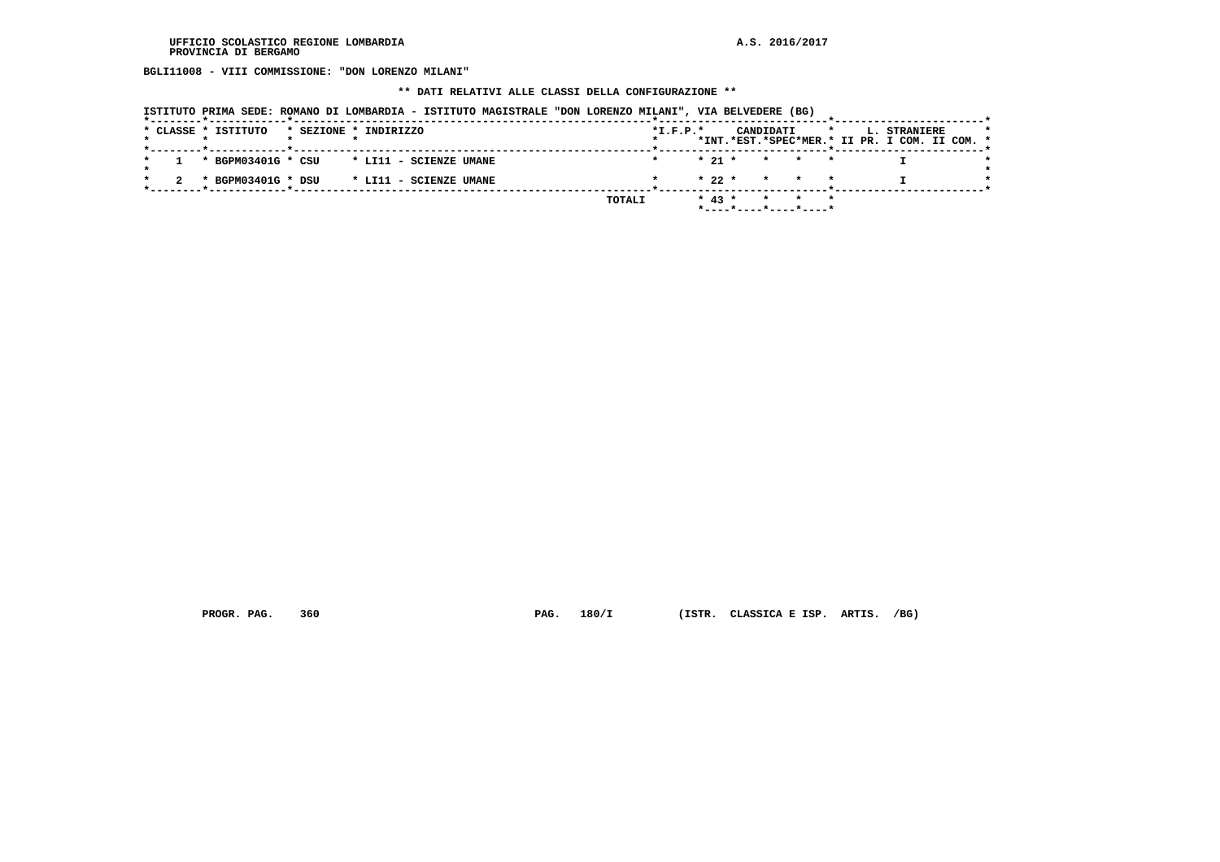**BGLI11008 - VIII COMMISSIONE: "DON LORENZO MILANI"**

**\*\* DATI RELATIVI ALLE CLASSI DELLA CONFIGURAZIONE \*\***

ISTITUTO PRIMA SEDE: ROMANO DI LOMBARDIA - ISTITUTO MAGISTRALE "DON LORENZO MILANI", VIA BELVEDERE (BG)

| CLASSE | ISTITUTO | SEZIONE | INDIRIZZO | I.F.P. | CANDIDATI INT. | CANDIDATI EST. | CANDIDATI SPEC | CANDIDATI MER. | L. STRANIERE II PR. | L. STRANIERE I COM. | L. STRANIERE II COM. |
|---|---|---|---|---|---|---|---|---|---|---|---|
| 1 | BGPM03401G | CSU | LI11 - SCIENZE UMANE | | 21 | | | | | I | |
| 2 | BGPM03401G | DSU | LI11 - SCIENZE UMANE | | 22 | | | | | I | |
| | | | TOTALI | | 43 | | | | | | |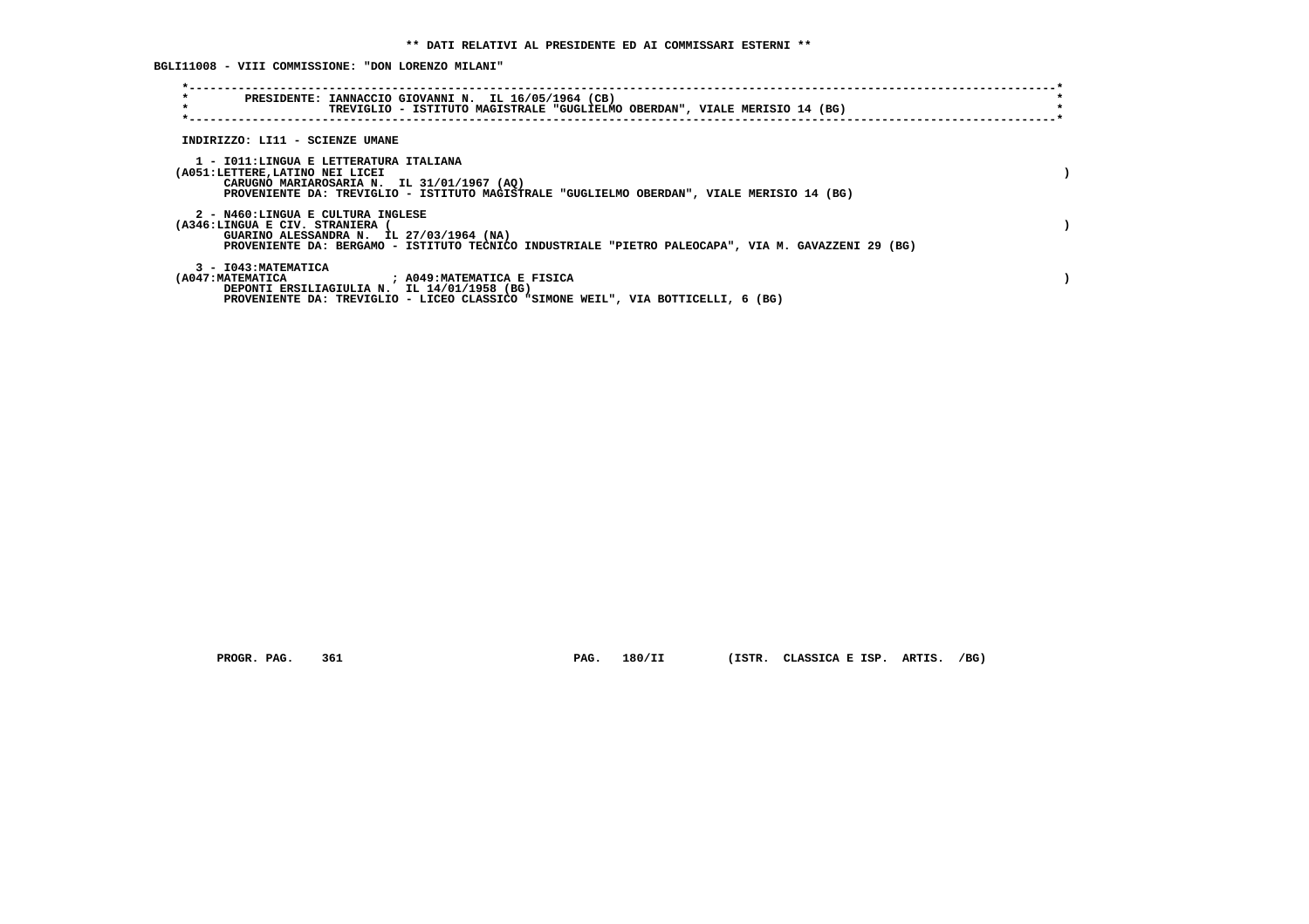** DATI RELATIVI AL PRESIDENTE ED AI COMMISSARI ESTERNI **

BGLI11008 - VIII COMMISSIONE: "DON LORENZO MILANI"

PRESIDENTE: IANNACCIO GIOVANNI N. IL 16/05/1964 (CB)
TREVIGLIO - ISTITUTO MAGISTRALE "GUGLIELMO OBERDAN", VIALE MERISIO 14 (BG)

INDIRIZZO: LI11 - SCIENZE UMANE

1 - I011:LINGUA E LETTERATURA ITALIANA
(A051:LETTERE,LATINO NEI LICEI )
CARUGNO MARIAROSARIA N. IL 31/01/1967 (AQ)
PROVENIENTE DA: TREVIGLIO - ISTITUTO MAGISTRALE "GUGLIELMO OBERDAN", VIALE MERISIO 14 (BG)

2 - N460:LINGUA E CULTURA INGLESE
(A346:LINGUA E CIV. STRANIERA ( )
GUARINO ALESSANDRA N. IL 27/03/1964 (NA)
PROVENIENTE DA: BERGAMO - ISTITUTO TECNICO INDUSTRIALE "PIETRO PALEOCAPA", VIA M. GAVAZZENI 29 (BG)

3 - I043:MATEMATICA
(A047:MATEMATICA ; A049:MATEMATICA E FISICA )
DEPONTI ERSILIAGIULIA N. IL 14/01/1958 (BG)
PROVENIENTE DA: TREVIGLIO - LICEO CLASSICO "SIMONE WEIL", VIA BOTTICELLI, 6 (BG)

PROGR. PAG. 361 PAG. 180/II (ISTR. CLASSICA E ISP. ARTIS. /BG)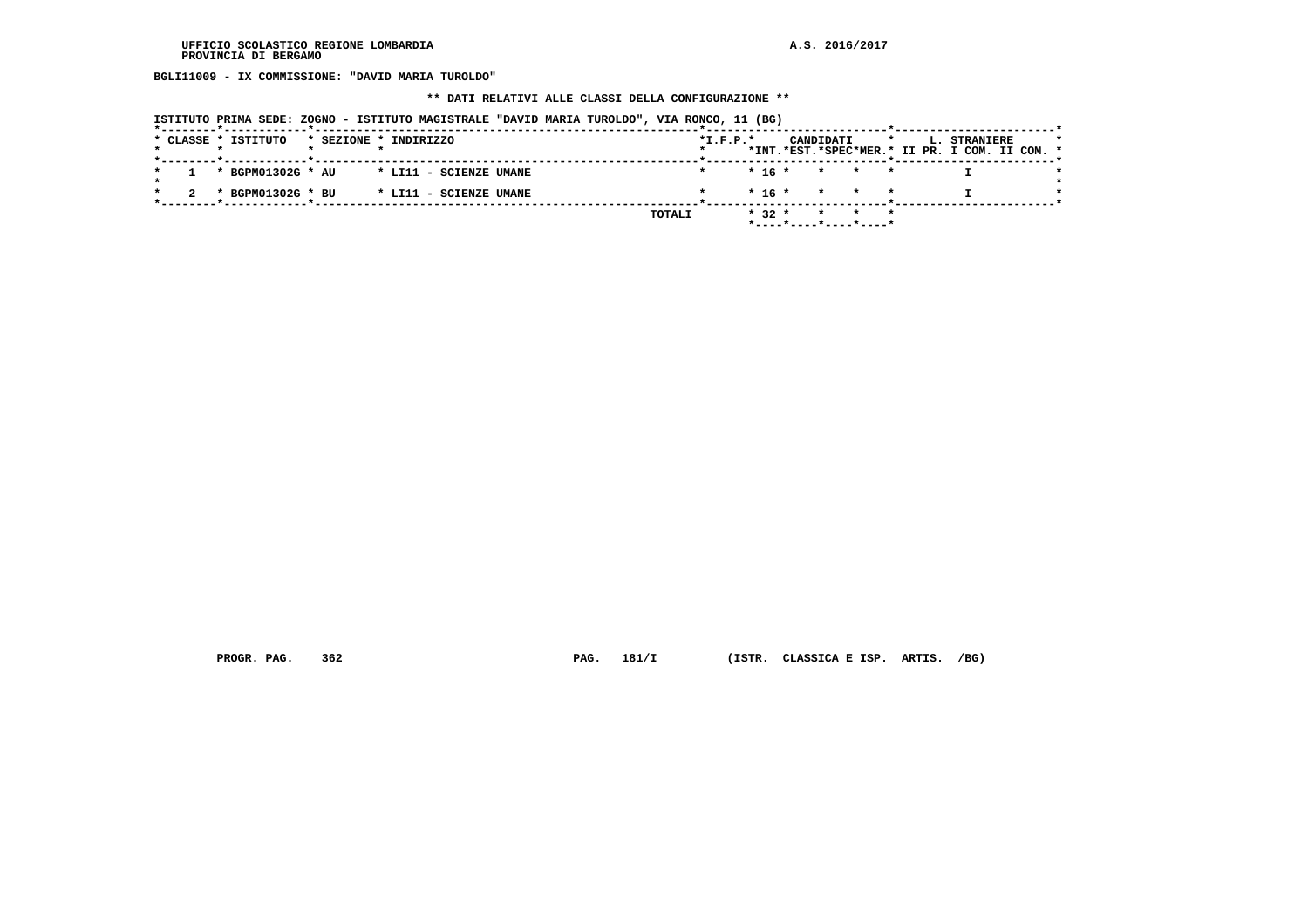BGLI11009 - IX COMMISSIONE: "DAVID MARIA TUROLDO"

** DATI RELATIVI ALLE CLASSI DELLA CONFIGURAZIONE **

ISTITUTO PRIMA SEDE: ZOGNO - ISTITUTO MAGISTRALE "DAVID MARIA TUROLDO", VIA RONCO, 11 (BG)

| CLASSE | ISTITUTO | SEZIONE | INDIRIZZO | I.F.P. | CANDIDATI INT. | CANDIDATI EST. | CANDIDATI SPEC | CANDIDATI MER. | L. STRANIERE II PR. | L. STRANIERE I COM. | L. STRANIERE II COM. |
|---|---|---|---|---|---|---|---|---|---|---|---|
| 1 | BGPM01302G | AU | LI11 - SCIENZE UMANE | | 16 | | | | | I | |
| 2 | BGPM01302G | BU | LI11 - SCIENZE UMANE | | 16 | | | | | I | |
| | | | TOTALI | | 32 | | | | | | |

PROGR. PAG. 362 PAG. 181/I (ISTR. CLASSICA E ISP. ARTIS. /BG)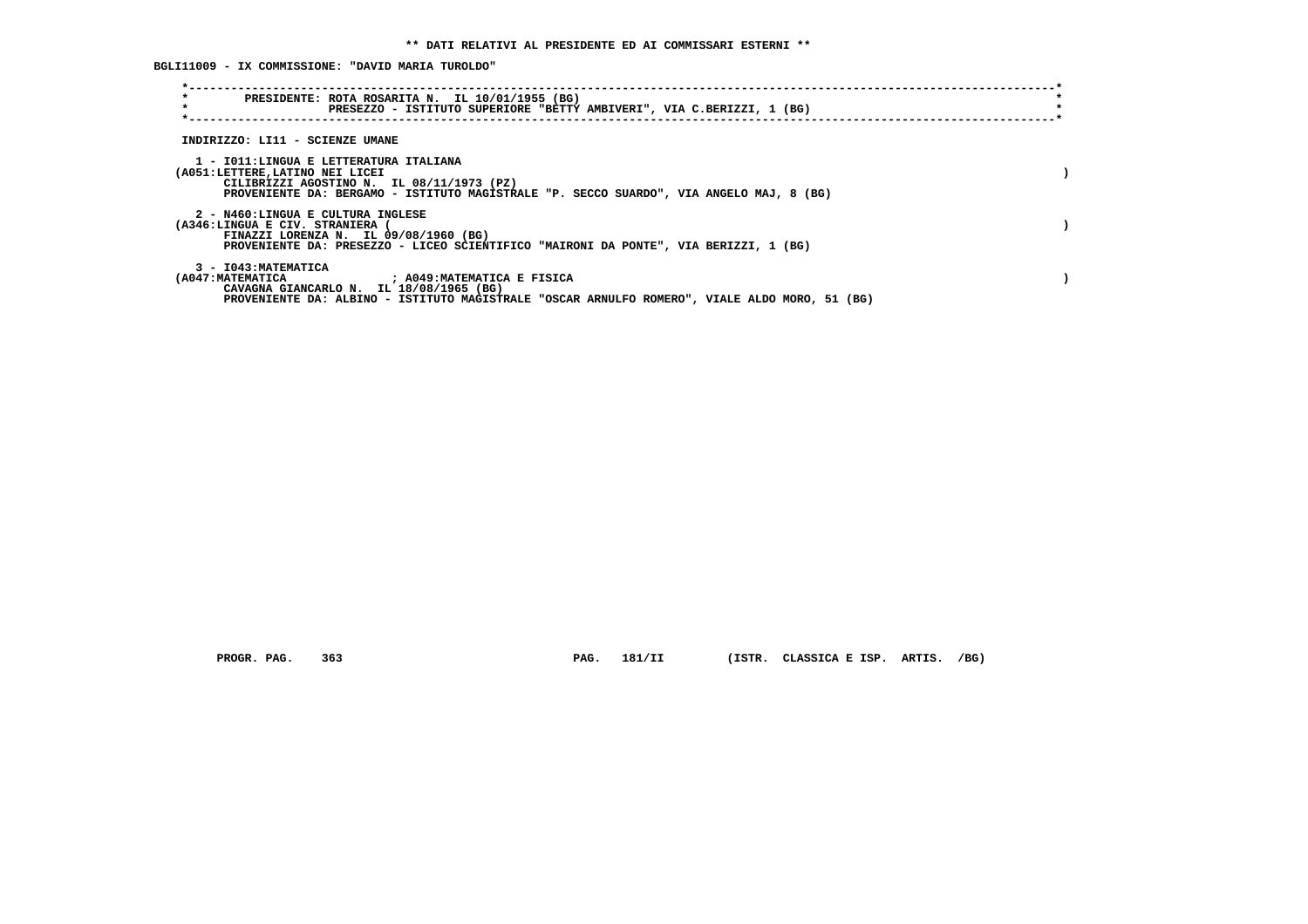** DATI RELATIVI AL PRESIDENTE ED AI COMMISSARI ESTERNI **

BGLI11009 - IX COMMISSIONE: "DAVID MARIA TUROLDO"

PRESIDENTE: ROTA ROSARITA N. IL 10/01/1955 (BG)
PRESEZZO - ISTITUTO SUPERIORE "BETTY AMBIVERI", VIA C.BERIZZI, 1 (BG)

INDIRIZZO: LI11 - SCIENZE UMANE

1 - I011:LINGUA E LETTERATURA ITALIANA
(A051:LETTERE,LATINO NEI LICEI )
CILIBRIZZI AGOSTINO N. IL 08/11/1973 (PZ)
PROVENIENTE DA: BERGAMO - ISTITUTO MAGISTRALE "P. SECCO SUARDO", VIA ANGELO MAJ, 8 (BG)

2 - N460:LINGUA E CULTURA INGLESE
(A346:LINGUA E CIV. STRANIERA ( )
FINAZZI LORENZA N. IL 09/08/1960 (BG)
PROVENIENTE DA: PRESEZZO - LICEO SCIENTIFICO "MAIRONI DA PONTE", VIA BERIZZI, 1 (BG)

3 - I043:MATEMATICA
(A047:MATEMATICA ; A049:MATEMATICA E FISICA )
CAVAGNA GIANCARLO N. IL 18/08/1965 (BG)
PROVENIENTE DA: ALBINO - ISTITUTO MAGISTRALE "OSCAR ARNULFO ROMERO", VIALE ALDO MORO, 51 (BG)

PROGR. PAG. 363 PAG. 181/II (ISTR. CLASSICA E ISP. ARTIS. /BG)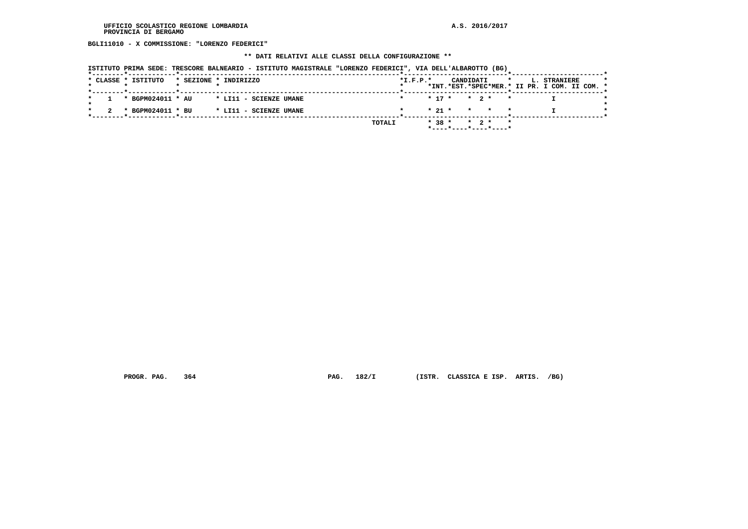BGLI11010 - X COMMISSIONE: "LORENZO FEDERICI"

** DATI RELATIVI ALLE CLASSI DELLA CONFIGURAZIONE **

ISTITUTO PRIMA SEDE: TRESCORE BALNEARIO - ISTITUTO MAGISTRALE "LORENZO FEDERICI", VIA DELL'ALBAROTTO (BG)

| CLASSE | ISTITUTO | SEZIONE | INDIRIZZO | I.F.P. | CANDIDATI INT. | CANDIDATI EST. | CANDIDATI SPEC | CANDIDATI MER. | L. STRANIERE II PR. | L. STRANIERE I COM. | L. STRANIERE II COM. |
|---|---|---|---|---|---|---|---|---|---|---|---|
| 1 | BGPM024011 | AU | LI11 - SCIENZE UMANE | | 17 | | 2 | | | I | |
| 2 | BGPM024011 | BU | LI11 - SCIENZE UMANE | | 21 | | | | | I | |
| | | | TOTALI | | 38 | | 2 | | | | |

PROGR. PAG. 364 PAG. 182/I (ISTR. CLASSICA E ISP. ARTIS. /BG)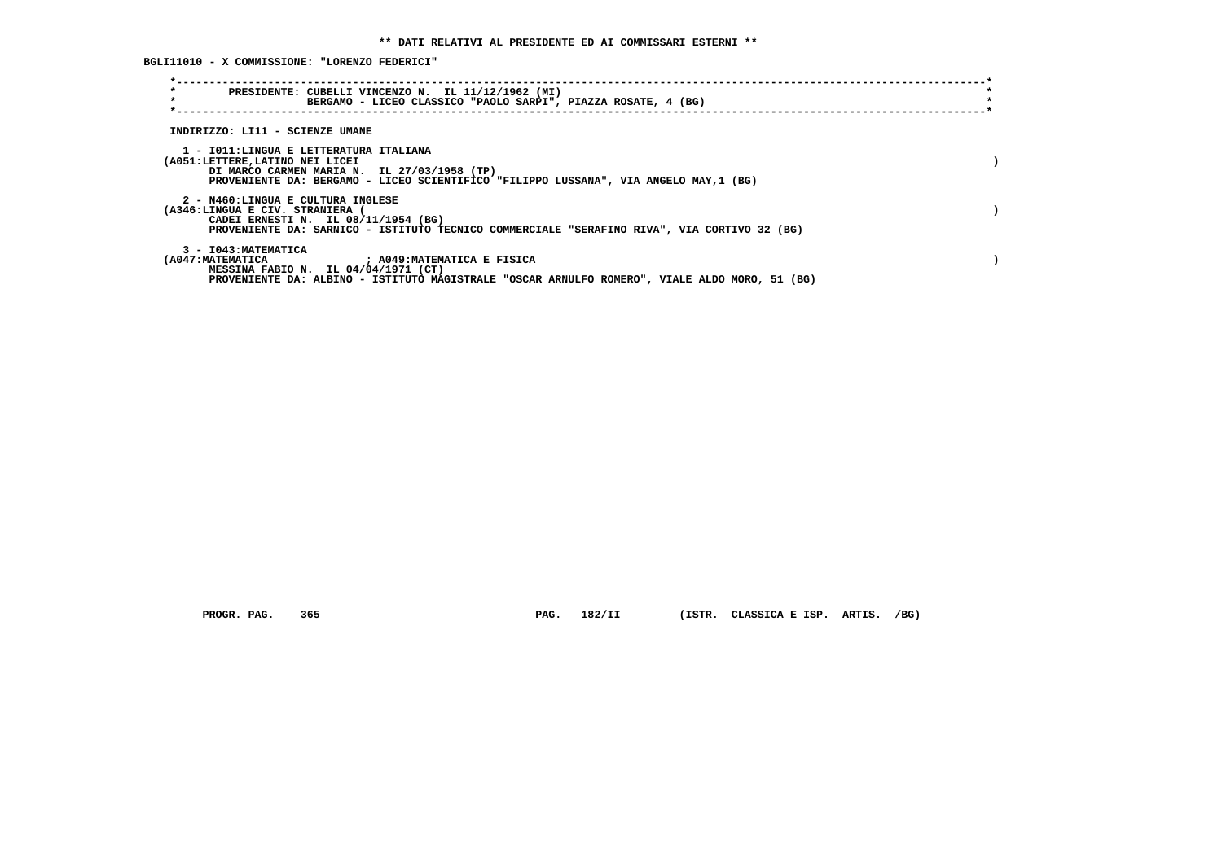** DATI RELATIVI AL PRESIDENTE ED AI COMMISSARI ESTERNI **

BGLI11010 - X COMMISSIONE: "LORENZO FEDERICI"

PRESIDENTE: CUBELLI VINCENZO N. IL 11/12/1962 (MI)
BERGAMO - LICEO CLASSICO "PAOLO SARPI", PIAZZA ROSATE, 4 (BG)

INDIRIZZO: LI11 - SCIENZE UMANE

1 - I011:LINGUA E LETTERATURA ITALIANA
(A051:LETTERE,LATINO NEI LICEI )
DI MARCO CARMEN MARIA N. IL 27/03/1958 (TP)
PROVENIENTE DA: BERGAMO - LICEO SCIENTIFICO "FILIPPO LUSSANA", VIA ANGELO MAY,1 (BG)

2 - N460:LINGUA E CULTURA INGLESE
(A346:LINGUA E CIV. STRANIERA ( )
CADEI ERNESTI N. IL 08/11/1954 (BG)
PROVENIENTE DA: SARNICO - ISTITUTO TECNICO COMMERCIALE "SERAFINO RIVA", VIA CORTIVO 32 (BG)

3 - I043:MATEMATICA
(A047:MATEMATICA ; A049:MATEMATICA E FISICA )
MESSINA FABIO N. IL 04/04/1971 (CT)
PROVENIENTE DA: ALBINO - ISTITUTO MAGISTRALE "OSCAR ARNULFO ROMERO", VIALE ALDO MORO, 51 (BG)

PROGR. PAG. 365 PAG. 182/II (ISTR. CLASSICA E ISP. ARTIS. /BG)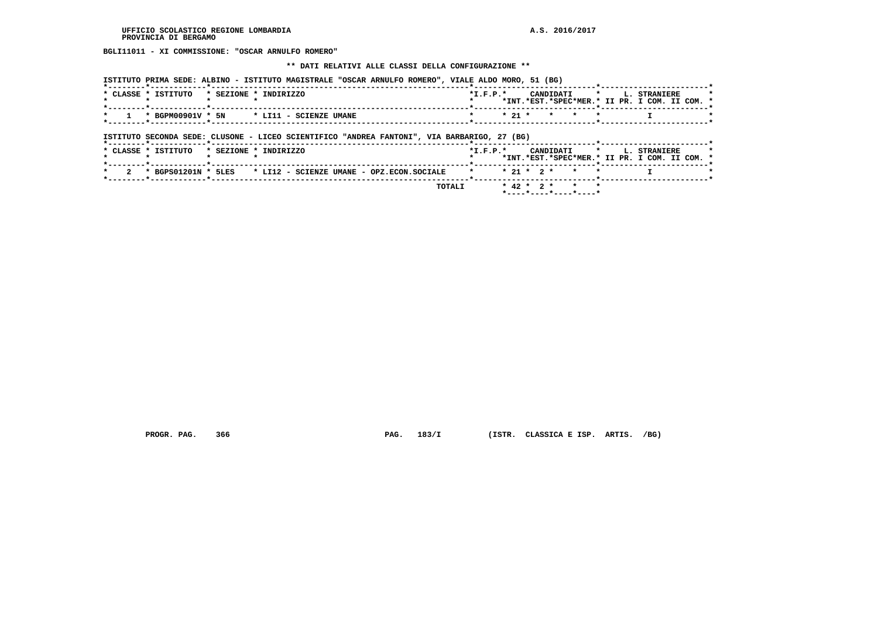UFFICIO SCOLASTICO REGIONE LOMBARDIA
PROVINCIA DI BERGAMO

A.S. 2016/2017

**BGLI11011 - XI COMMISSIONE: "OSCAR ARNULFO ROMERO"**

**\*\* DATI RELATIVI ALLE CLASSI DELLA CONFIGURAZIONE \*\***

ISTITUTO PRIMA SEDE: ALBINO - ISTITUTO MAGISTRALE "OSCAR ARNULFO ROMERO", VIALE ALDO MORO, 51 (BG)

| CLASSE | ISTITUTO | SEZIONE | INDIRIZZO | I.F.P. | CANDIDATI INT. | CANDIDATI EST. | CANDIDATI SPEC | CANDIDATI MER. | L. STRANIERE II PR. | L. STRANIERE I COM. | L. STRANIERE II COM. |
|---|---|---|---|---|---|---|---|---|---|---|---|
| 1 | BGPM00901V | 5N | LI11 - SCIENZE UMANE | | 21 | | | | | I | |

ISTITUTO SECONDA SEDE: CLUSONE - LICEO SCIENTIFICO "ANDREA FANTONI", VIA BARBARIGO, 27 (BG)

| CLASSE | ISTITUTO | SEZIONE | INDIRIZZO | I.F.P. | CANDIDATI INT. | CANDIDATI EST. | CANDIDATI SPEC | CANDIDATI MER. | L. STRANIERE II PR. | L. STRANIERE I COM. | L. STRANIERE II COM. |
|---|---|---|---|---|---|---|---|---|---|---|---|
| 2 | BGPS01201N | 5LES | LI12 - SCIENZE UMANE - OPZ.ECON.SOCIALE | | 21 | 2 | | | | I | |
| | | | TOTALI | | 42 | 2 | | | | | |

PROGR. PAG. 366 PAG. 183/I (ISTR. CLASSICA E ISP. ARTIS. /BG)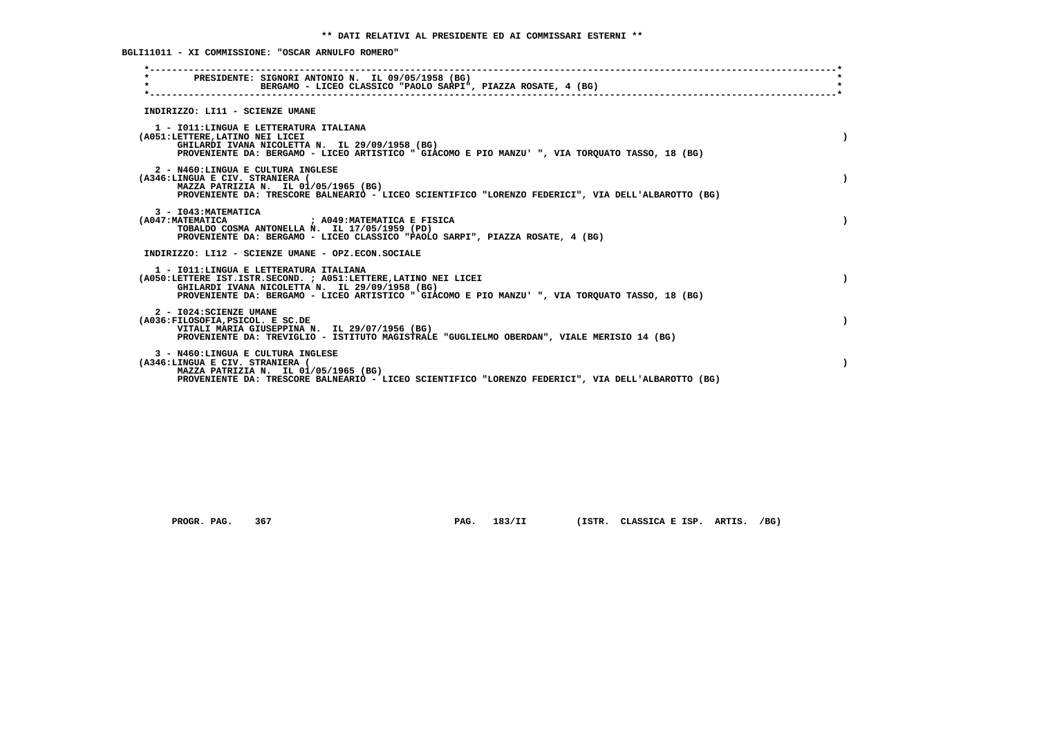** DATI RELATIVI AL PRESIDENTE ED AI COMMISSARI ESTERNI **

BGLI11011 - XI COMMISSIONE: "OSCAR ARNULFO ROMERO"

PRESIDENTE: SIGNORI ANTONIO N. IL 09/05/1958 (BG)
BERGAMO - LICEO CLASSICO "PAOLO SARPI", PIAZZA ROSATE, 4 (BG)

INDIRIZZO: LI11 - SCIENZE UMANE

1 - I011:LINGUA E LETTERATURA ITALIANA
(A051:LETTERE,LATINO NEI LICEI )
GHILARDI IVANA NICOLETTA N. IL 29/09/1958 (BG)
PROVENIENTE DA: BERGAMO - LICEO ARTISTICO " GIACOMO E PIO MANZU' ", VIA TORQUATO TASSO, 18 (BG)

2 - N460:LINGUA E CULTURA INGLESE
(A346:LINGUA E CIV. STRANIERA ( )
MAZZA PATRIZIA N. IL 01/05/1965 (BG)
PROVENIENTE DA: TRESCORE BALNEARIO - LICEO SCIENTIFICO "LORENZO FEDERICI", VIA DELL'ALBAROTTO (BG)

3 - I043:MATEMATICA
(A047:MATEMATICA ; A049:MATEMATICA E FISICA )
TOBALDO COSMA ANTONELLA N. IL 17/05/1959 (PD)
PROVENIENTE DA: BERGAMO - LICEO CLASSICO "PAOLO SARPI", PIAZZA ROSATE, 4 (BG)

INDIRIZZO: LI12 - SCIENZE UMANE - OPZ.ECON.SOCIALE

1 - I011:LINGUA E LETTERATURA ITALIANA
(A050:LETTERE IST.ISTR.SECOND. ; A051:LETTERE,LATINO NEI LICEI )
GHILARDI IVANA NICOLETTA N. IL 29/09/1958 (BG)
PROVENIENTE DA: BERGAMO - LICEO ARTISTICO " GIACOMO E PIO MANZU' ", VIA TORQUATO TASSO, 18 (BG)

2 - I024:SCIENZE UMANE
(A036:FILOSOFIA,PSICOL. E SC.DE )
VITALI MARIA GIUSEPPINA N. IL 29/07/1956 (BG)
PROVENIENTE DA: TREVIGLIO - ISTITUTO MAGISTRALE "GUGLIELMO OBERDAN", VIALE MERISIO 14 (BG)

3 - N460:LINGUA E CULTURA INGLESE
(A346:LINGUA E CIV. STRANIERA ( )
MAZZA PATRIZIA N. IL 01/05/1965 (BG)
PROVENIENTE DA: TRESCORE BALNEARIO - LICEO SCIENTIFICO "LORENZO FEDERICI", VIA DELL'ALBAROTTO (BG)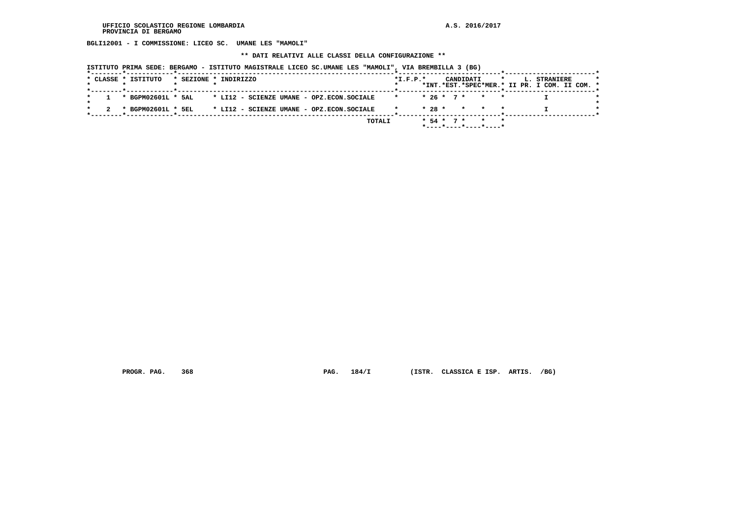BGLI12001 - I COMMISSIONE: LICEO SC. UMANE LES "MAMOLI"

** DATI RELATIVI ALLE CLASSI DELLA CONFIGURAZIONE **

ISTITUTO PRIMA SEDE: BERGAMO - ISTITUTO MAGISTRALE LICEO SC.UMANE LES "MAMOLI", VIA BREMBILLA 3 (BG)

| CLASSE | ISTITUTO | SEZIONE | INDIRIZZO | I.F.P. | CANDIDATI INT. | CANDIDATI EST. | CANDIDATI SPEC | CANDIDATI MER. | L. STRANIERE II PR. | L. STRANIERE I COM. | L. STRANIERE II COM. |
|---|---|---|---|---|---|---|---|---|---|---|---|
| 1 | BGPM02601L | 5AL | LI12 - SCIENZE UMANE - OPZ.ECON.SOCIALE | | 26 | 7 | | | | I | |
| 2 | BGPM02601L | 5EL | LI12 - SCIENZE UMANE - OPZ.ECON.SOCIALE | | 28 | | | | | I | |
| | | | TOTALI | | 54 | 7 | | | | | |

PROGR. PAG. 368 PAG. 184/I (ISTR. CLASSICA E ISP. ARTIS. /BG)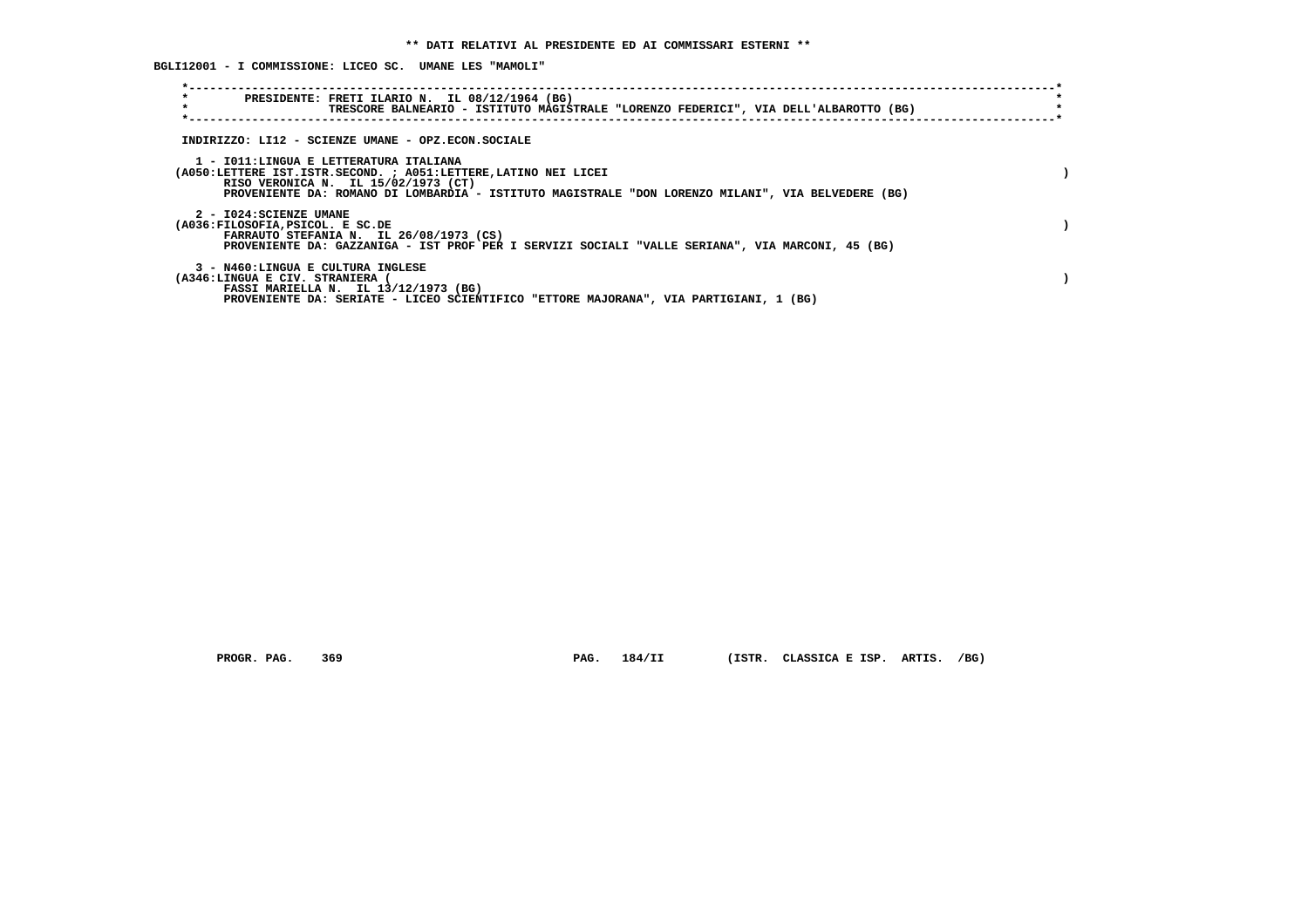**\*\* DATI RELATIVI AL PRESIDENTE ED AI COMMISSARI ESTERNI \*\***

**BGLI12001 - I COMMISSIONE: LICEO SC. UMANE LES "MAMOLI"**

**PRESIDENTE: FRETI ILARIO N. IL 08/12/1964 (BG)**
**TRESCORE BALNEARIO - ISTITUTO MAGISTRALE "LORENZO FEDERICI", VIA DELL'ALBAROTTO (BG)**

**INDIRIZZO: LI12 - SCIENZE UMANE - OPZ.ECON.SOCIALE**

**1 - I011:LINGUA E LETTERATURA ITALIANA**
**(A050:LETTERE IST.ISTR.SECOND. ; A051:LETTERE,LATINO NEI LICEI )**
**RISO VERONICA N. IL 15/02/1973 (CT)**
**PROVENIENTE DA: ROMANO DI LOMBARDIA - ISTITUTO MAGISTRALE "DON LORENZO MILANI", VIA BELVEDERE (BG)**

**2 - I024:SCIENZE UMANE**
**(A036:FILOSOFIA,PSICOL. E SC.DE )**
**FARRAUTO STEFANIA N. IL 26/08/1973 (CS)**
**PROVENIENTE DA: GAZZANIGA - IST PROF PER I SERVIZI SOCIALI "VALLE SERIANA", VIA MARCONI, 45 (BG)**

**3 - N460:LINGUA E CULTURA INGLESE**
**(A346:LINGUA E CIV. STRANIERA ( )**
**FASSI MARIELLA N. IL 13/12/1973 (BG)**
**PROVENIENTE DA: SERIATE - LICEO SCIENTIFICO "ETTORE MAJORANA", VIA PARTIGIANI, 1 (BG)**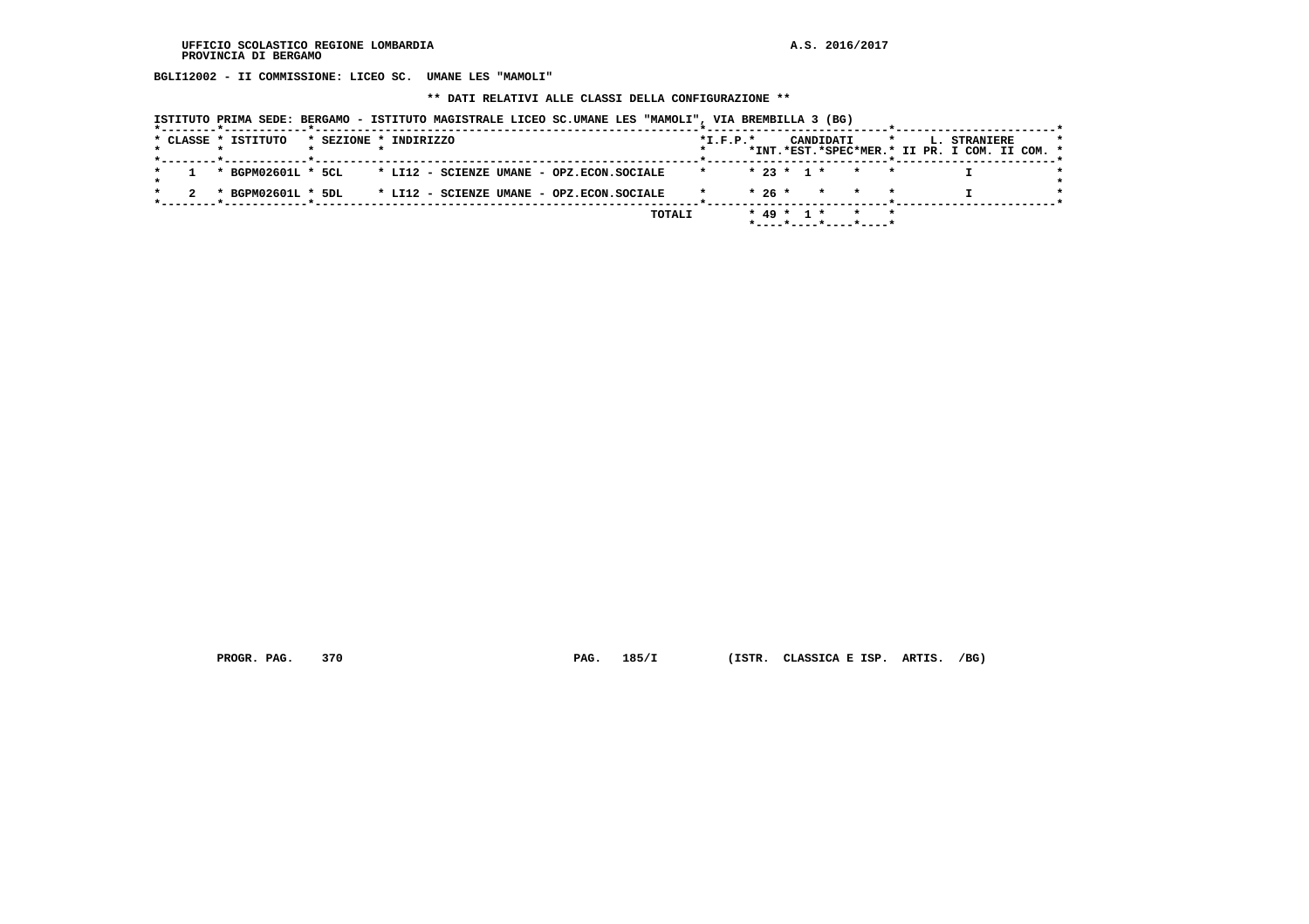BGLI12002 - II COMMISSIONE: LICEO SC. UMANE LES "MAMOLI"

** DATI RELATIVI ALLE CLASSI DELLA CONFIGURAZIONE **

ISTITUTO PRIMA SEDE: BERGAMO - ISTITUTO MAGISTRALE LICEO SC.UMANE LES "MAMOLI", VIA BREMBILLA 3 (BG)

| CLASSE | ISTITUTO | SEZIONE | INDIRIZZO | I.F.P. | CANDIDATI INT. | CANDIDATI EST. | CANDIDATI SPEC | CANDIDATI MER. | L. STRANIERE II PR. | L. STRANIERE I COM. | L. STRANIERE II COM. |
|---|---|---|---|---|---|---|---|---|---|---|---|
| 1 | BGPM02601L | 5CL | LI12 - SCIENZE UMANE - OPZ.ECON.SOCIALE | | 23 | 1 | | | | I | |
| 2 | BGPM02601L | 5DL | LI12 - SCIENZE UMANE - OPZ.ECON.SOCIALE | | 26 | | | | | I | |
| | | | TOTALI | | 49 | 1 | | | | | |

PROGR. PAG. 370 PAG. 185/I (ISTR. CLASSICA E ISP. ARTIS. /BG)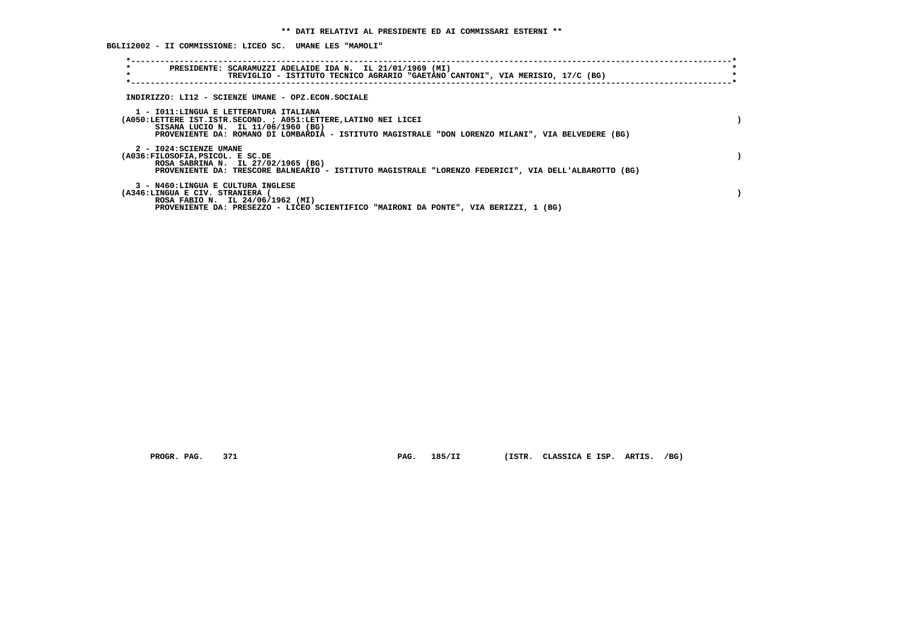**\*\* DATI RELATIVI AL PRESIDENTE ED AI COMMISSARI ESTERNI \*\***

**BGLI12002 - II COMMISSIONE: LICEO SC. UMANE LES "MAMOLI"**

PRESIDENTE: SCARAMUZZI ADELAIDE IDA N. IL 21/01/1969 (MI)
TREVIGLIO - ISTITUTO TECNICO AGRARIO "GAETANO CANTONI", VIA MERISIO, 17/C (BG)

INDIRIZZO: LI12 - SCIENZE UMANE - OPZ.ECON.SOCIALE

1 - I011:LINGUA E LETTERATURA ITALIANA
(A050:LETTERE IST.ISTR.SECOND. ; A051:LETTERE,LATINO NEI LICEI )
SISANA LUCIO N. IL 11/06/1960 (BG)
PROVENIENTE DA: ROMANO DI LOMBARDIA - ISTITUTO MAGISTRALE "DON LORENZO MILANI", VIA BELVEDERE (BG)

2 - I024:SCIENZE UMANE
(A036:FILOSOFIA,PSICOL. E SC.DE )
ROSA SABRINA N. IL 27/02/1965 (BG)
PROVENIENTE DA: TRESCORE BALNEARIO - ISTITUTO MAGISTRALE "LORENZO FEDERICI", VIA DELL'ALBAROTTO (BG)

3 - N460:LINGUA E CULTURA INGLESE
(A346:LINGUA E CIV. STRANIERA ( )
ROSA FABIO N. IL 24/06/1962 (MI)
PROVENIENTE DA: PRESEZZO - LICEO SCIENTIFICO "MAIRONI DA PONTE", VIA BERIZZI, 1 (BG)

PROGR. PAG. 371 PAG. 185/II (ISTR. CLASSICA E ISP. ARTIS. /BG)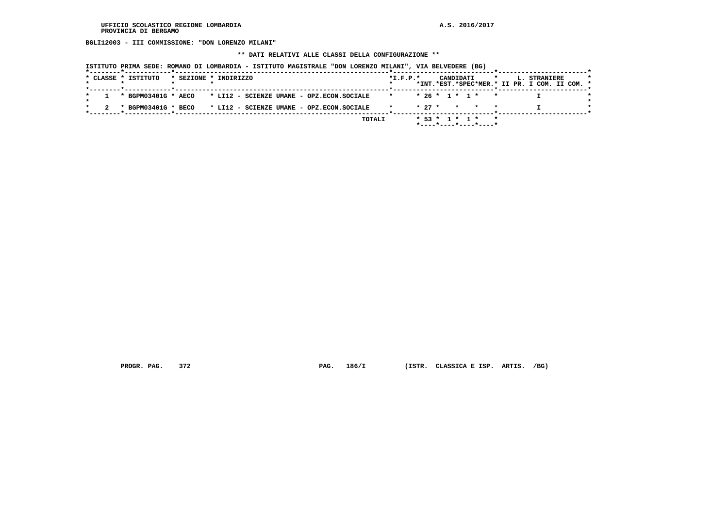UFFICIO SCOLASTICO REGIONE LOMBARDIA
PROVINCIA DI BERGAMO

A.S. 2016/2017

**BGLI12003 - III COMMISSIONE: "DON LORENZO MILANI"**

**\*\* DATI RELATIVI ALLE CLASSI DELLA CONFIGURAZIONE \*\***

ISTITUTO PRIMA SEDE: ROMANO DI LOMBARDIA - ISTITUTO MAGISTRALE "DON LORENZO MILANI", VIA BELVEDERE (BG)

| CLASSE | ISTITUTO | SEZIONE | INDIRIZZO | I.F.P. | CANDIDATI INT. | CANDIDATI EST. | CANDIDATI SPEC | CANDIDATI MER. | L. STRANIERE II PR. | L. STRANIERE I COM. | L. STRANIERE II COM. |
|---|---|---|---|---|---|---|---|---|---|---|---|
| 1 | BGPM03401G | AECO | LI12 - SCIENZE UMANE - OPZ.ECON.SOCIALE | | 26 | 1 | 1 | | | I | |
| 2 | BGPM03401G | BECO | LI12 - SCIENZE UMANE - OPZ.ECON.SOCIALE | | 27 | | | | | I | |
| | | | TOTALI | | 53 | 1 | 1 | | | | |

PROGR. PAG. 372 PAG. 186/I (ISTR. CLASSICA E ISP. ARTIS. /BG)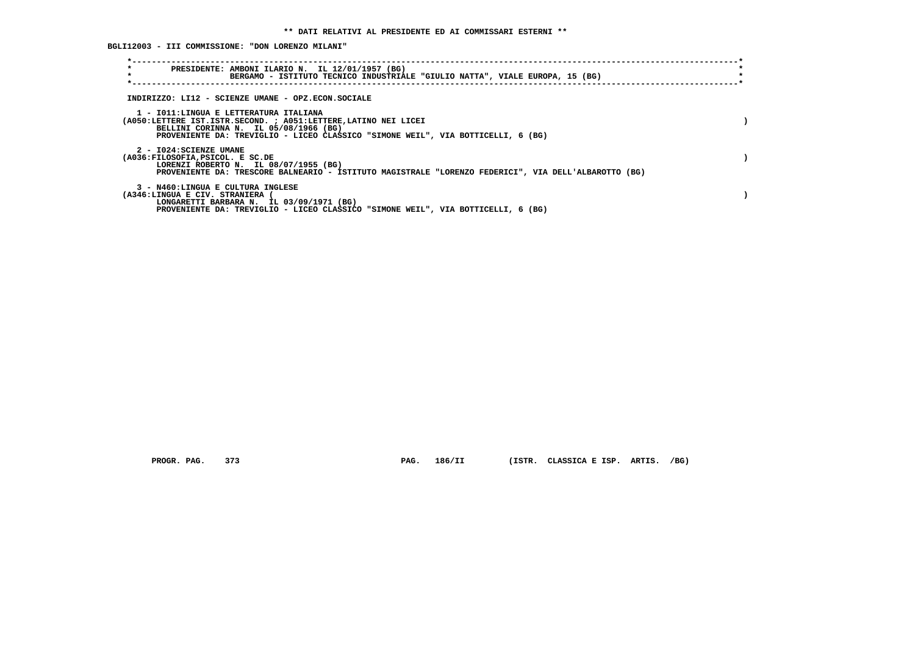**\*\* DATI RELATIVI AL PRESIDENTE ED AI COMMISSARI ESTERNI \*\***

**BGLI12003 - III COMMISSIONE: "DON LORENZO MILANI"**

PRESIDENTE: AMBONI ILARIO N. IL 12/01/1957 (BG)
BERGAMO - ISTITUTO TECNICO INDUSTRIALE "GIULIO NATTA", VIALE EUROPA, 15 (BG)

INDIRIZZO: LI12 - SCIENZE UMANE - OPZ.ECON.SOCIALE

1 - I011:LINGUA E LETTERATURA ITALIANA
(A050:LETTERE IST.ISTR.SECOND. ; A051:LETTERE,LATINO NEI LICEI )
BELLINI CORINNA N. IL 05/08/1966 (BG)
PROVENIENTE DA: TREVIGLIO - LICEO CLASSICO "SIMONE WEIL", VIA BOTTICELLI, 6 (BG)

2 - I024:SCIENZE UMANE
(A036:FILOSOFIA,PSICOL. E SC.DE )
LORENZI ROBERTO N. IL 08/07/1955 (BG)
PROVENIENTE DA: TRESCORE BALNEARIO - ISTITUTO MAGISTRALE "LORENZO FEDERICI", VIA DELL'ALBAROTTO (BG)

3 - N460:LINGUA E CULTURA INGLESE
(A346:LINGUA E CIV. STRANIERA ( )
LONGARETTI BARBARA N. IL 03/09/1971 (BG)
PROVENIENTE DA: TREVIGLIO - LICEO CLASSICO "SIMONE WEIL", VIA BOTTICELLI, 6 (BG)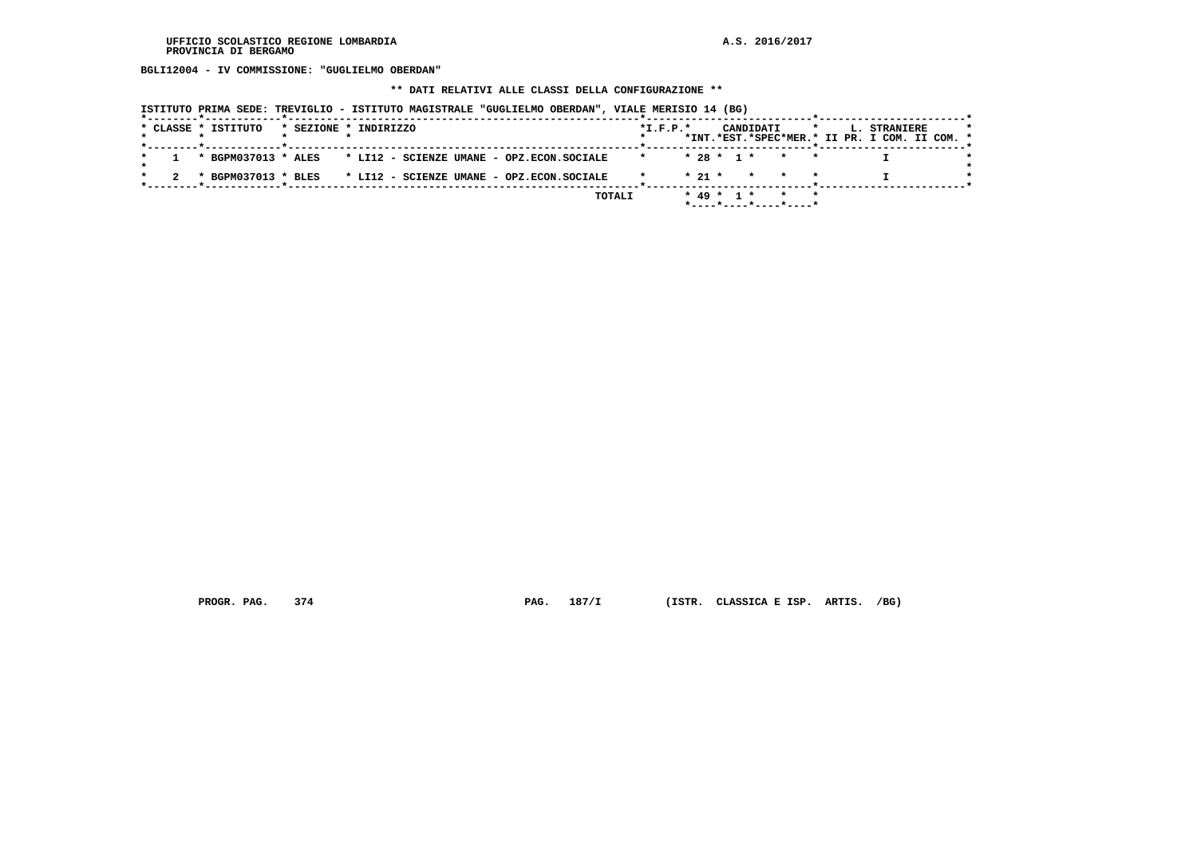BGLI12004 - IV COMMISSIONE: "GUGLIELMO OBERDAN"

** DATI RELATIVI ALLE CLASSI DELLA CONFIGURAZIONE **

ISTITUTO PRIMA SEDE: TREVIGLIO - ISTITUTO MAGISTRALE "GUGLIELMO OBERDAN", VIALE MERISIO 14 (BG)

| CLASSE | ISTITUTO | SEZIONE | INDIRIZZO | I.F.P. | CANDIDATI INT. | CANDIDATI EST. | CANDIDATI SPEC | CANDIDATI MER. | L. STRANIERE II PR. | L. STRANIERE I COM. | L. STRANIERE II COM. |
|---|---|---|---|---|---|---|---|---|---|---|---|
| 1 | BGPM037013 | ALES | LI12 - SCIENZE UMANE - OPZ.ECON.SOCIALE | | 28 | 1 | | | I | | |
| 2 | BGPM037013 | BLES | LI12 - SCIENZE UMANE - OPZ.ECON.SOCIALE | | 21 | | | | I | | |
| | | | TOTALI | | 49 | 1 | | | | | |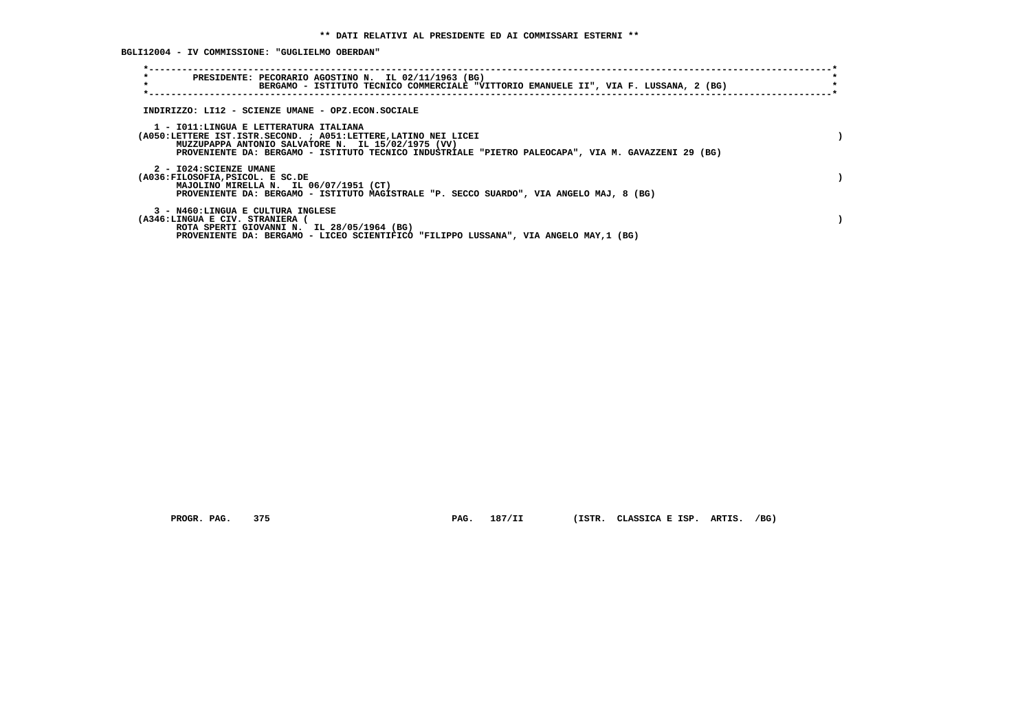** DATI RELATIVI AL PRESIDENTE ED AI COMMISSARI ESTERNI **

BGLI12004 - IV COMMISSIONE: "GUGLIELMO OBERDAN"

PRESIDENTE: PECORARIO AGOSTINO N. IL 02/11/1963 (BG)
BERGAMO - ISTITUTO TECNICO COMMERCIALE "VITTORIO EMANUELE II", VIA F. LUSSANA, 2 (BG)

INDIRIZZO: LI12 - SCIENZE UMANE - OPZ.ECON.SOCIALE

1 - I011:LINGUA E LETTERATURA ITALIANA
(A050:LETTERE IST.ISTR.SECOND. ; A051:LETTERE,LATINO NEI LICEI )
MUZZUPAPPA ANTONIO SALVATORE N. IL 15/02/1975 (VV)
PROVENIENTE DA: BERGAMO - ISTITUTO TECNICO INDUSTRIALE "PIETRO PALEOCAPA", VIA M. GAVAZZENI 29 (BG)

2 - I024:SCIENZE UMANE
(A036:FILOSOFIA,PSICOL. E SC.DE )
MAJOLINO MIRELLA N. IL 06/07/1951 (CT)
PROVENIENTE DA: BERGAMO - ISTITUTO MAGISTRALE "P. SECCO SUARDO", VIA ANGELO MAJ, 8 (BG)

3 - N460:LINGUA E CULTURA INGLESE
(A346:LINGUA E CIV. STRANIERA ( )
ROTA SPERTI GIOVANNI N. IL 28/05/1964 (BG)
PROVENIENTE DA: BERGAMO - LICEO SCIENTIFICO "FILIPPO LUSSANA", VIA ANGELO MAY,1 (BG)

PROGR. PAG. 375 PAG. 187/II (ISTR. CLASSICA E ISP. ARTIS. /BG)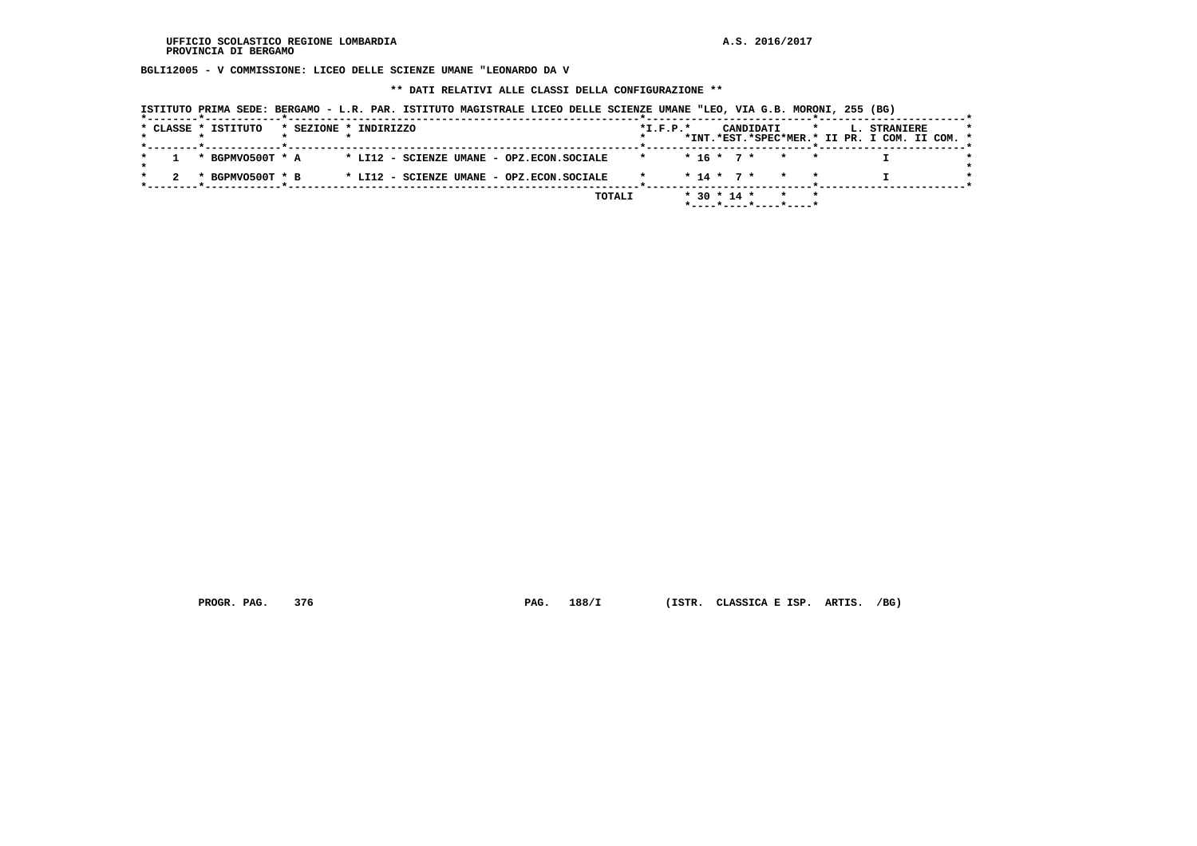BGLI12005 - V COMMISSIONE: LICEO DELLE SCIENZE UMANE "LEONARDO DA V

** DATI RELATIVI ALLE CLASSI DELLA CONFIGURAZIONE **

ISTITUTO PRIMA SEDE: BERGAMO - L.R. PAR. ISTITUTO MAGISTRALE LICEO DELLE SCIENZE UMANE "LEO, VIA G.B. MORONI, 255 (BG)

| CLASSE | ISTITUTO | SEZIONE | INDIRIZZO | I.F.P. | CANDIDATI INT. | CANDIDATI EST. | CANDIDATI SPEC | CANDIDATI MER. | L. STRANIERE II PR. | L. STRANIERE I COM. | L. STRANIERE II COM. |
|---|---|---|---|---|---|---|---|---|---|---|---|
| 1 | BGPMVO500T | A | LI12 - SCIENZE UMANE - OPZ.ECON.SOCIALE | | 16 | 7 | | | | I | |
| 2 | BGPMVO500T | B | LI12 - SCIENZE UMANE - OPZ.ECON.SOCIALE | | 14 | 7 | | | | I | |
| | | | TOTALI | | 30 | 14 | | | | | |

PROGR. PAG. 376 PAG. 188/I (ISTR. CLASSICA E ISP. ARTIS. /BG)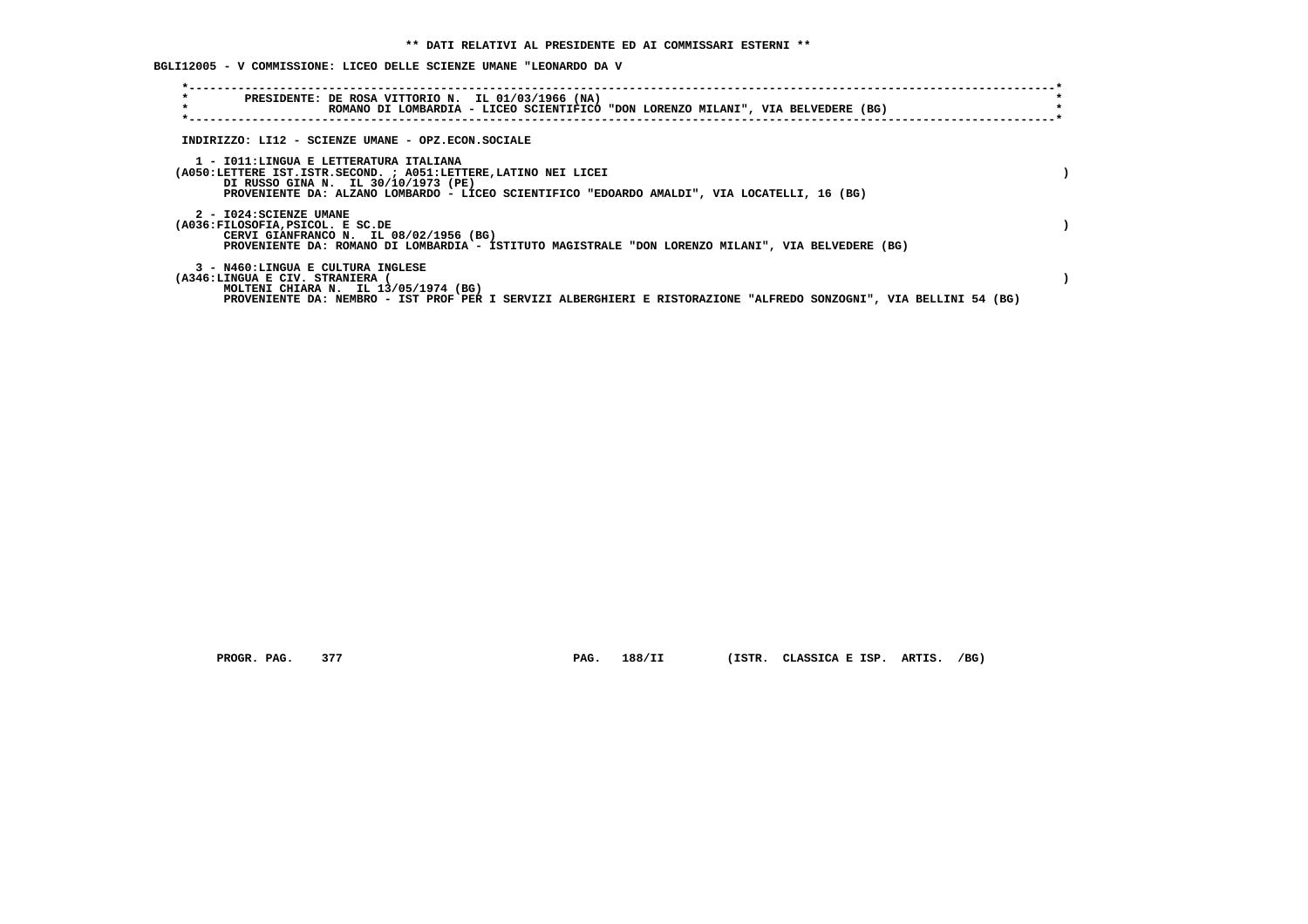**\*\* DATI RELATIVI AL PRESIDENTE ED AI COMMISSARI ESTERNI \*\***

**BGLI12005 - V COMMISSIONE: LICEO DELLE SCIENZE UMANE "LEONARDO DA V**

```
*----------------------------------------------------------------------------------------------------------------------------*
*        PRESIDENTE: DE ROSA VITTORIO N.  IL 01/03/1966 (NA)                                                                 *
*                    ROMANO DI LOMBARDIA - LICEO SCIENTIFICO "DON LORENZO MILANI", VIA BELVEDERE (BG)                        *
*----------------------------------------------------------------------------------------------------------------------------*
```

INDIRIZZO: LI12 - SCIENZE UMANE - OPZ.ECON.SOCIALE

1 - I011:LINGUA E LETTERATURA ITALIANA
(A050:LETTERE IST.ISTR.SECOND. ; A051:LETTERE,LATINO NEI LICEI )
DI RUSSO GINA N. IL 30/10/1973 (PE)
PROVENIENTE DA: ALZANO LOMBARDO - LICEO SCIENTIFICO "EDOARDO AMALDI", VIA LOCATELLI, 16 (BG)

2 - I024:SCIENZE UMANE
(A036:FILOSOFIA,PSICOL. E SC.DE )
CERVI GIANFRANCO N. IL 08/02/1956 (BG)
PROVENIENTE DA: ROMANO DI LOMBARDIA - ISTITUTO MAGISTRALE "DON LORENZO MILANI", VIA BELVEDERE (BG)

3 - N460:LINGUA E CULTURA INGLESE
(A346:LINGUA E CIV. STRANIERA ( )
MOLTENI CHIARA N. IL 13/05/1974 (BG)
PROVENIENTE DA: NEMBRO - IST PROF PER I SERVIZI ALBERGHIERI E RISTORAZIONE "ALFREDO SONZOGNI", VIA BELLINI 54 (BG)

PROGR. PAG. 377 PAG. 188/II (ISTR. CLASSICA E ISP. ARTIS. /BG)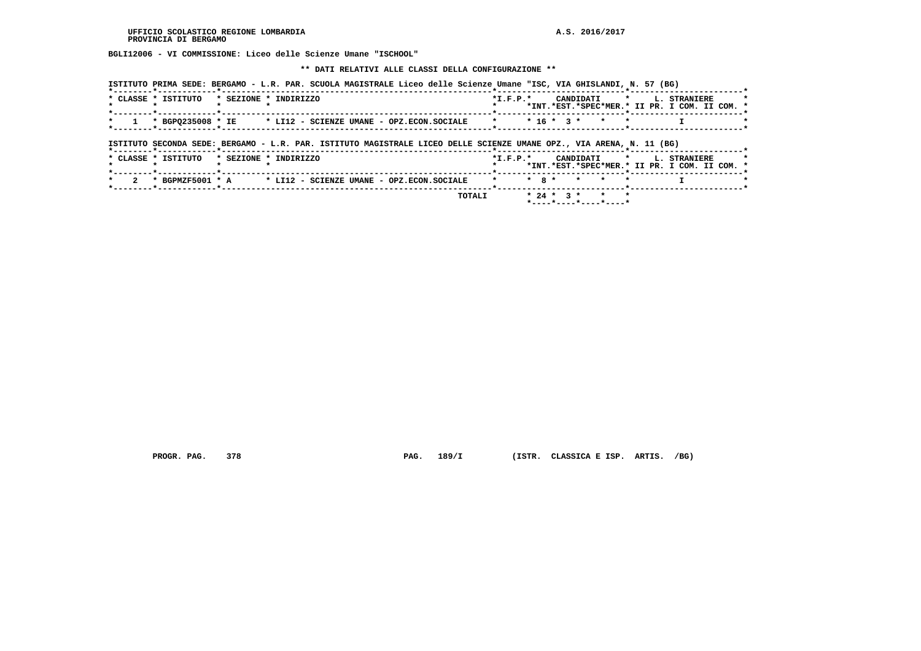BGLI12006 - VI COMMISSIONE: Liceo delle Scienze Umane "ISCHOOL"

** DATI RELATIVI ALLE CLASSI DELLA CONFIGURAZIONE **

ISTITUTO PRIMA SEDE: BERGAMO - L.R. PAR. SCUOLA MAGISTRALE Liceo delle Scienze Umane "ISC, VIA GHISLANDI, N. 57 (BG)

| CLASSE | ISTITUTO | SEZIONE | INDIRIZZO | I.F.P. | CANDIDATI INT. | CANDIDATI EST. | CANDIDATI SPEC | CANDIDATI MER. | L. STRANIERE II PR. | L. STRANIERE I COM. | L. STRANIERE II COM. |
|---|---|---|---|---|---|---|---|---|---|---|---|
| 1 | BGPQ235008 | IE | LI12 - SCIENZE UMANE - OPZ.ECON.SOCIALE | | 16 | 3 | | | | I | |

ISTITUTO SECONDA SEDE: BERGAMO - L.R. PAR. ISTITUTO MAGISTRALE LICEO DELLE SCIENZE UMANE OPZ., VIA ARENA, N. 11 (BG)

| CLASSE | ISTITUTO | SEZIONE | INDIRIZZO | I.F.P. | CANDIDATI INT. | CANDIDATI EST. | CANDIDATI SPEC | CANDIDATI MER. | L. STRANIERE II PR. | L. STRANIERE I COM. | L. STRANIERE II COM. |
|---|---|---|---|---|---|---|---|---|---|---|---|
| 2 | BGPMZF5001 | A | LI12 - SCIENZE UMANE - OPZ.ECON.SOCIALE | | 8 | | | | | I | |
| | | | TOTALI | | 24 | 3 | | | | | |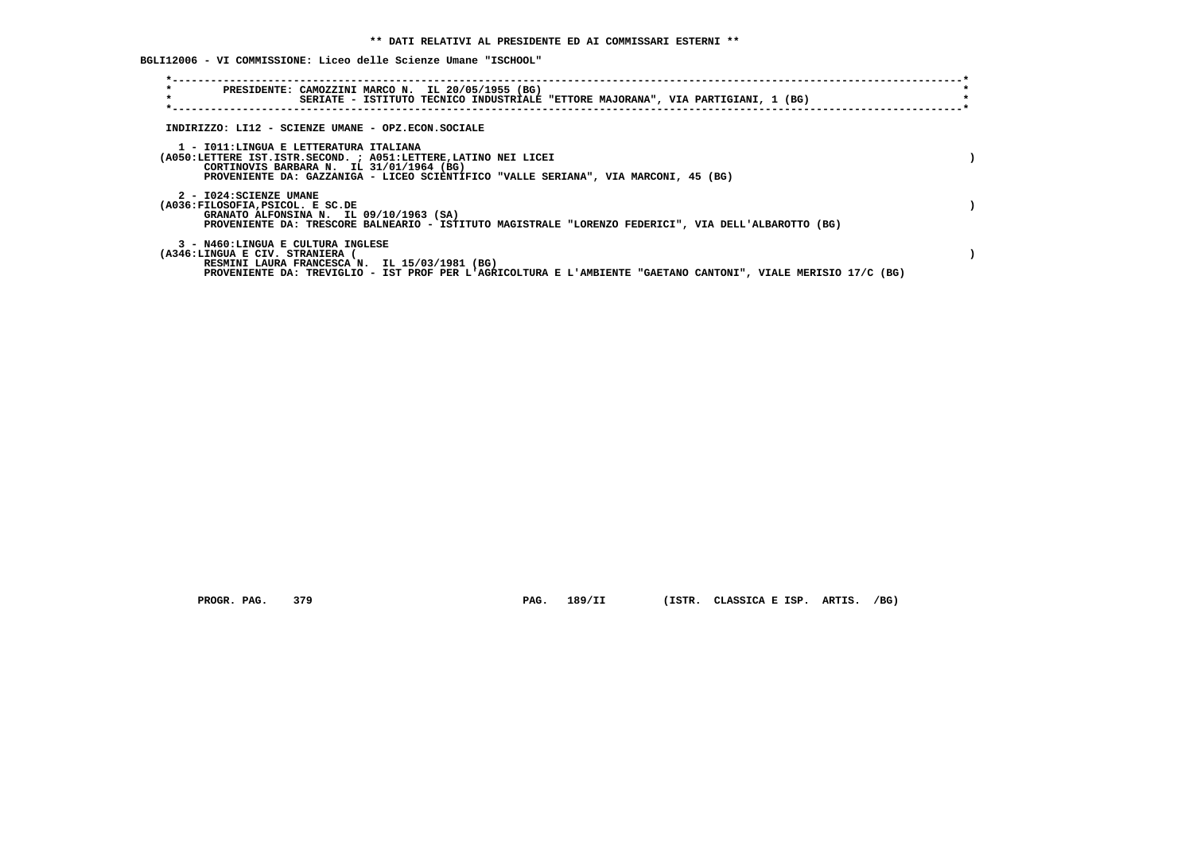** DATI RELATIVI AL PRESIDENTE ED AI COMMISSARI ESTERNI **

BGLI12006 - VI COMMISSIONE: Liceo delle Scienze Umane "ISCHOOL"

PRESIDENTE: CAMOZZINI MARCO N. IL 20/05/1955 (BG)
SERIATE - ISTITUTO TECNICO INDUSTRIALE "ETTORE MAJORANA", VIA PARTIGIANI, 1 (BG)

INDIRIZZO: LI12 - SCIENZE UMANE - OPZ.ECON.SOCIALE

1 - I011:LINGUA E LETTERATURA ITALIANA
(A050:LETTERE IST.ISTR.SECOND. ; A051:LETTERE,LATINO NEI LICEI )
CORTINOVIS BARBARA N. IL 31/01/1964 (BG)
PROVENIENTE DA: GAZZANIGA - LICEO SCIENTIFICO "VALLE SERIANA", VIA MARCONI, 45 (BG)

2 - I024:SCIENZE UMANE
(A036:FILOSOFIA,PSICOL. E SC.DE )
GRANATO ALFONSINA N. IL 09/10/1963 (SA)
PROVENIENTE DA: TRESCORE BALNEARIO - ISTITUTO MAGISTRALE "LORENZO FEDERICI", VIA DELL'ALBAROTTO (BG)

3 - N460:LINGUA E CULTURA INGLESE
(A346:LINGUA E CIV. STRANIERA ( )
RESMINI LAURA FRANCESCA N. IL 15/03/1981 (BG)
PROVENIENTE DA: TREVIGLIO - IST PROF PER L'AGRICOLTURA E L'AMBIENTE "GAETANO CANTONI", VIALE MERISIO 17/C (BG)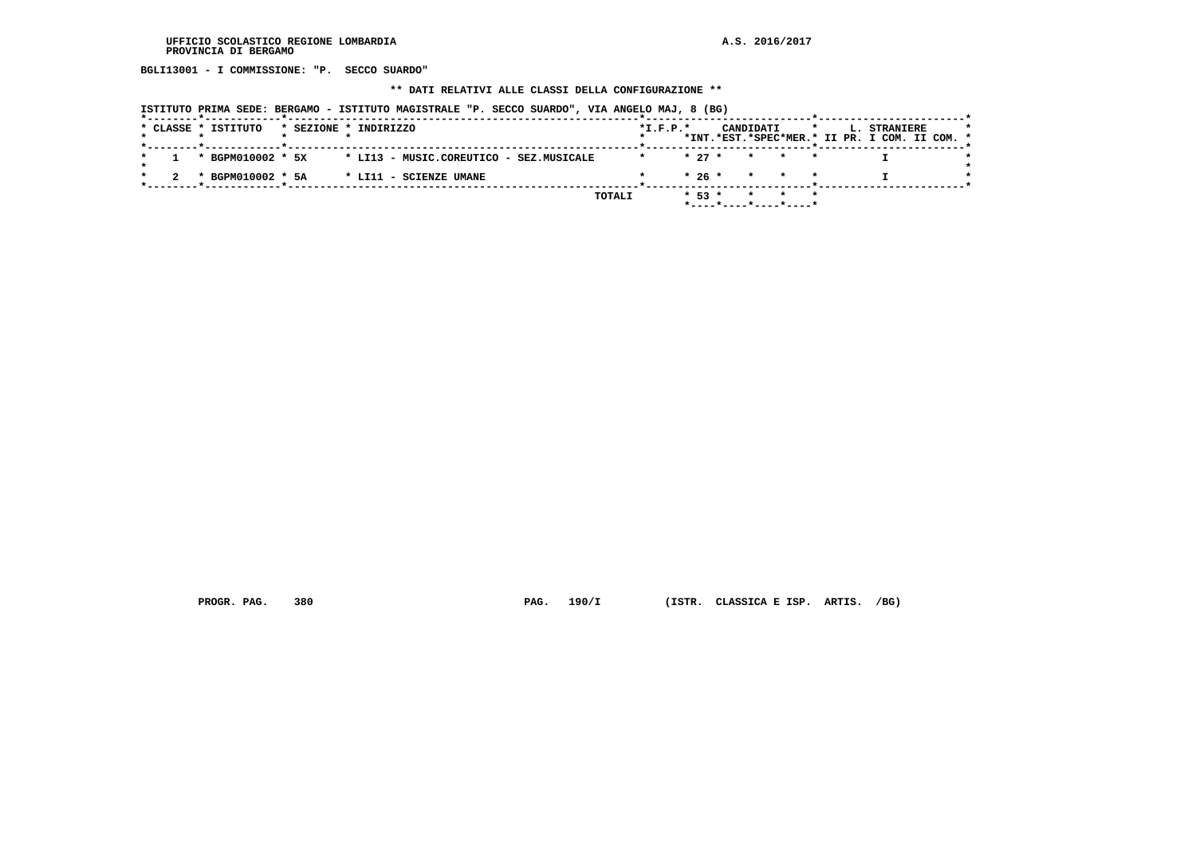BGLI13001 - I COMMISSIONE: "P.  SECCO SUARDO"

** DATI RELATIVI ALLE CLASSI DELLA CONFIGURAZIONE **

ISTITUTO PRIMA SEDE: BERGAMO - ISTITUTO MAGISTRALE "P. SECCO SUARDO", VIA ANGELO MAJ, 8 (BG)

| CLASSE | ISTITUTO | SEZIONE | INDIRIZZO | I.F.P. | CANDIDATI INT. | CANDIDATI EST. | CANDIDATI SPEC | CANDIDATI MER. | L. STRANIERE II PR. | L. STRANIERE I COM. | L. STRANIERE II COM. |
|---|---|---|---|---|---|---|---|---|---|---|---|
| 1 | BGPM010002 | 5X | LI13 - MUSIC.COREUTICO - SEZ.MUSICALE | | 27 | | | | | I | |
| 2 | BGPM010002 | 5A | LI11 - SCIENZE UMANE | | 26 | | | | | I | |
| | | | TOTALI | | 53 | | | | | | |

PROGR. PAG. 380 PAG. 190/I (ISTR. CLASSICA E ISP. ARTIS. /BG)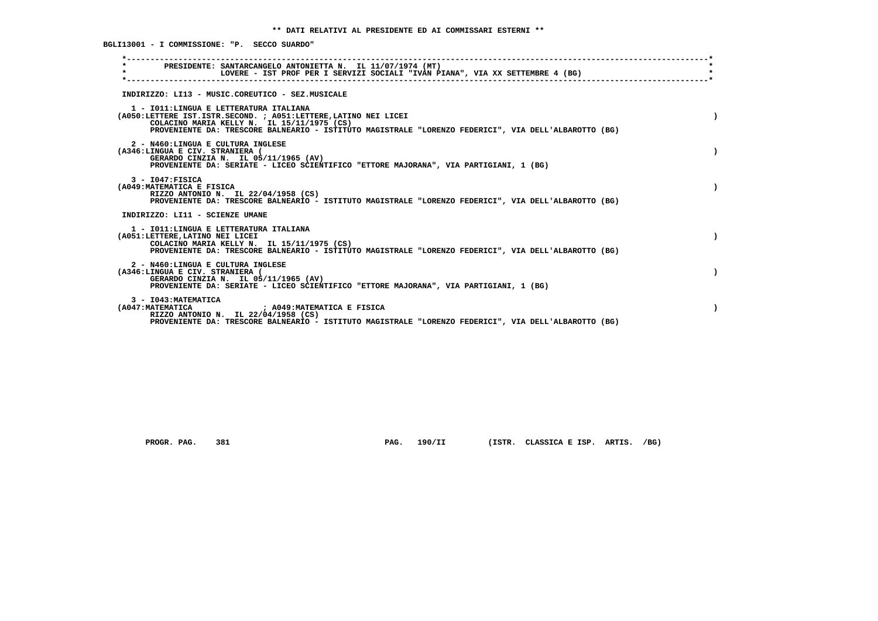** DATI RELATIVI AL PRESIDENTE ED AI COMMISSARI ESTERNI **

BGLI13001 - I COMMISSIONE: "P. SECCO SUARDO"

PRESIDENTE: SANTARCANGELO ANTONIETTA N. IL 11/07/1974 (MT)
LOVERE - IST PROF PER I SERVIZI SOCIALI "IVAN PIANA", VIA XX SETTEMBRE 4 (BG)

INDIRIZZO: LI13 - MUSIC.COREUTICO - SEZ.MUSICALE

1 - I011:LINGUA E LETTERATURA ITALIANA
(A050:LETTERE IST.ISTR.SECOND. ; A051:LETTERE,LATINO NEI LICEI )
COLACINO MARIA KELLY N. IL 15/11/1975 (CS)
PROVENIENTE DA: TRESCORE BALNEARIO - ISTITUTO MAGISTRALE "LORENZO FEDERICI", VIA DELL'ALBAROTTO (BG)

2 - N460:LINGUA E CULTURA INGLESE
(A346:LINGUA E CIV. STRANIERA ( )
GERARDO CINZIA N. IL 05/11/1965 (AV)
PROVENIENTE DA: SERIATE - LICEO SCIENTIFICO "ETTORE MAJORANA", VIA PARTIGIANI, 1 (BG)

3 - I047:FISICA
(A049:MATEMATICA E FISICA )
RIZZO ANTONIO N. IL 22/04/1958 (CS)
PROVENIENTE DA: TRESCORE BALNEARIO - ISTITUTO MAGISTRALE "LORENZO FEDERICI", VIA DELL'ALBAROTTO (BG)

INDIRIZZO: LI11 - SCIENZE UMANE

1 - I011:LINGUA E LETTERATURA ITALIANA
(A051:LETTERE,LATINO NEI LICEI )
COLACINO MARIA KELLY N. IL 15/11/1975 (CS)
PROVENIENTE DA: TRESCORE BALNEARIO - ISTITUTO MAGISTRALE "LORENZO FEDERICI", VIA DELL'ALBAROTTO (BG)

2 - N460:LINGUA E CULTURA INGLESE
(A346:LINGUA E CIV. STRANIERA ( )
GERARDO CINZIA N. IL 05/11/1965 (AV)
PROVENIENTE DA: SERIATE - LICEO SCIENTIFICO "ETTORE MAJORANA", VIA PARTIGIANI, 1 (BG)

3 - I043:MATEMATICA
(A047:MATEMATICA ; A049:MATEMATICA E FISICA )
RIZZO ANTONIO N. IL 22/04/1958 (CS)
PROVENIENTE DA: TRESCORE BALNEARIO - ISTITUTO MAGISTRALE "LORENZO FEDERICI", VIA DELL'ALBAROTTO (BG)

PROGR. PAG. 381 PAG. 190/II (ISTR. CLASSICA E ISP. ARTIS. /BG)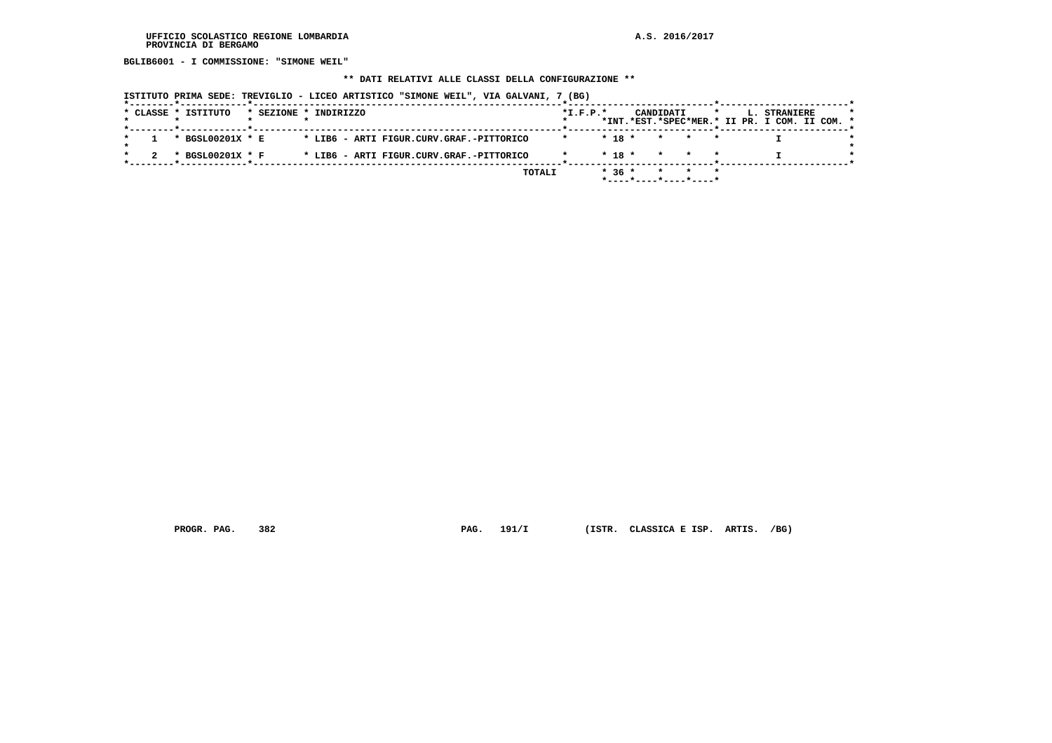**BGLIB6001 - I COMMISSIONE: "SIMONE WEIL"**

**\*\* DATI RELATIVI ALLE CLASSI DELLA CONFIGURAZIONE \*\***

**ISTITUTO PRIMA SEDE: TREVIGLIO - LICEO ARTISTICO "SIMONE WEIL", VIA GALVANI, 7 (BG)**

| CLASSE | ISTITUTO | SEZIONE | INDIRIZZO | I.F.P. | CANDIDATI INT. | CANDIDATI EST. | CANDIDATI SPEC | CANDIDATI MER. | L. STRANIERE II PR. | L. STRANIERE I COM. | L. STRANIERE II COM. |
|---|---|---|---|---|---|---|---|---|---|---|---|
| 1 | BGSL00201X | E | LIB6 - ARTI FIGUR.CURV.GRAF.-PITTORICO | | 18 | | | | | I | |
| 2 | BGSL00201X | F | LIB6 - ARTI FIGUR.CURV.GRAF.-PITTORICO | | 18 | | | | | I | |
| | | | TOTALI | | 36 | | | | | | |

PROGR. PAG. 382 PAG. 191/I (ISTR. CLASSICA E ISP. ARTIS. /BG)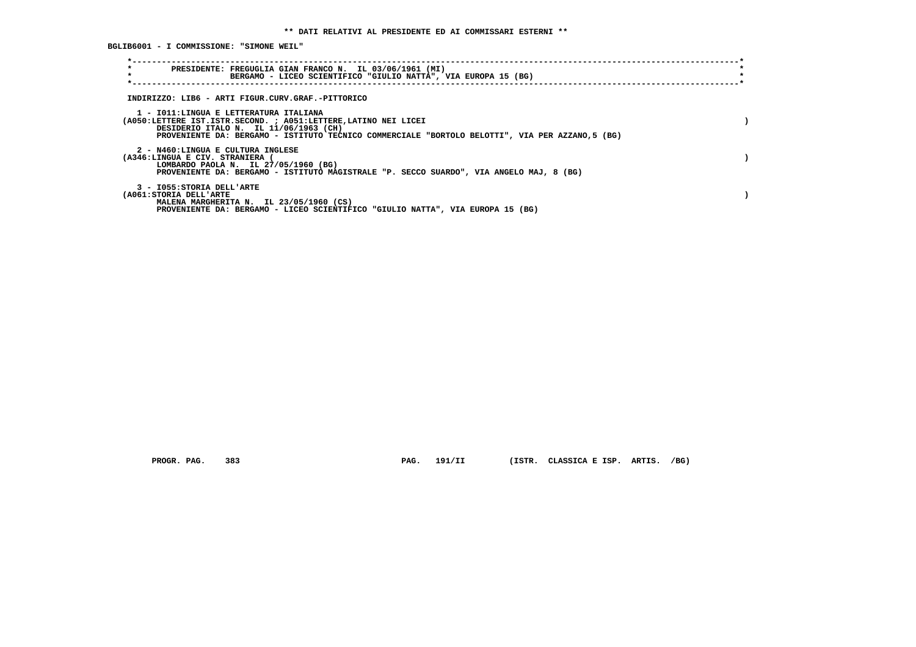**\*\* DATI RELATIVI AL PRESIDENTE ED AI COMMISSARI ESTERNI \*\***

**BGLIB6001 - I COMMISSIONE: "SIMONE WEIL"**

```
*----------------------------------------------------------------------------------------------------------------------*
*        PRESIDENTE: FREGUGLIA GIAN FRANCO N.  IL 03/06/1961 (MI)                                                      *
*                    BERGAMO - LICEO SCIENTIFICO "GIULIO NATTA", VIA EUROPA 15 (BG)                                    *
*----------------------------------------------------------------------------------------------------------------------*
```

INDIRIZZO: LIB6 - ARTI FIGUR.CURV.GRAF.-PITTORICO

1 - I011:LINGUA E LETTERATURA ITALIANA
(A050:LETTERE IST.ISTR.SECOND. ; A051:LETTERE,LATINO NEI LICEI )
DESIDERIO ITALO N.  IL 11/06/1963 (CH)
PROVENIENTE DA: BERGAMO - ISTITUTO TECNICO COMMERCIALE "BORTOLO BELOTTI", VIA PER AZZANO,5 (BG)

2 - N460:LINGUA E CULTURA INGLESE
(A346:LINGUA E CIV. STRANIERA ( )
LOMBARDO PAOLA N.  IL 27/05/1960 (BG)
PROVENIENTE DA: BERGAMO - ISTITUTO MAGISTRALE "P. SECCO SUARDO", VIA ANGELO MAJ, 8 (BG)

3 - I055:STORIA DELL'ARTE
(A061:STORIA DELL'ARTE )
MALENA MARGHERITA N.  IL 23/05/1960 (CS)
PROVENIENTE DA: BERGAMO - LICEO SCIENTIFICO "GIULIO NATTA", VIA EUROPA 15 (BG)

PROGR. PAG. 383 PAG. 191/II (ISTR. CLASSICA E ISP. ARTIS. /BG)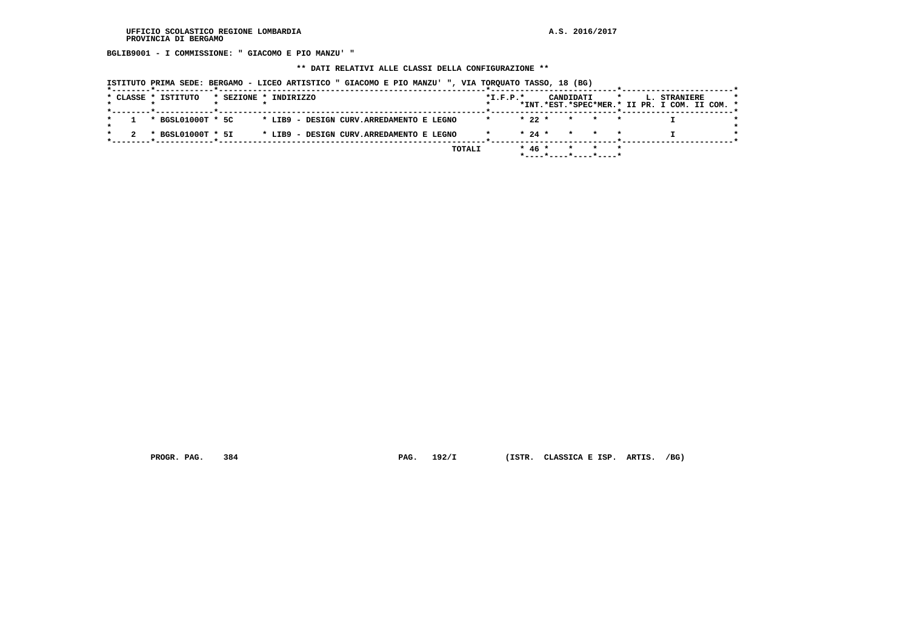BGLIB9001 - I COMMISSIONE: " GIACOMO E PIO MANZU' "

## ** DATI RELATIVI ALLE CLASSI DELLA CONFIGURAZIONE **

ISTITUTO PRIMA SEDE: BERGAMO - LICEO ARTISTICO " GIACOMO E PIO MANZU' ", VIA TORQUATO TASSO, 18 (BG)

| CLASSE | ISTITUTO | SEZIONE | INDIRIZZO | I.F.P. | CANDIDATI INT. | CANDIDATI EST. | CANDIDATI SPEC | CANDIDATI MER. | L. STRANIERE II PR. | L. STRANIERE I COM. | L. STRANIERE II COM. |
|---|---|---|---|---|---|---|---|---|---|---|---|
| 1 | BGSL01000T | 5C | LIB9 - DESIGN CURV.ARREDAMENTO E LEGNO | | 22 | | | | | I | |
| 2 | BGSL01000T | 5I | LIB9 - DESIGN CURV.ARREDAMENTO E LEGNO | | 24 | | | | | I | |
| | | | TOTALI | | 46 | | | | | | |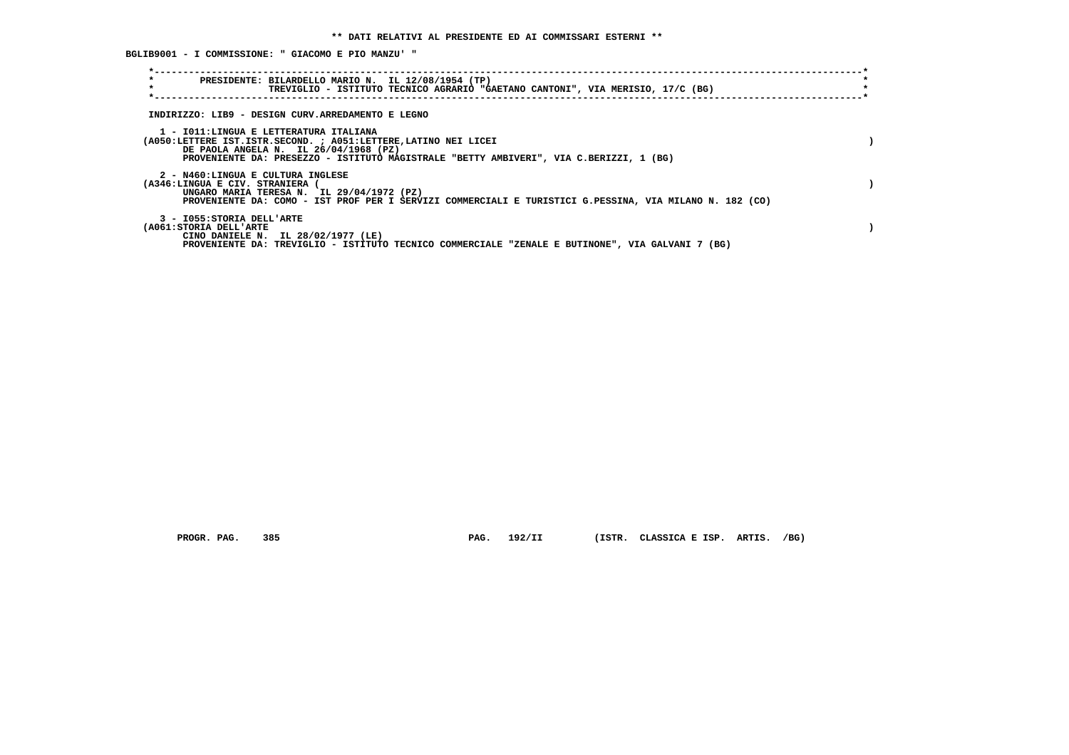** DATI RELATIVI AL PRESIDENTE ED AI COMMISSARI ESTERNI **

BGLIB9001 - I COMMISSIONE: " GIACOMO E PIO MANZU' "

```
*----------------------------------------------------------------------------------------------------------------------*
*        PRESIDENTE: BILARDELLO MARIO N.  IL 12/08/1954 (TP)                                                           *
*                    TREVIGLIO - ISTITUTO TECNICO AGRARIO "GAETANO CANTONI", VIA MERISIO, 17/C (BG)                    *
*----------------------------------------------------------------------------------------------------------------------*
```

INDIRIZZO: LIB9 - DESIGN CURV.ARREDAMENTO E LEGNO

1 - I011:LINGUA E LETTERATURA ITALIANA
(A050:LETTERE IST.ISTR.SECOND. ; A051:LETTERE,LATINO NEI LICEI )
DE PAOLA ANGELA N.  IL 26/04/1968 (PZ)
PROVENIENTE DA: PRESEZZO - ISTITUTO MAGISTRALE "BETTY AMBIVERI", VIA C.BERIZZI, 1 (BG)

2 - N460:LINGUA E CULTURA INGLESE
(A346:LINGUA E CIV. STRANIERA ( )
UNGARO MARIA TERESA N.  IL 29/04/1972 (PZ)
PROVENIENTE DA: COMO - IST PROF PER I SERVIZI COMMERCIALI E TURISTICI G.PESSINA, VIA MILANO N. 182 (CO)

3 - I055:STORIA DELL'ARTE
(A061:STORIA DELL'ARTE )
CINO DANIELE N.  IL 28/02/1977 (LE)
PROVENIENTE DA: TREVIGLIO - ISTITUTO TECNICO COMMERCIALE "ZENALE E BUTINONE", VIA GALVANI 7 (BG)

PROGR. PAG. 385    PAG. 192/II    (ISTR. CLASSICA E ISP. ARTIS. /BG)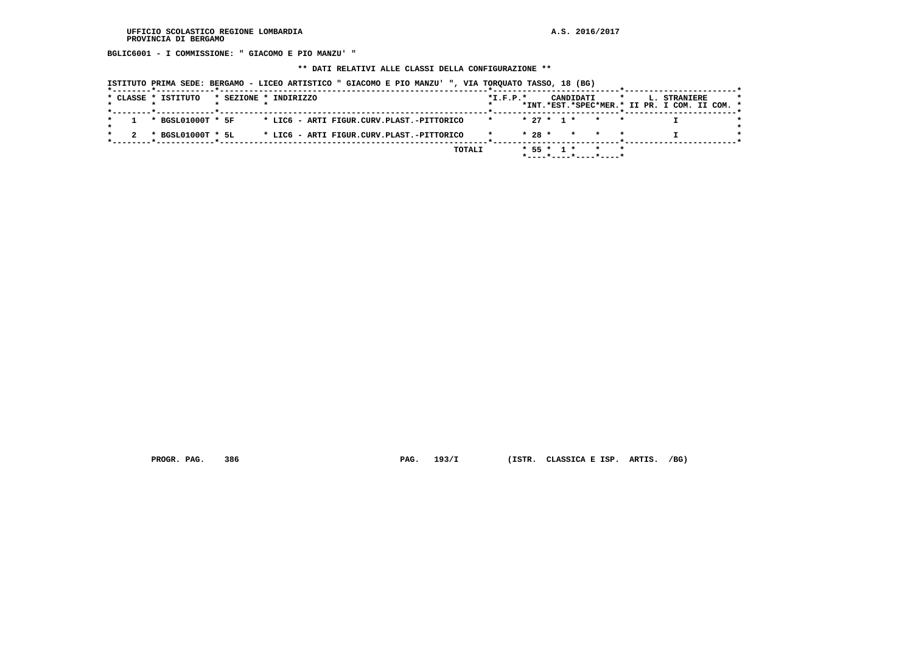UFFICIO SCOLASTICO REGIONE LOMBARDIA
PROVINCIA DI BERGAMO

A.S. 2016/2017

**BGLIC6001 - I COMMISSIONE: " GIACOMO E PIO MANZU' "**

**** DATI RELATIVI ALLE CLASSI DELLA CONFIGURAZIONE ****

**ISTITUTO PRIMA SEDE: BERGAMO - LICEO ARTISTICO " GIACOMO E PIO MANZU' ", VIA TORQUATO TASSO, 18 (BG)**

| CLASSE | ISTITUTO | SEZIONE | INDIRIZZO | I.F.P. | CANDIDATI INT. | CANDIDATI EST. | CANDIDATI SPEC | CANDIDATI MER. | L. STRANIERE II PR. | L. STRANIERE I COM. | L. STRANIERE II COM. |
|---|---|---|---|---|---|---|---|---|---|---|---|
| 1 | BGSL01000T | 5F | LIC6 - ARTI FIGUR.CURV.PLAST.-PITTORICO | | 27 | 1 | | | | I | |
| 2 | BGSL01000T | 5L | LIC6 - ARTI FIGUR.CURV.PLAST.-PITTORICO | | 28 | | | | | I | |
| | | | TOTALI | | 55 | 1 | | | | | |

PROGR. PAG. 386 PAG. 193/I (ISTR. CLASSICA E ISP. ARTIS. /BG)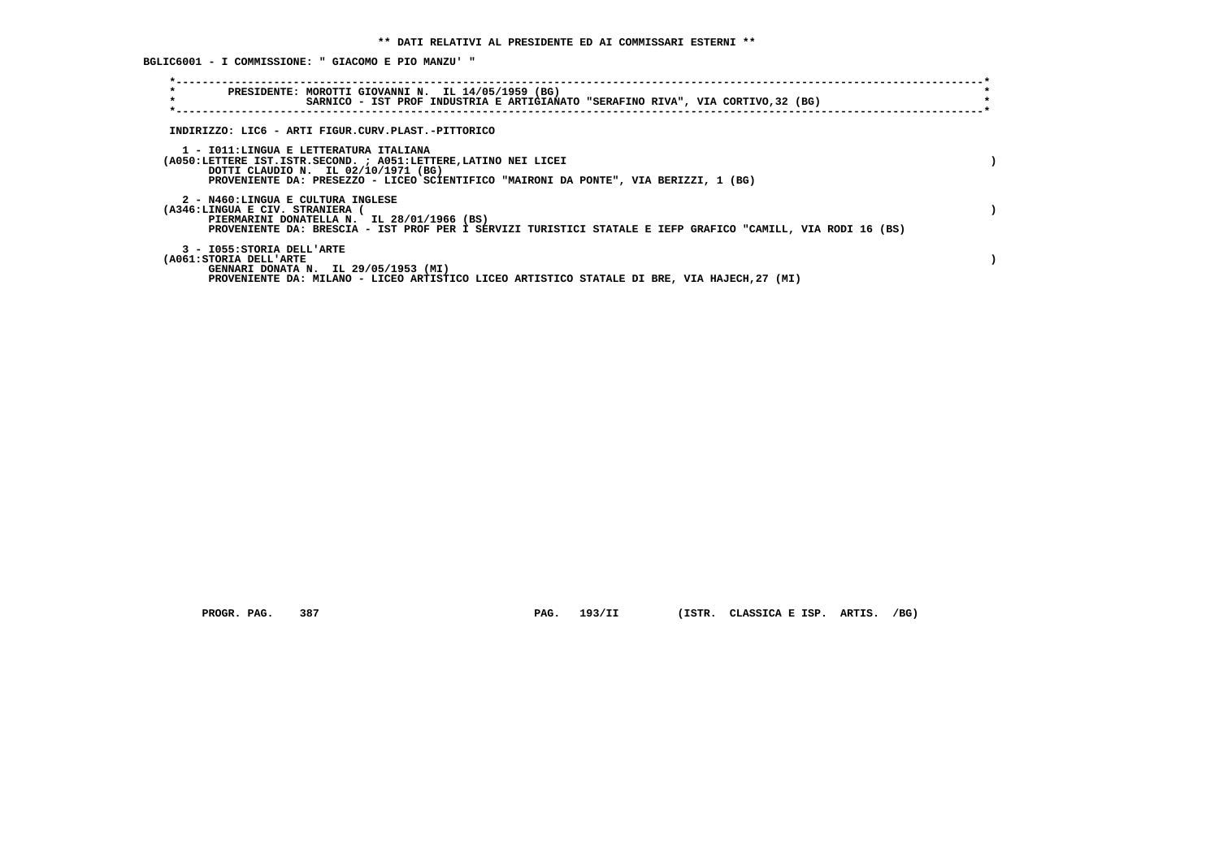**\*\* DATI RELATIVI AL PRESIDENTE ED AI COMMISSARI ESTERNI \*\***

**BGLIC6001 - I COMMISSIONE: " GIACOMO E PIO MANZU' "**

```
*----------------------------------------------------------------------------------------------------------------------*
*        PRESIDENTE: MOROTTI GIOVANNI N.  IL 14/05/1959 (BG)                                                           *
*                    SARNICO - IST PROF INDUSTRIA E ARTIGIANATO "SERAFINO RIVA", VIA CORTIVO,32 (BG)                   *
*----------------------------------------------------------------------------------------------------------------------*
```

INDIRIZZO: LIC6 - ARTI FIGUR.CURV.PLAST.-PITTORICO

1 - I011:LINGUA E LETTERATURA ITALIANA
(A050:LETTERE IST.ISTR.SECOND. ; A051:LETTERE,LATINO NEI LICEI )
DOTTI CLAUDIO N.  IL 02/10/1971 (BG)
PROVENIENTE DA: PRESEZZO - LICEO SCIENTIFICO "MAIRONI DA PONTE", VIA BERIZZI, 1 (BG)

2 - N460:LINGUA E CULTURA INGLESE
(A346:LINGUA E CIV. STRANIERA ( )
PIERMARINI DONATELLA N.  IL 28/01/1966 (BS)
PROVENIENTE DA: BRESCIA - IST PROF PER I SERVIZI TURISTICI STATALE E IEFP GRAFICO "CAMILL, VIA RODI 16 (BS)

3 - I055:STORIA DELL'ARTE
(A061:STORIA DELL'ARTE )
GENNARI DONATA N.  IL 29/05/1953 (MI)
PROVENIENTE DA: MILANO - LICEO ARTISTICO LICEO ARTISTICO STATALE DI BRE, VIA HAJECH,27 (MI)

PROGR. PAG. 387 PAG. 193/II (ISTR. CLASSICA E ISP. ARTIS. /BG)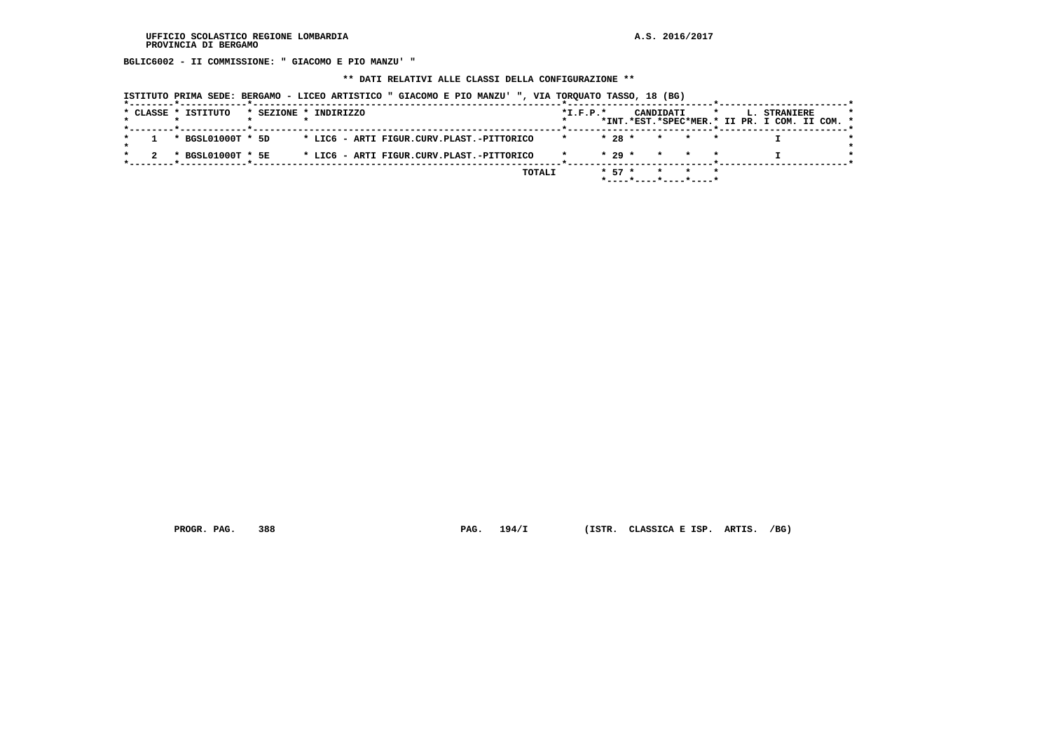BGLIC6002 - II COMMISSIONE: " GIACOMO E PIO MANZU' "

** DATI RELATIVI ALLE CLASSI DELLA CONFIGURAZIONE **

ISTITUTO PRIMA SEDE: BERGAMO - LICEO ARTISTICO " GIACOMO E PIO MANZU' ", VIA TORQUATO TASSO, 18 (BG)

| CLASSE | ISTITUTO | SEZIONE | INDIRIZZO | I.F.P. | CANDIDATI INT. | CANDIDATI EST. | CANDIDATI SPEC | CANDIDATI MER. | L. STRANIERE II PR. | L. STRANIERE I COM. | L. STRANIERE II COM. |
|---|---|---|---|---|---|---|---|---|---|---|---|
| 1 | BGSL01000T | 5D | LIC6 - ARTI FIGUR.CURV.PLAST.-PITTORICO | | 28 | | | | | I | |
| 2 | BGSL01000T | 5E | LIC6 - ARTI FIGUR.CURV.PLAST.-PITTORICO | | 29 | | | | | I | |
| | | | TOTALI | | 57 | | | | | | |

PROGR. PAG. 388 PAG. 194/I (ISTR. CLASSICA E ISP. ARTIS. /BG)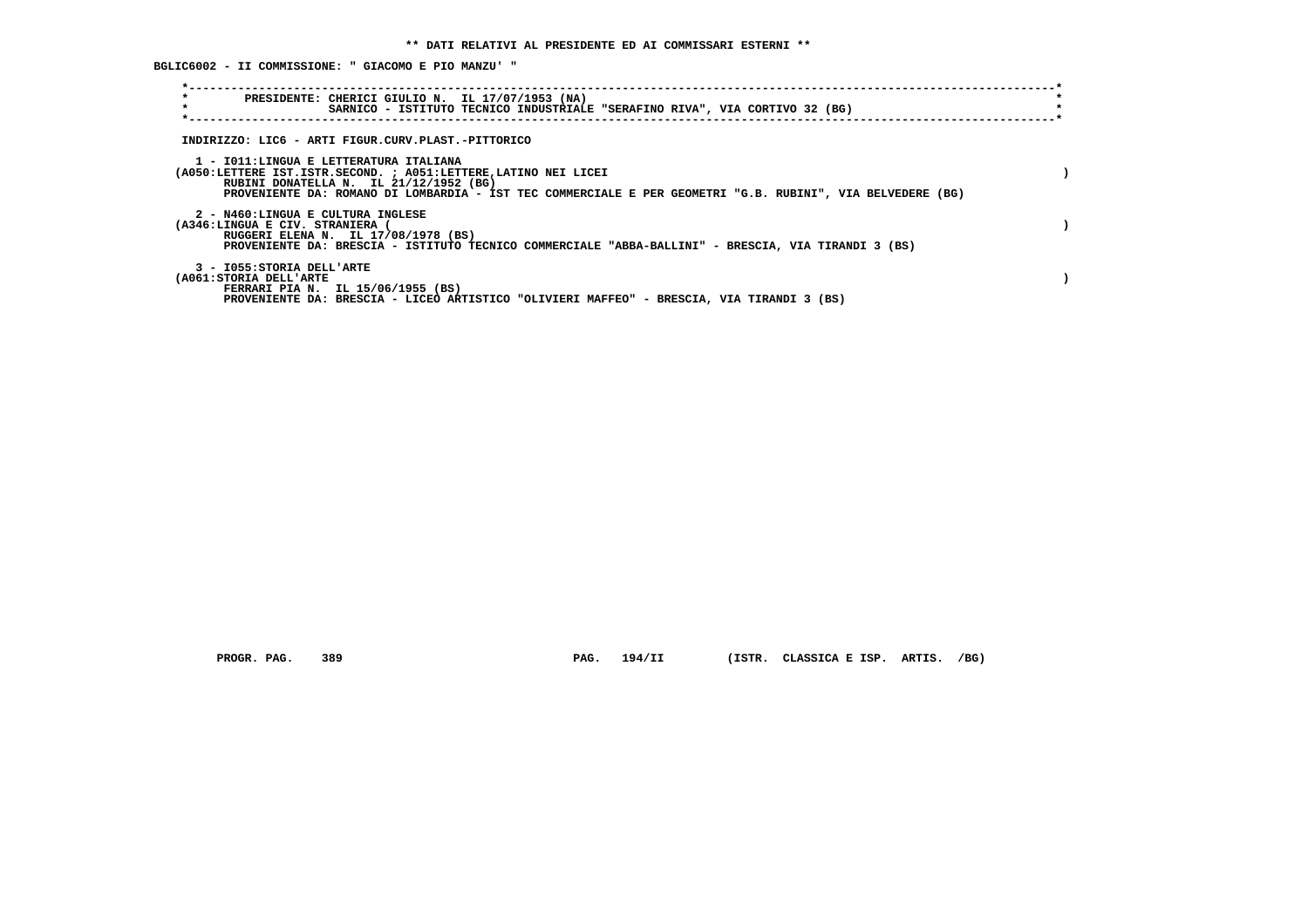**\*\* DATI RELATIVI AL PRESIDENTE ED AI COMMISSARI ESTERNI \*\***

**BGLIC6002 - II COMMISSIONE: " GIACOMO E PIO MANZU' "**

```
*----------------------------------------------------------------------------------------------------------------------*
*        PRESIDENTE: CHERICI GIULIO N.  IL 17/07/1953 (NA)                                                             *
*                    SARNICO - ISTITUTO TECNICO INDUSTRIALE "SERAFINO RIVA", VIA CORTIVO 32 (BG)                       *
*----------------------------------------------------------------------------------------------------------------------*
```

INDIRIZZO: LIC6 - ARTI FIGUR.CURV.PLAST.-PITTORICO

1 - I011:LINGUA E LETTERATURA ITALIANA
(A050:LETTERE IST.ISTR.SECOND. ; A051:LETTERE,LATINO NEI LICEI )
RUBINI DONATELLA N. IL 21/12/1952 (BG)
PROVENIENTE DA: ROMANO DI LOMBARDIA - IST TEC COMMERCIALE E PER GEOMETRI "G.B. RUBINI", VIA BELVEDERE (BG)

2 - N460:LINGUA E CULTURA INGLESE
(A346:LINGUA E CIV. STRANIERA ( )
RUGGERI ELENA N. IL 17/08/1978 (BS)
PROVENIENTE DA: BRESCIA - ISTITUTO TECNICO COMMERCIALE "ABBA-BALLINI" - BRESCIA, VIA TIRANDI 3 (BS)

3 - I055:STORIA DELL'ARTE
(A061:STORIA DELL'ARTE )
FERRARI PIA N. IL 15/06/1955 (BS)
PROVENIENTE DA: BRESCIA - LICEO ARTISTICO "OLIVIERI MAFFEO" - BRESCIA, VIA TIRANDI 3 (BS)

PROGR. PAG. 389 PAG. 194/II (ISTR. CLASSICA E ISP. ARTIS. /BG)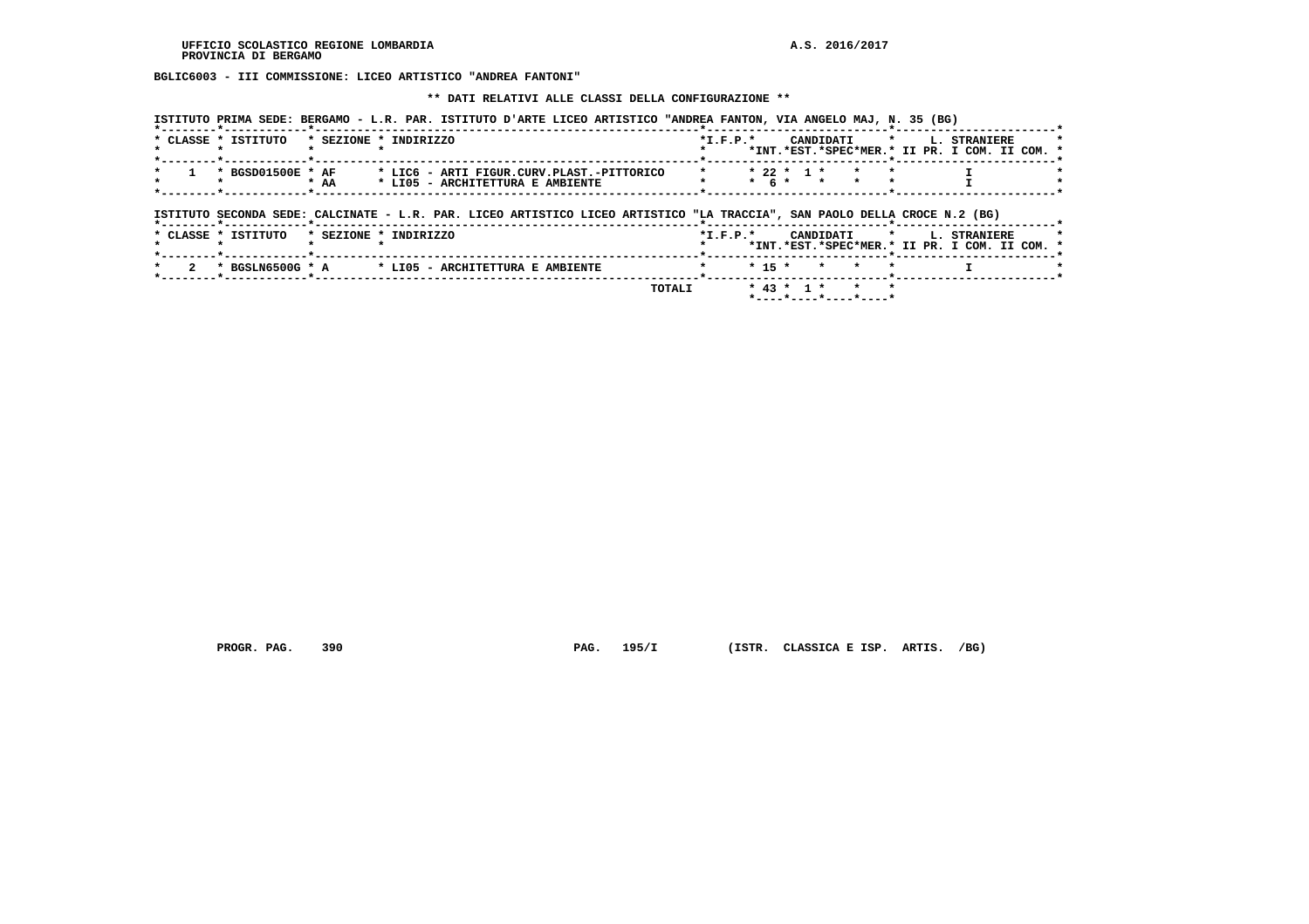UFFICIO SCOLASTICO REGIONE LOMBARDIA  A.S. 2016/2017
PROVINCIA DI BERGAMO

**BGLIC6003 - III COMMISSIONE: LICEO ARTISTICO "ANDREA FANTONI"**

**\*\* DATI RELATIVI ALLE CLASSI DELLA CONFIGURAZIONE \*\***

ISTITUTO PRIMA SEDE: BERGAMO - L.R. PAR. ISTITUTO D'ARTE LICEO ARTISTICO "ANDREA FANTON, VIA ANGELO MAJ, N. 35 (BG)

| CLASSE | ISTITUTO | SEZIONE | INDIRIZZO | I.F.P. | CANDIDATI INT. | CANDIDATI EST. | CANDIDATI SPEC | CANDIDATI MER. | L. STRANIERE II PR. | L. STRANIERE I COM. | L. STRANIERE II COM. |
|---|---|---|---|---|---|---|---|---|---|---|---|
| 1 | BGSD01500E | AF | LIC6 - ARTI FIGUR.CURV.PLAST.-PITTORICO | | 22 | 1 | | | | I | |
| | | AA | LI05 - ARCHITETTURA E AMBIENTE | | 6 | | | | | I | |

ISTITUTO SECONDA SEDE: CALCINATE - L.R. PAR. LICEO ARTISTICO LICEO ARTISTICO "LA TRACCIA", SAN PAOLO DELLA CROCE N.2 (BG)

| CLASSE | ISTITUTO | SEZIONE | INDIRIZZO | I.F.P. | CANDIDATI INT. | CANDIDATI EST. | CANDIDATI SPEC | CANDIDATI MER. | L. STRANIERE II PR. | L. STRANIERE I COM. | L. STRANIERE II COM. |
|---|---|---|---|---|---|---|---|---|---|---|---|
| 2 | BGSLN6500G | A | LI05 - ARCHITETTURA E AMBIENTE | | 15 | | | | | I | |
| | | | TOTALI | | 43 | 1 | | | | | |

PROGR. PAG. 390  PAG. 195/I  (ISTR. CLASSICA E ISP. ARTIS. /BG)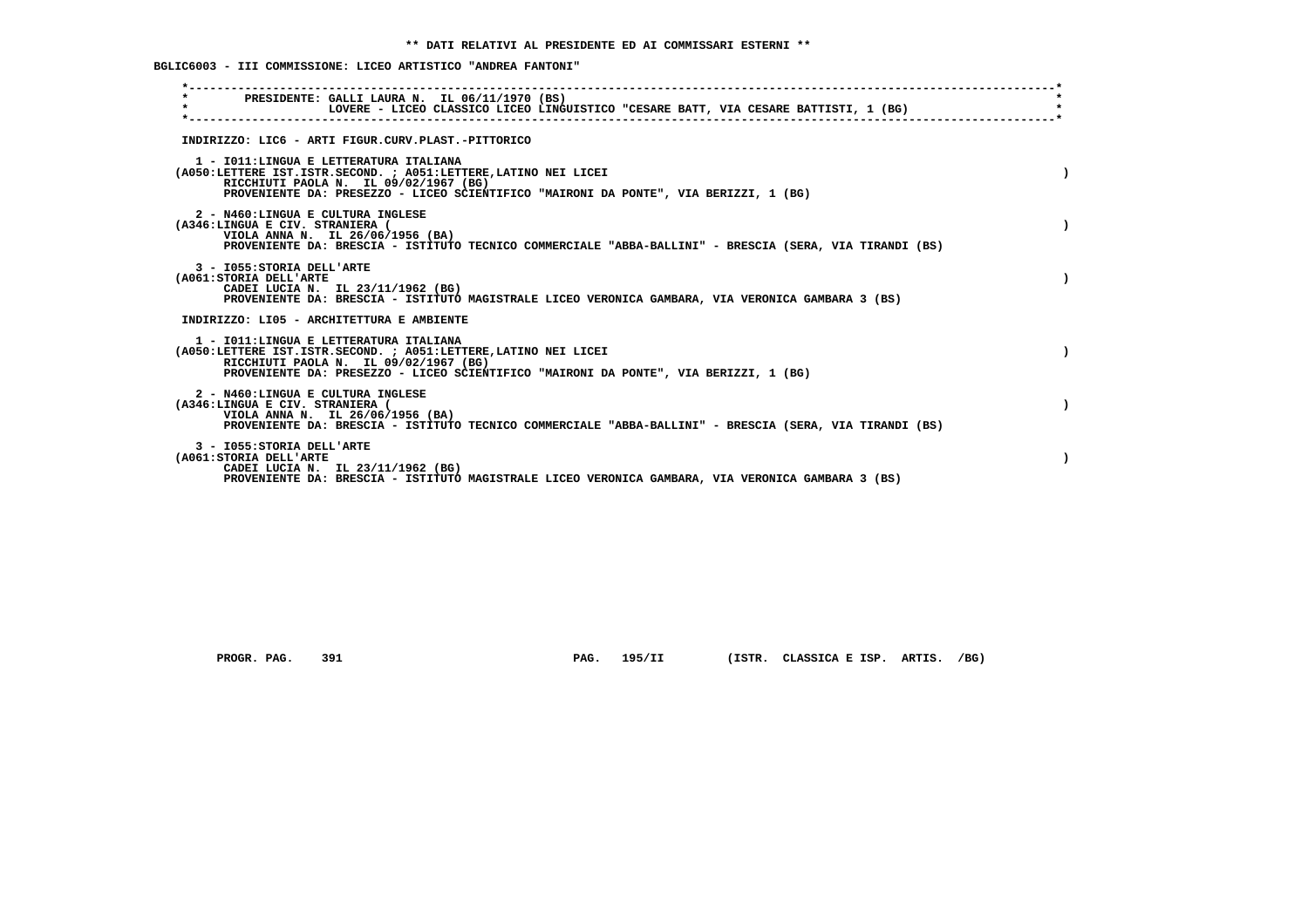** DATI RELATIVI AL PRESIDENTE ED AI COMMISSARI ESTERNI **

BGLIC6003 - III COMMISSIONE: LICEO ARTISTICO "ANDREA FANTONI"

PRESIDENTE: GALLI LAURA N. IL 06/11/1970 (BS)
LOVERE - LICEO CLASSICO LICEO LINGUISTICO "CESARE BATT, VIA CESARE BATTISTI, 1 (BG)

INDIRIZZO: LIC6 - ARTI FIGUR.CURV.PLAST.-PITTORICO

1 - I011:LINGUA E LETTERATURA ITALIANA
(A050:LETTERE IST.ISTR.SECOND. ; A051:LETTERE,LATINO NEI LICEI )
RICCHIUTI PAOLA N. IL 09/02/1967 (BG)
PROVENIENTE DA: PRESEZZO - LICEO SCIENTIFICO "MAIRONI DA PONTE", VIA BERIZZI, 1 (BG)

2 - N460:LINGUA E CULTURA INGLESE
(A346:LINGUA E CIV. STRANIERA ( )
VIOLA ANNA N. IL 26/06/1956 (BA)
PROVENIENTE DA: BRESCIA - ISTITUTO TECNICO COMMERCIALE "ABBA-BALLINI" - BRESCIA (SERA, VIA TIRANDI (BS)

3 - I055:STORIA DELL'ARTE
(A061:STORIA DELL'ARTE )
CADEI LUCIA N. IL 23/11/1962 (BG)
PROVENIENTE DA: BRESCIA - ISTITUTO MAGISTRALE LICEO VERONICA GAMBARA, VIA VERONICA GAMBARA 3 (BS)

INDIRIZZO: LI05 - ARCHITETTURA E AMBIENTE

1 - I011:LINGUA E LETTERATURA ITALIANA
(A050:LETTERE IST.ISTR.SECOND. ; A051:LETTERE,LATINO NEI LICEI )
RICCHIUTI PAOLA N. IL 09/02/1967 (BG)
PROVENIENTE DA: PRESEZZO - LICEO SCIENTIFICO "MAIRONI DA PONTE", VIA BERIZZI, 1 (BG)

2 - N460:LINGUA E CULTURA INGLESE
(A346:LINGUA E CIV. STRANIERA ( )
VIOLA ANNA N. IL 26/06/1956 (BA)
PROVENIENTE DA: BRESCIA - ISTITUTO TECNICO COMMERCIALE "ABBA-BALLINI" - BRESCIA (SERA, VIA TIRANDI (BS)

3 - I055:STORIA DELL'ARTE
(A061:STORIA DELL'ARTE )
CADEI LUCIA N. IL 23/11/1962 (BG)
PROVENIENTE DA: BRESCIA - ISTITUTO MAGISTRALE LICEO VERONICA GAMBARA, VIA VERONICA GAMBARA 3 (BS)